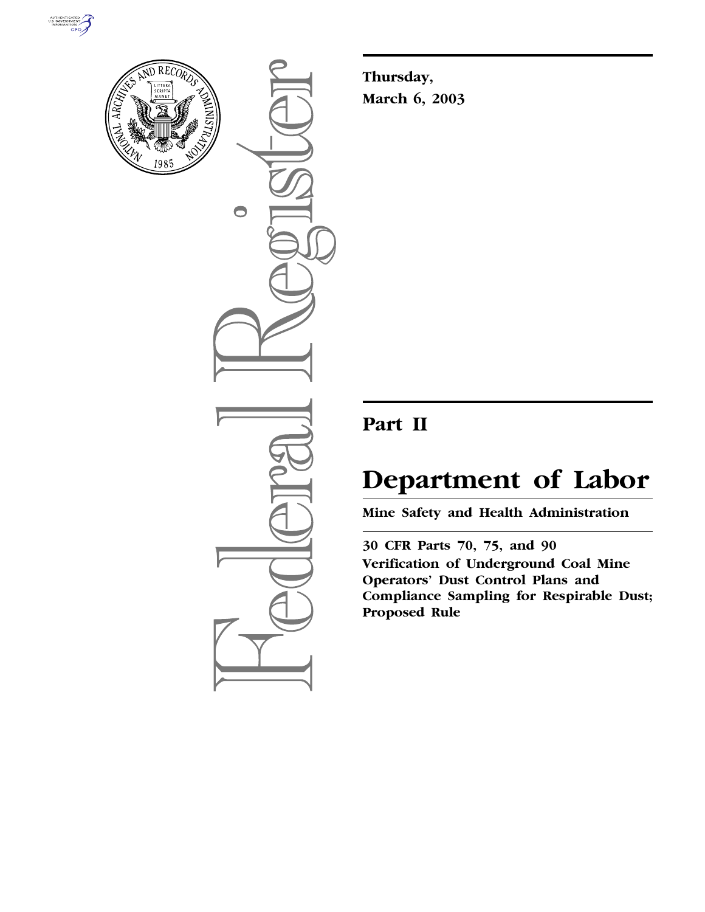**Thursday,**
**March 6, 2003**

# Part II

# Department of Labor

**Mine Safety and Health Administration**

**30 CFR Parts 70, 75, and 90**
**Verification of Underground Coal Mine Operators' Dust Control Plans and Compliance Sampling for Respirable Dust; Proposed Rule**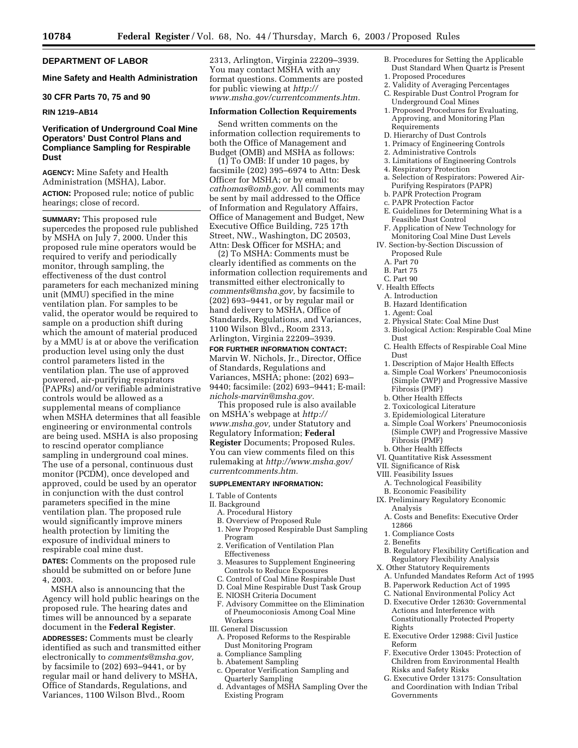# DEPARTMENT OF LABOR

## Mine Safety and Health Administration

## 30 CFR Parts 70, 75 and 90

**RIN 1219–AB14**

## Verification of Underground Coal Mine Operators' Dust Control Plans and Compliance Sampling for Respirable Dust

**AGENCY:** Mine Safety and Health Administration (MSHA), Labor.

**ACTION:** Proposed rule; notice of public hearings; close of record.

**SUMMARY:** This proposed rule supercedes the proposed rule published by MSHA on July 7, 2000. Under this proposed rule mine operators would be required to verify and periodically monitor, through sampling, the effectiveness of the dust control parameters for each mechanized mining unit (MMU) specified in the mine ventilation plan. For samples to be valid, the operator would be required to sample on a production shift during which the amount of material produced by a MMU is at or above the verification production level using only the dust control parameters listed in the ventilation plan. The use of approved powered, air-purifying respirators (PAPRs) and/or verifiable administrative controls would be allowed as a supplemental means of compliance when MSHA determines that all feasible engineering or environmental controls are being used. MSHA is also proposing to rescind operator compliance sampling in underground coal mines. The use of a personal, continuous dust monitor (PCDM), once developed and approved, could be used by an operator in conjunction with the dust control parameters specified in the mine ventilation plan. The proposed rule would significantly improve miners health protection by limiting the exposure of individual miners to respirable coal mine dust.

**DATES:** Comments on the proposed rule should be submitted on or before June 4, 2003.

MSHA also is announcing that the Agency will hold public hearings on the proposed rule. The hearing dates and times will be announced by a separate document in the **Federal Register**.

**ADDRESSES:** Comments must be clearly identified as such and transmitted either electronically to *comments@msha.gov,* by facsimile to (202) 693–9441, or by regular mail or hand delivery to MSHA, Office of Standards, Regulations, and Variances, 1100 Wilson Blvd., Room 2313, Arlington, Virginia 22209–3939. You may contact MSHA with any format questions. Comments are posted for public viewing at *http://www.msha.gov/currentcomments.htm.*

**Information Collection Requirements**

Send written comments on the information collection requirements to both the Office of Management and Budget (OMB) and MSHA as follows:

(1) To OMB: If under 10 pages, by facsimile (202) 395–6974 to Attn: Desk Officer for MSHA; or by email to: *cathomas@omb.gov.* All comments may be sent by mail addressed to the Office of Information and Regulatory Affairs, Office of Management and Budget, New Executive Office Building, 725 17th Street, NW., Washington, DC 20503, Attn: Desk Officer for MSHA; and

(2) To MSHA: Comments must be clearly identified as comments on the information collection requirements and transmitted either electronically to *comments@msha.gov,* by facsimile to (202) 693–9441, or by regular mail or hand delivery to MSHA, Office of Standards, Regulations, and Variances, 1100 Wilson Blvd., Room 2313, Arlington, Virginia 22209–3939.

**FOR FURTHER INFORMATION CONTACT:** Marvin W. Nichols, Jr., Director, Office of Standards, Regulations and Variances, MSHA; phone: (202) 693–9440; facsimile: (202) 693–9441; E-mail: *nichols-marvin@msha.gov.*

This proposed rule is also available on MSHA's webpage at *http://www.msha.gov,* under Statutory and Regulatory Information; **Federal Register** Documents; Proposed Rules. You can view comments filed on this rulemaking at *http://www.msha.gov/currentcomments.htm.*

**SUPPLEMENTARY INFORMATION:**

I. Table of Contents
II. Background
  A. Procedural History
  B. Overview of Proposed Rule
  1. New Proposed Respirable Dust Sampling Program
  2. Verification of Ventilation Plan Effectiveness
  3. Measures to Supplement Engineering Controls to Reduce Exposures
  C. Control of Coal Mine Respirable Dust
  D. Coal Mine Respirable Dust Task Group
  E. NIOSH Criteria Document
  F. Advisory Committee on the Elimination of Pneumoconiosis Among Coal Mine Workers
III. General Discussion
  A. Proposed Reforms to the Respirable Dust Monitoring Program
  a. Compliance Sampling
  b. Abatement Sampling
  c. Operator Verification Sampling and Quarterly Sampling
  d. Advantages of MSHA Sampling Over the Existing Program
  B. Procedures for Setting the Applicable Dust Standard When Quartz is Present
  1. Proposed Procedures
  2. Validity of Averaging Percentages
  C. Respirable Dust Control Program for Underground Coal Mines
  1. Proposed Procedures for Evaluating, Approving, and Monitoring Plan Requirements
  D. Hierarchy of Dust Controls
  1. Primacy of Engineering Controls
  2. Administrative Controls
  3. Limitations of Engineering Controls
  4. Respiratory Protection
  a. Selection of Respirators: Powered Air-Purifying Respirators (PAPR)
  b. PAPR Protection Program
  c. PAPR Protection Factor
  E. Guidelines for Determining What is a Feasible Dust Control
  F. Application of New Technology for Monitoring Coal Mine Dust Levels
IV. Section-by-Section Discussion of Proposed Rule
  A. Part 70
  B. Part 75
  C. Part 90
V. Health Effects
  A. Introduction
  B. Hazard Identification
  1. Agent: Coal
  2. Physical State: Coal Mine Dust
  3. Biological Action: Respirable Coal Mine Dust
  C. Health Effects of Respirable Coal Mine Dust
  1. Description of Major Health Effects
  a. Simple Coal Workers' Pneumoconiosis (Simple CWP) and Progressive Massive Fibrosis (PMF)
  b. Other Health Effects
  2. Toxicological Literature
  3. Epidemiological Literature
  a. Simple Coal Workers' Pneumoconiosis (Simple CWP) and Progressive Massive Fibrosis (PMF)
  b. Other Health Effects
VI. Quantitative Risk Assessment
VII. Significance of Risk
VIII. Feasibility Issues
  A. Technological Feasibility
  B. Economic Feasibility
IX. Preliminary Regulatory Economic Analysis
  A. Costs and Benefits: Executive Order 12866
  1. Compliance Costs
  2. Benefits
  B. Regulatory Flexibility Certification and Regulatory Flexibility Analysis
X. Other Statutory Requirements
  A. Unfunded Mandates Reform Act of 1995
  B. Paperwork Reduction Act of 1995
  C. National Environmental Policy Act
  D. Executive Order 12630: Governmental Actions and Interference with Constitutionally Protected Property Rights
  E. Executive Order 12988: Civil Justice Reform
  F. Executive Order 13045: Protection of Children from Environmental Health Risks and Safety Risks
  G. Executive Order 13175: Consultation and Coordination with Indian Tribal Governments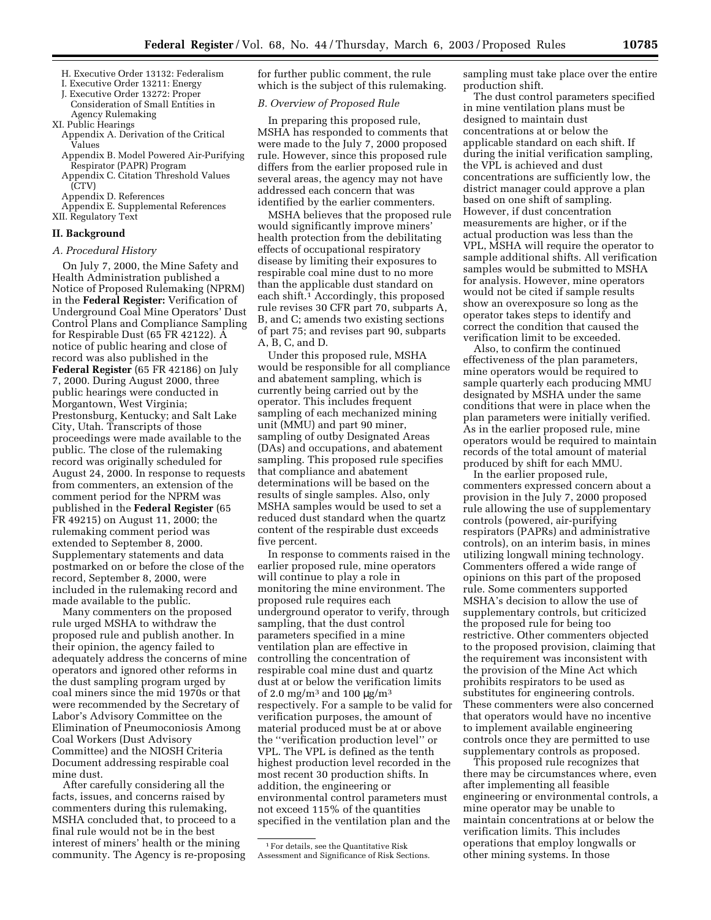H. Executive Order 13132: Federalism
I. Executive Order 13211: Energy
J. Executive Order 13272: Proper Consideration of Small Entities in Agency Rulemaking

XI. Public Hearings
Appendix A. Derivation of the Critical Values
Appendix B. Model Powered Air-Purifying Respirator (PAPR) Program
Appendix C. Citation Threshold Values (CTV)
Appendix D. References
Appendix E. Supplemental References

XII. Regulatory Text

## II. Background

### A. Procedural History

On July 7, 2000, the Mine Safety and Health Administration published a Notice of Proposed Rulemaking (NPRM) in the **Federal Register:** Verification of Underground Coal Mine Operators' Dust Control Plans and Compliance Sampling for Respirable Dust (65 FR 42122). A notice of public hearing and close of record was also published in the **Federal Register** (65 FR 42186) on July 7, 2000. During August 2000, three public hearings were conducted in Morgantown, West Virginia; Prestonsburg, Kentucky; and Salt Lake City, Utah. Transcripts of those proceedings were made available to the public. The close of the rulemaking record was originally scheduled for August 24, 2000. In response to requests from commenters, an extension of the comment period for the NPRM was published in the **Federal Register** (65 FR 49215) on August 11, 2000; the rulemaking comment period was extended to September 8, 2000. Supplementary statements and data postmarked on or before the close of the record, September 8, 2000, were included in the rulemaking record and made available to the public.

Many commenters on the proposed rule urged MSHA to withdraw the proposed rule and publish another. In their opinion, the agency failed to adequately address the concerns of mine operators and ignored other reforms in the dust sampling program urged by coal miners since the mid 1970s or that were recommended by the Secretary of Labor's Advisory Committee on the Elimination of Pneumoconiosis Among Coal Workers (Dust Advisory Committee) and the NIOSH Criteria Document addressing respirable coal mine dust.

After carefully considering all the facts, issues, and concerns raised by commenters during this rulemaking, MSHA concluded that, to proceed to a final rule would not be in the best interest of miners' health or the mining community. The Agency is re-proposing for further public comment, the rule which is the subject of this rulemaking.

### B. Overview of Proposed Rule

In preparing this proposed rule, MSHA has responded to comments that were made to the July 7, 2000 proposed rule. However, since this proposed rule differs from the earlier proposed rule in several areas, the agency may not have addressed each concern that was identified by the earlier commenters.

MSHA believes that the proposed rule would significantly improve miners' health protection from the debilitating effects of occupational respiratory disease by limiting their exposures to respirable coal mine dust to no more than the applicable dust standard on each shift.[1] Accordingly, this proposed rule revises 30 CFR part 70, subparts A, B, and C; amends two existing sections of part 75; and revises part 90, subparts A, B, C, and D.

Under this proposed rule, MSHA would be responsible for all compliance and abatement sampling, which is currently being carried out by the operator. This includes frequent sampling of each mechanized mining unit (MMU) and part 90 miner, sampling of outby Designated Areas (DAs) and occupations, and abatement sampling. This proposed rule specifies that compliance and abatement determinations will be based on the results of single samples. Also, only MSHA samples would be used to set a reduced dust standard when the quartz content of the respirable dust exceeds five percent.

In response to comments raised in the earlier proposed rule, mine operators will continue to play a role in monitoring the mine environment. The proposed rule requires each underground operator to verify, through sampling, that the dust control parameters specified in a mine ventilation plan are effective in controlling the concentration of respirable coal mine dust and quartz dust at or below the verification limits of 2.0 mg/m$^3$ and 100 μg/m$^3$ respectively. For a sample to be valid for verification purposes, the amount of material produced must be at or above the "verification production level" or VPL. The VPL is defined as the tenth highest production level recorded in the most recent 30 production shifts. In addition, the engineering or environmental control parameters must not exceed 115% of the quantities specified in the ventilation plan and the sampling must take place over the entire production shift.

The dust control parameters specified in mine ventilation plans must be designed to maintain dust concentrations at or below the applicable standard on each shift. If during the initial verification sampling, the VPL is achieved and dust concentrations are sufficiently low, the district manager could approve a plan based on one shift of sampling. However, if dust concentration measurements are higher, or if the actual production was less than the VPL, MSHA will require the operator to sample additional shifts. All verification samples would be submitted to MSHA for analysis. However, mine operators would not be cited if sample results show an overexposure so long as the operator takes steps to identify and correct the condition that caused the verification limit to be exceeded.

Also, to confirm the continued effectiveness of the plan parameters, mine operators would be required to sample quarterly each producing MMU designated by MSHA under the same conditions that were in place when the plan parameters were initially verified. As in the earlier proposed rule, mine operators would be required to maintain records of the total amount of material produced by shift for each MMU.

In the earlier proposed rule, commenters expressed concern about a provision in the July 7, 2000 proposed rule allowing the use of supplementary controls (powered, air-purifying respirators (PAPRs) and administrative controls), on an interim basis, in mines utilizing longwall mining technology. Commenters offered a wide range of opinions on this part of the proposed rule. Some commenters supported MSHA's decision to allow the use of supplementary controls, but criticized the proposed rule for being too restrictive. Other commenters objected to the proposed provision, claiming that the requirement was inconsistent with the provision of the Mine Act which prohibits respirators to be used as substitutes for engineering controls. These commenters were also concerned that operators would have no incentive to implement available engineering controls once they are permitted to use supplementary controls as proposed.

This proposed rule recognizes that there may be circumstances where, even after implementing all feasible engineering or environmental controls, a mine operator may be unable to maintain concentrations at or below the verification limits. This includes operations that employ longwalls or other mining systems. In those

[1] For details, see the Quantitative Risk Assessment and Significance of Risk Sections.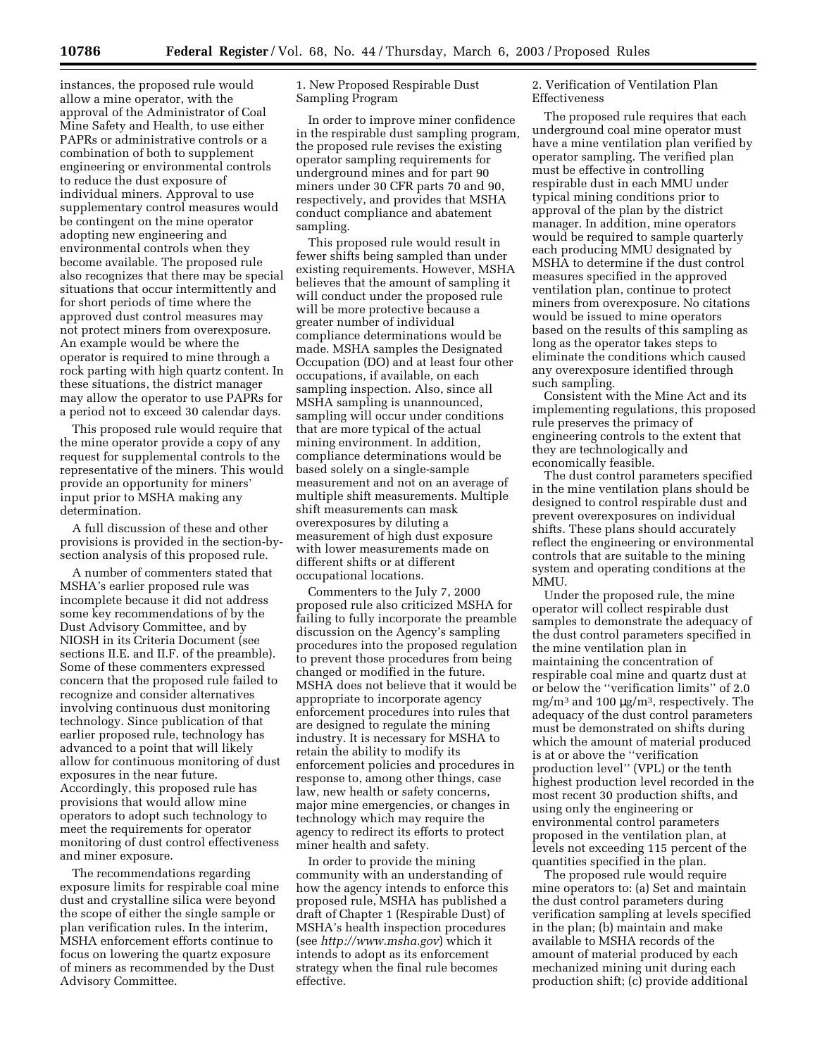instances, the proposed rule would allow a mine operator, with the approval of the Administrator of Coal Mine Safety and Health, to use either PAPRs or administrative controls or a combination of both to supplement engineering or environmental controls to reduce the dust exposure of individual miners. Approval to use supplementary control measures would be contingent on the mine operator adopting new engineering and environmental controls when they become available. The proposed rule also recognizes that there may be special situations that occur intermittently and for short periods of time where the approved dust control measures may not protect miners from overexposure. An example would be where the operator is required to mine through a rock parting with high quartz content. In these situations, the district manager may allow the operator to use PAPRs for a period not to exceed 30 calendar days.

This proposed rule would require that the mine operator provide a copy of any request for supplemental controls to the representative of the miners. This would provide an opportunity for miners' input prior to MSHA making any determination.

A full discussion of these and other provisions is provided in the section-by-section analysis of this proposed rule.

A number of commenters stated that MSHA's earlier proposed rule was incomplete because it did not address some key recommendations of by the Dust Advisory Committee, and by NIOSH in its Criteria Document (see sections II.E. and II.F. of the preamble). Some of these commenters expressed concern that the proposed rule failed to recognize and consider alternatives involving continuous dust monitoring technology. Since publication of that earlier proposed rule, technology has advanced to a point that will likely allow for continuous monitoring of dust exposures in the near future. Accordingly, this proposed rule has provisions that would allow mine operators to adopt such technology to meet the requirements for operator monitoring of dust control effectiveness and miner exposure.

The recommendations regarding exposure limits for respirable coal mine dust and crystalline silica were beyond the scope of either the single sample or plan verification rules. In the interim, MSHA enforcement efforts continue to focus on lowering the quartz exposure of miners as recommended by the Dust Advisory Committee.

1. New Proposed Respirable Dust Sampling Program

In order to improve miner confidence in the respirable dust sampling program, the proposed rule revises the existing operator sampling requirements for underground mines and for part 90 miners under 30 CFR parts 70 and 90, respectively, and provides that MSHA conduct compliance and abatement sampling.

This proposed rule would result in fewer shifts being sampled than under existing requirements. However, MSHA believes that the amount of sampling it will conduct under the proposed rule will be more protective because a greater number of individual compliance determinations would be made. MSHA samples the Designated Occupation (DO) and at least four other occupations, if available, on each sampling inspection. Also, since all MSHA sampling is unannounced, sampling will occur under conditions that are more typical of the actual mining environment. In addition, compliance determinations would be based solely on a single-sample measurement and not on an average of multiple shift measurements. Multiple shift measurements can mask overexposures by diluting a measurement of high dust exposure with lower measurements made on different shifts or at different occupational locations.

Commenters to the July 7, 2000 proposed rule also criticized MSHA for failing to fully incorporate the preamble discussion on the Agency's sampling procedures into the proposed regulation to prevent those procedures from being changed or modified in the future. MSHA does not believe that it would be appropriate to incorporate agency enforcement procedures into rules that are designed to regulate the mining industry. It is necessary for MSHA to retain the ability to modify its enforcement policies and procedures in response to, among other things, case law, new health or safety concerns, major mine emergencies, or changes in technology which may require the agency to redirect its efforts to protect miner health and safety.

In order to provide the mining community with an understanding of how the agency intends to enforce this proposed rule, MSHA has published a draft of Chapter 1 (Respirable Dust) of MSHA's health inspection procedures (see *http://www.msha.gov*) which it intends to adopt as its enforcement strategy when the final rule becomes effective.

2. Verification of Ventilation Plan Effectiveness

The proposed rule requires that each underground coal mine operator must have a mine ventilation plan verified by operator sampling. The verified plan must be effective in controlling respirable dust in each MMU under typical mining conditions prior to approval of the plan by the district manager. In addition, mine operators would be required to sample quarterly each producing MMU designated by MSHA to determine if the dust control measures specified in the approved ventilation plan, continue to protect miners from overexposure. No citations would be issued to mine operators based on the results of this sampling as long as the operator takes steps to eliminate the conditions which caused any overexposure identified through such sampling.

Consistent with the Mine Act and its implementing regulations, this proposed rule preserves the primacy of engineering controls to the extent that they are technologically and economically feasible.

The dust control parameters specified in the mine ventilation plans should be designed to control respirable dust and prevent overexposures on individual shifts. These plans should accurately reflect the engineering or environmental controls that are suitable to the mining system and operating conditions at the MMU.

Under the proposed rule, the mine operator will collect respirable dust samples to demonstrate the adequacy of the dust control parameters specified in the mine ventilation plan in maintaining the concentration of respirable coal mine and quartz dust at or below the "verification limits" of 2.0 $mg/m^3$ and 100 $\mu g/m^3$, respectively. The adequacy of the dust control parameters must be demonstrated on shifts during which the amount of material produced is at or above the "verification production level" (VPL) or the tenth highest production level recorded in the most recent 30 production shifts, and using only the engineering or environmental control parameters proposed in the ventilation plan, at levels not exceeding 115 percent of the quantities specified in the plan.

The proposed rule would require mine operators to: (a) Set and maintain the dust control parameters during verification sampling at levels specified in the plan; (b) maintain and make available to MSHA records of the amount of material produced by each mechanized mining unit during each production shift; (c) provide additional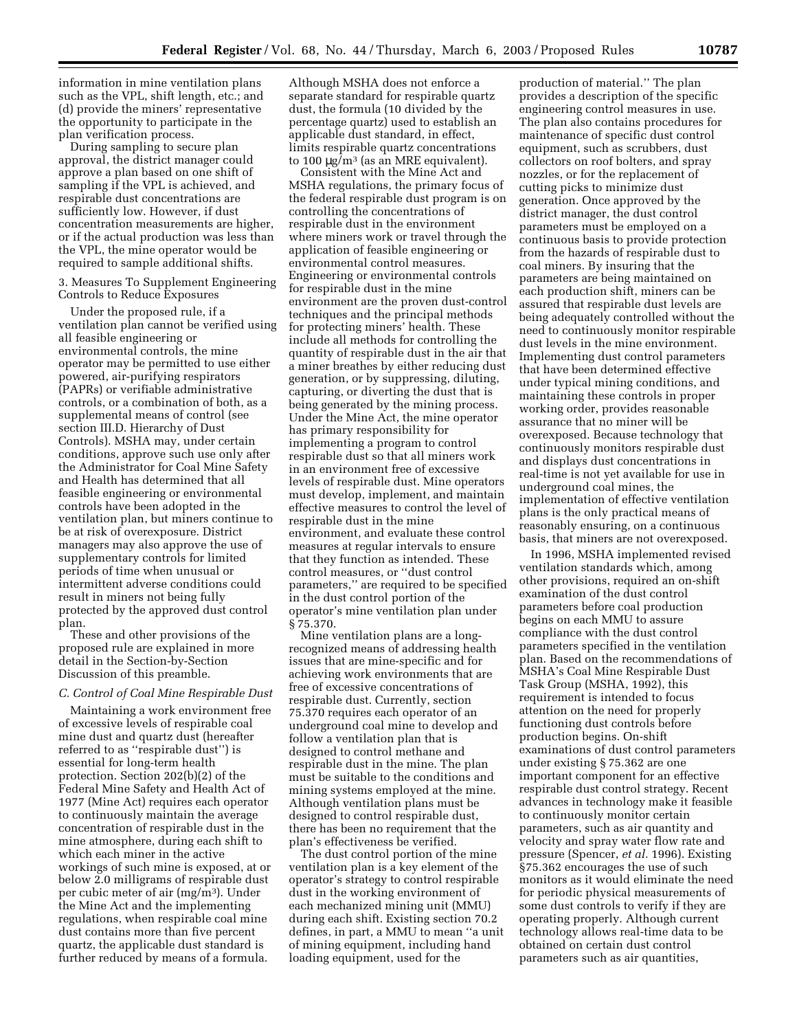information in mine ventilation plans such as the VPL, shift length, etc.; and (d) provide the miners' representative the opportunity to participate in the plan verification process.

During sampling to secure plan approval, the district manager could approve a plan based on one shift of sampling if the VPL is achieved, and respirable dust concentrations are sufficiently low. However, if dust concentration measurements are higher, or if the actual production was less than the VPL, the mine operator would be required to sample additional shifts.

3. Measures To Supplement Engineering Controls to Reduce Exposures

Under the proposed rule, if a ventilation plan cannot be verified using all feasible engineering or environmental controls, the mine operator may be permitted to use either powered, air-purifying respirators (PAPRs) or verifiable administrative controls, or a combination of both, as a supplemental means of control (see section III.D. Hierarchy of Dust Controls). MSHA may, under certain conditions, approve such use only after the Administrator for Coal Mine Safety and Health has determined that all feasible engineering or environmental controls have been adopted in the ventilation plan, but miners continue to be at risk of overexposure. District managers may also approve the use of supplementary controls for limited periods of time when unusual or intermittent adverse conditions could result in miners not being fully protected by the approved dust control plan.

These and other provisions of the proposed rule are explained in more detail in the Section-by-Section Discussion of this preamble.

*C. Control of Coal Mine Respirable Dust*

Maintaining a work environment free of excessive levels of respirable coal mine dust and quartz dust (hereafter referred to as ''respirable dust'') is essential for long-term health protection. Section 202(b)(2) of the Federal Mine Safety and Health Act of 1977 (Mine Act) requires each operator to continuously maintain the average concentration of respirable dust in the mine atmosphere, during each shift to which each miner in the active workings of such mine is exposed, at or below 2.0 milligrams of respirable dust per cubic meter of air ($mg/m^3$). Under the Mine Act and the implementing regulations, when respirable coal mine dust contains more than five percent quartz, the applicable dust standard is further reduced by means of a formula. Although MSHA does not enforce a separate standard for respirable quartz dust, the formula (10 divided by the percentage quartz) used to establish an applicable dust standard, in effect, limits respirable quartz concentrations to 100 $\mu g/m^3$ (as an MRE equivalent).

Consistent with the Mine Act and MSHA regulations, the primary focus of the federal respirable dust program is on controlling the concentrations of respirable dust in the environment where miners work or travel through the application of feasible engineering or environmental control measures. Engineering or environmental controls for respirable dust in the mine environment are the proven dust-control techniques and the principal methods for protecting miners' health. These include all methods for controlling the quantity of respirable dust in the air that a miner breathes by either reducing dust generation, or by suppressing, diluting, capturing, or diverting the dust that is being generated by the mining process. Under the Mine Act, the mine operator has primary responsibility for implementing a program to control respirable dust so that all miners work in an environment free of excessive levels of respirable dust. Mine operators must develop, implement, and maintain effective measures to control the level of respirable dust in the mine environment, and evaluate these control measures at regular intervals to ensure that they function as intended. These control measures, or ''dust control parameters,'' are required to be specified in the dust control portion of the operator's mine ventilation plan under § 75.370.

Mine ventilation plans are a long-recognized means of addressing health issues that are mine-specific and for achieving work environments that are free of excessive concentrations of respirable dust. Currently, section 75.370 requires each operator of an underground coal mine to develop and follow a ventilation plan that is designed to control methane and respirable dust in the mine. The plan must be suitable to the conditions and mining systems employed at the mine. Although ventilation plans must be designed to control respirable dust, there has been no requirement that the plan's effectiveness be verified.

The dust control portion of the mine ventilation plan is a key element of the operator's strategy to control respirable dust in the working environment of each mechanized mining unit (MMU) during each shift. Existing section 70.2 defines, in part, a MMU to mean ''a unit of mining equipment, including hand loading equipment, used for the production of material.'' The plan provides a description of the specific engineering control measures in use. The plan also contains procedures for maintenance of specific dust control equipment, such as scrubbers, dust collectors on roof bolters, and spray nozzles, or for the replacement of cutting picks to minimize dust generation. Once approved by the district manager, the dust control parameters must be employed on a continuous basis to provide protection from the hazards of respirable dust to coal miners. By insuring that the parameters are being maintained on each production shift, miners can be assured that respirable dust levels are being adequately controlled without the need to continuously monitor respirable dust levels in the mine environment. Implementing dust control parameters that have been determined effective under typical mining conditions, and maintaining these controls in proper working order, provides reasonable assurance that no miner will be overexposed. Because technology that continuously monitors respirable dust and displays dust concentrations in real-time is not yet available for use in underground coal mines, the implementation of effective ventilation plans is the only practical means of reasonably ensuring, on a continuous basis, that miners are not overexposed.

In 1996, MSHA implemented revised ventilation standards which, among other provisions, required an on-shift examination of the dust control parameters before coal production begins on each MMU to assure compliance with the dust control parameters specified in the ventilation plan. Based on the recommendations of MSHA's Coal Mine Respirable Dust Task Group (MSHA, 1992), this requirement is intended to focus attention on the need for properly functioning dust controls before production begins. On-shift examinations of dust control parameters under existing § 75.362 are one important component for an effective respirable dust control strategy. Recent advances in technology make it feasible to continuously monitor certain parameters, such as air quantity and velocity and spray water flow rate and pressure (Spencer, *et al.* 1996). Existing §75.362 encourages the use of such monitors as it would eliminate the need for periodic physical measurements of some dust controls to verify if they are operating properly. Although current technology allows real-time data to be obtained on certain dust control parameters such as air quantities,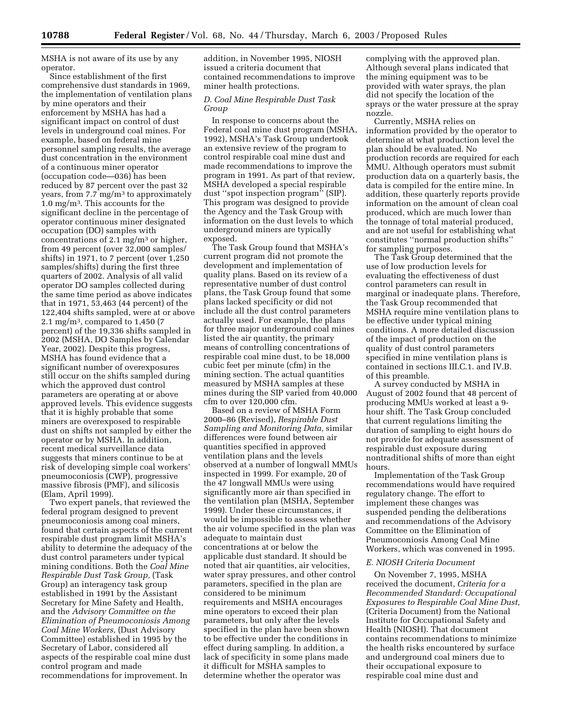MSHA is not aware of its use by any operator.

Since establishment of the first comprehensive dust standards in 1969, the implementation of ventilation plans by mine operators and their enforcement by MSHA has had a significant impact on control of dust levels in underground coal mines. For example, based on federal mine personnel sampling results, the average dust concentration in the environment of a continuous miner operator (occupation code—036) has been reduced by 87 percent over the past 32 years, from 7.7 mg/m³ to approximately 1.0 mg/m³. This accounts for the significant decline in the percentage of operator continuous miner designated occupation (DO) samples with concentrations of 2.1 mg/m³ or higher, from 49 percent (over 32,000 samples/shifts) in 1971, to 7 percent (over 1,250 samples/shifts) during the first three quarters of 2002. Analysis of all valid operator DO samples collected during the same time period as above indicates that in 1971, 53,463 (44 percent) of the 122,404 shifts sampled, were at or above 2.1 mg/m³, compared to 1,450 (7 percent) of the 19,336 shifts sampled in 2002 (MSHA, DO Samples by Calendar Year, 2002). Despite this progress, MSHA has found evidence that a significant number of overexposures still occur on the shifts sampled during which the approved dust control parameters are operating at or above approved levels. This evidence suggests that it is highly probable that some miners are overexposed to respirable dust on shifts not sampled by either the operator or by MSHA. In addition, recent medical surveillance data suggests that miners continue to be at risk of developing simple coal workers' pneumoconiosis (CWP), progressive massive fibrosis (PMF), and silicosis (Elam, April 1999).

Two expert panels, that reviewed the federal program designed to prevent pneumoconiosis among coal miners, found that certain aspects of the current respirable dust program limit MSHA's ability to determine the adequacy of the dust control parameters under typical mining conditions. Both the *Coal Mine Respirable Dust Task Group,* (Task Group) an interagency task group established in 1991 by the Assistant Secretary for Mine Safety and Health, and the *Advisory Committee on the Elimination of Pneumoconiosis Among Coal Mine Workers,* (Dust Advisory Committee) established in 1995 by the Secretary of Labor, considered all aspects of the respirable coal mine dust control program and made recommendations for improvement. In addition, in November 1995, NIOSH issued a criteria document that contained recommendations to improve miner health protections.

### *D. Coal Mine Respirable Dust Task Group*

In response to concerns about the Federal coal mine dust program (MSHA, 1992), MSHA's Task Group undertook an extensive review of the program to control respirable coal mine dust and made recommendations to improve the program in 1991. As part of that review, MSHA developed a special respirable dust "spot inspection program" (SIP). This program was designed to provide the Agency and the Task Group with information on the dust levels to which underground miners are typically exposed.

The Task Group found that MSHA's current program did not promote the development and implementation of quality plans. Based on its review of a representative number of dust control plans, the Task Group found that some plans lacked specificity or did not include all the dust control parameters actually used. For example, the plans for three major underground coal mines listed the air quantity, the primary means of controlling concentrations of respirable coal mine dust, to be 18,000 cubic feet per minute (cfm) in the mining section. The actual quantities measured by MSHA samples at these mines during the SIP varied from 40,000 cfm to over 120,000 cfm.

Based on a review of MSHA Form 2000–86 (Revised), *Respirable Dust Sampling and Monitoring Data,* similar differences were found between air quantities specified in approved ventilation plans and the levels observed at a number of longwall MMUs inspected in 1999. For example, 20 of the 47 longwall MMUs were using significantly more air than specified in the ventilation plan (MSHA, September 1999). Under these circumstances, it would be impossible to assess whether the air volume specified in the plan was adequate to maintain dust concentrations at or below the applicable dust standard. It should be noted that air quantities, air velocities, water spray pressures, and other control parameters, specified in the plan are considered to be minimum requirements and MSHA encourages mine operators to exceed their plan parameters, but only after the levels specified in the plan have been shown to be effective under the conditions in effect during sampling. In addition, a lack of specificity in some plans made it difficult for MSHA samples to determine whether the operator was complying with the approved plan. Although several plans indicated that the mining equipment was to be provided with water sprays, the plan did not specify the location of the sprays or the water pressure at the spray nozzle.

Currently, MSHA relies on information provided by the operator to determine at what production level the plan should be evaluated. No production records are required for each MMU. Although operators must submit production data on a quarterly basis, the data is compiled for the entire mine. In addition, these quarterly reports provide information on the amount of clean coal produced, which are much lower than the tonnage of total material produced, and are not useful for establishing what constitutes "normal production shifts" for sampling purposes.

The Task Group determined that the use of low production levels for evaluating the effectiveness of dust control parameters can result in marginal or inadequate plans. Therefore, the Task Group recommended that MSHA require mine ventilation plans to be effective under typical mining conditions. A more detailed discussion of the impact of production on the quality of dust control parameters specified in mine ventilation plans is contained in sections III.C.1. and IV.B. of this preamble.

A survey conducted by MSHA in August of 2002 found that 48 percent of producing MMUs worked at least a 9-hour shift. The Task Group concluded that current regulations limiting the duration of sampling to eight hours do not provide for adequate assessment of respirable dust exposure during nontraditional shifts of more than eight hours.

Implementation of the Task Group recommendations would have required regulatory change. The effort to implement these changes was suspended pending the deliberations and recommendations of the Advisory Committee on the Elimination of Pneumoconiosis Among Coal Mine Workers, which was convened in 1995.

### *E. NIOSH Criteria Document*

On November 7, 1995, MSHA received the document, *Criteria for a Recommended Standard: Occupational Exposures to Respirable Coal Mine Dust,* (Criteria Document) from the National Institute for Occupational Safety and Health (NIOSH). That document contains recommendations to minimize the health risks encountered by surface and underground coal miners due to their occupational exposure to respirable coal mine dust and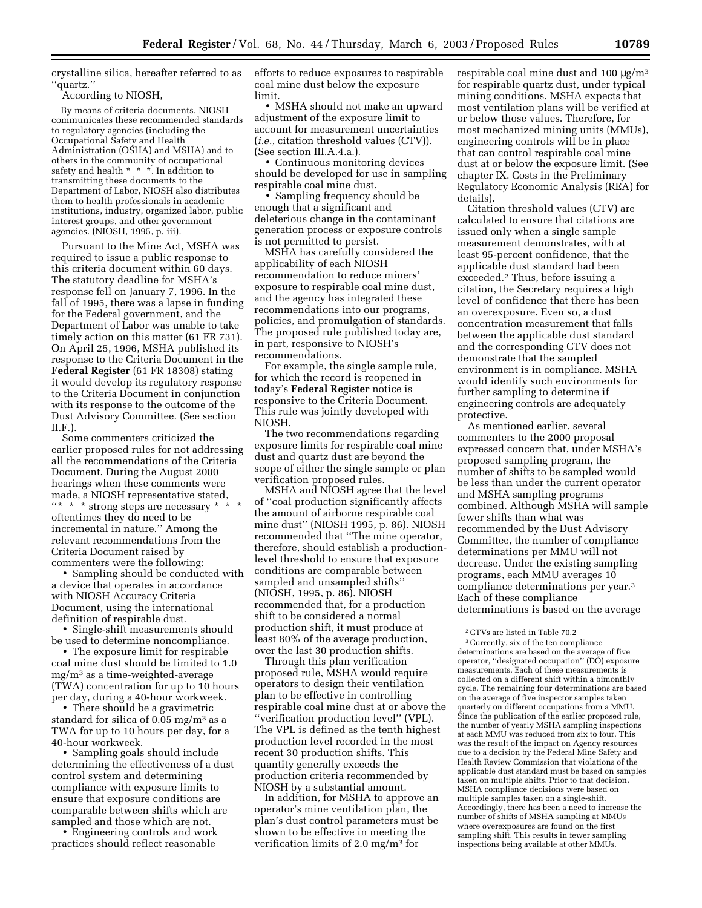crystalline silica, hereafter referred to as ''quartz.''

According to NIOSH,

> By means of criteria documents, NIOSH communicates these recommended standards to regulatory agencies (including the Occupational Safety and Health Administration (OSHA) and MSHA) and to others in the community of occupational safety and health * * *. In addition to transmitting these documents to the Department of Labor, NIOSH also distributes them to health professionals in academic institutions, industry, organized labor, public interest groups, and other government agencies. (NIOSH, 1995, p. iii).

Pursuant to the Mine Act, MSHA was required to issue a public response to this criteria document within 60 days. The statutory deadline for MSHA's response fell on January 7, 1996. In the fall of 1995, there was a lapse in funding for the Federal government, and the Department of Labor was unable to take timely action on this matter (61 FR 731). On April 25, 1996, MSHA published its response to the Criteria Document in the **Federal Register** (61 FR 18308) stating it would develop its regulatory response to the Criteria Document in conjunction with its response to the outcome of the Dust Advisory Committee. (See section II.F.).

Some commenters criticized the earlier proposed rules for not addressing all the recommendations of the Criteria Document. During the August 2000 hearings when these comments were made, a NIOSH representative stated, ''* * * strong steps are necessary * * * oftentimes they do need to be incremental in nature.'' Among the relevant recommendations from the Criteria Document raised by commenters were the following:

- Sampling should be conducted with a device that operates in accordance with NIOSH Accuracy Criteria Document, using the international definition of respirable dust.
- Single-shift measurements should be used to determine noncompliance.
- The exposure limit for respirable coal mine dust should be limited to 1.0 mg/m$^3$ as a time-weighted-average (TWA) concentration for up to 10 hours per day, during a 40-hour workweek.
- There should be a gravimetric standard for silica of 0.05 mg/m$^3$ as a TWA for up to 10 hours per day, for a 40-hour workweek.
- Sampling goals should include determining the effectiveness of a dust control system and determining compliance with exposure limits to ensure that exposure conditions are comparable between shifts which are sampled and those which are not.
- Engineering controls and work practices should reflect reasonable efforts to reduce exposures to respirable coal mine dust below the exposure limit.
- MSHA should not make an upward adjustment of the exposure limit to account for measurement uncertainties (*i.e.,* citation threshold values (CTV)). (See section III.A.4.a.).
- Continuous monitoring devices should be developed for use in sampling respirable coal mine dust.
- Sampling frequency should be enough that a significant and deleterious change in the contaminant generation process or exposure controls is not permitted to persist.

MSHA has carefully considered the applicability of each NIOSH recommendation to reduce miners' exposure to respirable coal mine dust, and the agency has integrated these recommendations into our programs, policies, and promulgation of standards. The proposed rule published today are, in part, responsive to NIOSH's recommendations.

For example, the single sample rule, for which the record is reopened in today's **Federal Register** notice is responsive to the Criteria Document. This rule was jointly developed with NIOSH.

The two recommendations regarding exposure limits for respirable coal mine dust and quartz dust are beyond the scope of either the single sample or plan verification proposed rules.

MSHA and NIOSH agree that the level of ''coal production significantly affects the amount of airborne respirable coal mine dust'' (NIOSH 1995, p. 86). NIOSH recommended that ''The mine operator, therefore, should establish a production-level threshold to ensure that exposure conditions are comparable between sampled and unsampled shifts'' (NIOSH, 1995, p. 86). NIOSH recommended that, for a production shift to be considered a normal production shift, it must produce at least 80% of the average production, over the last 30 production shifts.

Through this plan verification proposed rule, MSHA would require operators to design their ventilation plan to be effective in controlling respirable coal mine dust at or above the ''verification production level'' (VPL). The VPL is defined as the tenth highest production level recorded in the most recent 30 production shifts. This quantity generally exceeds the production criteria recommended by NIOSH by a substantial amount.

In addition, for MSHA to approve an operator's mine ventilation plan, the plan's dust control parameters must be shown to be effective in meeting the verification limits of 2.0 mg/m$^3$ for respirable coal mine dust and 100 $\mu$g/m$^3$ for respirable quartz dust, under typical mining conditions. MSHA expects that most ventilation plans will be verified at or below those values. Therefore, for most mechanized mining units (MMUs), engineering controls will be in place that can control respirable coal mine dust at or below the exposure limit. (See chapter IX. Costs in the Preliminary Regulatory Economic Analysis (REA) for details).

Citation threshold values (CTV) are calculated to ensure that citations are issued only when a single sample measurement demonstrates, with at least 95-percent confidence, that the applicable dust standard had been exceeded.[2] Thus, before issuing a citation, the Secretary requires a high level of confidence that there has been an overexposure. Even so, a dust concentration measurement that falls between the applicable dust standard and the corresponding CTV does not demonstrate that the sampled environment is in compliance. MSHA would identify such environments for further sampling to determine if engineering controls are adequately protective.

As mentioned earlier, several commenters to the 2000 proposal expressed concern that, under MSHA's proposed sampling program, the number of shifts to be sampled would be less than under the current operator and MSHA sampling programs combined. Although MSHA will sample fewer shifts than what was recommended by the Dust Advisory Committee, the number of compliance determinations per MMU will not decrease. Under the existing sampling programs, each MMU averages 10 compliance determinations per year.[3] Each of these compliance determinations is based on the average

---

[2] CTVs are listed in Table 70.2

[3] Currently, six of the ten compliance determinations are based on the average of five operator, ''designated occupation'' (DO) exposure measurements. Each of these measurements is collected on a different shift within a bimonthly cycle. The remaining four determinations are based on the average of five inspector samples taken quarterly on different occupations from a MMU. Since the publication of the earlier proposed rule, the number of yearly MSHA sampling inspections at each MMU was reduced from six to four. This was the result of the impact on Agency resources due to a decision by the Federal Mine Safety and Health Review Commission that violations of the applicable dust standard must be based on samples taken on multiple shifts. Prior to that decision, MSHA compliance decisions were based on multiple samples taken on a single-shift. Accordingly, there has been a need to increase the number of shifts of MSHA sampling at MMUs where overexposures are found on the first sampling shift. This results in fewer sampling inspections being available at other MMUs.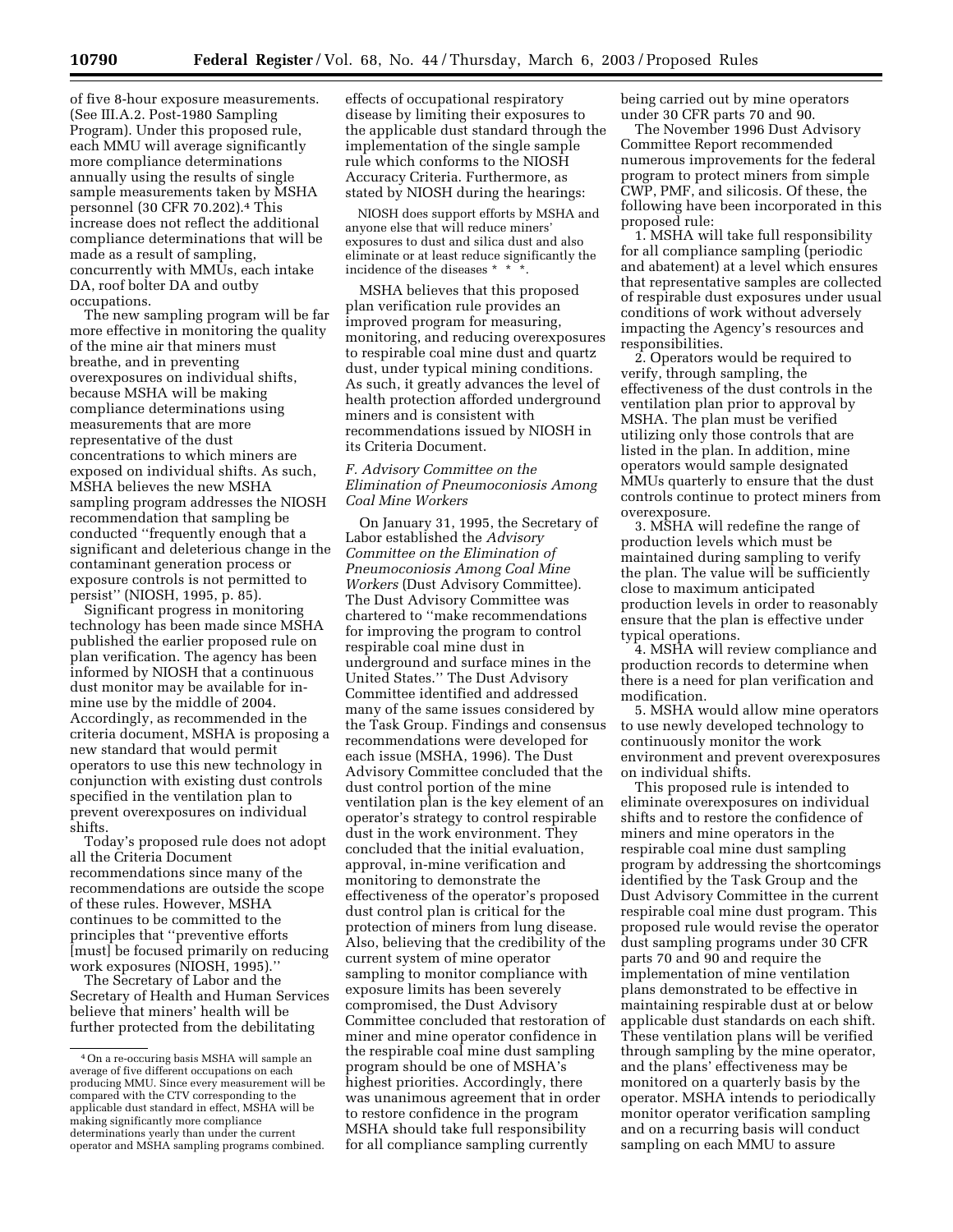of five 8-hour exposure measurements. (See III.A.2. Post-1980 Sampling Program). Under this proposed rule, each MMU will average significantly more compliance determinations annually using the results of single sample measurements taken by MSHA personnel (30 CFR 70.202).[4] This increase does not reflect the additional compliance determinations that will be made as a result of sampling, concurrently with MMUs, each intake DA, roof bolter DA and outby occupations.

The new sampling program will be far more effective in monitoring the quality of the mine air that miners must breathe, and in preventing overexposures on individual shifts, because MSHA will be making compliance determinations using measurements that are more representative of the dust concentrations to which miners are exposed on individual shifts. As such, MSHA believes the new MSHA sampling program addresses the NIOSH recommendation that sampling be conducted ''frequently enough that a significant and deleterious change in the contaminant generation process or exposure controls is not permitted to persist'' (NIOSH, 1995, p. 85).

Significant progress in monitoring technology has been made since MSHA published the earlier proposed rule on plan verification. The agency has been informed by NIOSH that a continuous dust monitor may be available for in-mine use by the middle of 2004. Accordingly, as recommended in the criteria document, MSHA is proposing a new standard that would permit operators to use this new technology in conjunction with existing dust controls specified in the ventilation plan to prevent overexposures on individual shifts.

Today's proposed rule does not adopt all the Criteria Document recommendations since many of the recommendations are outside the scope of these rules. However, MSHA continues to be committed to the principles that ''preventive efforts [must] be focused primarily on reducing work exposures (NIOSH, 1995).''

The Secretary of Labor and the Secretary of Health and Human Services believe that miners' health will be further protected from the debilitating effects of occupational respiratory disease by limiting their exposures to the applicable dust standard through the implementation of the single sample rule which conforms to the NIOSH Accuracy Criteria. Furthermore, as stated by NIOSH during the hearings:

> NIOSH does support efforts by MSHA and anyone else that will reduce miners' exposures to dust and silica dust and also eliminate or at least reduce significantly the incidence of the diseases * * *.

MSHA believes that this proposed plan verification rule provides an improved program for measuring, monitoring, and reducing overexposures to respirable coal mine dust and quartz dust, under typical mining conditions. As such, it greatly advances the level of health protection afforded underground miners and is consistent with recommendations issued by NIOSH in its Criteria Document.

### *F. Advisory Committee on the Elimination of Pneumoconiosis Among Coal Mine Workers*

On January 31, 1995, the Secretary of Labor established the *Advisory Committee on the Elimination of Pneumoconiosis Among Coal Mine Workers* (Dust Advisory Committee). The Dust Advisory Committee was chartered to ''make recommendations for improving the program to control respirable coal mine dust in underground and surface mines in the United States.'' The Dust Advisory Committee identified and addressed many of the same issues considered by the Task Group. Findings and consensus recommendations were developed for each issue (MSHA, 1996). The Dust Advisory Committee concluded that the dust control portion of the mine ventilation plan is the key element of an operator's strategy to control respirable dust in the work environment. They concluded that the initial evaluation, approval, in-mine verification and monitoring to demonstrate the effectiveness of the operator's proposed dust control plan is critical for the protection of miners from lung disease. Also, believing that the credibility of the current system of mine operator sampling to monitor compliance with exposure limits has been severely compromised, the Dust Advisory Committee concluded that restoration of miner and mine operator confidence in the respirable coal mine dust sampling program should be one of MSHA's highest priorities. Accordingly, there was unanimous agreement that in order to restore confidence in the program MSHA should take full responsibility for all compliance sampling currently being carried out by mine operators under 30 CFR parts 70 and 90.

The November 1996 Dust Advisory Committee Report recommended numerous improvements for the federal program to protect miners from simple CWP, PMF, and silicosis. Of these, the following have been incorporated in this proposed rule:

1. MSHA will take full responsibility for all compliance sampling (periodic and abatement) at a level which ensures that representative samples are collected of respirable dust exposures under usual conditions of work without adversely impacting the Agency's resources and responsibilities.
2. Operators would be required to verify, through sampling, the effectiveness of the dust controls in the ventilation plan prior to approval by MSHA. The plan must be verified utilizing only those controls that are listed in the plan. In addition, mine operators would sample designated MMUs quarterly to ensure that the dust controls continue to protect miners from overexposure.
3. MSHA will redefine the range of production levels which must be maintained during sampling to verify the plan. The value will be sufficiently close to maximum anticipated production levels in order to reasonably ensure that the plan is effective under typical operations.
4. MSHA will review compliance and production records to determine when there is a need for plan verification and modification.
5. MSHA would allow mine operators to use newly developed technology to continuously monitor the work environment and prevent overexposures on individual shifts.

This proposed rule is intended to eliminate overexposures on individual shifts and to restore the confidence of miners and mine operators in the respirable coal mine dust sampling program by addressing the shortcomings identified by the Task Group and the Dust Advisory Committee in the current respirable coal mine dust program. This proposed rule would revise the operator dust sampling programs under 30 CFR parts 70 and 90 and require the implementation of mine ventilation plans demonstrated to be effective in maintaining respirable dust at or below applicable dust standards on each shift. These ventilation plans will be verified through sampling by the mine operator, and the plans' effectiveness may be monitored on a quarterly basis by the operator. MSHA intends to periodically monitor operator verification sampling and on a recurring basis will conduct sampling on each MMU to assure

[4] On a re-occuring basis MSHA will sample an average of five different occupations on each producing MMU. Since every measurement will be compared with the CTV corresponding to the applicable dust standard in effect, MSHA will be making significantly more compliance determinations yearly than under the current operator and MSHA sampling programs combined.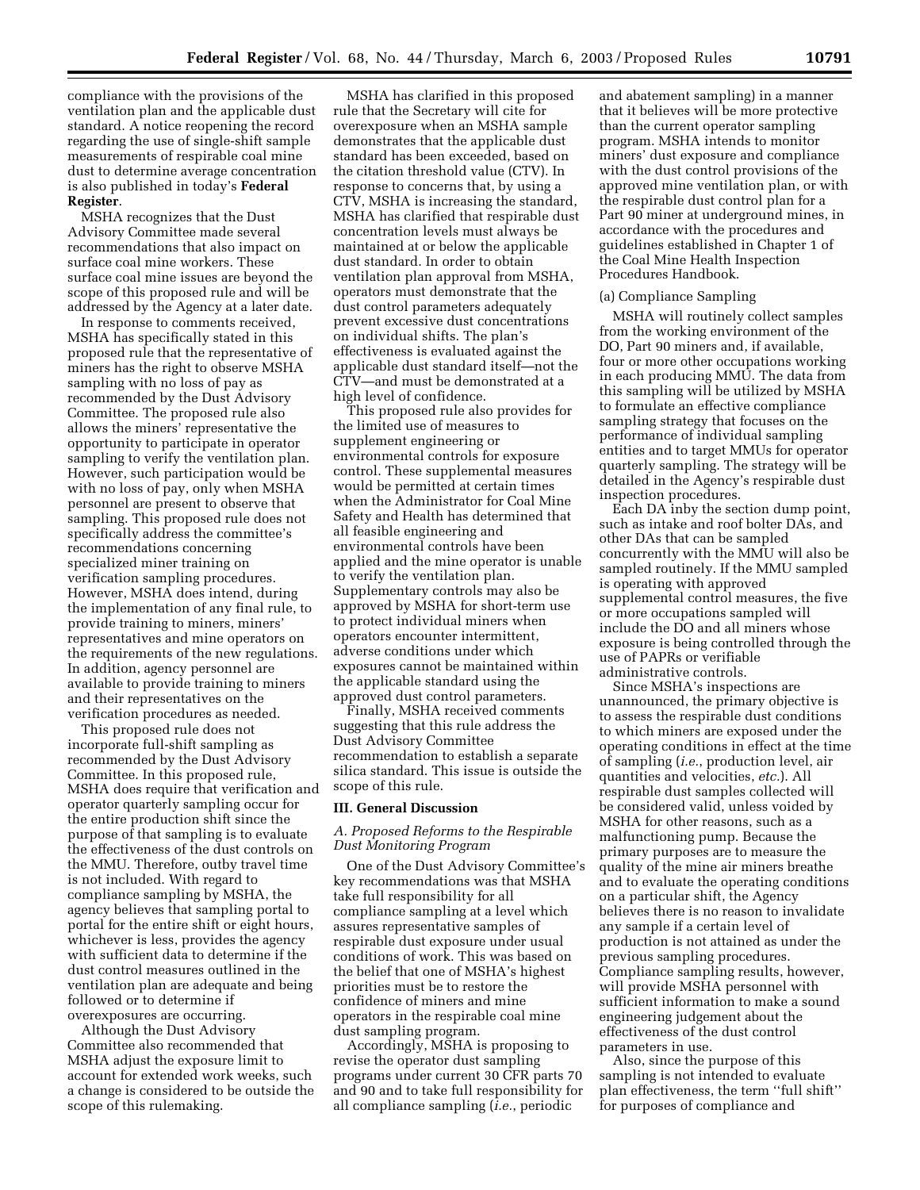compliance with the provisions of the ventilation plan and the applicable dust standard. A notice reopening the record regarding the use of single-shift sample measurements of respirable coal mine dust to determine average concentration is also published in today's **Federal Register**.

MSHA recognizes that the Dust Advisory Committee made several recommendations that also impact on surface coal mine workers. These surface coal mine issues are beyond the scope of this proposed rule and will be addressed by the Agency at a later date.

In response to comments received, MSHA has specifically stated in this proposed rule that the representative of miners has the right to observe MSHA sampling with no loss of pay as recommended by the Dust Advisory Committee. The proposed rule also allows the miners' representative the opportunity to participate in operator sampling to verify the ventilation plan. However, such participation would be with no loss of pay, only when MSHA personnel are present to observe that sampling. This proposed rule does not specifically address the committee's recommendations concerning specialized miner training on verification sampling procedures. However, MSHA does intend, during the implementation of any final rule, to provide training to miners, miners' representatives and mine operators on the requirements of the new regulations. In addition, agency personnel are available to provide training to miners and their representatives on the verification procedures as needed.

This proposed rule does not incorporate full-shift sampling as recommended by the Dust Advisory Committee. In this proposed rule, MSHA does require that verification and operator quarterly sampling occur for the entire production shift since the purpose of that sampling is to evaluate the effectiveness of the dust controls on the MMU. Therefore, outby travel time is not included. With regard to compliance sampling by MSHA, the agency believes that sampling portal to portal for the entire shift or eight hours, whichever is less, provides the agency with sufficient data to determine if the dust control measures outlined in the ventilation plan are adequate and being followed or to determine if overexposures are occurring.

Although the Dust Advisory Committee also recommended that MSHA adjust the exposure limit to account for extended work weeks, such a change is considered to be outside the scope of this rulemaking.

MSHA has clarified in this proposed rule that the Secretary will cite for overexposure when an MSHA sample demonstrates that the applicable dust standard has been exceeded, based on the citation threshold value (CTV). In response to concerns that, by using a CTV, MSHA is increasing the standard, MSHA has clarified that respirable dust concentration levels must always be maintained at or below the applicable dust standard. In order to obtain ventilation plan approval from MSHA, operators must demonstrate that the dust control parameters adequately prevent excessive dust concentrations on individual shifts. The plan's effectiveness is evaluated against the applicable dust standard itself—not the CTV—and must be demonstrated at a high level of confidence.

This proposed rule also provides for the limited use of measures to supplement engineering or environmental controls for exposure control. These supplemental measures would be permitted at certain times when the Administrator for Coal Mine Safety and Health has determined that all feasible engineering and environmental controls have been applied and the mine operator is unable to verify the ventilation plan. Supplementary controls may also be approved by MSHA for short-term use to protect individual miners when operators encounter intermittent, adverse conditions under which exposures cannot be maintained within the applicable standard using the approved dust control parameters.

Finally, MSHA received comments suggesting that this rule address the Dust Advisory Committee recommendation to establish a separate silica standard. This issue is outside the scope of this rule.

## III. General Discussion

### *A. Proposed Reforms to the Respirable Dust Monitoring Program*

One of the Dust Advisory Committee's key recommendations was that MSHA take full responsibility for all compliance sampling at a level which assures representative samples of respirable dust exposure under usual conditions of work. This was based on the belief that one of MSHA's highest priorities must be to restore the confidence of miners and mine operators in the respirable coal mine dust sampling program.

Accordingly, MSHA is proposing to revise the operator dust sampling programs under current 30 CFR parts 70 and 90 and to take full responsibility for all compliance sampling (*i.e.*, periodic and abatement sampling) in a manner that it believes will be more protective than the current operator sampling program. MSHA intends to monitor miners' dust exposure and compliance with the dust control provisions of the approved mine ventilation plan, or with the respirable dust control plan for a Part 90 miner at underground mines, in accordance with the procedures and guidelines established in Chapter 1 of the Coal Mine Health Inspection Procedures Handbook.

(a) Compliance Sampling

MSHA will routinely collect samples from the working environment of the DO, Part 90 miners and, if available, four or more other occupations working in each producing MMU. The data from this sampling will be utilized by MSHA to formulate an effective compliance sampling strategy that focuses on the performance of individual sampling entities and to target MMUs for operator quarterly sampling. The strategy will be detailed in the Agency's respirable dust inspection procedures.

Each DA inby the section dump point, such as intake and roof bolter DAs, and other DAs that can be sampled concurrently with the MMU will also be sampled routinely. If the MMU sampled is operating with approved supplemental control measures, the five or more occupations sampled will include the DO and all miners whose exposure is being controlled through the use of PAPRs or verifiable administrative controls.

Since MSHA's inspections are unannounced, the primary objective is to assess the respirable dust conditions to which miners are exposed under the operating conditions in effect at the time of sampling (*i.e.*, production level, air quantities and velocities, *etc.*). All respirable dust samples collected will be considered valid, unless voided by MSHA for other reasons, such as a malfunctioning pump. Because the primary purposes are to measure the quality of the mine air miners breathe and to evaluate the operating conditions on a particular shift, the Agency believes there is no reason to invalidate any sample if a certain level of production is not attained as under the previous sampling procedures. Compliance sampling results, however, will provide MSHA personnel with sufficient information to make a sound engineering judgement about the effectiveness of the dust control parameters in use.

Also, since the purpose of this sampling is not intended to evaluate plan effectiveness, the term "full shift" for purposes of compliance and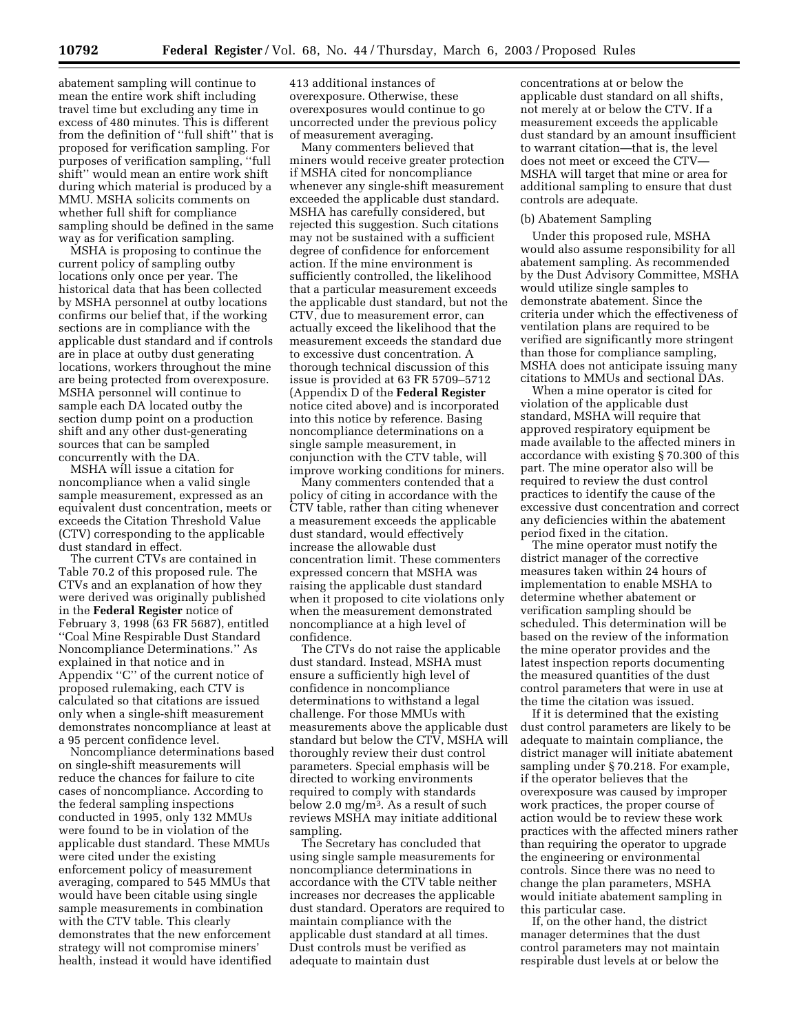abatement sampling will continue to mean the entire work shift including travel time but excluding any time in excess of 480 minutes. This is different from the definition of "full shift" that is proposed for verification sampling. For purposes of verification sampling, "full shift" would mean an entire work shift during which material is produced by a MMU. MSHA solicits comments on whether full shift for compliance sampling should be defined in the same way as for verification sampling.

MSHA is proposing to continue the current policy of sampling outby locations only once per year. The historical data that has been collected by MSHA personnel at outby locations confirms our belief that, if the working sections are in compliance with the applicable dust standard and if controls are in place at outby dust generating locations, workers throughout the mine are being protected from overexposure. MSHA personnel will continue to sample each DA located outby the section dump point on a production shift and any other dust-generating sources that can be sampled concurrently with the DA.

MSHA will issue a citation for noncompliance when a valid single sample measurement, expressed as an equivalent dust concentration, meets or exceeds the Citation Threshold Value (CTV) corresponding to the applicable dust standard in effect.

The current CTVs are contained in Table 70.2 of this proposed rule. The CTVs and an explanation of how they were derived was originally published in the **Federal Register** notice of February 3, 1998 (63 FR 5687), entitled "Coal Mine Respirable Dust Standard Noncompliance Determinations." As explained in that notice and in Appendix "C" of the current notice of proposed rulemaking, each CTV is calculated so that citations are issued only when a single-shift measurement demonstrates noncompliance at least at a 95 percent confidence level.

Noncompliance determinations based on single-shift measurements will reduce the chances for failure to cite cases of noncompliance. According to the federal sampling inspections conducted in 1995, only 132 MMUs were found to be in violation of the applicable dust standard. These MMUs were cited under the existing enforcement policy of measurement averaging, compared to 545 MMUs that would have been citable using single sample measurements in combination with the CTV table. This clearly demonstrates that the new enforcement strategy will not compromise miners' health, instead it would have identified 413 additional instances of overexposure. Otherwise, these overexposures would continue to go uncorrected under the previous policy of measurement averaging.

Many commenters believed that miners would receive greater protection if MSHA cited for noncompliance whenever any single-shift measurement exceeded the applicable dust standard. MSHA has carefully considered, but rejected this suggestion. Such citations may not be sustained with a sufficient degree of confidence for enforcement action. If the mine environment is sufficiently controlled, the likelihood that a particular measurement exceeds the applicable dust standard, but not the CTV, due to measurement error, can actually exceed the likelihood that the measurement exceeds the standard due to excessive dust concentration. A thorough technical discussion of this issue is provided at 63 FR 5709–5712 (Appendix D of the **Federal Register** notice cited above) and is incorporated into this notice by reference. Basing noncompliance determinations on a single sample measurement, in conjunction with the CTV table, will improve working conditions for miners.

Many commenters contended that a policy of citing in accordance with the CTV table, rather than citing whenever a measurement exceeds the applicable dust standard, would effectively increase the allowable dust concentration limit. These commenters expressed concern that MSHA was raising the applicable dust standard when it proposed to cite violations only when the measurement demonstrated noncompliance at a high level of confidence.

The CTVs do not raise the applicable dust standard. Instead, MSHA must ensure a sufficiently high level of confidence in noncompliance determinations to withstand a legal challenge. For those MMUs with measurements above the applicable dust standard but below the CTV, MSHA will thoroughly review their dust control parameters. Special emphasis will be directed to working environments required to comply with standards below 2.0 mg/m$^3$. As a result of such reviews MSHA may initiate additional sampling.

The Secretary has concluded that using single sample measurements for noncompliance determinations in accordance with the CTV table neither increases nor decreases the applicable dust standard. Operators are required to maintain compliance with the applicable dust standard at all times. Dust controls must be verified as adequate to maintain dust concentrations at or below the applicable dust standard on all shifts, not merely at or below the CTV. If a measurement exceeds the applicable dust standard by an amount insufficient to warrant citation—that is, the level does not meet or exceed the CTV—MSHA will target that mine or area for additional sampling to ensure that dust controls are adequate.

(b) Abatement Sampling

Under this proposed rule, MSHA would also assume responsibility for all abatement sampling. As recommended by the Dust Advisory Committee, MSHA would utilize single samples to demonstrate abatement. Since the criteria under which the effectiveness of ventilation plans are required to be verified are significantly more stringent than those for compliance sampling, MSHA does not anticipate issuing many citations to MMUs and sectional DAs.

When a mine operator is cited for violation of the applicable dust standard, MSHA will require that approved respiratory equipment be made available to the affected miners in accordance with existing § 70.300 of this part. The mine operator also will be required to review the dust control practices to identify the cause of the excessive dust concentration and correct any deficiencies within the abatement period fixed in the citation.

The mine operator must notify the district manager of the corrective measures taken within 24 hours of implementation to enable MSHA to determine whether abatement or verification sampling should be scheduled. This determination will be based on the review of the information the mine operator provides and the latest inspection reports documenting the measured quantities of the dust control parameters that were in use at the time the citation was issued.

If it is determined that the existing dust control parameters are likely to be adequate to maintain compliance, the district manager will initiate abatement sampling under § 70.218. For example, if the operator believes that the overexposure was caused by improper work practices, the proper course of action would be to review these work practices with the affected miners rather than requiring the operator to upgrade the engineering or environmental controls. Since there was no need to change the plan parameters, MSHA would initiate abatement sampling in this particular case.

If, on the other hand, the district manager determines that the dust control parameters may not maintain respirable dust levels at or below the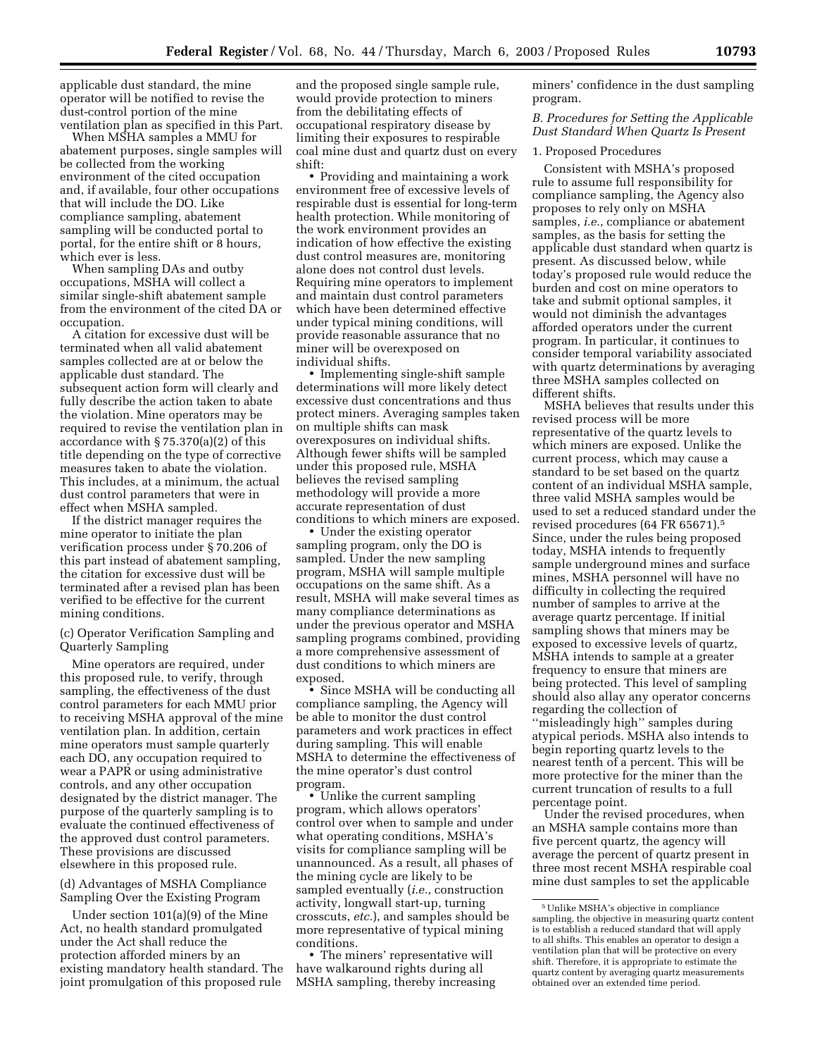applicable dust standard, the mine operator will be notified to revise the dust-control portion of the mine ventilation plan as specified in this Part.

When MSHA samples a MMU for abatement purposes, single samples will be collected from the working environment of the cited occupation and, if available, four other occupations that will include the DO. Like compliance sampling, abatement sampling will be conducted portal to portal, for the entire shift or 8 hours, which ever is less.

When sampling DAs and outby occupations, MSHA will collect a similar single-shift abatement sample from the environment of the cited DA or occupation.

A citation for excessive dust will be terminated when all valid abatement samples collected are at or below the applicable dust standard. The subsequent action form will clearly and fully describe the action taken to abate the violation. Mine operators may be required to revise the ventilation plan in accordance with § 75.370(a)(2) of this title depending on the type of corrective measures taken to abate the violation. This includes, at a minimum, the actual dust control parameters that were in effect when MSHA sampled.

If the district manager requires the mine operator to initiate the plan verification process under § 70.206 of this part instead of abatement sampling, the citation for excessive dust will be terminated after a revised plan has been verified to be effective for the current mining conditions.

(c) Operator Verification Sampling and Quarterly Sampling

Mine operators are required, under this proposed rule, to verify, through sampling, the effectiveness of the dust control parameters for each MMU prior to receiving MSHA approval of the mine ventilation plan. In addition, certain mine operators must sample quarterly each DO, any occupation required to wear a PAPR or using administrative controls, and any other occupation designated by the district manager. The purpose of the quarterly sampling is to evaluate the continued effectiveness of the approved dust control parameters. These provisions are discussed elsewhere in this proposed rule.

(d) Advantages of MSHA Compliance Sampling Over the Existing Program

Under section 101(a)(9) of the Mine Act, no health standard promulgated under the Act shall reduce the protection afforded miners by an existing mandatory health standard. The joint promulgation of this proposed rule and the proposed single sample rule, would provide protection to miners from the debilitating effects of occupational respiratory disease by limiting their exposures to respirable coal mine dust and quartz dust on every shift:

- Providing and maintaining a work environment free of excessive levels of respirable dust is essential for long-term health protection. While monitoring of the work environment provides an indication of how effective the existing dust control measures are, monitoring alone does not control dust levels. Requiring mine operators to implement and maintain dust control parameters which have been determined effective under typical mining conditions, will provide reasonable assurance that no miner will be overexposed on individual shifts.
- Implementing single-shift sample determinations will more likely detect excessive dust concentrations and thus protect miners. Averaging samples taken on multiple shifts can mask overexposures on individual shifts. Although fewer shifts will be sampled under this proposed rule, MSHA believes the revised sampling methodology will provide a more accurate representation of dust conditions to which miners are exposed.
- Under the existing operator sampling program, only the DO is sampled. Under the new sampling program, MSHA will sample multiple occupations on the same shift. As a result, MSHA will make several times as many compliance determinations as under the previous operator and MSHA sampling programs combined, providing a more comprehensive assessment of dust conditions to which miners are exposed.
- Since MSHA will be conducting all compliance sampling, the Agency will be able to monitor the dust control parameters and work practices in effect during sampling. This will enable MSHA to determine the effectiveness of the mine operator's dust control program.
- Unlike the current sampling program, which allows operators' control over when to sample and under what operating conditions, MSHA's visits for compliance sampling will be unannounced. As a result, all phases of the mining cycle are likely to be sampled eventually (*i.e.*, construction activity, longwall start-up, turning crosscuts, *etc.*), and samples should be more representative of typical mining conditions.
- The miners' representative will have walkaround rights during all MSHA sampling, thereby increasing miners' confidence in the dust sampling program.

*B. Procedures for Setting the Applicable Dust Standard When Quartz Is Present*

1. Proposed Procedures

Consistent with MSHA's proposed rule to assume full responsibility for compliance sampling, the Agency also proposes to rely only on MSHA samples, *i.e.*, compliance or abatement samples, as the basis for setting the applicable dust standard when quartz is present. As discussed below, while today's proposed rule would reduce the burden and cost on mine operators to take and submit optional samples, it would not diminish the advantages afforded operators under the current program. In particular, it continues to consider temporal variability associated with quartz determinations by averaging three MSHA samples collected on different shifts.

MSHA believes that results under this revised process will be more representative of the quartz levels to which miners are exposed. Unlike the current process, which may cause a standard to be set based on the quartz content of an individual MSHA sample, three valid MSHA samples would be used to set a reduced standard under the revised procedures (64 FR 65671).[5] Since, under the rules being proposed today, MSHA intends to frequently sample underground mines and surface mines, MSHA personnel will have no difficulty in collecting the required number of samples to arrive at the average quartz percentage. If initial sampling shows that miners may be exposed to excessive levels of quartz, MSHA intends to sample at a greater frequency to ensure that miners are being protected. This level of sampling should also allay any operator concerns regarding the collection of ''misleadingly high'' samples during atypical periods. MSHA also intends to begin reporting quartz levels to the nearest tenth of a percent. This will be more protective for the miner than the current truncation of results to a full percentage point.

Under the revised procedures, when an MSHA sample contains more than five percent quartz, the agency will average the percent of quartz present in three most recent MSHA respirable coal mine dust samples to set the applicable

[5] Unlike MSHA's objective in compliance sampling, the objective in measuring quartz content is to establish a reduced standard that will apply to all shifts. This enables an operator to design a ventilation plan that will be protective on every shift. Therefore, it is appropriate to estimate the quartz content by averaging quartz measurements obtained over an extended time period.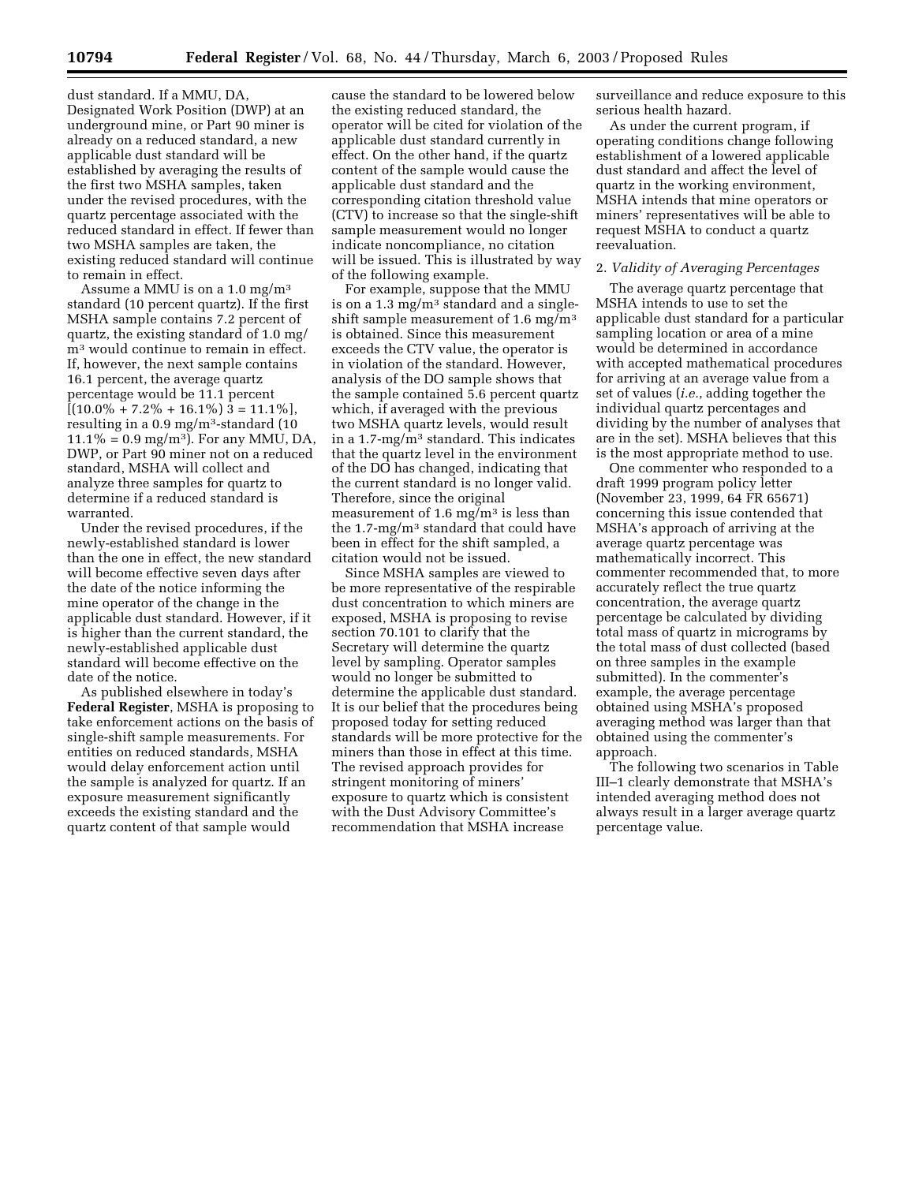dust standard. If a MMU, DA, Designated Work Position (DWP) at an underground mine, or Part 90 miner is already on a reduced standard, a new applicable dust standard will be established by averaging the results of the first two MSHA samples, taken under the revised procedures, with the quartz percentage associated with the reduced standard in effect. If fewer than two MSHA samples are taken, the existing reduced standard will continue to remain in effect.

Assume a MMU is on a 1.0 mg/m³ standard (10 percent quartz). If the first MSHA sample contains 7.2 percent of quartz, the existing standard of 1.0 mg/m³ would continue to remain in effect. If, however, the next sample contains 16.1 percent, the average quartz percentage would be 11.1 percent [(10.0% + 7.2% + 16.1%) 3 = 11.1%], resulting in a 0.9 mg/m³-standard (10 11.1% = 0.9 mg/m³). For any MMU, DA, DWP, or Part 90 miner not on a reduced standard, MSHA will collect and analyze three samples for quartz to determine if a reduced standard is warranted.

Under the revised procedures, if the newly-established standard is lower than the one in effect, the new standard will become effective seven days after the date of the notice informing the mine operator of the change in the applicable dust standard. However, if it is higher than the current standard, the newly-established applicable dust standard will become effective on the date of the notice.

As published elsewhere in today's **Federal Register**, MSHA is proposing to take enforcement actions on the basis of single-shift sample measurements. For entities on reduced standards, MSHA would delay enforcement action until the sample is analyzed for quartz. If an exposure measurement significantly exceeds the existing standard and the quartz content of that sample would cause the standard to be lowered below the existing reduced standard, the operator will be cited for violation of the applicable dust standard currently in effect. On the other hand, if the quartz content of the sample would cause the applicable dust standard and the corresponding citation threshold value (CTV) to increase so that the single-shift sample measurement would no longer indicate noncompliance, no citation will be issued. This is illustrated by way of the following example.

For example, suppose that the MMU is on a 1.3 mg/m³ standard and a single-shift sample measurement of 1.6 mg/m³ is obtained. Since this measurement exceeds the CTV value, the operator is in violation of the standard. However, analysis of the DO sample shows that the sample contained 5.6 percent quartz which, if averaged with the previous two MSHA quartz levels, would result in a 1.7-mg/m³ standard. This indicates that the quartz level in the environment of the DO has changed, indicating that the current standard is no longer valid. Therefore, since the original measurement of 1.6 mg/m³ is less than the 1.7-mg/m³ standard that could have been in effect for the shift sampled, a citation would not be issued.

Since MSHA samples are viewed to be more representative of the respirable dust concentration to which miners are exposed, MSHA is proposing to revise section 70.101 to clarify that the Secretary will determine the quartz level by sampling. Operator samples would no longer be submitted to determine the applicable dust standard. It is our belief that the procedures being proposed today for setting reduced standards will be more protective for the miners than those in effect at this time. The revised approach provides for stringent monitoring of miners' exposure to quartz which is consistent with the Dust Advisory Committee's recommendation that MSHA increase surveillance and reduce exposure to this serious health hazard.

As under the current program, if operating conditions change following establishment of a lowered applicable dust standard and affect the level of quartz in the working environment, MSHA intends that mine operators or miners' representatives will be able to request MSHA to conduct a quartz reevaluation.

2. *Validity of Averaging Percentages*

The average quartz percentage that MSHA intends to use to set the applicable dust standard for a particular sampling location or area of a mine would be determined in accordance with accepted mathematical procedures for arriving at an average value from a set of values (*i.e.*, adding together the individual quartz percentages and dividing by the number of analyses that are in the set). MSHA believes that this is the most appropriate method to use.

One commenter who responded to a draft 1999 program policy letter (November 23, 1999, 64 FR 65671) concerning this issue contended that MSHA's approach of arriving at the average quartz percentage was mathematically incorrect. This commenter recommended that, to more accurately reflect the true quartz concentration, the average quartz percentage be calculated by dividing total mass of quartz in micrograms by the total mass of dust collected (based on three samples in the example submitted). In the commenter's example, the average percentage obtained using MSHA's proposed averaging method was larger than that obtained using the commenter's approach.

The following two scenarios in Table III–1 clearly demonstrate that MSHA's intended averaging method does not always result in a larger average quartz percentage value.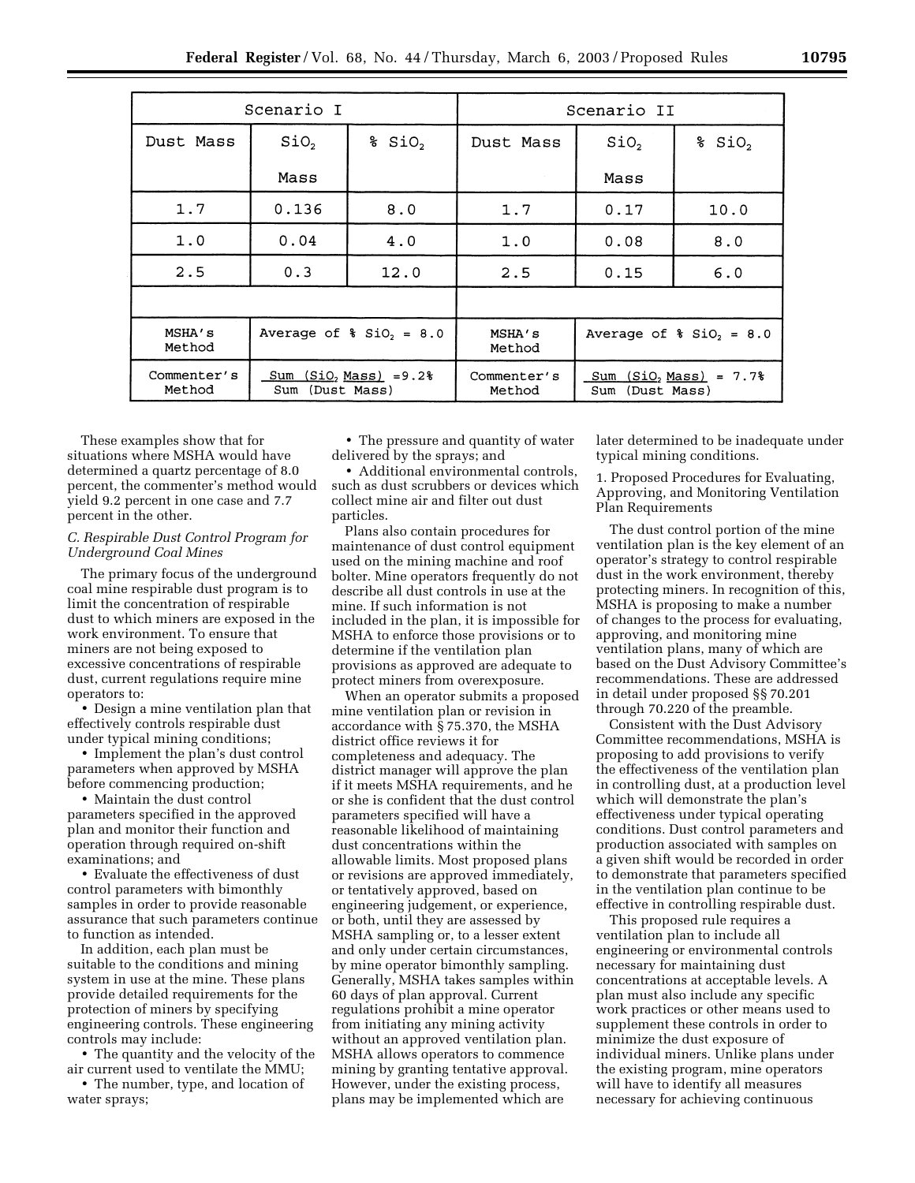| Scenario I | | | Scenario II | | |
|---|---|---|---|---|---|
| Dust Mass | $SiO_2$ Mass | % $SiO_2$ | Dust Mass | $SiO_2$ Mass | % $SiO_2$ |
| 1.7 | 0.136 | 8.0 | 1.7 | 0.17 | 10.0 |
| 1.0 | 0.04 | 4.0 | 1.0 | 0.08 | 8.0 |
| 2.5 | 0.3 | 12.0 | 2.5 | 0.15 | 6.0 |
| | | | | | |
| MSHA's Method | Average of % $SiO_2$ = 8.0 | | MSHA's Method | Average of % $SiO_2$ = 8.0 | |
| Commenter's Method | $\frac{\text{Sum }(SiO_2\text{ Mass})}{\text{Sum (Dust Mass)}}$ =9.2% | | Commenter's Method | $\frac{\text{Sum }(SiO_2\text{ Mass})}{\text{Sum (Dust Mass)}}$ = 7.7% | |

These examples show that for situations where MSHA would have determined a quartz percentage of 8.0 percent, the commenter's method would yield 9.2 percent in one case and 7.7 percent in the other.

*C. Respirable Dust Control Program for Underground Coal Mines*

The primary focus of the underground coal mine respirable dust program is to limit the concentration of respirable dust to which miners are exposed in the work environment. To ensure that miners are not being exposed to excessive concentrations of respirable dust, current regulations require mine operators to:

• Design a mine ventilation plan that effectively controls respirable dust under typical mining conditions;

• Implement the plan's dust control parameters when approved by MSHA before commencing production;

• Maintain the dust control parameters specified in the approved plan and monitor their function and operation through required on-shift examinations; and

• Evaluate the effectiveness of dust control parameters with bimonthly samples in order to provide reasonable assurance that such parameters continue to function as intended.

In addition, each plan must be suitable to the conditions and mining system in use at the mine. These plans provide detailed requirements for the protection of miners by specifying engineering controls. These engineering controls may include:

• The quantity and the velocity of the air current used to ventilate the MMU;

• The number, type, and location of water sprays;

• The pressure and quantity of water delivered by the sprays; and

• Additional environmental controls, such as dust scrubbers or devices which collect mine air and filter out dust particles.

Plans also contain procedures for maintenance of dust control equipment used on the mining machine and roof bolter. Mine operators frequently do not describe all dust controls in use at the mine. If such information is not included in the plan, it is impossible for MSHA to enforce those provisions or to determine if the ventilation plan provisions as approved are adequate to protect miners from overexposure.

When an operator submits a proposed mine ventilation plan or revision in accordance with § 75.370, the MSHA district office reviews it for completeness and adequacy. The district manager will approve the plan if it meets MSHA requirements, and he or she is confident that the dust control parameters specified will have a reasonable likelihood of maintaining dust concentrations within the allowable limits. Most proposed plans or revisions are approved immediately, or tentatively approved, based on engineering judgement, or experience, or both, until they are assessed by MSHA sampling or, to a lesser extent and only under certain circumstances, by mine operator bimonthly sampling. Generally, MSHA takes samples within 60 days of plan approval. Current regulations prohibit a mine operator from initiating any mining activity without an approved ventilation plan. MSHA allows operators to commence mining by granting tentative approval. However, under the existing process, plans may be implemented which are later determined to be inadequate under typical mining conditions.

1. Proposed Procedures for Evaluating, Approving, and Monitoring Ventilation Plan Requirements

The dust control portion of the mine ventilation plan is the key element of an operator's strategy to control respirable dust in the work environment, thereby protecting miners. In recognition of this, MSHA is proposing to make a number of changes to the process for evaluating, approving, and monitoring mine ventilation plans, many of which are based on the Dust Advisory Committee's recommendations. These are addressed in detail under proposed §§ 70.201 through 70.220 of the preamble.

Consistent with the Dust Advisory Committee recommendations, MSHA is proposing to add provisions to verify the effectiveness of the ventilation plan in controlling dust, at a production level which will demonstrate the plan's effectiveness under typical operating conditions. Dust control parameters and production associated with samples on a given shift would be recorded in order to demonstrate that parameters specified in the ventilation plan continue to be effective in controlling respirable dust.

This proposed rule requires a ventilation plan to include all engineering or environmental controls necessary for maintaining dust concentrations at acceptable levels. A plan must also include any specific work practices or other means used to supplement these controls in order to minimize the dust exposure of individual miners. Unlike plans under the existing program, mine operators will have to identify all measures necessary for achieving continuous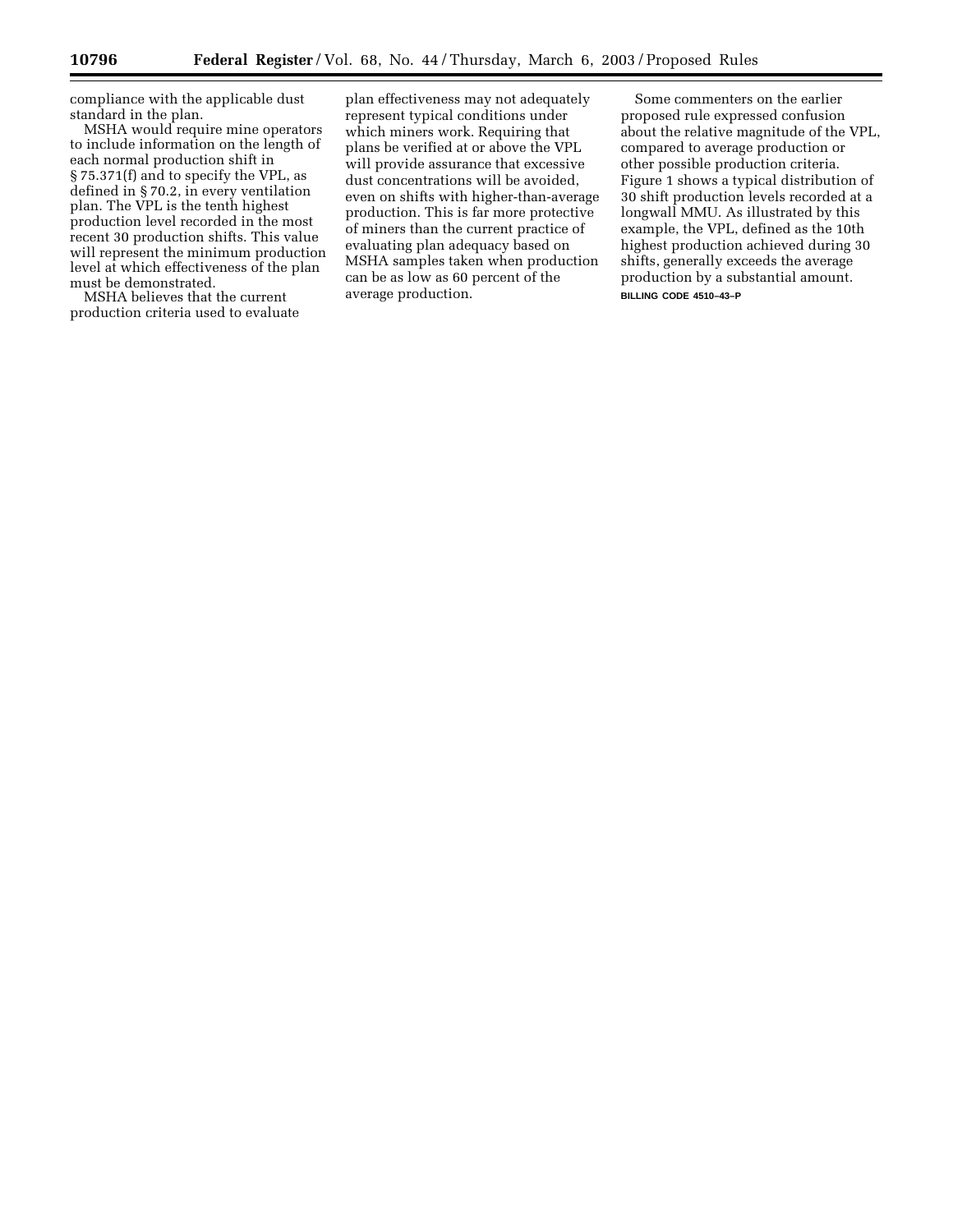compliance with the applicable dust standard in the plan.

MSHA would require mine operators to include information on the length of each normal production shift in § 75.371(f) and to specify the VPL, as defined in § 70.2, in every ventilation plan. The VPL is the tenth highest production level recorded in the most recent 30 production shifts. This value will represent the minimum production level at which effectiveness of the plan must be demonstrated.

MSHA believes that the current production criteria used to evaluate plan effectiveness may not adequately represent typical conditions under which miners work. Requiring that plans be verified at or above the VPL will provide assurance that excessive dust concentrations will be avoided, even on shifts with higher-than-average production. This is far more protective of miners than the current practice of evaluating plan adequacy based on MSHA samples taken when production can be as low as 60 percent of the average production.

Some commenters on the earlier proposed rule expressed confusion about the relative magnitude of the VPL, compared to average production or other possible production criteria. Figure 1 shows a typical distribution of 30 shift production levels recorded at a longwall MMU. As illustrated by this example, the VPL, defined as the 10th highest production achieved during 30 shifts, generally exceeds the average production by a substantial amount.

BILLING CODE 4510–43–P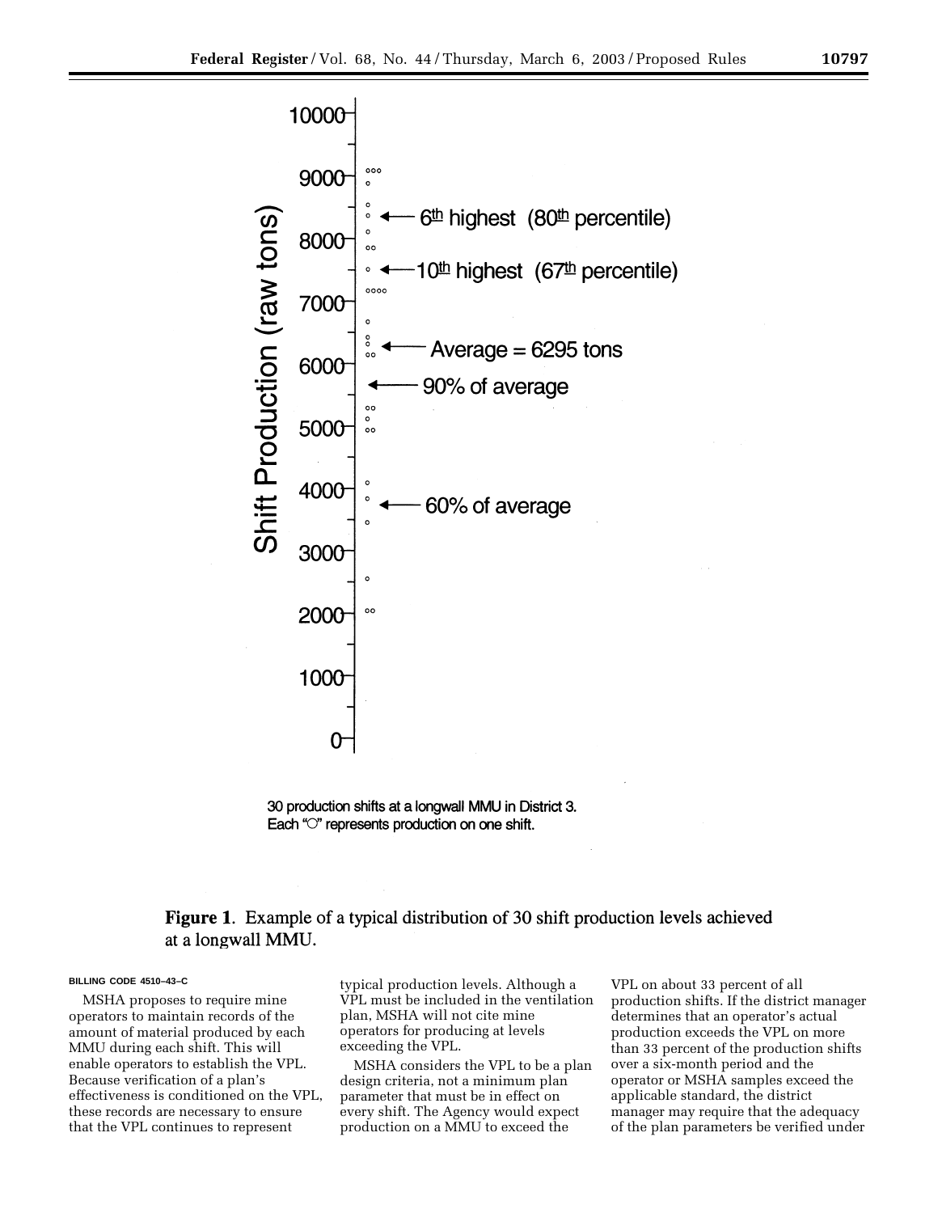30 production shifts at a longwall MMU in District 3.
Each "O" represents production on one shift.

**Figure 1.** Example of a typical distribution of 30 shift production levels achieved at a longwall MMU.

BILLING CODE 4510–43–C

MSHA proposes to require mine operators to maintain records of the amount of material produced by each MMU during each shift. This will enable operators to establish the VPL. Because verification of a plan's effectiveness is conditioned on the VPL, these records are necessary to ensure that the VPL continues to represent typical production levels. Although a VPL must be included in the ventilation plan, MSHA will not cite mine operators for producing at levels exceeding the VPL.

MSHA considers the VPL to be a plan design criteria, not a minimum plan parameter that must be in effect on every shift. The Agency would expect production on a MMU to exceed the VPL on about 33 percent of all production shifts. If the district manager determines that an operator's actual production exceeds the VPL on more than 33 percent of the production shifts over a six-month period and the operator or MSHA samples exceed the applicable standard, the district manager may require that the adequacy of the plan parameters be verified under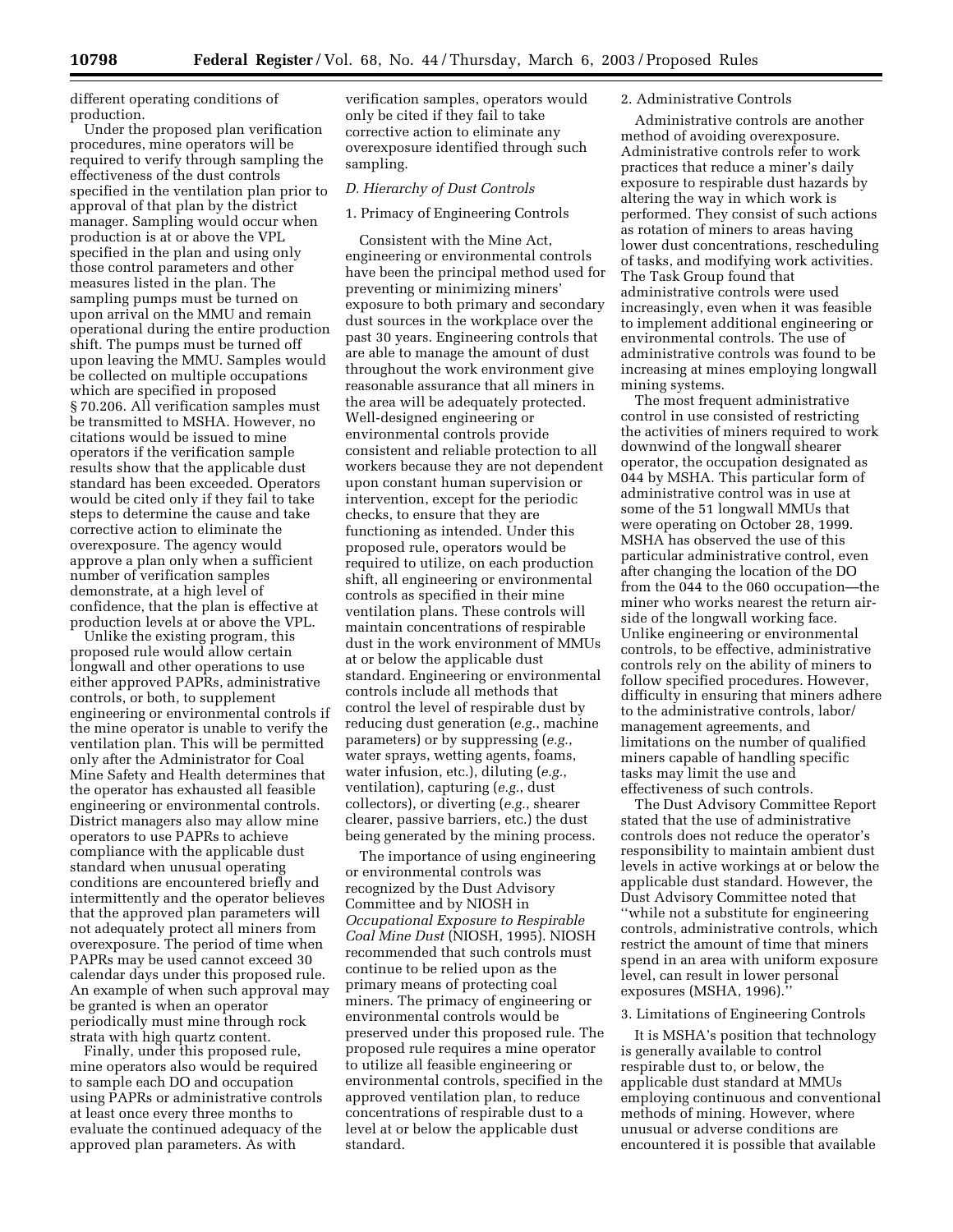different operating conditions of production.

Under the proposed plan verification procedures, mine operators will be required to verify through sampling the effectiveness of the dust controls specified in the ventilation plan prior to approval of that plan by the district manager. Sampling would occur when production is at or above the VPL specified in the plan and using only those control parameters and other measures listed in the plan. The sampling pumps must be turned on upon arrival on the MMU and remain operational during the entire production shift. The pumps must be turned off upon leaving the MMU. Samples would be collected on multiple occupations which are specified in proposed § 70.206. All verification samples must be transmitted to MSHA. However, no citations would be issued to mine operators if the verification sample results show that the applicable dust standard has been exceeded. Operators would be cited only if they fail to take steps to determine the cause and take corrective action to eliminate the overexposure. The agency would approve a plan only when a sufficient number of verification samples demonstrate, at a high level of confidence, that the plan is effective at production levels at or above the VPL.

Unlike the existing program, this proposed rule would allow certain longwall and other operations to use either approved PAPRs, administrative controls, or both, to supplement engineering or environmental controls if the mine operator is unable to verify the ventilation plan. This will be permitted only after the Administrator for Coal Mine Safety and Health determines that the operator has exhausted all feasible engineering or environmental controls. District managers also may allow mine operators to use PAPRs to achieve compliance with the applicable dust standard when unusual operating conditions are encountered briefly and intermittently and the operator believes that the approved plan parameters will not adequately protect all miners from overexposure. The period of time when PAPRs may be used cannot exceed 30 calendar days under this proposed rule. An example of when such approval may be granted is when an operator periodically must mine through rock strata with high quartz content.

Finally, under this proposed rule, mine operators also would be required to sample each DO and occupation using PAPRs or administrative controls at least once every three months to evaluate the continued adequacy of the approved plan parameters. As with verification samples, operators would only be cited if they fail to take corrective action to eliminate any overexposure identified through such sampling.

### *D. Hierarchy of Dust Controls*

#### 1. Primacy of Engineering Controls

Consistent with the Mine Act, engineering or environmental controls have been the principal method used for preventing or minimizing miners' exposure to both primary and secondary dust sources in the workplace over the past 30 years. Engineering controls that are able to manage the amount of dust throughout the work environment give reasonable assurance that all miners in the area will be adequately protected. Well-designed engineering or environmental controls provide consistent and reliable protection to all workers because they are not dependent upon constant human supervision or intervention, except for the periodic checks, to ensure that they are functioning as intended. Under this proposed rule, operators would be required to utilize, on each production shift, all engineering or environmental controls as specified in their mine ventilation plans. These controls will maintain concentrations of respirable dust in the work environment of MMUs at or below the applicable dust standard. Engineering or environmental controls include all methods that control the level of respirable dust by reducing dust generation (*e.g.*, machine parameters) or by suppressing (*e.g.*, water sprays, wetting agents, foams, water infusion, etc.), diluting (*e.g.*, ventilation), capturing (*e.g.*, dust collectors), or diverting (*e.g.*, shearer clearer, passive barriers, etc.) the dust being generated by the mining process.

The importance of using engineering or environmental controls was recognized by the Dust Advisory Committee and by NIOSH in *Occupational Exposure to Respirable Coal Mine Dust* (NIOSH, 1995). NIOSH recommended that such controls must continue to be relied upon as the primary means of protecting coal miners. The primacy of engineering or environmental controls would be preserved under this proposed rule. The proposed rule requires a mine operator to utilize all feasible engineering or environmental controls, specified in the approved ventilation plan, to reduce concentrations of respirable dust to a level at or below the applicable dust standard.

#### 2. Administrative Controls

Administrative controls are another method of avoiding overexposure. Administrative controls refer to work practices that reduce a miner's daily exposure to respirable dust hazards by altering the way in which work is performed. They consist of such actions as rotation of miners to areas having lower dust concentrations, rescheduling of tasks, and modifying work activities. The Task Group found that administrative controls were used increasingly, even when it was feasible to implement additional engineering or environmental controls. The use of administrative controls was found to be increasing at mines employing longwall mining systems.

The most frequent administrative control in use consisted of restricting the activities of miners required to work downwind of the longwall shearer operator, the occupation designated as 044 by MSHA. This particular form of administrative control was in use at some of the 51 longwall MMUs that were operating on October 28, 1999. MSHA has observed the use of this particular administrative control, even after changing the location of the DO from the 044 to the 060 occupation—the miner who works nearest the return air-side of the longwall working face. Unlike engineering or environmental controls, to be effective, administrative controls rely on the ability of miners to follow specified procedures. However, difficulty in ensuring that miners adhere to the administrative controls, labor/management agreements, and limitations on the number of qualified miners capable of handling specific tasks may limit the use and effectiveness of such controls.

The Dust Advisory Committee Report stated that the use of administrative controls does not reduce the operator's responsibility to maintain ambient dust levels in active workings at or below the applicable dust standard. However, the Dust Advisory Committee noted that "while not a substitute for engineering controls, administrative controls, which restrict the amount of time that miners spend in an area with uniform exposure level, can result in lower personal exposures (MSHA, 1996)."

#### 3. Limitations of Engineering Controls

It is MSHA's position that technology is generally available to control respirable dust to, or below, the applicable dust standard at MMUs employing continuous and conventional methods of mining. However, where unusual or adverse conditions are encountered it is possible that available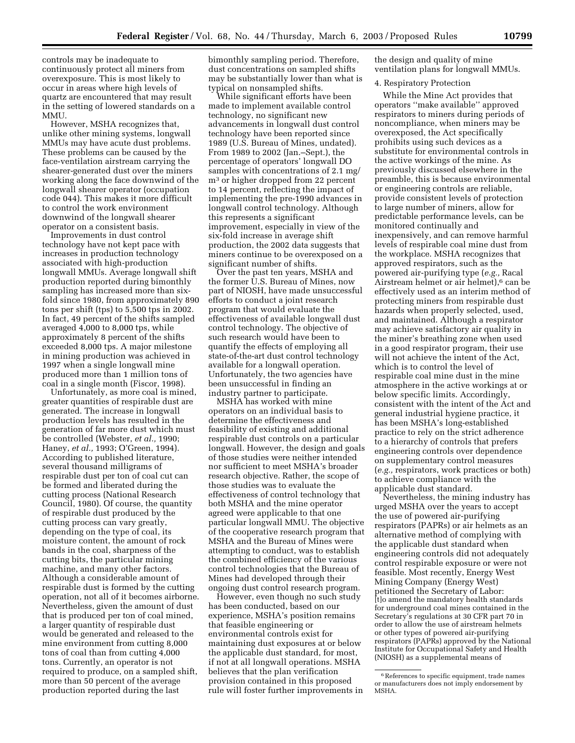controls may be inadequate to continuously protect all miners from overexposure. This is most likely to occur in areas where high levels of quartz are encountered that may result in the setting of lowered standards on a MMU.

However, MSHA recognizes that, unlike other mining systems, longwall MMUs may have acute dust problems. These problems can be caused by the face-ventilation airstream carrying the shearer-generated dust over the miners working along the face downwind of the longwall shearer operator (occupation code 044). This makes it more difficult to control the work environment downwind of the longwall shearer operator on a consistent basis.

Improvements in dust control technology have not kept pace with increases in production technology associated with high-production longwall MMUs. Average longwall shift production reported during bimonthly sampling has increased more than six-fold since 1980, from approximately 890 tons per shift (tps) to 5,500 tps in 2002. In fact, 49 percent of the shifts sampled averaged 4,000 to 8,000 tps, while approximately 8 percent of the shifts exceeded 8,000 tps. A major milestone in mining production was achieved in 1997 when a single longwall mine produced more than 1 million tons of coal in a single month (Fiscor, 1998).

Unfortunately, as more coal is mined, greater quantities of respirable dust are generated. The increase in longwall production levels has resulted in the generation of far more dust which must be controlled (Webster, *et al.,* 1990; Haney, *et al.,* 1993; O'Green, 1994). According to published literature, several thousand milligrams of respirable dust per ton of coal cut can be formed and liberated during the cutting process (National Research Council, 1980). Of course, the quantity of respirable dust produced by the cutting process can vary greatly, depending on the type of coal, its moisture content, the amount of rock bands in the coal, sharpness of the cutting bits, the particular mining machine, and many other factors. Although a considerable amount of respirable dust is formed by the cutting operation, not all of it becomes airborne. Nevertheless, given the amount of dust that is produced per ton of coal mined, a larger quantity of respirable dust would be generated and released to the mine environment from cutting 8,000 tons of coal than from cutting 4,000 tons. Currently, an operator is not required to produce, on a sampled shift, more than 50 percent of the average production reported during the last bimonthly sampling period. Therefore, dust concentrations on sampled shifts may be substantially lower than what is typical on nonsampled shifts.

While significant efforts have been made to implement available control technology, no significant new advancements in longwall dust control technology have been reported since 1989 (U.S. Bureau of Mines, undated). From 1989 to 2002 (Jan.–Sept.), the percentage of operators' longwall DO samples with concentrations of 2.1 mg/m$^3$ or higher dropped from 22 percent to 14 percent, reflecting the impact of implementing the pre-1990 advances in longwall control technology. Although this represents a significant improvement, especially in view of the six-fold increase in average shift production, the 2002 data suggests that miners continue to be overexposed on a significant number of shifts.

Over the past ten years, MSHA and the former U.S. Bureau of Mines, now part of NIOSH, have made unsuccessful efforts to conduct a joint research program that would evaluate the effectiveness of available longwall dust control technology. The objective of such research would have been to quantify the effects of employing all state-of-the-art dust control technology available for a longwall operation. Unfortunately, the two agencies have been unsuccessful in finding an industry partner to participate.

MSHA has worked with mine operators on an individual basis to determine the effectiveness and feasibility of existing and additional respirable dust controls on a particular longwall. However, the design and goals of those studies were neither intended nor sufficient to meet MSHA's broader research objective. Rather, the scope of those studies was to evaluate the effectiveness of control technology that both MSHA and the mine operator agreed were applicable to that one particular longwall MMU. The objective of the cooperative research program that MSHA and the Bureau of Mines were attempting to conduct, was to establish the combined efficiency of the various control technologies that the Bureau of Mines had developed through their ongoing dust control research program.

However, even though no such study has been conducted, based on our experience, MSHA's position remains that feasible engineering or environmental controls exist for maintaining dust exposures at or below the applicable dust standard, for most, if not at all longwall operations. MSHA believes that the plan verification provision contained in this proposed rule will foster further improvements in the design and quality of mine ventilation plans for longwall MMUs.

4. Respiratory Protection

While the Mine Act provides that operators "make available" approved respirators to miners during periods of noncompliance, when miners may be overexposed, the Act specifically prohibits using such devices as a substitute for environmental controls in the active workings of the mine. As previously discussed elsewhere in the preamble, this is because environmental or engineering controls are reliable, provide consistent levels of protection to large number of miners, allow for predictable performance levels, can be monitored continually and inexpensively, and can remove harmful levels of respirable coal mine dust from the workplace. MSHA recognizes that approved respirators, such as the powered air-purifying type (*e.g.,* Racal Airstream helmet or air helmet),[6] can be effectively used as an interim method of protecting miners from respirable dust hazards when properly selected, used, and maintained. Although a respirator may achieve satisfactory air quality in the miner's breathing zone when used in a good respirator program, their use will not achieve the intent of the Act, which is to control the level of respirable coal mine dust in the mine atmosphere in the active workings at or below specific limits. Accordingly, consistent with the intent of the Act and general industrial hygiene practice, it has been MSHA's long-established practice to rely on the strict adherence to a hierarchy of controls that prefers engineering controls over dependence on supplementary control measures (*e.g.,* respirators, work practices or both) to achieve compliance with the applicable dust standard.

Nevertheless, the mining industry has urged MSHA over the years to accept the use of powered air-purifying respirators (PAPRs) or air helmets as an alternative method of complying with the applicable dust standard when engineering controls did not adequately control respirable exposure or were not feasible. Most recently, Energy West Mining Company (Energy West) petitioned the Secretary of Labor:

> [t]o amend the mandatory health standards for underground coal mines contained in the Secretary's regulations at 30 CFR part 70 in order to allow the use of airstream helmets or other types of powered air-purifying respirators (PAPRs) approved by the National Institute for Occupational Safety and Health (NIOSH) as a supplemental means of

[6] References to specific equipment, trade names or manufacturers does not imply endorsement by MSHA.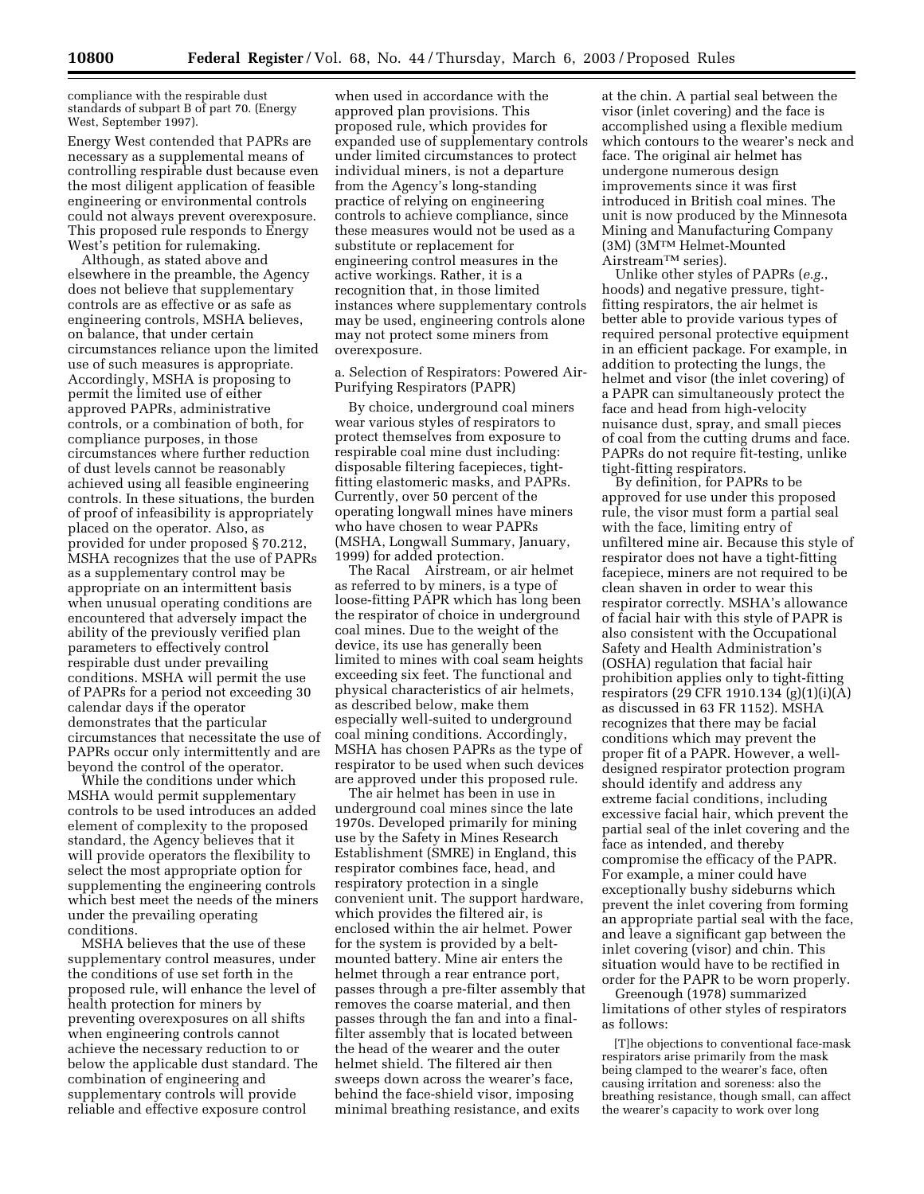compliance with the respirable dust standards of subpart B of part 70. (Energy West, September 1997).

Energy West contended that PAPRs are necessary as a supplemental means of controlling respirable dust because even the most diligent application of feasible engineering or environmental controls could not always prevent overexposure. This proposed rule responds to Energy West's petition for rulemaking.

Although, as stated above and elsewhere in the preamble, the Agency does not believe that supplementary controls are as effective or as safe as engineering controls, MSHA believes, on balance, that under certain circumstances reliance upon the limited use of such measures is appropriate. Accordingly, MSHA is proposing to permit the limited use of either approved PAPRs, administrative controls, or a combination of both, for compliance purposes, in those circumstances where further reduction of dust levels cannot be reasonably achieved using all feasible engineering controls. In these situations, the burden of proof of infeasibility is appropriately placed on the operator. Also, as provided for under proposed § 70.212, MSHA recognizes that the use of PAPRs as a supplementary control may be appropriate on an intermittent basis when unusual operating conditions are encountered that adversely impact the ability of the previously verified plan parameters to effectively control respirable dust under prevailing conditions. MSHA will permit the use of PAPRs for a period not exceeding 30 calendar days if the operator demonstrates that the particular circumstances that necessitate the use of PAPRs occur only intermittently and are beyond the control of the operator.

While the conditions under which MSHA would permit supplementary controls to be used introduces an added element of complexity to the proposed standard, the Agency believes that it will provide operators the flexibility to select the most appropriate option for supplementing the engineering controls which best meet the needs of the miners under the prevailing operating conditions.

MSHA believes that the use of these supplementary control measures, under the conditions of use set forth in the proposed rule, will enhance the level of health protection for miners by preventing overexposures on all shifts when engineering controls cannot achieve the necessary reduction to or below the applicable dust standard. The combination of engineering and supplementary controls will provide reliable and effective exposure control when used in accordance with the approved plan provisions. This proposed rule, which provides for expanded use of supplementary controls under limited circumstances to protect individual miners, is not a departure from the Agency's long-standing practice of relying on engineering controls to achieve compliance, since these measures would not be used as a substitute or replacement for engineering control measures in the active workings. Rather, it is a recognition that, in those limited instances where supplementary controls may be used, engineering controls alone may not protect some miners from overexposure.

a. Selection of Respirators: Powered Air-Purifying Respirators (PAPR)

By choice, underground coal miners wear various styles of respirators to protect themselves from exposure to respirable coal mine dust including: disposable filtering facepieces, tight-fitting elastomeric masks, and PAPRs. Currently, over 50 percent of the operating longwall mines have miners who have chosen to wear PAPRs (MSHA, Longwall Summary, January, 1999) for added protection.

The Racal Airstream, or air helmet as referred to by miners, is a type of loose-fitting PAPR which has long been the respirator of choice in underground coal mines. Due to the weight of the device, its use has generally been limited to mines with coal seam heights exceeding six feet. The functional and physical characteristics of air helmets, as described below, make them especially well-suited to underground coal mining conditions. Accordingly, MSHA has chosen PAPRs as the type of respirator to be used when such devices are approved under this proposed rule.

The air helmet has been in use in underground coal mines since the late 1970s. Developed primarily for mining use by the Safety in Mines Research Establishment (SMRE) in England, this respirator combines face, head, and respiratory protection in a single convenient unit. The support hardware, which provides the filtered air, is enclosed within the air helmet. Power for the system is provided by a belt-mounted battery. Mine air enters the helmet through a rear entrance port, passes through a pre-filter assembly that removes the coarse material, and then passes through the fan and into a final-filter assembly that is located between the head of the wearer and the outer helmet shield. The filtered air then sweeps down across the wearer's face, behind the face-shield visor, imposing minimal breathing resistance, and exits at the chin. A partial seal between the visor (inlet covering) and the face is accomplished using a flexible medium which contours to the wearer's neck and face. The original air helmet has undergone numerous design improvements since it was first introduced in British coal mines. The unit is now produced by the Minnesota Mining and Manufacturing Company (3M) (3M™ Helmet-Mounted Airstream™ series).

Unlike other styles of PAPRs (*e.g.*, hoods) and negative pressure, tight-fitting respirators, the air helmet is better able to provide various types of required personal protective equipment in an efficient package. For example, in addition to protecting the lungs, the helmet and visor (the inlet covering) of a PAPR can simultaneously protect the face and head from high-velocity nuisance dust, spray, and small pieces of coal from the cutting drums and face. PAPRs do not require fit-testing, unlike tight-fitting respirators.

By definition, for PAPRs to be approved for use under this proposed rule, the visor must form a partial seal with the face, limiting entry of unfiltered mine air. Because this style of respirator does not have a tight-fitting facepiece, miners are not required to be clean shaven in order to wear this respirator correctly. MSHA's allowance of facial hair with this style of PAPR is also consistent with the Occupational Safety and Health Administration's (OSHA) regulation that facial hair prohibition applies only to tight-fitting respirators (29 CFR 1910.134 (g)(1)(i)(A) as discussed in 63 FR 1152). MSHA recognizes that there may be facial conditions which may prevent the proper fit of a PAPR. However, a well-designed respirator protection program should identify and address any extreme facial conditions, including excessive facial hair, which prevent the partial seal of the inlet covering and the face as intended, and thereby compromise the efficacy of the PAPR. For example, a miner could have exceptionally bushy sideburns which prevent the inlet covering from forming an appropriate partial seal with the face, and leave a significant gap between the inlet covering (visor) and chin. This situation would have to be rectified in order for the PAPR to be worn properly.

Greenough (1978) summarized limitations of other styles of respirators as follows:

> [T]he objections to conventional face-mask respirators arise primarily from the mask being clamped to the wearer's face, often causing irritation and soreness: also the breathing resistance, though small, can affect the wearer's capacity to work over long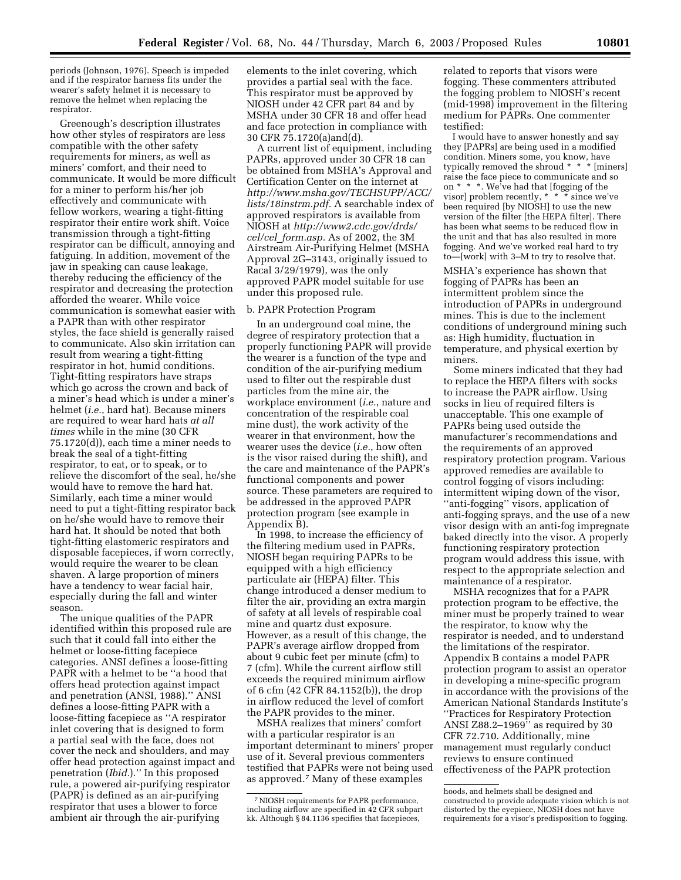periods (Johnson, 1976). Speech is impeded and if the respirator harness fits under the wearer's safety helmet it is necessary to remove the helmet when replacing the respirator.

Greenough's description illustrates how other styles of respirators are less compatible with the other safety requirements for miners, as well as miners' comfort, and their need to communicate. It would be more difficult for a miner to perform his/her job effectively and communicate with fellow workers, wearing a tight-fitting respirator their entire work shift. Voice transmission through a tight-fitting respirator can be difficult, annoying and fatiguing. In addition, movement of the jaw in speaking can cause leakage, thereby reducing the efficiency of the respirator and decreasing the protection afforded the wearer. While voice communication is somewhat easier with a PAPR than with other respirator styles, the face shield is generally raised to communicate. Also skin irritation can result from wearing a tight-fitting respirator in hot, humid conditions. Tight-fitting respirators have straps which go across the crown and back of a miner's head which is under a miner's helmet (*i.e.*, hard hat). Because miners are required to wear hard hats *at all times* while in the mine (30 CFR 75.1720(d)), each time a miner needs to break the seal of a tight-fitting respirator, to eat, or to speak, or to relieve the discomfort of the seal, he/she would have to remove the hard hat. Similarly, each time a miner would need to put a tight-fitting respirator back on he/she would have to remove their hard hat. It should be noted that both tight-fitting elastomeric respirators and disposable facepieces, if worn correctly, would require the wearer to be clean shaven. A large proportion of miners have a tendency to wear facial hair, especially during the fall and winter season.

The unique qualities of the PAPR identified within this proposed rule are such that it could fall into either the helmet or loose-fitting facepiece categories. ANSI defines a loose-fitting PAPR with a helmet to be "a hood that offers head protection against impact and penetration (ANSI, 1988)." ANSI defines a loose-fitting PAPR with a loose-fitting facepiece as "A respirator inlet covering that is designed to form a partial seal with the face, does not cover the neck and shoulders, and may offer head protection against impact and penetration (*Ibid.*)." In this proposed rule, a powered air-purifying respirator (PAPR) is defined as an air-purifying respirator that uses a blower to force ambient air through the air-purifying elements to the inlet covering, which provides a partial seal with the face. This respirator must be approved by NIOSH under 42 CFR part 84 and by MSHA under 30 CFR 18 and offer head and face protection in compliance with 30 CFR 75.1720(a)and(d).

A current list of equipment, including PAPRs, approved under 30 CFR 18 can be obtained from MSHA's Approval and Certification Center on the internet at *http://www.msha.gov/TECHSUPP/ACC/lists/18instrm.pdf.* A searchable index of approved respirators is available from NIOSH at *http://www2.cdc.gov/drds/cel/cel_form.asp.* As of 2002, the 3M Airstream Air-Purifying Helmet (MSHA Approval 2G–3143, originally issued to Racal 3/29/1979), was the only approved PAPR model suitable for use under this proposed rule.

b. PAPR Protection Program

In an underground coal mine, the degree of respiratory protection that a properly functioning PAPR will provide the wearer is a function of the type and condition of the air-purifying medium used to filter out the respirable dust particles from the mine air, the workplace environment (*i.e.*, nature and concentration of the respirable coal mine dust), the work activity of the wearer in that environment, how the wearer uses the device (*i.e.*, how often is the visor raised during the shift), and the care and maintenance of the PAPR's functional components and power source. These parameters are required to be addressed in the approved PAPR protection program (see example in Appendix B).

In 1998, to increase the efficiency of the filtering medium used in PAPRs, NIOSH began requiring PAPRs to be equipped with a high efficiency particulate air (HEPA) filter. This change introduced a denser medium to filter the air, providing an extra margin of safety at all levels of respirable coal mine and quartz dust exposure. However, as a result of this change, the PAPR's average airflow dropped from about 9 cubic feet per minute (cfm) to 7 (cfm). While the current airflow still exceeds the required minimum airflow of 6 cfm (42 CFR 84.1152(b)), the drop in airflow reduced the level of comfort the PAPR provides to the miner.

MSHA realizes that miners' comfort with a particular respirator is an important determinant to miners' proper use of it. Several previous commenters testified that PAPRs were not being used as approved.[7] Many of these examples related to reports that visors were fogging. These commenters attributed the fogging problem to NIOSH's recent (mid-1998) improvement in the filtering medium for PAPRs. One commenter testified:

> I would have to answer honestly and say they [PAPRs] are being used in a modified condition. Miners some, you know, have typically removed the shroud * * * [miners] raise the face piece to communicate and so on * * *. We've had that [fogging of the visor] problem recently, * * * since we've been required [by NIOSH] to use the new version of the filter [the HEPA filter]. There has been what seems to be reduced flow in the unit and that has also resulted in more fogging. And we've worked real hard to try to—[work] with 3–M to try to resolve that.

MSHA's experience has shown that fogging of PAPRs has been an intermittent problem since the introduction of PAPRs in underground mines. This is due to the inclement conditions of underground mining such as: High humidity, fluctuation in temperature, and physical exertion by miners.

Some miners indicated that they had to replace the HEPA filters with socks to increase the PAPR airflow. Using socks in lieu of required filters is unacceptable. This one example of PAPRs being used outside the manufacturer's recommendations and the requirements of an approved respiratory protection program. Various approved remedies are available to control fogging of visors including: intermittent wiping down of the visor, "anti-fogging" visors, application of anti-fogging sprays, and the use of a new visor design with an anti-fog impregnate baked directly into the visor. A properly functioning respiratory protection program would address this issue, with respect to the appropriate selection and maintenance of a respirator.

MSHA recognizes that for a PAPR protection program to be effective, the miner must be properly trained to wear the respirator, to know why the respirator is needed, and to understand the limitations of the respirator. Appendix B contains a model PAPR protection program to assist an operator in developing a mine-specific program in accordance with the provisions of the American National Standards Institute's "Practices for Respiratory Protection ANSI Z88.2–1969" as required by 30 CFR 72.710. Additionally, mine management must regularly conduct reviews to ensure continued effectiveness of the PAPR protection

---

[7] NIOSH requirements for PAPR performance, including airflow are specified in 42 CFR subpart kk. Although § 84.1136 specifies that facepieces, hoods, and helmets shall be designed and constructed to provide adequate vision which is not distorted by the eyepiece, NIOSH does not have requirements for a visor's predisposition to fogging.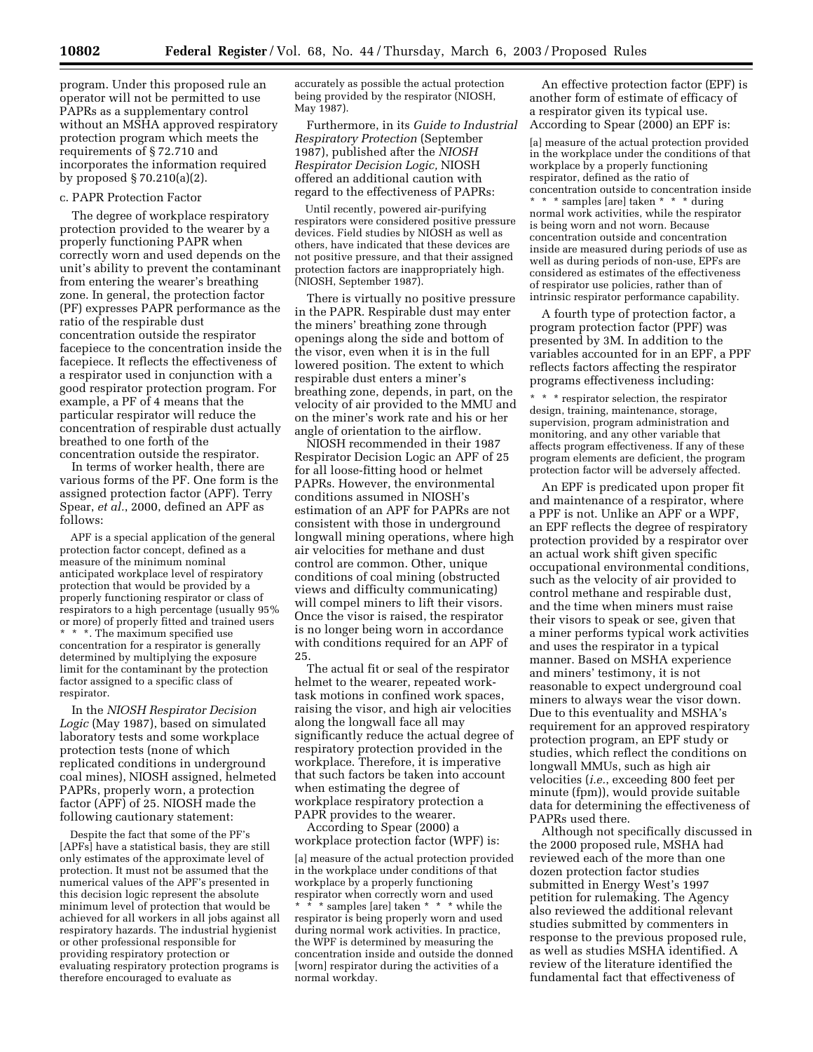program. Under this proposed rule an operator will not be permitted to use PAPRs as a supplementary control without an MSHA approved respiratory protection program which meets the requirements of § 72.710 and incorporates the information required by proposed § 70.210(a)(2).

c. PAPR Protection Factor

The degree of workplace respiratory protection provided to the wearer by a properly functioning PAPR when correctly worn and used depends on the unit's ability to prevent the contaminant from entering the wearer's breathing zone. In general, the protection factor (PF) expresses PAPR performance as the ratio of the respirable dust concentration outside the respirator facepiece to the concentration inside the facepiece. It reflects the effectiveness of a respirator used in conjunction with a good respirator protection program. For example, a PF of 4 means that the particular respirator will reduce the concentration of respirable dust actually breathed to one forth of the concentration outside the respirator.

In terms of worker health, there are various forms of the PF. One form is the assigned protection factor (APF). Terry Spear, *et al.*, 2000, defined an APF as follows:

> APF is a special application of the general protection factor concept, defined as a measure of the minimum nominal anticipated workplace level of respiratory protection that would be provided by a properly functioning respirator or class of respirators to a high percentage (usually 95% or more) of properly fitted and trained users * * *. The maximum specified use concentration for a respirator is generally determined by multiplying the exposure limit for the contaminant by the protection factor assigned to a specific class of respirator.

In the *NIOSH Respirator Decision Logic* (May 1987), based on simulated laboratory tests and some workplace protection tests (none of which replicated conditions in underground coal mines), NIOSH assigned, helmeted PAPRs, properly worn, a protection factor (APF) of 25. NIOSH made the following cautionary statement:

> Despite the fact that some of the PF's [APFs] have a statistical basis, they are still only estimates of the approximate level of protection. It must not be assumed that the numerical values of the APF's presented in this decision logic represent the absolute minimum level of protection that would be achieved for all workers in all jobs against all respiratory hazards. The industrial hygienist or other professional responsible for providing respiratory protection or evaluating respiratory protection programs is therefore encouraged to evaluate as accurately as possible the actual protection being provided by the respirator (NIOSH, May 1987).

Furthermore, in its *Guide to Industrial Respiratory Protection* (September 1987), published after the *NIOSH Respirator Decision Logic,* NIOSH offered an additional caution with regard to the effectiveness of PAPRs:

> Until recently, powered air-purifying respirators were considered positive pressure devices. Field studies by NIOSH as well as others, have indicated that these devices are not positive pressure, and that their assigned protection factors are inappropriately high. (NIOSH, September 1987).

There is virtually no positive pressure in the PAPR. Respirable dust may enter the miners' breathing zone through openings along the side and bottom of the visor, even when it is in the full lowered position. The extent to which respirable dust enters a miner's breathing zone, depends, in part, on the velocity of air provided to the MMU and on the miner's work rate and his or her angle of orientation to the airflow.

NIOSH recommended in their 1987 Respirator Decision Logic an APF of 25 for all loose-fitting hood or helmet PAPRs. However, the environmental conditions assumed in NIOSH's estimation of an APF for PAPRs are not consistent with those in underground longwall mining operations, where high air velocities for methane and dust control are common. Other, unique conditions of coal mining (obstructed views and difficulty communicating) will compel miners to lift their visors. Once the visor is raised, the respirator is no longer being worn in accordance with conditions required for an APF of 25.

The actual fit or seal of the respirator helmet to the wearer, repeated work-task motions in confined work spaces, raising the visor, and high air velocities along the longwall face all may significantly reduce the actual degree of respiratory protection provided in the workplace. Therefore, it is imperative that such factors be taken into account when estimating the degree of workplace respiratory protection a PAPR provides to the wearer.

According to Spear (2000) a workplace protection factor (WPF) is:

> [a] measure of the actual protection provided in the workplace under conditions of that workplace by a properly functioning respirator when correctly worn and used * * * samples [are] taken * * * while the respirator is being properly worn and used during normal work activities. In practice, the WPF is determined by measuring the concentration inside and outside the donned [worn] respirator during the activities of a normal workday.

An effective protection factor (EPF) is another form of estimate of efficacy of a respirator given its typical use. According to Spear (2000) an EPF is:

> [a] measure of the actual protection provided in the workplace under the conditions of that workplace by a properly functioning respirator, defined as the ratio of concentration outside to concentration inside * * * samples [are] taken * * * during normal work activities, while the respirator is being worn and not worn. Because concentration outside and concentration inside are measured during periods of use as well as during periods of non-use, EPFs are considered as estimates of the effectiveness of respirator use policies, rather than of intrinsic respirator performance capability.

A fourth type of protection factor, a program protection factor (PPF) was presented by 3M. In addition to the variables accounted for in an EPF, a PPF reflects factors affecting the respirator programs effectiveness including:

> * * * respirator selection, the respirator design, training, maintenance, storage, supervision, program administration and monitoring, and any other variable that affects program effectiveness. If any of these program elements are deficient, the program protection factor will be adversely affected.

An EPF is predicated upon proper fit and maintenance of a respirator, where a PPF is not. Unlike an APF or a WPF, an EPF reflects the degree of respiratory protection provided by a respirator over an actual work shift given specific occupational environmental conditions, such as the velocity of air provided to control methane and respirable dust, and the time when miners must raise their visors to speak or see, given that a miner performs typical work activities and uses the respirator in a typical manner. Based on MSHA experience and miners' testimony, it is not reasonable to expect underground coal miners to always wear the visor down. Due to this eventuality and MSHA's requirement for an approved respiratory protection program, an EPF study or studies, which reflect the conditions on longwall MMUs, such as high air velocities (*i.e.*, exceeding 800 feet per minute (fpm)), would provide suitable data for determining the effectiveness of PAPRs used there.

Although not specifically discussed in the 2000 proposed rule, MSHA had reviewed each of the more than one dozen protection factor studies submitted in Energy West's 1997 petition for rulemaking. The Agency also reviewed the additional relevant studies submitted by commenters in response to the previous proposed rule, as well as studies MSHA identified. A review of the literature identified the fundamental fact that effectiveness of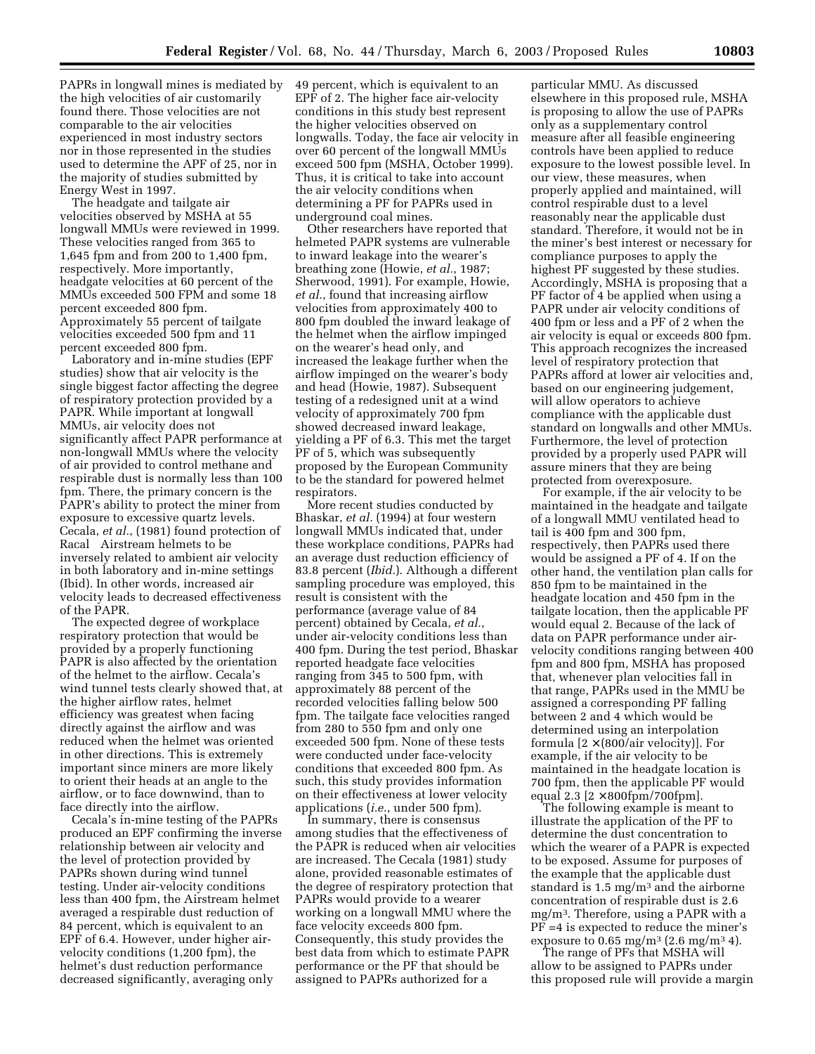PAPRs in longwall mines is mediated by the high velocities of air customarily found there. Those velocities are not comparable to the air velocities experienced in most industry sectors nor in those represented in the studies used to determine the APF of 25, nor in the majority of studies submitted by Energy West in 1997.

The headgate and tailgate air velocities observed by MSHA at 55 longwall MMUs were reviewed in 1999. These velocities ranged from 365 to 1,645 fpm and from 200 to 1,400 fpm, respectively. More importantly, headgate velocities at 60 percent of the MMUs exceeded 500 FPM and some 18 percent exceeded 800 fpm. Approximately 55 percent of tailgate velocities exceeded 500 fpm and 11 percent exceeded 800 fpm.

Laboratory and in-mine studies (EPF studies) show that air velocity is the single biggest factor affecting the degree of respiratory protection provided by a PAPR. While important at longwall MMUs, air velocity does not significantly affect PAPR performance at non-longwall MMUs where the velocity of air provided to control methane and respirable dust is normally less than 100 fpm. There, the primary concern is the PAPR's ability to protect the miner from exposure to excessive quartz levels. Cecala, *et al.*, (1981) found protection of Racal Airstream helmets to be inversely related to ambient air velocity in both laboratory and in-mine settings (Ibid). In other words, increased air velocity leads to decreased effectiveness of the PAPR.

The expected degree of workplace respiratory protection that would be provided by a properly functioning PAPR is also affected by the orientation of the helmet to the airflow. Cecala's wind tunnel tests clearly showed that, at the higher airflow rates, helmet efficiency was greatest when facing directly against the airflow and was reduced when the helmet was oriented in other directions. This is extremely important since miners are more likely to orient their heads at an angle to the airflow, or to face downwind, than to face directly into the airflow.

Cecala's in-mine testing of the PAPRs produced an EPF confirming the inverse relationship between air velocity and the level of protection provided by PAPRs shown during wind tunnel testing. Under air-velocity conditions less than 400 fpm, the Airstream helmet averaged a respirable dust reduction of 84 percent, which is equivalent to an EPF of 6.4. However, under higher air-velocity conditions (1,200 fpm), the helmet's dust reduction performance decreased significantly, averaging only 49 percent, which is equivalent to an EPF of 2. The higher face air-velocity conditions in this study best represent the higher velocities observed on longwalls. Today, the face air velocity in over 60 percent of the longwall MMUs exceed 500 fpm (MSHA, October 1999). Thus, it is critical to take into account the air velocity conditions when determining a PF for PAPRs used in underground coal mines.

Other researchers have reported that helmeted PAPR systems are vulnerable to inward leakage into the wearer's breathing zone (Howie, *et al.*, 1987; Sherwood, 1991). For example, Howie, *et al.*, found that increasing airflow velocities from approximately 400 to 800 fpm doubled the inward leakage of the helmet when the airflow impinged on the wearer's head only, and increased the leakage further when the airflow impinged on the wearer's body and head (Howie, 1987). Subsequent testing of a redesigned unit at a wind velocity of approximately 700 fpm showed decreased inward leakage, yielding a PF of 6.3. This met the target PF of 5, which was subsequently proposed by the European Community to be the standard for powered helmet respirators.

More recent studies conducted by Bhaskar, *et al.* (1994) at four western longwall MMUs indicated that, under these workplace conditions, PAPRs had an average dust reduction efficiency of 83.8 percent (*Ibid.*). Although a different sampling procedure was employed, this result is consistent with the performance (average value of 84 percent) obtained by Cecala, *et al.*, under air-velocity conditions less than 400 fpm. During the test period, Bhaskar reported headgate face velocities ranging from 345 to 500 fpm, with approximately 88 percent of the recorded velocities falling below 500 fpm. The tailgate face velocities ranged from 280 to 550 fpm and only one exceeded 500 fpm. None of these tests were conducted under face-velocity conditions that exceeded 800 fpm. As such, this study provides information on their effectiveness at lower velocity applications (*i.e.*, under 500 fpm).

In summary, there is consensus among studies that the effectiveness of the PAPR is reduced when air velocities are increased. The Cecala (1981) study alone, provided reasonable estimates of the degree of respiratory protection that PAPRs would provide to a wearer working on a longwall MMU where the face velocity exceeds 800 fpm. Consequently, this study provides the best data from which to estimate PAPR performance or the PF that should be assigned to PAPRs authorized for a particular MMU. As discussed elsewhere in this proposed rule, MSHA is proposing to allow the use of PAPRs only as a supplementary control measure after all feasible engineering controls have been applied to reduce exposure to the lowest possible level. In our view, these measures, when properly applied and maintained, will control respirable dust to a level reasonably near the applicable dust standard. Therefore, it would not be in the miner's best interest or necessary for compliance purposes to apply the highest PF suggested by these studies. Accordingly, MSHA is proposing that a PF factor of 4 be applied when using a PAPR under air velocity conditions of 400 fpm or less and a PF of 2 when the air velocity is equal or exceeds 800 fpm. This approach recognizes the increased level of respiratory protection that PAPRs afford at lower air velocities and, based on our engineering judgement, will allow operators to achieve compliance with the applicable dust standard on longwalls and other MMUs. Furthermore, the level of protection provided by a properly used PAPR will assure miners that they are being protected from overexposure.

For example, if the air velocity to be maintained in the headgate and tailgate of a longwall MMU ventilated head to tail is 400 fpm and 300 fpm, respectively, then PAPRs used there would be assigned a PF of 4. If on the other hand, the ventilation plan calls for 850 fpm to be maintained in the headgate location and 450 fpm in the tailgate location, then the applicable PF would equal 2. Because of the lack of data on PAPR performance under air-velocity conditions ranging between 400 fpm and 800 fpm, MSHA has proposed that, whenever plan velocities fall in that range, PAPRs used in the MMU be assigned a corresponding PF falling between 2 and 4 which would be determined using an interpolation formula [$2 \times (800/\text{air velocity})$]. For example, if the air velocity to be maintained in the headgate location is 700 fpm, then the applicable PF would equal 2.3 [$2 \times 800\text{fpm}/700\text{fpm}$].

The following example is meant to illustrate the application of the PF to determine the dust concentration to which the wearer of a PAPR is expected to be exposed. Assume for purposes of the example that the applicable dust standard is 1.5 $mg/m^3$ and the airborne concentration of respirable dust is 2.6 $mg/m^3$. Therefore, using a PAPR with a PF =4 is expected to reduce the miner's exposure to 0.65 $mg/m^3$ (2.6 $mg/m^3$ 4).

The range of PFs that MSHA will allow to be assigned to PAPRs under this proposed rule will provide a margin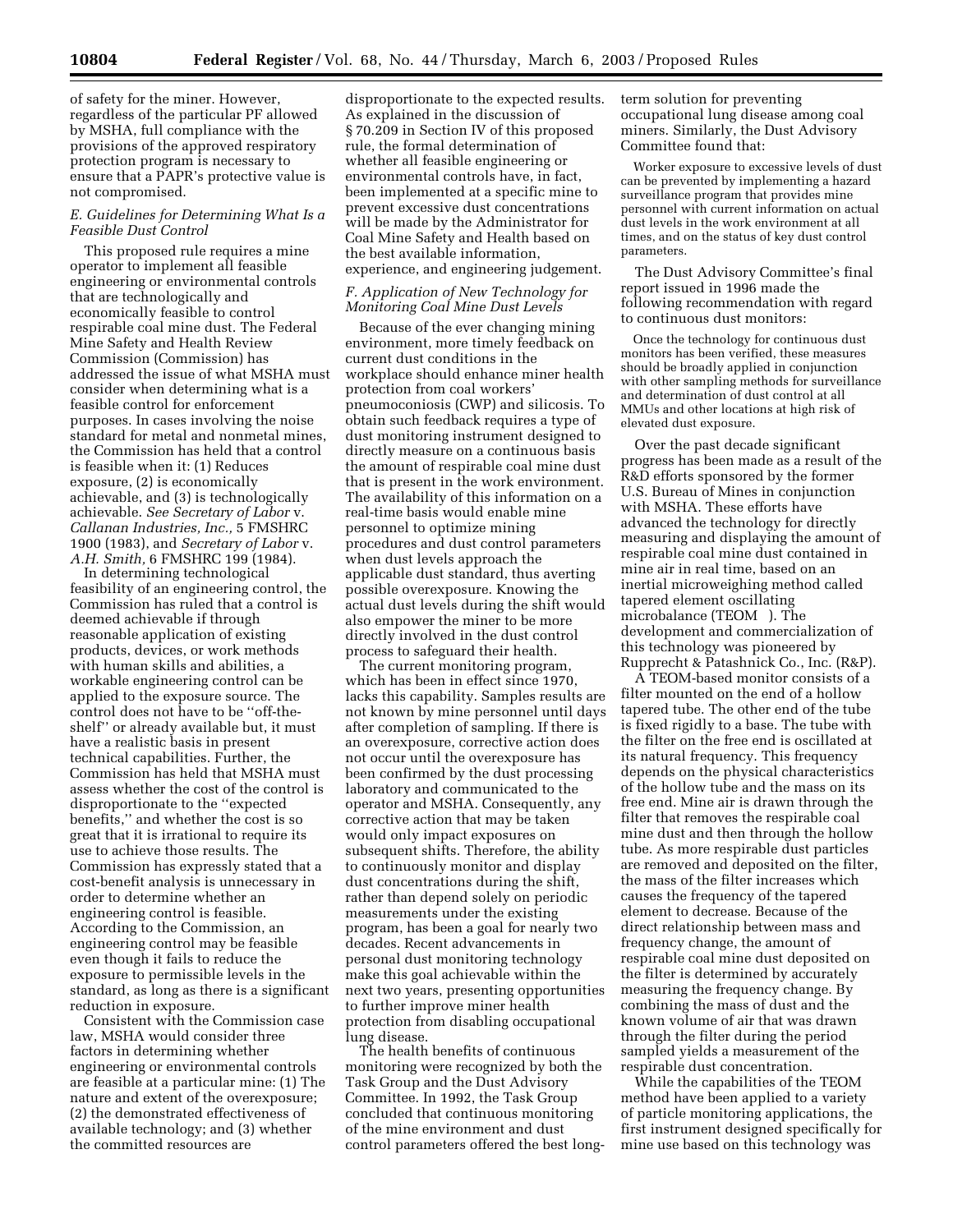of safety for the miner. However, regardless of the particular PF allowed by MSHA, full compliance with the provisions of the approved respiratory protection program is necessary to ensure that a PAPR's protective value is not compromised.

### *E. Guidelines for Determining What Is a Feasible Dust Control*

This proposed rule requires a mine operator to implement all feasible engineering or environmental controls that are technologically and economically feasible to control respirable coal mine dust. The Federal Mine Safety and Health Review Commission (Commission) has addressed the issue of what MSHA must consider when determining what is a feasible control for enforcement purposes. In cases involving the noise standard for metal and nonmetal mines, the Commission has held that a control is feasible when it: (1) Reduces exposure, (2) is economically achievable, and (3) is technologically achievable. *See Secretary of Labor* v. *Callanan Industries, Inc.,* 5 FMSHRC 1900 (1983), and *Secretary of Labor* v. *A.H. Smith,* 6 FMSHRC 199 (1984).

In determining technological feasibility of an engineering control, the Commission has ruled that a control is deemed achievable if through reasonable application of existing products, devices, or work methods with human skills and abilities, a workable engineering control can be applied to the exposure source. The control does not have to be "off-the-shelf" or already available but, it must have a realistic basis in present technical capabilities. Further, the Commission has held that MSHA must assess whether the cost of the control is disproportionate to the "expected benefits," and whether the cost is so great that it is irrational to require its use to achieve those results. The Commission has expressly stated that a cost-benefit analysis is unnecessary in order to determine whether an engineering control is feasible. According to the Commission, an engineering control may be feasible even though it fails to reduce the exposure to permissible levels in the standard, as long as there is a significant reduction in exposure.

Consistent with the Commission case law, MSHA would consider three factors in determining whether engineering or environmental controls are feasible at a particular mine: (1) The nature and extent of the overexposure; (2) the demonstrated effectiveness of available technology; and (3) whether the committed resources are disproportionate to the expected results. As explained in the discussion of § 70.209 in Section IV of this proposed rule, the formal determination of whether all feasible engineering or environmental controls have, in fact, been implemented at a specific mine to prevent excessive dust concentrations will be made by the Administrator for Coal Mine Safety and Health based on the best available information, experience, and engineering judgement.

### *F. Application of New Technology for Monitoring Coal Mine Dust Levels*

Because of the ever changing mining environment, more timely feedback on current dust conditions in the workplace should enhance miner health protection from coal workers' pneumoconiosis (CWP) and silicosis. To obtain such feedback requires a type of dust monitoring instrument designed to directly measure on a continuous basis the amount of respirable coal mine dust that is present in the work environment. The availability of this information on a real-time basis would enable mine personnel to optimize mining procedures and dust control parameters when dust levels approach the applicable dust standard, thus averting possible overexposure. Knowing the actual dust levels during the shift would also empower the miner to be more directly involved in the dust control process to safeguard their health.

The current monitoring program, which has been in effect since 1970, lacks this capability. Samples results are not known by mine personnel until days after completion of sampling. If there is an overexposure, corrective action does not occur until the overexposure has been confirmed by the dust processing laboratory and communicated to the operator and MSHA. Consequently, any corrective action that may be taken would only impact exposures on subsequent shifts. Therefore, the ability to continuously monitor and display dust concentrations during the shift, rather than depend solely on periodic measurements under the existing program, has been a goal for nearly two decades. Recent advancements in personal dust monitoring technology make this goal achievable within the next two years, presenting opportunities to further improve miner health protection from disabling occupational lung disease.

The health benefits of continuous monitoring were recognized by both the Task Group and the Dust Advisory Committee. In 1992, the Task Group concluded that continuous monitoring of the mine environment and dust control parameters offered the best long-term solution for preventing occupational lung disease among coal miners. Similarly, the Dust Advisory Committee found that:

> Worker exposure to excessive levels of dust can be prevented by implementing a hazard surveillance program that provides mine personnel with current information on actual dust levels in the work environment at all times, and on the status of key dust control parameters.

The Dust Advisory Committee's final report issued in 1996 made the following recommendation with regard to continuous dust monitors:

> Once the technology for continuous dust monitors has been verified, these measures should be broadly applied in conjunction with other sampling methods for surveillance and determination of dust control at all MMUs and other locations at high risk of elevated dust exposure.

Over the past decade significant progress has been made as a result of the R&D efforts sponsored by the former U.S. Bureau of Mines in conjunction with MSHA. These efforts have advanced the technology for directly measuring and displaying the amount of respirable coal mine dust contained in mine air in real time, based on an inertial microweighing method called tapered element oscillating microbalance (TEOM). The development and commercialization of this technology was pioneered by Rupprecht & Patashnick Co., Inc. (R&P).

A TEOM-based monitor consists of a filter mounted on the end of a hollow tapered tube. The other end of the tube is fixed rigidly to a base. The tube with the filter on the free end is oscillated at its natural frequency. This frequency depends on the physical characteristics of the hollow tube and the mass on its free end. Mine air is drawn through the filter that removes the respirable coal mine dust and then through the hollow tube. As more respirable dust particles are removed and deposited on the filter, the mass of the filter increases which causes the frequency of the tapered element to decrease. Because of the direct relationship between mass and frequency change, the amount of respirable coal mine dust deposited on the filter is determined by accurately measuring the frequency change. By combining the mass of dust and the known volume of air that was drawn through the filter during the period sampled yields a measurement of the respirable dust concentration.

While the capabilities of the TEOM method have been applied to a variety of particle monitoring applications, the first instrument designed specifically for mine use based on this technology was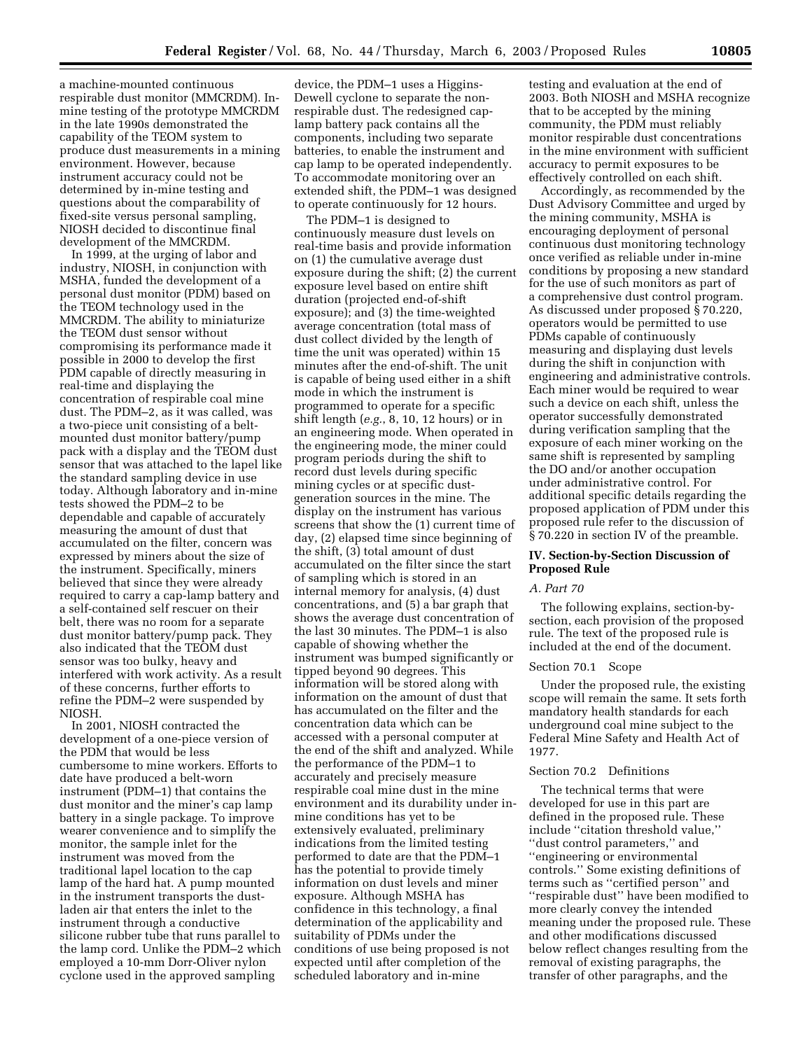a machine-mounted continuous respirable dust monitor (MMCRDM). In-mine testing of the prototype MMCRDM in the late 1990s demonstrated the capability of the TEOM system to produce dust measurements in a mining environment. However, because instrument accuracy could not be determined by in-mine testing and questions about the comparability of fixed-site versus personal sampling, NIOSH decided to discontinue final development of the MMCRDM.

In 1999, at the urging of labor and industry, NIOSH, in conjunction with MSHA, funded the development of a personal dust monitor (PDM) based on the TEOM technology used in the MMCRDM. The ability to miniaturize the TEOM dust sensor without compromising its performance made it possible in 2000 to develop the first PDM capable of directly measuring in real-time and displaying the concentration of respirable coal mine dust. The PDM–2, as it was called, was a two-piece unit consisting of a belt-mounted dust monitor battery/pump pack with a display and the TEOM dust sensor that was attached to the lapel like the standard sampling device in use today. Although laboratory and in-mine tests showed the PDM–2 to be dependable and capable of accurately measuring the amount of dust that accumulated on the filter, concern was expressed by miners about the size of the instrument. Specifically, miners believed that since they were already required to carry a cap-lamp battery and a self-contained self rescuer on their belt, there was no room for a separate dust monitor battery/pump pack. They also indicated that the TEOM dust sensor was too bulky, heavy and interfered with work activity. As a result of these concerns, further efforts to refine the PDM–2 were suspended by NIOSH.

In 2001, NIOSH contracted the development of a one-piece version of the PDM that would be less cumbersome to mine workers. Efforts to date have produced a belt-worn instrument (PDM–1) that contains the dust monitor and the miner's cap lamp battery in a single package. To improve wearer convenience and to simplify the monitor, the sample inlet for the instrument was moved from the traditional lapel location to the cap lamp of the hard hat. A pump mounted in the instrument transports the dust-laden air that enters the inlet to the instrument through a conductive silicone rubber tube that runs parallel to the lamp cord. Unlike the PDM–2 which employed a 10-mm Dorr-Oliver nylon cyclone used in the approved sampling device, the PDM–1 uses a Higgins-Dewell cyclone to separate the non-respirable dust. The redesigned cap-lamp battery pack contains all the components, including two separate batteries, to enable the instrument and cap lamp to be operated independently. To accommodate monitoring over an extended shift, the PDM–1 was designed to operate continuously for 12 hours.

The PDM–1 is designed to continuously measure dust levels on real-time basis and provide information on (1) the cumulative average dust exposure during the shift; (2) the current exposure level based on entire shift duration (projected end-of-shift exposure); and (3) the time-weighted average concentration (total mass of dust collect divided by the length of time the unit was operated) within 15 minutes after the end-of-shift. The unit is capable of being used either in a shift mode in which the instrument is programmed to operate for a specific shift length (*e.g.*, 8, 10, 12 hours) or in an engineering mode. When operated in the engineering mode, the miner could program periods during the shift to record dust levels during specific mining cycles or at specific dust-generation sources in the mine. The display on the instrument has various screens that show the (1) current time of day, (2) elapsed time since beginning of the shift, (3) total amount of dust accumulated on the filter since the start of sampling which is stored in an internal memory for analysis, (4) dust concentrations, and (5) a bar graph that shows the average dust concentration of the last 30 minutes. The PDM–1 is also capable of showing whether the instrument was bumped significantly or tipped beyond 90 degrees. This information will be stored along with information on the amount of dust that has accumulated on the filter and the concentration data which can be accessed with a personal computer at the end of the shift and analyzed. While the performance of the PDM–1 to accurately and precisely measure respirable coal mine dust in the mine environment and its durability under in-mine conditions has yet to be extensively evaluated, preliminary indications from the limited testing performed to date are that the PDM–1 has the potential to provide timely information on dust levels and miner exposure. Although MSHA has confidence in this technology, a final determination of the applicability and suitability of PDMs under the conditions of use being proposed is not expected until after completion of the scheduled laboratory and in-mine testing and evaluation at the end of 2003. Both NIOSH and MSHA recognize that to be accepted by the mining community, the PDM must reliably monitor respirable dust concentrations in the mine environment with sufficient accuracy to permit exposures to be effectively controlled on each shift.

Accordingly, as recommended by the Dust Advisory Committee and urged by the mining community, MSHA is encouraging deployment of personal continuous dust monitoring technology once verified as reliable under in-mine conditions by proposing a new standard for the use of such monitors as part of a comprehensive dust control program. As discussed under proposed § 70.220, operators would be permitted to use PDMs capable of continuously measuring and displaying dust levels during the shift in conjunction with engineering and administrative controls. Each miner would be required to wear such a device on each shift, unless the operator successfully demonstrated during verification sampling that the exposure of each miner working on the same shift is represented by sampling the DO and/or another occupation under administrative control. For additional specific details regarding the proposed application of PDM under this proposed rule refer to the discussion of § 70.220 in section IV of the preamble.

## IV. Section-by-Section Discussion of Proposed Rule

### *A. Part 70*

The following explains, section-by-section, each provision of the proposed rule. The text of the proposed rule is included at the end of the document.

#### Section 70.1 Scope

Under the proposed rule, the existing scope will remain the same. It sets forth mandatory health standards for each underground coal mine subject to the Federal Mine Safety and Health Act of 1977.

#### Section 70.2 Definitions

The technical terms that were developed for use in this part are defined in the proposed rule. These include ''citation threshold value,'' ''dust control parameters,'' and ''engineering or environmental controls.'' Some existing definitions of terms such as ''certified person'' and ''respirable dust'' have been modified to more clearly convey the intended meaning under the proposed rule. These and other modifications discussed below reflect changes resulting from the removal of existing paragraphs, the transfer of other paragraphs, and the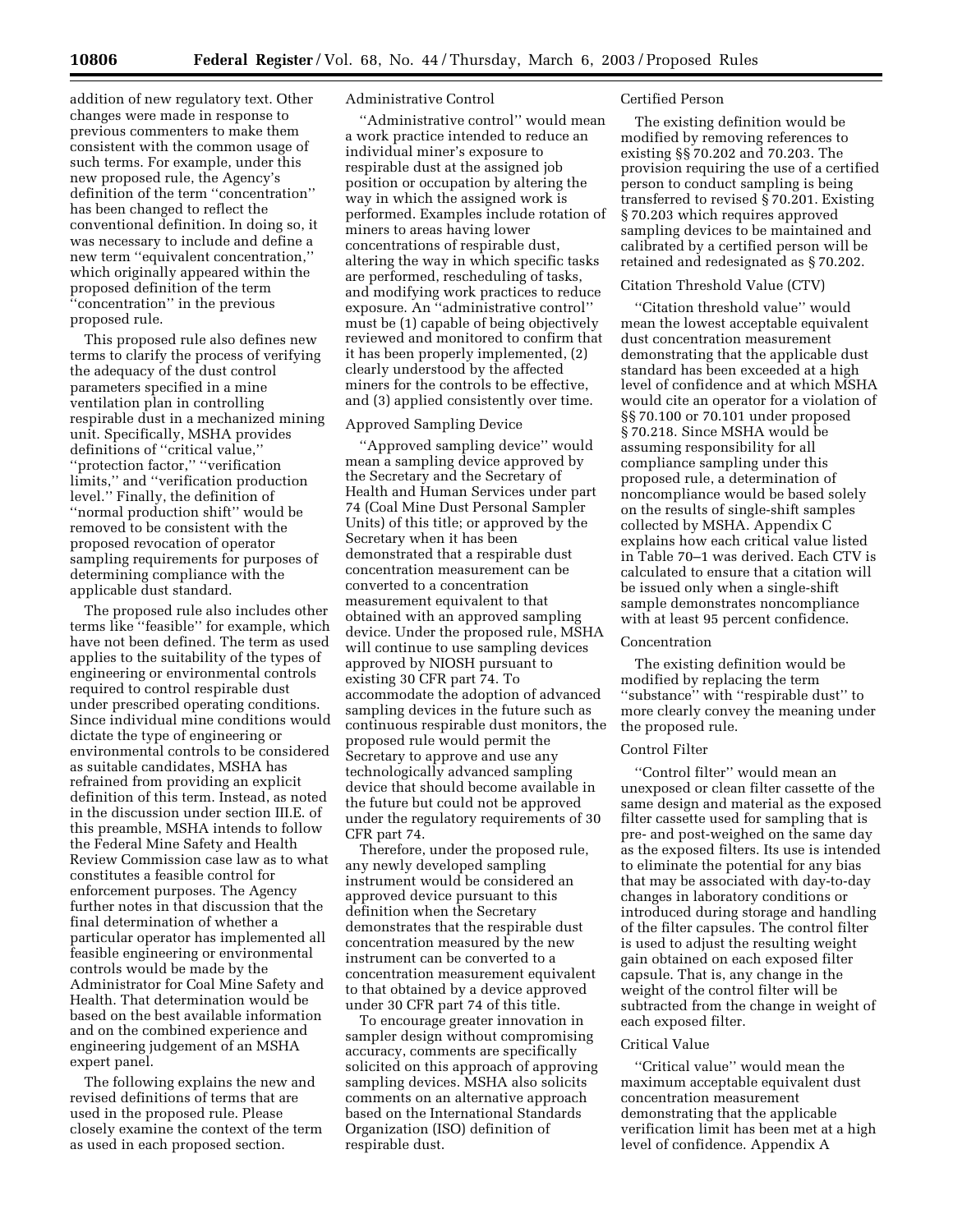addition of new regulatory text. Other changes were made in response to previous commenters to make them consistent with the common usage of such terms. For example, under this new proposed rule, the Agency's definition of the term "concentration" has been changed to reflect the conventional definition. In doing so, it was necessary to include and define a new term "equivalent concentration," which originally appeared within the proposed definition of the term "concentration" in the previous proposed rule.

This proposed rule also defines new terms to clarify the process of verifying the adequacy of the dust control parameters specified in a mine ventilation plan in controlling respirable dust in a mechanized mining unit. Specifically, MSHA provides definitions of "critical value," "protection factor," "verification limits," and "verification production level." Finally, the definition of "normal production shift" would be removed to be consistent with the proposed revocation of operator sampling requirements for purposes of determining compliance with the applicable dust standard.

The proposed rule also includes other terms like "feasible" for example, which have not been defined. The term as used applies to the suitability of the types of engineering or environmental controls required to control respirable dust under prescribed operating conditions. Since individual mine conditions would dictate the type of engineering or environmental controls to be considered as suitable candidates, MSHA has refrained from providing an explicit definition of this term. Instead, as noted in the discussion under section III.E. of this preamble, MSHA intends to follow the Federal Mine Safety and Health Review Commission case law as to what constitutes a feasible control for enforcement purposes. The Agency further notes in that discussion that the final determination of whether a particular operator has implemented all feasible engineering or environmental controls would be made by the Administrator for Coal Mine Safety and Health. That determination would be based on the best available information and on the combined experience and engineering judgement of an MSHA expert panel.

The following explains the new and revised definitions of terms that are used in the proposed rule. Please closely examine the context of the term as used in each proposed section.

#### Administrative Control

"Administrative control" would mean a work practice intended to reduce an individual miner's exposure to respirable dust at the assigned job position or occupation by altering the way in which the assigned work is performed. Examples include rotation of miners to areas having lower concentrations of respirable dust, altering the way in which specific tasks are performed, rescheduling of tasks, and modifying work practices to reduce exposure. An "administrative control" must be (1) capable of being objectively reviewed and monitored to confirm that it has been properly implemented, (2) clearly understood by the affected miners for the controls to be effective, and (3) applied consistently over time.

#### Approved Sampling Device

"Approved sampling device" would mean a sampling device approved by the Secretary and the Secretary of Health and Human Services under part 74 (Coal Mine Dust Personal Sampler Units) of this title; or approved by the Secretary when it has been demonstrated that a respirable dust concentration measurement can be converted to a concentration measurement equivalent to that obtained with an approved sampling device. Under the proposed rule, MSHA will continue to use sampling devices approved by NIOSH pursuant to existing 30 CFR part 74. To accommodate the adoption of advanced sampling devices in the future such as continuous respirable dust monitors, the proposed rule would permit the Secretary to approve and use any technologically advanced sampling device that should become available in the future but could not be approved under the regulatory requirements of 30 CFR part 74.

Therefore, under the proposed rule, any newly developed sampling instrument would be considered an approved device pursuant to this definition when the Secretary demonstrates that the respirable dust concentration measured by the new instrument can be converted to a concentration measurement equivalent to that obtained by a device approved under 30 CFR part 74 of this title.

To encourage greater innovation in sampler design without compromising accuracy, comments are specifically solicited on this approach of approving sampling devices. MSHA also solicits comments on an alternative approach based on the International Standards Organization (ISO) definition of respirable dust.

#### Certified Person

The existing definition would be modified by removing references to existing §§ 70.202 and 70.203. The provision requiring the use of a certified person to conduct sampling is being transferred to revised § 70.201. Existing § 70.203 which requires approved sampling devices to be maintained and calibrated by a certified person will be retained and redesignated as § 70.202.

#### Citation Threshold Value (CTV)

"Citation threshold value" would mean the lowest acceptable equivalent dust concentration measurement demonstrating that the applicable dust standard has been exceeded at a high level of confidence and at which MSHA would cite an operator for a violation of §§ 70.100 or 70.101 under proposed § 70.218. Since MSHA would be assuming responsibility for all compliance sampling under this proposed rule, a determination of noncompliance would be based solely on the results of single-shift samples collected by MSHA. Appendix C explains how each critical value listed in Table 70–1 was derived. Each CTV is calculated to ensure that a citation will be issued only when a single-shift sample demonstrates noncompliance with at least 95 percent confidence.

#### Concentration

The existing definition would be modified by replacing the term "substance" with "respirable dust" to more clearly convey the meaning under the proposed rule.

#### Control Filter

"Control filter" would mean an unexposed or clean filter cassette of the same design and material as the exposed filter cassette used for sampling that is pre- and post-weighed on the same day as the exposed filters. Its use is intended to eliminate the potential for any bias that may be associated with day-to-day changes in laboratory conditions or introduced during storage and handling of the filter capsules. The control filter is used to adjust the resulting weight gain obtained on each exposed filter capsule. That is, any change in the weight of the control filter will be subtracted from the change in weight of each exposed filter.

#### Critical Value

"Critical value" would mean the maximum acceptable equivalent dust concentration measurement demonstrating that the applicable verification limit has been met at a high level of confidence. Appendix A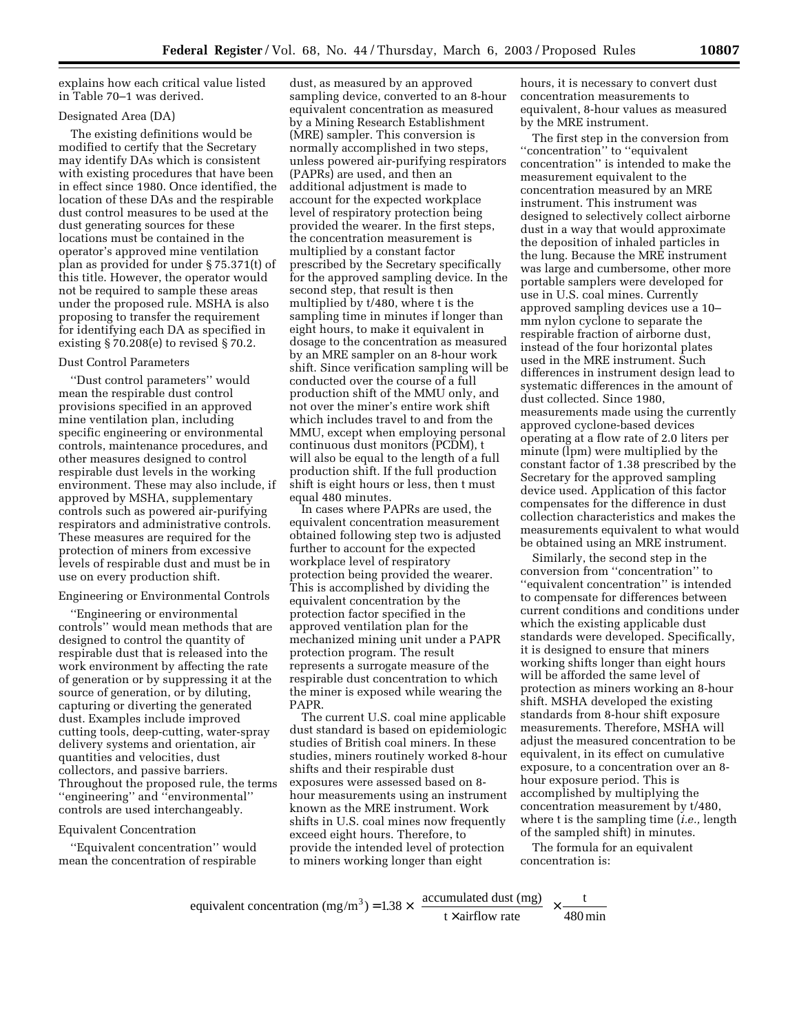explains how each critical value listed in Table 70–1 was derived.

### Designated Area (DA)

The existing definitions would be modified to certify that the Secretary may identify DAs which is consistent with existing procedures that have been in effect since 1980. Once identified, the location of these DAs and the respirable dust control measures to be used at the dust generating sources for these locations must be contained in the operator's approved mine ventilation plan as provided for under § 75.371(t) of this title. However, the operator would not be required to sample these areas under the proposed rule. MSHA is also proposing to transfer the requirement for identifying each DA as specified in existing § 70.208(e) to revised § 70.2.

### Dust Control Parameters

''Dust control parameters'' would mean the respirable dust control provisions specified in an approved mine ventilation plan, including specific engineering or environmental controls, maintenance procedures, and other measures designed to control respirable dust levels in the working environment. These may also include, if approved by MSHA, supplementary controls such as powered air-purifying respirators and administrative controls. These measures are required for the protection of miners from excessive levels of respirable dust and must be in use on every production shift.

### Engineering or Environmental Controls

''Engineering or environmental controls'' would mean methods that are designed to control the quantity of respirable dust that is released into the work environment by affecting the rate of generation or by suppressing it at the source of generation, or by diluting, capturing or diverting the generated dust. Examples include improved cutting tools, deep-cutting, water-spray delivery systems and orientation, air quantities and velocities, dust collectors, and passive barriers. Throughout the proposed rule, the terms ''engineering'' and ''environmental'' controls are used interchangeably.

### Equivalent Concentration

''Equivalent concentration'' would mean the concentration of respirable dust, as measured by an approved sampling device, converted to an 8-hour equivalent concentration as measured by a Mining Research Establishment (MRE) sampler. This conversion is normally accomplished in two steps, unless powered air-purifying respirators (PAPRs) are used, and then an additional adjustment is made to account for the expected workplace level of respiratory protection being provided the wearer. In the first steps, the concentration measurement is multiplied by a constant factor prescribed by the Secretary specifically for the approved sampling device. In the second step, that result is then multiplied by t/480, where t is the sampling time in minutes if longer than eight hours, to make it equivalent in dosage to the concentration as measured by an MRE sampler on an 8-hour work shift. Since verification sampling will be conducted over the course of a full production shift of the MMU only, and not over the miner's entire work shift which includes travel to and from the MMU, except when employing personal continuous dust monitors (PCDM), t will also be equal to the length of a full production shift. If the full production shift is eight hours or less, then t must equal 480 minutes.

In cases where PAPRs are used, the equivalent concentration measurement obtained following step two is adjusted further to account for the expected workplace level of respiratory protection being provided the wearer. This is accomplished by dividing the equivalent concentration by the protection factor specified in the approved ventilation plan for the mechanized mining unit under a PAPR protection program. The result represents a surrogate measure of the respirable dust concentration to which the miner is exposed while wearing the PAPR.

The current U.S. coal mine applicable dust standard is based on epidemiologic studies of British coal miners. In these studies, miners routinely worked 8-hour shifts and their respirable dust exposures were assessed based on 8-hour measurements using an instrument known as the MRE instrument. Work shifts in U.S. coal mines now frequently exceed eight hours. Therefore, to provide the intended level of protection to miners working longer than eight hours, it is necessary to convert dust concentration measurements to equivalent, 8-hour values as measured by the MRE instrument.

The first step in the conversion from ''concentration'' to ''equivalent concentration'' is intended to make the measurement equivalent to the concentration measured by an MRE instrument. This instrument was designed to selectively collect airborne dust in a way that would approximate the deposition of inhaled particles in the lung. Because the MRE instrument was large and cumbersome, other more portable samplers were developed for use in U.S. coal mines. Currently approved sampling devices use a 10–mm nylon cyclone to separate the respirable fraction of airborne dust, instead of the four horizontal plates used in the MRE instrument. Such differences in instrument design lead to systematic differences in the amount of dust collected. Since 1980, measurements made using the currently approved cyclone-based devices operating at a flow rate of 2.0 liters per minute (lpm) were multiplied by the constant factor of 1.38 prescribed by the Secretary for the approved sampling device used. Application of this factor compensates for the difference in dust collection characteristics and makes the measurements equivalent to what would be obtained using an MRE instrument.

Similarly, the second step in the conversion from ''concentration'' to ''equivalent concentration'' is intended to compensate for differences between current conditions and conditions under which the existing applicable dust standards were developed. Specifically, it is designed to ensure that miners working shifts longer than eight hours will be afforded the same level of protection as miners working an 8-hour shift. MSHA developed the existing standards from 8-hour shift exposure measurements. Therefore, MSHA will adjust the measured concentration to be equivalent, in its effect on cumulative exposure, to a concentration over an 8-hour exposure period. This is accomplished by multiplying the concentration measurement by t/480, where t is the sampling time (*i.e.,* length of the sampled shift) in minutes.

The formula for an equivalent concentration is:

$$\text{equivalent concentration (mg/m}^3) = 1.38 \times \frac{\text{accumulated dust (mg)}}{\text{t} \times \text{airflow rate}} \times \frac{\text{t}}{480\,\text{min}}$$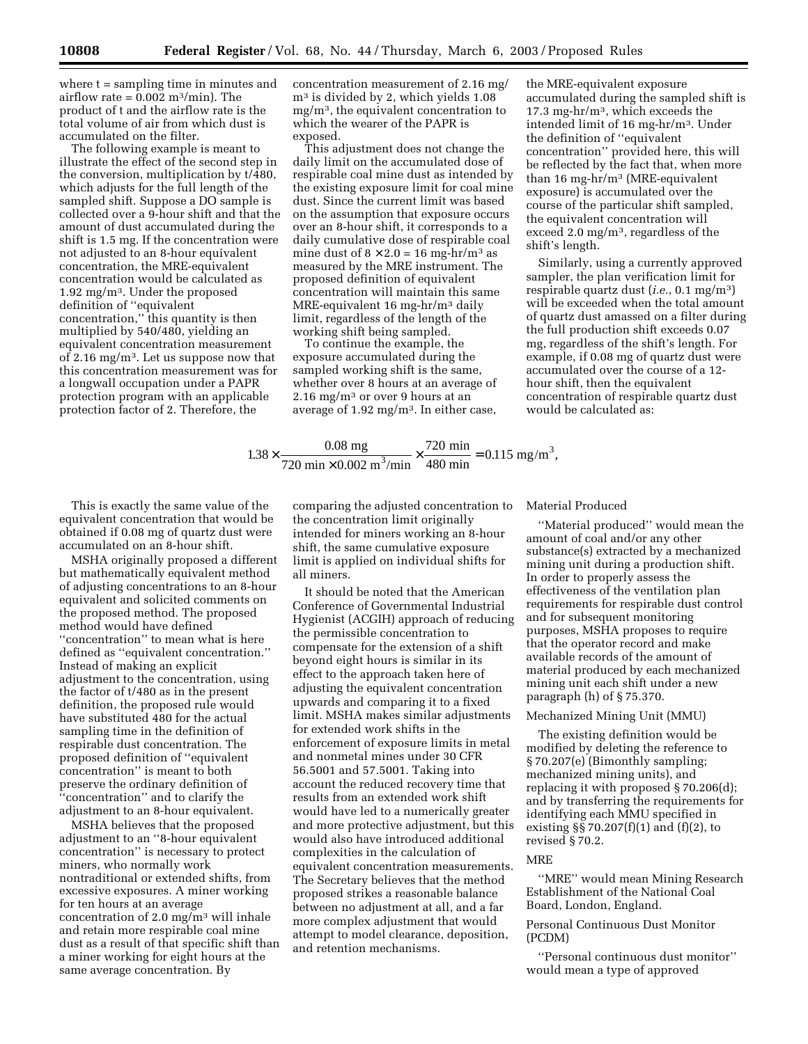where t = sampling time in minutes and airflow rate = 0.002 m³/min). The product of t and the airflow rate is the total volume of air from which dust is accumulated on the filter.

The following example is meant to illustrate the effect of the second step in the conversion, multiplication by t/480, which adjusts for the full length of the sampled shift. Suppose a DO sample is collected over a 9-hour shift and that the amount of dust accumulated during the shift is 1.5 mg. If the concentration were not adjusted to an 8-hour equivalent concentration, the MRE-equivalent concentration would be calculated as 1.92 mg/m³. Under the proposed definition of ''equivalent concentration,'' this quantity is then multiplied by 540/480, yielding an equivalent concentration measurement of 2.16 mg/m³. Let us suppose now that this concentration measurement was for a longwall occupation under a PAPR protection program with an applicable protection factor of 2. Therefore, the concentration measurement of 2.16 mg/m³ is divided by 2, which yields 1.08 mg/m³, the equivalent concentration to which the wearer of the PAPR is exposed.

This adjustment does not change the daily limit on the accumulated dose of respirable coal mine dust as intended by the existing exposure limit for coal mine dust. Since the current limit was based on the assumption that exposure occurs over an 8-hour shift, it corresponds to a daily cumulative dose of respirable coal mine dust of $8 \times 2.0 = 16$ mg-hr/m³ as measured by the MRE instrument. The proposed definition of equivalent concentration will maintain this same MRE-equivalent 16 mg-hr/m³ daily limit, regardless of the length of the working shift being sampled.

To continue the example, the exposure accumulated during the sampled working shift is the same, whether over 8 hours at an average of 2.16 mg/m³ or over 9 hours at an average of 1.92 mg/m³. In either case, the MRE-equivalent exposure accumulated during the sampled shift is 17.3 mg-hr/m³, which exceeds the intended limit of 16 mg-hr/m³. Under the definition of ''equivalent concentration'' provided here, this will be reflected by the fact that, when more than 16 mg-hr/m³ (MRE-equivalent exposure) is accumulated over the course of the particular shift sampled, the equivalent concentration will exceed 2.0 mg/m³, regardless of the shift's length.

Similarly, using a currently approved sampler, the plan verification limit for respirable quartz dust (*i.e.*, 0.1 mg/m³) will be exceeded when the total amount of quartz dust amassed on a filter during the full production shift exceeds 0.07 mg, regardless of the shift's length. For example, if 0.08 mg of quartz dust were accumulated over the course of a 12-hour shift, then the equivalent concentration of respirable quartz dust would be calculated as:

$$1.38 \times \frac{0.08 \text{ mg}}{720 \text{ min} \times 0.002 \text{ m}^3/\text{min}} \times \frac{720 \text{ min}}{480 \text{ min}} = 0.115 \text{ mg/m}^3,$$

This is exactly the same value of the equivalent concentration that would be obtained if 0.08 mg of quartz dust were accumulated on an 8-hour shift.

MSHA originally proposed a different but mathematically equivalent method of adjusting concentrations to an 8-hour equivalent and solicited comments on the proposed method. The proposed method would have defined ''concentration'' to mean what is here defined as ''equivalent concentration.'' Instead of making an explicit adjustment to the concentration, using the factor of t/480 as in the present definition, the proposed rule would have substituted 480 for the actual sampling time in the definition of respirable dust concentration. The proposed definition of ''equivalent concentration'' is meant to both preserve the ordinary definition of ''concentration'' and to clarify the adjustment to an 8-hour equivalent.

MSHA believes that the proposed adjustment to an ''8-hour equivalent concentration'' is necessary to protect miners, who normally work nontraditional or extended shifts, from excessive exposures. A miner working for ten hours at an average concentration of 2.0 mg/m³ will inhale and retain more respirable coal mine dust as a result of that specific shift than a miner working for eight hours at the same average concentration. By comparing the adjusted concentration to the concentration limit originally intended for miners working an 8-hour shift, the same cumulative exposure limit is applied on individual shifts for all miners.

It should be noted that the American Conference of Governmental Industrial Hygienist (ACGIH) approach of reducing the permissible concentration to compensate for the extension of a shift beyond eight hours is similar in its effect to the approach taken here of adjusting the equivalent concentration upwards and comparing it to a fixed limit. MSHA makes similar adjustments for extended work shifts in the enforcement of exposure limits in metal and nonmetal mines under 30 CFR 56.5001 and 57.5001. Taking into account the reduced recovery time that results from an extended work shift would have led to a numerically greater and more protective adjustment, but this would also have introduced additional complexities in the calculation of equivalent concentration measurements. The Secretary believes that the method proposed strikes a reasonable balance between no adjustment at all, and a far more complex adjustment that would attempt to model clearance, deposition, and retention mechanisms.

Material Produced

''Material produced'' would mean the amount of coal and/or any other substance(s) extracted by a mechanized mining unit during a production shift. In order to properly assess the effectiveness of the ventilation plan requirements for respirable dust control and for subsequent monitoring purposes, MSHA proposes to require that the operator record and make available records of the amount of material produced by each mechanized mining unit each shift under a new paragraph (h) of § 75.370.

Mechanized Mining Unit (MMU)

The existing definition would be modified by deleting the reference to § 70.207(e) (Bimonthly sampling; mechanized mining units), and replacing it with proposed § 70.206(d); and by transferring the requirements for identifying each MMU specified in existing §§ 70.207(f)(1) and (f)(2), to revised § 70.2.

MRE

''MRE'' would mean Mining Research Establishment of the National Coal Board, London, England.

Personal Continuous Dust Monitor (PCDM)

''Personal continuous dust monitor'' would mean a type of approved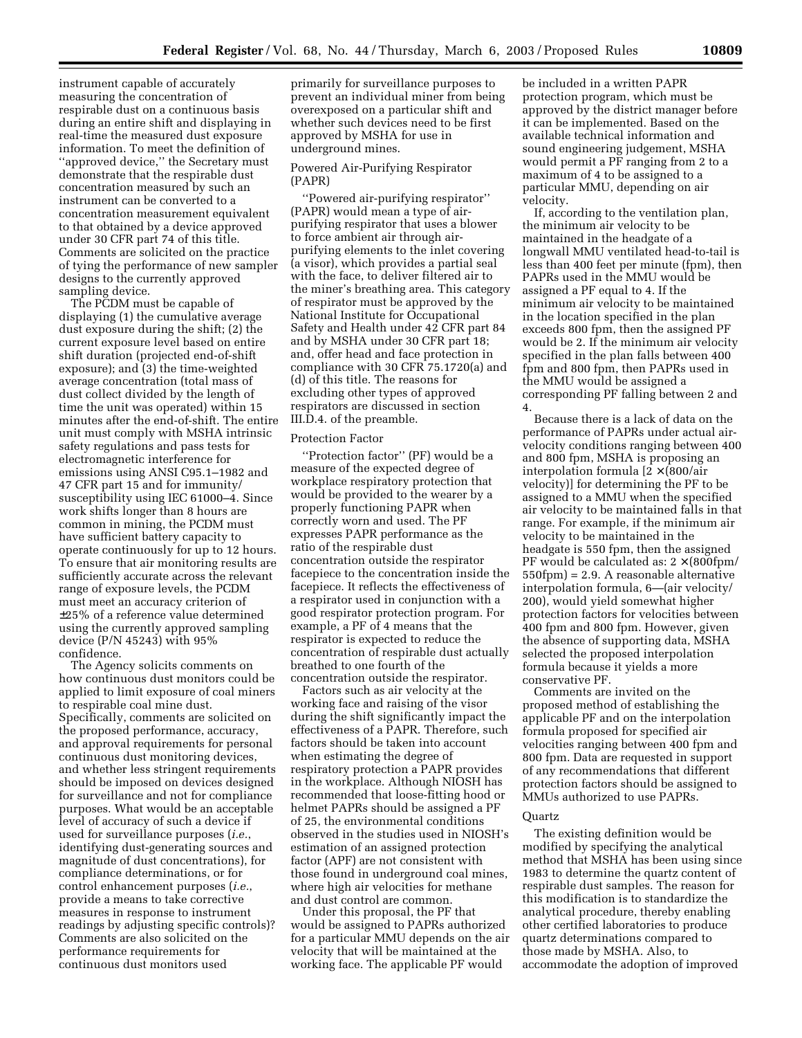instrument capable of accurately measuring the concentration of respirable dust on a continuous basis during an entire shift and displaying in real-time the measured dust exposure information. To meet the definition of ''approved device,'' the Secretary must demonstrate that the respirable dust concentration measured by such an instrument can be converted to a concentration measurement equivalent to that obtained by a device approved under 30 CFR part 74 of this title. Comments are solicited on the practice of tying the performance of new sampler designs to the currently approved sampling device.

The PCDM must be capable of displaying (1) the cumulative average dust exposure during the shift; (2) the current exposure level based on entire shift duration (projected end-of-shift exposure); and (3) the time-weighted average concentration (total mass of dust collect divided by the length of time the unit was operated) within 15 minutes after the end-of-shift. The entire unit must comply with MSHA intrinsic safety regulations and pass tests for electromagnetic interference for emissions using ANSI C95.1–1982 and 47 CFR part 15 and for immunity/susceptibility using IEC 61000–4. Since work shifts longer than 8 hours are common in mining, the PCDM must have sufficient battery capacity to operate continuously for up to 12 hours. To ensure that air monitoring results are sufficiently accurate across the relevant range of exposure levels, the PCDM must meet an accuracy criterion of ±25% of a reference value determined using the currently approved sampling device (P/N 45243) with 95% confidence.

The Agency solicits comments on how continuous dust monitors could be applied to limit exposure of coal miners to respirable coal mine dust. Specifically, comments are solicited on the proposed performance, accuracy, and approval requirements for personal continuous dust monitoring devices, and whether less stringent requirements should be imposed on devices designed for surveillance and not for compliance purposes. What would be an acceptable level of accuracy of such a device if used for surveillance purposes (*i.e.*, identifying dust-generating sources and magnitude of dust concentrations), for compliance determinations, or for control enhancement purposes (*i.e.*, provide a means to take corrective measures in response to instrument readings by adjusting specific controls)? Comments are also solicited on the performance requirements for continuous dust monitors used primarily for surveillance purposes to prevent an individual miner from being overexposed on a particular shift and whether such devices need to be first approved by MSHA for use in underground mines.

Powered Air-Purifying Respirator (PAPR)

''Powered air-purifying respirator'' (PAPR) would mean a type of air-purifying respirator that uses a blower to force ambient air through air-purifying elements to the inlet covering (a visor), which provides a partial seal with the face, to deliver filtered air to the miner's breathing area. This category of respirator must be approved by the National Institute for Occupational Safety and Health under 42 CFR part 84 and by MSHA under 30 CFR part 18; and, offer head and face protection in compliance with 30 CFR 75.1720(a) and (d) of this title. The reasons for excluding other types of approved respirators are discussed in section III.D.4. of the preamble.

Protection Factor

''Protection factor'' (PF) would be a measure of the expected degree of workplace respiratory protection that would be provided to the wearer by a properly functioning PAPR when correctly worn and used. The PF expresses PAPR performance as the ratio of the respirable dust concentration outside the respirator facepiece to the concentration inside the facepiece. It reflects the effectiveness of a respirator used in conjunction with a good respirator protection program. For example, a PF of 4 means that the respirator is expected to reduce the concentration of respirable dust actually breathed to one fourth of the concentration outside the respirator.

Factors such as air velocity at the working face and raising of the visor during the shift significantly impact the effectiveness of a PAPR. Therefore, such factors should be taken into account when estimating the degree of respiratory protection a PAPR provides in the workplace. Although NIOSH has recommended that loose-fitting hood or helmet PAPRs should be assigned a PF of 25, the environmental conditions observed in the studies used in NIOSH's estimation of an assigned protection factor (APF) are not consistent with those found in underground coal mines, where high air velocities for methane and dust control are common.

Under this proposal, the PF that would be assigned to PAPRs authorized for a particular MMU depends on the air velocity that will be maintained at the working face. The applicable PF would be included in a written PAPR protection program, which must be approved by the district manager before it can be implemented. Based on the available technical information and sound engineering judgement, MSHA would permit a PF ranging from 2 to a maximum of 4 to be assigned to a particular MMU, depending on air velocity.

If, according to the ventilation plan, the minimum air velocity to be maintained in the headgate of a longwall MMU ventilated head-to-tail is less than 400 feet per minute (fpm), then PAPRs used in the MMU would be assigned a PF equal to 4. If the minimum air velocity to be maintained in the location specified in the plan exceeds 800 fpm, then the assigned PF would be 2. If the minimum air velocity specified in the plan falls between 400 fpm and 800 fpm, then PAPRs used in the MMU would be assigned a corresponding PF falling between 2 and 4.

Because there is a lack of data on the performance of PAPRs under actual air-velocity conditions ranging between 400 and 800 fpm, MSHA is proposing an interpolation formula [$2 \times (800/\text{air velocity})$] for determining the PF to be assigned to a MMU when the specified air velocity to be maintained falls in that range. For example, if the minimum air velocity to be maintained in the headgate is 550 fpm, then the assigned PF would be calculated as: $2 \times (800\text{fpm}/550\text{fpm}) = 2.9$. A reasonable alternative interpolation formula, $6-(\text{air velocity}/200)$, would yield somewhat higher protection factors for velocities between 400 fpm and 800 fpm. However, given the absence of supporting data, MSHA selected the proposed interpolation formula because it yields a more conservative PF.

Comments are invited on the proposed method of establishing the applicable PF and on the interpolation formula proposed for specified air velocities ranging between 400 fpm and 800 fpm. Data are requested in support of any recommendations that different protection factors should be assigned to MMUs authorized to use PAPRs.

Quartz

The existing definition would be modified by specifying the analytical method that MSHA has been using since 1983 to determine the quartz content of respirable dust samples. The reason for this modification is to standardize the analytical procedure, thereby enabling other certified laboratories to produce quartz determinations compared to those made by MSHA. Also, to accommodate the adoption of improved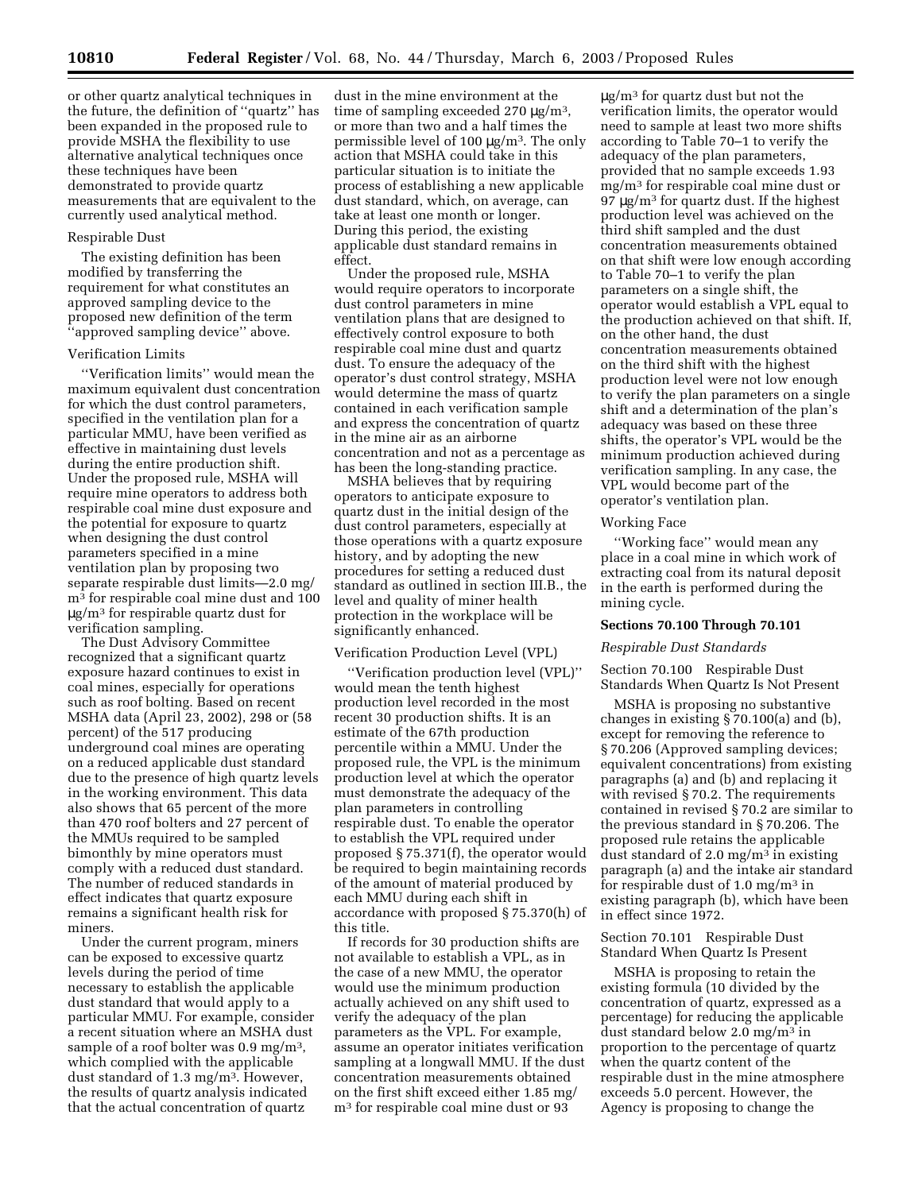or other quartz analytical techniques in the future, the definition of ''quartz'' has been expanded in the proposed rule to provide MSHA the flexibility to use alternative analytical techniques once these techniques have been demonstrated to provide quartz measurements that are equivalent to the currently used analytical method.

Respirable Dust

The existing definition has been modified by transferring the requirement for what constitutes an approved sampling device to the proposed new definition of the term ''approved sampling device'' above.

Verification Limits

''Verification limits'' would mean the maximum equivalent dust concentration for which the dust control parameters, specified in the ventilation plan for a particular MMU, have been verified as effective in maintaining dust levels during the entire production shift. Under the proposed rule, MSHA will require mine operators to address both respirable coal mine dust exposure and the potential for exposure to quartz when designing the dust control parameters specified in a mine ventilation plan by proposing two separate respirable dust limits—2.0 mg/m³ for respirable coal mine dust and 100 μg/m³ for respirable quartz dust for verification sampling.

The Dust Advisory Committee recognized that a significant quartz exposure hazard continues to exist in coal mines, especially for operations such as roof bolting. Based on recent MSHA data (April 23, 2002), 298 or (58 percent) of the 517 producing underground coal mines are operating on a reduced applicable dust standard due to the presence of high quartz levels in the working environment. This data also shows that 65 percent of the more than 470 roof bolters and 27 percent of the MMUs required to be sampled bimonthly by mine operators must comply with a reduced dust standard. The number of reduced standards in effect indicates that quartz exposure remains a significant health risk for miners.

Under the current program, miners can be exposed to excessive quartz levels during the period of time necessary to establish the applicable dust standard that would apply to a particular MMU. For example, consider a recent situation where an MSHA dust sample of a roof bolter was 0.9 mg/m³, which complied with the applicable dust standard of 1.3 mg/m³. However, the results of quartz analysis indicated that the actual concentration of quartz dust in the mine environment at the time of sampling exceeded 270 μg/m³, or more than two and a half times the permissible level of 100 μg/m³. The only action that MSHA could take in this particular situation is to initiate the process of establishing a new applicable dust standard, which, on average, can take at least one month or longer. During this period, the existing applicable dust standard remains in effect.

Under the proposed rule, MSHA would require operators to incorporate dust control parameters in mine ventilation plans that are designed to effectively control exposure to both respirable coal mine dust and quartz dust. To ensure the adequacy of the operator's dust control strategy, MSHA would determine the mass of quartz contained in each verification sample and express the concentration of quartz in the mine air as an airborne concentration and not as a percentage as has been the long-standing practice.

MSHA believes that by requiring operators to anticipate exposure to quartz dust in the initial design of the dust control parameters, especially at those operations with a quartz exposure history, and by adopting the new procedures for setting a reduced dust standard as outlined in section III.B., the level and quality of miner health protection in the workplace will be significantly enhanced.

Verification Production Level (VPL)

''Verification production level (VPL)'' would mean the tenth highest production level recorded in the most recent 30 production shifts. It is an estimate of the 67th production percentile within a MMU. Under the proposed rule, the VPL is the minimum production level at which the operator must demonstrate the adequacy of the plan parameters in controlling respirable dust. To enable the operator to establish the VPL required under proposed § 75.371(f), the operator would be required to begin maintaining records of the amount of material produced by each MMU during each shift in accordance with proposed § 75.370(h) of this title.

If records for 30 production shifts are not available to establish a VPL, as in the case of a new MMU, the operator would use the minimum production actually achieved on any shift used to verify the adequacy of the plan parameters as the VPL. For example, assume an operator initiates verification sampling at a longwall MMU. If the dust concentration measurements obtained on the first shift exceed either 1.85 mg/m³ for respirable coal mine dust or 93 μg/m³ for quartz dust but not the verification limits, the operator would need to sample at least two more shifts according to Table 70–1 to verify the adequacy of the plan parameters, provided that no sample exceeds 1.93 mg/m³ for respirable coal mine dust or 97 μg/m³ for quartz dust. If the highest production level was achieved on the third shift sampled and the dust concentration measurements obtained on that shift were low enough according to Table 70–1 to verify the plan parameters on a single shift, the operator would establish a VPL equal to the production achieved on that shift. If, on the other hand, the dust concentration measurements obtained on the third shift with the highest production level were not low enough to verify the plan parameters on a single shift and a determination of the plan's adequacy was based on these three shifts, the operator's VPL would be the minimum production achieved during verification sampling. In any case, the VPL would become part of the operator's ventilation plan.

Working Face

''Working face'' would mean any place in a coal mine in which work of extracting coal from its natural deposit in the earth is performed during the mining cycle.

**Sections 70.100 Through 70.101**

*Respirable Dust Standards*

Section 70.100 Respirable Dust Standards When Quartz Is Not Present

MSHA is proposing no substantive changes in existing § 70.100(a) and (b), except for removing the reference to § 70.206 (Approved sampling devices; equivalent concentrations) from existing paragraphs (a) and (b) and replacing it with revised § 70.2. The requirements contained in revised § 70.2 are similar to the previous standard in § 70.206. The proposed rule retains the applicable dust standard of 2.0 mg/m³ in existing paragraph (a) and the intake air standard for respirable dust of 1.0 mg/m³ in existing paragraph (b), which have been in effect since 1972.

Section 70.101 Respirable Dust Standard When Quartz Is Present

MSHA is proposing to retain the existing formula (10 divided by the concentration of quartz, expressed as a percentage) for reducing the applicable dust standard below 2.0 mg/m³ in proportion to the percentage of quartz when the quartz content of the respirable dust in the mine atmosphere exceeds 5.0 percent. However, the Agency is proposing to change the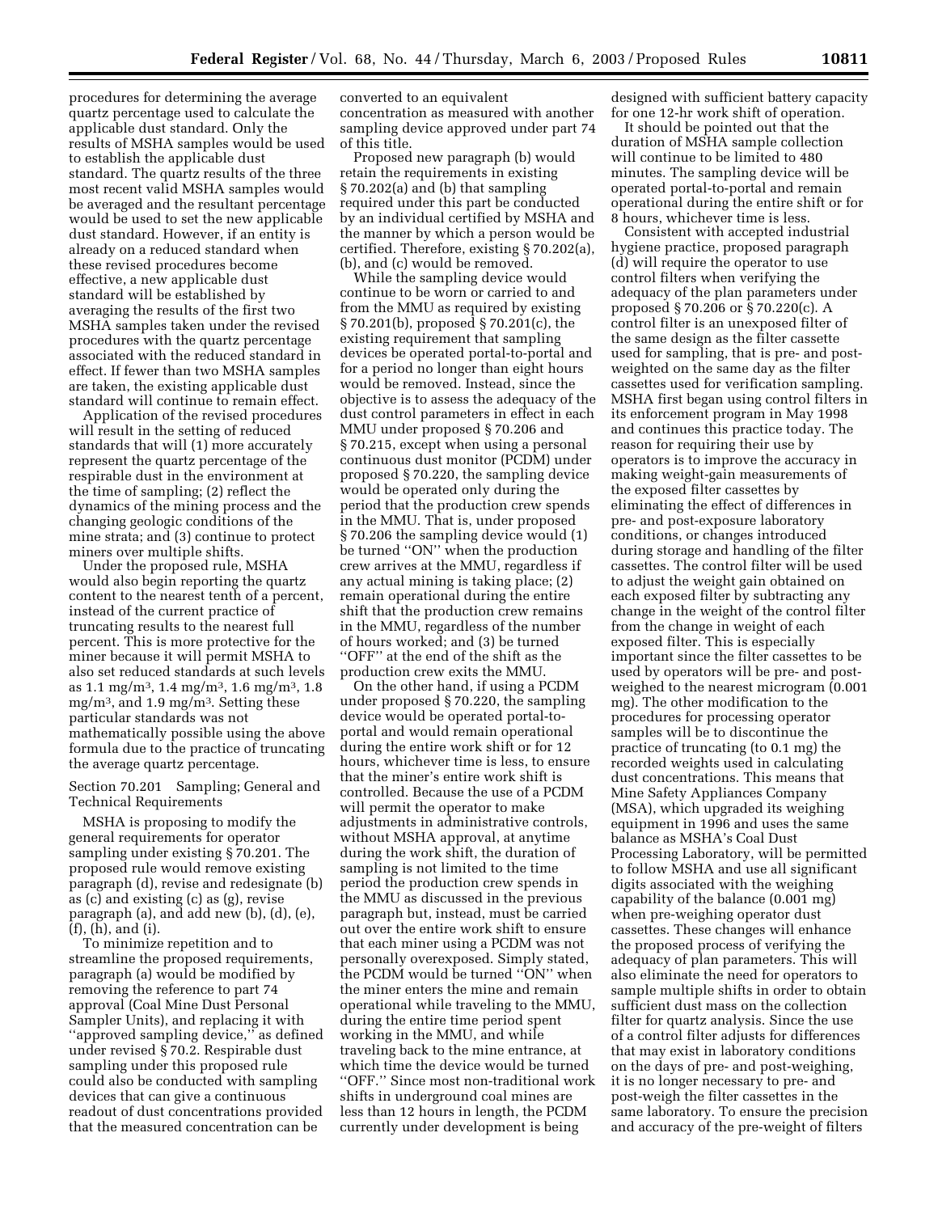procedures for determining the average quartz percentage used to calculate the applicable dust standard. Only the results of MSHA samples would be used to establish the applicable dust standard. The quartz results of the three most recent valid MSHA samples would be averaged and the resultant percentage would be used to set the new applicable dust standard. However, if an entity is already on a reduced standard when these revised procedures become effective, a new applicable dust standard will be established by averaging the results of the first two MSHA samples taken under the revised procedures with the quartz percentage associated with the reduced standard in effect. If fewer than two MSHA samples are taken, the existing applicable dust standard will continue to remain effect.

Application of the revised procedures will result in the setting of reduced standards that will (1) more accurately represent the quartz percentage of the respirable dust in the environment at the time of sampling; (2) reflect the dynamics of the mining process and the changing geologic conditions of the mine strata; and (3) continue to protect miners over multiple shifts.

Under the proposed rule, MSHA would also begin reporting the quartz content to the nearest tenth of a percent, instead of the current practice of truncating results to the nearest full percent. This is more protective for the miner because it will permit MSHA to also set reduced standards at such levels as 1.1 mg/m$^3$, 1.4 mg/m$^3$, 1.6 mg/m$^3$, 1.8 mg/m$^3$, and 1.9 mg/m$^3$. Setting these particular standards was not mathematically possible using the above formula due to the practice of truncating the average quartz percentage.

### Section 70.201 Sampling; General and Technical Requirements

MSHA is proposing to modify the general requirements for operator sampling under existing § 70.201. The proposed rule would remove existing paragraph (d), revise and redesignate (b) as (c) and existing (c) as (g), revise paragraph (a), and add new (b), (d), (e), (f), (h), and (i).

To minimize repetition and to streamline the proposed requirements, paragraph (a) would be modified by removing the reference to part 74 approval (Coal Mine Dust Personal Sampler Units), and replacing it with ''approved sampling device,'' as defined under revised § 70.2. Respirable dust sampling under this proposed rule could also be conducted with sampling devices that can give a continuous readout of dust concentrations provided that the measured concentration can be converted to an equivalent concentration as measured with another sampling device approved under part 74 of this title.

Proposed new paragraph (b) would retain the requirements in existing § 70.202(a) and (b) that sampling required under this part be conducted by an individual certified by MSHA and the manner by which a person would be certified. Therefore, existing § 70.202(a), (b), and (c) would be removed.

While the sampling device would continue to be worn or carried to and from the MMU as required by existing § 70.201(b), proposed § 70.201(c), the existing requirement that sampling devices be operated portal-to-portal and for a period no longer than eight hours would be removed. Instead, since the objective is to assess the adequacy of the dust control parameters in effect in each MMU under proposed § 70.206 and § 70.215, except when using a personal continuous dust monitor (PCDM) under proposed § 70.220, the sampling device would be operated only during the period that the production crew spends in the MMU. That is, under proposed § 70.206 the sampling device would (1) be turned ''ON'' when the production crew arrives at the MMU, regardless if any actual mining is taking place; (2) remain operational during the entire shift that the production crew remains in the MMU, regardless of the number of hours worked; and (3) be turned ''OFF'' at the end of the shift as the production crew exits the MMU.

On the other hand, if using a PCDM under proposed § 70.220, the sampling device would be operated portal-to-portal and would remain operational during the entire work shift or for 12 hours, whichever time is less, to ensure that the miner's entire work shift is controlled. Because the use of a PCDM will permit the operator to make adjustments in administrative controls, without MSHA approval, at anytime during the work shift, the duration of sampling is not limited to the time period the production crew spends in the MMU as discussed in the previous paragraph but, instead, must be carried out over the entire work shift to ensure that each miner using a PCDM was not personally overexposed. Simply stated, the PCDM would be turned ''ON'' when the miner enters the mine and remain operational while traveling to the MMU, during the entire time period spent working in the MMU, and while traveling back to the mine entrance, at which time the device would be turned ''OFF.'' Since most non-traditional work shifts in underground coal mines are less than 12 hours in length, the PCDM currently under development is being designed with sufficient battery capacity for one 12-hr work shift of operation.

It should be pointed out that the duration of MSHA sample collection will continue to be limited to 480 minutes. The sampling device will be operated portal-to-portal and remain operational during the entire shift or for 8 hours, whichever time is less.

Consistent with accepted industrial hygiene practice, proposed paragraph (d) will require the operator to use control filters when verifying the adequacy of the plan parameters under proposed § 70.206 or § 70.220(c). A control filter is an unexposed filter of the same design as the filter cassette used for sampling, that is pre- and post-weighted on the same day as the filter cassettes used for verification sampling. MSHA first began using control filters in its enforcement program in May 1998 and continues this practice today. The reason for requiring their use by operators is to improve the accuracy in making weight-gain measurements of the exposed filter cassettes by eliminating the effect of differences in pre- and post-exposure laboratory conditions, or changes introduced during storage and handling of the filter cassettes. The control filter will be used to adjust the weight gain obtained on each exposed filter by subtracting any change in the weight of the control filter from the change in weight of each exposed filter. This is especially important since the filter cassettes to be used by operators will be pre- and post-weighed to the nearest microgram (0.001 mg). The other modification to the procedures for processing operator samples will be to discontinue the practice of truncating (to 0.1 mg) the recorded weights used in calculating dust concentrations. This means that Mine Safety Appliances Company (MSA), which upgraded its weighing equipment in 1996 and uses the same balance as MSHA's Coal Dust Processing Laboratory, will be permitted to follow MSHA and use all significant digits associated with the weighing capability of the balance (0.001 mg) when pre-weighing operator dust cassettes. These changes will enhance the proposed process of verifying the adequacy of plan parameters. This will also eliminate the need for operators to sample multiple shifts in order to obtain sufficient dust mass on the collection filter for quartz analysis. Since the use of a control filter adjusts for differences that may exist in laboratory conditions on the days of pre- and post-weighing, it is no longer necessary to pre- and post-weigh the filter cassettes in the same laboratory. To ensure the precision and accuracy of the pre-weight of filters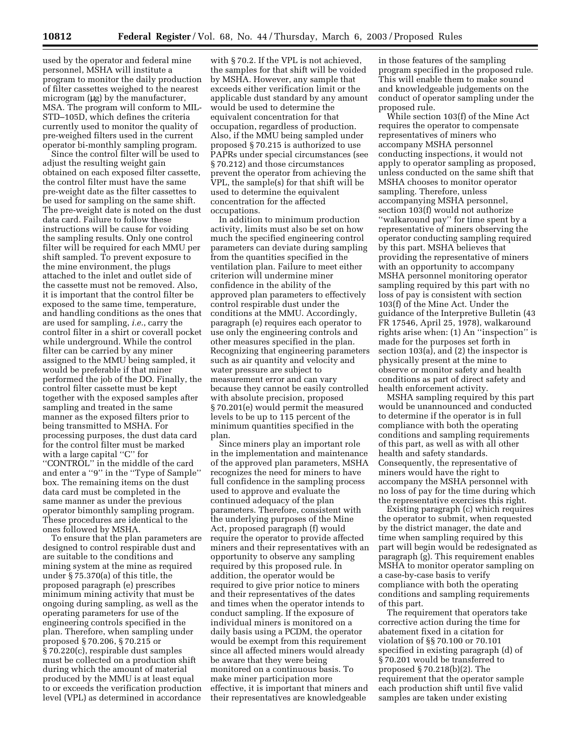used by the operator and federal mine personnel, MSHA will institute a program to monitor the daily production of filter cassettes weighed to the nearest microgram (µg) by the manufacturer, MSA. The program will conform to MIL-STD–105D, which defines the criteria currently used to monitor the quality of pre-weighed filters used in the current operator bi-monthly sampling program.

Since the control filter will be used to adjust the resulting weight gain obtained on each exposed filter cassette, the control filter must have the same pre-weight date as the filter cassettes to be used for sampling on the same shift. The pre-weight date is noted on the dust data card. Failure to follow these instructions will be cause for voiding the sampling results. Only one control filter will be required for each MMU per shift sampled. To prevent exposure to the mine environment, the plugs attached to the inlet and outlet side of the cassette must not be removed. Also, it is important that the control filter be exposed to the same time, temperature, and handling conditions as the ones that are used for sampling, *i.e.*, carry the control filter in a shirt or coverall pocket while underground. While the control filter can be carried by any miner assigned to the MMU being sampled, it would be preferable if that miner performed the job of the DO. Finally, the control filter cassette must be kept together with the exposed samples after sampling and treated in the same manner as the exposed filters prior to being transmitted to MSHA. For processing purposes, the dust data card for the control filter must be marked with a large capital ''C'' for ''CONTROL'' in the middle of the card and enter a ''9'' in the ''Type of Sample'' box. The remaining items on the dust data card must be completed in the same manner as under the previous operator bimonthly sampling program. These procedures are identical to the ones followed by MSHA.

To ensure that the plan parameters are designed to control respirable dust and are suitable to the conditions and mining system at the mine as required under § 75.370(a) of this title, the proposed paragraph (e) prescribes minimum mining activity that must be ongoing during sampling, as well as the operating parameters for use of the engineering controls specified in the plan. Therefore, when sampling under proposed § 70.206, § 70.215 or § 70.220(c), respirable dust samples must be collected on a production shift during which the amount of material produced by the MMU is at least equal to or exceeds the verification production level (VPL) as determined in accordance with § 70.2. If the VPL is not achieved, the samples for that shift will be voided by MSHA. However, any sample that exceeds either verification limit or the applicable dust standard by any amount would be used to determine the equivalent concentration for that occupation, regardless of production. Also, if the MMU being sampled under proposed § 70.215 is authorized to use PAPRs under special circumstances (see § 70.212) and those circumstances prevent the operator from achieving the VPL, the sample(s) for that shift will be used to determine the equivalent concentration for the affected occupations.

In addition to minimum production activity, limits must also be set on how much the specified engineering control parameters can deviate during sampling from the quantities specified in the ventilation plan. Failure to meet either criterion will undermine miner confidence in the ability of the approved plan parameters to effectively control respirable dust under the conditions at the MMU. Accordingly, paragraph (e) requires each operator to use only the engineering controls and other measures specified in the plan. Recognizing that engineering parameters such as air quantity and velocity and water pressure are subject to measurement error and can vary because they cannot be easily controlled with absolute precision, proposed § 70.201(e) would permit the measured levels to be up to 115 percent of the minimum quantities specified in the plan.

Since miners play an important role in the implementation and maintenance of the approved plan parameters, MSHA recognizes the need for miners to have full confidence in the sampling process used to approve and evaluate the continued adequacy of the plan parameters. Therefore, consistent with the underlying purposes of the Mine Act, proposed paragraph (f) would require the operator to provide affected miners and their representatives with an opportunity to observe any sampling required by this proposed rule. In addition, the operator would be required to give prior notice to miners and their representatives of the dates and times when the operator intends to conduct sampling. If the exposure of individual miners is monitored on a daily basis using a PCDM, the operator would be exempt from this requirement since all affected miners would already be aware that they were being monitored on a continuous basis. To make miner participation more effective, it is important that miners and their representatives are knowledgeable in those features of the sampling program specified in the proposed rule. This will enable them to make sound and knowledgeable judgements on the conduct of operator sampling under the proposed rule.

While section 103(f) of the Mine Act requires the operator to compensate representatives of miners who accompany MSHA personnel conducting inspections, it would not apply to operator sampling as proposed, unless conducted on the same shift that MSHA chooses to monitor operator sampling. Therefore, unless accompanying MSHA personnel, section 103(f) would not authorize ''walkaround pay'' for time spent by a representative of miners observing the operator conducting sampling required by this part. MSHA believes that providing the representative of miners with an opportunity to accompany MSHA personnel monitoring operator sampling required by this part with no loss of pay is consistent with section 103(f) of the Mine Act. Under the guidance of the Interpretive Bulletin (43 FR 17546, April 25, 1978), walkaround rights arise when: (1) An ''inspection'' is made for the purposes set forth in section 103(a), and (2) the inspector is physically present at the mine to observe or monitor safety and health conditions as part of direct safety and health enforcement activity.

MSHA sampling required by this part would be unannounced and conducted to determine if the operator is in full compliance with both the operating conditions and sampling requirements of this part, as well as with all other health and safety standards. Consequently, the representative of miners would have the right to accompany the MSHA personnel with no loss of pay for the time during which the representative exercises this right.

Existing paragraph (c) which requires the operator to submit, when requested by the district manager, the date and time when sampling required by this part will begin would be redesignated as paragraph (g). This requirement enables MSHA to monitor operator sampling on a case-by-case basis to verify compliance with both the operating conditions and sampling requirements of this part.

The requirement that operators take corrective action during the time for abatement fixed in a citation for violation of §§ 70.100 or 70.101 specified in existing paragraph (d) of § 70.201 would be transferred to proposed § 70.218(b)(2). The requirement that the operator sample each production shift until five valid samples are taken under existing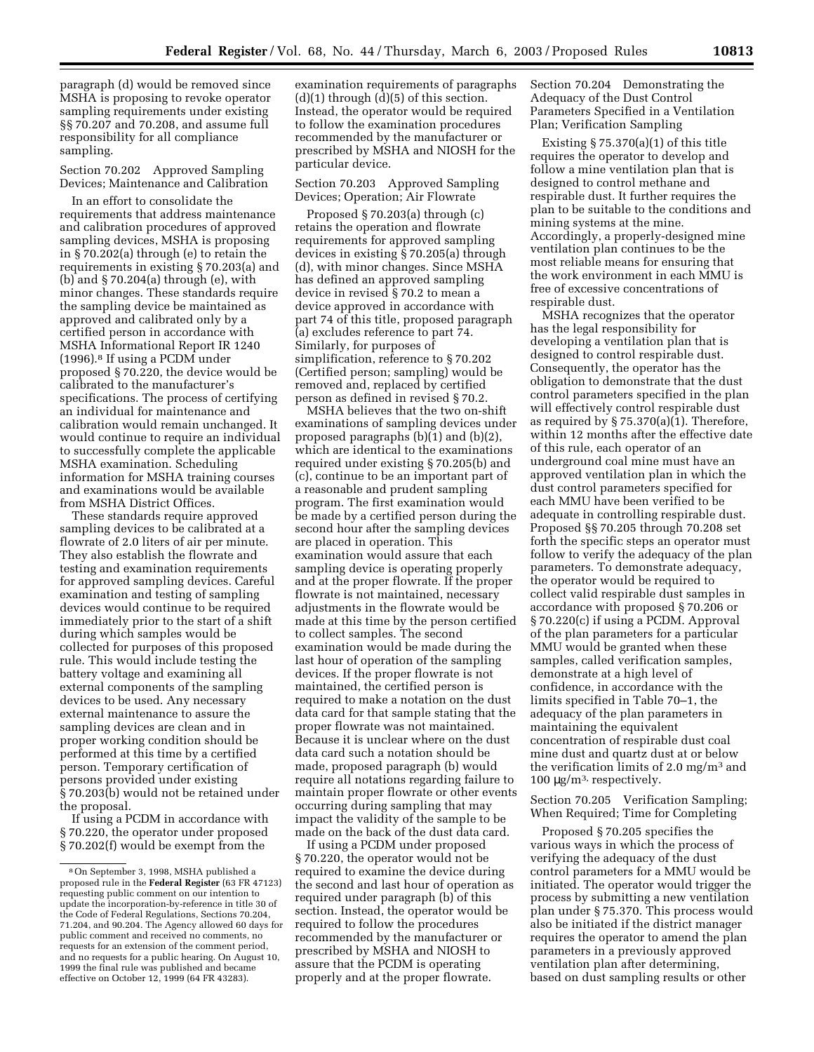paragraph (d) would be removed since MSHA is proposing to revoke operator sampling requirements under existing §§ 70.207 and 70.208, and assume full responsibility for all compliance sampling.

Section 70.202 Approved Sampling Devices; Maintenance and Calibration

In an effort to consolidate the requirements that address maintenance and calibration procedures of approved sampling devices, MSHA is proposing in § 70.202(a) through (e) to retain the requirements in existing § 70.203(a) and (b) and § 70.204(a) through (e), with minor changes. These standards require the sampling device be maintained as approved and calibrated only by a certified person in accordance with MSHA Informational Report IR 1240 (1996).[8] If using a PCDM under proposed § 70.220, the device would be calibrated to the manufacturer's specifications. The process of certifying an individual for maintenance and calibration would remain unchanged. It would continue to require an individual to successfully complete the applicable MSHA examination. Scheduling information for MSHA training courses and examinations would be available from MSHA District Offices.

These standards require approved sampling devices to be calibrated at a flowrate of 2.0 liters of air per minute. They also establish the flowrate and testing and examination requirements for approved sampling devices. Careful examination and testing of sampling devices would continue to be required immediately prior to the start of a shift during which samples would be collected for purposes of this proposed rule. This would include testing the battery voltage and examining all external components of the sampling devices to be used. Any necessary external maintenance to assure the sampling devices are clean and in proper working condition should be performed at this time by a certified person. Temporary certification of persons provided under existing § 70.203(b) would not be retained under the proposal.

If using a PCDM in accordance with § 70.220, the operator under proposed § 70.202(f) would be exempt from the examination requirements of paragraphs (d)(1) through (d)(5) of this section. Instead, the operator would be required to follow the examination procedures recommended by the manufacturer or prescribed by MSHA and NIOSH for the particular device.

Section 70.203 Approved Sampling Devices; Operation; Air Flowrate

Proposed § 70.203(a) through (c) retains the operation and flowrate requirements for approved sampling devices in existing § 70.205(a) through (d), with minor changes. Since MSHA has defined an approved sampling device in revised § 70.2 to mean a device approved in accordance with part 74 of this title, proposed paragraph (a) excludes reference to part 74. Similarly, for purposes of simplification, reference to § 70.202 (Certified person; sampling) would be removed and, replaced by certified person as defined in revised § 70.2.

MSHA believes that the two on-shift examinations of sampling devices under proposed paragraphs (b)(1) and (b)(2), which are identical to the examinations required under existing § 70.205(b) and (c), continue to be an important part of a reasonable and prudent sampling program. The first examination would be made by a certified person during the second hour after the sampling devices are placed in operation. This examination would assure that each sampling device is operating properly and at the proper flowrate. If the proper flowrate is not maintained, necessary adjustments in the flowrate would be made at this time by the person certified to collect samples. The second examination would be made during the last hour of operation of the sampling devices. If the proper flowrate is not maintained, the certified person is required to make a notation on the dust data card for that sample stating that the proper flowrate was not maintained. Because it is unclear where on the dust data card such a notation should be made, proposed paragraph (b) would require all notations regarding failure to maintain proper flowrate or other events occurring during sampling that may impact the validity of the sample to be made on the back of the dust data card.

If using a PCDM under proposed § 70.220, the operator would not be required to examine the device during the second and last hour of operation as required under paragraph (b) of this section. Instead, the operator would be required to follow the procedures recommended by the manufacturer or prescribed by MSHA and NIOSH to assure that the PCDM is operating properly and at the proper flowrate.

Section 70.204 Demonstrating the Adequacy of the Dust Control Parameters Specified in a Ventilation Plan; Verification Sampling

Existing § 75.370(a)(1) of this title requires the operator to develop and follow a mine ventilation plan that is designed to control methane and respirable dust. It further requires the plan to be suitable to the conditions and mining systems at the mine. Accordingly, a properly-designed mine ventilation plan continues to be the most reliable means for ensuring that the work environment in each MMU is free of excessive concentrations of respirable dust.

MSHA recognizes that the operator has the legal responsibility for developing a ventilation plan that is designed to control respirable dust. Consequently, the operator has the obligation to demonstrate that the dust control parameters specified in the plan will effectively control respirable dust as required by § 75.370(a)(1). Therefore, within 12 months after the effective date of this rule, each operator of an underground coal mine must have an approved ventilation plan in which the dust control parameters specified for each MMU have been verified to be adequate in controlling respirable dust. Proposed §§ 70.205 through 70.208 set forth the specific steps an operator must follow to verify the adequacy of the plan parameters. To demonstrate adequacy, the operator would be required to collect valid respirable dust samples in accordance with proposed § 70.206 or § 70.220(c) if using a PCDM. Approval of the plan parameters for a particular MMU would be granted when these samples, called verification samples, demonstrate at a high level of confidence, in accordance with the limits specified in Table 70–1, the adequacy of the plan parameters in maintaining the equivalent concentration of respirable dust coal mine dust and quartz dust at or below the verification limits of 2.0 mg/m$^3$ and 100 μg/m$^3$, respectively.

Section 70.205 Verification Sampling; When Required; Time for Completing

Proposed § 70.205 specifies the various ways in which the process of verifying the adequacy of the dust control parameters for a MMU would be initiated. The operator would trigger the process by submitting a new ventilation plan under § 75.370. This process would also be initiated if the district manager requires the operator to amend the plan parameters in a previously approved ventilation plan after determining, based on dust sampling results or other

[8] On September 3, 1998, MSHA published a proposed rule in the **Federal Register** (63 FR 47123) requesting public comment on our intention to update the incorporation-by-reference in title 30 of the Code of Federal Regulations, Sections 70.204, 71.204, and 90.204. The Agency allowed 60 days for public comment and received no comments, no requests for an extension of the comment period, and no requests for a public hearing. On August 10, 1999 the final rule was published and became effective on October 12, 1999 (64 FR 43283).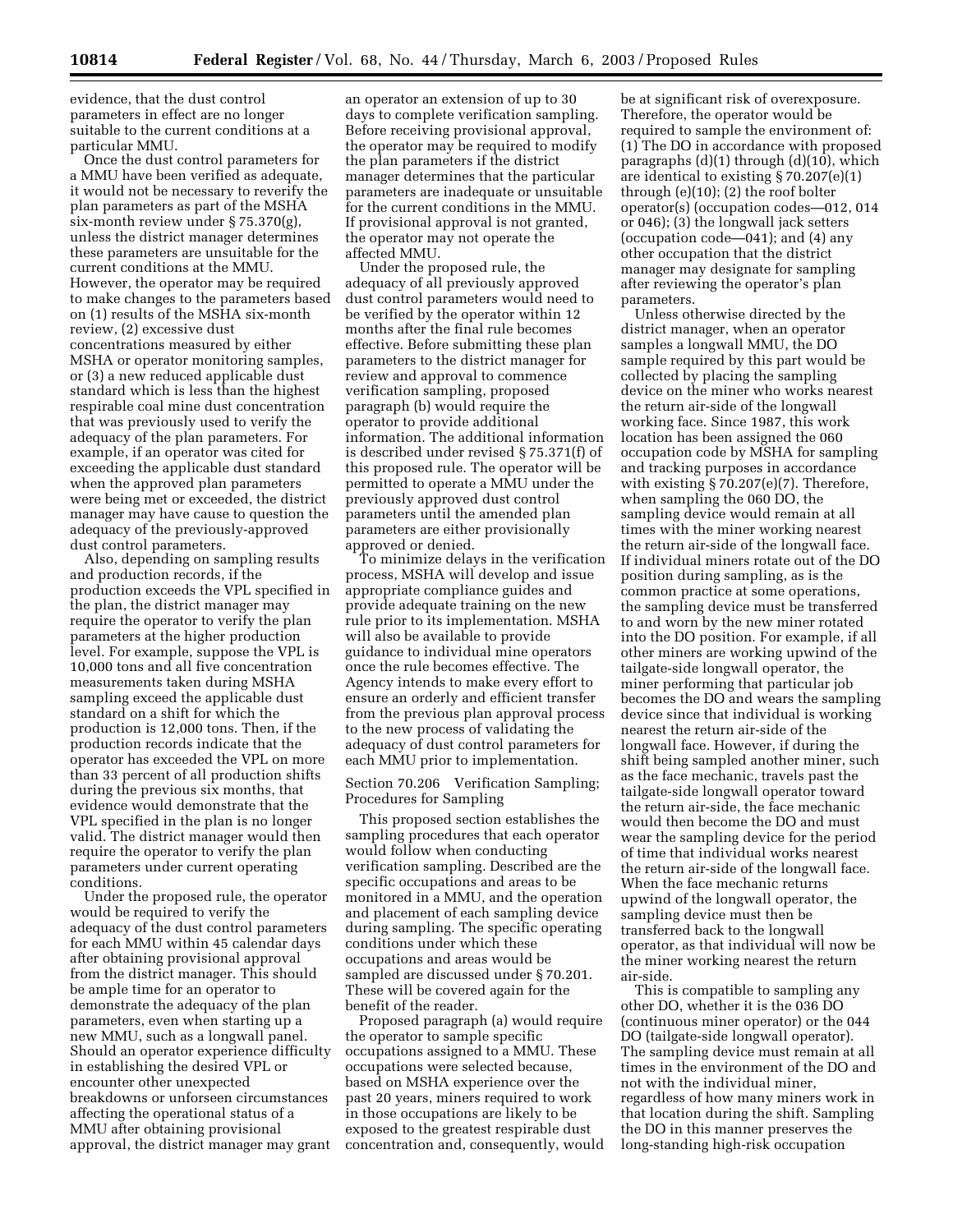evidence, that the dust control parameters in effect are no longer suitable to the current conditions at a particular MMU.

Once the dust control parameters for a MMU have been verified as adequate, it would not be necessary to reverify the plan parameters as part of the MSHA six-month review under § 75.370(g), unless the district manager determines these parameters are unsuitable for the current conditions at the MMU. However, the operator may be required to make changes to the parameters based on (1) results of the MSHA six-month review, (2) excessive dust concentrations measured by either MSHA or operator monitoring samples, or (3) a new reduced applicable dust standard which is less than the highest respirable coal mine dust concentration that was previously used to verify the adequacy of the plan parameters. For example, if an operator was cited for exceeding the applicable dust standard when the approved plan parameters were being met or exceeded, the district manager may have cause to question the adequacy of the previously-approved dust control parameters.

Also, depending on sampling results and production records, if the production exceeds the VPL specified in the plan, the district manager may require the operator to verify the plan parameters at the higher production level. For example, suppose the VPL is 10,000 tons and all five concentration measurements taken during MSHA sampling exceed the applicable dust standard on a shift for which the production is 12,000 tons. Then, if the production records indicate that the operator has exceeded the VPL on more than 33 percent of all production shifts during the previous six months, that evidence would demonstrate that the VPL specified in the plan is no longer valid. The district manager would then require the operator to verify the plan parameters under current operating conditions.

Under the proposed rule, the operator would be required to verify the adequacy of the dust control parameters for each MMU within 45 calendar days after obtaining provisional approval from the district manager. This should be ample time for an operator to demonstrate the adequacy of the plan parameters, even when starting up a new MMU, such as a longwall panel. Should an operator experience difficulty in establishing the desired VPL or encounter other unexpected breakdowns or unforseen circumstances affecting the operational status of a MMU after obtaining provisional approval, the district manager may grant an operator an extension of up to 30 days to complete verification sampling. Before receiving provisional approval, the operator may be required to modify the plan parameters if the district manager determines that the particular parameters are inadequate or unsuitable for the current conditions in the MMU. If provisional approval is not granted, the operator may not operate the affected MMU.

Under the proposed rule, the adequacy of all previously approved dust control parameters would need to be verified by the operator within 12 months after the final rule becomes effective. Before submitting these plan parameters to the district manager for review and approval to commence verification sampling, proposed paragraph (b) would require the operator to provide additional information. The additional information is described under revised § 75.371(f) of this proposed rule. The operator will be permitted to operate a MMU under the previously approved dust control parameters until the amended plan parameters are either provisionally approved or denied.

To minimize delays in the verification process, MSHA will develop and issue appropriate compliance guides and provide adequate training on the new rule prior to its implementation. MSHA will also be available to provide guidance to individual mine operators once the rule becomes effective. The Agency intends to make every effort to ensure an orderly and efficient transfer from the previous plan approval process to the new process of validating the adequacy of dust control parameters for each MMU prior to implementation.

Section 70.206 Verification Sampling; Procedures for Sampling

This proposed section establishes the sampling procedures that each operator would follow when conducting verification sampling. Described are the specific occupations and areas to be monitored in a MMU, and the operation and placement of each sampling device during sampling. The specific operating conditions under which these occupations and areas would be sampled are discussed under § 70.201. These will be covered again for the benefit of the reader.

Proposed paragraph (a) would require the operator to sample specific occupations assigned to a MMU. These occupations were selected because, based on MSHA experience over the past 20 years, miners required to work in those occupations are likely to be exposed to the greatest respirable dust concentration and, consequently, would be at significant risk of overexposure. Therefore, the operator would be required to sample the environment of: (1) The DO in accordance with proposed paragraphs (d)(1) through (d)(10), which are identical to existing § 70.207(e)(1) through (e)(10); (2) the roof bolter operator(s) (occupation codes—012, 014 or 046); (3) the longwall jack setters (occupation code—041); and (4) any other occupation that the district manager may designate for sampling after reviewing the operator's plan parameters.

Unless otherwise directed by the district manager, when an operator samples a longwall MMU, the DO sample required by this part would be collected by placing the sampling device on the miner who works nearest the return air-side of the longwall working face. Since 1987, this work location has been assigned the 060 occupation code by MSHA for sampling and tracking purposes in accordance with existing § 70.207(e)(7). Therefore, when sampling the 060 DO, the sampling device would remain at all times with the miner working nearest the return air-side of the longwall face. If individual miners rotate out of the DO position during sampling, as is the common practice at some operations, the sampling device must be transferred to and worn by the new miner rotated into the DO position. For example, if all other miners are working upwind of the tailgate-side longwall operator, the miner performing that particular job becomes the DO and wears the sampling device since that individual is working nearest the return air-side of the longwall face. However, if during the shift being sampled another miner, such as the face mechanic, travels past the tailgate-side longwall operator toward the return air-side, the face mechanic would then become the DO and must wear the sampling device for the period of time that individual works nearest the return air-side of the longwall face. When the face mechanic returns upwind of the longwall operator, the sampling device must then be transferred back to the longwall operator, as that individual will now be the miner working nearest the return air-side.

This is compatible to sampling any other DO, whether it is the 036 DO (continuous miner operator) or the 044 DO (tailgate-side longwall operator). The sampling device must remain at all times in the environment of the DO and not with the individual miner, regardless of how many miners work in that location during the shift. Sampling the DO in this manner preserves the long-standing high-risk occupation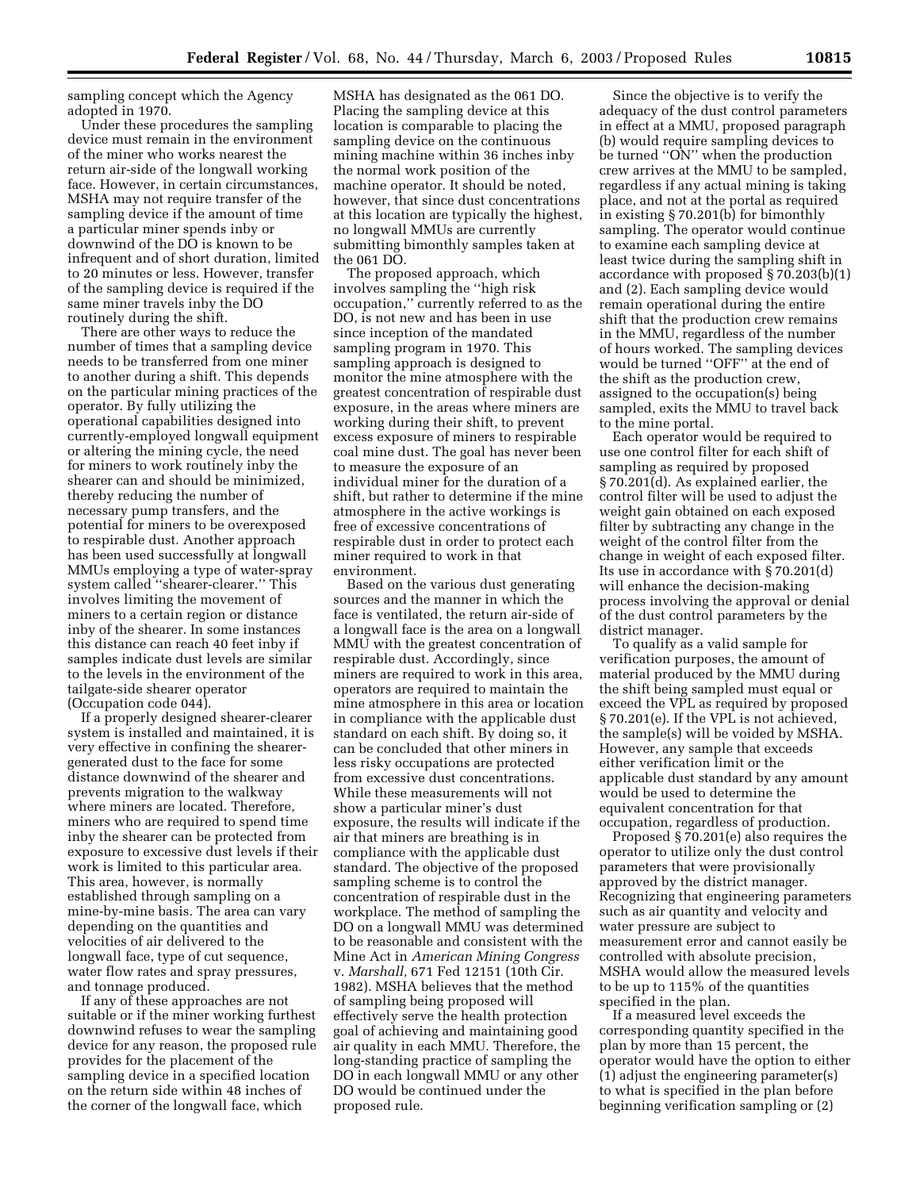sampling concept which the Agency adopted in 1970.

Under these procedures the sampling device must remain in the environment of the miner who works nearest the return air-side of the longwall working face. However, in certain circumstances, MSHA may not require transfer of the sampling device if the amount of time a particular miner spends inby or downwind of the DO is known to be infrequent and of short duration, limited to 20 minutes or less. However, transfer of the sampling device is required if the same miner travels inby the DO routinely during the shift.

There are other ways to reduce the number of times that a sampling device needs to be transferred from one miner to another during a shift. This depends on the particular mining practices of the operator. By fully utilizing the operational capabilities designed into currently-employed longwall equipment or altering the mining cycle, the need for miners to work routinely inby the shearer can and should be minimized, thereby reducing the number of necessary pump transfers, and the potential for miners to be overexposed to respirable dust. Another approach has been used successfully at longwall MMUs employing a type of water-spray system called ''shearer-clearer.'' This involves limiting the movement of miners to a certain region or distance inby of the shearer. In some instances this distance can reach 40 feet inby if samples indicate dust levels are similar to the levels in the environment of the tailgate-side shearer operator (Occupation code 044).

If a properly designed shearer-clearer system is installed and maintained, it is very effective in confining the shearer-generated dust to the face for some distance downwind of the shearer and prevents migration to the walkway where miners are located. Therefore, miners who are required to spend time inby the shearer can be protected from exposure to excessive dust levels if their work is limited to this particular area. This area, however, is normally established through sampling on a mine-by-mine basis. The area can vary depending on the quantities and velocities of air delivered to the longwall face, type of cut sequence, water flow rates and spray pressures, and tonnage produced.

If any of these approaches are not suitable or if the miner working furthest downwind refuses to wear the sampling device for any reason, the proposed rule provides for the placement of the sampling device in a specified location on the return side within 48 inches of the corner of the longwall face, which MSHA has designated as the 061 DO. Placing the sampling device at this location is comparable to placing the sampling device on the continuous mining machine within 36 inches inby the normal work position of the machine operator. It should be noted, however, that since dust concentrations at this location are typically the highest, no longwall MMUs are currently submitting bimonthly samples taken at the 061 DO.

The proposed approach, which involves sampling the ''high risk occupation,'' currently referred to as the DO, is not new and has been in use since inception of the mandated sampling program in 1970. This sampling approach is designed to monitor the mine atmosphere with the greatest concentration of respirable dust exposure, in the areas where miners are working during their shift, to prevent excess exposure of miners to respirable coal mine dust. The goal has never been to measure the exposure of an individual miner for the duration of a shift, but rather to determine if the mine atmosphere in the active workings is free of excessive concentrations of respirable dust in order to protect each miner required to work in that environment.

Based on the various dust generating sources and the manner in which the face is ventilated, the return air-side of a longwall face is the area on a longwall MMU with the greatest concentration of respirable dust. Accordingly, since miners are required to work in this area, operators are required to maintain the mine atmosphere in this area or location in compliance with the applicable dust standard on each shift. By doing so, it can be concluded that other miners in less risky occupations are protected from excessive dust concentrations. While these measurements will not show a particular miner's dust exposure, the results will indicate if the air that miners are breathing is in compliance with the applicable dust standard. The objective of the proposed sampling scheme is to control the concentration of respirable dust in the workplace. The method of sampling the DO on a longwall MMU was determined to be reasonable and consistent with the Mine Act in *American Mining Congress* v. *Marshall,* 671 Fed 12151 (10th Cir. 1982). MSHA believes that the method of sampling being proposed will effectively serve the health protection goal of achieving and maintaining good air quality in each MMU. Therefore, the long-standing practice of sampling the DO in each longwall MMU or any other DO would be continued under the proposed rule.

Since the objective is to verify the adequacy of the dust control parameters in effect at a MMU, proposed paragraph (b) would require sampling devices to be turned ''ON'' when the production crew arrives at the MMU to be sampled, regardless if any actual mining is taking place, and not at the portal as required in existing § 70.201(b) for bimonthly sampling. The operator would continue to examine each sampling device at least twice during the sampling shift in accordance with proposed § 70.203(b)(1) and (2). Each sampling device would remain operational during the entire shift that the production crew remains in the MMU, regardless of the number of hours worked. The sampling devices would be turned ''OFF'' at the end of the shift as the production crew, assigned to the occupation(s) being sampled, exits the MMU to travel back to the mine portal.

Each operator would be required to use one control filter for each shift of sampling as required by proposed § 70.201(d). As explained earlier, the control filter will be used to adjust the weight gain obtained on each exposed filter by subtracting any change in the weight of the control filter from the change in weight of each exposed filter. Its use in accordance with § 70.201(d) will enhance the decision-making process involving the approval or denial of the dust control parameters by the district manager.

To qualify as a valid sample for verification purposes, the amount of material produced by the MMU during the shift being sampled must equal or exceed the VPL as required by proposed § 70.201(e). If the VPL is not achieved, the sample(s) will be voided by MSHA. However, any sample that exceeds either verification limit or the applicable dust standard by any amount would be used to determine the equivalent concentration for that occupation, regardless of production.

Proposed § 70.201(e) also requires the operator to utilize only the dust control parameters that were provisionally approved by the district manager. Recognizing that engineering parameters such as air quantity and velocity and water pressure are subject to measurement error and cannot easily be controlled with absolute precision, MSHA would allow the measured levels to be up to 115% of the quantities specified in the plan.

If a measured level exceeds the corresponding quantity specified in the plan by more than 15 percent, the operator would have the option to either (1) adjust the engineering parameter(s) to what is specified in the plan before beginning verification sampling or (2)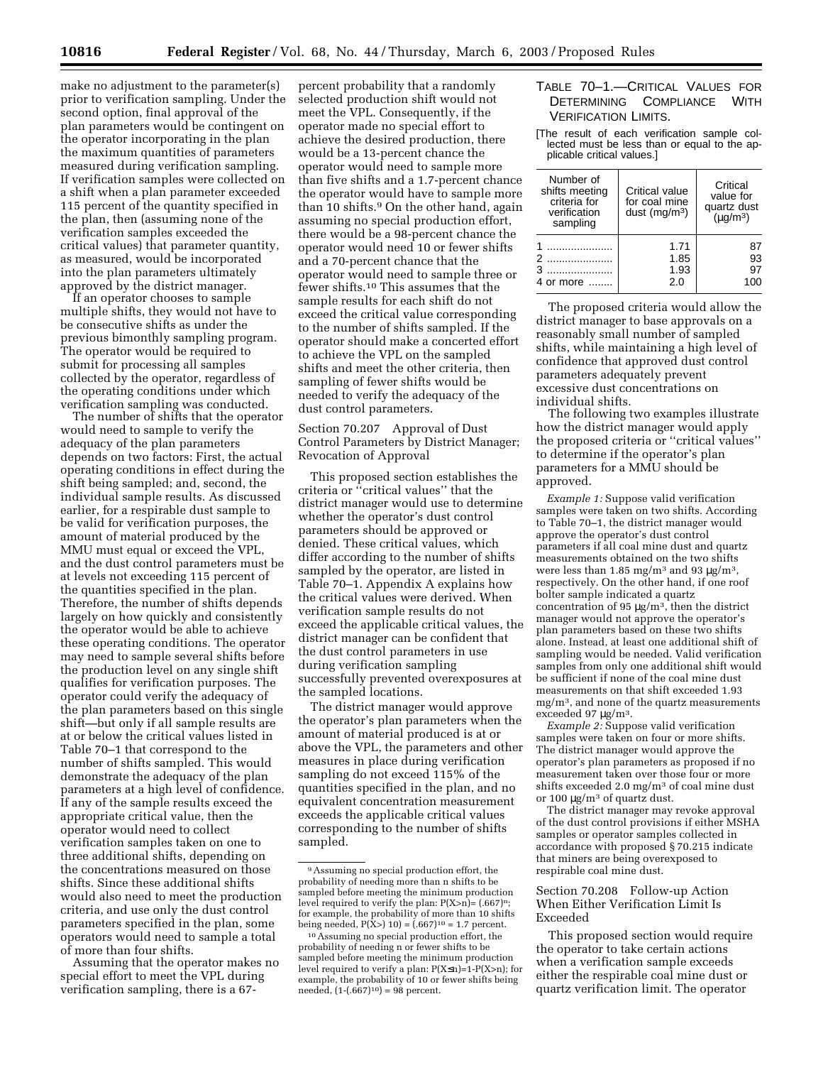make no adjustment to the parameter(s) prior to verification sampling. Under the second option, final approval of the plan parameters would be contingent on the operator incorporating in the plan the maximum quantities of parameters measured during verification sampling. If verification samples were collected on a shift when a plan parameter exceeded 115 percent of the quantity specified in the plan, then (assuming none of the verification samples exceeded the critical values) that parameter quantity, as measured, would be incorporated into the plan parameters ultimately approved by the district manager.

If an operator chooses to sample multiple shifts, they would not have to be consecutive shifts as under the previous bimonthly sampling program. The operator would be required to submit for processing all samples collected by the operator, regardless of the operating conditions under which verification sampling was conducted.

The number of shifts that the operator would need to sample to verify the adequacy of the plan parameters depends on two factors: First, the actual operating conditions in effect during the shift being sampled; and, second, the individual sample results. As discussed earlier, for a respirable dust sample to be valid for verification purposes, the amount of material produced by the MMU must equal or exceed the VPL, and the dust control parameters must be at levels not exceeding 115 percent of the quantities specified in the plan. Therefore, the number of shifts depends largely on how quickly and consistently the operator would be able to achieve these operating conditions. The operator may need to sample several shifts before the production level on any single shift qualifies for verification purposes. The operator could verify the adequacy of the plan parameters based on this single shift—but only if all sample results are at or below the critical values listed in Table 70–1 that correspond to the number of shifts sampled. This would demonstrate the adequacy of the plan parameters at a high level of confidence. If any of the sample results exceed the appropriate critical value, then the operator would need to collect verification samples taken on one to three additional shifts, depending on the concentrations measured on those shifts. Since these additional shifts would also need to meet the production criteria, and use only the dust control parameters specified in the plan, some operators would need to sample a total of more than four shifts.

Assuming that the operator makes no special effort to meet the VPL during verification sampling, there is a 67-percent probability that a randomly selected production shift would not meet the VPL. Consequently, if the operator made no special effort to achieve the desired production, there would be a 13-percent chance the operator would need to sample more than five shifts and a 1.7-percent chance the operator would have to sample more than 10 shifts.[9] On the other hand, again assuming no special production effort, there would be a 98-percent chance the operator would need 10 or fewer shifts and a 70-percent chance that the operator would need to sample three or fewer shifts.[10] This assumes that the sample results for each shift do not exceed the critical value corresponding to the number of shifts sampled. If the operator should make a concerted effort to achieve the VPL on the sampled shifts and meet the other criteria, then sampling of fewer shifts would be needed to verify the adequacy of the dust control parameters.

### Section 70.207 Approval of Dust Control Parameters by District Manager; Revocation of Approval

This proposed section establishes the criteria or ''critical values'' that the district manager would use to determine whether the operator's dust control parameters should be approved or denied. These critical values, which differ according to the number of shifts sampled by the operator, are listed in Table 70–1. Appendix A explains how the critical values were derived. When verification sample results do not exceed the applicable critical values, the district manager can be confident that the dust control parameters in use during verification sampling successfully prevented overexposures at the sampled locations.

The district manager would approve the operator's plan parameters when the amount of material produced is at or above the VPL, the parameters and other measures in place during verification sampling do not exceed 115% of the quantities specified in the plan, and no equivalent concentration measurement exceeds the applicable critical values corresponding to the number of shifts sampled.

TABLE 70–1.—CRITICAL VALUES FOR DETERMINING COMPLIANCE WITH VERIFICATION LIMITS.

[The result of each verification sample collected must be less than or equal to the applicable critical values.]

| Number of shifts meeting criteria for verification sampling | Critical value for coal mine dust (mg/m³) | Critical value for quartz dust (µg/m³) |
|---|---|---|
| 1 | 1.71 | 87 |
| 2 | 1.85 | 93 |
| 3 | 1.93 | 97 |
| 4 or more | 2.0 | 100 |

The proposed criteria would allow the district manager to base approvals on a reasonably small number of sampled shifts, while maintaining a high level of confidence that approved dust control parameters adequately prevent excessive dust concentrations on individual shifts.

The following two examples illustrate how the district manager would apply the proposed criteria or ''critical values'' to determine if the operator's plan parameters for a MMU should be approved.

*Example 1:* Suppose valid verification samples were taken on two shifts. According to Table 70–1, the district manager would approve the operator's dust control parameters if all coal mine dust and quartz measurements obtained on the two shifts were less than 1.85 mg/m³ and 93 µg/m³, respectively. On the other hand, if one roof bolter sample indicated a quartz concentration of 95 µg/m³, then the district manager would not approve the operator's plan parameters based on these two shifts alone. Instead, at least one additional shift of sampling would be needed. Valid verification samples from only one additional shift would be sufficient if none of the coal mine dust measurements on that shift exceeded 1.93 mg/m³, and none of the quartz measurements exceeded 97 µg/m³.

*Example 2:* Suppose valid verification samples were taken on four or more shifts. The district manager would approve the operator's plan parameters as proposed if no measurement taken over those four or more shifts exceeded 2.0 mg/m³ of coal mine dust or 100 µg/m³ of quartz dust.

The district manager may revoke approval of the dust control provisions if either MSHA samples or operator samples collected in accordance with proposed § 70.215 indicate that miners are being overexposed to respirable coal mine dust.

### Section 70.208 Follow-up Action When Either Verification Limit Is Exceeded

This proposed section would require the operator to take certain actions when a verification sample exceeds either the respirable coal mine dust or quartz verification limit. The operator

---

[9] Assuming no special production effort, the probability of needing more than n shifts to be sampled before meeting the minimum production level required to verify the plan: $P(X>n)=(.667)^n$; for example, the probability of more than 10 shifts being needed, $P(X>10) = (.667)^{10} = 1.7$ percent.

[10] Assuming no special production effort, the probability of needing n or fewer shifts to be sampled before meeting the minimum production level required to verify a plan: $P(X\leq n)=1-P(X>n)$; for example, the probability of 10 or fewer shifts being needed, $(1-(.667)^{10}) = 98$ percent.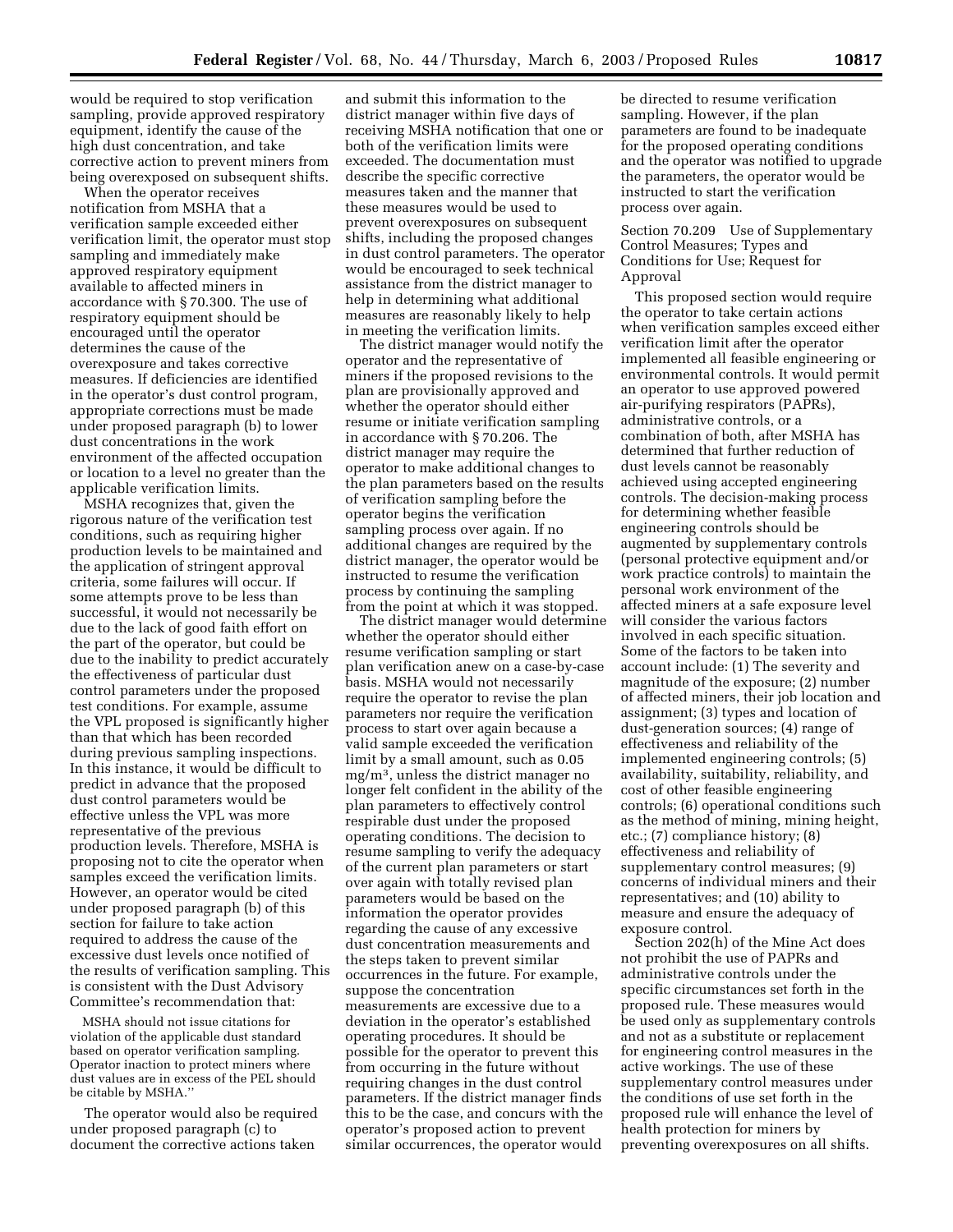would be required to stop verification sampling, provide approved respiratory equipment, identify the cause of the high dust concentration, and take corrective action to prevent miners from being overexposed on subsequent shifts.

When the operator receives notification from MSHA that a verification sample exceeded either verification limit, the operator must stop sampling and immediately make approved respiratory equipment available to affected miners in accordance with § 70.300. The use of respiratory equipment should be encouraged until the operator determines the cause of the overexposure and takes corrective measures. If deficiencies are identified in the operator's dust control program, appropriate corrections must be made under proposed paragraph (b) to lower dust concentrations in the work environment of the affected occupation or location to a level no greater than the applicable verification limits.

MSHA recognizes that, given the rigorous nature of the verification test conditions, such as requiring higher production levels to be maintained and the application of stringent approval criteria, some failures will occur. If some attempts prove to be less than successful, it would not necessarily be due to the lack of good faith effort on the part of the operator, but could be due to the inability to predict accurately the effectiveness of particular dust control parameters under the proposed test conditions. For example, assume the VPL proposed is significantly higher than that which has been recorded during previous sampling inspections. In this instance, it would be difficult to predict in advance that the proposed dust control parameters would be effective unless the VPL was more representative of the previous production levels. Therefore, MSHA is proposing not to cite the operator when samples exceed the verification limits. However, an operator would be cited under proposed paragraph (b) of this section for failure to take action required to address the cause of the excessive dust levels once notified of the results of verification sampling. This is consistent with the Dust Advisory Committee's recommendation that:

> MSHA should not issue citations for violation of the applicable dust standard based on operator verification sampling. Operator inaction to protect miners where dust values are in excess of the PEL should be citable by MSHA.''

The operator would also be required under proposed paragraph (c) to document the corrective actions taken and submit this information to the district manager within five days of receiving MSHA notification that one or both of the verification limits were exceeded. The documentation must describe the specific corrective measures taken and the manner that these measures would be used to prevent overexposures on subsequent shifts, including the proposed changes in dust control parameters. The operator would be encouraged to seek technical assistance from the district manager to help in determining what additional measures are reasonably likely to help in meeting the verification limits.

The district manager would notify the operator and the representative of miners if the proposed revisions to the plan are provisionally approved and whether the operator should either resume or initiate verification sampling in accordance with § 70.206. The district manager may require the operator to make additional changes to the plan parameters based on the results of verification sampling before the operator begins the verification sampling process over again. If no additional changes are required by the district manager, the operator would be instructed to resume the verification process by continuing the sampling from the point at which it was stopped.

The district manager would determine whether the operator should either resume verification sampling or start plan verification anew on a case-by-case basis. MSHA would not necessarily require the operator to revise the plan parameters nor require the verification process to start over again because a valid sample exceeded the verification limit by a small amount, such as 0.05 mg/m$^3$, unless the district manager no longer felt confident in the ability of the plan parameters to effectively control respirable dust under the proposed operating conditions. The decision to resume sampling to verify the adequacy of the current plan parameters or start over again with totally revised plan parameters would be based on the information the operator provides regarding the cause of any excessive dust concentration measurements and the steps taken to prevent similar occurrences in the future. For example, suppose the concentration measurements are excessive due to a deviation in the operator's established operating procedures. It should be possible for the operator to prevent this from occurring in the future without requiring changes in the dust control parameters. If the district manager finds this to be the case, and concurs with the operator's proposed action to prevent similar occurrences, the operator would be directed to resume verification sampling. However, if the plan parameters are found to be inadequate for the proposed operating conditions and the operator was notified to upgrade the parameters, the operator would be instructed to start the verification process over again.

Section 70.209 Use of Supplementary Control Measures; Types and Conditions for Use; Request for Approval

This proposed section would require the operator to take certain actions when verification samples exceed either verification limit after the operator implemented all feasible engineering or environmental controls. It would permit an operator to use approved powered air-purifying respirators (PAPRs), administrative controls, or a combination of both, after MSHA has determined that further reduction of dust levels cannot be reasonably achieved using accepted engineering controls. The decision-making process for determining whether feasible engineering controls should be augmented by supplementary controls (personal protective equipment and/or work practice controls) to maintain the personal work environment of the affected miners at a safe exposure level will consider the various factors involved in each specific situation. Some of the factors to be taken into account include: (1) The severity and magnitude of the exposure; (2) number of affected miners, their job location and assignment; (3) types and location of dust-generation sources; (4) range of effectiveness and reliability of the implemented engineering controls; (5) availability, suitability, reliability, and cost of other feasible engineering controls; (6) operational conditions such as the method of mining, mining height, etc.; (7) compliance history; (8) effectiveness and reliability of supplementary control measures; (9) concerns of individual miners and their representatives; and (10) ability to measure and ensure the adequacy of exposure control.

Section 202(h) of the Mine Act does not prohibit the use of PAPRs and administrative controls under the specific circumstances set forth in the proposed rule. These measures would be used only as supplementary controls and not as a substitute or replacement for engineering control measures in the active workings. The use of these supplementary control measures under the conditions of use set forth in the proposed rule will enhance the level of health protection for miners by preventing overexposures on all shifts.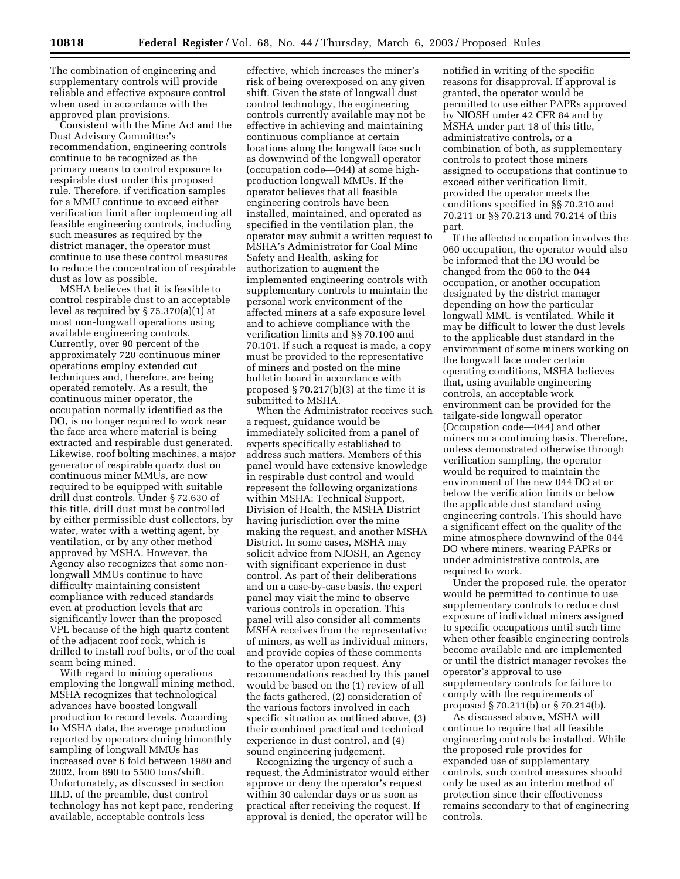The combination of engineering and supplementary controls will provide reliable and effective exposure control when used in accordance with the approved plan provisions.

Consistent with the Mine Act and the Dust Advisory Committee's recommendation, engineering controls continue to be recognized as the primary means to control exposure to respirable dust under this proposed rule. Therefore, if verification samples for a MMU continue to exceed either verification limit after implementing all feasible engineering controls, including such measures as required by the district manager, the operator must continue to use these control measures to reduce the concentration of respirable dust as low as possible.

MSHA believes that it is feasible to control respirable dust to an acceptable level as required by § 75.370(a)(1) at most non-longwall operations using available engineering controls. Currently, over 90 percent of the approximately 720 continuous miner operations employ extended cut techniques and, therefore, are being operated remotely. As a result, the continuous miner operator, the occupation normally identified as the DO, is no longer required to work near the face area where material is being extracted and respirable dust generated. Likewise, roof bolting machines, a major generator of respirable quartz dust on continuous miner MMUs, are now required to be equipped with suitable drill dust controls. Under § 72.630 of this title, drill dust must be controlled by either permissible dust collectors, by water, water with a wetting agent, by ventilation, or by any other method approved by MSHA. However, the Agency also recognizes that some non-longwall MMUs continue to have difficulty maintaining consistent compliance with reduced standards even at production levels that are significantly lower than the proposed VPL because of the high quartz content of the adjacent roof rock, which is drilled to install roof bolts, or of the coal seam being mined.

With regard to mining operations employing the longwall mining method, MSHA recognizes that technological advances have boosted longwall production to record levels. According to MSHA data, the average production reported by operators during bimonthly sampling of longwall MMUs has increased over 6 fold between 1980 and 2002, from 890 to 5500 tons/shift. Unfortunately, as discussed in section III.D. of the preamble, dust control technology has not kept pace, rendering available, acceptable controls less effective, which increases the miner's risk of being overexposed on any given shift. Given the state of longwall dust control technology, the engineering controls currently available may not be effective in achieving and maintaining continuous compliance at certain locations along the longwall face such as downwind of the longwall operator (occupation code—044) at some high-production longwall MMUs. If the operator believes that all feasible engineering controls have been installed, maintained, and operated as specified in the ventilation plan, the operator may submit a written request to MSHA's Administrator for Coal Mine Safety and Health, asking for authorization to augment the implemented engineering controls with supplementary controls to maintain the personal work environment of the affected miners at a safe exposure level and to achieve compliance with the verification limits and §§ 70.100 and 70.101. If such a request is made, a copy must be provided to the representative of miners and posted on the mine bulletin board in accordance with proposed § 70.217(b)(3) at the time it is submitted to MSHA.

When the Administrator receives such a request, guidance would be immediately solicited from a panel of experts specifically established to address such matters. Members of this panel would have extensive knowledge in respirable dust control and would represent the following organizations within MSHA: Technical Support, Division of Health, the MSHA District having jurisdiction over the mine making the request, and another MSHA District. In some cases, MSHA may solicit advice from NIOSH, an Agency with significant experience in dust control. As part of their deliberations and on a case-by-case basis, the expert panel may visit the mine to observe various controls in operation. This panel will also consider all comments MSHA receives from the representative of miners, as well as individual miners, and provide copies of these comments to the operator upon request. Any recommendations reached by this panel would be based on the (1) review of all the facts gathered, (2) consideration of the various factors involved in each specific situation as outlined above, (3) their combined practical and technical experience in dust control, and (4) sound engineering judgement.

Recognizing the urgency of such a request, the Administrator would either approve or deny the operator's request within 30 calendar days or as soon as practical after receiving the request. If approval is denied, the operator will be notified in writing of the specific reasons for disapproval. If approval is granted, the operator would be permitted to use either PAPRs approved by NIOSH under 42 CFR 84 and by MSHA under part 18 of this title, administrative controls, or a combination of both, as supplementary controls to protect those miners assigned to occupations that continue to exceed either verification limit, provided the operator meets the conditions specified in §§ 70.210 and 70.211 or §§ 70.213 and 70.214 of this part.

If the affected occupation involves the 060 occupation, the operator would also be informed that the DO would be changed from the 060 to the 044 occupation, or another occupation designated by the district manager depending on how the particular longwall MMU is ventilated. While it may be difficult to lower the dust levels to the applicable dust standard in the environment of some miners working on the longwall face under certain operating conditions, MSHA believes that, using available engineering controls, an acceptable work environment can be provided for the tailgate-side longwall operator (Occupation code—044) and other miners on a continuing basis. Therefore, unless demonstrated otherwise through verification sampling, the operator would be required to maintain the environment of the new 044 DO at or below the verification limits or below the applicable dust standard using engineering controls. This should have a significant effect on the quality of the mine atmosphere downwind of the 044 DO where miners, wearing PAPRs or under administrative controls, are required to work.

Under the proposed rule, the operator would be permitted to continue to use supplementary controls to reduce dust exposure of individual miners assigned to specific occupations until such time when other feasible engineering controls become available and are implemented or until the district manager revokes the operator's approval to use supplementary controls for failure to comply with the requirements of proposed § 70.211(b) or § 70.214(b).

As discussed above, MSHA will continue to require that all feasible engineering controls be installed. While the proposed rule provides for expanded use of supplementary controls, such control measures should only be used as an interim method of protection since their effectiveness remains secondary to that of engineering controls.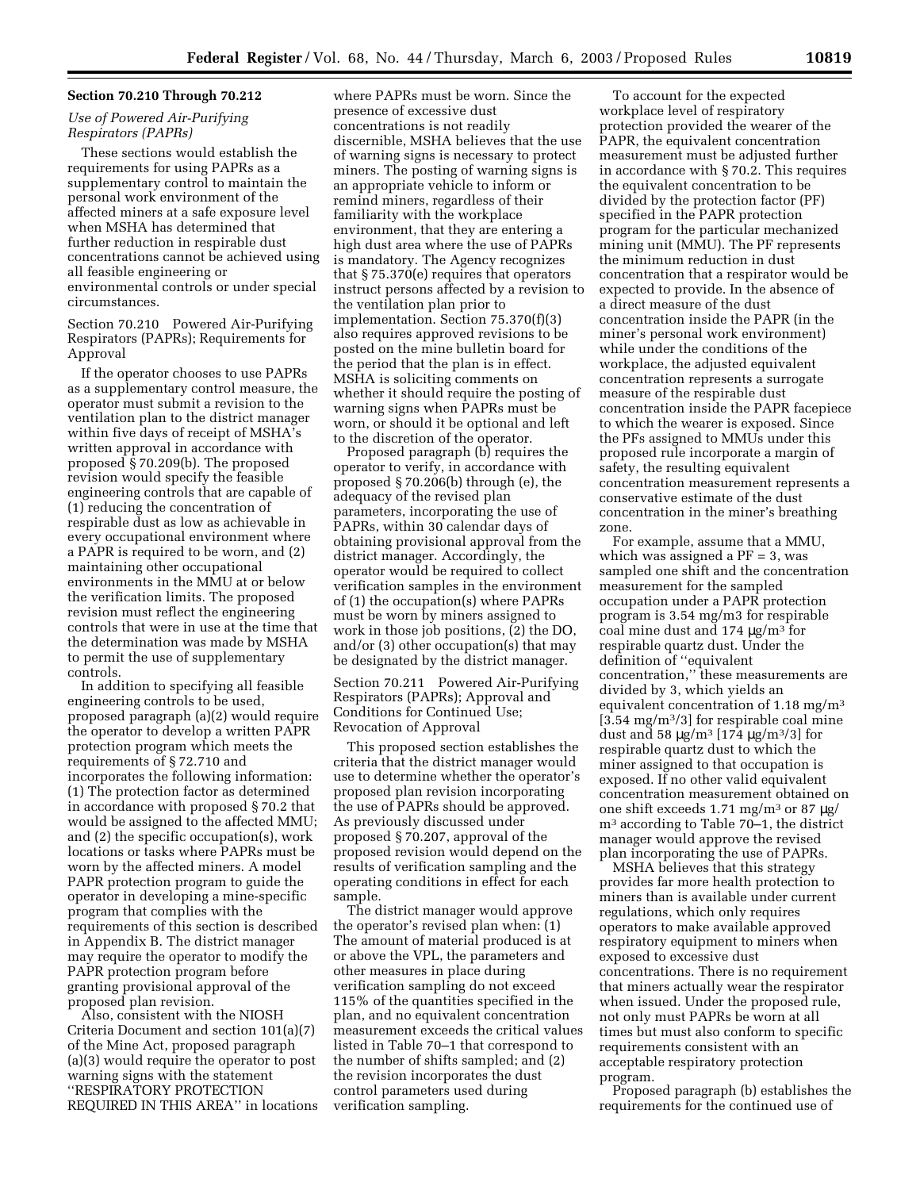### Section 70.210 Through 70.212

*Use of Powered Air-Purifying Respirators (PAPRs)*

These sections would establish the requirements for using PAPRs as a supplementary control to maintain the personal work environment of the affected miners at a safe exposure level when MSHA has determined that further reduction in respirable dust concentrations cannot be achieved using all feasible engineering or environmental controls or under special circumstances.

Section 70.210 Powered Air-Purifying Respirators (PAPRs); Requirements for Approval

If the operator chooses to use PAPRs as a supplementary control measure, the operator must submit a revision to the ventilation plan to the district manager within five days of receipt of MSHA's written approval in accordance with proposed § 70.209(b). The proposed revision would specify the feasible engineering controls that are capable of (1) reducing the concentration of respirable dust as low as achievable in every occupational environment where a PAPR is required to be worn, and (2) maintaining other occupational environments in the MMU at or below the verification limits. The proposed revision must reflect the engineering controls that were in use at the time that the determination was made by MSHA to permit the use of supplementary controls.

In addition to specifying all feasible engineering controls to be used, proposed paragraph (a)(2) would require the operator to develop a written PAPR protection program which meets the requirements of § 72.710 and incorporates the following information: (1) The protection factor as determined in accordance with proposed § 70.2 that would be assigned to the affected MMU; and (2) the specific occupation(s), work locations or tasks where PAPRs must be worn by the affected miners. A model PAPR protection program to guide the operator in developing a mine-specific program that complies with the requirements of this section is described in Appendix B. The district manager may require the operator to modify the PAPR protection program before granting provisional approval of the proposed plan revision.

Also, consistent with the NIOSH Criteria Document and section 101(a)(7) of the Mine Act, proposed paragraph (a)(3) would require the operator to post warning signs with the statement ''RESPIRATORY PROTECTION REQUIRED IN THIS AREA'' in locations where PAPRs must be worn. Since the presence of excessive dust concentrations is not readily discernible, MSHA believes that the use of warning signs is necessary to protect miners. The posting of warning signs is an appropriate vehicle to inform or remind miners, regardless of their familiarity with the workplace environment, that they are entering a high dust area where the use of PAPRs is mandatory. The Agency recognizes that § 75.370(e) requires that operators instruct persons affected by a revision to the ventilation plan prior to implementation. Section 75.370(f)(3) also requires approved revisions to be posted on the mine bulletin board for the period that the plan is in effect. MSHA is soliciting comments on whether it should require the posting of warning signs when PAPRs must be worn, or should it be optional and left to the discretion of the operator.

Proposed paragraph (b) requires the operator to verify, in accordance with proposed § 70.206(b) through (e), the adequacy of the revised plan parameters, incorporating the use of PAPRs, within 30 calendar days of obtaining provisional approval from the district manager. Accordingly, the operator would be required to collect verification samples in the environment of (1) the occupation(s) where PAPRs must be worn by miners assigned to work in those job positions, (2) the DO, and/or (3) other occupation(s) that may be designated by the district manager.

Section 70.211 Powered Air-Purifying Respirators (PAPRs); Approval and Conditions for Continued Use; Revocation of Approval

This proposed section establishes the criteria that the district manager would use to determine whether the operator's proposed plan revision incorporating the use of PAPRs should be approved. As previously discussed under proposed § 70.207, approval of the proposed revision would depend on the results of verification sampling and the operating conditions in effect for each sample.

The district manager would approve the operator's revised plan when: (1) The amount of material produced is at or above the VPL, the parameters and other measures in place during verification sampling do not exceed 115% of the quantities specified in the plan, and no equivalent concentration measurement exceeds the critical values listed in Table 70–1 that correspond to the number of shifts sampled; and (2) the revision incorporates the dust control parameters used during verification sampling.

To account for the expected workplace level of respiratory protection provided the wearer of the PAPR, the equivalent concentration measurement must be adjusted further in accordance with § 70.2. This requires the equivalent concentration to be divided by the protection factor (PF) specified in the PAPR protection program for the particular mechanized mining unit (MMU). The PF represents the minimum reduction in dust concentration that a respirator would be expected to provide. In the absence of a direct measure of the dust concentration inside the PAPR (in the miner's personal work environment) while under the conditions of the workplace, the adjusted equivalent concentration represents a surrogate measure of the respirable dust concentration inside the PAPR facepiece to which the wearer is exposed. Since the PFs assigned to MMUs under this proposed rule incorporate a margin of safety, the resulting equivalent concentration measurement represents a conservative estimate of the dust concentration in the miner's breathing zone.

For example, assume that a MMU, which was assigned a PF = 3, was sampled one shift and the concentration measurement for the sampled occupation under a PAPR protection program is 3.54 mg/m3 for respirable coal mine dust and 174 μg/m$^3$ for respirable quartz dust. Under the definition of ''equivalent concentration,'' these measurements are divided by 3, which yields an equivalent concentration of 1.18 mg/m$^3$ [3.54 mg/m$^3$/3] for respirable coal mine dust and 58 μg/m$^3$ [174 μg/m$^3$/3] for respirable quartz dust to which the miner assigned to that occupation is exposed. If no other valid equivalent concentration measurement obtained on one shift exceeds 1.71 mg/m$^3$ or 87 μg/m$^3$ according to Table 70–1, the district manager would approve the revised plan incorporating the use of PAPRs.

MSHA believes that this strategy provides far more health protection to miners than is available under current regulations, which only requires operators to make available approved respiratory equipment to miners when exposed to excessive dust concentrations. There is no requirement that miners actually wear the respirator when issued. Under the proposed rule, not only must PAPRs be worn at all times but must also conform to specific requirements consistent with an acceptable respiratory protection program.

Proposed paragraph (b) establishes the requirements for the continued use of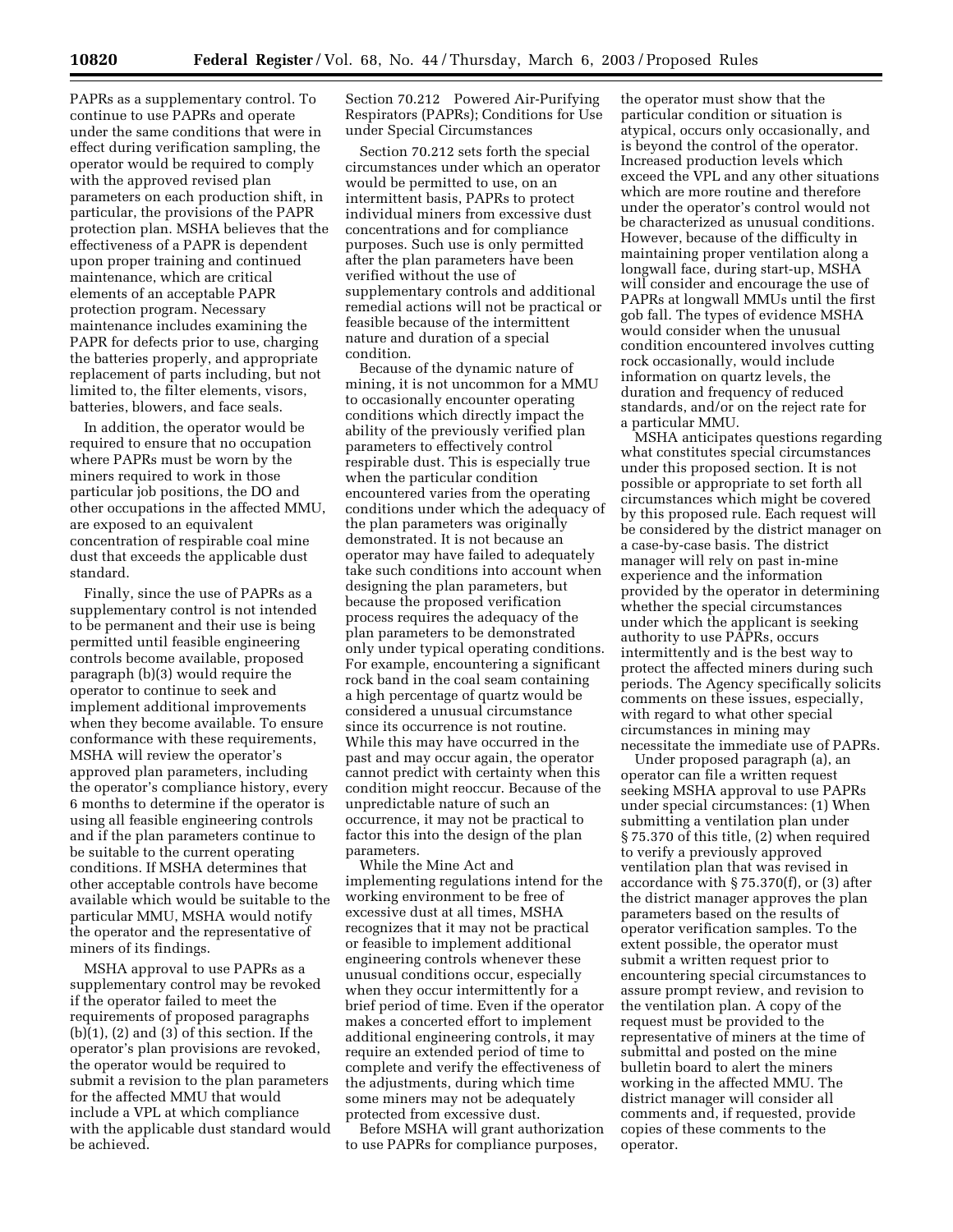PAPRs as a supplementary control. To continue to use PAPRs and operate under the same conditions that were in effect during verification sampling, the operator would be required to comply with the approved revised plan parameters on each production shift, in particular, the provisions of the PAPR protection plan. MSHA believes that the effectiveness of a PAPR is dependent upon proper training and continued maintenance, which are critical elements of an acceptable PAPR protection program. Necessary maintenance includes examining the PAPR for defects prior to use, charging the batteries properly, and appropriate replacement of parts including, but not limited to, the filter elements, visors, batteries, blowers, and face seals.

In addition, the operator would be required to ensure that no occupation where PAPRs must be worn by the miners required to work in those particular job positions, the DO and other occupations in the affected MMU, are exposed to an equivalent concentration of respirable coal mine dust that exceeds the applicable dust standard.

Finally, since the use of PAPRs as a supplementary control is not intended to be permanent and their use is being permitted until feasible engineering controls become available, proposed paragraph (b)(3) would require the operator to continue to seek and implement additional improvements when they become available. To ensure conformance with these requirements, MSHA will review the operator's approved plan parameters, including the operator's compliance history, every 6 months to determine if the operator is using all feasible engineering controls and if the plan parameters continue to be suitable to the current operating conditions. If MSHA determines that other acceptable controls have become available which would be suitable to the particular MMU, MSHA would notify the operator and the representative of miners of its findings.

MSHA approval to use PAPRs as a supplementary control may be revoked if the operator failed to meet the requirements of proposed paragraphs (b)(1), (2) and (3) of this section. If the operator's plan provisions are revoked, the operator would be required to submit a revision to the plan parameters for the affected MMU that would include a VPL at which compliance with the applicable dust standard would be achieved.

Section 70.212 Powered Air-Purifying Respirators (PAPRs); Conditions for Use under Special Circumstances

Section 70.212 sets forth the special circumstances under which an operator would be permitted to use, on an intermittent basis, PAPRs to protect individual miners from excessive dust concentrations and for compliance purposes. Such use is only permitted after the plan parameters have been verified without the use of supplementary controls and additional remedial actions will not be practical or feasible because of the intermittent nature and duration of a special condition.

Because of the dynamic nature of mining, it is not uncommon for a MMU to occasionally encounter operating conditions which directly impact the ability of the previously verified plan parameters to effectively control respirable dust. This is especially true when the particular condition encountered varies from the operating conditions under which the adequacy of the plan parameters was originally demonstrated. It is not because an operator may have failed to adequately take such conditions into account when designing the plan parameters, but because the proposed verification process requires the adequacy of the plan parameters to be demonstrated only under typical operating conditions. For example, encountering a significant rock band in the coal seam containing a high percentage of quartz would be considered a unusual circumstance since its occurrence is not routine. While this may have occurred in the past and may occur again, the operator cannot predict with certainty when this condition might reoccur. Because of the unpredictable nature of such an occurrence, it may not be practical to factor this into the design of the plan parameters.

While the Mine Act and implementing regulations intend for the working environment to be free of excessive dust at all times, MSHA recognizes that it may not be practical or feasible to implement additional engineering controls whenever these unusual conditions occur, especially when they occur intermittently for a brief period of time. Even if the operator makes a concerted effort to implement additional engineering controls, it may require an extended period of time to complete and verify the effectiveness of the adjustments, during which time some miners may not be adequately protected from excessive dust.

Before MSHA will grant authorization to use PAPRs for compliance purposes, the operator must show that the particular condition or situation is atypical, occurs only occasionally, and is beyond the control of the operator. Increased production levels which exceed the VPL and any other situations which are more routine and therefore under the operator's control would not be characterized as unusual conditions. However, because of the difficulty in maintaining proper ventilation along a longwall face, during start-up, MSHA will consider and encourage the use of PAPRs at longwall MMUs until the first gob fall. The types of evidence MSHA would consider when the unusual condition encountered involves cutting rock occasionally, would include information on quartz levels, the duration and frequency of reduced standards, and/or on the reject rate for a particular MMU.

MSHA anticipates questions regarding what constitutes special circumstances under this proposed section. It is not possible or appropriate to set forth all circumstances which might be covered by this proposed rule. Each request will be considered by the district manager on a case-by-case basis. The district manager will rely on past in-mine experience and the information provided by the operator in determining whether the special circumstances under which the applicant is seeking authority to use PAPRs, occurs intermittently and is the best way to protect the affected miners during such periods. The Agency specifically solicits comments on these issues, especially, with regard to what other special circumstances in mining may necessitate the immediate use of PAPRs.

Under proposed paragraph (a), an operator can file a written request seeking MSHA approval to use PAPRs under special circumstances: (1) When submitting a ventilation plan under § 75.370 of this title, (2) when required to verify a previously approved ventilation plan that was revised in accordance with § 75.370(f), or (3) after the district manager approves the plan parameters based on the results of operator verification samples. To the extent possible, the operator must submit a written request prior to encountering special circumstances to assure prompt review, and revision to the ventilation plan. A copy of the request must be provided to the representative of miners at the time of submittal and posted on the mine bulletin board to alert the miners working in the affected MMU. The district manager will consider all comments and, if requested, provide copies of these comments to the operator.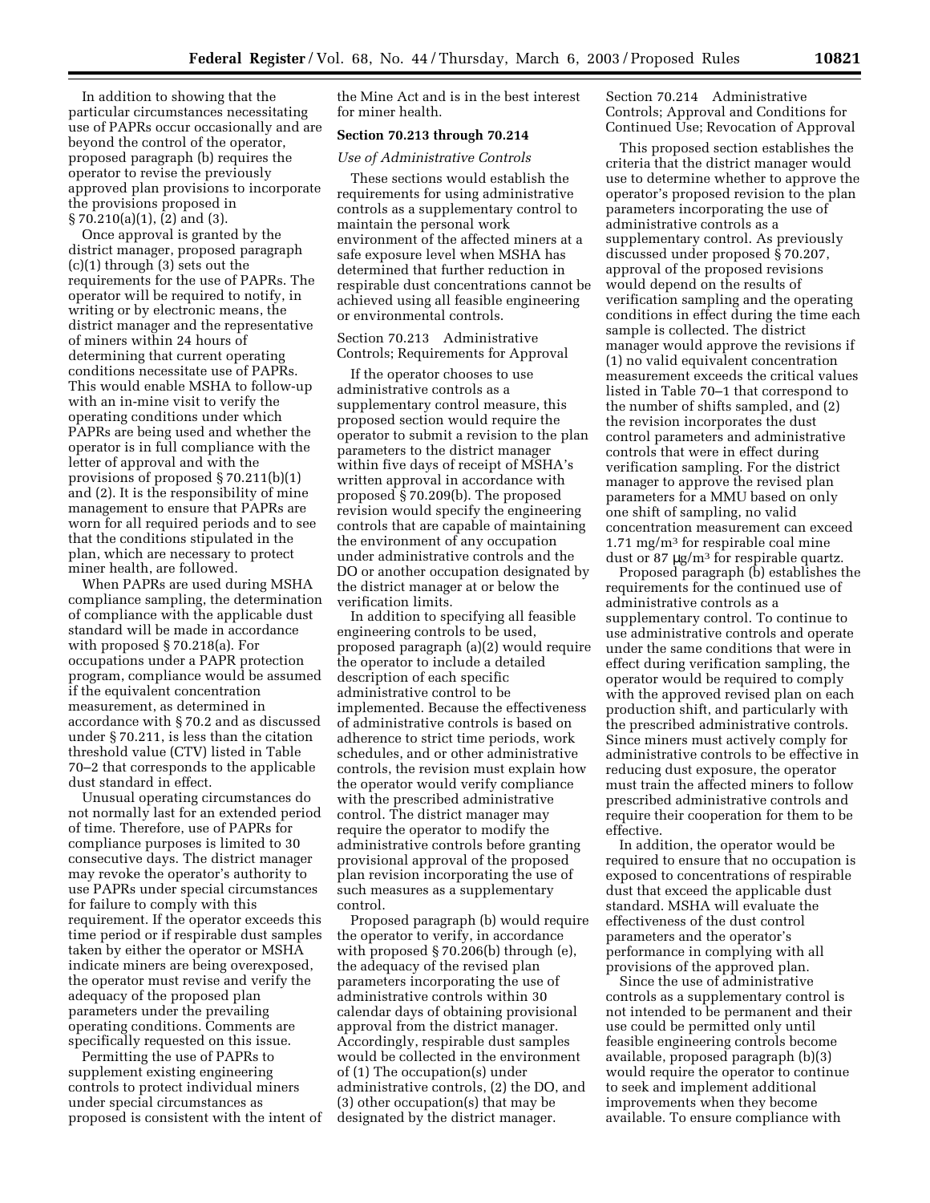In addition to showing that the particular circumstances necessitating use of PAPRs occur occasionally and are beyond the control of the operator, proposed paragraph (b) requires the operator to revise the previously approved plan provisions to incorporate the provisions proposed in § 70.210(a)(1), (2) and (3).

Once approval is granted by the district manager, proposed paragraph (c)(1) through (3) sets out the requirements for the use of PAPRs. The operator will be required to notify, in writing or by electronic means, the district manager and the representative of miners within 24 hours of determining that current operating conditions necessitate use of PAPRs. This would enable MSHA to follow-up with an in-mine visit to verify the operating conditions under which PAPRs are being used and whether the operator is in full compliance with the letter of approval and with the provisions of proposed § 70.211(b)(1) and (2). It is the responsibility of mine management to ensure that PAPRs are worn for all required periods and to see that the conditions stipulated in the plan, which are necessary to protect miner health, are followed.

When PAPRs are used during MSHA compliance sampling, the determination of compliance with the applicable dust standard will be made in accordance with proposed § 70.218(a). For occupations under a PAPR protection program, compliance would be assumed if the equivalent concentration measurement, as determined in accordance with § 70.2 and as discussed under § 70.211, is less than the citation threshold value (CTV) listed in Table 70–2 that corresponds to the applicable dust standard in effect.

Unusual operating circumstances do not normally last for an extended period of time. Therefore, use of PAPRs for compliance purposes is limited to 30 consecutive days. The district manager may revoke the operator's authority to use PAPRs under special circumstances for failure to comply with this requirement. If the operator exceeds this time period or if respirable dust samples taken by either the operator or MSHA indicate miners are being overexposed, the operator must revise and verify the adequacy of the proposed plan parameters under the prevailing operating conditions. Comments are specifically requested on this issue.

Permitting the use of PAPRs to supplement existing engineering controls to protect individual miners under special circumstances as proposed is consistent with the intent of the Mine Act and is in the best interest for miner health.

**Section 70.213 through 70.214**

*Use of Administrative Controls*

These sections would establish the requirements for using administrative controls as a supplementary control to maintain the personal work environment of the affected miners at a safe exposure level when MSHA has determined that further reduction in respirable dust concentrations cannot be achieved using all feasible engineering or environmental controls.

Section 70.213 Administrative Controls; Requirements for Approval

If the operator chooses to use administrative controls as a supplementary control measure, this proposed section would require the operator to submit a revision to the plan parameters to the district manager within five days of receipt of MSHA's written approval in accordance with proposed § 70.209(b). The proposed revision would specify the engineering controls that are capable of maintaining the environment of any occupation under administrative controls and the DO or another occupation designated by the district manager at or below the verification limits.

In addition to specifying all feasible engineering controls to be used, proposed paragraph (a)(2) would require the operator to include a detailed description of each specific administrative control to be implemented. Because the effectiveness of administrative controls is based on adherence to strict time periods, work schedules, and or other administrative controls, the revision must explain how the operator would verify compliance with the prescribed administrative control. The district manager may require the operator to modify the administrative controls before granting provisional approval of the proposed plan revision incorporating the use of such measures as a supplementary control.

Proposed paragraph (b) would require the operator to verify, in accordance with proposed § 70.206(b) through (e), the adequacy of the revised plan parameters incorporating the use of administrative controls within 30 calendar days of obtaining provisional approval from the district manager. Accordingly, respirable dust samples would be collected in the environment of (1) The occupation(s) under administrative controls, (2) the DO, and (3) other occupation(s) that may be designated by the district manager.

Section 70.214 Administrative Controls; Approval and Conditions for Continued Use; Revocation of Approval

This proposed section establishes the criteria that the district manager would use to determine whether to approve the operator's proposed revision to the plan parameters incorporating the use of administrative controls as a supplementary control. As previously discussed under proposed § 70.207, approval of the proposed revisions would depend on the results of verification sampling and the operating conditions in effect during the time each sample is collected. The district manager would approve the revisions if (1) no valid equivalent concentration measurement exceeds the critical values listed in Table 70–1 that correspond to the number of shifts sampled, and (2) the revision incorporates the dust control parameters and administrative controls that were in effect during verification sampling. For the district manager to approve the revised plan parameters for a MMU based on only one shift of sampling, no valid concentration measurement can exceed 1.71 mg/m$^3$ for respirable coal mine dust or 87 μg/m$^3$ for respirable quartz.

Proposed paragraph (b) establishes the requirements for the continued use of administrative controls as a supplementary control. To continue to use administrative controls and operate under the same conditions that were in effect during verification sampling, the operator would be required to comply with the approved revised plan on each production shift, and particularly with the prescribed administrative controls. Since miners must actively comply for administrative controls to be effective in reducing dust exposure, the operator must train the affected miners to follow prescribed administrative controls and require their cooperation for them to be effective.

In addition, the operator would be required to ensure that no occupation is exposed to concentrations of respirable dust that exceed the applicable dust standard. MSHA will evaluate the effectiveness of the dust control parameters and the operator's performance in complying with all provisions of the approved plan.

Since the use of administrative controls as a supplementary control is not intended to be permanent and their use could be permitted only until feasible engineering controls become available, proposed paragraph (b)(3) would require the operator to continue to seek and implement additional improvements when they become available. To ensure compliance with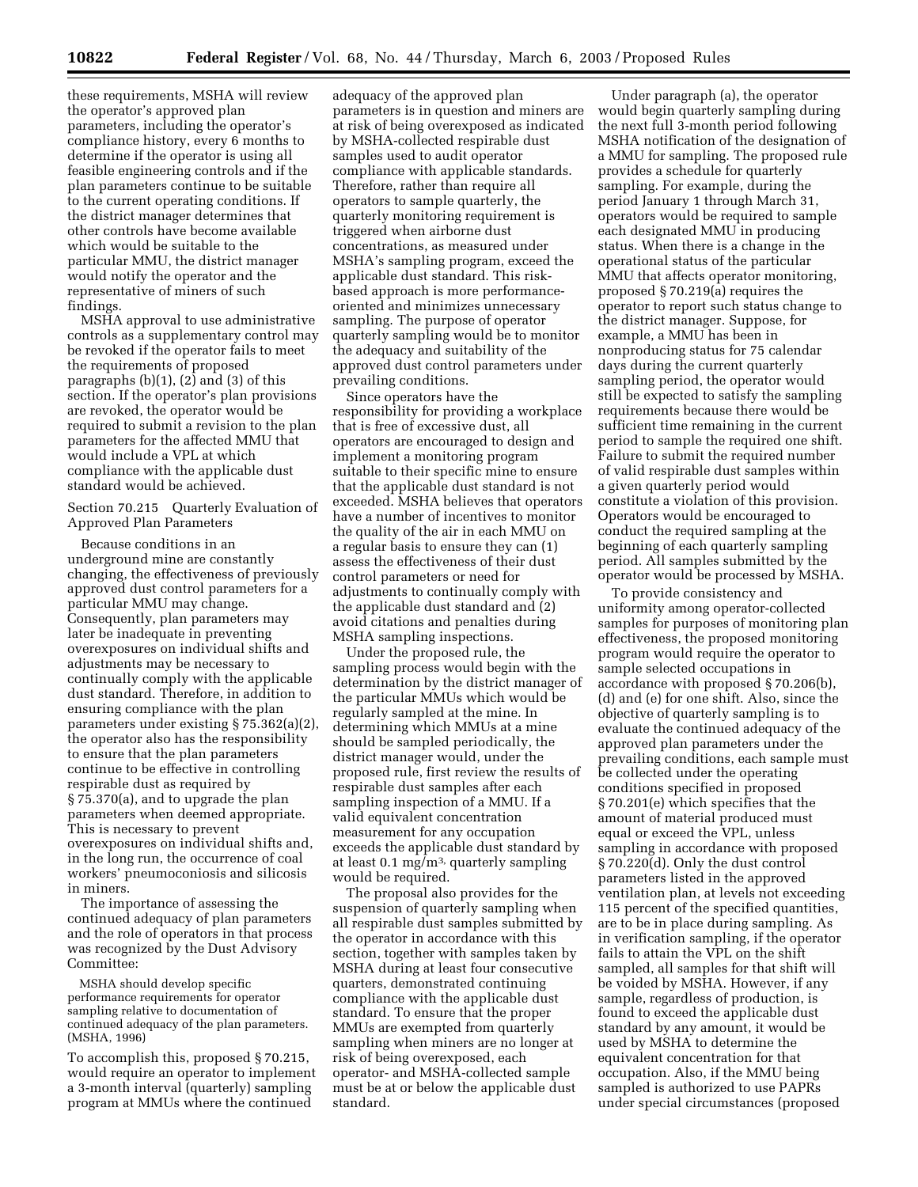these requirements, MSHA will review the operator's approved plan parameters, including the operator's compliance history, every 6 months to determine if the operator is using all feasible engineering controls and if the plan parameters continue to be suitable to the current operating conditions. If the district manager determines that other controls have become available which would be suitable to the particular MMU, the district manager would notify the operator and the representative of miners of such findings.

MSHA approval to use administrative controls as a supplementary control may be revoked if the operator fails to meet the requirements of proposed paragraphs (b)(1), (2) and (3) of this section. If the operator's plan provisions are revoked, the operator would be required to submit a revision to the plan parameters for the affected MMU that would include a VPL at which compliance with the applicable dust standard would be achieved.

Section 70.215 Quarterly Evaluation of Approved Plan Parameters

Because conditions in an underground mine are constantly changing, the effectiveness of previously approved dust control parameters for a particular MMU may change. Consequently, plan parameters may later be inadequate in preventing overexposures on individual shifts and adjustments may be necessary to continually comply with the applicable dust standard. Therefore, in addition to ensuring compliance with the plan parameters under existing § 75.362(a)(2), the operator also has the responsibility to ensure that the plan parameters continue to be effective in controlling respirable dust as required by § 75.370(a), and to upgrade the plan parameters when deemed appropriate. This is necessary to prevent overexposures on individual shifts and, in the long run, the occurrence of coal workers' pneumoconiosis and silicosis in miners.

The importance of assessing the continued adequacy of plan parameters and the role of operators in that process was recognized by the Dust Advisory Committee:

> MSHA should develop specific performance requirements for operator sampling relative to documentation of continued adequacy of the plan parameters. (MSHA, 1996)

To accomplish this, proposed § 70.215, would require an operator to implement a 3-month interval (quarterly) sampling program at MMUs where the continued adequacy of the approved plan parameters is in question and miners are at risk of being overexposed as indicated by MSHA-collected respirable dust samples used to audit operator compliance with applicable standards. Therefore, rather than require all operators to sample quarterly, the quarterly monitoring requirement is triggered when airborne dust concentrations, as measured under MSHA's sampling program, exceed the applicable dust standard. This risk-based approach is more performance-oriented and minimizes unnecessary sampling. The purpose of operator quarterly sampling would be to monitor the adequacy and suitability of the approved dust control parameters under prevailing conditions.

Since operators have the responsibility for providing a workplace that is free of excessive dust, all operators are encouraged to design and implement a monitoring program suitable to their specific mine to ensure that the applicable dust standard is not exceeded. MSHA believes that operators have a number of incentives to monitor the quality of the air in each MMU on a regular basis to ensure they can (1) assess the effectiveness of their dust control parameters or need for adjustments to continually comply with the applicable dust standard and (2) avoid citations and penalties during MSHA sampling inspections.

Under the proposed rule, the sampling process would begin with the determination by the district manager of the particular MMUs which would be regularly sampled at the mine. In determining which MMUs at a mine should be sampled periodically, the district manager would, under the proposed rule, first review the results of respirable dust samples after each sampling inspection of a MMU. If a valid equivalent concentration measurement for any occupation exceeds the applicable dust standard by at least 0.1 mg/m$^3$, quarterly sampling would be required.

The proposal also provides for the suspension of quarterly sampling when all respirable dust samples submitted by the operator in accordance with this section, together with samples taken by MSHA during at least four consecutive quarters, demonstrated continuing compliance with the applicable dust standard. To ensure that the proper MMUs are exempted from quarterly sampling when miners are no longer at risk of being overexposed, each operator- and MSHA-collected sample must be at or below the applicable dust standard.

Under paragraph (a), the operator would begin quarterly sampling during the next full 3-month period following MSHA notification of the designation of a MMU for sampling. The proposed rule provides a schedule for quarterly sampling. For example, during the period January 1 through March 31, operators would be required to sample each designated MMU in producing status. When there is a change in the operational status of the particular MMU that affects operator monitoring, proposed § 70.219(a) requires the operator to report such status change to the district manager. Suppose, for example, a MMU has been in nonproducing status for 75 calendar days during the current quarterly sampling period, the operator would still be expected to satisfy the sampling requirements because there would be sufficient time remaining in the current period to sample the required one shift. Failure to submit the required number of valid respirable dust samples within a given quarterly period would constitute a violation of this provision. Operators would be encouraged to conduct the required sampling at the beginning of each quarterly sampling period. All samples submitted by the operator would be processed by MSHA.

To provide consistency and uniformity among operator-collected samples for purposes of monitoring plan effectiveness, the proposed monitoring program would require the operator to sample selected occupations in accordance with proposed § 70.206(b), (d) and (e) for one shift. Also, since the objective of quarterly sampling is to evaluate the continued adequacy of the approved plan parameters under the prevailing conditions, each sample must be collected under the operating conditions specified in proposed § 70.201(e) which specifies that the amount of material produced must equal or exceed the VPL, unless sampling in accordance with proposed § 70.220(d). Only the dust control parameters listed in the approved ventilation plan, at levels not exceeding 115 percent of the specified quantities, are to be in place during sampling. As in verification sampling, if the operator fails to attain the VPL on the shift sampled, all samples for that shift will be voided by MSHA. However, if any sample, regardless of production, is found to exceed the applicable dust standard by any amount, it would be used by MSHA to determine the equivalent concentration for that occupation. Also, if the MMU being sampled is authorized to use PAPRs under special circumstances (proposed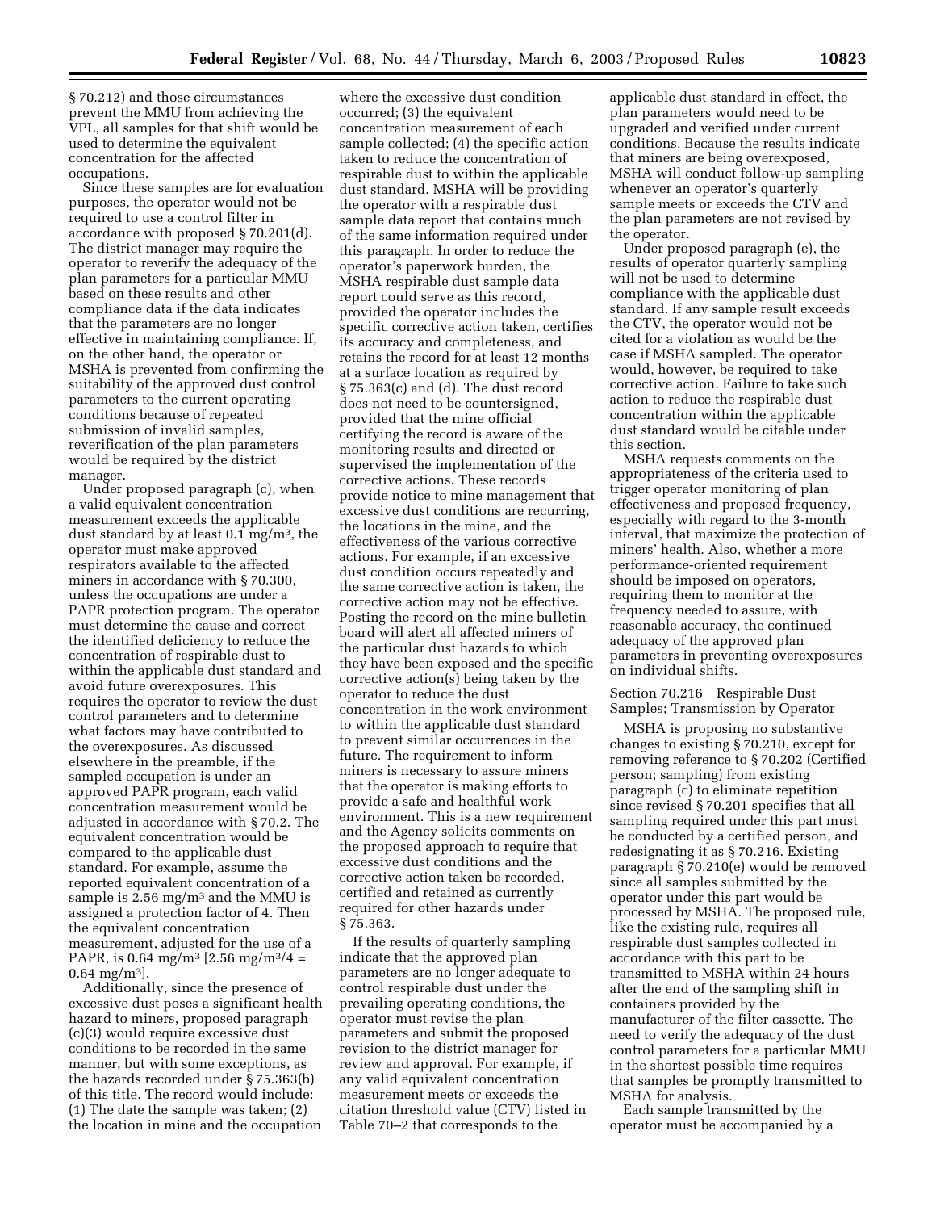§ 70.212) and those circumstances prevent the MMU from achieving the VPL, all samples for that shift would be used to determine the equivalent concentration for the affected occupations.

Since these samples are for evaluation purposes, the operator would not be required to use a control filter in accordance with proposed § 70.201(d). The district manager may require the operator to reverify the adequacy of the plan parameters for a particular MMU based on these results and other compliance data if the data indicates that the parameters are no longer effective in maintaining compliance. If, on the other hand, the operator or MSHA is prevented from confirming the suitability of the approved dust control parameters to the current operating conditions because of repeated submission of invalid samples, reverification of the plan parameters would be required by the district manager.

Under proposed paragraph (c), when a valid equivalent concentration measurement exceeds the applicable dust standard by at least 0.1 mg/m$^3$, the operator must make approved respirators available to the affected miners in accordance with § 70.300, unless the occupations are under a PAPR protection program. The operator must determine the cause and correct the identified deficiency to reduce the concentration of respirable dust to within the applicable dust standard and avoid future overexposures. This requires the operator to review the dust control parameters and to determine what factors may have contributed to the overexposures. As discussed elsewhere in the preamble, if the sampled occupation is under an approved PAPR program, each valid concentration measurement would be adjusted in accordance with § 70.2. The equivalent concentration would be compared to the applicable dust standard. For example, assume the reported equivalent concentration of a sample is 2.56 mg/m$^3$ and the MMU is assigned a protection factor of 4. Then the equivalent concentration measurement, adjusted for the use of a PAPR, is 0.64 mg/m$^3$ [2.56 mg/m$^3$/4 = 0.64 mg/m$^3$].

Additionally, since the presence of excessive dust poses a significant health hazard to miners, proposed paragraph (c)(3) would require excessive dust conditions to be recorded in the same manner, but with some exceptions, as the hazards recorded under § 75.363(b) of this title. The record would include: (1) The date the sample was taken; (2) the location in mine and the occupation where the excessive dust condition occurred; (3) the equivalent concentration measurement of each sample collected; (4) the specific action taken to reduce the concentration of respirable dust to within the applicable dust standard. MSHA will be providing the operator with a respirable dust sample data report that contains much of the same information required under this paragraph. In order to reduce the operator's paperwork burden, the MSHA respirable dust sample data report could serve as this record, provided the operator includes the specific corrective action taken, certifies its accuracy and completeness, and retains the record for at least 12 months at a surface location as required by § 75.363(c) and (d). The dust record does not need to be countersigned, provided that the mine official certifying the record is aware of the monitoring results and directed or supervised the implementation of the corrective actions. These records provide notice to mine management that excessive dust conditions are recurring, the locations in the mine, and the effectiveness of the various corrective actions. For example, if an excessive dust condition occurs repeatedly and the same corrective action is taken, the corrective action may not be effective. Posting the record on the mine bulletin board will alert all affected miners of the particular dust hazards to which they have been exposed and the specific corrective action(s) being taken by the operator to reduce the dust concentration in the work environment to within the applicable dust standard to prevent similar occurrences in the future. The requirement to inform miners is necessary to assure miners that the operator is making efforts to provide a safe and healthful work environment. This is a new requirement and the Agency solicits comments on the proposed approach to require that excessive dust conditions and the corrective action taken be recorded, certified and retained as currently required for other hazards under § 75.363.

If the results of quarterly sampling indicate that the approved plan parameters are no longer adequate to control respirable dust under the prevailing operating conditions, the operator must revise the plan parameters and submit the proposed revision to the district manager for review and approval. For example, if any valid equivalent concentration measurement meets or exceeds the citation threshold value (CTV) listed in Table 70–2 that corresponds to the applicable dust standard in effect, the plan parameters would need to be upgraded and verified under current conditions. Because the results indicate that miners are being overexposed, MSHA will conduct follow-up sampling whenever an operator's quarterly sample meets or exceeds the CTV and the plan parameters are not revised by the operator.

Under proposed paragraph (e), the results of operator quarterly sampling will not be used to determine compliance with the applicable dust standard. If any sample result exceeds the CTV, the operator would not be cited for a violation as would be the case if MSHA sampled. The operator would, however, be required to take corrective action. Failure to take such action to reduce the respirable dust concentration within the applicable dust standard would be citable under this section.

MSHA requests comments on the appropriateness of the criteria used to trigger operator monitoring of plan effectiveness and proposed frequency, especially with regard to the 3-month interval, that maximize the protection of miners' health. Also, whether a more performance-oriented requirement should be imposed on operators, requiring them to monitor at the frequency needed to assure, with reasonable accuracy, the continued adequacy of the approved plan parameters in preventing overexposures on individual shifts.

## Section 70.216 Respirable Dust Samples; Transmission by Operator

MSHA is proposing no substantive changes to existing § 70.210, except for removing reference to § 70.202 (Certified person; sampling) from existing paragraph (c) to eliminate repetition since revised § 70.201 specifies that all sampling required under this part must be conducted by a certified person, and redesignating it as § 70.216. Existing paragraph § 70.210(e) would be removed since all samples submitted by the operator under this part would be processed by MSHA. The proposed rule, like the existing rule, requires all respirable dust samples collected in accordance with this part to be transmitted to MSHA within 24 hours after the end of the sampling shift in containers provided by the manufacturer of the filter cassette. The need to verify the adequacy of the dust control parameters for a particular MMU in the shortest possible time requires that samples be promptly transmitted to MSHA for analysis.

Each sample transmitted by the operator must be accompanied by a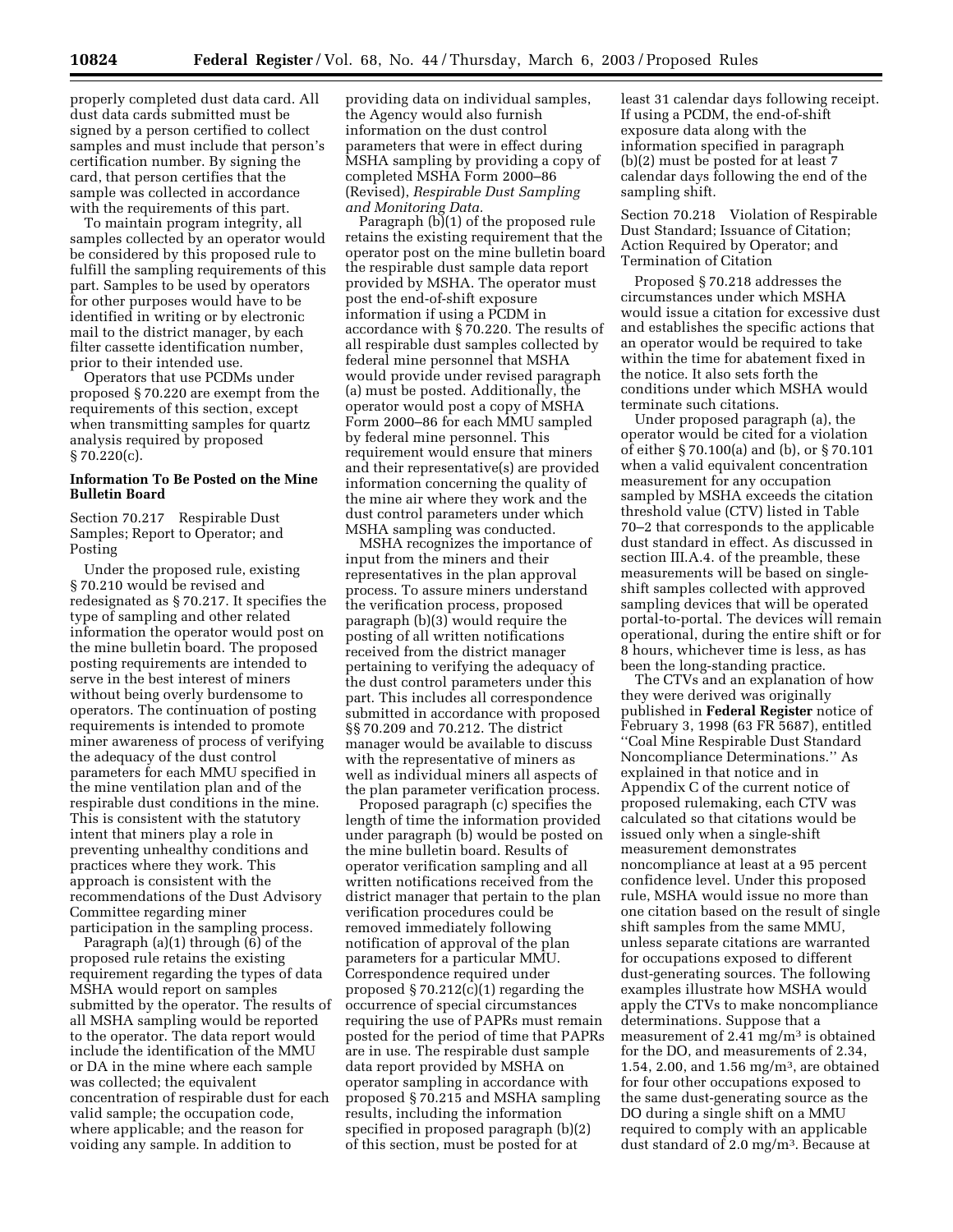properly completed dust data card. All dust data cards submitted must be signed by a person certified to collect samples and must include that person's certification number. By signing the card, that person certifies that the sample was collected in accordance with the requirements of this part.

To maintain program integrity, all samples collected by an operator would be considered by this proposed rule to fulfill the sampling requirements of this part. Samples to be used by operators for other purposes would have to be identified in writing or by electronic mail to the district manager, by each filter cassette identification number, prior to their intended use.

Operators that use PCDMs under proposed § 70.220 are exempt from the requirements of this section, except when transmitting samples for quartz analysis required by proposed § 70.220(c).

**Information To Be Posted on the Mine Bulletin Board**

Section 70.217 Respirable Dust Samples; Report to Operator; and Posting

Under the proposed rule, existing § 70.210 would be revised and redesignated as § 70.217. It specifies the type of sampling and other related information the operator would post on the mine bulletin board. The proposed posting requirements are intended to serve in the best interest of miners without being overly burdensome to operators. The continuation of posting requirements is intended to promote miner awareness of process of verifying the adequacy of the dust control parameters for each MMU specified in the mine ventilation plan and of the respirable dust conditions in the mine. This is consistent with the statutory intent that miners play a role in preventing unhealthy conditions and practices where they work. This approach is consistent with the recommendations of the Dust Advisory Committee regarding miner participation in the sampling process.

Paragraph (a)(1) through (6) of the proposed rule retains the existing requirement regarding the types of data MSHA would report on samples submitted by the operator. The results of all MSHA sampling would be reported to the operator. The data report would include the identification of the MMU or DA in the mine where each sample was collected; the equivalent concentration of respirable dust for each valid sample; the occupation code, where applicable; and the reason for voiding any sample. In addition to providing data on individual samples, the Agency would also furnish information on the dust control parameters that were in effect during MSHA sampling by providing a copy of completed MSHA Form 2000–86 (Revised), *Respirable Dust Sampling and Monitoring Data.*

Paragraph (b)(1) of the proposed rule retains the existing requirement that the operator post on the mine bulletin board the respirable dust sample data report provided by MSHA. The operator must post the end-of-shift exposure information if using a PCDM in accordance with § 70.220. The results of all respirable dust samples collected by federal mine personnel that MSHA would provide under revised paragraph (a) must be posted. Additionally, the operator would post a copy of MSHA Form 2000–86 for each MMU sampled by federal mine personnel. This requirement would ensure that miners and their representative(s) are provided information concerning the quality of the mine air where they work and the dust control parameters under which MSHA sampling was conducted.

MSHA recognizes the importance of input from the miners and their representatives in the plan approval process. To assure miners understand the verification process, proposed paragraph (b)(3) would require the posting of all written notifications received from the district manager pertaining to verifying the adequacy of the dust control parameters under this part. This includes all correspondence submitted in accordance with proposed §§ 70.209 and 70.212. The district manager would be available to discuss with the representative of miners as well as individual miners all aspects of the plan parameter verification process.

Proposed paragraph (c) specifies the length of time the information provided under paragraph (b) would be posted on the mine bulletin board. Results of operator verification sampling and all written notifications received from the district manager that pertain to the plan verification procedures could be removed immediately following notification of approval of the plan parameters for a particular MMU. Correspondence required under proposed § 70.212(c)(1) regarding the occurrence of special circumstances requiring the use of PAPRs must remain posted for the period of time that PAPRs are in use. The respirable dust sample data report provided by MSHA on operator sampling in accordance with proposed § 70.215 and MSHA sampling results, including the information specified in proposed paragraph (b)(2) of this section, must be posted for at least 31 calendar days following receipt. If using a PCDM, the end-of-shift exposure data along with the information specified in paragraph (b)(2) must be posted for at least 7 calendar days following the end of the sampling shift.

Section 70.218 Violation of Respirable Dust Standard; Issuance of Citation; Action Required by Operator; and Termination of Citation

Proposed § 70.218 addresses the circumstances under which MSHA would issue a citation for excessive dust and establishes the specific actions that an operator would be required to take within the time for abatement fixed in the notice. It also sets forth the conditions under which MSHA would terminate such citations.

Under proposed paragraph (a), the operator would be cited for a violation of either § 70.100(a) and (b), or § 70.101 when a valid equivalent concentration measurement for any occupation sampled by MSHA exceeds the citation threshold value (CTV) listed in Table 70–2 that corresponds to the applicable dust standard in effect. As discussed in section III.A.4. of the preamble, these measurements will be based on single-shift samples collected with approved sampling devices that will be operated portal-to-portal. The devices will remain operational, during the entire shift or for 8 hours, whichever time is less, as has been the long-standing practice.

The CTVs and an explanation of how they were derived was originally published in **Federal Register** notice of February 3, 1998 (63 FR 5687), entitled ''Coal Mine Respirable Dust Standard Noncompliance Determinations.'' As explained in that notice and in Appendix C of the current notice of proposed rulemaking, each CTV was calculated so that citations would be issued only when a single-shift measurement demonstrates noncompliance at least at a 95 percent confidence level. Under this proposed rule, MSHA would issue no more than one citation based on the result of single shift samples from the same MMU, unless separate citations are warranted for occupations exposed to different dust-generating sources. The following examples illustrate how MSHA would apply the CTVs to make noncompliance determinations. Suppose that a measurement of 2.41 $mg/m^3$ is obtained for the DO, and measurements of 2.34, 1.54, 2.00, and 1.56 $mg/m^3$, are obtained for four other occupations exposed to the same dust-generating source as the DO during a single shift on a MMU required to comply with an applicable dust standard of 2.0 $mg/m^3$. Because at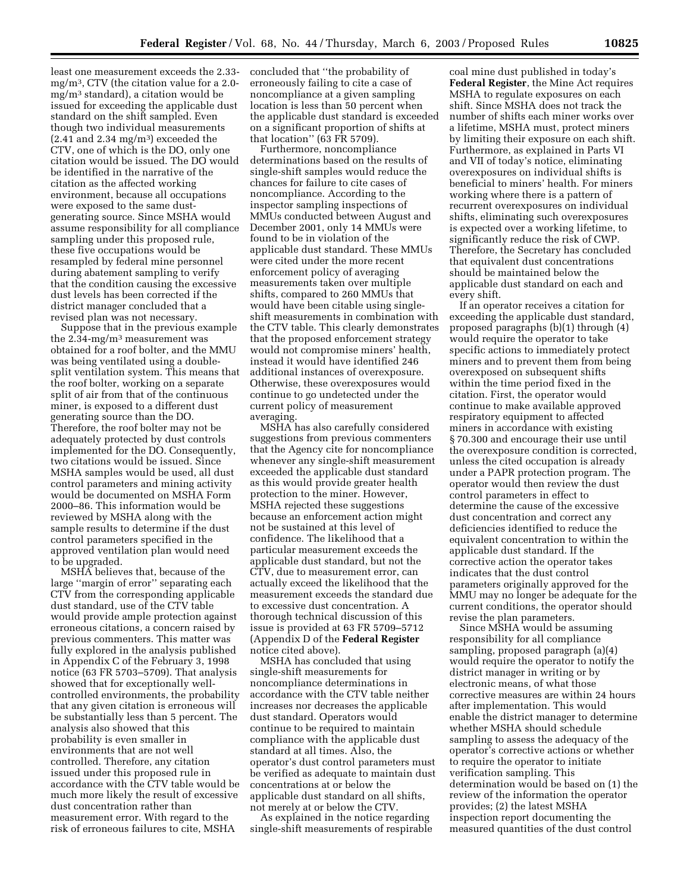least one measurement exceeds the 2.33-mg/m$^3$, CTV (the citation value for a 2.0-mg/m$^3$ standard), a citation would be issued for exceeding the applicable dust standard on the shift sampled. Even though two individual measurements (2.41 and 2.34 mg/m$^3$) exceeded the CTV, one of which is the DO, only one citation would be issued. The DO would be identified in the narrative of the citation as the affected working environment, because all occupations were exposed to the same dust-generating source. Since MSHA would assume responsibility for all compliance sampling under this proposed rule, these five occupations would be resampled by federal mine personnel during abatement sampling to verify that the condition causing the excessive dust levels has been corrected if the district manager concluded that a revised plan was not necessary.

Suppose that in the previous example the 2.34-mg/m$^3$ measurement was obtained for a roof bolter, and the MMU was being ventilated using a double-split ventilation system. This means that the roof bolter, working on a separate split of air from that of the continuous miner, is exposed to a different dust generating source than the DO. Therefore, the roof bolter may not be adequately protected by dust controls implemented for the DO. Consequently, two citations would be issued. Since MSHA samples would be used, all dust control parameters and mining activity would be documented on MSHA Form 2000–86. This information would be reviewed by MSHA along with the sample results to determine if the dust control parameters specified in the approved ventilation plan would need to be upgraded.

MSHA believes that, because of the large ''margin of error'' separating each CTV from the corresponding applicable dust standard, use of the CTV table would provide ample protection against erroneous citations, a concern raised by previous commenters. This matter was fully explored in the analysis published in Appendix C of the February 3, 1998 notice (63 FR 5703–5709). That analysis showed that for exceptionally well-controlled environments, the probability that any given citation is erroneous will be substantially less than 5 percent. The analysis also showed that this probability is even smaller in environments that are not well controlled. Therefore, any citation issued under this proposed rule in accordance with the CTV table would be much more likely the result of excessive dust concentration rather than measurement error. With regard to the risk of erroneous failures to cite, MSHA concluded that ''the probability of erroneously failing to cite a case of noncompliance at a given sampling location is less than 50 percent when the applicable dust standard is exceeded on a significant proportion of shifts at that location'' (63 FR 5709).

Furthermore, noncompliance determinations based on the results of single-shift samples would reduce the chances for failure to cite cases of noncompliance. According to the inspector sampling inspections of MMUs conducted between August and December 2001, only 14 MMUs were found to be in violation of the applicable dust standard. These MMUs were cited under the more recent enforcement policy of averaging measurements taken over multiple shifts, compared to 260 MMUs that would have been citable using single-shift measurements in combination with the CTV table. This clearly demonstrates that the proposed enforcement strategy would not compromise miners' health, instead it would have identified 246 additional instances of overexposure. Otherwise, these overexposures would continue to go undetected under the current policy of measurement averaging.

MSHA has also carefully considered suggestions from previous commenters that the Agency cite for noncompliance whenever any single-shift measurement exceeded the applicable dust standard as this would provide greater health protection to the miner. However, MSHA rejected these suggestions because an enforcement action might not be sustained at this level of confidence. The likelihood that a particular measurement exceeds the applicable dust standard, but not the CTV, due to measurement error, can actually exceed the likelihood that the measurement exceeds the standard due to excessive dust concentration. A thorough technical discussion of this issue is provided at 63 FR 5709–5712 (Appendix D of the **Federal Register** notice cited above).

MSHA has concluded that using single-shift measurements for noncompliance determinations in accordance with the CTV table neither increases nor decreases the applicable dust standard. Operators would continue to be required to maintain compliance with the applicable dust standard at all times. Also, the operator's dust control parameters must be verified as adequate to maintain dust concentrations at or below the applicable dust standard on all shifts, not merely at or below the CTV.

As explained in the notice regarding single-shift measurements of respirable coal mine dust published in today's **Federal Register**, the Mine Act requires MSHA to regulate exposures on each shift. Since MSHA does not track the number of shifts each miner works over a lifetime, MSHA must, protect miners by limiting their exposure on each shift. Furthermore, as explained in Parts VI and VII of today's notice, eliminating overexposures on individual shifts is beneficial to miners' health. For miners working where there is a pattern of recurrent overexposures on individual shifts, eliminating such overexposures is expected over a working lifetime, to significantly reduce the risk of CWP. Therefore, the Secretary has concluded that equivalent dust concentrations should be maintained below the applicable dust standard on each and every shift.

If an operator receives a citation for exceeding the applicable dust standard, proposed paragraphs (b)(1) through (4) would require the operator to take specific actions to immediately protect miners and to prevent them from being overexposed on subsequent shifts within the time period fixed in the citation. First, the operator would continue to make available approved respiratory equipment to affected miners in accordance with existing § 70.300 and encourage their use until the overexposure condition is corrected, unless the cited occupation is already under a PAPR protection program. The operator would then review the dust control parameters in effect to determine the cause of the excessive dust concentration and correct any deficiencies identified to reduce the equivalent concentration to within the applicable dust standard. If the corrective action the operator takes indicates that the dust control parameters originally approved for the MMU may no longer be adequate for the current conditions, the operator should revise the plan parameters.

Since MSHA would be assuming responsibility for all compliance sampling, proposed paragraph (a)(4) would require the operator to notify the district manager in writing or by electronic means, of what those corrective measures are within 24 hours after implementation. This would enable the district manager to determine whether MSHA should schedule sampling to assess the adequacy of the operator's corrective actions or whether to require the operator to initiate verification sampling. This determination would be based on (1) the review of the information the operator provides; (2) the latest MSHA inspection report documenting the measured quantities of the dust control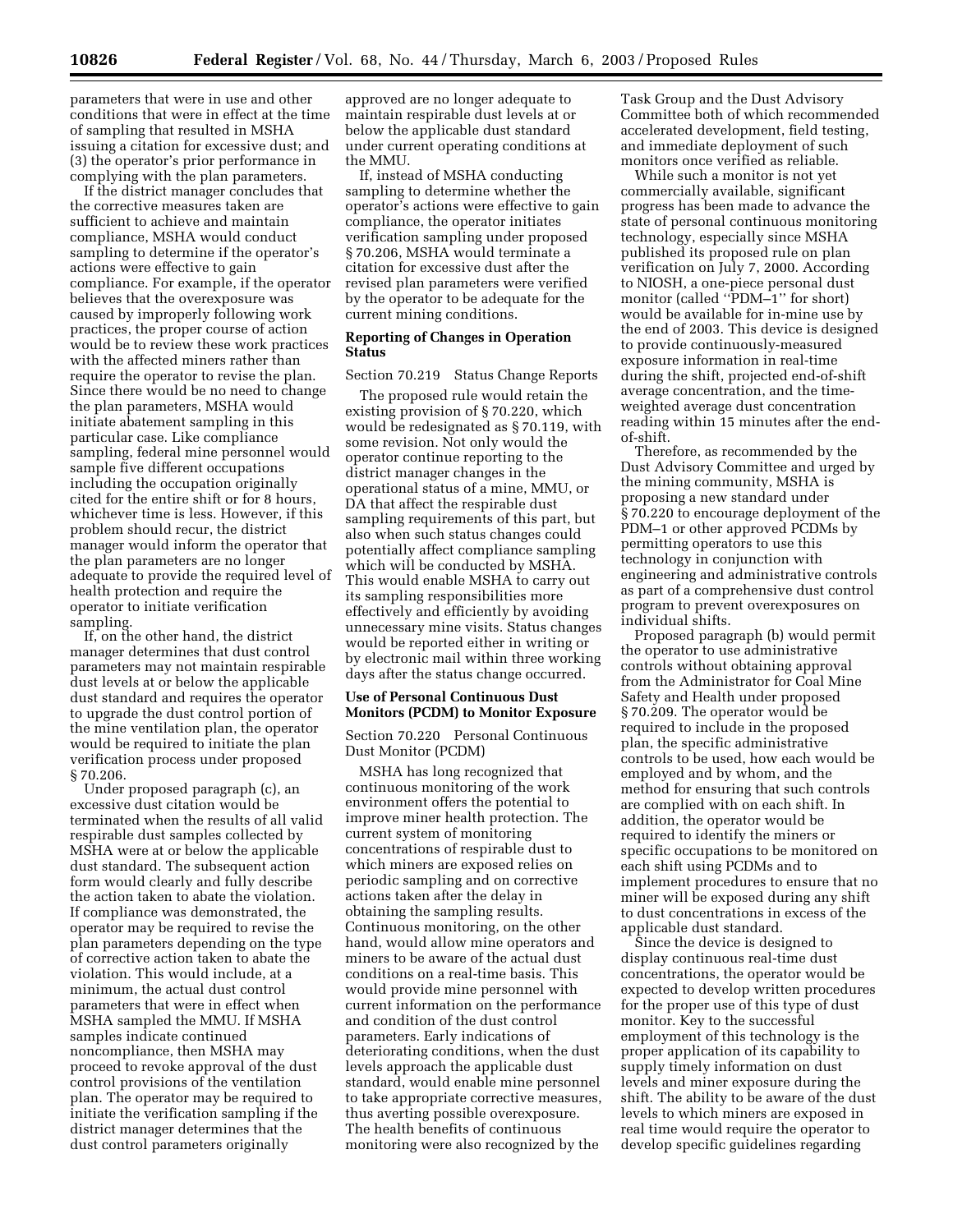parameters that were in use and other conditions that were in effect at the time of sampling that resulted in MSHA issuing a citation for excessive dust; and (3) the operator's prior performance in complying with the plan parameters.

If the district manager concludes that the corrective measures taken are sufficient to achieve and maintain compliance, MSHA would conduct sampling to determine if the operator's actions were effective to gain compliance. For example, if the operator believes that the overexposure was caused by improperly following work practices, the proper course of action would be to review these work practices with the affected miners rather than require the operator to revise the plan. Since there would be no need to change the plan parameters, MSHA would initiate abatement sampling in this particular case. Like compliance sampling, federal mine personnel would sample five different occupations including the occupation originally cited for the entire shift or for 8 hours, whichever time is less. However, if this problem should recur, the district manager would inform the operator that the plan parameters are no longer adequate to provide the required level of health protection and require the operator to initiate verification sampling.

If, on the other hand, the district manager determines that dust control parameters may not maintain respirable dust levels at or below the applicable dust standard and requires the operator to upgrade the dust control portion of the mine ventilation plan, the operator would be required to initiate the plan verification process under proposed § 70.206.

Under proposed paragraph (c), an excessive dust citation would be terminated when the results of all valid respirable dust samples collected by MSHA were at or below the applicable dust standard. The subsequent action form would clearly and fully describe the action taken to abate the violation. If compliance was demonstrated, the operator may be required to revise the plan parameters depending on the type of corrective action taken to abate the violation. This would include, at a minimum, the actual dust control parameters that were in effect when MSHA sampled the MMU. If MSHA samples indicate continued noncompliance, then MSHA may proceed to revoke approval of the dust control provisions of the ventilation plan. The operator may be required to initiate the verification sampling if the district manager determines that the dust control parameters originally approved are no longer adequate to maintain respirable dust levels at or below the applicable dust standard under current operating conditions at the MMU.

If, instead of MSHA conducting sampling to determine whether the operator's actions were effective to gain compliance, the operator initiates verification sampling under proposed § 70.206, MSHA would terminate a citation for excessive dust after the revised plan parameters were verified by the operator to be adequate for the current mining conditions.

**Reporting of Changes in Operation Status**

Section 70.219 Status Change Reports

The proposed rule would retain the existing provision of § 70.220, which would be redesignated as § 70.119, with some revision. Not only would the operator continue reporting to the district manager changes in the operational status of a mine, MMU, or DA that affect the respirable dust sampling requirements of this part, but also when such status changes could potentially affect compliance sampling which will be conducted by MSHA. This would enable MSHA to carry out its sampling responsibilities more effectively and efficiently by avoiding unnecessary mine visits. Status changes would be reported either in writing or by electronic mail within three working days after the status change occurred.

**Use of Personal Continuous Dust Monitors (PCDM) to Monitor Exposure**

Section 70.220 Personal Continuous Dust Monitor (PCDM)

MSHA has long recognized that continuous monitoring of the work environment offers the potential to improve miner health protection. The current system of monitoring concentrations of respirable dust to which miners are exposed relies on periodic sampling and on corrective actions taken after the delay in obtaining the sampling results. Continuous monitoring, on the other hand, would allow mine operators and miners to be aware of the actual dust conditions on a real-time basis. This would provide mine personnel with current information on the performance and condition of the dust control parameters. Early indications of deteriorating conditions, when the dust levels approach the applicable dust standard, would enable mine personnel to take appropriate corrective measures, thus averting possible overexposure. The health benefits of continuous monitoring were also recognized by the Task Group and the Dust Advisory Committee both of which recommended accelerated development, field testing, and immediate deployment of such monitors once verified as reliable.

While such a monitor is not yet commercially available, significant progress has been made to advance the state of personal continuous monitoring technology, especially since MSHA published its proposed rule on plan verification on July 7, 2000. According to NIOSH, a one-piece personal dust monitor (called "PDM–1" for short) would be available for in-mine use by the end of 2003. This device is designed to provide continuously-measured exposure information in real-time during the shift, projected end-of-shift average concentration, and the time-weighted average dust concentration reading within 15 minutes after the end-of-shift.

Therefore, as recommended by the Dust Advisory Committee and urged by the mining community, MSHA is proposing a new standard under § 70.220 to encourage deployment of the PDM–1 or other approved PCDMs by permitting operators to use this technology in conjunction with engineering and administrative controls as part of a comprehensive dust control program to prevent overexposures on individual shifts.

Proposed paragraph (b) would permit the operator to use administrative controls without obtaining approval from the Administrator for Coal Mine Safety and Health under proposed § 70.209. The operator would be required to include in the proposed plan, the specific administrative controls to be used, how each would be employed and by whom, and the method for ensuring that such controls are complied with on each shift. In addition, the operator would be required to identify the miners or specific occupations to be monitored on each shift using PCDMs and to implement procedures to ensure that no miner will be exposed during any shift to dust concentrations in excess of the applicable dust standard.

Since the device is designed to display continuous real-time dust concentrations, the operator would be expected to develop written procedures for the proper use of this type of dust monitor. Key to the successful employment of this technology is the proper application of its capability to supply timely information on dust levels and miner exposure during the shift. The ability to be aware of the dust levels to which miners are exposed in real time would require the operator to develop specific guidelines regarding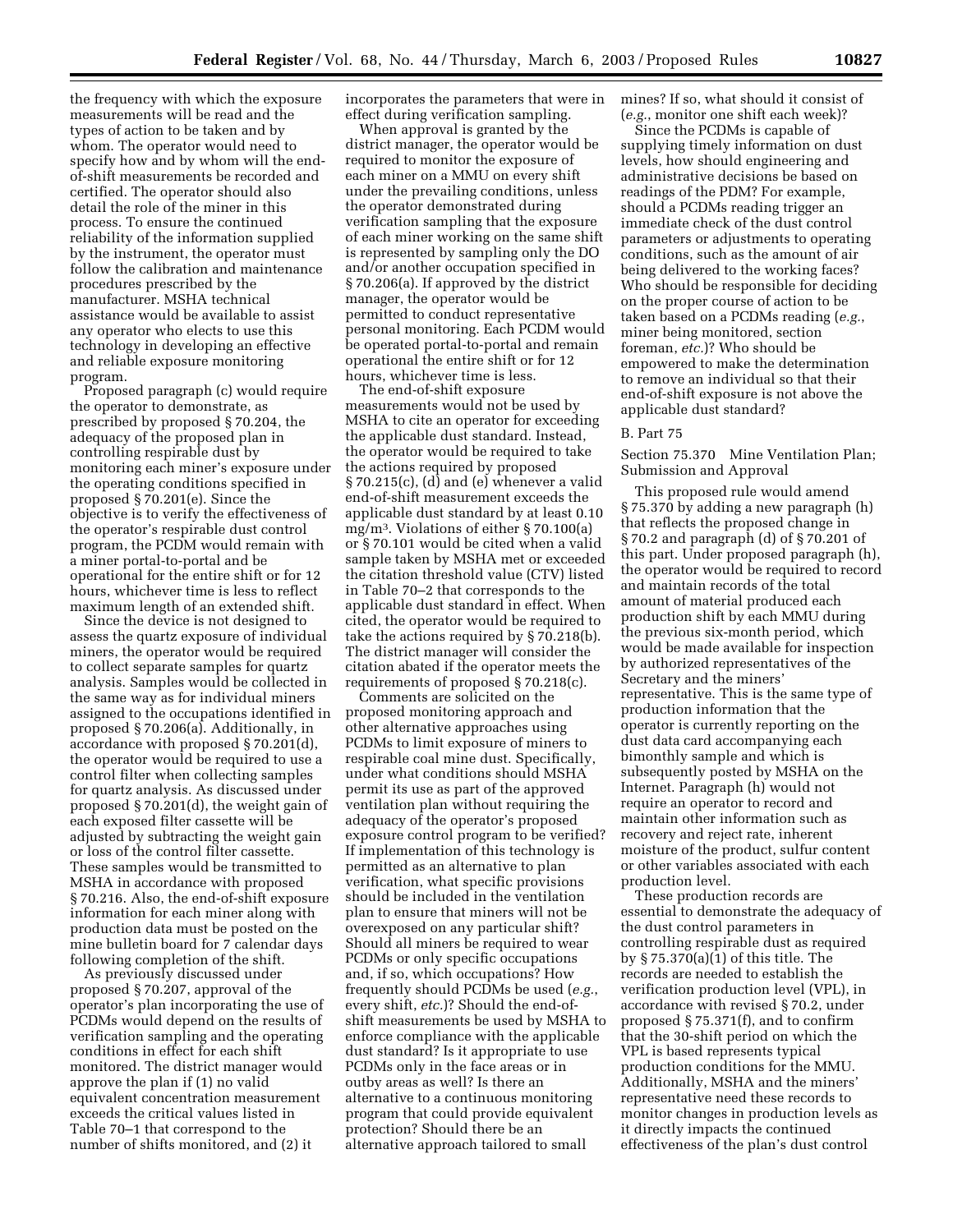the frequency with which the exposure measurements will be read and the types of action to be taken and by whom. The operator would need to specify how and by whom will the end-of-shift measurements be recorded and certified. The operator should also detail the role of the miner in this process. To ensure the continued reliability of the information supplied by the instrument, the operator must follow the calibration and maintenance procedures prescribed by the manufacturer. MSHA technical assistance would be available to assist any operator who elects to use this technology in developing an effective and reliable exposure monitoring program.

Proposed paragraph (c) would require the operator to demonstrate, as prescribed by proposed § 70.204, the adequacy of the proposed plan in controlling respirable dust by monitoring each miner's exposure under the operating conditions specified in proposed § 70.201(e). Since the objective is to verify the effectiveness of the operator's respirable dust control program, the PCDM would remain with a miner portal-to-portal and be operational for the entire shift or for 12 hours, whichever time is less to reflect maximum length of an extended shift.

Since the device is not designed to assess the quartz exposure of individual miners, the operator would be required to collect separate samples for quartz analysis. Samples would be collected in the same way as for individual miners assigned to the occupations identified in proposed § 70.206(a). Additionally, in accordance with proposed § 70.201(d), the operator would be required to use a control filter when collecting samples for quartz analysis. As discussed under proposed § 70.201(d), the weight gain of each exposed filter cassette will be adjusted by subtracting the weight gain or loss of the control filter cassette. These samples would be transmitted to MSHA in accordance with proposed § 70.216. Also, the end-of-shift exposure information for each miner along with production data must be posted on the mine bulletin board for 7 calendar days following completion of the shift.

As previously discussed under proposed § 70.207, approval of the operator's plan incorporating the use of PCDMs would depend on the results of verification sampling and the operating conditions in effect for each shift monitored. The district manager would approve the plan if (1) no valid equivalent concentration measurement exceeds the critical values listed in Table 70–1 that correspond to the number of shifts monitored, and (2) it incorporates the parameters that were in effect during verification sampling.

When approval is granted by the district manager, the operator would be required to monitor the exposure of each miner on a MMU on every shift under the prevailing conditions, unless the operator demonstrated during verification sampling that the exposure of each miner working on the same shift is represented by sampling only the DO and/or another occupation specified in § 70.206(a). If approved by the district manager, the operator would be permitted to conduct representative personal monitoring. Each PCDM would be operated portal-to-portal and remain operational the entire shift or for 12 hours, whichever time is less.

The end-of-shift exposure measurements would not be used by MSHA to cite an operator for exceeding the applicable dust standard. Instead, the operator would be required to take the actions required by proposed § 70.215(c), (d) and (e) whenever a valid end-of-shift measurement exceeds the applicable dust standard by at least 0.10 mg/m$^3$. Violations of either § 70.100(a) or § 70.101 would be cited when a valid sample taken by MSHA met or exceeded the citation threshold value (CTV) listed in Table 70–2 that corresponds to the applicable dust standard in effect. When cited, the operator would be required to take the actions required by § 70.218(b). The district manager will consider the citation abated if the operator meets the requirements of proposed § 70.218(c).

Comments are solicited on the proposed monitoring approach and other alternative approaches using PCDMs to limit exposure of miners to respirable coal mine dust. Specifically, under what conditions should MSHA permit its use as part of the approved ventilation plan without requiring the adequacy of the operator's proposed exposure control program to be verified? If implementation of this technology is permitted as an alternative to plan verification, what specific provisions should be included in the ventilation plan to ensure that miners will not be overexposed on any particular shift? Should all miners be required to wear PCDMs or only specific occupations and, if so, which occupations? How frequently should PCDMs be used (*e.g.*, every shift, *etc.*)? Should the end-of-shift measurements be used by MSHA to enforce compliance with the applicable dust standard? Is it appropriate to use PCDMs only in the face areas or in outby areas as well? Is there an alternative to a continuous monitoring program that could provide equivalent protection? Should there be an alternative approach tailored to small mines? If so, what should it consist of (*e.g.*, monitor one shift each week)?

Since the PCDMs is capable of supplying timely information on dust levels, how should engineering and administrative decisions be based on readings of the PDM? For example, should a PCDMs reading trigger an immediate check of the dust control parameters or adjustments to operating conditions, such as the amount of air being delivered to the working faces? Who should be responsible for deciding on the proper course of action to be taken based on a PCDMs reading (*e.g.*, miner being monitored, section foreman, *etc.*)? Who should be empowered to make the determination to remove an individual so that their end-of-shift exposure is not above the applicable dust standard?

### B. Part 75

### Section 75.370 Mine Ventilation Plan; Submission and Approval

This proposed rule would amend § 75.370 by adding a new paragraph (h) that reflects the proposed change in § 70.2 and paragraph (d) of § 70.201 of this part. Under proposed paragraph (h), the operator would be required to record and maintain records of the total amount of material produced each production shift by each MMU during the previous six-month period, which would be made available for inspection by authorized representatives of the Secretary and the miners' representative. This is the same type of production information that the operator is currently reporting on the dust data card accompanying each bimonthly sample and which is subsequently posted by MSHA on the Internet. Paragraph (h) would not require an operator to record and maintain other information such as recovery and reject rate, inherent moisture of the product, sulfur content or other variables associated with each production level.

These production records are essential to demonstrate the adequacy of the dust control parameters in controlling respirable dust as required by § 75.370(a)(1) of this title. The records are needed to establish the verification production level (VPL), in accordance with revised § 70.2, under proposed § 75.371(f), and to confirm that the 30-shift period on which the VPL is based represents typical production conditions for the MMU. Additionally, MSHA and the miners' representative need these records to monitor changes in production levels as it directly impacts the continued effectiveness of the plan's dust control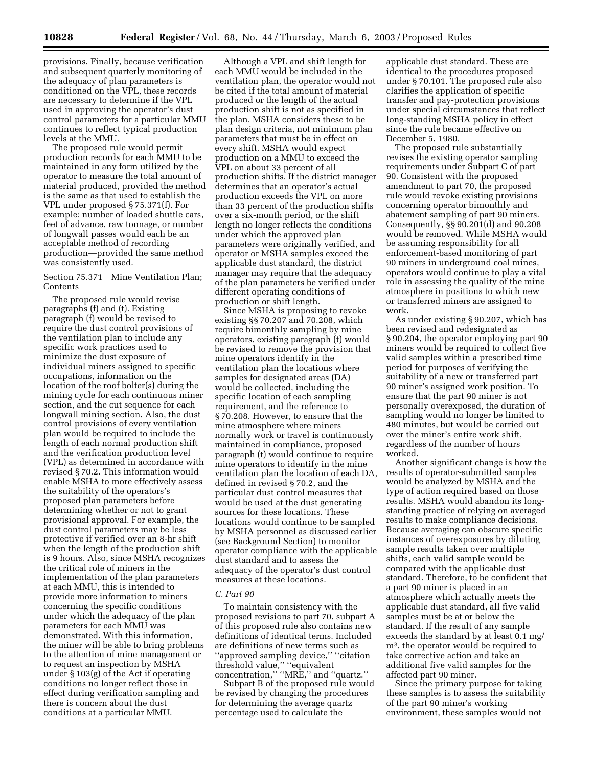provisions. Finally, because verification and subsequent quarterly monitoring of the adequacy of plan parameters is conditioned on the VPL, these records are necessary to determine if the VPL used in approving the operator's dust control parameters for a particular MMU continues to reflect typical production levels at the MMU.

The proposed rule would permit production records for each MMU to be maintained in any form utilized by the operator to measure the total amount of material produced, provided the method is the same as that used to establish the VPL under proposed § 75.371(f). For example: number of loaded shuttle cars, feet of advance, raw tonnage, or number of longwall passes would each be an acceptable method of recording production—provided the same method was consistently used.

Section 75.371 Mine Ventilation Plan; Contents

The proposed rule would revise paragraphs (f) and (t). Existing paragraph (f) would be revised to require the dust control provisions of the ventilation plan to include any specific work practices used to minimize the dust exposure of individual miners assigned to specific occupations, information on the location of the roof bolter(s) during the mining cycle for each continuous miner section, and the cut sequence for each longwall mining section. Also, the dust control provisions of every ventilation plan would be required to include the length of each normal production shift and the verification production level (VPL) as determined in accordance with revised § 70.2. This information would enable MSHA to more effectively assess the suitability of the operators's proposed plan parameters before determining whether or not to grant provisional approval. For example, the dust control parameters may be less protective if verified over an 8-hr shift when the length of the production shift is 9 hours. Also, since MSHA recognizes the critical role of miners in the implementation of the plan parameters at each MMU, this is intended to provide more information to miners concerning the specific conditions under which the adequacy of the plan parameters for each MMU was demonstrated. With this information, the miner will be able to bring problems to the attention of mine management or to request an inspection by MSHA under § 103(g) of the Act if operating conditions no longer reflect those in effect during verification sampling and there is concern about the dust conditions at a particular MMU.

Although a VPL and shift length for each MMU would be included in the ventilation plan, the operator would not be cited if the total amount of material produced or the length of the actual production shift is not as specified in the plan. MSHA considers these to be plan design criteria, not minimum plan parameters that must be in effect on every shift. MSHA would expect production on a MMU to exceed the VPL on about 33 percent of all production shifts. If the district manager determines that an operator's actual production exceeds the VPL on more than 33 percent of the production shifts over a six-month period, or the shift length no longer reflects the conditions under which the approved plan parameters were originally verified, and operator or MSHA samples exceed the applicable dust standard, the district manager may require that the adequacy of the plan parameters be verified under different operating conditions of production or shift length.

Since MSHA is proposing to revoke existing §§ 70.207 and 70.208, which require bimonthly sampling by mine operators, existing paragraph (t) would be revised to remove the provision that mine operators identify in the ventilation plan the locations where samples for designated areas (DA) would be collected, including the specific location of each sampling requirement, and the reference to § 70.208. However, to ensure that the mine atmosphere where miners normally work or travel is continuously maintained in compliance, proposed paragraph (t) would continue to require mine operators to identify in the mine ventilation plan the location of each DA, defined in revised § 70.2, and the particular dust control measures that would be used at the dust generating sources for these locations. These locations would continue to be sampled by MSHA personnel as discussed earlier (see Background Section) to monitor operator compliance with the applicable dust standard and to assess the adequacy of the operator's dust control measures at these locations.

*C. Part 90*

To maintain consistency with the proposed revisions to part 70, subpart A of this proposed rule also contains new definitions of identical terms. Included are definitions of new terms such as ''approved sampling device,'' ''citation threshold value,'' ''equivalent concentration,'' ''MRE,'' and ''quartz.''

Subpart B of the proposed rule would be revised by changing the procedures for determining the average quartz percentage used to calculate the applicable dust standard. These are identical to the procedures proposed under § 70.101. The proposed rule also clarifies the application of specific transfer and pay-protection provisions under special circumstances that reflect long-standing MSHA policy in effect since the rule became effective on December 5, 1980.

The proposed rule substantially revises the existing operator sampling requirements under Subpart C of part 90. Consistent with the proposed amendment to part 70, the proposed rule would revoke existing provisions concerning operator bimonthly and abatement sampling of part 90 miners. Consequently, §§ 90.201(d) and 90.208 would be removed. While MSHA would be assuming responsibility for all enforcement-based monitoring of part 90 miners in underground coal mines, operators would continue to play a vital role in assessing the quality of the mine atmosphere in positions to which new or transferred miners are assigned to work.

As under existing § 90.207, which has been revised and redesignated as § 90.204, the operator employing part 90 miners would be required to collect five valid samples within a prescribed time period for purposes of verifying the suitability of a new or transferred part 90 miner's assigned work position. To ensure that the part 90 miner is not personally overexposed, the duration of sampling would no longer be limited to 480 minutes, but would be carried out over the miner's entire work shift, regardless of the number of hours worked.

Another significant change is how the results of operator-submitted samples would be analyzed by MSHA and the type of action required based on those results. MSHA would abandon its long-standing practice of relying on averaged results to make compliance decisions. Because averaging can obscure specific instances of overexposures by diluting sample results taken over multiple shifts, each valid sample would be compared with the applicable dust standard. Therefore, to be confident that a part 90 miner is placed in an atmosphere which actually meets the applicable dust standard, all five valid samples must be at or below the standard. If the result of any sample exceeds the standard by at least 0.1 $mg/m^3$, the operator would be required to take corrective action and take an additional five valid samples for the affected part 90 miner.

Since the primary purpose for taking these samples is to assess the suitability of the part 90 miner's working environment, these samples would not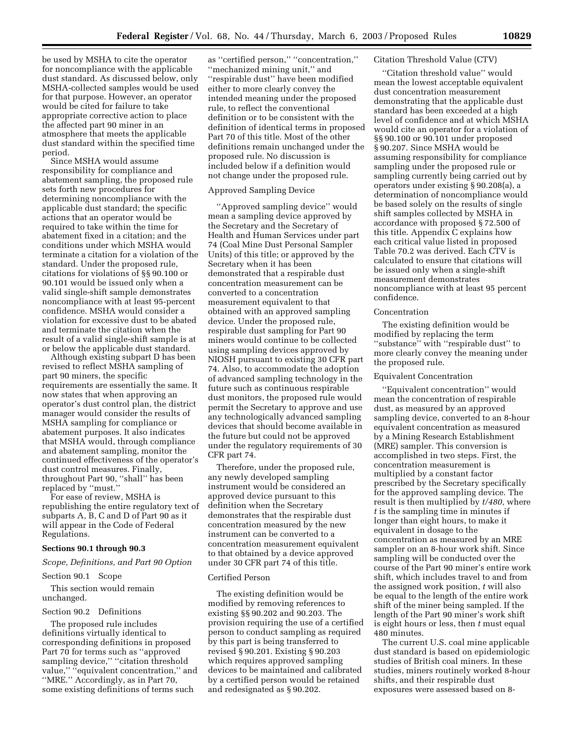be used by MSHA to cite the operator for noncompliance with the applicable dust standard. As discussed below, only MSHA-collected samples would be used for that purpose. However, an operator would be cited for failure to take appropriate corrective action to place the affected part 90 miner in an atmosphere that meets the applicable dust standard within the specified time period.

Since MSHA would assume responsibility for compliance and abatement sampling, the proposed rule sets forth new procedures for determining noncompliance with the applicable dust standard; the specific actions that an operator would be required to take within the time for abatement fixed in a citation; and the conditions under which MSHA would terminate a citation for a violation of the standard. Under the proposed rule, citations for violations of §§ 90.100 or 90.101 would be issued only when a valid single-shift sample demonstrates noncompliance with at least 95-percent confidence. MSHA would consider a violation for excessive dust to be abated and terminate the citation when the result of a valid single-shift sample is at or below the applicable dust standard.

Although existing subpart D has been revised to reflect MSHA sampling of part 90 miners, the specific requirements are essentially the same. It now states that when approving an operator's dust control plan, the district manager would consider the results of MSHA sampling for compliance or abatement purposes. It also indicates that MSHA would, through compliance and abatement sampling, monitor the continued effectiveness of the operator's dust control measures. Finally, throughout Part 90, "shall" has been replaced by "must."

For ease of review, MSHA is republishing the entire regulatory text of subparts A, B, C and D of Part 90 as it will appear in the Code of Federal Regulations.

**Sections 90.1 through 90.3**

*Scope, Definitions, and Part 90 Option*

Section 90.1 Scope

This section would remain unchanged.

Section 90.2 Definitions

The proposed rule includes definitions virtually identical to corresponding definitions in proposed Part 70 for terms such as "approved sampling device," "citation threshold value," "equivalent concentration," and "MRE." Accordingly, as in Part 70, some existing definitions of terms such as "certified person," "concentration," "mechanized mining unit," and "respirable dust" have been modified either to more clearly convey the intended meaning under the proposed rule, to reflect the conventional definition or to be consistent with the definition of identical terms in proposed Part 70 of this title. Most of the other definitions remain unchanged under the proposed rule. No discussion is included below if a definition would not change under the proposed rule.

Approved Sampling Device

"Approved sampling device" would mean a sampling device approved by the Secretary and the Secretary of Health and Human Services under part 74 (Coal Mine Dust Personal Sampler Units) of this title; or approved by the Secretary when it has been demonstrated that a respirable dust concentration measurement can be converted to a concentration measurement equivalent to that obtained with an approved sampling device. Under the proposed rule, respirable dust sampling for Part 90 miners would continue to be collected using sampling devices approved by NIOSH pursuant to existing 30 CFR part 74. Also, to accommodate the adoption of advanced sampling technology in the future such as continuous respirable dust monitors, the proposed rule would permit the Secretary to approve and use any technologically advanced sampling devices that should become available in the future but could not be approved under the regulatory requirements of 30 CFR part 74.

Therefore, under the proposed rule, any newly developed sampling instrument would be considered an approved device pursuant to this definition when the Secretary demonstrates that the respirable dust concentration measured by the new instrument can be converted to a concentration measurement equivalent to that obtained by a device approved under 30 CFR part 74 of this title.

Certified Person

The existing definition would be modified by removing references to existing §§ 90.202 and 90.203. The provision requiring the use of a certified person to conduct sampling as required by this part is being transferred to revised § 90.201. Existing § 90.203 which requires approved sampling devices to be maintained and calibrated by a certified person would be retained and redesignated as § 90.202.

Citation Threshold Value (CTV)

"Citation threshold value" would mean the lowest acceptable equivalent dust concentration measurement demonstrating that the applicable dust standard has been exceeded at a high level of confidence and at which MSHA would cite an operator for a violation of §§ 90.100 or 90.101 under proposed § 90.207. Since MSHA would be assuming responsibility for compliance sampling under the proposed rule or sampling currently being carried out by operators under existing § 90.208(a), a determination of noncompliance would be based solely on the results of single shift samples collected by MSHA in accordance with proposed § 72.500 of this title. Appendix C explains how each critical value listed in proposed Table 70.2 was derived. Each CTV is calculated to ensure that citations will be issued only when a single-shift measurement demonstrates noncompliance with at least 95 percent confidence.

Concentration

The existing definition would be modified by replacing the term "substance" with "respirable dust" to more clearly convey the meaning under the proposed rule.

Equivalent Concentration

"Equivalent concentration" would mean the concentration of respirable dust, as measured by an approved sampling device, converted to an 8-hour equivalent concentration as measured by a Mining Research Establishment (MRE) sampler. This conversion is accomplished in two steps. First, the concentration measurement is multiplied by a constant factor prescribed by the Secretary specifically for the approved sampling device. The result is then multiplied by $t/480$, where $t$ is the sampling time in minutes if longer than eight hours, to make it equivalent in dosage to the concentration as measured by an MRE sampler on an 8-hour work shift. Since sampling will be conducted over the course of the Part 90 miner's entire work shift, which includes travel to and from the assigned work position, $t$ will also be equal to the length of the entire work shift of the miner being sampled. If the length of the Part 90 miner's work shift is eight hours or less, then $t$ must equal 480 minutes.

The current U.S. coal mine applicable dust standard is based on epidemiologic studies of British coal miners. In these studies, miners routinely worked 8-hour shifts, and their respirable dust exposures were assessed based on 8-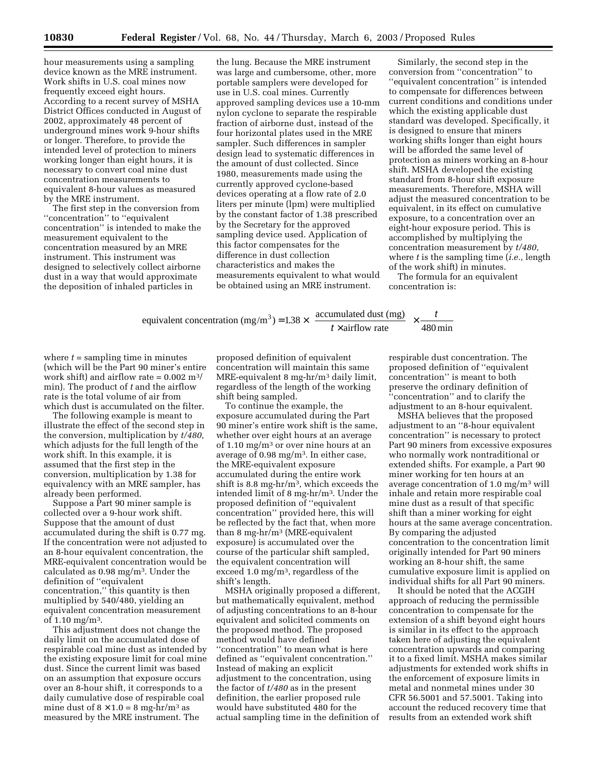hour measurements using a sampling device known as the MRE instrument. Work shifts in U.S. coal mines now frequently exceed eight hours. According to a recent survey of MSHA District Offices conducted in August of 2002, approximately 48 percent of underground mines work 9-hour shifts or longer. Therefore, to provide the intended level of protection to miners working longer than eight hours, it is necessary to convert coal mine dust concentration measurements to equivalent 8-hour values as measured by the MRE instrument.

The first step in the conversion from "concentration" to "equivalent concentration" is intended to make the measurement equivalent to the concentration measured by an MRE instrument. This instrument was designed to selectively collect airborne dust in a way that would approximate the deposition of inhaled particles in the lung. Because the MRE instrument was large and cumbersome, other, more portable samplers were developed for use in U.S. coal mines. Currently approved sampling devices use a 10-mm nylon cyclone to separate the respirable fraction of airborne dust, instead of the four horizontal plates used in the MRE sampler. Such differences in sampler design lead to systematic differences in the amount of dust collected. Since 1980, measurements made using the currently approved cyclone-based devices operating at a flow rate of 2.0 liters per minute (lpm) were multiplied by the constant factor of 1.38 prescribed by the Secretary for the approved sampling device used. Application of this factor compensates for the difference in dust collection characteristics and makes the measurements equivalent to what would be obtained using an MRE instrument.

Similarly, the second step in the conversion from "concentration" to "equivalent concentration" is intended to compensate for differences between current conditions and conditions under which the existing applicable dust standard was developed. Specifically, it is designed to ensure that miners working shifts longer than eight hours will be afforded the same level of protection as miners working an 8-hour shift. MSHA developed the existing standard from 8-hour shift exposure measurements. Therefore, MSHA will adjust the measured concentration to be equivalent, in its effect on cumulative exposure, to a concentration over an eight-hour exposure period. This is accomplished by multiplying the concentration measurement by *t/480,* where *t* is the sampling time (*i.e.,* length of the work shift) in minutes.

The formula for an equivalent concentration is:

$$\text{equivalent concentration (mg/m}^3\text{)} = 1.38 \times \frac{\text{accumulated dust (mg)}}{t \times \text{airflow rate}} \times \frac{t}{480\,\text{min}}$$

where $t$ = sampling time in minutes (which will be the Part 90 miner's entire work shift) and airflow rate = 0.002 m$^3$/min). The product of $t$ and the airflow rate is the total volume of air from which dust is accumulated on the filter.

The following example is meant to illustrate the effect of the second step in the conversion, multiplication by *t/480,* which adjusts for the full length of the work shift. In this example, it is assumed that the first step in the conversion, multiplication by 1.38 for equivalency with an MRE sampler, has already been performed.

Suppose a Part 90 miner sample is collected over a 9-hour work shift. Suppose that the amount of dust accumulated during the shift is 0.77 mg. If the concentration were not adjusted to an 8-hour equivalent concentration, the MRE-equivalent concentration would be calculated as 0.98 mg/m$^3$. Under the definition of "equivalent concentration," this quantity is then multiplied by 540/480, yielding an equivalent concentration measurement of 1.10 mg/m$^3$.

This adjustment does not change the daily limit on the accumulated dose of respirable coal mine dust as intended by the existing exposure limit for coal mine dust. Since the current limit was based on an assumption that exposure occurs over an 8-hour shift, it corresponds to a daily cumulative dose of respirable coal mine dust of $8 \times 1.0 = 8$ mg-hr/m$^3$ as measured by the MRE instrument. The proposed definition of equivalent concentration will maintain this same MRE-equivalent 8 mg-hr/m$^3$ daily limit, regardless of the length of the working shift being sampled.

To continue the example, the exposure accumulated during the Part 90 miner's entire work shift is the same, whether over eight hours at an average of 1.10 mg/m$^3$ or over nine hours at an average of 0.98 mg/m$^3$. In either case, the MRE-equivalent exposure accumulated during the entire work shift is 8.8 mg-hr/m$^3$, which exceeds the intended limit of 8 mg-hr/m$^3$. Under the proposed definition of "equivalent concentration" provided here, this will be reflected by the fact that, when more than 8 mg-hr/m$^3$ (MRE-equivalent exposure) is accumulated over the course of the particular shift sampled, the equivalent concentration will exceed 1.0 mg/m$^3$, regardless of the shift's length.

MSHA originally proposed a different, but mathematically equivalent, method of adjusting concentrations to an 8-hour equivalent and solicited comments on the proposed method. The proposed method would have defined "concentration" to mean what is here defined as "equivalent concentration." Instead of making an explicit adjustment to the concentration, using the factor of *t/480* as in the present definition, the earlier proposed rule would have substituted 480 for the actual sampling time in the definition of respirable dust concentration. The proposed definition of "equivalent concentration" is meant to both preserve the ordinary definition of "concentration" and to clarify the adjustment to an 8-hour equivalent.

MSHA believes that the proposed adjustment to an "8-hour equivalent concentration" is necessary to protect Part 90 miners from excessive exposures who normally work nontraditional or extended shifts. For example, a Part 90 miner working for ten hours at an average concentration of 1.0 mg/m$^3$ will inhale and retain more respirable coal mine dust as a result of that specific shift than a miner working for eight hours at the same average concentration. By comparing the adjusted concentration to the concentration limit originally intended for Part 90 miners working an 8-hour shift, the same cumulative exposure limit is applied on individual shifts for all Part 90 miners.

It should be noted that the ACGIH approach of reducing the permissible concentration to compensate for the extension of a shift beyond eight hours is similar in its effect to the approach taken here of adjusting the equivalent concentration upwards and comparing it to a fixed limit. MSHA makes similar adjustments for extended work shifts in the enforcement of exposure limits in metal and nonmetal mines under 30 CFR 56.5001 and 57.5001. Taking into account the reduced recovery time that results from an extended work shift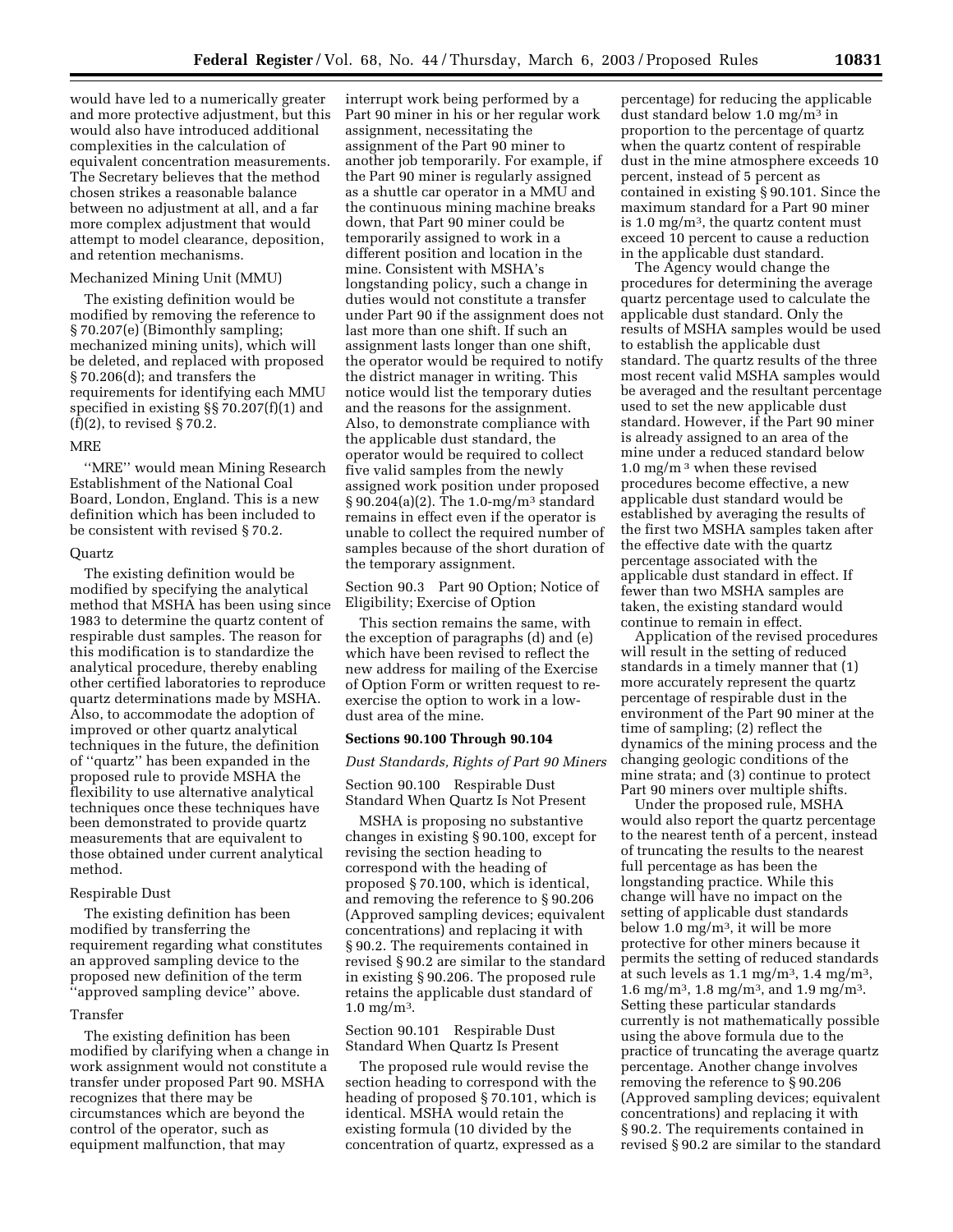would have led to a numerically greater and more protective adjustment, but this would also have introduced additional complexities in the calculation of equivalent concentration measurements. The Secretary believes that the method chosen strikes a reasonable balance between no adjustment at all, and a far more complex adjustment that would attempt to model clearance, deposition, and retention mechanisms.

Mechanized Mining Unit (MMU)

The existing definition would be modified by removing the reference to § 70.207(e) (Bimonthly sampling; mechanized mining units), which will be deleted, and replaced with proposed § 70.206(d); and transfers the requirements for identifying each MMU specified in existing §§ 70.207(f)(1) and (f)(2), to revised § 70.2.

MRE

''MRE'' would mean Mining Research Establishment of the National Coal Board, London, England. This is a new definition which has been included to be consistent with revised § 70.2.

Quartz

The existing definition would be modified by specifying the analytical method that MSHA has been using since 1983 to determine the quartz content of respirable dust samples. The reason for this modification is to standardize the analytical procedure, thereby enabling other certified laboratories to reproduce quartz determinations made by MSHA. Also, to accommodate the adoption of improved or other quartz analytical techniques in the future, the definition of ''quartz'' has been expanded in the proposed rule to provide MSHA the flexibility to use alternative analytical techniques once these techniques have been demonstrated to provide quartz measurements that are equivalent to those obtained under current analytical method.

Respirable Dust

The existing definition has been modified by transferring the requirement regarding what constitutes an approved sampling device to the proposed new definition of the term ''approved sampling device'' above.

Transfer

The existing definition has been modified by clarifying when a change in work assignment would not constitute a transfer under proposed Part 90. MSHA recognizes that there may be circumstances which are beyond the control of the operator, such as equipment malfunction, that may interrupt work being performed by a Part 90 miner in his or her regular work assignment, necessitating the assignment of the Part 90 miner to another job temporarily. For example, if the Part 90 miner is regularly assigned as a shuttle car operator in a MMU and the continuous mining machine breaks down, that Part 90 miner could be temporarily assigned to work in a different position and location in the mine. Consistent with MSHA's longstanding policy, such a change in duties would not constitute a transfer under Part 90 if the assignment does not last more than one shift. If such an assignment lasts longer than one shift, the operator would be required to notify the district manager in writing. This notice would list the temporary duties and the reasons for the assignment. Also, to demonstrate compliance with the applicable dust standard, the operator would be required to collect five valid samples from the newly assigned work position under proposed § 90.204(a)(2). The 1.0-mg/m$^3$ standard remains in effect even if the operator is unable to collect the required number of samples because of the short duration of the temporary assignment.

Section 90.3 Part 90 Option; Notice of Eligibility; Exercise of Option

This section remains the same, with the exception of paragraphs (d) and (e) which have been revised to reflect the new address for mailing of the Exercise of Option Form or written request to re-exercise the option to work in a low-dust area of the mine.

**Sections 90.100 Through 90.104**

*Dust Standards, Rights of Part 90 Miners*

Section 90.100 Respirable Dust Standard When Quartz Is Not Present

MSHA is proposing no substantive changes in existing § 90.100, except for revising the section heading to correspond with the heading of proposed § 70.100, which is identical, and removing the reference to § 90.206 (Approved sampling devices; equivalent concentrations) and replacing it with § 90.2. The requirements contained in revised § 90.2 are similar to the standard in existing § 90.206. The proposed rule retains the applicable dust standard of 1.0 mg/m$^3$.

Section 90.101 Respirable Dust Standard When Quartz Is Present

The proposed rule would revise the section heading to correspond with the heading of proposed § 70.101, which is identical. MSHA would retain the existing formula (10 divided by the concentration of quartz, expressed as a percentage) for reducing the applicable dust standard below 1.0 mg/m$^3$ in proportion to the percentage of quartz when the quartz content of respirable dust in the mine atmosphere exceeds 10 percent, instead of 5 percent as contained in existing § 90.101. Since the maximum standard for a Part 90 miner is 1.0 mg/m$^3$, the quartz content must exceed 10 percent to cause a reduction in the applicable dust standard.

The Agency would change the procedures for determining the average quartz percentage used to calculate the applicable dust standard. Only the results of MSHA samples would be used to establish the applicable dust standard. The quartz results of the three most recent valid MSHA samples would be averaged and the resultant percentage used to set the new applicable dust standard. However, if the Part 90 miner is already assigned to an area of the mine under a reduced standard below 1.0 mg/m$^3$ when these revised procedures become effective, a new applicable dust standard would be established by averaging the results of the first two MSHA samples taken after the effective date with the quartz percentage associated with the applicable dust standard in effect. If fewer than two MSHA samples are taken, the existing standard would continue to remain in effect.

Application of the revised procedures will result in the setting of reduced standards in a timely manner that (1) more accurately represent the quartz percentage of respirable dust in the environment of the Part 90 miner at the time of sampling; (2) reflect the dynamics of the mining process and the changing geologic conditions of the mine strata; and (3) continue to protect Part 90 miners over multiple shifts.

Under the proposed rule, MSHA would also report the quartz percentage to the nearest tenth of a percent, instead of truncating the results to the nearest full percentage as has been the longstanding practice. While this change will have no impact on the setting of applicable dust standards below 1.0 mg/m$^3$, it will be more protective for other miners because it permits the setting of reduced standards at such levels as 1.1 mg/m$^3$, 1.4 mg/m$^3$, 1.6 mg/m$^3$, 1.8 mg/m$^3$, and 1.9 mg/m$^3$. Setting these particular standards currently is not mathematically possible using the above formula due to the practice of truncating the average quartz percentage. Another change involves removing the reference to § 90.206 (Approved sampling devices; equivalent concentrations) and replacing it with § 90.2. The requirements contained in revised § 90.2 are similar to the standard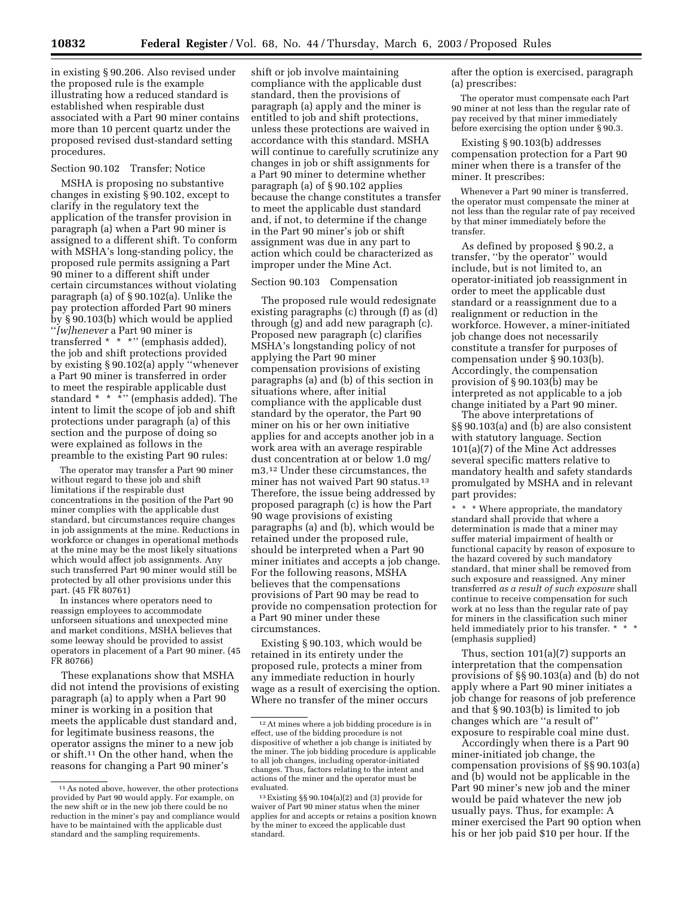in existing § 90.206. Also revised under the proposed rule is the example illustrating how a reduced standard is established when respirable dust associated with a Part 90 miner contains more than 10 percent quartz under the proposed revised dust-standard setting procedures.

Section 90.102 Transfer; Notice

MSHA is proposing no substantive changes in existing § 90.102, except to clarify in the regulatory text the application of the transfer provision in paragraph (a) when a Part 90 miner is assigned to a different shift. To conform with MSHA's long-standing policy, the proposed rule permits assigning a Part 90 miner to a different shift under certain circumstances without violating paragraph (a) of § 90.102(a). Unlike the pay protection afforded Part 90 miners by § 90.103(b) which would be applied ''*[w]henever* a Part 90 miner is transferred * * *'' (emphasis added), the job and shift protections provided by existing § 90.102(a) apply ''whenever a Part 90 miner is transferred in order to meet the respirable applicable dust standard * * *'' (emphasis added). The intent to limit the scope of job and shift protections under paragraph (a) of this section and the purpose of doing so were explained as follows in the preamble to the existing Part 90 rules:

> The operator may transfer a Part 90 miner without regard to these job and shift limitations if the respirable dust concentrations in the position of the Part 90 miner complies with the applicable dust standard, but circumstances require changes in job assignments at the mine. Reductions in workforce or changes in operational methods at the mine may be the most likely situations which would affect job assignments. Any such transferred Part 90 miner would still be protected by all other provisions under this part. (45 FR 80761)
>
> In instances where operators need to reassign employees to accommodate unforseen situations and unexpected mine and market conditions, MSHA believes that some leeway should be provided to assist operators in placement of a Part 90 miner. (45 FR 80766)

These explanations show that MSHA did not intend the provisions of existing paragraph (a) to apply when a Part 90 miner is working in a position that meets the applicable dust standard and, for legitimate business reasons, the operator assigns the miner to a new job or shift.[11] On the other hand, when the reasons for changing a Part 90 miner's shift or job involve maintaining compliance with the applicable dust standard, then the provisions of paragraph (a) apply and the miner is entitled to job and shift protections, unless these protections are waived in accordance with this standard. MSHA will continue to carefully scrutinize any changes in job or shift assignments for a Part 90 miner to determine whether paragraph (a) of § 90.102 applies because the change constitutes a transfer to meet the applicable dust standard and, if not, to determine if the change in the Part 90 miner's job or shift assignment was due in any part to action which could be characterized as improper under the Mine Act.

Section 90.103 Compensation

The proposed rule would redesignate existing paragraphs (c) through (f) as (d) through (g) and add new paragraph (c). Proposed new paragraph (c) clarifies MSHA's longstanding policy of not applying the Part 90 miner compensation provisions of existing paragraphs (a) and (b) of this section in situations where, after initial compliance with the applicable dust standard by the operator, the Part 90 miner on his or her own initiative applies for and accepts another job in a work area with an average respirable dust concentration at or below 1.0 mg/m3.[12] Under these circumstances, the miner has not waived Part 90 status.[13] Therefore, the issue being addressed by proposed paragraph (c) is how the Part 90 wage provisions of existing paragraphs (a) and (b), which would be retained under the proposed rule, should be interpreted when a Part 90 miner initiates and accepts a job change. For the following reasons, MSHA believes that the compensations provisions of Part 90 may be read to provide no compensation protection for a Part 90 miner under these circumstances.

Existing § 90.103, which would be retained in its entirety under the proposed rule, protects a miner from any immediate reduction in hourly wage as a result of exercising the option. Where no transfer of the miner occurs after the option is exercised, paragraph (a) prescribes:

> The operator must compensate each Part 90 miner at not less than the regular rate of pay received by that miner immediately before exercising the option under § 90.3.

Existing § 90.103(b) addresses compensation protection for a Part 90 miner when there is a transfer of the miner. It prescribes:

> Whenever a Part 90 miner is transferred, the operator must compensate the miner at not less than the regular rate of pay received by that miner immediately before the transfer.

As defined by proposed § 90.2, a transfer, ''by the operator'' would include, but is not limited to, an operator-initiated job reassignment in order to meet the applicable dust standard or a reassignment due to a realignment or reduction in the workforce. However, a miner-initiated job change does not necessarily constitute a transfer for purposes of compensation under § 90.103(b). Accordingly, the compensation provision of § 90.103(b) may be interpreted as not applicable to a job change initiated by a Part 90 miner.

The above interpretations of §§ 90.103(a) and (b) are also consistent with statutory language. Section 101(a)(7) of the Mine Act addresses several specific matters relative to mandatory health and safety standards promulgated by MSHA and in relevant part provides:

> * * * Where appropriate, the mandatory standard shall provide that where a determination is made that a miner may suffer material impairment of health or functional capacity by reason of exposure to the hazard covered by such mandatory standard, that miner shall be removed from such exposure and reassigned. Any miner transferred *as a result of such exposure* shall continue to receive compensation for such work at no less than the regular rate of pay for miners in the classification such miner held immediately prior to his transfer. * * * (emphasis supplied)

Thus, section 101(a)(7) supports an interpretation that the compensation provisions of §§ 90.103(a) and (b) do not apply where a Part 90 miner initiates a job change for reasons of job preference and that § 90.103(b) is limited to job changes which are ''a result of'' exposure to respirable coal mine dust.

Accordingly when there is a Part 90 miner-initiated job change, the compensation provisions of §§ 90.103(a) and (b) would not be applicable in the Part 90 miner's new job and the miner would be paid whatever the new job usually pays. Thus, for example: A miner exercised the Part 90 option when his or her job paid $10 per hour. If the

---

[11] As noted above, however, the other protections provided by Part 90 would apply. For example, on the new shift or in the new job there could be no reduction in the miner's pay and compliance would have to be maintained with the applicable dust standard and the sampling requirements.

[12] At mines where a job bidding procedure is in effect, use of the bidding procedure is not dispositive of whether a job change is initiated by the miner. The job bidding procedure is applicable to all job changes, including operator-initiated changes. Thus, factors relating to the intent and actions of the miner and the operator must be evaluated.

[13] Existing §§ 90.104(a)(2) and (3) provide for waiver of Part 90 miner status when the miner applies for and accepts or retains a position known by the miner to exceed the applicable dust standard.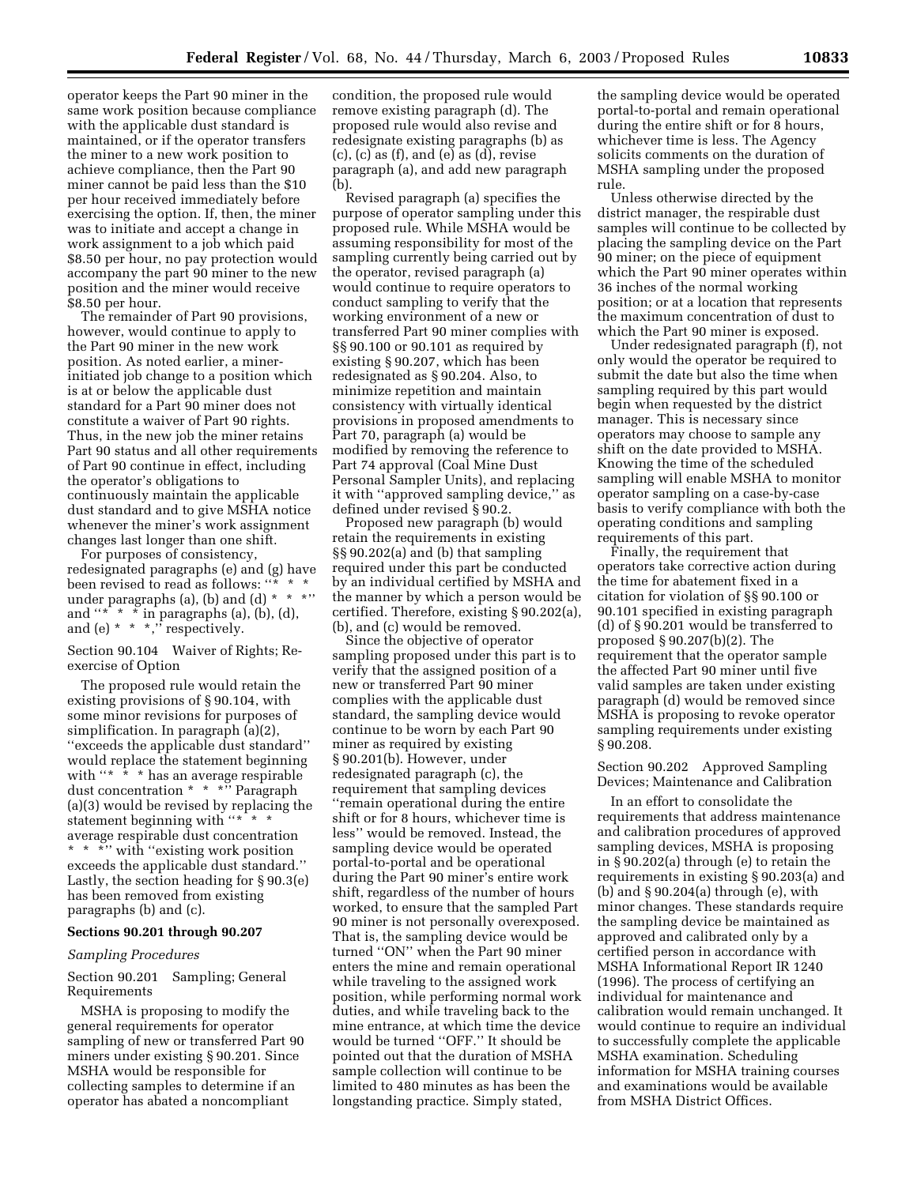operator keeps the Part 90 miner in the same work position because compliance with the applicable dust standard is maintained, or if the operator transfers the miner to a new work position to achieve compliance, then the Part 90 miner cannot be paid less than the $10 per hour received immediately before exercising the option. If, then, the miner was to initiate and accept a change in work assignment to a job which paid $8.50 per hour, no pay protection would accompany the part 90 miner to the new position and the miner would receive $8.50 per hour.

The remainder of Part 90 provisions, however, would continue to apply to the Part 90 miner in the new work position. As noted earlier, a miner-initiated job change to a position which is at or below the applicable dust standard for a Part 90 miner does not constitute a waiver of Part 90 rights. Thus, in the new job the miner retains Part 90 status and all other requirements of Part 90 continue in effect, including the operator's obligations to continuously maintain the applicable dust standard and to give MSHA notice whenever the miner's work assignment changes last longer than one shift.

For purposes of consistency, redesignated paragraphs (e) and (g) have been revised to read as follows: "* * * under paragraphs (a), (b) and (d) * * *" and "* * * in paragraphs (a), (b), (d), and (e) * * *," respectively.

Section 90.104 Waiver of Rights; Re-exercise of Option

The proposed rule would retain the existing provisions of § 90.104, with some minor revisions for purposes of simplification. In paragraph (a)(2), "exceeds the applicable dust standard" would replace the statement beginning with "* * * has an average respirable dust concentration * * *" Paragraph (a)(3) would be revised by replacing the statement beginning with "* * * average respirable dust concentration * * *" with "existing work position exceeds the applicable dust standard." Lastly, the section heading for § 90.3(e) has been removed from existing paragraphs (b) and (c).

**Sections 90.201 through 90.207**

*Sampling Procedures*

Section 90.201 Sampling; General Requirements

MSHA is proposing to modify the general requirements for operator sampling of new or transferred Part 90 miners under existing § 90.201. Since MSHA would be responsible for collecting samples to determine if an operator has abated a noncompliant condition, the proposed rule would remove existing paragraph (d). The proposed rule would also revise and redesignate existing paragraphs (b) as (c), (c) as (f), and (e) as (d), revise paragraph (a), and add new paragraph (b).

Revised paragraph (a) specifies the purpose of operator sampling under this proposed rule. While MSHA would be assuming responsibility for most of the sampling currently being carried out by the operator, revised paragraph (a) would continue to require operators to conduct sampling to verify that the working environment of a new or transferred Part 90 miner complies with §§ 90.100 or 90.101 as required by existing § 90.207, which has been redesignated as § 90.204. Also, to minimize repetition and maintain consistency with virtually identical provisions in proposed amendments to Part 70, paragraph (a) would be modified by removing the reference to Part 74 approval (Coal Mine Dust Personal Sampler Units), and replacing it with "approved sampling device," as defined under revised § 90.2.

Proposed new paragraph (b) would retain the requirements in existing §§ 90.202(a) and (b) that sampling required under this part be conducted by an individual certified by MSHA and the manner by which a person would be certified. Therefore, existing § 90.202(a), (b), and (c) would be removed.

Since the objective of operator sampling proposed under this part is to verify that the assigned position of a new or transferred Part 90 miner complies with the applicable dust standard, the sampling device would continue to be worn by each Part 90 miner as required by existing § 90.201(b). However, under redesignated paragraph (c), the requirement that sampling devices "remain operational during the entire shift or for 8 hours, whichever time is less" would be removed. Instead, the sampling device would be operated portal-to-portal and be operational during the Part 90 miner's entire work shift, regardless of the number of hours worked, to ensure that the sampled Part 90 miner is not personally overexposed. That is, the sampling device would be turned "ON" when the Part 90 miner enters the mine and remain operational while traveling to the assigned work position, while performing normal work duties, and while traveling back to the mine entrance, at which time the device would be turned "OFF." It should be pointed out that the duration of MSHA sample collection will continue to be limited to 480 minutes as has been the longstanding practice. Simply stated, the sampling device would be operated portal-to-portal and remain operational during the entire shift or for 8 hours, whichever time is less. The Agency solicits comments on the duration of MSHA sampling under the proposed rule.

Unless otherwise directed by the district manager, the respirable dust samples will continue to be collected by placing the sampling device on the Part 90 miner; on the piece of equipment which the Part 90 miner operates within 36 inches of the normal working position; or at a location that represents the maximum concentration of dust to which the Part 90 miner is exposed.

Under redesignated paragraph (f), not only would the operator be required to submit the date but also the time when sampling required by this part would begin when requested by the district manager. This is necessary since operators may choose to sample any shift on the date provided to MSHA. Knowing the time of the scheduled sampling will enable MSHA to monitor operator sampling on a case-by-case basis to verify compliance with both the operating conditions and sampling requirements of this part.

Finally, the requirement that operators take corrective action during the time for abatement fixed in a citation for violation of §§ 90.100 or 90.101 specified in existing paragraph (d) of § 90.201 would be transferred to proposed § 90.207(b)(2). The requirement that the operator sample the affected Part 90 miner until five valid samples are taken under existing paragraph (d) would be removed since MSHA is proposing to revoke operator sampling requirements under existing § 90.208.

Section 90.202 Approved Sampling Devices; Maintenance and Calibration

In an effort to consolidate the requirements that address maintenance and calibration procedures of approved sampling devices, MSHA is proposing in § 90.202(a) through (e) to retain the requirements in existing § 90.203(a) and (b) and § 90.204(a) through (e), with minor changes. These standards require the sampling device be maintained as approved and calibrated only by a certified person in accordance with MSHA Informational Report IR 1240 (1996). The process of certifying an individual for maintenance and calibration would remain unchanged. It would continue to require an individual to successfully complete the applicable MSHA examination. Scheduling information for MSHA training courses and examinations would be available from MSHA District Offices.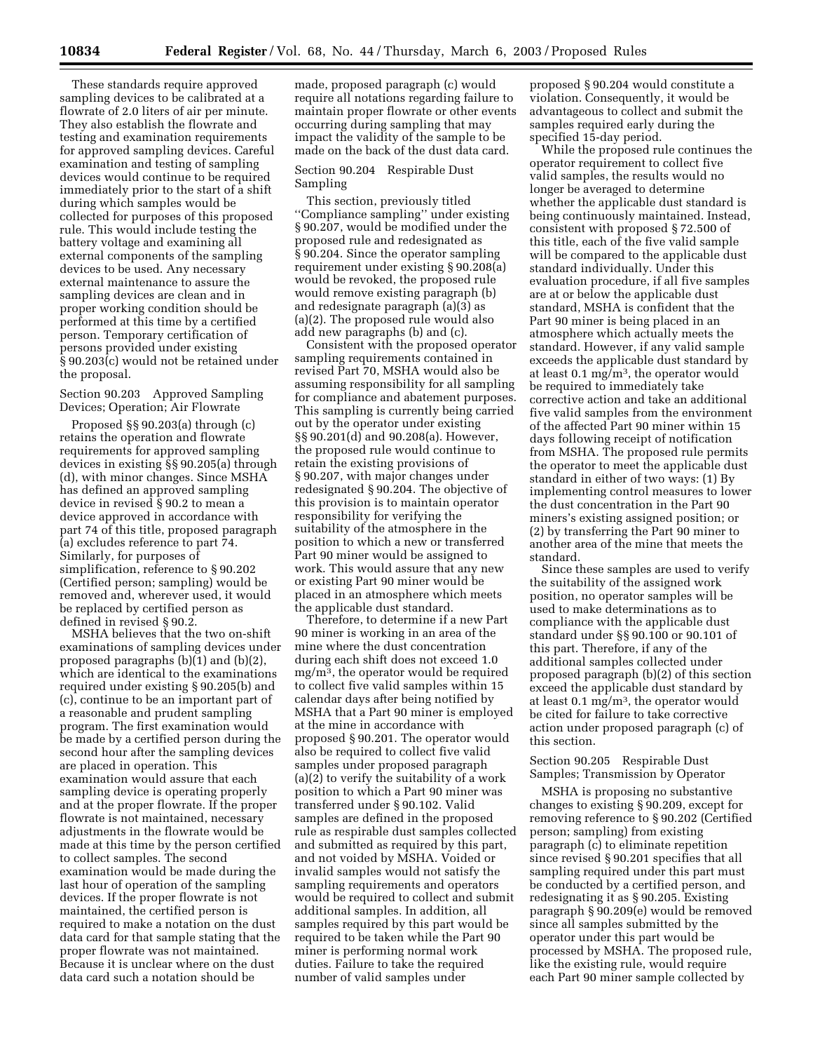These standards require approved sampling devices to be calibrated at a flowrate of 2.0 liters of air per minute. They also establish the flowrate and testing and examination requirements for approved sampling devices. Careful examination and testing of sampling devices would continue to be required immediately prior to the start of a shift during which samples would be collected for purposes of this proposed rule. This would include testing the battery voltage and examining all external components of the sampling devices to be used. Any necessary external maintenance to assure the sampling devices are clean and in proper working condition should be performed at this time by a certified person. Temporary certification of persons provided under existing § 90.203(c) would not be retained under the proposal.

Section 90.203 Approved Sampling Devices; Operation; Air Flowrate

Proposed §§ 90.203(a) through (c) retains the operation and flowrate requirements for approved sampling devices in existing §§ 90.205(a) through (d), with minor changes. Since MSHA has defined an approved sampling device in revised § 90.2 to mean a device approved in accordance with part 74 of this title, proposed paragraph (a) excludes reference to part 74. Similarly, for purposes of simplification, reference to § 90.202 (Certified person; sampling) would be removed and, wherever used, it would be replaced by certified person as defined in revised § 90.2.

MSHA believes that the two on-shift examinations of sampling devices under proposed paragraphs (b)(1) and (b)(2), which are identical to the examinations required under existing § 90.205(b) and (c), continue to be an important part of a reasonable and prudent sampling program. The first examination would be made by a certified person during the second hour after the sampling devices are placed in operation. This examination would assure that each sampling device is operating properly and at the proper flowrate. If the proper flowrate is not maintained, necessary adjustments in the flowrate would be made at this time by the person certified to collect samples. The second examination would be made during the last hour of operation of the sampling devices. If the proper flowrate is not maintained, the certified person is required to make a notation on the dust data card for that sample stating that the proper flowrate was not maintained. Because it is unclear where on the dust data card such a notation should be made, proposed paragraph (c) would require all notations regarding failure to maintain proper flowrate or other events occurring during sampling that may impact the validity of the sample to be made on the back of the dust data card.

Section 90.204 Respirable Dust Sampling

This section, previously titled ''Compliance sampling'' under existing § 90.207, would be modified under the proposed rule and redesignated as § 90.204. Since the operator sampling requirement under existing § 90.208(a) would be revoked, the proposed rule would remove existing paragraph (b) and redesignate paragraph (a)(3) as (a)(2). The proposed rule would also add new paragraphs (b) and (c).

Consistent with the proposed operator sampling requirements contained in revised Part 70, MSHA would also be assuming responsibility for all sampling for compliance and abatement purposes. This sampling is currently being carried out by the operator under existing §§ 90.201(d) and 90.208(a). However, the proposed rule would continue to retain the existing provisions of § 90.207, with major changes under redesignated § 90.204. The objective of this provision is to maintain operator responsibility for verifying the suitability of the atmosphere in the position to which a new or transferred Part 90 miner would be assigned to work. This would assure that any new or existing Part 90 miner would be placed in an atmosphere which meets the applicable dust standard.

Therefore, to determine if a new Part 90 miner is working in an area of the mine where the dust concentration during each shift does not exceed 1.0 $mg/m^3$, the operator would be required to collect five valid samples within 15 calendar days after being notified by MSHA that a Part 90 miner is employed at the mine in accordance with proposed § 90.201. The operator would also be required to collect five valid samples under proposed paragraph (a)(2) to verify the suitability of a work position to which a Part 90 miner was transferred under § 90.102. Valid samples are defined in the proposed rule as respirable dust samples collected and submitted as required by this part, and not voided by MSHA. Voided or invalid samples would not satisfy the sampling requirements and operators would be required to collect and submit additional samples. In addition, all samples required by this part would be required to be taken while the Part 90 miner is performing normal work duties. Failure to take the required number of valid samples under proposed § 90.204 would constitute a violation. Consequently, it would be advantageous to collect and submit the samples required early during the specified 15-day period.

While the proposed rule continues the operator requirement to collect five valid samples, the results would no longer be averaged to determine whether the applicable dust standard is being continuously maintained. Instead, consistent with proposed § 72.500 of this title, each of the five valid sample will be compared to the applicable dust standard individually. Under this evaluation procedure, if all five samples are at or below the applicable dust standard, MSHA is confident that the Part 90 miner is being placed in an atmosphere which actually meets the standard. However, if any valid sample exceeds the applicable dust standard by at least 0.1 $mg/m^3$, the operator would be required to immediately take corrective action and take an additional five valid samples from the environment of the affected Part 90 miner within 15 days following receipt of notification from MSHA. The proposed rule permits the operator to meet the applicable dust standard in either of two ways: (1) By implementing control measures to lower the dust concentration in the Part 90 miners's existing assigned position; or (2) by transferring the Part 90 miner to another area of the mine that meets the standard.

Since these samples are used to verify the suitability of the assigned work position, no operator samples will be used to make determinations as to compliance with the applicable dust standard under §§ 90.100 or 90.101 of this part. Therefore, if any of the additional samples collected under proposed paragraph (b)(2) of this section exceed the applicable dust standard by at least 0.1 $mg/m^3$, the operator would be cited for failure to take corrective action under proposed paragraph (c) of this section.

Section 90.205 Respirable Dust Samples; Transmission by Operator

MSHA is proposing no substantive changes to existing § 90.209, except for removing reference to § 90.202 (Certified person; sampling) from existing paragraph (c) to eliminate repetition since revised § 90.201 specifies that all sampling required under this part must be conducted by a certified person, and redesignating it as § 90.205. Existing paragraph § 90.209(e) would be removed since all samples submitted by the operator under this part would be processed by MSHA. The proposed rule, like the existing rule, would require each Part 90 miner sample collected by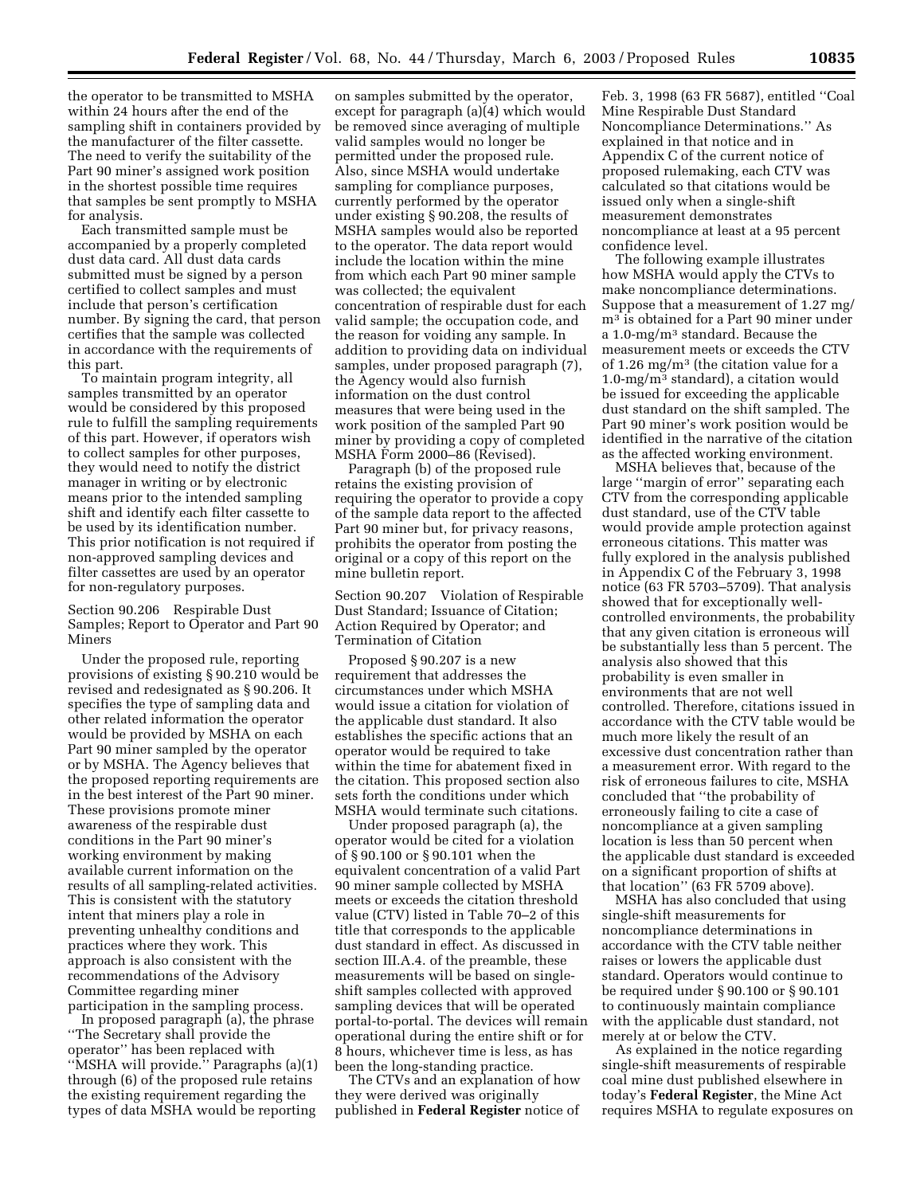the operator to be transmitted to MSHA within 24 hours after the end of the sampling shift in containers provided by the manufacturer of the filter cassette. The need to verify the suitability of the Part 90 miner's assigned work position in the shortest possible time requires that samples be sent promptly to MSHA for analysis.

Each transmitted sample must be accompanied by a properly completed dust data card. All dust data cards submitted must be signed by a person certified to collect samples and must include that person's certification number. By signing the card, that person certifies that the sample was collected in accordance with the requirements of this part.

To maintain program integrity, all samples transmitted by an operator would be considered by this proposed rule to fulfill the sampling requirements of this part. However, if operators wish to collect samples for other purposes, they would need to notify the district manager in writing or by electronic means prior to the intended sampling shift and identify each filter cassette to be used by its identification number. This prior notification is not required if non-approved sampling devices and filter cassettes are used by an operator for non-regulatory purposes.

Section 90.206 Respirable Dust Samples; Report to Operator and Part 90 Miners

Under the proposed rule, reporting provisions of existing § 90.210 would be revised and redesignated as § 90.206. It specifies the type of sampling data and other related information the operator would be provided by MSHA on each Part 90 miner sampled by the operator or by MSHA. The Agency believes that the proposed reporting requirements are in the best interest of the Part 90 miner. These provisions promote miner awareness of the respirable dust conditions in the Part 90 miner's working environment by making available current information on the results of all sampling-related activities. This is consistent with the statutory intent that miners play a role in preventing unhealthy conditions and practices where they work. This approach is also consistent with the recommendations of the Advisory Committee regarding miner participation in the sampling process.

In proposed paragraph (a), the phrase ''The Secretary shall provide the operator'' has been replaced with ''MSHA will provide.'' Paragraphs (a)(1) through (6) of the proposed rule retains the existing requirement regarding the types of data MSHA would be reporting on samples submitted by the operator, except for paragraph (a)(4) which would be removed since averaging of multiple valid samples would no longer be permitted under the proposed rule. Also, since MSHA would undertake sampling for compliance purposes, currently performed by the operator under existing § 90.208, the results of MSHA samples would also be reported to the operator. The data report would include the location within the mine from which each Part 90 miner sample was collected; the equivalent concentration of respirable dust for each valid sample; the occupation code, and the reason for voiding any sample. In addition to providing data on individual samples, under proposed paragraph (7), the Agency would also furnish information on the dust control measures that were being used in the work position of the sampled Part 90 miner by providing a copy of completed MSHA Form 2000–86 (Revised).

Paragraph (b) of the proposed rule retains the existing provision of requiring the operator to provide a copy of the sample data report to the affected Part 90 miner but, for privacy reasons, prohibits the operator from posting the original or a copy of this report on the mine bulletin report.

Section 90.207 Violation of Respirable Dust Standard; Issuance of Citation; Action Required by Operator; and Termination of Citation

Proposed § 90.207 is a new requirement that addresses the circumstances under which MSHA would issue a citation for violation of the applicable dust standard. It also establishes the specific actions that an operator would be required to take within the time for abatement fixed in the citation. This proposed section also sets forth the conditions under which MSHA would terminate such citations.

Under proposed paragraph (a), the operator would be cited for a violation of § 90.100 or § 90.101 when the equivalent concentration of a valid Part 90 miner sample collected by MSHA meets or exceeds the citation threshold value (CTV) listed in Table 70–2 of this title that corresponds to the applicable dust standard in effect. As discussed in section III.A.4. of the preamble, these measurements will be based on single-shift samples collected with approved sampling devices that will be operated portal-to-portal. The devices will remain operational during the entire shift or for 8 hours, whichever time is less, as has been the long-standing practice.

The CTVs and an explanation of how they were derived was originally published in **Federal Register** notice of Feb. 3, 1998 (63 FR 5687), entitled ''Coal Mine Respirable Dust Standard Noncompliance Determinations.'' As explained in that notice and in Appendix C of the current notice of proposed rulemaking, each CTV was calculated so that citations would be issued only when a single-shift measurement demonstrates noncompliance at least at a 95 percent confidence level.

The following example illustrates how MSHA would apply the CTVs to make noncompliance determinations. Suppose that a measurement of 1.27 mg/m$^3$ is obtained for a Part 90 miner under a 1.0-mg/m$^3$ standard. Because the measurement meets or exceeds the CTV of 1.26 mg/m$^3$ (the citation value for a 1.0-mg/m$^3$ standard), a citation would be issued for exceeding the applicable dust standard on the shift sampled. The Part 90 miner's work position would be identified in the narrative of the citation as the affected working environment.

MSHA believes that, because of the large ''margin of error'' separating each CTV from the corresponding applicable dust standard, use of the CTV table would provide ample protection against erroneous citations. This matter was fully explored in the analysis published in Appendix C of the February 3, 1998 notice (63 FR 5703–5709). That analysis showed that for exceptionally well-controlled environments, the probability that any given citation is erroneous will be substantially less than 5 percent. The analysis also showed that this probability is even smaller in environments that are not well controlled. Therefore, citations issued in accordance with the CTV table would be much more likely the result of an excessive dust concentration rather than a measurement error. With regard to the risk of erroneous failures to cite, MSHA concluded that ''the probability of erroneously failing to cite a case of noncompliance at a given sampling location is less than 50 percent when the applicable dust standard is exceeded on a significant proportion of shifts at that location'' (63 FR 5709 above).

MSHA has also concluded that using single-shift measurements for noncompliance determinations in accordance with the CTV table neither raises or lowers the applicable dust standard. Operators would continue to be required under § 90.100 or § 90.101 to continuously maintain compliance with the applicable dust standard, not merely at or below the CTV.

As explained in the notice regarding single-shift measurements of respirable coal mine dust published elsewhere in today's **Federal Register**, the Mine Act requires MSHA to regulate exposures on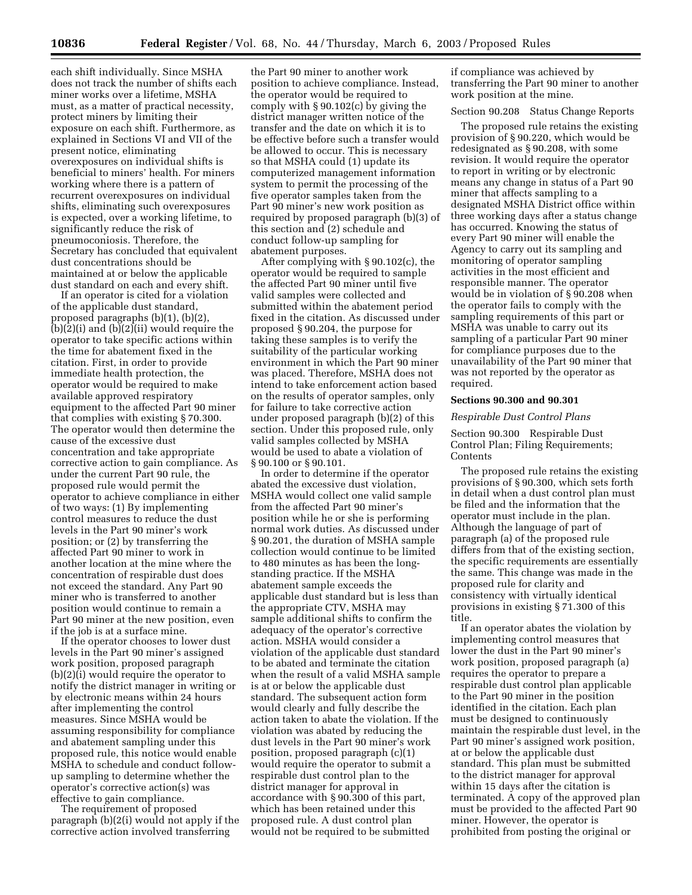each shift individually. Since MSHA does not track the number of shifts each miner works over a lifetime, MSHA must, as a matter of practical necessity, protect miners by limiting their exposure on each shift. Furthermore, as explained in Sections VI and VII of the present notice, eliminating overexposures on individual shifts is beneficial to miners' health. For miners working where there is a pattern of recurrent overexposures on individual shifts, eliminating such overexposures is expected, over a working lifetime, to significantly reduce the risk of pneumoconiosis. Therefore, the Secretary has concluded that equivalent dust concentrations should be maintained at or below the applicable dust standard on each and every shift.

If an operator is cited for a violation of the applicable dust standard, proposed paragraphs (b)(1), (b)(2), (b)(2)(i) and (b)(2)(ii) would require the operator to take specific actions within the time for abatement fixed in the citation. First, in order to provide immediate health protection, the operator would be required to make available approved respiratory equipment to the affected Part 90 miner that complies with existing § 70.300. The operator would then determine the cause of the excessive dust concentration and take appropriate corrective action to gain compliance. As under the current Part 90 rule, the proposed rule would permit the operator to achieve compliance in either of two ways: (1) By implementing control measures to reduce the dust levels in the Part 90 miner's work position; or (2) by transferring the affected Part 90 miner to work in another location at the mine where the concentration of respirable dust does not exceed the standard. Any Part 90 miner who is transferred to another position would continue to remain a Part 90 miner at the new position, even if the job is at a surface mine.

If the operator chooses to lower dust levels in the Part 90 miner's assigned work position, proposed paragraph (b)(2)(i) would require the operator to notify the district manager in writing or by electronic means within 24 hours after implementing the control measures. Since MSHA would be assuming responsibility for compliance and abatement sampling under this proposed rule, this notice would enable MSHA to schedule and conduct follow-up sampling to determine whether the operator's corrective action(s) was effective to gain compliance.

The requirement of proposed paragraph (b)(2(i) would not apply if the corrective action involved transferring the Part 90 miner to another work position to achieve compliance. Instead, the operator would be required to comply with § 90.102(c) by giving the district manager written notice of the transfer and the date on which it is to be effective before such a transfer would be allowed to occur. This is necessary so that MSHA could (1) update its computerized management information system to permit the processing of the five operator samples taken from the Part 90 miner's new work position as required by proposed paragraph (b)(3) of this section and (2) schedule and conduct follow-up sampling for abatement purposes.

After complying with § 90.102(c), the operator would be required to sample the affected Part 90 miner until five valid samples were collected and submitted within the abatement period fixed in the citation. As discussed under proposed § 90.204, the purpose for taking these samples is to verify the suitability of the particular working environment in which the Part 90 miner was placed. Therefore, MSHA does not intend to take enforcement action based on the results of operator samples, only for failure to take corrective action under proposed paragraph (b)(2) of this section. Under this proposed rule, only valid samples collected by MSHA would be used to abate a violation of § 90.100 or § 90.101.

In order to determine if the operator abated the excessive dust violation, MSHA would collect one valid sample from the affected Part 90 miner's position while he or she is performing normal work duties. As discussed under § 90.201, the duration of MSHA sample collection would continue to be limited to 480 minutes as has been the long-standing practice. If the MSHA abatement sample exceeds the applicable dust standard but is less than the appropriate CTV, MSHA may sample additional shifts to confirm the adequacy of the operator's corrective action. MSHA would consider a violation of the applicable dust standard to be abated and terminate the citation when the result of a valid MSHA sample is at or below the applicable dust standard. The subsequent action form would clearly and fully describe the action taken to abate the violation. If the violation was abated by reducing the dust levels in the Part 90 miner's work position, proposed paragraph (c)(1) would require the operator to submit a respirable dust control plan to the district manager for approval in accordance with § 90.300 of this part, which has been retained under this proposed rule. A dust control plan would not be required to be submitted if compliance was achieved by transferring the Part 90 miner to another work position at the mine.

Section 90.208 Status Change Reports

The proposed rule retains the existing provision of § 90.220, which would be redesignated as § 90.208, with some revision. It would require the operator to report in writing or by electronic means any change in status of a Part 90 miner that affects sampling to a designated MSHA District office within three working days after a status change has occurred. Knowing the status of every Part 90 miner will enable the Agency to carry out its sampling and monitoring of operator sampling activities in the most efficient and responsible manner. The operator would be in violation of § 90.208 when the operator fails to comply with the sampling requirements of this part or MSHA was unable to carry out its sampling of a particular Part 90 miner for compliance purposes due to the unavailability of the Part 90 miner that was not reported by the operator as required.

**Sections 90.300 and 90.301**

*Respirable Dust Control Plans*

Section 90.300 Respirable Dust Control Plan; Filing Requirements; Contents

The proposed rule retains the existing provisions of § 90.300, which sets forth in detail when a dust control plan must be filed and the information that the operator must include in the plan. Although the language of part of paragraph (a) of the proposed rule differs from that of the existing section, the specific requirements are essentially the same. This change was made in the proposed rule for clarity and consistency with virtually identical provisions in existing § 71.300 of this title.

If an operator abates the violation by implementing control measures that lower the dust in the Part 90 miner's work position, proposed paragraph (a) requires the operator to prepare a respirable dust control plan applicable to the Part 90 miner in the position identified in the citation. Each plan must be designed to continuously maintain the respirable dust level, in the Part 90 miner's assigned work position, at or below the applicable dust standard. This plan must be submitted to the district manager for approval within 15 days after the citation is terminated. A copy of the approved plan must be provided to the affected Part 90 miner. However, the operator is prohibited from posting the original or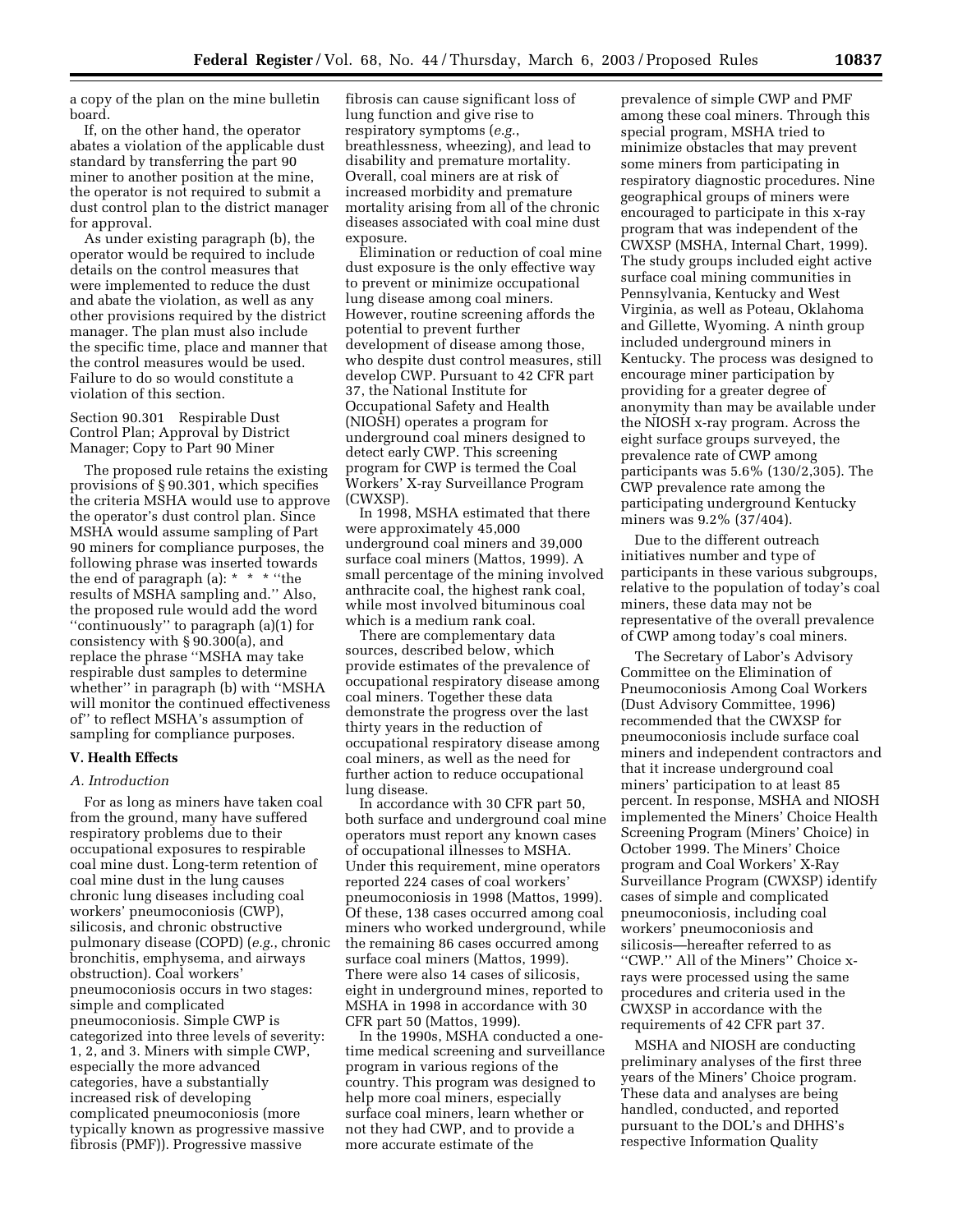a copy of the plan on the mine bulletin board.

If, on the other hand, the operator abates a violation of the applicable dust standard by transferring the part 90 miner to another position at the mine, the operator is not required to submit a dust control plan to the district manager for approval.

As under existing paragraph (b), the operator would be required to include details on the control measures that were implemented to reduce the dust and abate the violation, as well as any other provisions required by the district manager. The plan must also include the specific time, place and manner that the control measures would be used. Failure to do so would constitute a violation of this section.

Section 90.301 Respirable Dust Control Plan; Approval by District Manager; Copy to Part 90 Miner

The proposed rule retains the existing provisions of § 90.301, which specifies the criteria MSHA would use to approve the operator's dust control plan. Since MSHA would assume sampling of Part 90 miners for compliance purposes, the following phrase was inserted towards the end of paragraph (a): * * * ''the results of MSHA sampling and.'' Also, the proposed rule would add the word ''continuously'' to paragraph (a)(1) for consistency with § 90.300(a), and replace the phrase ''MSHA may take respirable dust samples to determine whether'' in paragraph (b) with ''MSHA will monitor the continued effectiveness of'' to reflect MSHA's assumption of sampling for compliance purposes.

## V. Health Effects

### *A. Introduction*

For as long as miners have taken coal from the ground, many have suffered respiratory problems due to their occupational exposures to respirable coal mine dust. Long-term retention of coal mine dust in the lung causes chronic lung diseases including coal workers' pneumoconiosis (CWP), silicosis, and chronic obstructive pulmonary disease (COPD) (*e.g.*, chronic bronchitis, emphysema, and airways obstruction). Coal workers' pneumoconiosis occurs in two stages: simple and complicated pneumoconiosis. Simple CWP is categorized into three levels of severity: 1, 2, and 3. Miners with simple CWP, especially the more advanced categories, have a substantially increased risk of developing complicated pneumoconiosis (more typically known as progressive massive fibrosis (PMF)). Progressive massive fibrosis can cause significant loss of lung function and give rise to respiratory symptoms (*e.g.*, breathlessness, wheezing), and lead to disability and premature mortality. Overall, coal miners are at risk of increased morbidity and premature mortality arising from all of the chronic diseases associated with coal mine dust exposure.

Elimination or reduction of coal mine dust exposure is the only effective way to prevent or minimize occupational lung disease among coal miners. However, routine screening affords the potential to prevent further development of disease among those, who despite dust control measures, still develop CWP. Pursuant to 42 CFR part 37, the National Institute for Occupational Safety and Health (NIOSH) operates a program for underground coal miners designed to detect early CWP. This screening program for CWP is termed the Coal Workers' X-ray Surveillance Program (CWXSP).

In 1998, MSHA estimated that there were approximately 45,000 underground coal miners and 39,000 surface coal miners (Mattos, 1999). A small percentage of the mining involved anthracite coal, the highest rank coal, while most involved bituminous coal which is a medium rank coal.

There are complementary data sources, described below, which provide estimates of the prevalence of occupational respiratory disease among coal miners. Together these data demonstrate the progress over the last thirty years in the reduction of occupational respiratory disease among coal miners, as well as the need for further action to reduce occupational lung disease.

In accordance with 30 CFR part 50, both surface and underground coal mine operators must report any known cases of occupational illnesses to MSHA. Under this requirement, mine operators reported 224 cases of coal workers' pneumoconiosis in 1998 (Mattos, 1999). Of these, 138 cases occurred among coal miners who worked underground, while the remaining 86 cases occurred among surface coal miners (Mattos, 1999). There were also 14 cases of silicosis, eight in underground mines, reported to MSHA in 1998 in accordance with 30 CFR part 50 (Mattos, 1999).

In the 1990s, MSHA conducted a one-time medical screening and surveillance program in various regions of the country. This program was designed to help more coal miners, especially surface coal miners, learn whether or not they had CWP, and to provide a more accurate estimate of the prevalence of simple CWP and PMF among these coal miners. Through this special program, MSHA tried to minimize obstacles that may prevent some miners from participating in respiratory diagnostic procedures. Nine geographical groups of miners were encouraged to participate in this x-ray program that was independent of the CWXSP (MSHA, Internal Chart, 1999). The study groups included eight active surface coal mining communities in Pennsylvania, Kentucky and West Virginia, as well as Poteau, Oklahoma and Gillette, Wyoming. A ninth group included underground miners in Kentucky. The process was designed to encourage miner participation by providing for a greater degree of anonymity than may be available under the NIOSH x-ray program. Across the eight surface groups surveyed, the prevalence rate of CWP among participants was 5.6% (130/2,305). The CWP prevalence rate among the participating underground Kentucky miners was 9.2% (37/404).

Due to the different outreach initiatives number and type of participants in these various subgroups, relative to the population of today's coal miners, these data may not be representative of the overall prevalence of CWP among today's coal miners.

The Secretary of Labor's Advisory Committee on the Elimination of Pneumoconiosis Among Coal Workers (Dust Advisory Committee, 1996) recommended that the CWXSP for pneumoconiosis include surface coal miners and independent contractors and that it increase underground coal miners' participation to at least 85 percent. In response, MSHA and NIOSH implemented the Miners' Choice Health Screening Program (Miners' Choice) in October 1999. The Miners' Choice program and Coal Workers' X-Ray Surveillance Program (CWXSP) identify cases of simple and complicated pneumoconiosis, including coal workers' pneumoconiosis and silicosis—hereafter referred to as ''CWP.'' All of the Miners'' Choice x-rays were processed using the same procedures and criteria used in the CWXSP in accordance with the requirements of 42 CFR part 37.

MSHA and NIOSH are conducting preliminary analyses of the first three years of the Miners' Choice program. These data and analyses are being handled, conducted, and reported pursuant to the DOL's and DHHS's respective Information Quality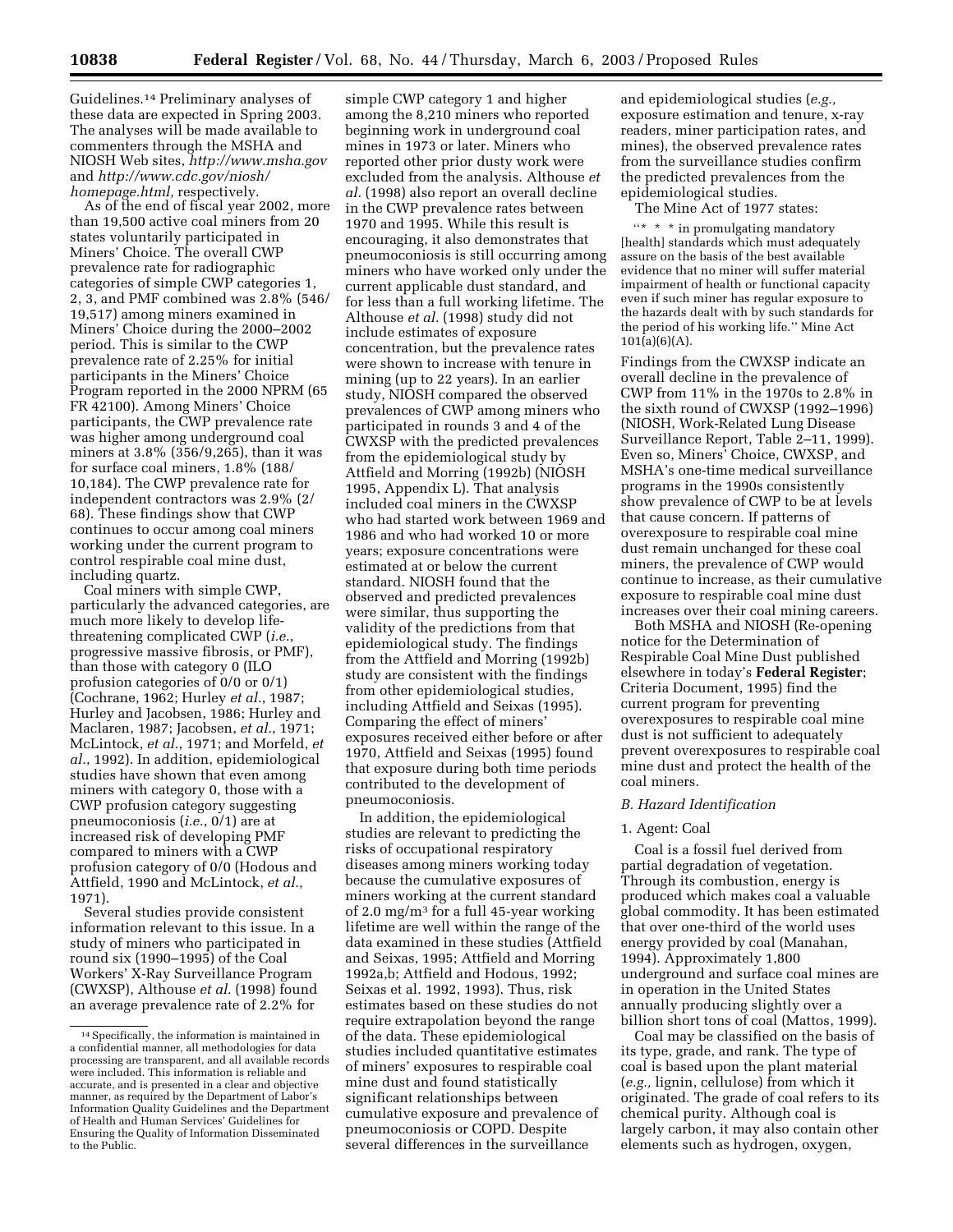Guidelines.[14] Preliminary analyses of these data are expected in Spring 2003. The analyses will be made available to commenters through the MSHA and NIOSH Web sites, *http://www.msha.gov* and *http://www.cdc.gov/niosh/homepage.html,* respectively.

As of the end of fiscal year 2002, more than 19,500 active coal miners from 20 states voluntarily participated in Miners' Choice. The overall CWP prevalence rate for radiographic categories of simple CWP categories 1, 2, 3, and PMF combined was 2.8% (546/19,517) among miners examined in Miners' Choice during the 2000–2002 period. This is similar to the CWP prevalence rate of 2.25% for initial participants in the Miners' Choice Program reported in the 2000 NPRM (65 FR 42100). Among Miners' Choice participants, the CWP prevalence rate was higher among underground coal miners at 3.8% (356/9,265), than it was for surface coal miners, 1.8% (188/10,184). The CWP prevalence rate for independent contractors was 2.9% (2/68). These findings show that CWP continues to occur among coal miners working under the current program to control respirable coal mine dust, including quartz.

Coal miners with simple CWP, particularly the advanced categories, are much more likely to develop life-threatening complicated CWP (*i.e.*, progressive massive fibrosis, or PMF), than those with category 0 (ILO profusion categories of 0/0 or 0/1) (Cochrane, 1962; Hurley *et al.*, 1987; Hurley and Jacobsen, 1986; Hurley and Maclaren, 1987; Jacobsen, *et al.*, 1971; McLintock, *et al.*, 1971; and Morfeld, *et al.*, 1992). In addition, epidemiological studies have shown that even among miners with category 0, those with a CWP profusion category suggesting pneumoconiosis (*i.e.*, 0/1) are at increased risk of developing PMF compared to miners with a CWP profusion category of 0/0 (Hodous and Attfield, 1990 and McLintock, *et al.*, 1971).

Several studies provide consistent information relevant to this issue. In a study of miners who participated in round six (1990–1995) of the Coal Workers' X-Ray Surveillance Program (CWXSP), Althouse *et al.* (1998) found an average prevalence rate of 2.2% for simple CWP category 1 and higher among the 8,210 miners who reported beginning work in underground coal mines in 1973 or later. Miners who reported other prior dusty work were excluded from the analysis. Althouse *et al.* (1998) also report an overall decline in the CWP prevalence rates between 1970 and 1995. While this result is encouraging, it also demonstrates that pneumoconiosis is still occurring among miners who have worked only under the current applicable dust standard, and for less than a full working lifetime. The Althouse *et al.* (1998) study did not include estimates of exposure concentration, but the prevalence rates were shown to increase with tenure in mining (up to 22 years). In an earlier study, NIOSH compared the observed prevalences of CWP among miners who participated in rounds 3 and 4 of the CWXSP with the predicted prevalences from the epidemiological study by Attfield and Morring (1992b) (NIOSH 1995, Appendix L). That analysis included coal miners in the CWXSP who had started work between 1969 and 1986 and who had worked 10 or more years; exposure concentrations were estimated at or below the current standard. NIOSH found that the observed and predicted prevalences were similar, thus supporting the validity of the predictions from that epidemiological study. The findings from the Attfield and Morring (1992b) study are consistent with the findings from other epidemiological studies, including Attfield and Seixas (1995). Comparing the effect of miners' exposures received either before or after 1970, Attfield and Seixas (1995) found that exposure during both time periods contributed to the development of pneumoconiosis.

In addition, the epidemiological studies are relevant to predicting the risks of occupational respiratory diseases among miners working today because the cumulative exposures of miners working at the current standard of 2.0 mg/m$^3$ for a full 45-year working lifetime are well within the range of the data examined in these studies (Attfield and Seixas, 1995; Attfield and Morring 1992a,b; Attfield and Hodous, 1992; Seixas et al. 1992, 1993). Thus, risk estimates based on these studies do not require extrapolation beyond the range of the data. These epidemiological studies included quantitative estimates of miners' exposures to respirable coal mine dust and found statistically significant relationships between cumulative exposure and prevalence of pneumoconiosis or COPD. Despite several differences in the surveillance and epidemiological studies (*e.g.,* exposure estimation and tenure, x-ray readers, miner participation rates, and mines), the observed prevalence rates from the surveillance studies confirm the predicted prevalences from the epidemiological studies.

The Mine Act of 1977 states:

> "* * * in promulgating mandatory [health] standards which must adequately assure on the basis of the best available evidence that no miner will suffer material impairment of health or functional capacity even if such miner has regular exposure to the hazards dealt with by such standards for the period of his working life." Mine Act 101(a)(6)(A).

Findings from the CWXSP indicate an overall decline in the prevalence of CWP from 11% in the 1970s to 2.8% in the sixth round of CWXSP (1992–1996) (NIOSH, Work-Related Lung Disease Surveillance Report, Table 2–11, 1999). Even so, Miners' Choice, CWXSP, and MSHA's one-time medical surveillance programs in the 1990s consistently show prevalence of CWP to be at levels that cause concern. If patterns of overexposure to respirable coal mine dust remain unchanged for these coal miners, the prevalence of CWP would continue to increase, as their cumulative exposure to respirable coal mine dust increases over their coal mining careers.

Both MSHA and NIOSH (Re-opening notice for the Determination of Respirable Coal Mine Dust published elsewhere in today's **Federal Register**; Criteria Document, 1995) find the current program for preventing overexposures to respirable coal mine dust is not sufficient to adequately prevent overexposures to respirable coal mine dust and protect the health of the coal miners.

### *B. Hazard Identification*

#### 1. Agent: Coal

Coal is a fossil fuel derived from partial degradation of vegetation. Through its combustion, energy is produced which makes coal a valuable global commodity. It has been estimated that over one-third of the world uses energy provided by coal (Manahan, 1994). Approximately 1,800 underground and surface coal mines are in operation in the United States annually producing slightly over a billion short tons of coal (Mattos, 1999).

Coal may be classified on the basis of its type, grade, and rank. The type of coal is based upon the plant material (*e.g.,* lignin, cellulose) from which it originated. The grade of coal refers to its chemical purity. Although coal is largely carbon, it may also contain other elements such as hydrogen, oxygen,

---

[14] Specifically, the information is maintained in a confidential manner, all methodologies for data processing are transparent, and all available records were included. This information is reliable and accurate, and is presented in a clear and objective manner, as required by the Department of Labor's Information Quality Guidelines and the Department of Health and Human Services' Guidelines for Ensuring the Quality of Information Disseminated to the Public.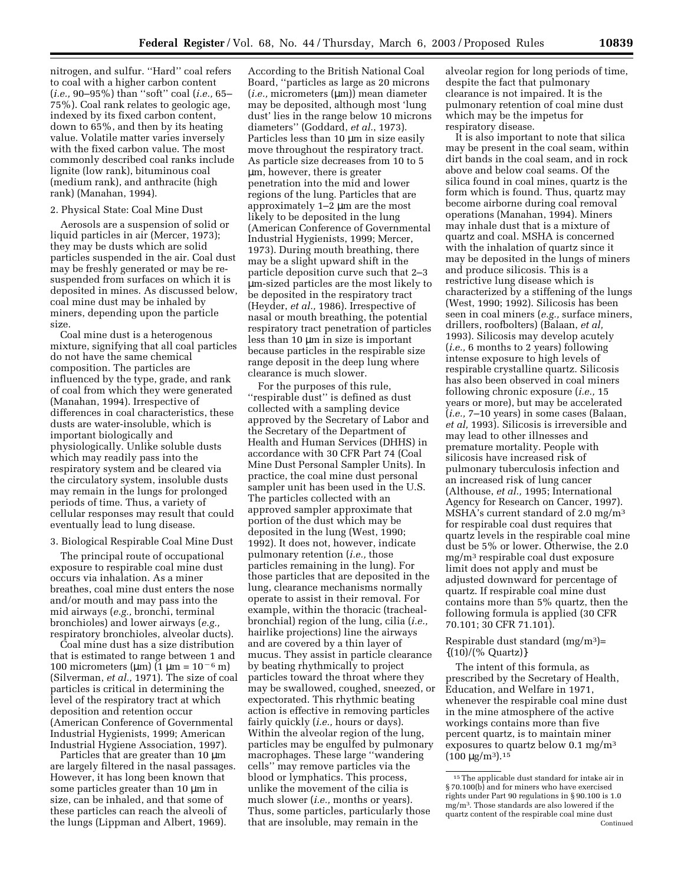nitrogen, and sulfur. ''Hard'' coal refers to coal with a higher carbon content (*i.e.,* 90–95%) than ''soft'' coal (*i.e.,* 65–75%). Coal rank relates to geologic age, indexed by its fixed carbon content, down to 65%, and then by its heating value. Volatile matter varies inversely with the fixed carbon value. The most commonly described coal ranks include lignite (low rank), bituminous coal (medium rank), and anthracite (high rank) (Manahan, 1994).

2. Physical State: Coal Mine Dust

Aerosols are a suspension of solid or liquid particles in air (Mercer, 1973); they may be dusts which are solid particles suspended in the air. Coal dust may be freshly generated or may be re-suspended from surfaces on which it is deposited in mines. As discussed below, coal mine dust may be inhaled by miners, depending upon the particle size.

Coal mine dust is a heterogenous mixture, signifying that all coal particles do not have the same chemical composition. The particles are influenced by the type, grade, and rank of coal from which they were generated (Manahan, 1994). Irrespective of differences in coal characteristics, these dusts are water-insoluble, which is important biologically and physiologically. Unlike soluble dusts which may readily pass into the respiratory system and be cleared via the circulatory system, insoluble dusts may remain in the lungs for prolonged periods of time. Thus, a variety of cellular responses may result that could eventually lead to lung disease.

3. Biological Respirable Coal Mine Dust

The principal route of occupational exposure to respirable coal mine dust occurs via inhalation. As a miner breathes, coal mine dust enters the nose and/or mouth and may pass into the mid airways (*e.g.,* bronchi, terminal bronchioles) and lower airways (*e.g.,* respiratory bronchioles, alveolar ducts).

Coal mine dust has a size distribution that is estimated to range between 1 and 100 micrometers (μm) ($1\ \mu m = 10^{-6}\ m$) (Silverman, *et al.,* 1971). The size of coal particles is critical in determining the level of the respiratory tract at which deposition and retention occur (American Conference of Governmental Industrial Hygienists, 1999; American Industrial Hygiene Association, 1997).

Particles that are greater than 10 μm are largely filtered in the nasal passages. However, it has long been known that some particles greater than 10 μm in size, can be inhaled, and that some of these particles can reach the alveoli of the lungs (Lippman and Albert, 1969). According to the British National Coal Board, ''particles as large as 20 microns (*i.e.,* micrometers (μm)) mean diameter may be deposited, although most 'lung dust' lies in the range below 10 microns diameters'' (Goddard, *et al.*, 1973). Particles less than 10 μm in size easily move throughout the respiratory tract. As particle size decreases from 10 to 5 μm, however, there is greater penetration into the mid and lower regions of the lung. Particles that are approximately 1–2 μm are the most likely to be deposited in the lung (American Conference of Governmental Industrial Hygienists, 1999; Mercer, 1973). During mouth breathing, there may be a slight upward shift in the particle deposition curve such that 2–3 μm-sized particles are the most likely to be deposited in the respiratory tract (Heyder, *et al.,* 1986). Irrespective of nasal or mouth breathing, the potential respiratory tract penetration of particles less than 10 μm in size is important because particles in the respirable size range deposit in the deep lung where clearance is much slower.

For the purposes of this rule, ''respirable dust'' is defined as dust collected with a sampling device approved by the Secretary of Labor and the Secretary of the Department of Health and Human Services (DHHS) in accordance with 30 CFR Part 74 (Coal Mine Dust Personal Sampler Units). In practice, the coal mine dust personal sampler unit has been used in the U.S. The particles collected with an approved sampler approximate that portion of the dust which may be deposited in the lung (West, 1990; 1992). It does not, however, indicate pulmonary retention (*i.e.,* those particles remaining in the lung). For those particles that are deposited in the lung, clearance mechanisms normally operate to assist in their removal. For example, within the thoracic (tracheal-bronchial) region of the lung, cilia (*i.e.,* hairlike projections) line the airways and are covered by a thin layer of mucus. They assist in particle clearance by beating rhythmically to project particles toward the throat where they may be swallowed, coughed, sneezed, or expectorated. This rhythmic beating action is effective in removing particles fairly quickly (*i.e.,* hours or days). Within the alveolar region of the lung, particles may be engulfed by pulmonary macrophages. These large ''wandering cells'' may remove particles via the blood or lymphatics. This process, unlike the movement of the cilia is much slower (*i.e.,* months or years). Thus, some particles, particularly those that are insoluble, may remain in the alveolar region for long periods of time, despite the fact that pulmonary clearance is not impaired. It is the pulmonary retention of coal mine dust which may be the impetus for respiratory disease.

It is also important to note that silica may be present in the coal seam, within dirt bands in the coal seam, and in rock above and below coal seams. Of the silica found in coal mines, quartz is the form which is found. Thus, quartz may become airborne during coal removal operations (Manahan, 1994). Miners may inhale dust that is a mixture of quartz and coal. MSHA is concerned with the inhalation of quartz since it may be deposited in the lungs of miners and produce silicosis. This is a restrictive lung disease which is characterized by a stiffening of the lungs (West, 1990; 1992). Silicosis has been seen in coal miners (*e.g.,* surface miners, drillers, roofbolters) (Balaan, *et al,* 1993). Silicosis may develop acutely (*i.e.,* 6 months to 2 years) following intense exposure to high levels of respirable crystalline quartz. Silicosis has also been observed in coal miners following chronic exposure (*i.e.,* 15 years or more), but may be accelerated (*i.e.,* 7–10 years) in some cases (Balaan, *et al,* 1993). Silicosis is irreversible and may lead to other illnesses and premature mortality. People with silicosis have increased risk of pulmonary tuberculosis infection and an increased risk of lung cancer (Althouse, *et al.,* 1995; International Agency for Research on Cancer, 1997). MSHA's current standard of 2.0 mg/m$^3$ for respirable coal dust requires that quartz levels in the respirable coal mine dust be 5% or lower. Otherwise, the 2.0 mg/m$^3$ respirable coal dust exposure limit does not apply and must be adjusted downward for percentage of quartz. If respirable coal mine dust contains more than 5% quartz, then the following formula is applied (30 CFR 70.101; 30 CFR 71.101).

$$\text{Respirable dust standard (mg/m}^3\text{)} = \{(10)/(\%\ \text{Quartz})\}$$

The intent of this formula, as prescribed by the Secretary of Health, Education, and Welfare in 1971, whenever the respirable coal mine dust in the mine atmosphere of the active workings contains more than five percent quartz, is to maintain miner exposures to quartz below 0.1 mg/m$^3$ (100 μg/m$^3$).[15]

[15] The applicable dust standard for intake air in § 70.100(b) and for miners who have exercised rights under Part 90 regulations in § 90.100 is 1.0 mg/m$^3$. Those standards are also lowered if the quartz content of the respirable coal mine dust
Continued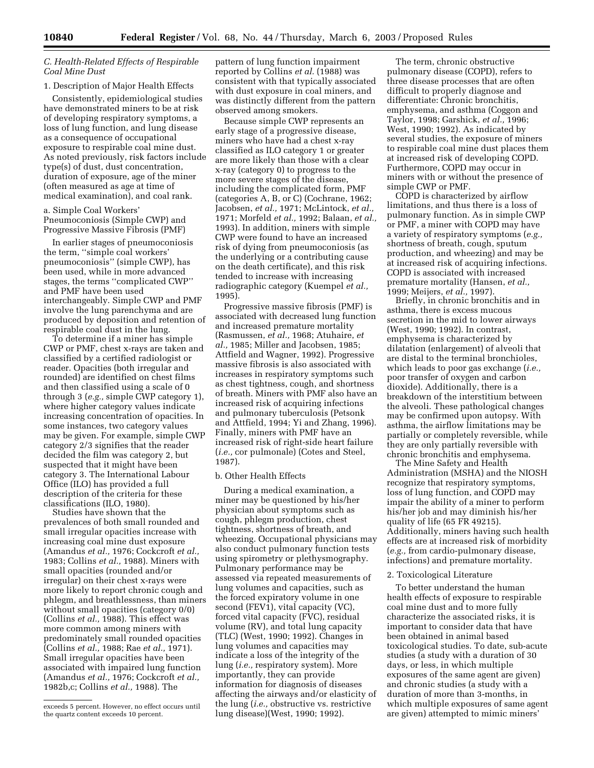### C. Health-Related Effects of Respirable Coal Mine Dust

#### 1. Description of Major Health Effects

Consistently, epidemiological studies have demonstrated miners to be at risk of developing respiratory symptoms, a loss of lung function, and lung disease as a consequence of occupational exposure to respirable coal mine dust. As noted previously, risk factors include type(s) of dust, dust concentration, duration of exposure, age of the miner (often measured as age at time of medical examination), and coal rank.

##### a. Simple Coal Workers' Pneumoconiosis (Simple CWP) and Progressive Massive Fibrosis (PMF)

In earlier stages of pneumoconiosis the term, "simple coal workers' pneumoconiosis" (simple CWP), has been used, while in more advanced stages, the terms "complicated CWP" and PMF have been used interchangeably. Simple CWP and PMF involve the lung parenchyma and are produced by deposition and retention of respirable coal dust in the lung.

To determine if a miner has simple CWP or PMF, chest x-rays are taken and classified by a certified radiologist or reader. Opacities (both irregular and rounded) are identified on chest films and then classified using a scale of 0 through 3 (*e.g.,* simple CWP category 1), where higher category values indicate increasing concentration of opacities. In some instances, two category values may be given. For example, simple CWP category 2/3 signifies that the reader decided the film was category 2, but suspected that it might have been category 3. The International Labour Office (ILO) has provided a full description of the criteria for these classifications (ILO, 1980).

Studies have shown that the prevalences of both small rounded and small irregular opacities increase with increasing coal mine dust exposure (Amandus *et al.,* 1976; Cockcroft *et al.,* 1983; Collins *et al.,* 1988). Miners with small opacities (rounded and/or irregular) on their chest x-rays were more likely to report chronic cough and phlegm, and breathlessness, than miners without small opacities (category 0/0) (Collins *et al.,* 1988). This effect was more common among miners with predominately small rounded opacities (Collins *et al.,* 1988; Rae *et al.,* 1971). Small irregular opacities have been associated with impaired lung function (Amandus *et al.,* 1976; Cockcroft *et al.,* 1982b,c; Collins *et al.,* 1988). The pattern of lung function impairment reported by Collins *et al.* (1988) was consistent with that typically associated with dust exposure in coal miners, and was distinctly different from the pattern observed among smokers.

Because simple CWP represents an early stage of a progressive disease, miners who have had a chest x-ray classified as ILO category 1 or greater are more likely than those with a clear x-ray (category 0) to progress to the more severe stages of the disease, including the complicated form, PMF (categories A, B, or C) (Cochrane, 1962; Jacobsen, *et al.,* 1971; McLintock, *et al.,* 1971; Morfeld *et al.,* 1992; Balaan, *et al.,* 1993). In addition, miners with simple CWP were found to have an increased risk of dying from pneumoconiosis (as the underlying or a contributing cause on the death certificate), and this risk tended to increase with increasing radiographic category (Kuempel *et al.,* 1995).

Progressive massive fibrosis (PMF) is associated with decreased lung function and increased premature mortality (Rasmussen, *et al.,* 1968; Atuhaire, *et al.,* 1985; Miller and Jacobsen, 1985; Attfield and Wagner, 1992). Progressive massive fibrosis is also associated with increases in respiratory symptoms such as chest tightness, cough, and shortness of breath. Miners with PMF also have an increased risk of acquiring infections and pulmonary tuberculosis (Petsonk and Attfield, 1994; Yi and Zhang, 1996). Finally, miners with PMF have an increased risk of right-side heart failure (*i.e.,* cor pulmonale) (Cotes and Steel, 1987).

##### b. Other Health Effects

During a medical examination, a miner may be questioned by his/her physician about symptoms such as cough, phlegm production, chest tightness, shortness of breath, and wheezing. Occupational physicians may also conduct pulmonary function tests using spirometry or plethysmography. Pulmonary performance may be assessed via repeated measurements of lung volumes and capacities, such as the forced expiratory volume in one second (FEV1), vital capacity (VC), forced vital capacity (FVC), residual volume (RV), and total lung capacity (TLC) (West, 1990; 1992). Changes in lung volumes and capacities may indicate a loss of the integrity of the lung (*i.e.,* respiratory system). More importantly, they can provide information for diagnosis of diseases affecting the airways and/or elasticity of the lung (*i.e.,* obstructive vs. restrictive lung disease)(West, 1990; 1992).

The term, chronic obstructive pulmonary disease (COPD), refers to three disease processes that are often difficult to properly diagnose and differentiate: Chronic bronchitis, emphysema, and asthma (Coggon and Taylor, 1998; Garshick, *et al.,* 1996; West, 1990; 1992). As indicated by several studies, the exposure of miners to respirable coal mine dust places them at increased risk of developing COPD. Furthermore, COPD may occur in miners with or without the presence of simple CWP or PMF.

COPD is characterized by airflow limitations, and thus there is a loss of pulmonary function. As in simple CWP or PMF, a miner with COPD may have a variety of respiratory symptoms (*e.g.,* shortness of breath, cough, sputum production, and wheezing) and may be at increased risk of acquiring infections. COPD is associated with increased premature mortality (Hansen, *et al.,* 1999; Meijers, *et al.,* 1997).

Briefly, in chronic bronchitis and in asthma, there is excess mucous secretion in the mid to lower airways (West, 1990; 1992). In contrast, emphysema is characterized by dilatation (enlargement) of alveoli that are distal to the terminal bronchioles, which leads to poor gas exchange (*i.e.,* poor transfer of oxygen and carbon dioxide). Additionally, there is a breakdown of the interstitium between the alveoli. These pathological changes may be confirmed upon autopsy. With asthma, the airflow limitations may be partially or completely reversible, while they are only partially reversible with chronic bronchitis and emphysema.

The Mine Safety and Health Administration (MSHA) and the NIOSH recognize that respiratory symptoms, loss of lung function, and COPD may impair the ability of a miner to perform his/her job and may diminish his/her quality of life (65 FR 49215). Additionally, miners having such health effects are at increased risk of morbidity (*e.g.,* from cardio-pulmonary disease, infections) and premature mortality.

#### 2. Toxicological Literature

To better understand the human health effects of exposure to respirable coal mine dust and to more fully characterize the associated risks, it is important to consider data that have been obtained in animal based toxicological studies. To date, sub-acute studies (a study with a duration of 30 days, or less, in which multiple exposures of the same agent are given) and chronic studies (a study with a duration of more than 3-months, in which multiple exposures of same agent are given) attempted to mimic miners'

---

exceeds 5 percent. However, no effect occurs until the quartz content exceeds 10 percent.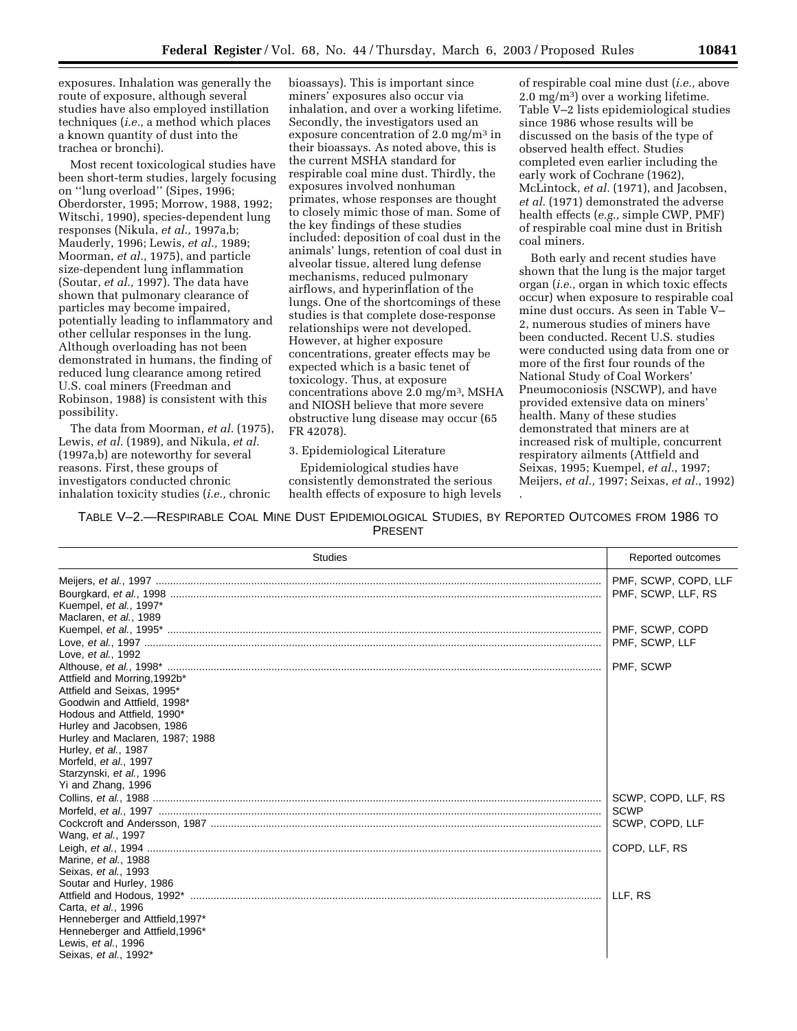exposures. Inhalation was generally the route of exposure, although several studies have also employed instillation techniques (*i.e.,* a method which places a known quantity of dust into the trachea or bronchi).

Most recent toxicological studies have been short-term studies, largely focusing on ''lung overload'' (Sipes, 1996; Oberdorster, 1995; Morrow, 1988, 1992; Witschi, 1990), species-dependent lung responses (Nikula, *et al.,* 1997a,b; Mauderly, 1996; Lewis, *et al.,* 1989; Moorman, *et al.,* 1975), and particle size-dependent lung inflammation (Soutar, *et al.,* 1997). The data have shown that pulmonary clearance of particles may become impaired, potentially leading to inflammatory and other cellular responses in the lung. Although overloading has not been demonstrated in humans, the finding of reduced lung clearance among retired U.S. coal miners (Freedman and Robinson, 1988) is consistent with this possibility.

The data from Moorman, *et al.* (1975), Lewis, *et al.* (1989), and Nikula, *et al.* (1997a,b) are noteworthy for several reasons. First, these groups of investigators conducted chronic inhalation toxicity studies (*i.e.,* chronic bioassays). This is important since miners' exposures also occur via inhalation, and over a working lifetime. Secondly, the investigators used an exposure concentration of 2.0 mg/m$^3$ in their bioassays. As noted above, this is the current MSHA standard for respirable coal mine dust. Thirdly, the exposures involved nonhuman primates, whose responses are thought to closely mimic those of man. Some of the key findings of these studies included: deposition of coal dust in the animals' lungs, retention of coal dust in alveolar tissue, altered lung defense mechanisms, reduced pulmonary airflows, and hyperinflation of the lungs. One of the shortcomings of these studies is that complete dose-response relationships were not developed. However, at higher exposure concentrations, greater effects may be expected which is a basic tenet of toxicology. Thus, at exposure concentrations above 2.0 mg/m$^3$, MSHA and NIOSH believe that more severe obstructive lung disease may occur (65 FR 42078).

3. Epidemiological Literature

Epidemiological studies have consistently demonstrated the serious health effects of exposure to high levels of respirable coal mine dust (*i.e.,* above 2.0 mg/m$^3$) over a working lifetime. Table V–2 lists epidemiological studies since 1986 whose results will be discussed on the basis of the type of observed health effect. Studies completed even earlier including the early work of Cochrane (1962), McLintock, *et al.* (1971), and Jacobsen, *et al.* (1971) demonstrated the adverse health effects (*e.g.,* simple CWP, PMF) of respirable coal mine dust in British coal miners.

Both early and recent studies have shown that the lung is the major target organ (*i.e.,* organ in which toxic effects occur) when exposure to respirable coal mine dust occurs. As seen in Table V–2, numerous studies of miners have been conducted. Recent U.S. studies were conducted using data from one or more of the first four rounds of the National Study of Coal Workers' Pneumoconiosis (NSCWP), and have provided extensive data on miners' health. Many of these studies demonstrated that miners are at increased risk of multiple, concurrent respiratory ailments (Attfield and Seixas, 1995; Kuempel, *et al.*, 1997; Meijers, *et al.,* 1997; Seixas, *et al.*, 1992).

TABLE V–2.—RESPIRABLE COAL MINE DUST EPIDEMIOLOGICAL STUDIES, BY REPORTED OUTCOMES FROM 1986 TO PRESENT

| Studies | Reported outcomes |
|---|---|
| Meijers, *et al.*, 1997 | PMF, SCWP, COPD, LLF |
| Bourgkard, *et al.*, 1998<br>Kuempel, *et al.*, 1997*<br>Maclaren, *et al.*, 1989 | PMF, SCWP, LLF, RS |
| Kuempel, *et al.*, 1995* | PMF, SCWP, COPD |
| Love, *et al.*, 1997<br>Love, *et al.*, 1992 | PMF, SCWP, LLF |
| Althouse, *et al.*, 1998*<br>Attfield and Morring,1992b*<br>Attfield and Seixas, 1995*<br>Goodwin and Attfield, 1998*<br>Hodous and Attfield, 1990*<br>Hurley and Jacobsen, 1986<br>Hurley and Maclaren, 1987; 1988<br>Hurley, *et al.*, 1987<br>Morfeld, *et al.*, 1997<br>Starzynski, *et al.*, 1996<br>Yi and Zhang, 1996 | PMF, SCWP |
| Collins, *et al.*, 1988 | SCWP, COPD, LLF, RS |
| Morfeld, *et al.*, 1997 | SCWP |
| Cockcroft and Andersson, 1987<br>Wang, *et al.*, 1997 | SCWP, COPD, LLF |
| Leigh, *et al.*, 1994<br>Marine, *et al.*, 1988<br>Seixas, *et al.*, 1993<br>Soutar and Hurley, 1986 | COPD, LLF, RS |
| Attfield and Hodous, 1992*<br>Carta, *et al.*, 1996<br>Henneberger and Attfield,1997*<br>Henneberger and Attfield,1996*<br>Lewis, *et al.*, 1996<br>Seixas, *et al.*, 1992* | LLF, RS |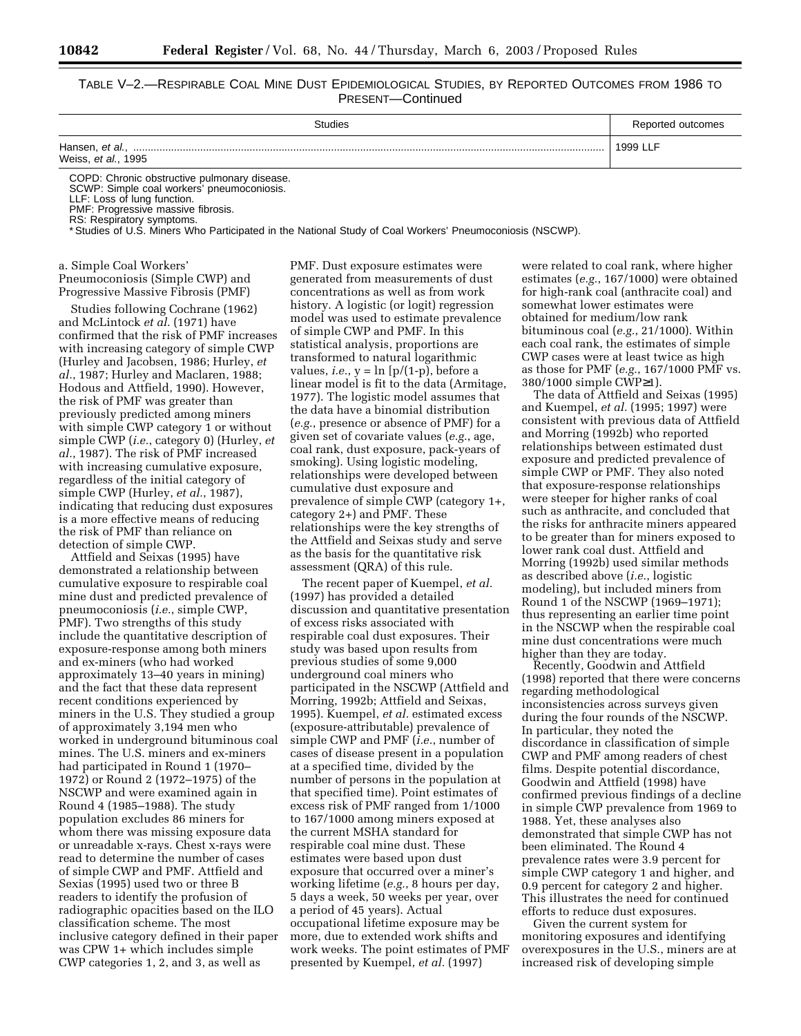TABLE V–2.—RESPIRABLE COAL MINE DUST EPIDEMIOLOGICAL STUDIES, BY REPORTED OUTCOMES FROM 1986 TO PRESENT—Continued

| Studies | Reported outcomes |
| --- | --- |
| Hansen, *et al.*, ............ Weiss, *et al.*, 1995 | 1999 LLF |

COPD: Chronic obstructive pulmonary disease.
SCWP: Simple coal workers' pneumoconiosis.
LLF: Loss of lung function.
PMF: Progressive massive fibrosis.
RS: Respiratory symptoms.
* Studies of U.S. Miners Who Participated in the National Study of Coal Workers' Pneumoconiosis (NSCWP).

a. Simple Coal Workers' Pneumoconiosis (Simple CWP) and Progressive Massive Fibrosis (PMF)

Studies following Cochrane (1962) and McLintock *et al.* (1971) have confirmed that the risk of PMF increases with increasing category of simple CWP (Hurley and Jacobsen, 1986; Hurley, *et al.*, 1987; Hurley and Maclaren, 1988; Hodous and Attfield, 1990). However, the risk of PMF was greater than previously predicted among miners with simple CWP category 1 or without simple CWP (*i.e.*, category 0) (Hurley, *et al.*, 1987). The risk of PMF increased with increasing cumulative exposure, regardless of the initial category of simple CWP (Hurley, *et al.*, 1987), indicating that reducing dust exposures is a more effective means of reducing the risk of PMF than reliance on detection of simple CWP.

Attfield and Seixas (1995) have demonstrated a relationship between cumulative exposure to respirable coal mine dust and predicted prevalence of pneumoconiosis (*i.e.*, simple CWP, PMF). Two strengths of this study include the quantitative description of exposure-response among both miners and ex-miners (who had worked approximately 13–40 years in mining) and the fact that these data represent recent conditions experienced by miners in the U.S. They studied a group of approximately 3,194 men who worked in underground bituminous coal mines. The U.S. miners and ex-miners had participated in Round 1 (1970–1972) or Round 2 (1972–1975) of the NSCWP and were examined again in Round 4 (1985–1988). The study population excludes 86 miners for whom there was missing exposure data or unreadable x-rays. Chest x-rays were read to determine the number of cases of simple CWP and PMF. Attfield and Sexias (1995) used two or three B readers to identify the profusion of radiographic opacities based on the ILO classification scheme. The most inclusive category defined in their paper was CPW 1+ which includes simple CWP categories 1, 2, and 3, as well as PMF. Dust exposure estimates were generated from measurements of dust concentrations as well as from work history. A logistic (or logit) regression model was used to estimate prevalence of simple CWP and PMF. In this statistical analysis, proportions are transformed to natural logarithmic values, *i.e.*, $y = \ln [p/(1-p)$, before a linear model is fit to the data (Armitage, 1977). The logistic model assumes that the data have a binomial distribution (*e.g.*, presence or absence of PMF) for a given set of covariate values (*e.g.*, age, coal rank, dust exposure, pack-years of smoking). Using logistic modeling, relationships were developed between cumulative dust exposure and prevalence of simple CWP (category 1+, category 2+) and PMF. These relationships were the key strengths of the Attfield and Seixas study and serve as the basis for the quantitative risk assessment (QRA) of this rule.

The recent paper of Kuempel, *et al.* (1997) has provided a detailed discussion and quantitative presentation of excess risks associated with respirable coal dust exposures. Their study was based upon results from previous studies of some 9,000 underground coal miners who participated in the NSCWP (Attfield and Morring, 1992b; Attfield and Seixas, 1995). Kuempel, *et al.* estimated excess (exposure-attributable) prevalence of simple CWP and PMF (*i.e.*, number of cases of disease present in a population at a specified time, divided by the number of persons in the population at that specified time). Point estimates of excess risk of PMF ranged from 1/1000 to 167/1000 among miners exposed at the current MSHA standard for respirable coal mine dust. These estimates were based upon dust exposure that occurred over a miner's working lifetime (*e.g.*, 8 hours per day, 5 days a week, 50 weeks per year, over a period of 45 years). Actual occupational lifetime exposure may be more, due to extended work shifts and work weeks. The point estimates of PMF presented by Kuempel, *et al.* (1997) were related to coal rank, where higher estimates (*e.g.*, 167/1000) were obtained for high-rank coal (anthracite coal) and somewhat lower estimates were obtained for medium/low rank bituminous coal (*e.g.*, 21/1000). Within each coal rank, the estimates of simple CWP cases were at least twice as high as those for PMF (*e.g.*, 167/1000 PMF vs. 380/1000 simple CWP≥1).

The data of Attfield and Seixas (1995) and Kuempel, *et al.* (1995; 1997) were consistent with previous data of Attfield and Morring (1992b) who reported relationships between estimated dust exposure and predicted prevalence of simple CWP or PMF. They also noted that exposure-response relationships were steeper for higher ranks of coal such as anthracite, and concluded that the risks for anthracite miners appeared to be greater than for miners exposed to lower rank coal dust. Attfield and Morring (1992b) used similar methods as described above (*i.e.*, logistic modeling), but included miners from Round 1 of the NSCWP (1969–1971); thus representing an earlier time point in the NSCWP when the respirable coal mine dust concentrations were much higher than they are today.

Recently, Goodwin and Attfield (1998) reported that there were concerns regarding methodological inconsistencies across surveys given during the four rounds of the NSCWP. In particular, they noted the discordance in classification of simple CWP and PMF among readers of chest films. Despite potential discordance, Goodwin and Attfield (1998) have confirmed previous findings of a decline in simple CWP prevalence from 1969 to 1988. Yet, these analyses also demonstrated that simple CWP has not been eliminated. The Round 4 prevalence rates were 3.9 percent for simple CWP category 1 and higher, and 0.9 percent for category 2 and higher. This illustrates the need for continued efforts to reduce dust exposures.

Given the current system for monitoring exposures and identifying overexposures in the U.S., miners are at increased risk of developing simple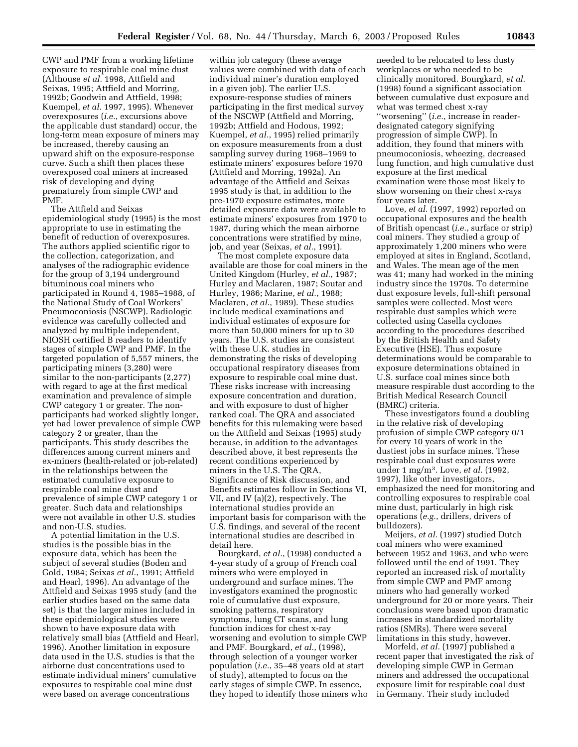CWP and PMF from a working lifetime exposure to respirable coal mine dust (Althouse *et al.* 1998, Attfield and Seixas, 1995; Attfield and Morring, 1992b; Goodwin and Attfield, 1998; Kuempel, *et al.* 1997, 1995). Whenever overexposures (*i.e.*, excursions above the applicable dust standard) occur, the long-term mean exposure of miners may be increased, thereby causing an upward shift on the exposure-response curve. Such a shift then places these overexposed coal miners at increased risk of developing and dying prematurely from simple CWP and PMF.

The Attfield and Seixas epidemiological study (1995) is the most appropriate to use in estimating the benefit of reduction of overexposures. The authors applied scientific rigor to the collection, categorization, and analyses of the radiographic evidence for the group of 3,194 underground bituminous coal miners who participated in Round 4, 1985–1988, of the National Study of Coal Workers' Pneumoconiosis (NSCWP). Radiologic evidence was carefully collected and analyzed by multiple independent, NIOSH certified B readers to identify stages of simple CWP and PMF. In the targeted population of 5,557 miners, the participating miners (3,280) were similar to the non-participants (2,277) with regard to age at the first medical examination and prevalence of simple CWP category 1 or greater. The non-participants had worked slightly longer, yet had lower prevalence of simple CWP category 2 or greater, than the participants. This study describes the differences among current miners and ex-miners (health-related or job-related) in the relationships between the estimated cumulative exposure to respirable coal mine dust and prevalence of simple CWP category 1 or greater. Such data and relationships were not available in other U.S. studies and non-U.S. studies.

A potential limitation in the U.S. studies is the possible bias in the exposure data, which has been the subject of several studies (Boden and Gold, 1984; Seixas *et al.*, 1991; Attfield and Hearl, 1996). An advantage of the Attfield and Seixas 1995 study (and the earlier studies based on the same data set) is that the larger mines included in these epidemiological studies were shown to have exposure data with relatively small bias (Attfield and Hearl, 1996). Another limitation in exposure data used in the U.S. studies is that the airborne dust concentrations used to estimate individual miners' cumulative exposures to respirable coal mine dust were based on average concentrations within job category (these average values were combined with data of each individual miner's duration employed in a given job). The earlier U.S. exposure-response studies of miners participating in the first medical survey of the NSCWP (Attfield and Morring, 1992b; Attfield and Hodous, 1992; Kuempel, *et al.*, 1995) relied primarily on exposure measurements from a dust sampling survey during 1968–1969 to estimate miners' exposures before 1970 (Attfield and Morring, 1992a). An advantage of the Attfield and Seixas 1995 study is that, in addition to the pre-1970 exposure estimates, more detailed exposure data were available to estimate miners' exposures from 1970 to 1987, during which the mean airborne concentrations were stratified by mine, job, and year (Seixas, *et al.*, 1991).

The most complete exposure data available are those for coal miners in the United Kingdom (Hurley, *et al.*, 1987; Hurley and Maclaren, 1987; Soutar and Hurley, 1986; Marine, *et al.*, 1988; Maclaren, *et al.*, 1989). These studies include medical examinations and individual estimates of exposure for more than 50,000 miners for up to 30 years. The U.S. studies are consistent with these U.K. studies in demonstrating the risks of developing occupational respiratory diseases from exposure to respirable coal mine dust. These risks increase with increasing exposure concentration and duration, and with exposure to dust of higher ranked coal. The QRA and associated benefits for this rulemaking were based on the Attfield and Seixas (1995) study because, in addition to the advantages described above, it best represents the recent conditions experienced by miners in the U.S. The QRA, Significance of Risk discussion, and Benefits estimates follow in Sections VI, VII, and IV (a)(2), respectively. The international studies provide an important basis for comparison with the U.S. findings, and several of the recent international studies are described in detail here.

Bourgkard, *et al.*, (1998) conducted a 4-year study of a group of French coal miners who were employed in underground and surface mines. The investigators examined the prognostic role of cumulative dust exposure, smoking patterns, respiratory symptoms, lung CT scans, and lung function indices for chest x-ray worsening and evolution to simple CWP and PMF. Bourgkard, *et al.*, (1998), through selection of a younger worker population (*i.e.*, 35–48 years old at start of study), attempted to focus on the early stages of simple CWP. In essence, they hoped to identify those miners who needed to be relocated to less dusty workplaces or who needed to be clinically monitored. Bourgkard, *et al.* (1998) found a significant association between cumulative dust exposure and what was termed chest x-ray ''worsening'' (*i.e.*, increase in reader-designated category signifying progression of simple CWP). In addition, they found that miners with pneumoconiosis, wheezing, decreased lung function, and high cumulative dust exposure at the first medical examination were those most likely to show worsening on their chest x-rays four years later.

Love, *et al.* (1997, 1992) reported on occupational exposures and the health of British opencast (*i.e.*, surface or strip) coal miners. They studied a group of approximately 1,200 miners who were employed at sites in England, Scotland, and Wales. The mean age of the men was 41; many had worked in the mining industry since the 1970s. To determine dust exposure levels, full-shift personal samples were collected. Most were respirable dust samples which were collected using Casella cyclones according to the procedures described by the British Health and Safety Executive (HSE). Thus exposure determinations would be comparable to exposure determinations obtained in U.S. surface coal mines since both measure respirable dust according to the British Medical Research Council (BMRC) criteria.

These investigators found a doubling in the relative risk of developing profusion of simple CWP category 0/1 for every 10 years of work in the dustiest jobs in surface mines. These respirable coal dust exposures were under 1 mg/m$^3$. Love, *et al.* (1992, 1997), like other investigators, emphasized the need for monitoring and controlling exposures to respirable coal mine dust, particularly in high risk operations (*e.g.*, drillers, drivers of bulldozers).

Meijers, *et al.* (1997) studied Dutch coal miners who were examined between 1952 and 1963, and who were followed until the end of 1991. They reported an increased risk of mortality from simple CWP and PMF among miners who had generally worked underground for 20 or more years. Their conclusions were based upon dramatic increases in standardized mortality ratios (SMRs). There were several limitations in this study, however.

Morfeld, *et al.* (1997) published a recent paper that investigated the risk of developing simple CWP in German miners and addressed the occupational exposure limit for respirable coal dust in Germany. Their study included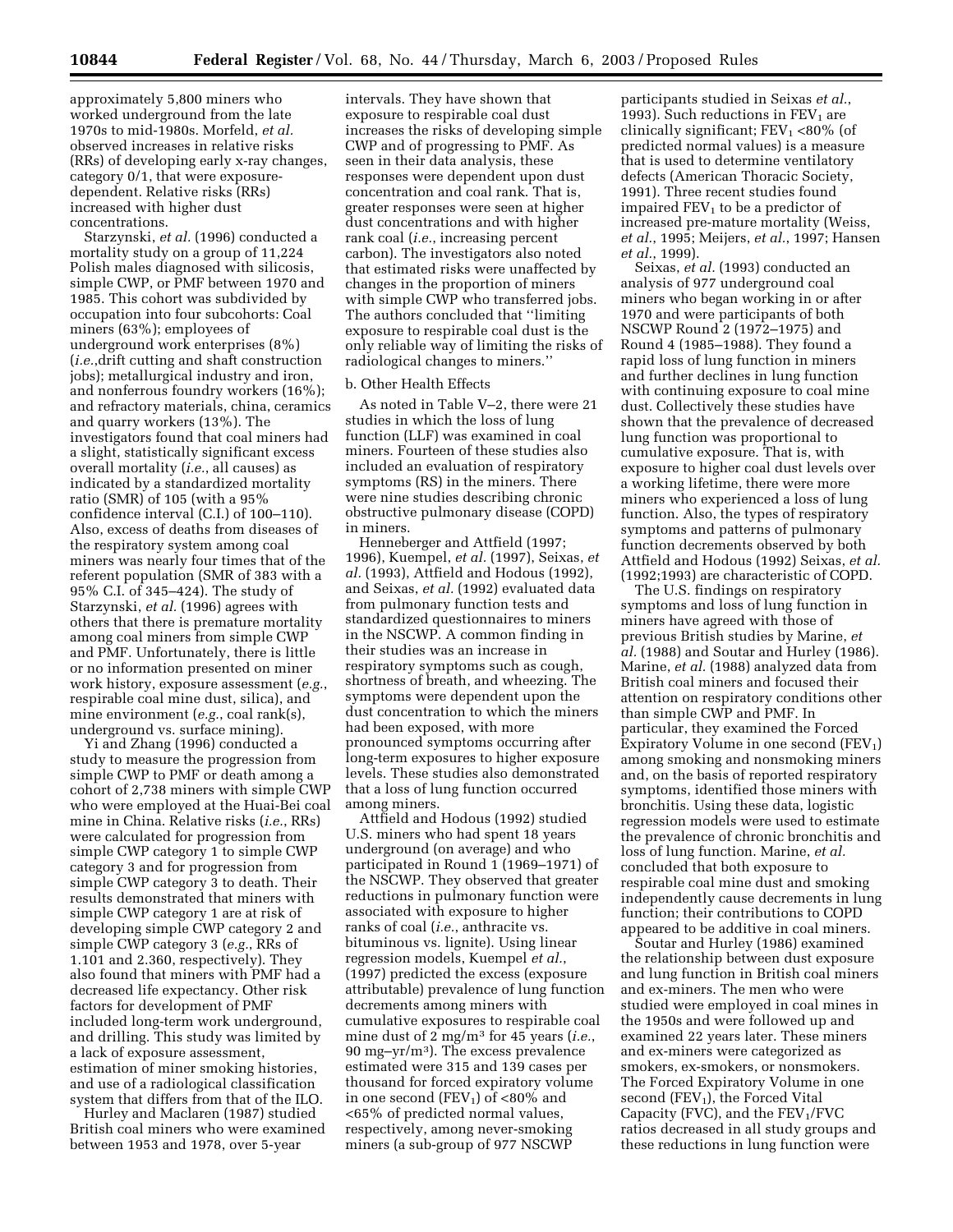approximately 5,800 miners who worked underground from the late 1970s to mid-1980s. Morfeld, *et al.* observed increases in relative risks (RRs) of developing early x-ray changes, category 0/1, that were exposure-dependent. Relative risks (RRs) increased with higher dust concentrations.

Starzynski, *et al.* (1996) conducted a mortality study on a group of 11,224 Polish males diagnosed with silicosis, simple CWP, or PMF between 1970 and 1985. This cohort was subdivided by occupation into four subcohorts: Coal miners (63%); employees of underground work enterprises (8%) (*i.e.*,drift cutting and shaft construction jobs); metallurgical industry and iron, and nonferrous foundry workers (16%); and refractory materials, china, ceramics and quarry workers (13%). The investigators found that coal miners had a slight, statistically significant excess overall mortality (*i.e.*, all causes) as indicated by a standardized mortality ratio (SMR) of 105 (with a 95% confidence interval (C.I.) of 100–110). Also, excess of deaths from diseases of the respiratory system among coal miners was nearly four times that of the referent population (SMR of 383 with a 95% C.I. of 345–424). The study of Starzynski, *et al.* (1996) agrees with others that there is premature mortality among coal miners from simple CWP and PMF. Unfortunately, there is little or no information presented on miner work history, exposure assessment (*e.g.*, respirable coal mine dust, silica), and mine environment (*e.g.*, coal rank(s), underground vs. surface mining).

Yi and Zhang (1996) conducted a study to measure the progression from simple CWP to PMF or death among a cohort of 2,738 miners with simple CWP who were employed at the Huai-Bei coal mine in China. Relative risks (*i.e.*, RRs) were calculated for progression from simple CWP category 1 to simple CWP category 3 and for progression from simple CWP category 3 to death. Their results demonstrated that miners with simple CWP category 1 are at risk of developing simple CWP category 2 and simple CWP category 3 (*e.g.*, RRs of 1.101 and 2.360, respectively). They also found that miners with PMF had a decreased life expectancy. Other risk factors for development of PMF included long-term work underground, and drilling. This study was limited by a lack of exposure assessment, estimation of miner smoking histories, and use of a radiological classification system that differs from that of the ILO.

Hurley and Maclaren (1987) studied British coal miners who were examined between 1953 and 1978, over 5-year intervals. They have shown that exposure to respirable coal dust increases the risks of developing simple CWP and of progressing to PMF. As seen in their data analysis, these responses were dependent upon dust concentration and coal rank. That is, greater responses were seen at higher dust concentrations and with higher rank coal (*i.e.*, increasing percent carbon). The investigators also noted that estimated risks were unaffected by changes in the proportion of miners with simple CWP who transferred jobs. The authors concluded that "limiting exposure to respirable coal dust is the only reliable way of limiting the risks of radiological changes to miners."

b. Other Health Effects

As noted in Table V–2, there were 21 studies in which the loss of lung function (LLF) was examined in coal miners. Fourteen of these studies also included an evaluation of respiratory symptoms (RS) in the miners. There were nine studies describing chronic obstructive pulmonary disease (COPD) in miners.

Henneberger and Attfield (1997; 1996), Kuempel, *et al.* (1997), Seixas, *et al.* (1993), Attfield and Hodous (1992), and Seixas, *et al.* (1992) evaluated data from pulmonary function tests and standardized questionnaires to miners in the NSCWP. A common finding in their studies was an increase in respiratory symptoms such as cough, shortness of breath, and wheezing. The symptoms were dependent upon the dust concentration to which the miners had been exposed, with more pronounced symptoms occurring after long-term exposures to higher exposure levels. These studies also demonstrated that a loss of lung function occurred among miners.

Attfield and Hodous (1992) studied U.S. miners who had spent 18 years underground (on average) and who participated in Round 1 (1969–1971) of the NSCWP. They observed that greater reductions in pulmonary function were associated with exposure to higher ranks of coal (*i.e.*, anthracite vs. bituminous vs. lignite). Using linear regression models, Kuempel *et al.*, (1997) predicted the excess (exposure attributable) prevalence of lung function decrements among miners with cumulative exposures to respirable coal mine dust of 2 mg/m$^3$ for 45 years (*i.e.*, 90 mg–yr/m$^3$). The excess prevalence estimated were 315 and 139 cases per thousand for forced expiratory volume in one second ($FEV_1$) of <80% and <65% of predicted normal values, respectively, among never-smoking miners (a sub-group of 977 NSCWP participants studied in Seixas *et al.*, 1993). Such reductions in $FEV_1$ are clinically significant; $FEV_1$ <80% (of predicted normal values) is a measure that is used to determine ventilatory defects (American Thoracic Society, 1991). Three recent studies found impaired $FEV_1$ to be a predictor of increased pre-mature mortality (Weiss, *et al.*, 1995; Meijers, *et al.*, 1997; Hansen *et al.*, 1999).

Seixas, *et al.* (1993) conducted an analysis of 977 underground coal miners who began working in or after 1970 and were participants of both NSCWP Round 2 (1972–1975) and Round 4 (1985–1988). They found a rapid loss of lung function in miners and further declines in lung function with continuing exposure to coal mine dust. Collectively these studies have shown that the prevalence of decreased lung function was proportional to cumulative exposure. That is, with exposure to higher coal dust levels over a working lifetime, there were more miners who experienced a loss of lung function. Also, the types of respiratory symptoms and patterns of pulmonary function decrements observed by both Attfield and Hodous (1992) Seixas, *et al.* (1992;1993) are characteristic of COPD.

The U.S. findings on respiratory symptoms and loss of lung function in miners have agreed with those of previous British studies by Marine, *et al.* (1988) and Soutar and Hurley (1986). Marine, *et al.* (1988) analyzed data from British coal miners and focused their attention on respiratory conditions other than simple CWP and PMF. In particular, they examined the Forced Expiratory Volume in one second ($FEV_1$) among smoking and nonsmoking miners and, on the basis of reported respiratory symptoms, identified those miners with bronchitis. Using these data, logistic regression models were used to estimate the prevalence of chronic bronchitis and loss of lung function. Marine, *et al.* concluded that both exposure to respirable coal mine dust and smoking independently cause decrements in lung function; their contributions to COPD appeared to be additive in coal miners.

Soutar and Hurley (1986) examined the relationship between dust exposure and lung function in British coal miners and ex-miners. The men who were studied were employed in coal mines in the 1950s and were followed up and examined 22 years later. These miners and ex-miners were categorized as smokers, ex-smokers, or nonsmokers. The Forced Expiratory Volume in one second ($FEV_1$), the Forced Vital Capacity (FVC), and the $FEV_1$/FVC ratios decreased in all study groups and these reductions in lung function were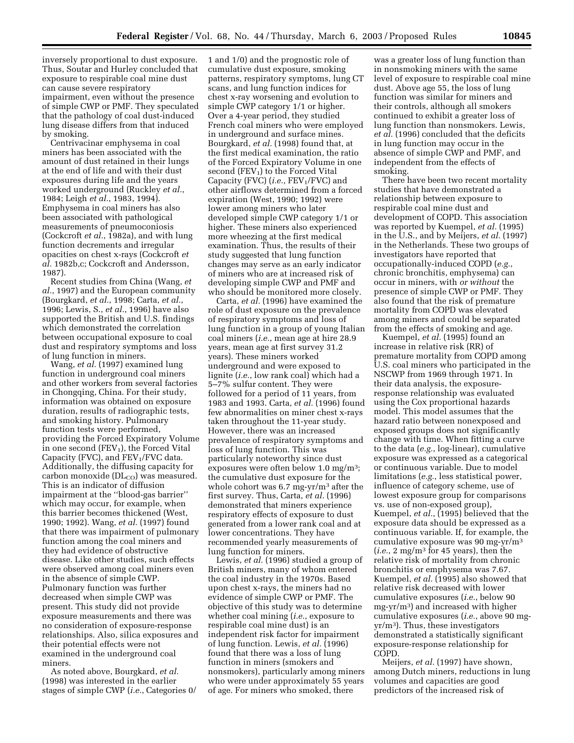inversely proportional to dust exposure. Thus, Soutar and Hurley concluded that exposure to respirable coal mine dust can cause severe respiratory impairment, even without the presence of simple CWP or PMF. They speculated that the pathology of coal dust-induced lung disease differs from that induced by smoking.

Centrivacinar emphysema in coal miners has been associated with the amount of dust retained in their lungs at the end of life and with their dust exposures during life and the years worked underground (Ruckley *et al.*, 1984; Leigh *et al.*, 1983, 1994). Emphysema in coal miners has also been associated with pathological measurements of pneumoconiosis (Cockcroft *et al.*, 1982a), and with lung function decrements and irregular opacities on chest x-rays (Cockcroft *et al.* 1982b,c; Cockcroft and Andersson, 1987).

Recent studies from China (Wang, *et al.*, 1997) and the European community (Bourgkard, *et al.*, 1998; Carta, *et al.*, 1996; Lewis, S., *et al.*, 1996) have also supported the British and U.S. findings which demonstrated the correlation between occupational exposure to coal dust and respiratory symptoms and loss of lung function in miners.

Wang, *et al.* (1997) examined lung function in underground coal miners and other workers from several factories in Chongqing, China. For their study, information was obtained on exposure duration, results of radiographic tests, and smoking history. Pulmonary function tests were performed, providing the Forced Expiratory Volume in one second ($FEV_1$), the Forced Vital Capacity (FVC), and $FEV_1$/FVC data. Additionally, the diffusing capacity for carbon monoxide ($DL_{CO}$) was measured. This is an indicator of diffusion impairment at the ''blood-gas barrier'' which may occur, for example, when this barrier becomes thickened (West, 1990; 1992). Wang, *et al.* (1997) found that there was impairment of pulmonary function among the coal miners and they had evidence of obstructive disease. Like other studies, such effects were observed among coal miners even in the absence of simple CWP. Pulmonary function was further decreased when simple CWP was present. This study did not provide exposure measurements and there was no consideration of exposure-response relationships. Also, silica exposures and their potential effects were not examined in the underground coal miners.

As noted above, Bourgkard, *et al.* (1998) was interested in the earlier stages of simple CWP (*i.e.*, Categories 0/1 and 1/0) and the prognostic role of cumulative dust exposure, smoking patterns, respiratory symptoms, lung CT scans, and lung function indices for chest x-ray worsening and evolution to simple CWP category 1/1 or higher. Over a 4-year period, they studied French coal miners who were employed in underground and surface mines. Bourgkard, *et al.* (1998) found that, at the first medical examination, the ratio of the Forced Expiratory Volume in one second ($FEV_1$) to the Forced Vital Capacity (FVC) (*i.e.*, $FEV_1$/FVC) and other airflows determined from a forced expiration (West, 1990; 1992) were lower among miners who later developed simple CWP category 1/1 or higher. These miners also experienced more wheezing at the first medical examination. Thus, the results of their study suggested that lung function changes may serve as an early indicator of miners who are at increased risk of developing simple CWP and PMF and who should be monitored more closely.

Carta, *et al.* (1996) have examined the role of dust exposure on the prevalence of respiratory symptoms and loss of lung function in a group of young Italian coal miners (*i.e.*, mean age at hire 28.9 years, mean age at first survey 31.2 years). These miners worked underground and were exposed to lignite (*i.e.*, low rank coal) which had a 5–7% sulfur content. They were followed for a period of 11 years, from 1983 and 1993. Carta, *et al.* (1996) found few abnormalities on miner chest x-rays taken throughout the 11-year study. However, there was an increased prevalence of respiratory symptoms and loss of lung function. This was particularly noteworthy since dust exposures were often below 1.0 mg/m$^3$; the cumulative dust exposure for the whole cohort was 6.7 mg-yr/m$^3$ after the first survey. Thus, Carta, *et al.* (1996) demonstrated that miners experience respiratory effects of exposure to dust generated from a lower rank coal and at lower concentrations. They have recommended yearly measurements of lung function for miners.

Lewis, *et al.* (1996) studied a group of British miners, many of whom entered the coal industry in the 1970s. Based upon chest x-rays, the miners had no evidence of simple CWP or PMF. The objective of this study was to determine whether coal mining (*i.e.*, exposure to respirable coal mine dust) is an independent risk factor for impairment of lung function. Lewis, *et al.* (1996) found that there was a loss of lung function in miners (smokers and nonsmokers), particularly among miners who were under approximately 55 years of age. For miners who smoked, there was a greater loss of lung function than in nonsmoking miners with the same level of exposure to respirable coal mine dust. Above age 55, the loss of lung function was similar for miners and their controls, although all smokers continued to exhibit a greater loss of lung function than nonsmokers. Lewis, *et al.* (1996) concluded that the deficits in lung function may occur in the absence of simple CWP and PMF, and independent from the effects of smoking.

There have been two recent mortality studies that have demonstrated a relationship between exposure to respirable coal mine dust and development of COPD. This association was reported by Kuempel, *et al.* (1995) in the U.S., and by Meijers, *et al.* (1997) in the Netherlands. These two groups of investigators have reported that occupationally-induced COPD (*e.g.*, chronic bronchitis, emphysema) can occur in miners, with *or without* the presence of simple CWP or PMF. They also found that the risk of premature mortality from COPD was elevated among miners and could be separated from the effects of smoking and age.

Kuempel, *et al.* (1995) found an increase in relative risk (RR) of premature mortality from COPD among U.S. coal miners who participated in the NSCWP from 1969 through 1971. In their data analysis, the exposure-response relationship was evaluated using the Cox proportional hazards model. This model assumes that the hazard ratio between nonexposed and exposed groups does not significantly change with time. When fitting a curve to the data (*e.g.*, log-linear), cumulative exposure was expressed as a categorical or continuous variable. Due to model limitations (*e.g.*, less statistical power, influence of category scheme, use of lowest exposure group for comparisons vs. use of non-exposed group), Kuempel, *et al.*, (1995) believed that the exposure data should be expressed as a continuous variable. If, for example, the cumulative exposure was 90 mg-yr/m$^3$ (*i.e.*, 2 mg/m$^3$ for 45 years), then the relative risk of mortality from chronic bronchitis or emphysema was 7.67. Kuempel, *et al.* (1995) also showed that relative risk decreased with lower cumulative exposures (*i.e.*, below 90 mg-yr/m$^3$) and increased with higher cumulative exposures (*i.e.*, above 90 mg-yr/m$^3$). Thus, these investigators demonstrated a statistically significant exposure-response relationship for COPD.

Meijers, *et al.* (1997) have shown, among Dutch miners, reductions in lung volumes and capacities are good predictors of the increased risk of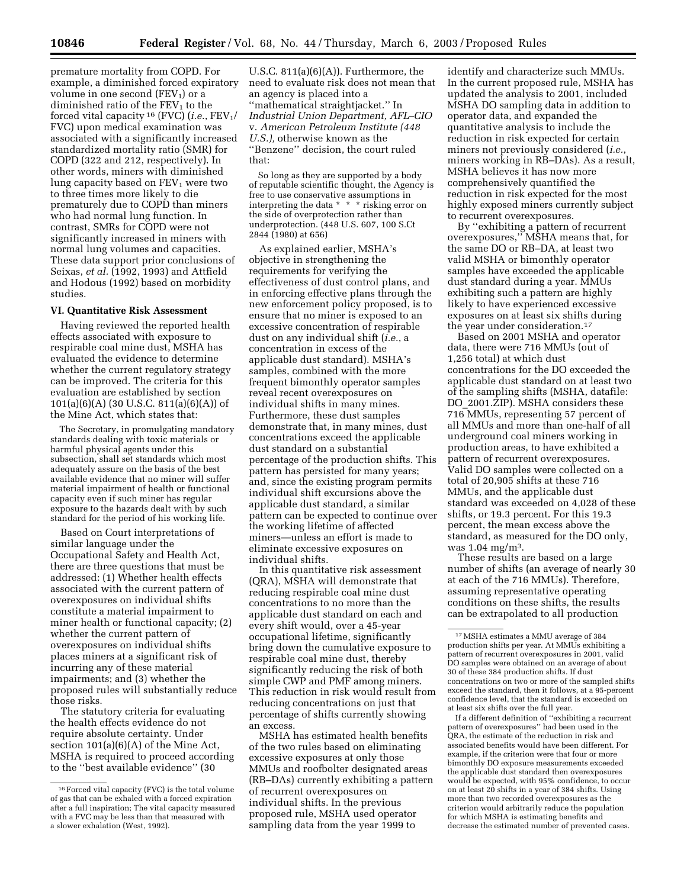premature mortality from COPD. For example, a diminished forced expiratory volume in one second ($FEV_1$) or a diminished ratio of the $FEV_1$ to the forced vital capacity [16] (FVC) (*i.e.*, $FEV_1$/FVC) upon medical examination was associated with a significantly increased standardized mortality ratio (SMR) for COPD (322 and 212, respectively). In other words, miners with diminished lung capacity based on $FEV_1$ were two to three times more likely to die prematurely due to COPD than miners who had normal lung function. In contrast, SMRs for COPD were not significantly increased in miners with normal lung volumes and capacities. These data support prior conclusions of Seixas, *et al.* (1992, 1993) and Attfield and Hodous (1992) based on morbidity studies.

## VI. Quantitative Risk Assessment

Having reviewed the reported health effects associated with exposure to respirable coal mine dust, MSHA has evaluated the evidence to determine whether the current regulatory strategy can be improved. The criteria for this evaluation are established by section 101(a)(6)(A) (30 U.S.C. 811(a)(6)(A)) of the Mine Act, which states that:

> The Secretary, in promulgating mandatory standards dealing with toxic materials or harmful physical agents under this subsection, shall set standards which most adequately assure on the basis of the best available evidence that no miner will suffer material impairment of health or functional capacity even if such miner has regular exposure to the hazards dealt with by such standard for the period of his working life.

Based on Court interpretations of similar language under the Occupational Safety and Health Act, there are three questions that must be addressed: (1) Whether health effects associated with the current pattern of overexposures on individual shifts constitute a material impairment to miner health or functional capacity; (2) whether the current pattern of overexposures on individual shifts places miners at a significant risk of incurring any of these material impairments; and (3) whether the proposed rules will substantially reduce those risks.

The statutory criteria for evaluating the health effects evidence do not require absolute certainty. Under section 101(a)(6)(A) of the Mine Act, MSHA is required to proceed according to the "best available evidence" (30 U.S.C. 811(a)(6)(A)). Furthermore, the need to evaluate risk does not mean that an agency is placed into a "mathematical straightjacket." In *Industrial Union Department, AFL–CIO* v. *American Petroleum Institute (448 U.S.),* otherwise known as the "Benzene" decision, the court ruled that:

> So long as they are supported by a body of reputable scientific thought, the Agency is free to use conservative assumptions in interpreting the data * * * risking error on the side of overprotection rather than underprotection. (448 U.S. 607, 100 S.Ct 2844 (1980) at 656)

As explained earlier, MSHA's objective in strengthening the requirements for verifying the effectiveness of dust control plans, and in enforcing effective plans through the new enforcement policy proposed, is to ensure that no miner is exposed to an excessive concentration of respirable dust on any individual shift (*i.e.*, a concentration in excess of the applicable dust standard). MSHA's samples, combined with the more frequent bimonthly operator samples reveal recent overexposures on individual shifts in many mines. Furthermore, these dust samples demonstrate that, in many mines, dust concentrations exceed the applicable dust standard on a substantial percentage of the production shifts. This pattern has persisted for many years; and, since the existing program permits individual shift excursions above the applicable dust standard, a similar pattern can be expected to continue over the working lifetime of affected miners—unless an effort is made to eliminate excessive exposures on individual shifts.

In this quantitative risk assessment (QRA), MSHA will demonstrate that reducing respirable coal mine dust concentrations to no more than the applicable dust standard on each and every shift would, over a 45-year occupational lifetime, significantly bring down the cumulative exposure to respirable coal mine dust, thereby significantly reducing the risk of both simple CWP and PMF among miners. This reduction in risk would result from reducing concentrations on just that percentage of shifts currently showing an excess.

MSHA has estimated health benefits of the two rules based on eliminating excessive exposures at only those MMUs and roofbolter designated areas (RB–DAs) currently exhibiting a pattern of recurrent overexposures on individual shifts. In the previous proposed rule, MSHA used operator sampling data from the year 1999 to identify and characterize such MMUs. In the current proposed rule, MSHA has updated the analysis to 2001, included MSHA DO sampling data in addition to operator data, and expanded the quantitative analysis to include the reduction in risk expected for certain miners not previously considered (*i.e.*, miners working in RB–DAs). As a result, MSHA believes it has now more comprehensively quantified the reduction in risk expected for the most highly exposed miners currently subject to recurrent overexposures.

By "exhibiting a pattern of recurrent overexposures," MSHA means that, for the same DO or RB–DA, at least two valid MSHA or bimonthly operator samples have exceeded the applicable dust standard during a year. MMUs exhibiting such a pattern are highly likely to have experienced excessive exposures on at least six shifts during the year under consideration.[17]

Based on 2001 MSHA and operator data, there were 716 MMUs (out of 1,256 total) at which dust concentrations for the DO exceeded the applicable dust standard on at least two of the sampling shifts (MSHA, datafile: DO_2001.ZIP). MSHA considers these 716 MMUs, representing 57 percent of all MMUs and more than one-half of all underground coal miners working in production areas, to have exhibited a pattern of recurrent overexposures. Valid DO samples were collected on a total of 20,905 shifts at these 716 MMUs, and the applicable dust standard was exceeded on 4,028 of these shifts, or 19.3 percent. For this 19.3 percent, the mean excess above the standard, as measured for the DO only, was 1.04 mg/m³.

These results are based on a large number of shifts (an average of nearly 30 at each of the 716 MMUs). Therefore, assuming representative operating conditions on these shifts, the results can be extrapolated to all production

---

[16] Forced vital capacity (FVC) is the total volume of gas that can be exhaled with a forced expiration after a full inspiration; The vital capacity measured with a FVC may be less than that measured with a slower exhalation (West, 1992).

[17] MSHA estimates a MMU average of 384 production shifts per year. At MMUs exhibiting a pattern of recurrent overexposures in 2001, valid DO samples were obtained on an average of about 30 of these 384 production shifts. If dust concentrations on two or more of the sampled shifts exceed the standard, then it follows, at a 95-percent confidence level, that the standard is exceeded on at least six shifts over the full year.

If a different definition of "exhibiting a recurrent pattern of overexposures" had been used in the QRA, the estimate of the reduction in risk and associated benefits would have been different. For example, if the criterion were that four or more bimonthly DO exposure measurements exceeded the applicable dust standard then overexposures would be expected, with 95% confidence, to occur on at least 20 shifts in a year of 384 shifts. Using more than two recorded overexposures as the criterion would arbitrarily reduce the population for which MSHA is estimating benefits and decrease the estimated number of prevented cases.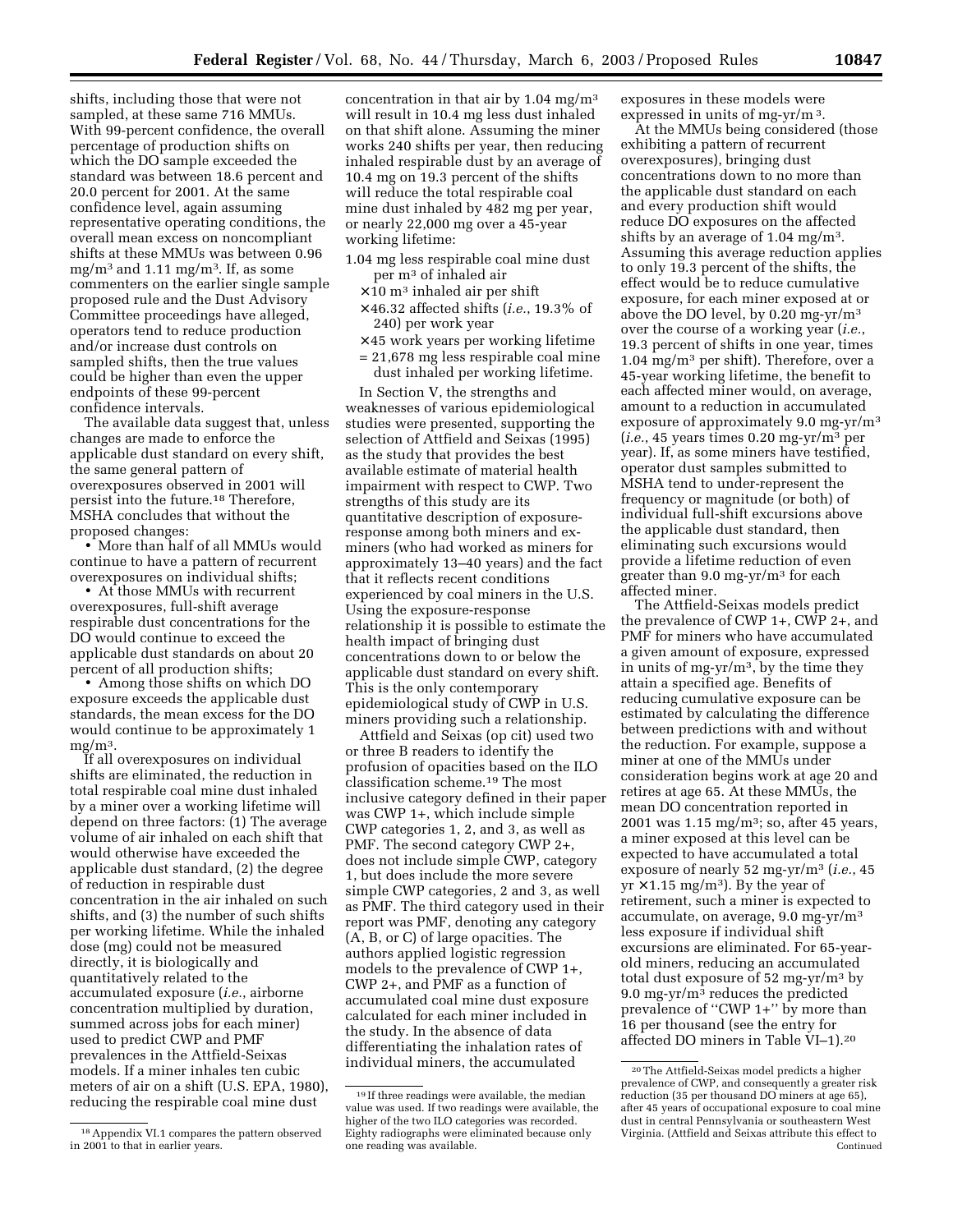shifts, including those that were not sampled, at these same 716 MMUs. With 99-percent confidence, the overall percentage of production shifts on which the DO sample exceeded the standard was between 18.6 percent and 20.0 percent for 2001. At the same confidence level, again assuming representative operating conditions, the overall mean excess on noncompliant shifts at these MMUs was between 0.96 $mg/m^3$ and 1.11 $mg/m^3$. If, as some commenters on the earlier single sample proposed rule and the Dust Advisory Committee proceedings have alleged, operators tend to reduce production and/or increase dust controls on sampled shifts, then the true values could be higher than even the upper endpoints of these 99-percent confidence intervals.

The available data suggest that, unless changes are made to enforce the applicable dust standard on every shift, the same general pattern of overexposures observed in 2001 will persist into the future.[18] Therefore, MSHA concludes that without the proposed changes:

- More than half of all MMUs would continue to have a pattern of recurrent overexposures on individual shifts;
- At those MMUs with recurrent overexposures, full-shift average respirable dust concentrations for the DO would continue to exceed the applicable dust standards on about 20 percent of all production shifts;
- Among those shifts on which DO exposure exceeds the applicable dust standards, the mean excess for the DO would continue to be approximately 1 $mg/m^3$.

If all overexposures on individual shifts are eliminated, the reduction in total respirable coal mine dust inhaled by a miner over a working lifetime will depend on three factors: (1) The average volume of air inhaled on each shift that would otherwise have exceeded the applicable dust standard, (2) the degree of reduction in respirable dust concentration in the air inhaled on such shifts, and (3) the number of such shifts per working lifetime. While the inhaled dose (mg) could not be measured directly, it is biologically and quantitatively related to the accumulated exposure (*i.e.*, airborne concentration multiplied by duration, summed across jobs for each miner) used to predict CWP and PMF prevalences in the Attfield-Seixas models. If a miner inhales ten cubic meters of air on a shift (U.S. EPA, 1980), reducing the respirable coal mine dust concentration in that air by 1.04 $mg/m^3$ will result in 10.4 mg less dust inhaled on that shift alone. Assuming the miner works 240 shifts per year, then reducing inhaled respirable dust by an average of 10.4 mg on 19.3 percent of the shifts will reduce the total respirable coal mine dust inhaled by 482 mg per year, or nearly 22,000 mg over a 45-year working lifetime:

1.04 mg less respirable coal mine dust per $m^3$ of inhaled air
× 10 $m^3$ inhaled air per shift
× 46.32 affected shifts (*i.e.*, 19.3% of 240) per work year
× 45 work years per working lifetime
= 21,678 mg less respirable coal mine dust inhaled per working lifetime.

In Section V, the strengths and weaknesses of various epidemiological studies were presented, supporting the selection of Attfield and Seixas (1995) as the study that provides the best available estimate of material health impairment with respect to CWP. Two strengths of this study are its quantitative description of exposure-response among both miners and ex-miners (who had worked as miners for approximately 13–40 years) and the fact that it reflects recent conditions experienced by coal miners in the U.S. Using the exposure-response relationship it is possible to estimate the health impact of bringing dust concentrations down to or below the applicable dust standard on every shift. This is the only contemporary epidemiological study of CWP in U.S. miners providing such a relationship.

Attfield and Seixas (op cit) used two or three B readers to identify the profusion of opacities based on the ILO classification scheme.[19] The most inclusive category defined in their paper was CWP 1+, which include simple CWP categories 1, 2, and 3, as well as PMF. The second category CWP 2+, does not include simple CWP, category 1, but does include the more severe simple CWP categories, 2 and 3, as well as PMF. The third category used in their report was PMF, denoting any category (A, B, or C) of large opacities. The authors applied logistic regression models to the prevalence of CWP 1+, CWP 2+, and PMF as a function of accumulated coal mine dust exposure calculated for each miner included in the study. In the absence of data differentiating the inhalation rates of individual miners, the accumulated exposures in these models were expressed in units of mg-yr/$m^3$.

At the MMUs being considered (those exhibiting a pattern of recurrent overexposures), bringing dust concentrations down to no more than the applicable dust standard on each and every production shift would reduce DO exposures on the affected shifts by an average of 1.04 $mg/m^3$. Assuming this average reduction applies to only 19.3 percent of the shifts, the effect would be to reduce cumulative exposure, for each miner exposed at or above the DO level, by 0.20 mg-yr/$m^3$ over the course of a working year (*i.e.*, 19.3 percent of shifts in one year, times 1.04 $mg/m^3$ per shift). Therefore, over a 45-year working lifetime, the benefit to each affected miner would, on average, amount to a reduction in accumulated exposure of approximately 9.0 mg-yr/$m^3$ (*i.e.*, 45 years times 0.20 mg-yr/$m^3$ per year). If, as some miners have testified, operator dust samples submitted to MSHA tend to under-represent the frequency or magnitude (or both) of individual full-shift excursions above the applicable dust standard, then eliminating such excursions would provide a lifetime reduction of even greater than 9.0 mg-yr/$m^3$ for each affected miner.

The Attfield-Seixas models predict the prevalence of CWP 1+, CWP 2+, and PMF for miners who have accumulated a given amount of exposure, expressed in units of mg-yr/$m^3$, by the time they attain a specified age. Benefits of reducing cumulative exposure can be estimated by calculating the difference between predictions with and without the reduction. For example, suppose a miner at one of the MMUs under consideration begins work at age 20 and retires at age 65. At these MMUs, the mean DO concentration reported in 2001 was 1.15 $mg/m^3$; so, after 45 years, a miner exposed at this level can be expected to have accumulated a total exposure of nearly 52 mg-yr/$m^3$ (*i.e.*, 45 yr × 1.15 $mg/m^3$). By the year of retirement, such a miner is expected to accumulate, on average, 9.0 mg-yr/$m^3$ less exposure if individual shift excursions are eliminated. For 65-year-old miners, reducing an accumulated total dust exposure of 52 mg-yr/$m^3$ by 9.0 mg-yr/$m^3$ reduces the predicted prevalence of "CWP 1+" by more than 16 per thousand (see the entry for affected DO miners in Table VI–1).[20]

---

[18] Appendix VI.1 compares the pattern observed in 2001 to that in earlier years.

[19] If three readings were available, the median value was used. If two readings were available, the higher of the two ILO categories was recorded. Eighty radiographs were eliminated because only one reading was available.

[20] The Attfield-Seixas model predicts a higher prevalence of CWP, and consequently a greater risk reduction (35 per thousand DO miners at age 65), after 45 years of occupational exposure to coal mine dust in central Pennsylvania or southeastern West Virginia. (Attfield and Seixas attribute this effect to
Continued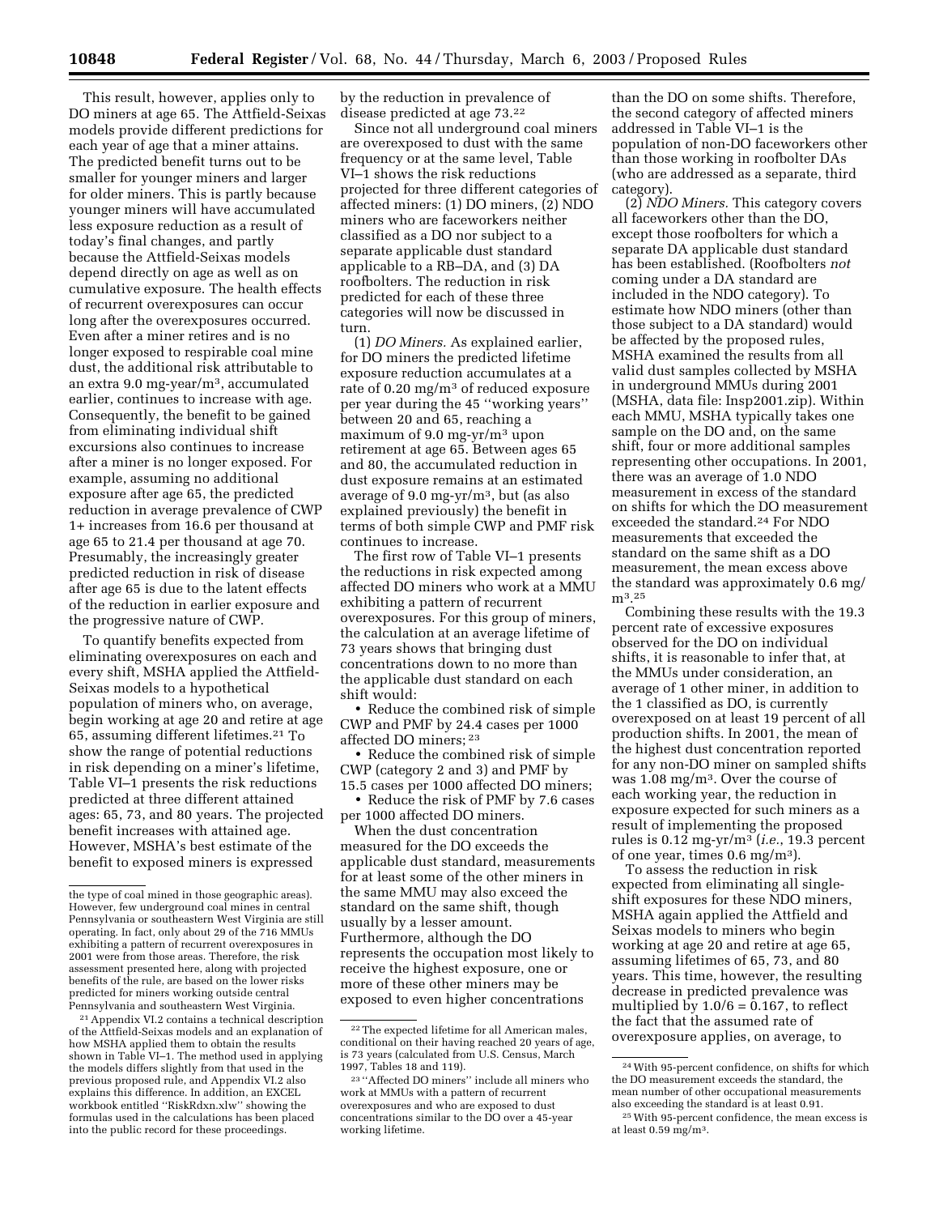This result, however, applies only to DO miners at age 65. The Attfield-Seixas models provide different predictions for each year of age that a miner attains. The predicted benefit turns out to be smaller for younger miners and larger for older miners. This is partly because younger miners will have accumulated less exposure reduction as a result of today's final changes, and partly because the Attfield-Seixas models depend directly on age as well as on cumulative exposure. The health effects of recurrent overexposures can occur long after the overexposures occurred. Even after a miner retires and is no longer exposed to respirable coal mine dust, the additional risk attributable to an extra 9.0 mg-year/m$^3$, accumulated earlier, continues to increase with age. Consequently, the benefit to be gained from eliminating individual shift excursions also continues to increase after a miner is no longer exposed. For example, assuming no additional exposure after age 65, the predicted reduction in average prevalence of CWP 1+ increases from 16.6 per thousand at age 65 to 21.4 per thousand at age 70. Presumably, the increasingly greater predicted reduction in risk of disease after age 65 is due to the latent effects of the reduction in earlier exposure and the progressive nature of CWP.

To quantify benefits expected from eliminating overexposures on each and every shift, MSHA applied the Attfield-Seixas models to a hypothetical population of miners who, on average, begin working at age 20 and retire at age 65, assuming different lifetimes.[21] To show the range of potential reductions in risk depending on a miner's lifetime, Table VI–1 presents the risk reductions predicted at three different attained ages: 65, 73, and 80 years. The projected benefit increases with attained age. However, MSHA's best estimate of the benefit to exposed miners is expressed by the reduction in prevalence of disease predicted at age 73.[22]

Since not all underground coal miners are overexposed to dust with the same frequency or at the same level, Table VI–1 shows the risk reductions projected for three different categories of affected miners: (1) DO miners, (2) NDO miners who are faceworkers neither classified as a DO nor subject to a separate applicable dust standard applicable to a RB–DA, and (3) DA roofbolters. The reduction in risk predicted for each of these three categories will now be discussed in turn.

(1) *DO Miners.* As explained earlier, for DO miners the predicted lifetime exposure reduction accumulates at a rate of 0.20 mg/m$^3$ of reduced exposure per year during the 45 "working years" between 20 and 65, reaching a maximum of 9.0 mg-yr/m$^3$ upon retirement at age 65. Between ages 65 and 80, the accumulated reduction in dust exposure remains at an estimated average of 9.0 mg-yr/m$^3$, but (as also explained previously) the benefit in terms of both simple CWP and PMF risk continues to increase.

The first row of Table VI–1 presents the reductions in risk expected among affected DO miners who work at a MMU exhibiting a pattern of recurrent overexposures. For this group of miners, the calculation at an average lifetime of 73 years shows that bringing dust concentrations down to no more than the applicable dust standard on each shift would:

- Reduce the combined risk of simple CWP and PMF by 24.4 cases per 1000 affected DO miners;[23]
- Reduce the combined risk of simple CWP (category 2 and 3) and PMF by 15.5 cases per 1000 affected DO miners;
- Reduce the risk of PMF by 7.6 cases per 1000 affected DO miners.

When the dust concentration measured for the DO exceeds the applicable dust standard, measurements for at least some of the other miners in the same MMU may also exceed the standard on the same shift, though usually by a lesser amount. Furthermore, although the DO represents the occupation most likely to receive the highest exposure, one or more of these other miners may be exposed to even higher concentrations than the DO on some shifts. Therefore, the second category of affected miners addressed in Table VI–1 is the population of non-DO faceworkers other than those working in roofbolter DAs (who are addressed as a separate, third category).

(2) *NDO Miners.* This category covers all faceworkers other than the DO, except those roofbolters for which a separate DA applicable dust standard has been established. (Roofbolters *not* coming under a DA standard are included in the NDO category). To estimate how NDO miners (other than those subject to a DA standard) would be affected by the proposed rules, MSHA examined the results from all valid dust samples collected by MSHA in underground MMUs during 2001 (MSHA, data file: Insp2001.zip). Within each MMU, MSHA typically takes one sample on the DO and, on the same shift, four or more additional samples representing other occupations. In 2001, there was an average of 1.0 NDO measurement in excess of the standard on shifts for which the DO measurement exceeded the standard.[24] For NDO measurements that exceeded the standard on the same shift as a DO measurement, the mean excess above the standard was approximately 0.6 mg/m$^3$.[25]

Combining these results with the 19.3 percent rate of excessive exposures observed for the DO on individual shifts, it is reasonable to infer that, at the MMUs under consideration, an average of 1 other miner, in addition to the 1 classified as DO, is currently overexposed on at least 19 percent of all production shifts. In 2001, the mean of the highest dust concentration reported for any non-DO miner on sampled shifts was 1.08 mg/m$^3$. Over the course of each working year, the reduction in exposure expected for such miners as a result of implementing the proposed rules is 0.12 mg-yr/m$^3$ (*i.e.*, 19.3 percent of one year, times 0.6 mg/m$^3$).

To assess the reduction in risk expected from eliminating all single-shift exposures for these NDO miners, MSHA again applied the Attfield and Seixas models to miners who begin working at age 20 and retire at age 65, assuming lifetimes of 65, 73, and 80 years. This time, however, the resulting decrease in predicted prevalence was multiplied by $1.0/6 = 0.167$, to reflect the fact that the assumed rate of overexposure applies, on average, to

---

the type of coal mined in those geographic areas). However, few underground coal mines in central Pennsylvania or southeastern West Virginia are still operating. In fact, only about 29 of the 716 MMUs exhibiting a pattern of recurrent overexposures in 2001 were from those areas. Therefore, the risk assessment presented here, along with projected benefits of the rule, are based on the lower risks predicted for miners working outside central Pennsylvania and southeastern West Virginia.

[21] Appendix VI.2 contains a technical description of the Attfield-Seixas models and an explanation of how MSHA applied them to obtain the results shown in Table VI–1. The method used in applying the models differs slightly from that used in the previous proposed rule, and Appendix VI.2 also explains this difference. In addition, an EXCEL workbook entitled "RiskRdxn.xlw" showing the formulas used in the calculations has been placed into the public record for these proceedings.

[22] The expected lifetime for all American males, conditional on their having reached 20 years of age, is 73 years (calculated from U.S. Census, March 1997, Tables 18 and 119).

[23] "Affected DO miners" include all miners who work at MMUs with a pattern of recurrent overexposures and who are exposed to dust concentrations similar to the DO over a 45-year working lifetime.

[24] With 95-percent confidence, on shifts for which the DO measurement exceeds the standard, the mean number of other occupational measurements also exceeding the standard is at least 0.91.

[25] With 95-percent confidence, the mean excess is at least 0.59 mg/m$^3$.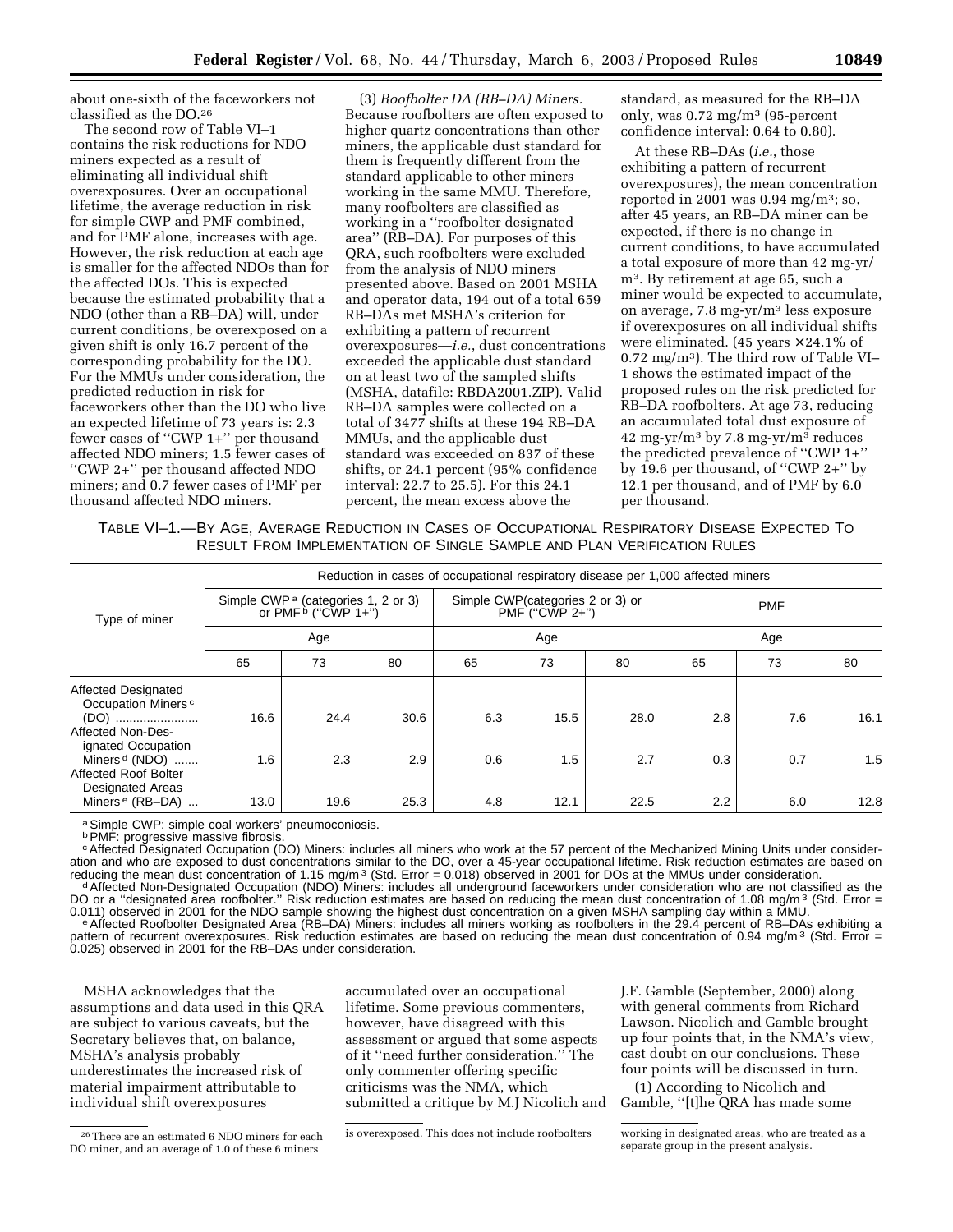about one-sixth of the faceworkers not classified as the DO.[26]

The second row of Table VI–1 contains the risk reductions for NDO miners expected as a result of eliminating all individual shift overexposures. Over an occupational lifetime, the average reduction in risk for simple CWP and PMF combined, and for PMF alone, increases with age. However, the risk reduction at each age is smaller for the affected NDOs than for the affected DOs. This is expected because the estimated probability that a NDO (other than a RB–DA) will, under current conditions, be overexposed on a given shift is only 16.7 percent of the corresponding probability for the DO. For the MMUs under consideration, the predicted reduction in risk for faceworkers other than the DO who live an expected lifetime of 73 years is: 2.3 fewer cases of ''CWP 1+'' per thousand affected NDO miners; 1.5 fewer cases of ''CWP 2+'' per thousand affected NDO miners; and 0.7 fewer cases of PMF per thousand affected NDO miners.

(3) *Roofbolter DA (RB–DA) Miners.* Because roofbolters are often exposed to higher quartz concentrations than other miners, the applicable dust standard for them is frequently different from the standard applicable to other miners working in the same MMU. Therefore, many roofbolters are classified as working in a ''roofbolter designated area'' (RB–DA). For purposes of this QRA, such roofbolters were excluded from the analysis of NDO miners presented above. Based on 2001 MSHA and operator data, 194 out of a total 659 RB–DAs met MSHA's criterion for exhibiting a pattern of recurrent overexposures—*i.e.*, dust concentrations exceeded the applicable dust standard on at least two of the sampled shifts (MSHA, datafile: RBDA2001.ZIP). Valid RB–DA samples were collected on a total of 3477 shifts at these 194 RB–DA MMUs, and the applicable dust standard was exceeded on 837 of these shifts, or 24.1 percent (95% confidence interval: 22.7 to 25.5). For this 24.1 percent, the mean excess above the standard, as measured for the RB–DA only, was 0.72 mg/m³ (95-percent confidence interval: 0.64 to 0.80).

At these RB–DAs (*i.e.*, those exhibiting a pattern of recurrent overexposures), the mean concentration reported in 2001 was 0.94 mg/m³; so, after 45 years, an RB–DA miner can be expected, if there is no change in current conditions, to have accumulated a total exposure of more than 42 mg-yr/m³. By retirement at age 65, such a miner would be expected to accumulate, on average, 7.8 mg-yr/m³ less exposure if overexposures on all individual shifts were eliminated. (45 years × 24.1% of 0.72 mg/m³). The third row of Table VI–1 shows the estimated impact of the proposed rules on the risk predicted for RB–DA roofbolters. At age 73, reducing an accumulated total dust exposure of 42 mg-yr/m³ by 7.8 mg-yr/m³ reduces the predicted prevalence of ''CWP 1+'' by 19.6 per thousand, of ''CWP 2+'' by 12.1 per thousand, and of PMF by 6.0 per thousand.

TABLE VI–1.—BY AGE, AVERAGE REDUCTION IN CASES OF OCCUPATIONAL RESPIRATORY DISEASE EXPECTED TO RESULT FROM IMPLEMENTATION OF SINGLE SAMPLE AND PLAN VERIFICATION RULES

| Type of miner | Reduction in cases of occupational respiratory disease per 1,000 affected miners | | | | | | | | |
|---|---|---|---|---|---|---|---|---|---|
| | Simple CWP[a] (categories 1, 2 or 3) or PMF[b] (''CWP 1+'') | | | Simple CWP(categories 2 or 3) or PMF (''CWP 2+'') | | | PMF | | |
| | Age | | | Age | | | Age | | |
| | 65 | 73 | 80 | 65 | 73 | 80 | 65 | 73 | 80 |
| Affected Designated Occupation Miners[c] (DO) | 16.6 | 24.4 | 30.6 | 6.3 | 15.5 | 28.0 | 2.8 | 7.6 | 16.1 |
| Affected Non-Designated Occupation Miners[d] (NDO) | 1.6 | 2.3 | 2.9 | 0.6 | 1.5 | 2.7 | 0.3 | 0.7 | 1.5 |
| Affected Roof Bolter Designated Areas Miners[e] (RB–DA) | 13.0 | 19.6 | 25.3 | 4.8 | 12.1 | 22.5 | 2.2 | 6.0 | 12.8 |

[a] Simple CWP: simple coal workers' pneumoconiosis.
[b] PMF: progressive massive fibrosis.
[c] Affected Designated Occupation (DO) Miners: includes all miners who work at the 57 percent of the Mechanized Mining Units under consideration and who are exposed to dust concentrations similar to the DO, over a 45-year occupational lifetime. Risk reduction estimates are based on reducing the mean dust concentration of 1.15 mg/m³ (Std. Error = 0.018) observed in 2001 for DOs at the MMUs under consideration.
[d] Affected Non-Designated Occupation (NDO) Miners: includes all underground faceworkers under consideration who are not classified as the DO or a ''designated area roofbolter.'' Risk reduction estimates are based on reducing the mean dust concentration of 1.08 mg/m³ (Std. Error = 0.011) observed in 2001 for the NDO sample showing the highest dust concentration on a given MSHA sampling day within a MMU.
[e] Affected Roofbolter Designated Area (RB–DA) Miners: includes all miners working as roofbolters in the 29.4 percent of RB–DAs exhibiting a pattern of recurrent overexposures. Risk reduction estimates are based on reducing the mean dust concentration of 0.94 mg/m³ (Std. Error = 0.025) observed in 2001 for the RB–DAs under consideration.

MSHA acknowledges that the assumptions and data used in this QRA are subject to various caveats, but the Secretary believes that, on balance, MSHA's analysis probably underestimates the increased risk of material impairment attributable to individual shift overexposures accumulated over an occupational lifetime. Some previous commenters, however, have disagreed with this assessment or argued that some aspects of it ''need further consideration.'' The only commenter offering specific criticisms was the NMA, which submitted a critique by M.J Nicolich and J.F. Gamble (September, 2000) along with general comments from Richard Lawson. Nicolich and Gamble brought up four points that, in the NMA's view, cast doubt on our conclusions. These four points will be discussed in turn.

(1) According to Nicolich and Gamble, ''[t]he QRA has made some

[26] There are an estimated 6 NDO miners for each DO miner, and an average of 1.0 of these 6 miners is overexposed. This does not include roofbolters working in designated areas, who are treated as a separate group in the present analysis.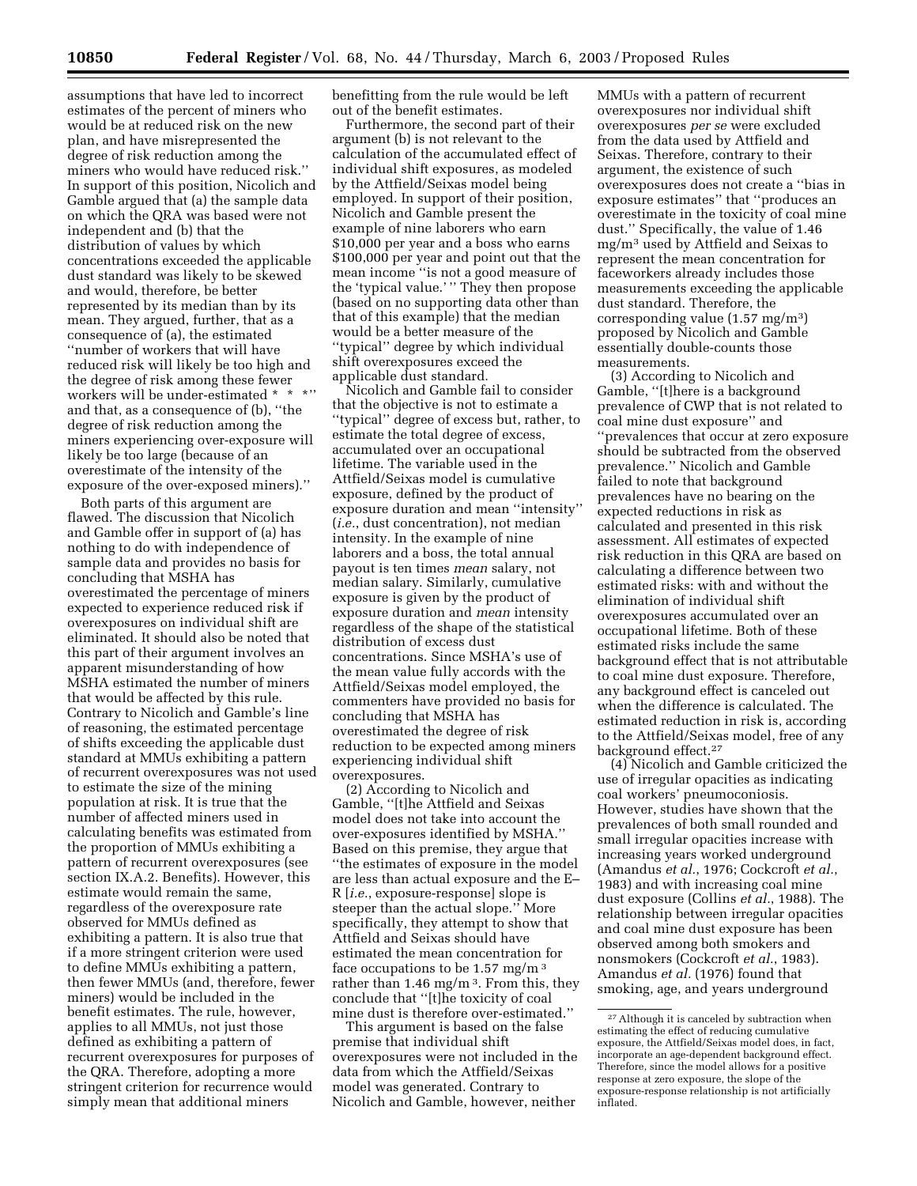assumptions that have led to incorrect estimates of the percent of miners who would be at reduced risk on the new plan, and have misrepresented the degree of risk reduction among the miners who would have reduced risk.'' In support of this position, Nicolich and Gamble argued that (a) the sample data on which the QRA was based were not independent and (b) that the distribution of values by which concentrations exceeded the applicable dust standard was likely to be skewed and would, therefore, be better represented by its median than by its mean. They argued, further, that as a consequence of (a), the estimated ''number of workers that will have reduced risk will likely be too high and the degree of risk among these fewer workers will be under-estimated * * *'' and that, as a consequence of (b), ''the degree of risk reduction among the miners experiencing over-exposure will likely be too large (because of an overestimate of the intensity of the exposure of the over-exposed miners).''

Both parts of this argument are flawed. The discussion that Nicolich and Gamble offer in support of (a) has nothing to do with independence of sample data and provides no basis for concluding that MSHA has overestimated the percentage of miners expected to experience reduced risk if overexposures on individual shift are eliminated. It should also be noted that this part of their argument involves an apparent misunderstanding of how MSHA estimated the number of miners that would be affected by this rule. Contrary to Nicolich and Gamble's line of reasoning, the estimated percentage of shifts exceeding the applicable dust standard at MMUs exhibiting a pattern of recurrent overexposures was not used to estimate the size of the mining population at risk. It is true that the number of affected miners used in calculating benefits was estimated from the proportion of MMUs exhibiting a pattern of recurrent overexposures (see section IX.A.2. Benefits). However, this estimate would remain the same, regardless of the overexposure rate observed for MMUs defined as exhibiting a pattern. It is also true that if a more stringent criterion were used to define MMUs exhibiting a pattern, then fewer MMUs (and, therefore, fewer miners) would be included in the benefit estimates. The rule, however, applies to all MMUs, not just those defined as exhibiting a pattern of recurrent overexposures for purposes of the QRA. Therefore, adopting a more stringent criterion for recurrence would simply mean that additional miners benefitting from the rule would be left out of the benefit estimates.

Furthermore, the second part of their argument (b) is not relevant to the calculation of the accumulated effect of individual shift exposures, as modeled by the Attfield/Seixas model being employed. In support of their position, Nicolich and Gamble present the example of nine laborers who earn \$10,000 per year and a boss who earns \$100,000 per year and point out that the mean income ''is not a good measure of the 'typical value.' '' They then propose (based on no supporting data other than that of this example) that the median would be a better measure of the ''typical'' degree by which individual shift overexposures exceed the applicable dust standard.

Nicolich and Gamble fail to consider that the objective is not to estimate a ''typical'' degree of excess but, rather, to estimate the total degree of excess, accumulated over an occupational lifetime. The variable used in the Attfield/Seixas model is cumulative exposure, defined by the product of exposure duration and mean ''intensity'' (*i.e.*, dust concentration), not median intensity. In the example of nine laborers and a boss, the total annual payout is ten times *mean* salary, not median salary. Similarly, cumulative exposure is given by the product of exposure duration and *mean* intensity regardless of the shape of the statistical distribution of excess dust concentrations. Since MSHA's use of the mean value fully accords with the Attfield/Seixas model employed, the commenters have provided no basis for concluding that MSHA has overestimated the degree of risk reduction to be expected among miners experiencing individual shift overexposures.

(2) According to Nicolich and Gamble, ''[t]he Attfield and Seixas model does not take into account the over-exposures identified by MSHA.'' Based on this premise, they argue that ''the estimates of exposure in the model are less than actual exposure and the E–R [*i.e.*, exposure-response] slope is steeper than the actual slope.'' More specifically, they attempt to show that Attfield and Seixas should have estimated the mean concentration for face occupations to be 1.57 mg/m$^3$ rather than 1.46 mg/m$^3$. From this, they conclude that ''[t]he toxicity of coal mine dust is therefore over-estimated.''

This argument is based on the false premise that individual shift overexposures were not included in the data from which the Atffield/Seixas model was generated. Contrary to Nicolich and Gamble, however, neither MMUs with a pattern of recurrent overexposures nor individual shift overexposures *per se* were excluded from the data used by Attfield and Seixas. Therefore, contrary to their argument, the existence of such overexposures does not create a ''bias in exposure estimates'' that ''produces an overestimate in the toxicity of coal mine dust.'' Specifically, the value of 1.46 mg/m$^3$ used by Attfield and Seixas to represent the mean concentration for faceworkers already includes those measurements exceeding the applicable dust standard. Therefore, the corresponding value (1.57 mg/m$^3$) proposed by Nicolich and Gamble essentially double-counts those measurements.

(3) According to Nicolich and Gamble, ''[t]here is a background prevalence of CWP that is not related to coal mine dust exposure'' and ''prevalences that occur at zero exposure should be subtracted from the observed prevalence.'' Nicolich and Gamble failed to note that background prevalences have no bearing on the expected reductions in risk as calculated and presented in this risk assessment. All estimates of expected risk reduction in this QRA are based on calculating a difference between two estimated risks: with and without the elimination of individual shift overexposures accumulated over an occupational lifetime. Both of these estimated risks include the same background effect that is not attributable to coal mine dust exposure. Therefore, any background effect is canceled out when the difference is calculated. The estimated reduction in risk is, according to the Attfield/Seixas model, free of any background effect.[27]

(4) Nicolich and Gamble criticized the use of irregular opacities as indicating coal workers' pneumoconiosis. However, studies have shown that the prevalences of both small rounded and small irregular opacities increase with increasing years worked underground (Amandus *et al.*, 1976; Cockcroft *et al.*, 1983) and with increasing coal mine dust exposure (Collins *et al*., 1988). The relationship between irregular opacities and coal mine dust exposure has been observed among both smokers and nonsmokers (Cockcroft *et al.*, 1983). Amandus *et al.* (1976) found that smoking, age, and years underground

[27] Although it is canceled by subtraction when estimating the effect of reducing cumulative exposure, the Attfield/Seixas model does, in fact, incorporate an age-dependent background effect. Therefore, since the model allows for a positive response at zero exposure, the slope of the exposure-response relationship is not artificially inflated.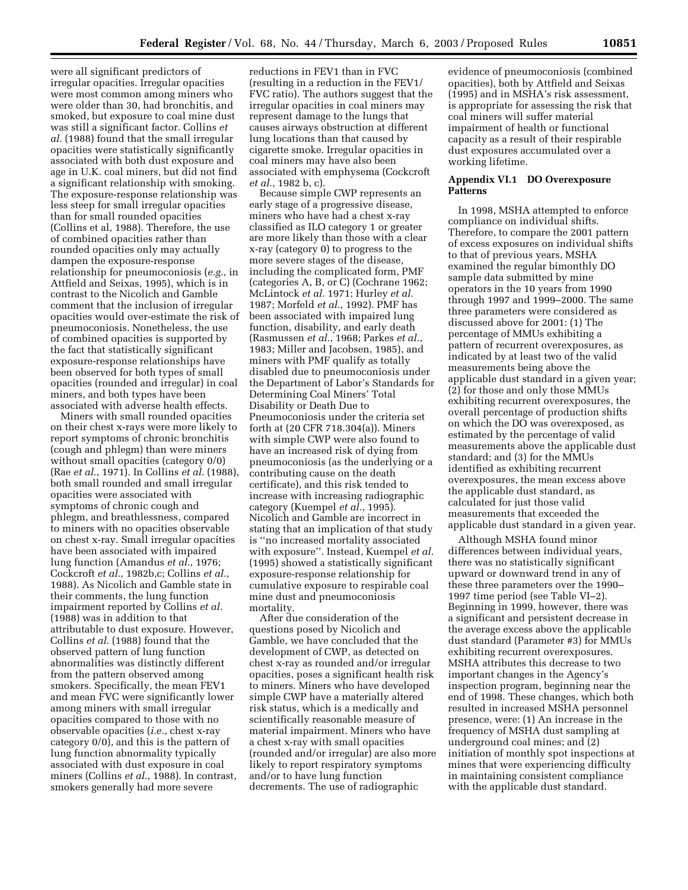were all significant predictors of irregular opacities. Irregular opacities were most common among miners who were older than 30, had bronchitis, and smoked, but exposure to coal mine dust was still a significant factor. Collins *et al.* (1988) found that the small irregular opacities were statistically significantly associated with both dust exposure and age in U.K. coal miners, but did not find a significant relationship with smoking. The exposure-response relationship was less steep for small irregular opacities than for small rounded opacities (Collins et al, 1988). Therefore, the use of combined opacities rather than rounded opacities only may actually dampen the exposure-response relationship for pneumoconiosis (*e.g.*, in Attfield and Seixas, 1995), which is in contrast to the Nicolich and Gamble comment that the inclusion of irregular opacities would over-estimate the risk of pneumoconiosis. Nonetheless, the use of combined opacities is supported by the fact that statistically significant exposure-response relationships have been observed for both types of small opacities (rounded and irregular) in coal miners, and both types have been associated with adverse health effects.

Miners with small rounded opacities on their chest x-rays were more likely to report symptoms of chronic bronchitis (cough and phlegm) than were miners without small opacities (category 0/0) (Rae *et al.*, 1971). In Collins *et al.* (1988), both small rounded and small irregular opacities were associated with symptoms of chronic cough and phlegm, and breathlessness, compared to miners with no opacities observable on chest x-ray. Small irregular opacities have been associated with impaired lung function (Amandus *et al.*, 1976; Cockcroft *et al.*, 1982b,c; Collins *et al.*, 1988). As Nicolich and Gamble state in their comments, the lung function impairment reported by Collins *et al.* (1988) was in addition to that attributable to dust exposure. However, Collins *et al.* (1988) found that the observed pattern of lung function abnormalities was distinctly different from the pattern observed among smokers. Specifically, the mean FEV1 and mean FVC were significantly lower among miners with small irregular opacities compared to those with no observable opacities (*i.e.*, chest x-ray category 0/0), and this is the pattern of lung function abnormality typically associated with dust exposure in coal miners (Collins *et al.*, 1988). In contrast, smokers generally had more severe reductions in FEV1 than in FVC (resulting in a reduction in the FEV1/FVC ratio). The authors suggest that the irregular opacities in coal miners may represent damage to the lungs that causes airways obstruction at different lung locations than that caused by cigarette smoke. Irregular opacities in coal miners may have also been associated with emphysema (Cockcroft *et al.*, 1982 b, c).

Because simple CWP represents an early stage of a progressive disease, miners who have had a chest x-ray classified as ILO category 1 or greater are more likely than those with a clear x-ray (category 0) to progress to the more severe stages of the disease, including the complicated form, PMF (categories A, B, or C) (Cochrane 1962; McLintock *et al.* 1971; Hurley *et al.* 1987; Morfeld *et al.*, 1992). PMF has been associated with impaired lung function, disability, and early death (Rasmussen *et al.*, 1968; Parkes *et al.*, 1983; Miller and Jacobsen, 1985), and miners with PMF qualify as totally disabled due to pneumoconiosis under the Department of Labor's Standards for Determining Coal Miners' Total Disability or Death Due to Pneumoconiosis under the criteria set forth at (20 CFR 718.304(a)). Miners with simple CWP were also found to have an increased risk of dying from pneumoconiosis (as the underlying or a contributing cause on the death certificate), and this risk tended to increase with increasing radiographic category (Kuempel *et al.*, 1995). Nicolich and Gamble are incorrect in stating that an implication of that study is ''no increased mortality associated with exposure''. Instead, Kuempel *et al.* (1995) showed a statistically significant exposure-response relationship for cumulative exposure to respirable coal mine dust and pneumoconiosis mortality.

After due consideration of the questions posed by Nicolich and Gamble, we have concluded that the development of CWP, as detected on chest x-ray as rounded and/or irregular opacities, poses a significant health risk to miners. Miners who have developed simple CWP have a materially altered risk status, which is a medically and scientifically reasonable measure of material impairment. Miners who have a chest x-ray with small opacities (rounded and/or irregular) are also more likely to report respiratory symptoms and/or to have lung function decrements. The use of radiographic evidence of pneumoconiosis (combined opacities), both by Attfield and Seixas (1995) and in MSHA's risk assessment, is appropriate for assessing the risk that coal miners will suffer material impairment of health or functional capacity as a result of their respirable dust exposures accumulated over a working lifetime.

## Appendix VI.1 DO Overexposure Patterns

In 1998, MSHA attempted to enforce compliance on individual shifts. Therefore, to compare the 2001 pattern of excess exposures on individual shifts to that of previous years, MSHA examined the regular bimonthly DO sample data submitted by mine operators in the 10 years from 1990 through 1997 and 1999–2000. The same three parameters were considered as discussed above for 2001: (1) The percentage of MMUs exhibiting a pattern of recurrent overexposures, as indicated by at least two of the valid measurements being above the applicable dust standard in a given year; (2) for those and only those MMUs exhibiting recurrent overexposures, the overall percentage of production shifts on which the DO was overexposed, as estimated by the percentage of valid measurements above the applicable dust standard; and (3) for the MMUs identified as exhibiting recurrent overexposures, the mean excess above the applicable dust standard, as calculated for just those valid measurements that exceeded the applicable dust standard in a given year.

Although MSHA found minor differences between individual years, there was no statistically significant upward or downward trend in any of these three parameters over the 1990–1997 time period (see Table VI–2). Beginning in 1999, however, there was a significant and persistent decrease in the average excess above the applicable dust standard (Parameter #3) for MMUs exhibiting recurrent overexposures. MSHA attributes this decrease to two important changes in the Agency's inspection program, beginning near the end of 1998. These changes, which both resulted in increased MSHA personnel presence, were: (1) An increase in the frequency of MSHA dust sampling at underground coal mines; and (2) initiation of monthly spot inspections at mines that were experiencing difficulty in maintaining consistent compliance with the applicable dust standard.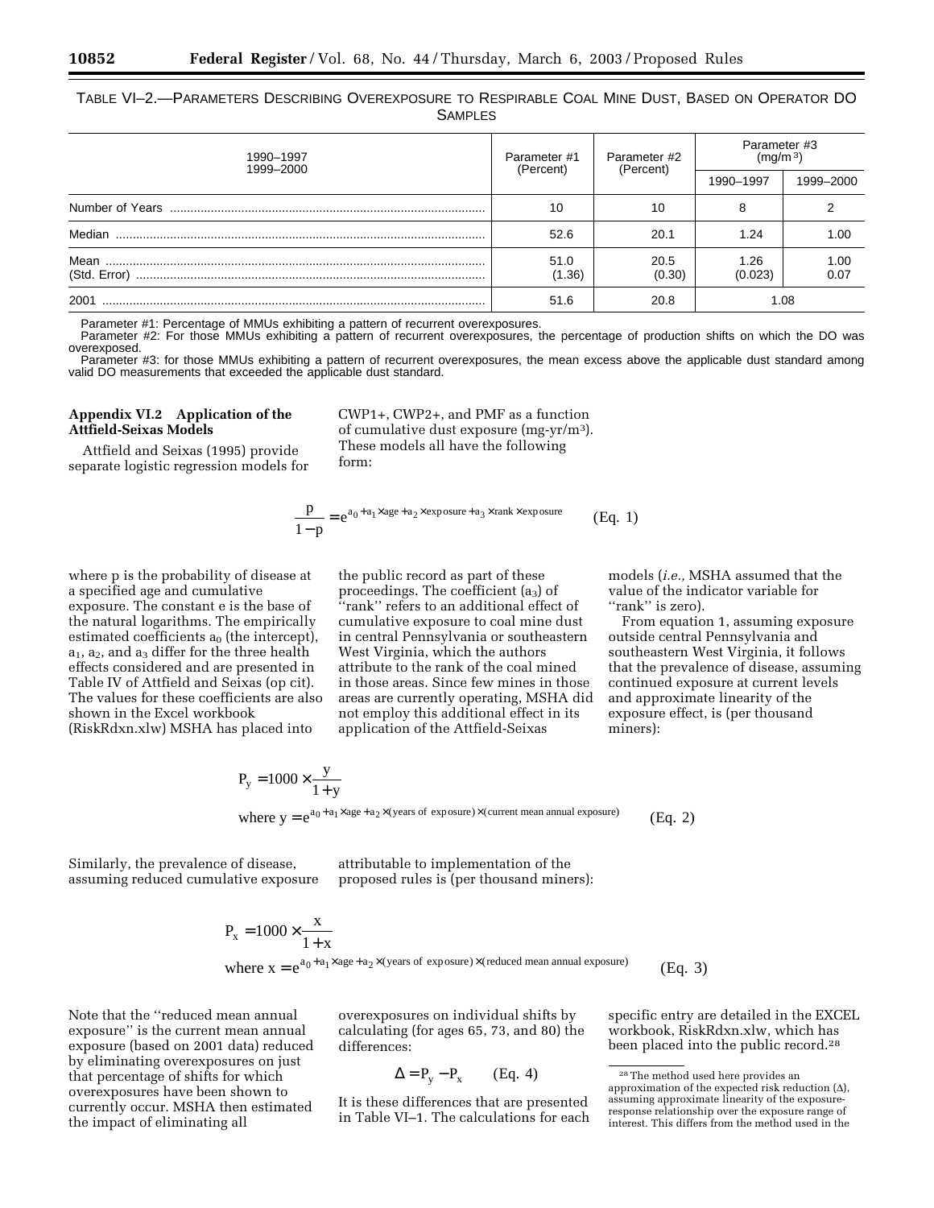TABLE VI–2.—PARAMETERS DESCRIBING OVEREXPOSURE TO RESPIRABLE COAL MINE DUST, BASED ON OPERATOR DO SAMPLES

| 1990–1997 1999–2000 | Parameter #1 (Percent) | Parameter #2 (Percent) | Parameter #3 ($mg/m^3$) | |
|---|---|---|---|---|
| | | | 1990–1997 | 1999–2000 |
| Number of Years | 10 | 10 | 8 | 2 |
| Median | 52.6 | 20.1 | 1.24 | 1.00 |
| Mean (Std. Error) | 51.0 (1.36) | 20.5 (0.30) | 1.26 (0.023) | 1.00 0.07 |
| 2001 | 51.6 | 20.8 | 1.08 | |

Parameter #1: Percentage of MMUs exhibiting a pattern of recurrent overexposures.
Parameter #2: For those MMUs exhibiting a pattern of recurrent overexposures, the percentage of production shifts on which the DO was overexposed.
Parameter #3: for those MMUs exhibiting a pattern of recurrent overexposures, the mean excess above the applicable dust standard among valid DO measurements that exceeded the applicable dust standard.

**Appendix VI.2 Application of the Attfield-Seixas Models**

Attfield and Seixas (1995) provide separate logistic regression models for CWP1+, CWP2+, and PMF as a function of cumulative dust exposure (mg-yr/$m^3$). These models all have the following form:

$$\frac{p}{1-p} = e^{a_0 + a_1 \times age + a_2 \times exposure + a_3 \times rank \times exposure} \qquad \text{(Eq. 1)}$$

where p is the probability of disease at a specified age and cumulative exposure. The constant e is the base of the natural logarithms. The empirically estimated coefficients $a_0$ (the intercept), $a_1$, $a_2$, and $a_3$ differ for the three health effects considered and are presented in Table IV of Attfield and Seixas (op cit). The values for these coefficients are also shown in the Excel workbook (RiskRdxn.xlw) MSHA has placed into the public record as part of these proceedings. The coefficient ($a_3$) of ''rank'' refers to an additional effect of cumulative exposure to coal mine dust in central Pennsylvania or southeastern West Virginia, which the authors attribute to the rank of the coal mined in those areas. Since few mines in those areas are currently operating, MSHA did not employ this additional effect in its application of the Attfield-Seixas models (*i.e.,* MSHA assumed that the value of the indicator variable for ''rank'' is zero).

From equation 1, assuming exposure outside central Pennsylvania and southeastern West Virginia, it follows that the prevalence of disease, assuming continued exposure at current levels and approximate linearity of the exposure effect, is (per thousand miners):

$$P_y = 1000 \times \frac{y}{1+y}$$
$$\text{where } y = e^{a_0 + a_1 \times age + a_2 \times (\text{years of exposure}) \times (\text{current mean annual exposure})} \qquad \text{(Eq. 2)}$$

Similarly, the prevalence of disease, assuming reduced cumulative exposure attributable to implementation of the proposed rules is (per thousand miners):

$$P_x = 1000 \times \frac{x}{1+x}$$
$$\text{where } x = e^{a_0 + a_1 \times age + a_2 \times (\text{years of exposure}) \times (\text{reduced mean annual exposure})} \qquad \text{(Eq. 3)}$$

Note that the ''reduced mean annual exposure'' is the current mean annual exposure (based on 2001 data) reduced by eliminating overexposures on just that percentage of shifts for which overexposures have been shown to currently occur. MSHA then estimated the impact of eliminating all overexposures on individual shifts by calculating (for ages 65, 73, and 80) the differences:

$$\Delta = P_y - P_x \qquad \text{(Eq. 4)}$$

It is these differences that are presented in Table VI–1. The calculations for each specific entry are detailed in the EXCEL workbook, RiskRdxn.xlw, which has been placed into the public record.[28]

[28] The method used here provides an approximation of the expected risk reduction ($\Delta$), assuming approximate linearity of the exposure-response relationship over the exposure range of interest. This differs from the method used in the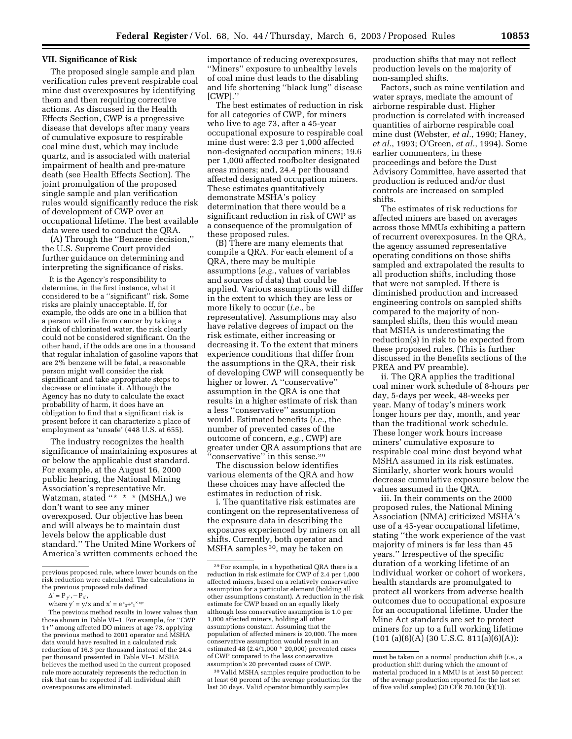## VII. Significance of Risk

The proposed single sample and plan verification rules prevent respirable coal mine dust overexposures by identifying them and then requiring corrective actions. As discussed in the Health Effects Section, CWP is a progressive disease that develops after many years of cumulative exposure to respirable coal mine dust, which may include quartz, and is associated with material impairment of health and pre-mature death (see Health Effects Section). The joint promulgation of the proposed single sample and plan verification rules would significantly reduce the risk of development of CWP over an occupational lifetime. The best available data were used to conduct the QRA.

(A) Through the ''Benzene decision,'' the U.S. Supreme Court provided further guidance on determining and interpreting the significance of risks.

> It is the Agency's responsibility to determine, in the first instance, what it considered to be a ''significant'' risk. Some risks are plainly unacceptable. If, for example, the odds are one in a billion that a person will die from cancer by taking a drink of chlorinated water, the risk clearly could not be considered significant. On the other hand, if the odds are one in a thousand that regular inhalation of gasoline vapors that are 2% benzene will be fatal, a reasonable person might well consider the risk significant and take appropriate steps to decrease or eliminate it. Although the Agency has no duty to calculate the exact probability of harm, it does have an obligation to find that a significant risk is present before it can characterize a place of employment as 'unsafe' (448 U.S. at 655).

The industry recognizes the health significance of maintaining exposures at or below the applicable dust standard. For example, at the August 16, 2000 public hearing, the National Mining Association's representative Mr. Watzman, stated ''* * * (MSHA,) we don't want to see any miner overexposed. Our objective has been and will always be to maintain dust levels below the applicable dust standard.'' The United Mine Workers of America's written comments echoed the importance of reducing overexposures, ''Miners'' exposure to unhealthy levels of coal mine dust leads to the disabling and life shortening ''black lung'' disease [CWP].''

The best estimates of reduction in risk for all categories of CWP, for miners who live to age 73, after a 45-year occupational exposure to respirable coal mine dust were: 2.3 per 1,000 affected non-designated occupation miners; 19.6 per 1,000 affected roofbolter designated areas miners; and, 24.4 per thousand affected designated occupation miners. These estimates quantitatively demonstrate MSHA's policy determination that there would be a significant reduction in risk of CWP as a consequence of the promulgation of these proposed rules.

(B) There are many elements that compile a QRA. For each element of a QRA, there may be multiple assumptions (*e.g.*, values of variables and sources of data) that could be applied. Various assumptions will differ in the extent to which they are less or more likely to occur (*i.e.*, be representative). Assumptions may also have relative degrees of impact on the risk estimate, either increasing or decreasing it. To the extent that miners experience conditions that differ from the assumptions in the QRA, their risk of developing CWP will consequently be higher or lower. A ''conservative'' assumption in the QRA is one that results in a higher estimate of risk than a less ''conservative'' assumption would. Estimated benefits (*i.e.*, the number of prevented cases of the outcome of concern, *e.g.*, CWP) are greater under QRA assumptions that are ''conservative'' in this sense.[29]

The discussion below identifies various elements of the QRA and how these choices may have affected the estimates in reduction of risk.

i. The quantitative risk estimates are contingent on the representativeness of the exposure data in describing the exposures experienced by miners on all shifts. Currently, both operator and MSHA samples [30], may be taken on production shifts that may not reflect production levels on the majority of non-sampled shifts.

Factors, such as mine ventilation and water sprays, mediate the amount of airborne respirable dust. Higher production is correlated with increased quantities of airborne respirable coal mine dust (Webster, *et al.*, 1990; Haney, *et al.*, 1993; O'Green, *et al.*, 1994). Some earlier commenters, in these proceedings and before the Dust Advisory Committee, have asserted that production is reduced and/or dust controls are increased on sampled shifts.

The estimates of risk reductions for affected miners are based on averages across those MMUs exhibiting a pattern of recurrent overexposures. In the QRA, the agency assumed representative operating conditions on those shifts sampled and extrapolated the results to all production shifts, including those that were not sampled. If there is diminished production and increased engineering controls on sampled shifts compared to the majority of non-sampled shifts, then this would mean that MSHA is underestimating the reduction(s) in risk to be expected from these proposed rules. (This is further discussed in the Benefits sections of the PREA and PV preamble).

ii. The QRA applies the traditional coal miner work schedule of 8-hours per day, 5-days per week, 48-weeks per year. Many of today's miners work longer hours per day, month, and year than the traditional work schedule. These longer work hours increase miners' cumulative exposure to respirable coal mine dust beyond what MSHA assumed in its risk estimates. Similarly, shorter work hours would decrease cumulative exposure below the values assumed in the QRA.

iii. In their comments on the 2000 proposed rules, the National Mining Association (NMA) criticized MSHA's use of a 45-year occupational lifetime, stating ''the work experience of the vast majority of miners is far less than 45 years.'' Irrespective of the specific duration of a working lifetime of an individual worker or cohort of workers, health standards are promulgated to protect all workers from adverse health outcomes due to occupational exposure for an occupational lifetime. Under the Mine Act standards are set to protect miners for up to a full working lifetime (101 (a)(6)(A) (30 U.S.C. 811(a)(6)(A)):

---

previous proposed rule, where lower bounds on the risk reduction were calculated. The calculations in the previous proposed rule defined

$\Delta' = P_{y'} - P_{x'}$,

where $y' = y/x$ and $x' = e^{\beta_0 + \beta_1 \times \beta_{gp}}$

The previous method results in lower values than those shown in Table VI–1. For example, for ''CWP 1+'' among affected DO miners at age 73, applying the previous method to 2001 operator and MSHA data would have resulted in a calculated risk reduction of 16.3 per thousand instead of the 24.4 per thousand presented in Table VI–1. MSHA believes the method used in the current proposed rule more accurately represents the reduction in risk that can be expected if all individual shift overexposures are eliminated.

[29] For example, in a hypothetical QRA there is a reduction in risk estimate for CWP of 2.4 per 1,000 affected miners, based on a relatively conservative assumption for a particular element (holding all other assumptions constant). A reduction in the risk estimate for CWP based on an equally likely although less conservative assumption is 1.0 per 1,000 affected miners, holding all other assumptions constant. Assuming that the population of affected miners is 20,000. The more conservative assumption would result in an estimated 48 (2.4/1,000 * 20,000) prevented cases of CWP compared to the less conservative assumption's 20 prevented cases of CWP.

[30] Valid MSHA samples require production to be at least 60 percent of the average production for the last 30 days. Valid operator bimonthly samples must be taken on a normal production shift (*i.e.*, a production shift during which the amount of material produced in a MMU is at least 50 percent of the average production reported for the last set of five valid samples) (30 CFR 70.100 (k)(1)).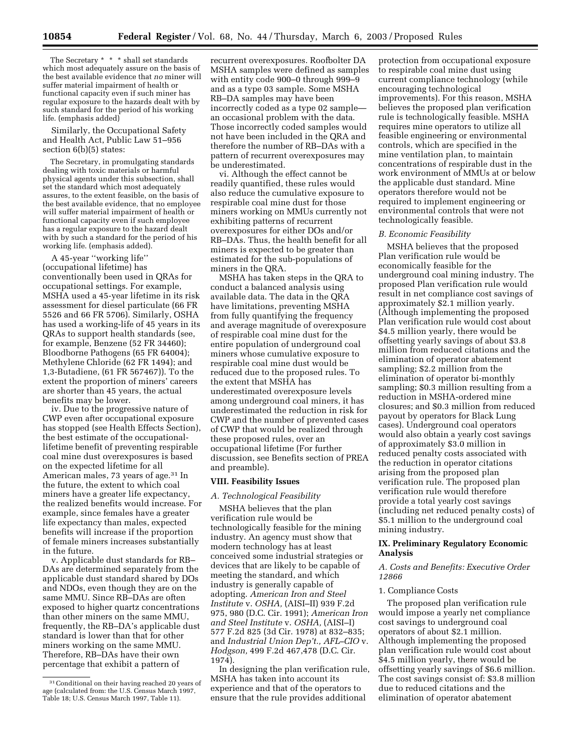The Secretary * * * shall set standards which most adequately assure on the basis of the best available evidence that *no* miner will suffer material impairment of health or functional capacity even if such miner has regular exposure to the hazards dealt with by such standard for the period of his working life. (emphasis added)

Similarly, the Occupational Safety and Health Act, Public Law 51–956 section 6(b)(5) states:

The Secretary, in promulgating standards dealing with toxic materials or harmful physical agents under this subsection, shall set the standard which most adequately assures, to the extent feasible, on the basis of the best available evidence, that no employee will suffer material impairment of health or functional capacity even if such employee has a regular exposure to the hazard dealt with by such a standard for the period of his working life. (emphasis added).

A 45-year ''working life'' (occupational lifetime) has conventionally been used in QRAs for occupational settings. For example, MSHA used a 45-year lifetime in its risk assessment for diesel particulate (66 FR 5526 and 66 FR 5706). Similarly, OSHA has used a working-life of 45 years in its QRAs to support health standards (see, for example, Benzene (52 FR 34460); Bloodborne Pathogens (65 FR 64004); Methylene Chloride (62 FR 1494); and 1,3-Butadiene, (61 FR 567467)). To the extent the proportion of miners' careers are shorter than 45 years, the actual benefits may be lower.

iv. Due to the progressive nature of CWP even after occupational exposure has stopped (see Health Effects Section), the best estimate of the occupational-lifetime benefit of preventing respirable coal mine dust overexposures is based on the expected lifetime for all American males, 73 years of age.[31] In the future, the extent to which coal miners have a greater life expectancy, the realized benefits would increase. For example, since females have a greater life expectancy than males, expected benefits will increase if the proportion of female miners increases substantially in the future.

v. Applicable dust standards for RB–DAs are determined separately from the applicable dust standard shared by DOs and NDOs, even though they are on the same MMU. Since RB–DAs are often exposed to higher quartz concentrations than other miners on the same MMU, frequently, the RB–DA's applicable dust standard is lower than that for other miners working on the same MMU. Therefore, RB–DAs have their own percentage that exhibit a pattern of recurrent overexposures. Roofbolter DA MSHA samples were defined as samples with entity code 900–0 through 999–9 and as a type 03 sample. Some MSHA RB–DA samples may have been incorrectly coded as a type 02 sample—an occasional problem with the data. Those incorrectly coded samples would not have been included in the QRA and therefore the number of RB–DAs with a pattern of recurrent overexposures may be underestimated.

vi. Although the effect cannot be readily quantified, these rules would also reduce the cumulative exposure to respirable coal mine dust for those miners working on MMUs currently not exhibiting patterns of recurrent overexposures for either DOs and/or RB–DAs. Thus, the health benefit for all miners is expected to be greater than estimated for the sub-populations of miners in the QRA.

MSHA has taken steps in the QRA to conduct a balanced analysis using available data. The data in the QRA have limitations, preventing MSHA from fully quantifying the frequency and average magnitude of overexposure of respirable coal mine dust for the entire population of underground coal miners whose cumulative exposure to respirable coal mine dust would be reduced due to the proposed rules. To the extent that MSHA has underestimated overexposure levels among underground coal miners, it has underestimated the reduction in risk for CWP and the number of prevented cases of CWP that would be realized through these proposed rules, over an occupational lifetime (For further discussion, see Benefits section of PREA and preamble).

## VIII. Feasibility Issues

### *A. Technological Feasibility*

MSHA believes that the plan verification rule would be technologically feasible for the mining industry. An agency must show that modern technology has at least conceived some industrial strategies or devices that are likely to be capable of meeting the standard, and which industry is generally capable of adopting. *American Iron and Steel Institute* v. *OSHA,* (AISI–II) 939 F.2d 975, 980 (D.C. Cir. 1991); *American Iron and Steel Institute* v. *OSHA,* (AISI–I) 577 F.2d 825 (3d Cir. 1978) at 832–835; and *Industrial Union Dep't., AFL–CIO* v. *Hodgson,* 499 F.2d 467,478 (D.C. Cir. 1974).

In designing the plan verification rule, MSHA has taken into account its experience and that of the operators to ensure that the rule provides additional protection from occupational exposure to respirable coal mine dust using current compliance technology (while encouraging technological improvements). For this reason, MSHA believes the proposed plan verification rule is technologically feasible. MSHA requires mine operators to utilize all feasible engineering or environmental controls, which are specified in the mine ventilation plan, to maintain concentrations of respirable dust in the work environment of MMUs at or below the applicable dust standard. Mine operators therefore would not be required to implement engineering or environmental controls that were not technologically feasible.

### *B. Economic Feasibility*

MSHA believes that the proposed Plan verification rule would be economically feasible for the underground coal mining industry. The proposed Plan verification rule would result in net compliance cost savings of approximately $2.1 million yearly. (Although implementing the proposed Plan verification rule would cost about $4.5 million yearly, there would be offsetting yearly savings of about $3.8 million from reduced citations and the elimination of operator abatement sampling; $2.2 million from the elimination of operator bi-monthly sampling; $0.3 million resulting from a reduction in MSHA-ordered mine closures; and $0.3 million from reduced payout by operators for Black Lung cases). Underground coal operators would also obtain a yearly cost savings of approximately $3.0 million in reduced penalty costs associated with the reduction in operator citations arising from the proposed plan verification rule. The proposed plan verification rule would therefore provide a total yearly cost savings (including net reduced penalty costs) of $5.1 million to the underground coal mining industry.

## IX. Preliminary Regulatory Economic Analysis

### *A. Costs and Benefits: Executive Order 12866*

#### 1. Compliance Costs

The proposed plan verification rule would impose a yearly net compliance cost savings to underground coal operators of about $2.1 million. Although implementing the proposed plan verification rule would cost about $4.5 million yearly, there would be offsetting yearly savings of $6.6 million. The cost savings consist of: $3.8 million due to reduced citations and the elimination of operator abatement

[31] Conditional on their having reached 20 years of age (calculated from: the U.S. Census March 1997, Table 18; U.S. Census March 1997, Table 11).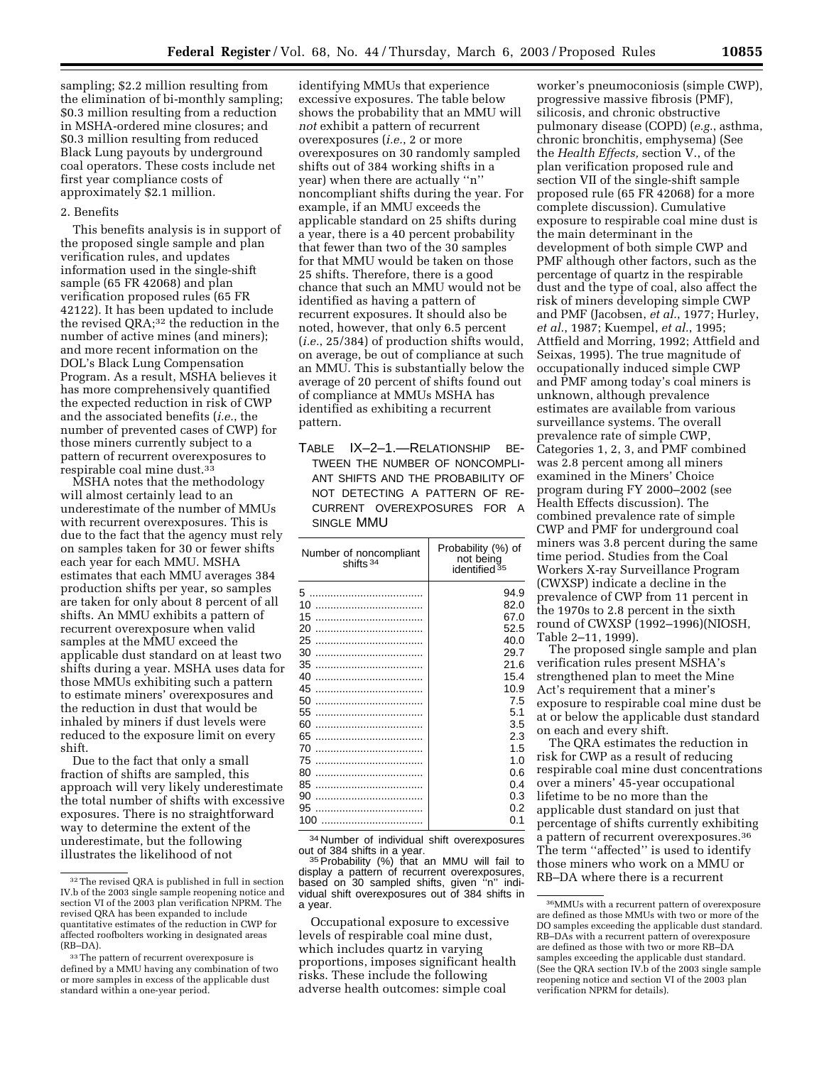sampling; $2.2 million resulting from the elimination of bi-monthly sampling; $0.3 million resulting from a reduction in MSHA-ordered mine closures; and $0.3 million resulting from reduced Black Lung payouts by underground coal operators. These costs include net first year compliance costs of approximately $2.1 million.

2. Benefits

This benefits analysis is in support of the proposed single sample and plan verification rules, and updates information used in the single-shift sample (65 FR 42068) and plan verification proposed rules (65 FR 42122). It has been updated to include the revised QRA;[32] the reduction in the number of active mines (and miners); and more recent information on the DOL's Black Lung Compensation Program. As a result, MSHA believes it has more comprehensively quantified the expected reduction in risk of CWP and the associated benefits (*i.e.*, the number of prevented cases of CWP) for those miners currently subject to a pattern of recurrent overexposures to respirable coal mine dust.[33]

MSHA notes that the methodology will almost certainly lead to an underestimate of the number of MMUs with recurrent overexposures. This is due to the fact that the agency must rely on samples taken for 30 or fewer shifts each year for each MMU. MSHA estimates that each MMU averages 384 production shifts per year, so samples are taken for only about 8 percent of all shifts. An MMU exhibits a pattern of recurrent overexposure when valid samples at the MMU exceed the applicable dust standard on at least two shifts during a year. MSHA uses data for those MMUs exhibiting such a pattern to estimate miners' overexposures and the reduction in dust that would be inhaled by miners if dust levels were reduced to the exposure limit on every shift.

Due to the fact that only a small fraction of shifts are sampled, this approach will very likely underestimate the total number of shifts with excessive exposures. There is no straightforward way to determine the extent of the underestimate, but the following illustrates the likelihood of not identifying MMUs that experience excessive exposures. The table below shows the probability that an MMU will *not* exhibit a pattern of recurrent overexposures (*i.e.*, 2 or more overexposures on 30 randomly sampled shifts out of 384 working shifts in a year) when there are actually "n" noncompliant shifts during the year. For example, if an MMU exceeds the applicable standard on 25 shifts during a year, there is a 40 percent probability that fewer than two of the 30 samples for that MMU would be taken on those 25 shifts. Therefore, there is a good chance that such an MMU would not be identified as having a pattern of recurrent exposures. It should also be noted, however, that only 6.5 percent (*i.e.*, 25/384) of production shifts would, on average, be out of compliance at such an MMU. This is substantially below the average of 20 percent of shifts found out of compliance at MMUs MSHA has identified as exhibiting a recurrent pattern.

TABLE IX–2–1.—RELATIONSHIP BETWEEN THE NUMBER OF NONCOMPLIANT SHIFTS AND THE PROBABILITY OF NOT DETECTING A PATTERN OF RECURRENT OVEREXPOSURES FOR A SINGLE MMU

| Number of noncompliant shifts[34] | Probability (%) of not being identified[35] |
|---|---|
| 5 | 94.9 |
| 10 | 82.0 |
| 15 | 67.0 |
| 20 | 52.5 |
| 25 | 40.0 |
| 30 | 29.7 |
| 35 | 21.6 |
| 40 | 15.4 |
| 45 | 10.9 |
| 50 | 7.5 |
| 55 | 5.1 |
| 60 | 3.5 |
| 65 | 2.3 |
| 70 | 1.5 |
| 75 | 1.0 |
| 80 | 0.6 |
| 85 | 0.4 |
| 90 | 0.3 |
| 95 | 0.2 |
| 100 | 0.1 |

[34] Number of individual shift overexposures out of 384 shifts in a year.

[35] Probability (%) that an MMU will fail to display a pattern of recurrent overexposures, based on 30 sampled shifts, given "n" individual shift overexposures out of 384 shifts in a year.

Occupational exposure to excessive levels of respirable coal mine dust, which includes quartz in varying proportions, imposes significant health risks. These include the following adverse health outcomes: simple coal worker's pneumoconiosis (simple CWP), progressive massive fibrosis (PMF), silicosis, and chronic obstructive pulmonary disease (COPD) (*e.g.*, asthma, chronic bronchitis, emphysema) (See the *Health Effects,* section V., of the plan verification proposed rule and section VII of the single-shift sample proposed rule (65 FR 42068) for a more complete discussion). Cumulative exposure to respirable coal mine dust is the main determinant in the development of both simple CWP and PMF although other factors, such as the percentage of quartz in the respirable dust and the type of coal, also affect the risk of miners developing simple CWP and PMF (Jacobsen, *et al.*, 1977; Hurley, *et al.*, 1987; Kuempel, *et al.*, 1995; Attfield and Morring, 1992; Attfield and Seixas, 1995). The true magnitude of occupationally induced simple CWP and PMF among today's coal miners is unknown, although prevalence estimates are available from various surveillance systems. The overall prevalence rate of simple CWP, Categories 1, 2, 3, and PMF combined was 2.8 percent among all miners examined in the Miners' Choice program during FY 2000–2002 (see Health Effects discussion). The combined prevalence rate of simple CWP and PMF for underground coal miners was 3.8 percent during the same time period. Studies from the Coal Workers X-ray Surveillance Program (CWXSP) indicate a decline in the prevalence of CWP from 11 percent in the 1970s to 2.8 percent in the sixth round of CWXSP (1992–1996)(NIOSH, Table 2–11, 1999).

The proposed single sample and plan verification rules present MSHA's strengthened plan to meet the Mine Act's requirement that a miner's exposure to respirable coal mine dust be at or below the applicable dust standard on each and every shift.

The QRA estimates the reduction in risk for CWP as a result of reducing respirable coal mine dust concentrations over a miners' 45-year occupational lifetime to be no more than the applicable dust standard on just that percentage of shifts currently exhibiting a pattern of recurrent overexposures.[36] The term "affected" is used to identify those miners who work on a MMU or RB–DA where there is a recurrent

[32] The revised QRA is published in full in section IV.b of the 2003 single sample reopening notice and section VI of the 2003 plan verification NPRM. The revised QRA has been expanded to include quantitative estimates of the reduction in CWP for affected roofbolters working in designated areas (RB–DA).

[33] The pattern of recurrent overexposure is defined by a MMU having any combination of two or more samples in excess of the applicable dust standard within a one-year period.

[36] MMUs with a recurrent pattern of overexposure are defined as those MMUs with two or more of the DO samples exceeding the applicable dust standard. RB–DAs with a recurrent pattern of overexposure are defined as those with two or more RB–DA samples exceeding the applicable dust standard. (See the QRA section IV.b of the 2003 single sample reopening notice and section VI of the 2003 plan verification NPRM for details).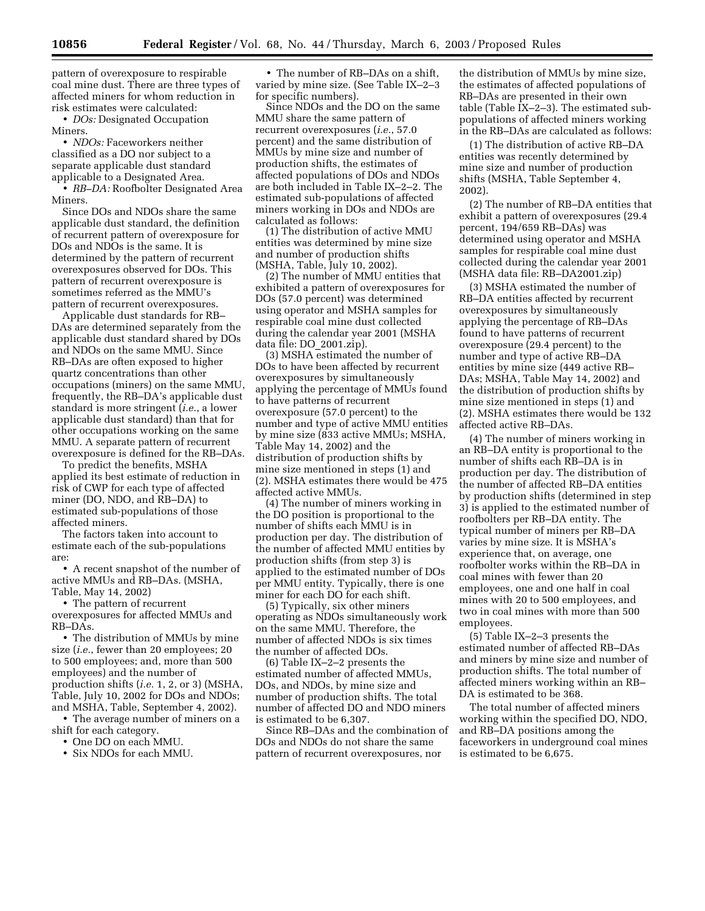pattern of overexposure to respirable coal mine dust. There are three types of affected miners for whom reduction in risk estimates were calculated:

- *DOs:* Designated Occupation Miners.
- *NDOs:* Faceworkers neither classified as a DO nor subject to a separate applicable dust standard applicable to a Designated Area.
- *RB–DA:* Roofbolter Designated Area Miners.

Since DOs and NDOs share the same applicable dust standard, the definition of recurrent pattern of overexposure for DOs and NDOs is the same. It is determined by the pattern of recurrent overexposures observed for DOs. This pattern of recurrent overexposure is sometimes referred as the MMU's pattern of recurrent overexposures.

Applicable dust standards for RB–DAs are determined separately from the applicable dust standard shared by DOs and NDOs on the same MMU. Since RB–DAs are often exposed to higher quartz concentrations than other occupations (miners) on the same MMU, frequently, the RB–DA's applicable dust standard is more stringent (*i.e.*, a lower applicable dust standard) than that for other occupations working on the same MMU. A separate pattern of recurrent overexposure is defined for the RB–DAs.

To predict the benefits, MSHA applied its best estimate of reduction in risk of CWP for each type of affected miner (DO, NDO, and RB–DA) to estimated sub-populations of those affected miners.

The factors taken into account to estimate each of the sub-populations are:

- A recent snapshot of the number of active MMUs and RB–DAs. (MSHA, Table, May 14, 2002)
- The pattern of recurrent overexposures for affected MMUs and RB–DAs.
- The distribution of MMUs by mine size (*i.e.*, fewer than 20 employees; 20 to 500 employees; and, more than 500 employees) and the number of production shifts (*i.e.* 1, 2, or 3) (MSHA, Table, July 10, 2002 for DOs and NDOs; and MSHA, Table, September 4, 2002).
- The average number of miners on a shift for each category.
- One DO on each MMU.
- Six NDOs for each MMU.
- The number of RB–DAs on a shift, varied by mine size. (See Table IX–2–3 for specific numbers).

Since NDOs and the DO on the same MMU share the same pattern of recurrent overexposures (*i.e.*, 57.0 percent) and the same distribution of MMUs by mine size and number of production shifts, the estimates of affected populations of DOs and NDOs are both included in Table IX–2–2. The estimated sub-populations of affected miners working in DOs and NDOs are calculated as follows:

(1) The distribution of active MMU entities was determined by mine size and number of production shifts (MSHA, Table, July 10, 2002).

(2) The number of MMU entities that exhibited a pattern of overexposures for DOs (57.0 percent) was determined using operator and MSHA samples for respirable coal mine dust collected during the calendar year 2001 (MSHA data file: DO_2001.zip).

(3) MSHA estimated the number of DOs to have been affected by recurrent overexposures by simultaneously applying the percentage of MMUs found to have patterns of recurrent overexposure (57.0 percent) to the number and type of active MMU entities by mine size (833 active MMUs; MSHA, Table May 14, 2002) and the distribution of production shifts by mine size mentioned in steps (1) and (2). MSHA estimates there would be 475 affected active MMUs.

(4) The number of miners working in the DO position is proportional to the number of shifts each MMU is in production per day. The distribution of the number of affected MMU entities by production shifts (from step 3) is applied to the estimated number of DOs per MMU entity. Typically, there is one miner for each DO for each shift.

(5) Typically, six other miners operating as NDOs simultaneously work on the same MMU. Therefore, the number of affected NDOs is six times the number of affected DOs.

(6) Table IX–2–2 presents the estimated number of affected MMUs, DOs, and NDOs, by mine size and number of production shifts. The total number of affected DO and NDO miners is estimated to be 6,307.

Since RB–DAs and the combination of DOs and NDOs do not share the same pattern of recurrent overexposures, nor the distribution of MMUs by mine size, the estimates of affected populations of RB–DAs are presented in their own table (Table IX–2–3). The estimated sub-populations of affected miners working in the RB–DAs are calculated as follows:

(1) The distribution of active RB–DA entities was recently determined by mine size and number of production shifts (MSHA, Table September 4, 2002).

(2) The number of RB–DA entities that exhibit a pattern of overexposures (29.4 percent, 194/659 RB–DAs) was determined using operator and MSHA samples for respirable coal mine dust collected during the calendar year 2001 (MSHA data file: RB–DA2001.zip)

(3) MSHA estimated the number of RB–DA entities affected by recurrent overexposures by simultaneously applying the percentage of RB–DAs found to have patterns of recurrent overexposure (29.4 percent) to the number and type of active RB–DA entities by mine size (449 active RB–DAs; MSHA, Table May 14, 2002) and the distribution of production shifts by mine size mentioned in steps (1) and (2). MSHA estimates there would be 132 affected active RB–DAs.

(4) The number of miners working in an RB–DA entity is proportional to the number of shifts each RB–DA is in production per day. The distribution of the number of affected RB–DA entities by production shifts (determined in step 3) is applied to the estimated number of roofbolters per RB–DA entity. The typical number of miners per RB–DA varies by mine size. It is MSHA's experience that, on average, one roofbolter works within the RB–DA in coal mines with fewer than 20 employees, one and one half in coal mines with 20 to 500 employees, and two in coal mines with more than 500 employees.

(5) Table IX–2–3 presents the estimated number of affected RB–DAs and miners by mine size and number of production shifts. The total number of affected miners working within an RB–DA is estimated to be 368.

The total number of affected miners working within the specified DO, NDO, and RB–DA positions among the faceworkers in underground coal mines is estimated to be 6,675.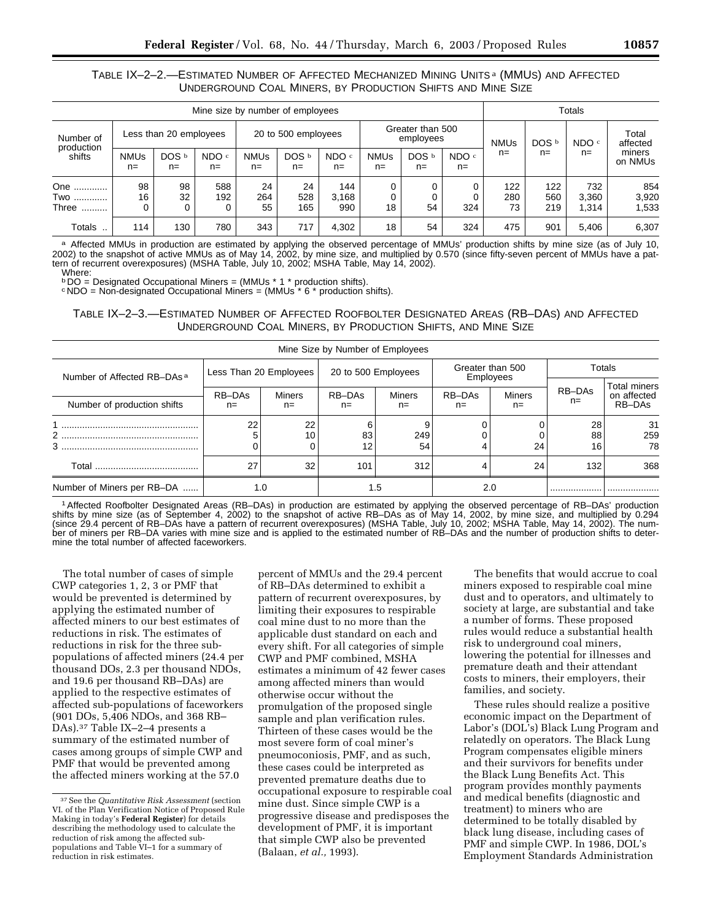TABLE IX–2–2.—ESTIMATED NUMBER OF AFFECTED MECHANIZED MINING UNITS [a] (MMUS) AND AFFECTED UNDERGROUND COAL MINERS, BY PRODUCTION SHIFTS AND MINE SIZE

| Number of production shifts | Mine size by number of employees | | | | | | | | | Totals | | | |
|---|---|---|---|---|---|---|---|---|---|---|---|---|---|
| | Less than 20 employees | | | 20 to 500 employees | | | Greater than 500 employees | | | NMUs n= | DOS [b] n= | NDO [c] n= | Total affected miners on NMUs |
| | NMUs n= | DOS [b] n= | NDO [c] n= | NMUs n= | DOS [b] n= | NDO [c] n= | NMUs n= | DOS [b] n= | NDO [c] n= | | | | |
| One ............ | 98 | 98 | 588 | 24 | 24 | 144 | 0 | 0 | 0 | 122 | 122 | 732 | 854 |
| Two ............ | 16 | 32 | 192 | 264 | 528 | 3,168 | 0 | 0 | 0 | 280 | 560 | 3,360 | 3,920 |
| Three .......... | 0 | 0 | 0 | 55 | 165 | 990 | 18 | 54 | 324 | 73 | 219 | 1,314 | 1,533 |
| Totals .. | 114 | 130 | 780 | 343 | 717 | 4,302 | 18 | 54 | 324 | 475 | 901 | 5,406 | 6,307 |

[a] Affected MMUs in production are estimated by applying the observed percentage of MMUs' production shifts by mine size (as of July 10, 2002) to the snapshot of active MMUs as of May 14, 2002, by mine size, and multiplied by 0.570 (since fifty-seven percent of MMUs have a pattern of recurrent overexposures) (MSHA Table, July 10, 2002; MSHA Table, May 14, 2002).
Where:
[b] DO = Designated Occupational Miners = (MMUs * 1 * production shifts).
[c] NDO = Non-designated Occupational Miners = (MMUs * 6 * production shifts).

TABLE IX–2–3.—ESTIMATED NUMBER OF AFFECTED ROOFBOLTER DESIGNATED AREAS (RB–DAS) AND AFFECTED UNDERGROUND COAL MINERS, BY PRODUCTION SHIFTS, AND MINE SIZE

| Mine Size by Number of Employees | | | | | | | | |
|---|---|---|---|---|---|---|---|---|
| Number of Affected RB–DAs [a] | Less Than 20 Employees | | 20 to 500 Employees | | Greater than 500 Employees | | Totals | |
| Number of production shifts | RB–DAs n= | Miners n= | RB–DAs n= | Miners n= | RB–DAs n= | Miners n= | RB–DAs n= | Total miners on affected RB–DAs |
| 1 .................................................... | 22 | 22 | 6 | 9 | 0 | 0 | 28 | 31 |
| 2 .................................................... | 5 | 10 | 83 | 249 | 0 | 0 | 88 | 259 |
| 3 .................................................... | 0 | 0 | 12 | 54 | 4 | 24 | 16 | 78 |
| Total ........................................ | 27 | 32 | 101 | 312 | 4 | 24 | 132 | 368 |
| Number of Miners per RB–DA ...... | 1.0 | | 1.5 | | 2.0 | | .................... | .................... |

[1] Affected Roofbolter Designated Areas (RB–DAs) in production are estimated by applying the observed percentage of RB–DAs' production shifts by mine size (as of September 4, 2002) to the snapshot of active RB–DAs as of May 14, 2002, by mine size, and multiplied by 0.294 (since 29.4 percent of RB–DAs have a pattern of recurrent overexposures) (MSHA Table, July 10, 2002; MSHA Table, May 14, 2002). The number of miners per RB–DA varies with mine size and is applied to the estimated number of RB–DAs and the number of production shifts to determine the total number of affected faceworkers.

The total number of cases of simple CWP categories 1, 2, 3 or PMF that would be prevented is determined by applying the estimated number of affected miners to our best estimates of reductions in risk. The estimates of reductions in risk for the three sub-populations of affected miners (24.4 per thousand DOs, 2.3 per thousand NDOs, and 19.6 per thousand RB–DAs) are applied to the respective estimates of affected sub-populations of faceworkers (901 DOs, 5,406 NDOs, and 368 RB–DAs).[37] Table IX–2–4 presents a summary of the estimated number of cases among groups of simple CWP and PMF that would be prevented among the affected miners working at the 57.0 percent of MMUs and the 29.4 percent of RB–DAs determined to exhibit a pattern of recurrent overexposures, by limiting their exposures to respirable coal mine dust to no more than the applicable dust standard on each and every shift. For all categories of simple CWP and PMF combined, MSHA estimates a minimum of 42 fewer cases among affected miners than would otherwise occur without the promulgation of the proposed single sample and plan verification rules. Thirteen of these cases would be the most severe form of coal miner's pneumoconiosis, PMF, and as such, these cases could be interpreted as prevented premature deaths due to occupational exposure to respirable coal mine dust. Since simple CWP is a progressive disease and predisposes the development of PMF, it is important that simple CWP also be prevented (Balaan, *et al.,* 1993).

The benefits that would accrue to coal miners exposed to respirable coal mine dust and to operators, and ultimately to society at large, are substantial and take a number of forms. These proposed rules would reduce a substantial health risk to underground coal miners, lowering the potential for illnesses and premature death and their attendant costs to miners, their employers, their families, and society.

These rules should realize a positive economic impact on the Department of Labor's (DOL's) Black Lung Program and relatedly on operators. The Black Lung Program compensates eligible miners and their survivors for benefits under the Black Lung Benefits Act. This program provides monthly payments and medical benefits (diagnostic and treatment) to miners who are determined to be totally disabled by black lung disease, including cases of PMF and simple CWP. In 1986, DOL's Employment Standards Administration

[37] See the *Quantitative Risk Assessment* (section VI. of the Plan Verification Notice of Proposed Rule Making in today's **Federal Register**) for details describing the methodology used to calculate the reduction of risk among the affected sub-populations and Table VI–1 for a summary of reduction in risk estimates.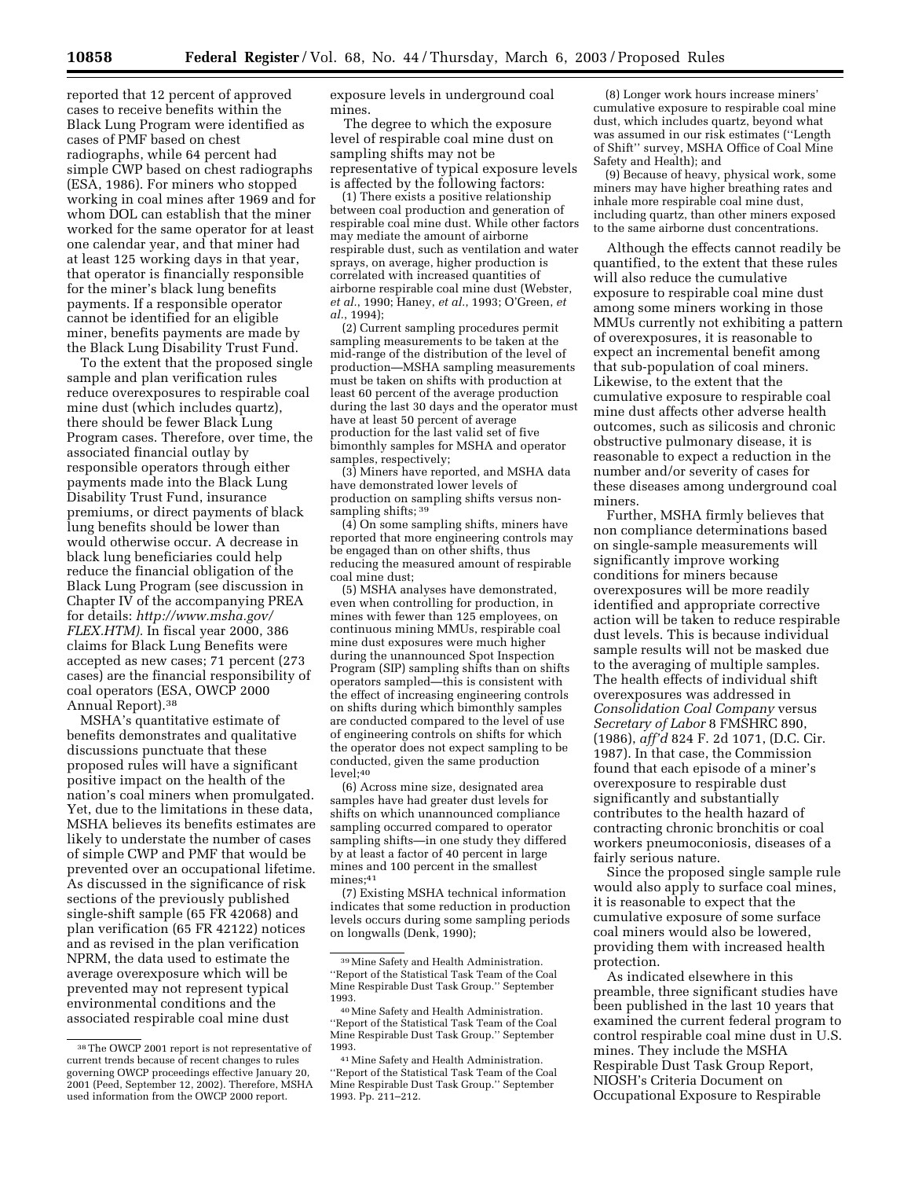reported that 12 percent of approved cases to receive benefits within the Black Lung Program were identified as cases of PMF based on chest radiographs, while 64 percent had simple CWP based on chest radiographs (ESA, 1986). For miners who stopped working in coal mines after 1969 and for whom DOL can establish that the miner worked for the same operator for at least one calendar year, and that miner had at least 125 working days in that year, that operator is financially responsible for the miner's black lung benefits payments. If a responsible operator cannot be identified for an eligible miner, benefits payments are made by the Black Lung Disability Trust Fund.

To the extent that the proposed single sample and plan verification rules reduce overexposures to respirable coal mine dust (which includes quartz), there should be fewer Black Lung Program cases. Therefore, over time, the associated financial outlay by responsible operators through either payments made into the Black Lung Disability Trust Fund, insurance premiums, or direct payments of black lung benefits should be lower than would otherwise occur. A decrease in black lung beneficiaries could help reduce the financial obligation of the Black Lung Program (see discussion in Chapter IV of the accompanying PREA for details: *http://www.msha.gov/FLEX.HTM).* In fiscal year 2000, 386 claims for Black Lung Benefits were accepted as new cases; 71 percent (273 cases) are the financial responsibility of coal operators (ESA, OWCP 2000 Annual Report).[38]

MSHA's quantitative estimate of benefits demonstrates and qualitative discussions punctuate that these proposed rules will have a significant positive impact on the health of the nation's coal miners when promulgated. Yet, due to the limitations in these data, MSHA believes its benefits estimates are likely to understate the number of cases of simple CWP and PMF that would be prevented over an occupational lifetime. As discussed in the significance of risk sections of the previously published single-shift sample (65 FR 42068) and plan verification (65 FR 42122) notices and as revised in the plan verification NPRM, the data used to estimate the average overexposure which will be prevented may not represent typical environmental conditions and the associated respirable coal mine dust exposure levels in underground coal mines.

The degree to which the exposure level of respirable coal mine dust on sampling shifts may not be representative of typical exposure levels is affected by the following factors:

(1) There exists a positive relationship between coal production and generation of respirable coal mine dust. While other factors may mediate the amount of airborne respirable dust, such as ventilation and water sprays, on average, higher production is correlated with increased quantities of airborne respirable coal mine dust (Webster, *et al.*, 1990; Haney, *et al.,* 1993; O'Green, *et al.*, 1994);

(2) Current sampling procedures permit sampling measurements to be taken at the mid-range of the distribution of the level of production—MSHA sampling measurements must be taken on shifts with production at least 60 percent of the average production during the last 30 days and the operator must have at least 50 percent of average production for the last valid set of five bimonthly samples for MSHA and operator samples, respectively;

(3) Miners have reported, and MSHA data have demonstrated lower levels of production on sampling shifts versus non-sampling shifts;[39]

(4) On some sampling shifts, miners have reported that more engineering controls may be engaged than on other shifts, thus reducing the measured amount of respirable coal mine dust;

(5) MSHA analyses have demonstrated, even when controlling for production, in mines with fewer than 125 employees, on continuous mining MMUs, respirable coal mine dust exposures were much higher during the unannounced Spot Inspection Program (SIP) sampling shifts than on shifts operators sampled—this is consistent with the effect of increasing engineering controls on shifts during which bimonthly samples are conducted compared to the level of use of engineering controls on shifts for which the operator does not expect sampling to be conducted, given the same production level;[40]

(6) Across mine size, designated area samples have had greater dust levels for shifts on which unannounced compliance sampling occurred compared to operator sampling shifts—in one study they differed by at least a factor of 40 percent in large mines and 100 percent in the smallest mines;[41]

(7) Existing MSHA technical information indicates that some reduction in production levels occurs during some sampling periods on longwalls (Denk, 1990);

(8) Longer work hours increase miners' cumulative exposure to respirable coal mine dust, which includes quartz, beyond what was assumed in our risk estimates (''Length of Shift'' survey, MSHA Office of Coal Mine Safety and Health); and

(9) Because of heavy, physical work, some miners may have higher breathing rates and inhale more respirable coal mine dust, including quartz, than other miners exposed to the same airborne dust concentrations.

Although the effects cannot readily be quantified, to the extent that these rules will also reduce the cumulative exposure to respirable coal mine dust among some miners working in those MMUs currently not exhibiting a pattern of overexposures, it is reasonable to expect an incremental benefit among that sub-population of coal miners. Likewise, to the extent that the cumulative exposure to respirable coal mine dust affects other adverse health outcomes, such as silicosis and chronic obstructive pulmonary disease, it is reasonable to expect a reduction in the number and/or severity of cases for these diseases among underground coal miners.

Further, MSHA firmly believes that non compliance determinations based on single-sample measurements will significantly improve working conditions for miners because overexposures will be more readily identified and appropriate corrective action will be taken to reduce respirable dust levels. This is because individual sample results will not be masked due to the averaging of multiple samples. The health effects of individual shift overexposures was addressed in *Consolidation Coal Company* versus *Secretary of Labor* 8 FMSHRC 890, (1986), *aff'd* 824 F. 2d 1071, (D.C. Cir. 1987). In that case, the Commission found that each episode of a miner's overexposure to respirable dust significantly and substantially contributes to the health hazard of contracting chronic bronchitis or coal workers pneumoconiosis, diseases of a fairly serious nature.

Since the proposed single sample rule would also apply to surface coal mines, it is reasonable to expect that the cumulative exposure of some surface coal miners would also be lowered, providing them with increased health protection.

As indicated elsewhere in this preamble, three significant studies have been published in the last 10 years that examined the current federal program to control respirable coal mine dust in U.S. mines. They include the MSHA Respirable Dust Task Group Report, NIOSH's Criteria Document on Occupational Exposure to Respirable

---

[38] The OWCP 2001 report is not representative of current trends because of recent changes to rules governing OWCP proceedings effective January 20, 2001 (Peed, September 12, 2002). Therefore, MSHA used information from the OWCP 2000 report.

[39] Mine Safety and Health Administration. ''Report of the Statistical Task Team of the Coal Mine Respirable Dust Task Group.'' September 1993.

[40] Mine Safety and Health Administration. ''Report of the Statistical Task Team of the Coal Mine Respirable Dust Task Group.'' September 1993.

[41] Mine Safety and Health Administration. ''Report of the Statistical Task Team of the Coal Mine Respirable Dust Task Group.'' September 1993. Pp. 211–212.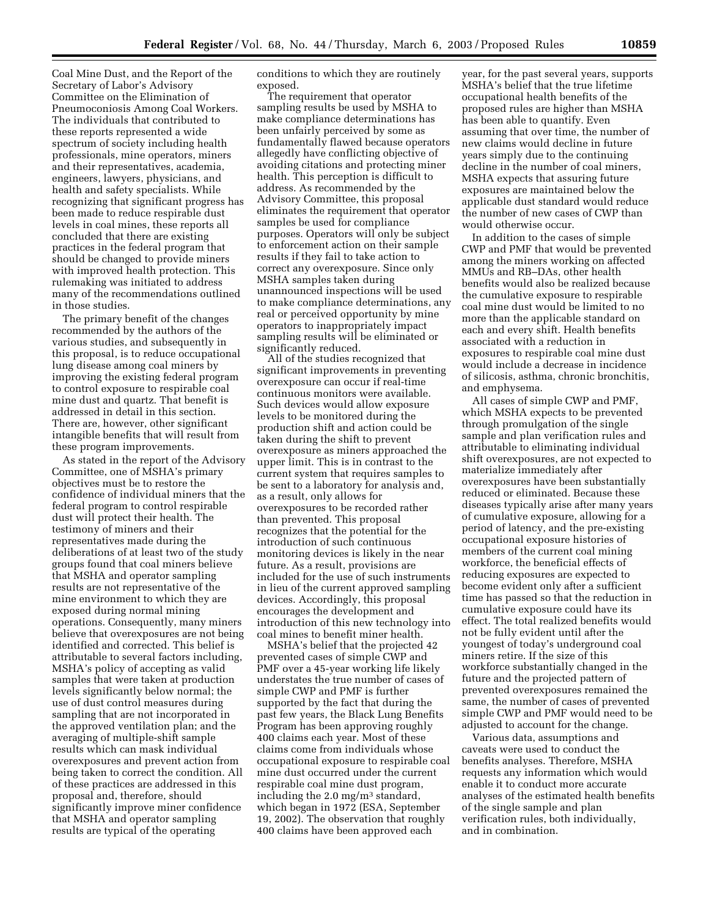Coal Mine Dust, and the Report of the Secretary of Labor's Advisory Committee on the Elimination of Pneumoconiosis Among Coal Workers. The individuals that contributed to these reports represented a wide spectrum of society including health professionals, mine operators, miners and their representatives, academia, engineers, lawyers, physicians, and health and safety specialists. While recognizing that significant progress has been made to reduce respirable dust levels in coal mines, these reports all concluded that there are existing practices in the federal program that should be changed to provide miners with improved health protection. This rulemaking was initiated to address many of the recommendations outlined in those studies.

The primary benefit of the changes recommended by the authors of the various studies, and subsequently in this proposal, is to reduce occupational lung disease among coal miners by improving the existing federal program to control exposure to respirable coal mine dust and quartz. That benefit is addressed in detail in this section. There are, however, other significant intangible benefits that will result from these program improvements.

As stated in the report of the Advisory Committee, one of MSHA's primary objectives must be to restore the confidence of individual miners that the federal program to control respirable dust will protect their health. The testimony of miners and their representatives made during the deliberations of at least two of the study groups found that coal miners believe that MSHA and operator sampling results are not representative of the mine environment to which they are exposed during normal mining operations. Consequently, many miners believe that overexposures are not being identified and corrected. This belief is attributable to several factors including, MSHA's policy of accepting as valid samples that were taken at production levels significantly below normal; the use of dust control measures during sampling that are not incorporated in the approved ventilation plan; and the averaging of multiple-shift sample results which can mask individual overexposures and prevent action from being taken to correct the condition. All of these practices are addressed in this proposal and, therefore, should significantly improve miner confidence that MSHA and operator sampling results are typical of the operating conditions to which they are routinely exposed.

The requirement that operator sampling results be used by MSHA to make compliance determinations has been unfairly perceived by some as fundamentally flawed because operators allegedly have conflicting objective of avoiding citations and protecting miner health. This perception is difficult to address. As recommended by the Advisory Committee, this proposal eliminates the requirement that operator samples be used for compliance purposes. Operators will only be subject to enforcement action on their sample results if they fail to take action to correct any overexposure. Since only MSHA samples taken during unannounced inspections will be used to make compliance determinations, any real or perceived opportunity by mine operators to inappropriately impact sampling results will be eliminated or significantly reduced.

All of the studies recognized that significant improvements in preventing overexposure can occur if real-time continuous monitors were available. Such devices would allow exposure levels to be monitored during the production shift and action could be taken during the shift to prevent overexposure as miners approached the upper limit. This is in contrast to the current system that requires samples to be sent to a laboratory for analysis and, as a result, only allows for overexposures to be recorded rather than prevented. This proposal recognizes that the potential for the introduction of such continuous monitoring devices is likely in the near future. As a result, provisions are included for the use of such instruments in lieu of the current approved sampling devices. Accordingly, this proposal encourages the development and introduction of this new technology into coal mines to benefit miner health.

MSHA's belief that the projected 42 prevented cases of simple CWP and PMF over a 45-year working life likely understates the true number of cases of simple CWP and PMF is further supported by the fact that during the past few years, the Black Lung Benefits Program has been approving roughly 400 claims each year. Most of these claims come from individuals whose occupational exposure to respirable coal mine dust occurred under the current respirable coal mine dust program, including the 2.0 mg/m$^3$ standard, which began in 1972 (ESA, September 19, 2002). The observation that roughly 400 claims have been approved each year, for the past several years, supports MSHA's belief that the true lifetime occupational health benefits of the proposed rules are higher than MSHA has been able to quantify. Even assuming that over time, the number of new claims would decline in future years simply due to the continuing decline in the number of coal miners, MSHA expects that assuring future exposures are maintained below the applicable dust standard would reduce the number of new cases of CWP than would otherwise occur.

In addition to the cases of simple CWP and PMF that would be prevented among the miners working on affected MMUs and RB–DAs, other health benefits would also be realized because the cumulative exposure to respirable coal mine dust would be limited to no more than the applicable standard on each and every shift. Health benefits associated with a reduction in exposures to respirable coal mine dust would include a decrease in incidence of silicosis, asthma, chronic bronchitis, and emphysema.

All cases of simple CWP and PMF, which MSHA expects to be prevented through promulgation of the single sample and plan verification rules and attributable to eliminating individual shift overexposures, are not expected to materialize immediately after overexposures have been substantially reduced or eliminated. Because these diseases typically arise after many years of cumulative exposure, allowing for a period of latency, and the pre-existing occupational exposure histories of members of the current coal mining workforce, the beneficial effects of reducing exposures are expected to become evident only after a sufficient time has passed so that the reduction in cumulative exposure could have its effect. The total realized benefits would not be fully evident until after the youngest of today's underground coal miners retire. If the size of this workforce substantially changed in the future and the projected pattern of prevented overexposures remained the same, the number of cases of prevented simple CWP and PMF would need to be adjusted to account for the change.

Various data, assumptions and caveats were used to conduct the benefits analyses. Therefore, MSHA requests any information which would enable it to conduct more accurate analyses of the estimated health benefits of the single sample and plan verification rules, both individually, and in combination.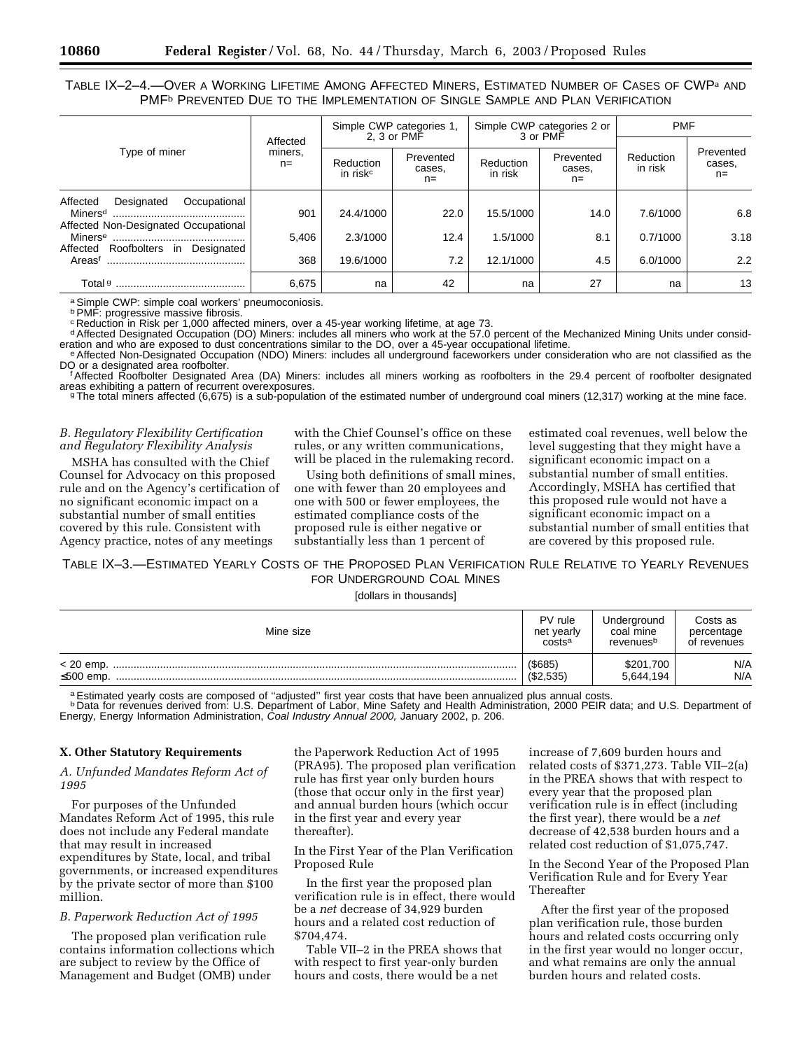TABLE IX–2–4.—OVER A WORKING LIFETIME AMONG AFFECTED MINERS, ESTIMATED NUMBER OF CASES OF CWP[a] AND PMF[b] PREVENTED DUE TO THE IMPLEMENTATION OF SINGLE SAMPLE AND PLAN VERIFICATION

| Type of miner | Affected miners, n= | Simple CWP categories 1, 2, 3 or PMF | | Simple CWP categories 2 or 3 or PMF | | PMF | |
|---|---|---|---|---|---|---|---|
| | | Reduction in risk[c] | Prevented cases, n= | Reduction in risk | Prevented cases, n= | Reduction in risk | Prevented cases, n= |
| Affected Designated Occupational Miners[d] | 901 | 24.4/1000 | 22.0 | 15.5/1000 | 14.0 | 7.6/1000 | 6.8 |
| Affected Non-Designated Occupational Miners[e] | 5,406 | 2.3/1000 | 12.4 | 1.5/1000 | 8.1 | 0.7/1000 | 3.18 |
| Affected Roofbolters in Designated Areas[f] | 368 | 19.6/1000 | 7.2 | 12.1/1000 | 4.5 | 6.0/1000 | 2.2 |
| Total[g] | 6,675 | na | 42 | na | 27 | na | 13 |

[a] Simple CWP: simple coal workers' pneumoconiosis.
[b] PMF: progressive massive fibrosis.
[c] Reduction in Risk per 1,000 affected miners, over a 45-year working lifetime, at age 73.
[d] Affected Designated Occupation (DO) Miners: includes all miners who work at the 57.0 percent of the Mechanized Mining Units under consideration and who are exposed to dust concentrations similar to the DO, over a 45-year occupational lifetime.
[e] Affected Non-Designated Occupation (NDO) Miners: includes all underground faceworkers under consideration who are not classified as the DO or a designated area roofbolter.
[f] Affected Roofbolter Designated Area (DA) Miners: includes all miners working as roofbolters in the 29.4 percent of roofbolter designated areas exhibiting a pattern of recurrent overexposures.
[g] The total miners affected (6,675) is a sub-population of the estimated number of underground coal miners (12,317) working at the mine face.

*B. Regulatory Flexibility Certification and Regulatory Flexibility Analysis*

MSHA has consulted with the Chief Counsel for Advocacy on this proposed rule and on the Agency's certification of no significant economic impact on a substantial number of small entities covered by this rule. Consistent with Agency practice, notes of any meetings with the Chief Counsel's office on these rules, or any written communications, will be placed in the rulemaking record.

Using both definitions of small mines, one with fewer than 20 employees and one with 500 or fewer employees, the estimated compliance costs of the proposed rule is either negative or substantially less than 1 percent of estimated coal revenues, well below the level suggesting that they might have a significant economic impact on a substantial number of small entities. Accordingly, MSHA has certified that this proposed rule would not have a significant economic impact on a substantial number of small entities that are covered by this proposed rule.

TABLE IX–3.—ESTIMATED YEARLY COSTS OF THE PROPOSED PLAN VERIFICATION RULE RELATIVE TO YEARLY REVENUES FOR UNDERGROUND COAL MINES

[dollars in thousands]

| Mine size | PV rule net yearly costs[a] | Underground coal mine revenues[b] | Costs as percentage of revenues |
|---|---|---|---|
| < 20 emp. | ($685) | $201,700 | N/A |
| ≤500 emp. | ($2,535) | 5,644,194 | N/A |

[a] Estimated yearly costs are composed of "adjusted" first year costs that have been annualized plus annual costs.
[b] Data for revenues derived from: U.S. Department of Labor, Mine Safety and Health Administration, 2000 PEIR data; and U.S. Department of Energy, Energy Information Administration, *Coal Industry Annual 2000,* January 2002, p. 206.

## X. Other Statutory Requirements

*A. Unfunded Mandates Reform Act of 1995*

For purposes of the Unfunded Mandates Reform Act of 1995, this rule does not include any Federal mandate that may result in increased expenditures by State, local, and tribal governments, or increased expenditures by the private sector of more than $100 million.

*B. Paperwork Reduction Act of 1995*

The proposed plan verification rule contains information collections which are subject to review by the Office of Management and Budget (OMB) under the Paperwork Reduction Act of 1995 (PRA95). The proposed plan verification rule has first year only burden hours (those that occur only in the first year) and annual burden hours (which occur in the first year and every year thereafter).

In the First Year of the Plan Verification Proposed Rule

In the first year the proposed plan verification rule is in effect, there would be a *net* decrease of 34,929 burden hours and a related cost reduction of $704,474.

Table VII–2 in the PREA shows that with respect to first year-only burden hours and costs, there would be a net increase of 7,609 burden hours and related costs of $371,273. Table VII–2(a) in the PREA shows that with respect to every year that the proposed plan verification rule is in effect (including the first year), there would be a *net* decrease of 42,538 burden hours and a related cost reduction of $1,075,747.

In the Second Year of the Proposed Plan Verification Rule and for Every Year Thereafter

After the first year of the proposed plan verification rule, those burden hours and related costs occurring only in the first year would no longer occur, and what remains are only the annual burden hours and related costs.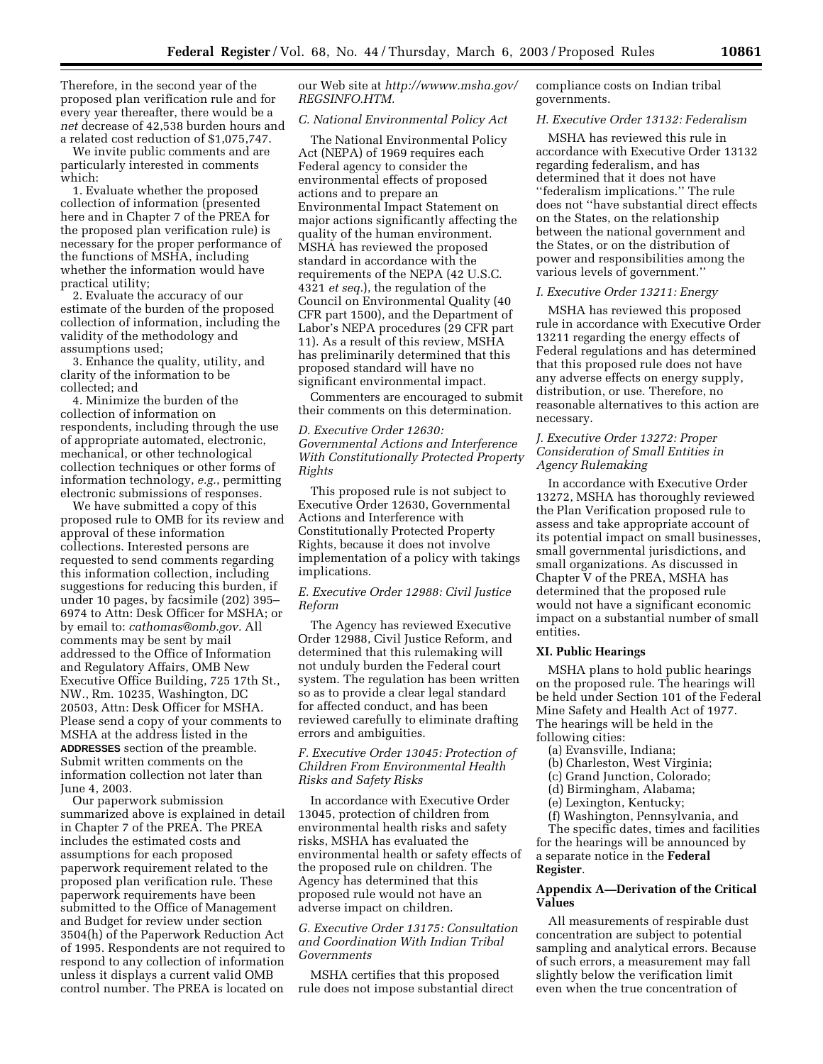Therefore, in the second year of the proposed plan verification rule and for every year thereafter, there would be a *net* decrease of 42,538 burden hours and a related cost reduction of $1,075,747.

We invite public comments and are particularly interested in comments which:

1. Evaluate whether the proposed collection of information (presented here and in Chapter 7 of the PREA for the proposed plan verification rule) is necessary for the proper performance of the functions of MSHA, including whether the information would have practical utility;

2. Evaluate the accuracy of our estimate of the burden of the proposed collection of information, including the validity of the methodology and assumptions used;

3. Enhance the quality, utility, and clarity of the information to be collected; and

4. Minimize the burden of the collection of information on respondents, including through the use of appropriate automated, electronic, mechanical, or other technological collection techniques or other forms of information technology, *e.g.*, permitting electronic submissions of responses.

We have submitted a copy of this proposed rule to OMB for its review and approval of these information collections. Interested persons are requested to send comments regarding this information collection, including suggestions for reducing this burden, if under 10 pages, by facsimile (202) 395–6974 to Attn: Desk Officer for MSHA; or by email to: *cathomas@omb.gov.* All comments may be sent by mail addressed to the Office of Information and Regulatory Affairs, OMB New Executive Office Building, 725 17th St., NW., Rm. 10235, Washington, DC 20503, Attn: Desk Officer for MSHA. Please send a copy of your comments to MSHA at the address listed in the **ADDRESSES** section of the preamble. Submit written comments on the information collection not later than June 4, 2003.

Our paperwork submission summarized above is explained in detail in Chapter 7 of the PREA. The PREA includes the estimated costs and assumptions for each proposed paperwork requirement related to the proposed plan verification rule. These paperwork requirements have been submitted to the Office of Management and Budget for review under section 3504(h) of the Paperwork Reduction Act of 1995. Respondents are not required to respond to any collection of information unless it displays a current valid OMB control number. The PREA is located on our Web site at *http://wwww.msha.gov/REGSINFO.HTM.*

### *C. National Environmental Policy Act*

The National Environmental Policy Act (NEPA) of 1969 requires each Federal agency to consider the environmental effects of proposed actions and to prepare an Environmental Impact Statement on major actions significantly affecting the quality of the human environment. MSHA has reviewed the proposed standard in accordance with the requirements of the NEPA (42 U.S.C. 4321 *et seq.*), the regulation of the Council on Environmental Quality (40 CFR part 1500), and the Department of Labor's NEPA procedures (29 CFR part 11). As a result of this review, MSHA has preliminarily determined that this proposed standard will have no significant environmental impact.

Commenters are encouraged to submit their comments on this determination.

### *D. Executive Order 12630: Governmental Actions and Interference With Constitutionally Protected Property Rights*

This proposed rule is not subject to Executive Order 12630, Governmental Actions and Interference with Constitutionally Protected Property Rights, because it does not involve implementation of a policy with takings implications.

### *E. Executive Order 12988: Civil Justice Reform*

The Agency has reviewed Executive Order 12988, Civil Justice Reform, and determined that this rulemaking will not unduly burden the Federal court system. The regulation has been written so as to provide a clear legal standard for affected conduct, and has been reviewed carefully to eliminate drafting errors and ambiguities.

### *F. Executive Order 13045: Protection of Children From Environmental Health Risks and Safety Risks*

In accordance with Executive Order 13045, protection of children from environmental health risks and safety risks, MSHA has evaluated the environmental health or safety effects of the proposed rule on children. The Agency has determined that this proposed rule would not have an adverse impact on children.

### *G. Executive Order 13175: Consultation and Coordination With Indian Tribal Governments*

MSHA certifies that this proposed rule does not impose substantial direct compliance costs on Indian tribal governments.

### *H. Executive Order 13132: Federalism*

MSHA has reviewed this rule in accordance with Executive Order 13132 regarding federalism, and has determined that it does not have "federalism implications." The rule does not "have substantial direct effects on the States, on the relationship between the national government and the States, or on the distribution of power and responsibilities among the various levels of government."

### *I. Executive Order 13211: Energy*

MSHA has reviewed this proposed rule in accordance with Executive Order 13211 regarding the energy effects of Federal regulations and has determined that this proposed rule does not have any adverse effects on energy supply, distribution, or use. Therefore, no reasonable alternatives to this action are necessary.

### *J. Executive Order 13272: Proper Consideration of Small Entities in Agency Rulemaking*

In accordance with Executive Order 13272, MSHA has thoroughly reviewed the Plan Verification proposed rule to assess and take appropriate account of its potential impact on small businesses, small governmental jurisdictions, and small organizations. As discussed in Chapter V of the PREA, MSHA has determined that the proposed rule would not have a significant economic impact on a substantial number of small entities.

## XI. Public Hearings

MSHA plans to hold public hearings on the proposed rule. The hearings will be held under Section 101 of the Federal Mine Safety and Health Act of 1977. The hearings will be held in the following cities:

(a) Evansville, Indiana;
(b) Charleston, West Virginia;
(c) Grand Junction, Colorado;
(d) Birmingham, Alabama;
(e) Lexington, Kentucky;
(f) Washington, Pennsylvania, and

The specific dates, times and facilities for the hearings will be announced by a separate notice in the **Federal Register**.

## Appendix A—Derivation of the Critical Values

All measurements of respirable dust concentration are subject to potential sampling and analytical errors. Because of such errors, a measurement may fall slightly below the verification limit even when the true concentration of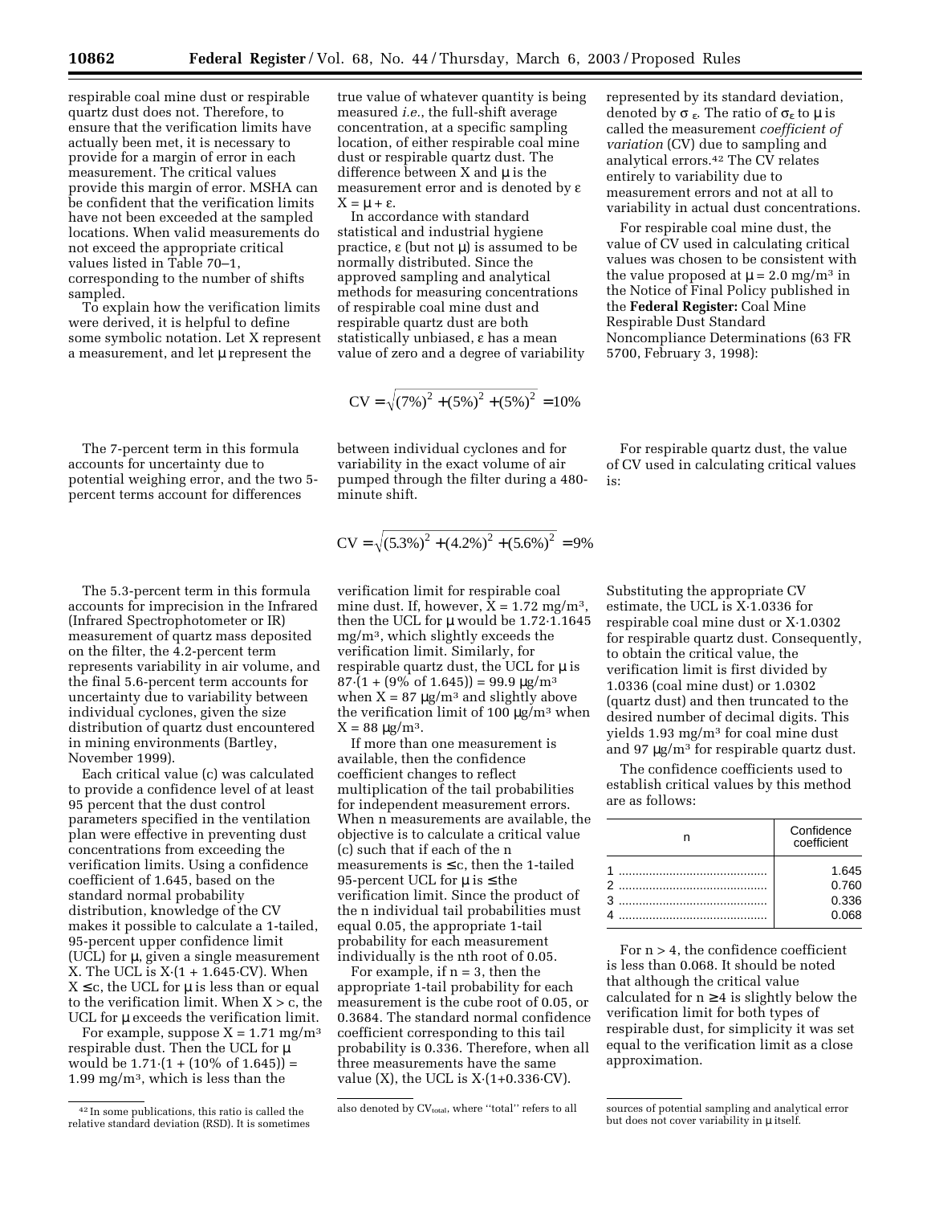respirable coal mine dust or respirable quartz dust does not. Therefore, to ensure that the verification limits have actually been met, it is necessary to provide for a margin of error in each measurement. The critical values provide this margin of error. MSHA can be confident that the verification limits have not been exceeded at the sampled locations. When valid measurements do not exceed the appropriate critical values listed in Table 70–1, corresponding to the number of shifts sampled.

To explain how the verification limits were derived, it is helpful to define some symbolic notation. Let X represent a measurement, and let $\mu$ represent the true value of whatever quantity is being measured *i.e.,* the full-shift average concentration, at a specific sampling location, of either respirable coal mine dust or respirable quartz dust. The difference between X and $\mu$ is the measurement error and is denoted by $\varepsilon$ $X = \mu + \varepsilon$.

In accordance with standard statistical and industrial hygiene practice, $\varepsilon$ (but not $\mu$) is assumed to be normally distributed. Since the approved sampling and analytical methods for measuring concentrations of respirable coal mine dust and respirable quartz dust are both statistically unbiased, $\varepsilon$ has a mean value of zero and a degree of variability represented by its standard deviation, denoted by $\sigma_\varepsilon$. The ratio of $\sigma_\varepsilon$ to $\mu$ is called the measurement *coefficient of variation* (CV) due to sampling and analytical errors.[42] The CV relates entirely to variability due to measurement errors and not at all to variability in actual dust concentrations.

For respirable coal mine dust, the value of CV used in calculating critical values was chosen to be consistent with the value proposed at $\mu = 2.0$ mg/m³ in the Notice of Final Policy published in the **Federal Register:** Coal Mine Respirable Dust Standard Noncompliance Determinations (63 FR 5700, February 3, 1998):

$$CV = \sqrt{(7\%)^2 + (5\%)^2 + (5\%)^2} = 10\%$$

The 7-percent term in this formula accounts for uncertainty due to potential weighing error, and the two 5-percent terms account for differences between individual cyclones and for variability in the exact volume of air pumped through the filter during a 480-minute shift.

For respirable quartz dust, the value of CV used in calculating critical values is:

$$CV = \sqrt{(5.3\%)^2 + (4.2\%)^2 + (5.6\%)^2} = 9\%$$

The 5.3-percent term in this formula accounts for imprecision in the Infrared (Infrared Spectrophotometer or IR) measurement of quartz mass deposited on the filter, the 4.2-percent term represents variability in air volume, and the final 5.6-percent term accounts for uncertainty due to variability between individual cyclones, given the size distribution of quartz dust encountered in mining environments (Bartley, November 1999).

Each critical value (c) was calculated to provide a confidence level of at least 95 percent that the dust control parameters specified in the ventilation plan were effective in preventing dust concentrations from exceeding the verification limits. Using a confidence coefficient of 1.645, based on the standard normal probability distribution, knowledge of the CV makes it possible to calculate a 1-tailed, 95-percent upper confidence limit (UCL) for $\mu$, given a single measurement X. The UCL is $X{\cdot}(1 + 1.645{\cdot}CV)$. When $X \leq c$, the UCL for $\mu$ is less than or equal to the verification limit. When $X > c$, the UCL for $\mu$ exceeds the verification limit.

For example, suppose X = 1.71 mg/m³ respirable dust. Then the UCL for $\mu$ would be 1.71·(1 + (10% of 1.645)) = 1.99 mg/m³, which is less than the verification limit for respirable coal mine dust. If, however, X = 1.72 mg/m³, then the UCL for $\mu$ would be 1.72·1.1645 mg/m³, which slightly exceeds the verification limit. Similarly, for respirable quartz dust, the UCL for $\mu$ is 87·(1 + (9% of 1.645)) = 99.9 µg/m³ when X = 87 µg/m³ and slightly above the verification limit of 100 µg/m³ when X = 88 µg/m³.

If more than one measurement is available, then the confidence coefficient changes to reflect multiplication of the tail probabilities for independent measurement errors. When n measurements are available, the objective is to calculate a critical value (c) such that if each of the n measurements is $\leq c$, then the 1-tailed 95-percent UCL for $\mu$ is $\leq$ the verification limit. Since the product of the n individual tail probabilities must equal 0.05, the appropriate 1-tail probability for each measurement individually is the nth root of 0.05.

For example, if n = 3, then the appropriate 1-tail probability for each measurement is the cube root of 0.05, or 0.3684. The standard normal confidence coefficient corresponding to this tail probability is 0.336. Therefore, when all three measurements have the same value (X), the UCL is $X{\cdot}(1+0.336{\cdot}CV)$.

Substituting the appropriate CV estimate, the UCL is X·1.0336 for respirable coal mine dust or X·1.0302 for respirable quartz dust. Consequently, to obtain the critical value, the verification limit is first divided by 1.0336 (coal mine dust) or 1.0302 (quartz dust) and then truncated to the desired number of decimal digits. This yields 1.93 mg/m³ for coal mine dust and 97 µg/m³ for respirable quartz dust.

The confidence coefficients used to establish critical values by this method are as follows:

| n | Confidence coefficient |
|---|---|
| 1 | 1.645 |
| 2 | 0.760 |
| 3 | 0.336 |
| 4 | 0.068 |

For n > 4, the confidence coefficient is less than 0.068. It should be noted that although the critical value calculated for $n \geq 4$ is slightly below the verification limit for both types of respirable dust, for simplicity it was set equal to the verification limit as a close approximation.

[42] In some publications, this ratio is called the relative standard deviation (RSD). It is sometimes also denoted by $CV_{total}$, where "total" refers to all sources of potential sampling and analytical error but does not cover variability in $\mu$ itself.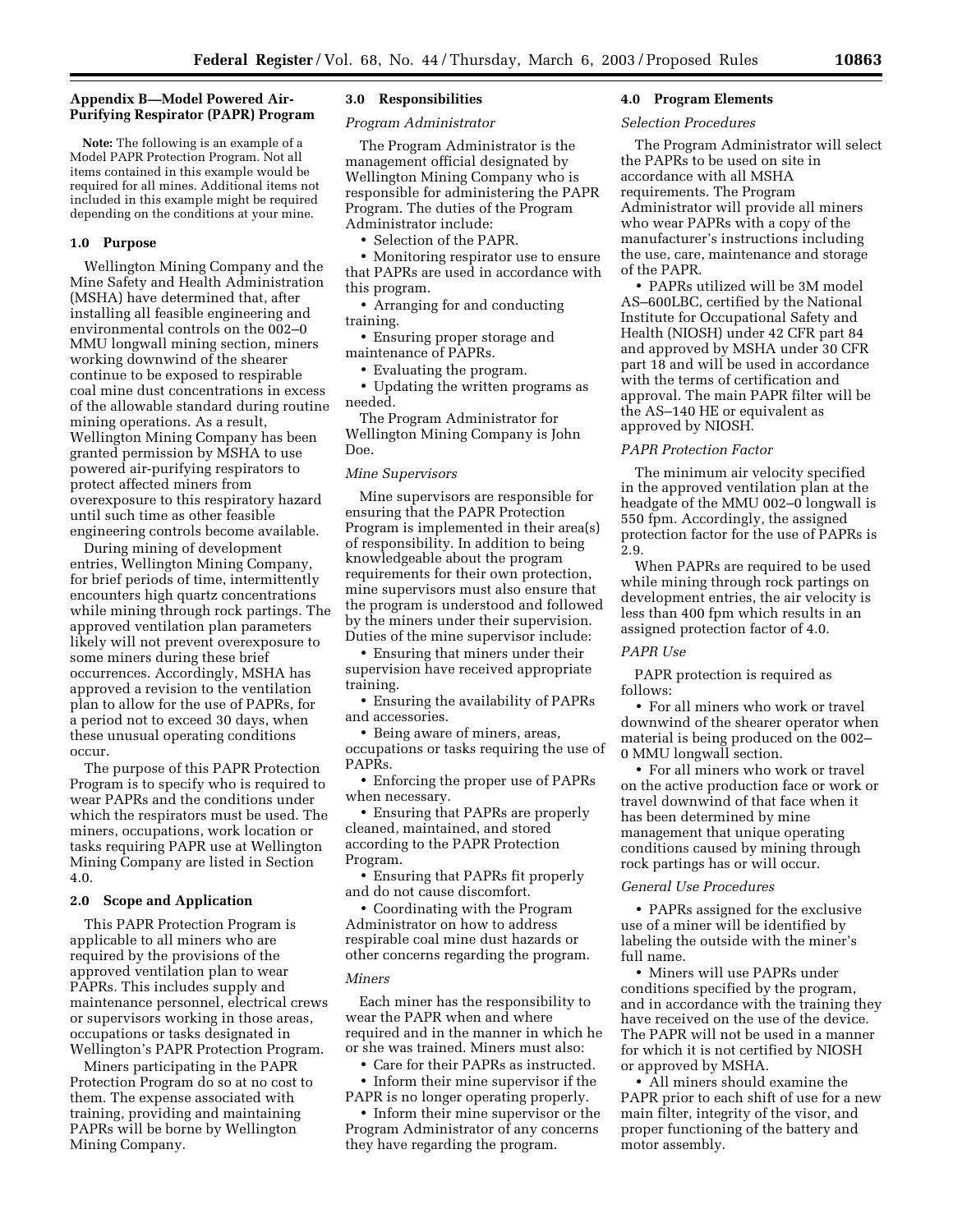## Appendix B—Model Powered Air-Purifying Respirator (PAPR) Program

**Note:** The following is an example of a Model PAPR Protection Program. Not all items contained in this example would be required for all mines. Additional items not included in this example might be required depending on the conditions at your mine.

### 1.0 Purpose

Wellington Mining Company and the Mine Safety and Health Administration (MSHA) have determined that, after installing all feasible engineering and environmental controls on the 002–0 MMU longwall mining section, miners working downwind of the shearer continue to be exposed to respirable coal mine dust concentrations in excess of the allowable standard during routine mining operations. As a result, Wellington Mining Company has been granted permission by MSHA to use powered air-purifying respirators to protect affected miners from overexposure to this respiratory hazard until such time as other feasible engineering controls become available.

During mining of development entries, Wellington Mining Company, for brief periods of time, intermittently encounters high quartz concentrations while mining through rock partings. The approved ventilation plan parameters likely will not prevent overexposure to some miners during these brief occurrences. Accordingly, MSHA has approved a revision to the ventilation plan to allow for the use of PAPRs, for a period not to exceed 30 days, when these unusual operating conditions occur.

The purpose of this PAPR Protection Program is to specify who is required to wear PAPRs and the conditions under which the respirators must be used. The miners, occupations, work location or tasks requiring PAPR use at Wellington Mining Company are listed in Section 4.0.

### 2.0 Scope and Application

This PAPR Protection Program is applicable to all miners who are required by the provisions of the approved ventilation plan to wear PAPRs. This includes supply and maintenance personnel, electrical crews or supervisors working in those areas, occupations or tasks designated in Wellington's PAPR Protection Program.

Miners participating in the PAPR Protection Program do so at no cost to them. The expense associated with training, providing and maintaining PAPRs will be borne by Wellington Mining Company.

### 3.0 Responsibilities

*Program Administrator*

The Program Administrator is the management official designated by Wellington Mining Company who is responsible for administering the PAPR Program. The duties of the Program Administrator include:

- Selection of the PAPR.
- Monitoring respirator use to ensure that PAPRs are used in accordance with this program.
- Arranging for and conducting training.
- Ensuring proper storage and maintenance of PAPRs.
- Evaluating the program.
- Updating the written programs as needed.

The Program Administrator for Wellington Mining Company is John Doe.

*Mine Supervisors*

Mine supervisors are responsible for ensuring that the PAPR Protection Program is implemented in their area(s) of responsibility. In addition to being knowledgeable about the program requirements for their own protection, mine supervisors must also ensure that the program is understood and followed by the miners under their supervision. Duties of the mine supervisor include:

- Ensuring that miners under their supervision have received appropriate training.
- Ensuring the availability of PAPRs and accessories.
- Being aware of miners, areas, occupations or tasks requiring the use of PAPRs.
- Enforcing the proper use of PAPRs when necessary.
- Ensuring that PAPRs are properly cleaned, maintained, and stored according to the PAPR Protection Program.
- Ensuring that PAPRs fit properly and do not cause discomfort.
- Coordinating with the Program Administrator on how to address respirable coal mine dust hazards or other concerns regarding the program.

*Miners*

Each miner has the responsibility to wear the PAPR when and where required and in the manner in which he or she was trained. Miners must also:

- Care for their PAPRs as instructed.
- Inform their mine supervisor if the PAPR is no longer operating properly.
- Inform their mine supervisor or the Program Administrator of any concerns they have regarding the program.

### 4.0 Program Elements

*Selection Procedures*

The Program Administrator will select the PAPRs to be used on site in accordance with all MSHA requirements. The Program Administrator will provide all miners who wear PAPRs with a copy of the manufacturer's instructions including the use, care, maintenance and storage of the PAPR.

- PAPRs utilized will be 3M model AS–600LBC, certified by the National Institute for Occupational Safety and Health (NIOSH) under 42 CFR part 84 and approved by MSHA under 30 CFR part 18 and will be used in accordance with the terms of certification and approval. The main PAPR filter will be the AS–140 HE or equivalent as approved by NIOSH.

*PAPR Protection Factor*

The minimum air velocity specified in the approved ventilation plan at the headgate of the MMU 002–0 longwall is 550 fpm. Accordingly, the assigned protection factor for the use of PAPRs is 2.9.

When PAPRs are required to be used while mining through rock partings on development entries, the air velocity is less than 400 fpm which results in an assigned protection factor of 4.0.

*PAPR Use*

PAPR protection is required as follows:

- For all miners who work or travel downwind of the shearer operator when material is being produced on the 002–0 MMU longwall section.
- For all miners who work or travel on the active production face or work or travel downwind of that face when it has been determined by mine management that unique operating conditions caused by mining through rock partings has or will occur.

*General Use Procedures*

- PAPRs assigned for the exclusive use of a miner will be identified by labeling the outside with the miner's full name.
- Miners will use PAPRs under conditions specified by the program, and in accordance with the training they have received on the use of the device. The PAPR will not be used in a manner for which it is not certified by NIOSH or approved by MSHA.
- All miners should examine the PAPR prior to each shift of use for a new main filter, integrity of the visor, and proper functioning of the battery and motor assembly.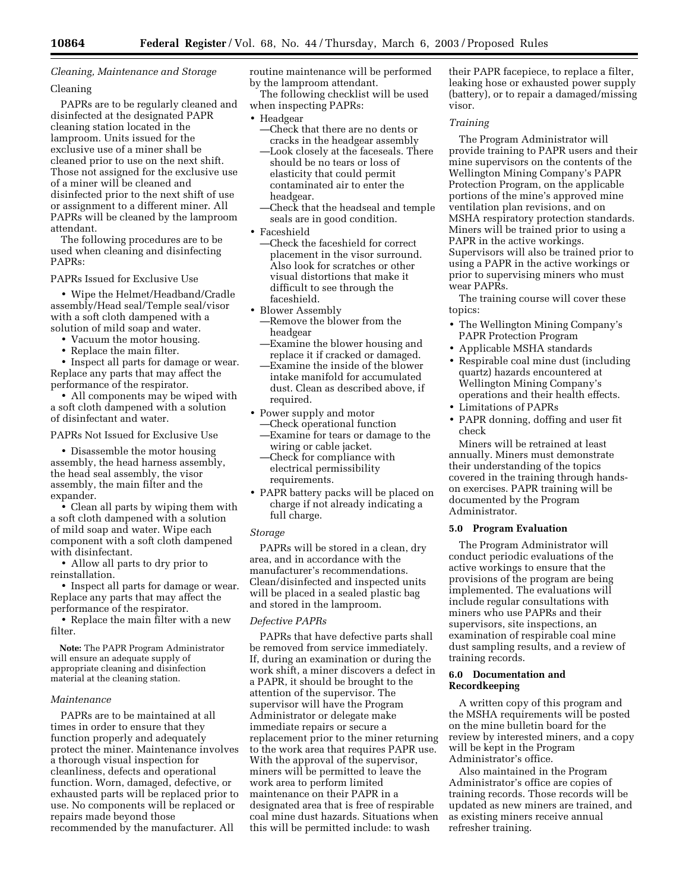*Cleaning, Maintenance and Storage*

Cleaning

PAPRs are to be regularly cleaned and disinfected at the designated PAPR cleaning station located in the lamproom. Units issued for the exclusive use of a miner shall be cleaned prior to use on the next shift. Those not assigned for the exclusive use of a miner will be cleaned and disinfected prior to the next shift of use or assignment to a different miner. All PAPRs will be cleaned by the lamproom attendant.

The following procedures are to be used when cleaning and disinfecting PAPRs:

PAPRs Issued for Exclusive Use

- Wipe the Helmet/Headband/Cradle assembly/Head seal/Temple seal/visor with a soft cloth dampened with a solution of mild soap and water.
- Vacuum the motor housing.
- Replace the main filter.
- Inspect all parts for damage or wear. Replace any parts that may affect the performance of the respirator.
- All components may be wiped with a soft cloth dampened with a solution of disinfectant and water.

PAPRs Not Issued for Exclusive Use

- Disassemble the motor housing assembly, the head harness assembly, the head seal assembly, the visor assembly, the main filter and the expander.
- Clean all parts by wiping them with a soft cloth dampened with a solution of mild soap and water. Wipe each component with a soft cloth dampened with disinfectant.
- Allow all parts to dry prior to reinstallation.
- Inspect all parts for damage or wear. Replace any parts that may affect the performance of the respirator.
- Replace the main filter with a new filter.

**Note:** The PAPR Program Administrator will ensure an adequate supply of appropriate cleaning and disinfection material at the cleaning station.

*Maintenance*

PAPRs are to be maintained at all times in order to ensure that they function properly and adequately protect the miner. Maintenance involves a thorough visual inspection for cleanliness, defects and operational function. Worn, damaged, defective, or exhausted parts will be replaced prior to use. No components will be replaced or repairs made beyond those recommended by the manufacturer. All routine maintenance will be performed by the lamproom attendant.

The following checklist will be used when inspecting PAPRs:

- Headgear
  - —Check that there are no dents or cracks in the headgear assembly
  - —Look closely at the faceseals. There should be no tears or loss of elasticity that could permit contaminated air to enter the headgear.
  - —Check that the headseal and temple seals are in good condition.
- Faceshield
  - —Check the faceshield for correct placement in the visor surround. Also look for scratches or other visual distortions that make it difficult to see through the faceshield.
- Blower Assembly
  - —Remove the blower from the headgear
  - —Examine the blower housing and replace it if cracked or damaged.
  - —Examine the inside of the blower intake manifold for accumulated dust. Clean as described above, if required.
- Power supply and motor
  - —Check operational function
  - —Examine for tears or damage to the wiring or cable jacket.
  - —Check for compliance with electrical permissibility requirements.
- PAPR battery packs will be placed on charge if not already indicating a full charge.

*Storage*

PAPRs will be stored in a clean, dry area, and in accordance with the manufacturer's recommendations. Clean/disinfected and inspected units will be placed in a sealed plastic bag and stored in the lamproom.

*Defective PAPRs*

PAPRs that have defective parts shall be removed from service immediately. If, during an examination or during the work shift, a miner discovers a defect in a PAPR, it should be brought to the attention of the supervisor. The supervisor will have the Program Administrator or delegate make immediate repairs or secure a replacement prior to the miner returning to the work area that requires PAPR use. With the approval of the supervisor, miners will be permitted to leave the work area to perform limited maintenance on their PAPR in a designated area that is free of respirable coal mine dust hazards. Situations when this will be permitted include: to wash their PAPR facepiece, to replace a filter, leaking hose or exhausted power supply (battery), or to repair a damaged/missing visor.

*Training*

The Program Administrator will provide training to PAPR users and their mine supervisors on the contents of the Wellington Mining Company's PAPR Protection Program, on the applicable portions of the mine's approved mine ventilation plan revisions, and on MSHA respiratory protection standards. Miners will be trained prior to using a PAPR in the active workings. Supervisors will also be trained prior to using a PAPR in the active workings or prior to supervising miners who must wear PAPRs.

The training course will cover these topics:

- The Wellington Mining Company's PAPR Protection Program
- Applicable MSHA standards
- Respirable coal mine dust (including quartz) hazards encountered at Wellington Mining Company's operations and their health effects.
- Limitations of PAPRs
- PAPR donning, doffing and user fit check

Miners will be retrained at least annually. Miners must demonstrate their understanding of the topics covered in the training through hands-on exercises. PAPR training will be documented by the Program Administrator.

**5.0 Program Evaluation**

The Program Administrator will conduct periodic evaluations of the active workings to ensure that the provisions of the program are being implemented. The evaluations will include regular consultations with miners who use PAPRs and their supervisors, site inspections, an examination of respirable coal mine dust sampling results, and a review of training records.

**6.0 Documentation and Recordkeeping**

A written copy of this program and the MSHA requirements will be posted on the mine bulletin board for the review by interested miners, and a copy will be kept in the Program Administrator's office.

Also maintained in the Program Administrator's office are copies of training records. Those records will be updated as new miners are trained, and as existing miners receive annual refresher training.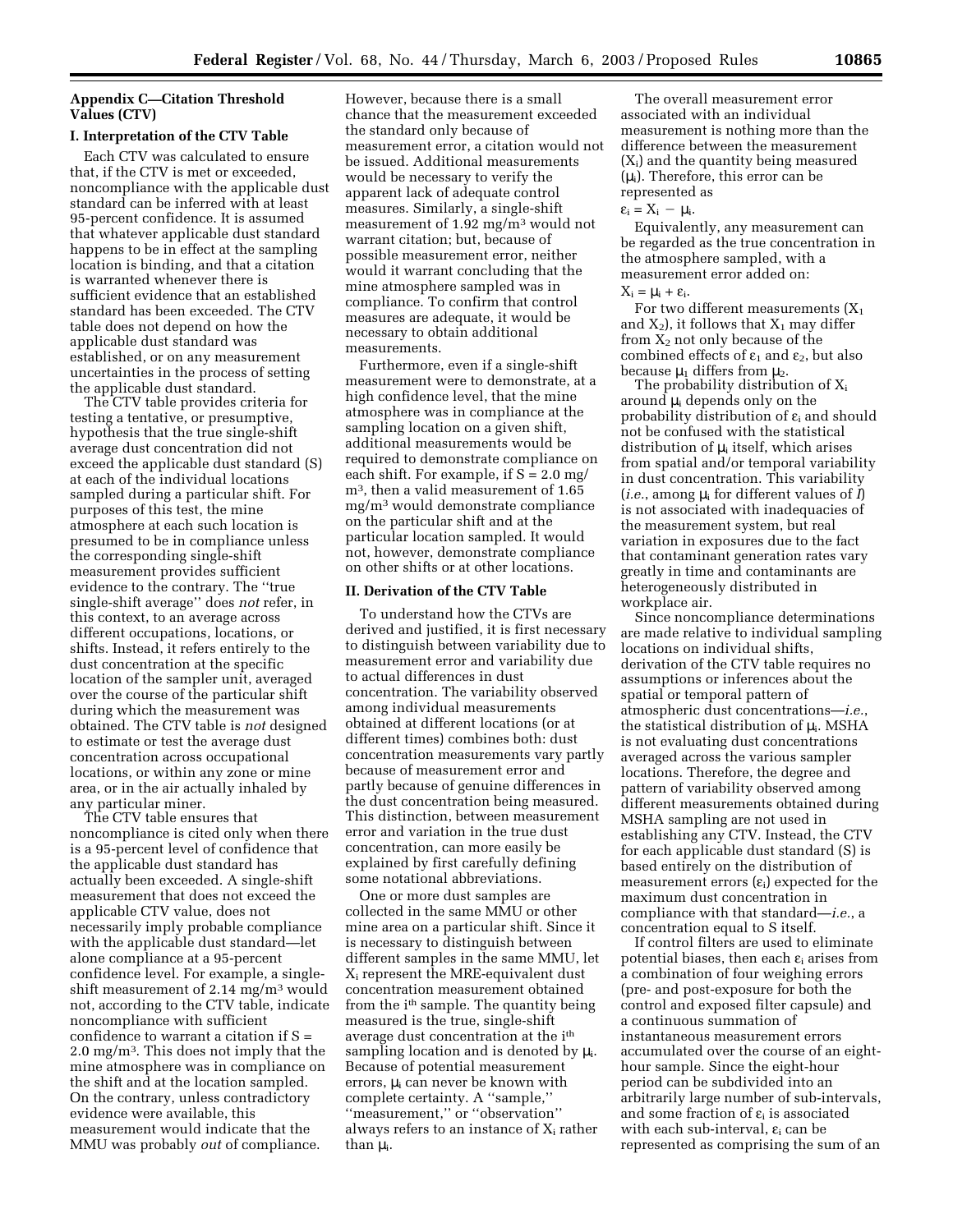## Appendix C—Citation Threshold Values (CTV)

### I. Interpretation of the CTV Table

Each CTV was calculated to ensure that, if the CTV is met or exceeded, noncompliance with the applicable dust standard can be inferred with at least 95-percent confidence. It is assumed that whatever applicable dust standard happens to be in effect at the sampling location is binding, and that a citation is warranted whenever there is sufficient evidence that an established standard has been exceeded. The CTV table does not depend on how the applicable dust standard was established, or on any measurement uncertainties in the process of setting the applicable dust standard.

The CTV table provides criteria for testing a tentative, or presumptive, hypothesis that the true single-shift average dust concentration did not exceed the applicable dust standard (S) at each of the individual locations sampled during a particular shift. For purposes of this test, the mine atmosphere at each such location is presumed to be in compliance unless the corresponding single-shift measurement provides sufficient evidence to the contrary. The ''true single-shift average'' does *not* refer, in this context, to an average across different occupations, locations, or shifts. Instead, it refers entirely to the dust concentration at the specific location of the sampler unit, averaged over the course of the particular shift during which the measurement was obtained. The CTV table is *not* designed to estimate or test the average dust concentration across occupational locations, or within any zone or mine area, or in the air actually inhaled by any particular miner.

The CTV table ensures that noncompliance is cited only when there is a 95-percent level of confidence that the applicable dust standard has actually been exceeded. A single-shift measurement that does not exceed the applicable CTV value, does not necessarily imply probable compliance with the applicable dust standard—let alone compliance at a 95-percent confidence level. For example, a single-shift measurement of 2.14 mg/m$^3$ would not, according to the CTV table, indicate noncompliance with sufficient confidence to warrant a citation if S = 2.0 mg/m$^3$. This does not imply that the mine atmosphere was in compliance on the shift and at the location sampled. On the contrary, unless contradictory evidence were available, this measurement would indicate that the MMU was probably *out* of compliance. However, because there is a small chance that the measurement exceeded the standard only because of measurement error, a citation would not be issued. Additional measurements would be necessary to verify the apparent lack of adequate control measures. Similarly, a single-shift measurement of 1.92 mg/m$^3$ would not warrant citation; but, because of possible measurement error, neither would it warrant concluding that the mine atmosphere sampled was in compliance. To confirm that control measures are adequate, it would be necessary to obtain additional measurements.

Furthermore, even if a single-shift measurement were to demonstrate, at a high confidence level, that the mine atmosphere was in compliance at the sampling location on a given shift, additional measurements would be required to demonstrate compliance on each shift. For example, if S = 2.0 mg/m$^3$, then a valid measurement of 1.65 mg/m$^3$ would demonstrate compliance on the particular shift and at the particular location sampled. It would not, however, demonstrate compliance on other shifts or at other locations.

### II. Derivation of the CTV Table

To understand how the CTVs are derived and justified, it is first necessary to distinguish between variability due to measurement error and variability due to actual differences in dust concentration. The variability observed among individual measurements obtained at different locations (or at different times) combines both: dust concentration measurements vary partly because of measurement error and partly because of genuine differences in the dust concentration being measured. This distinction, between measurement error and variation in the true dust concentration, can more easily be explained by first carefully defining some notational abbreviations.

One or more dust samples are collected in the same MMU or other mine area on a particular shift. Since it is necessary to distinguish between different samples in the same MMU, let $X_i$ represent the MRE-equivalent dust concentration measurement obtained from the i$^{th}$ sample. The quantity being measured is the true, single-shift average dust concentration at the i$^{th}$ sampling location and is denoted by $\mu_i$. Because of potential measurement errors, $\mu_i$ can never be known with complete certainty. A ''sample,'' ''measurement,'' or ''observation'' always refers to an instance of $X_i$ rather than $\mu_i$.

The overall measurement error associated with an individual measurement is nothing more than the difference between the measurement ($X_i$) and the quantity being measured ($\mu_i$). Therefore, this error can be represented as

$$\varepsilon_i = X_i - \mu_i.$$

Equivalently, any measurement can be regarded as the true concentration in the atmosphere sampled, with a measurement error added on:

$$X_i = \mu_i + \varepsilon_i.$$

For two different measurements ($X_1$ and $X_2$), it follows that $X_1$ may differ from $X_2$ not only because of the combined effects of $\varepsilon_1$ and $\varepsilon_2$, but also because $\mu_1$ differs from $\mu_2$.

The probability distribution of $X_i$ around $\mu_i$ depends only on the probability distribution of $\varepsilon_i$ and should not be confused with the statistical distribution of $\mu_i$ itself, which arises from spatial and/or temporal variability in dust concentration. This variability (*i.e.*, among $\mu_i$ for different values of *I*) is not associated with inadequacies of the measurement system, but real variation in exposures due to the fact that contaminant generation rates vary greatly in time and contaminants are heterogeneously distributed in workplace air.

Since noncompliance determinations are made relative to individual sampling locations on individual shifts, derivation of the CTV table requires no assumptions or inferences about the spatial or temporal pattern of atmospheric dust concentrations—*i.e.*, the statistical distribution of $\mu_i$. MSHA is not evaluating dust concentrations averaged across the various sampler locations. Therefore, the degree and pattern of variability observed among different measurements obtained during MSHA sampling are not used in establishing any CTV. Instead, the CTV for each applicable dust standard (S) is based entirely on the distribution of measurement errors ($\varepsilon_i$) expected for the maximum dust concentration in compliance with that standard—*i.e.*, a concentration equal to S itself.

If control filters are used to eliminate potential biases, then each $\varepsilon_i$ arises from a combination of four weighing errors (pre- and post-exposure for both the control and exposed filter capsule) and a continuous summation of instantaneous measurement errors accumulated over the course of an eight-hour sample. Since the eight-hour period can be subdivided into an arbitrarily large number of sub-intervals, and some fraction of $\varepsilon_i$ is associated with each sub-interval, $\varepsilon_i$ can be represented as comprising the sum of an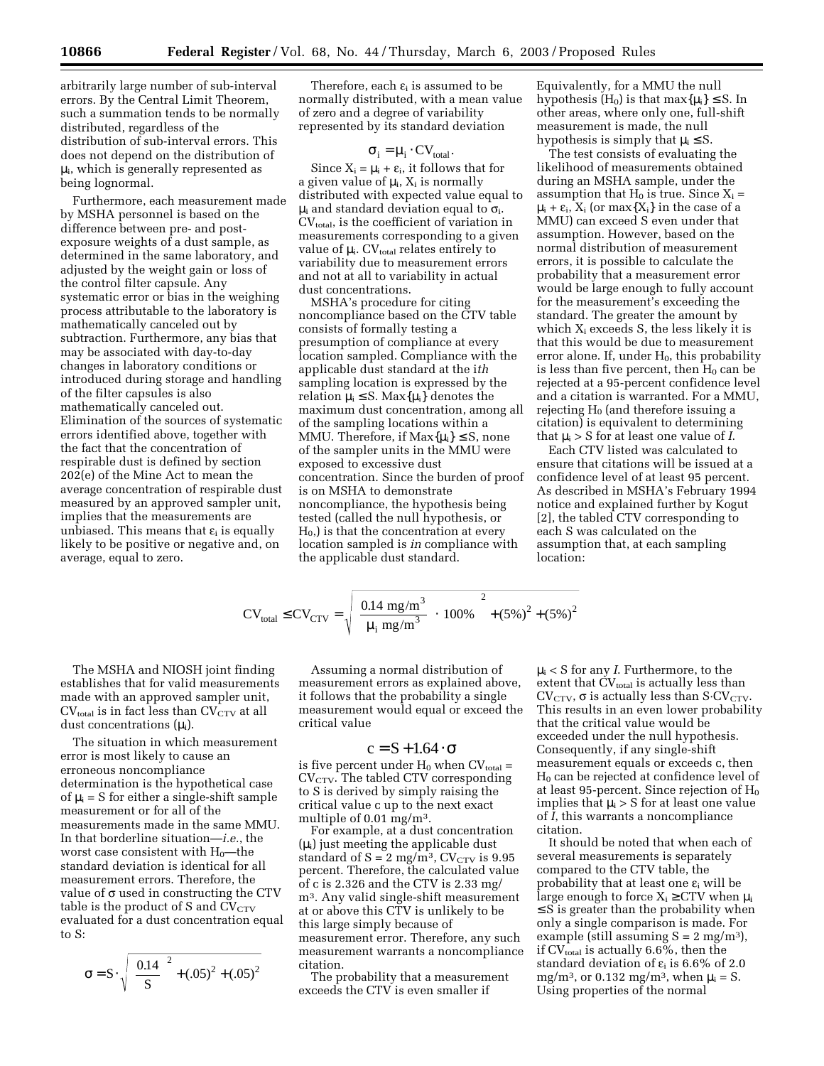arbitrarily large number of sub-interval errors. By the Central Limit Theorem, such a summation tends to be normally distributed, regardless of the distribution of sub-interval errors. This does not depend on the distribution of $\mu_i$, which is generally represented as being lognormal.

Furthermore, each measurement made by MSHA personnel is based on the difference between pre- and post-exposure weights of a dust sample, as determined in the same laboratory, and adjusted by the weight gain or loss of the control filter capsule. Any systematic error or bias in the weighing process attributable to the laboratory is mathematically canceled out by subtraction. Furthermore, any bias that may be associated with day-to-day changes in laboratory conditions or introduced during storage and handling of the filter capsules is also mathematically canceled out. Elimination of the sources of systematic errors identified above, together with the fact that the concentration of respirable dust is defined by section 202(e) of the Mine Act to mean the average concentration of respirable dust measured by an approved sampler unit, implies that the measurements are unbiased. This means that $\varepsilon_i$ is equally likely to be positive or negative and, on average, equal to zero.

Therefore, each $\varepsilon_i$ is assumed to be normally distributed, with a mean value of zero and a degree of variability represented by its standard deviation

$$\sigma_i = \mu_i \cdot CV_{total}.$$

Since $X_i = \mu_i + \varepsilon_i$, it follows that for a given value of $\mu_i$, $X_i$ is normally distributed with expected value equal to $\mu_i$ and standard deviation equal to $\sigma_i$. $CV_{total}$, is the coefficient of variation in measurements corresponding to a given value of $\mu_i$. $CV_{total}$ relates entirely to variability due to measurement errors and not at all to variability in actual dust concentrations.

MSHA's procedure for citing noncompliance based on the CTV table consists of formally testing a presumption of compliance at every location sampled. Compliance with the applicable dust standard at the *ith* sampling location is expressed by the relation $\mu_i \leq S$. $\text{Max}\{\mu_i\}$ denotes the maximum dust concentration, among all of the sampling locations within a MMU. Therefore, if $\text{Max}\{\mu_i\} \leq S$, none of the sampler units in the MMU were exposed to excessive dust concentration. Since the burden of proof is on MSHA to demonstrate noncompliance, the hypothesis being tested (called the null hypothesis, or $H_0$,) is that the concentration at every location sampled is *in* compliance with the applicable dust standard.

Equivalently, for a MMU the null hypothesis ($H_0$) is that $\max\{\mu_i\} \leq S$. In other areas, where only one, full-shift measurement is made, the null hypothesis is simply that $\mu_i \leq S$.

The test consists of evaluating the likelihood of measurements obtained during an MSHA sample, under the assumption that $H_0$ is true. Since $X_i = \mu_i + \varepsilon_i$, $X_i$ (or $\max\{X_i\}$ in the case of a MMU) can exceed S even under that assumption. However, based on the normal distribution of measurement errors, it is possible to calculate the probability that a measurement error would be large enough to fully account for the measurement's exceeding the standard. The greater the amount by which $X_i$ exceeds S, the less likely it is that this would be due to measurement error alone. If, under $H_0$, this probability is less than five percent, then $H_0$ can be rejected at a 95-percent confidence level and a citation is warranted. For a MMU, rejecting $H_0$ (and therefore issuing a citation) is equivalent to determining that $\mu_i > S$ for at least one value of *I*.

Each CTV listed was calculated to ensure that citations will be issued at a confidence level of at least 95 percent. As described in MSHA's February 1994 notice and explained further by Kogut [2], the tabled CTV corresponding to each S was calculated on the assumption that, at each sampling location:

$$CV_{total} \leq CV_{CTV} = \sqrt{\left(\frac{0.14 \text{ mg/m}^3}{\mu_i \text{ mg/m}^3} \cdot 100\%\right)^2 + (5\%)^2 + (5\%)^2}$$

The MSHA and NIOSH joint finding establishes that for valid measurements made with an approved sampler unit, $CV_{total}$ is in fact less than $CV_{CTV}$ at all dust concentrations ($\mu_i$).

The situation in which measurement error is most likely to cause an erroneous noncompliance determination is the hypothetical case of $\mu_i = S$ for either a single-shift sample measurement or for all of the measurements made in the same MMU. In that borderline situation—*i.e.*, the worst case consistent with $H_0$—the standard deviation is identical for all measurement errors. Therefore, the value of σ used in constructing the CTV table is the product of S and $CV_{CTV}$ evaluated for a dust concentration equal to S:

$$\sigma = S \cdot \sqrt{\left(\frac{0.14}{S}\right)^2 + (.05)^2 + (.05)^2}$$

Assuming a normal distribution of measurement errors as explained above, it follows that the probability a single measurement would equal or exceed the critical value

$$c = S + 1.64 \cdot \sigma$$

is five percent under $H_0$ when $CV_{total} = CV_{CTV}$. The tabled CTV corresponding to S is derived by simply raising the critical value c up to the next exact multiple of 0.01 mg/m³.

For example, at a dust concentration ($\mu_i$) just meeting the applicable dust standard of S = 2 mg/m³, $CV_{CTV}$ is 9.95 percent. Therefore, the calculated value of c is 2.326 and the CTV is 2.33 mg/m³. Any valid single-shift measurement at or above this CTV is unlikely to be this large simply because of measurement error. Therefore, any such measurement warrants a noncompliance citation.

The probability that a measurement exceeds the CTV is even smaller if $\mu_i < S$ for any *I*. Furthermore, to the extent that $CV_{total}$ is actually less than $CV_{CTV}$, σ is actually less than $S \cdot CV_{CTV}$. This results in an even lower probability that the critical value would be exceeded under the null hypothesis. Consequently, if any single-shift measurement equals or exceeds c, then $H_0$ can be rejected at confidence level of at least 95-percent. Since rejection of $H_0$ implies that $\mu_i > S$ for at least one value of *I*, this warrants a noncompliance citation.

It should be noted that when each of several measurements is separately compared to the CTV table, the probability that at least one $\varepsilon_i$ will be large enough to force $X_i \geq CTV$ when $\mu_i \leq S$ is greater than the probability when only a single comparison is made. For example (still assuming S = 2 mg/m³), if $CV_{total}$ is actually 6.6%, then the standard deviation of $\varepsilon_i$ is 6.6% of 2.0 mg/m³, or 0.132 mg/m³, when $\mu_i = S$. Using properties of the normal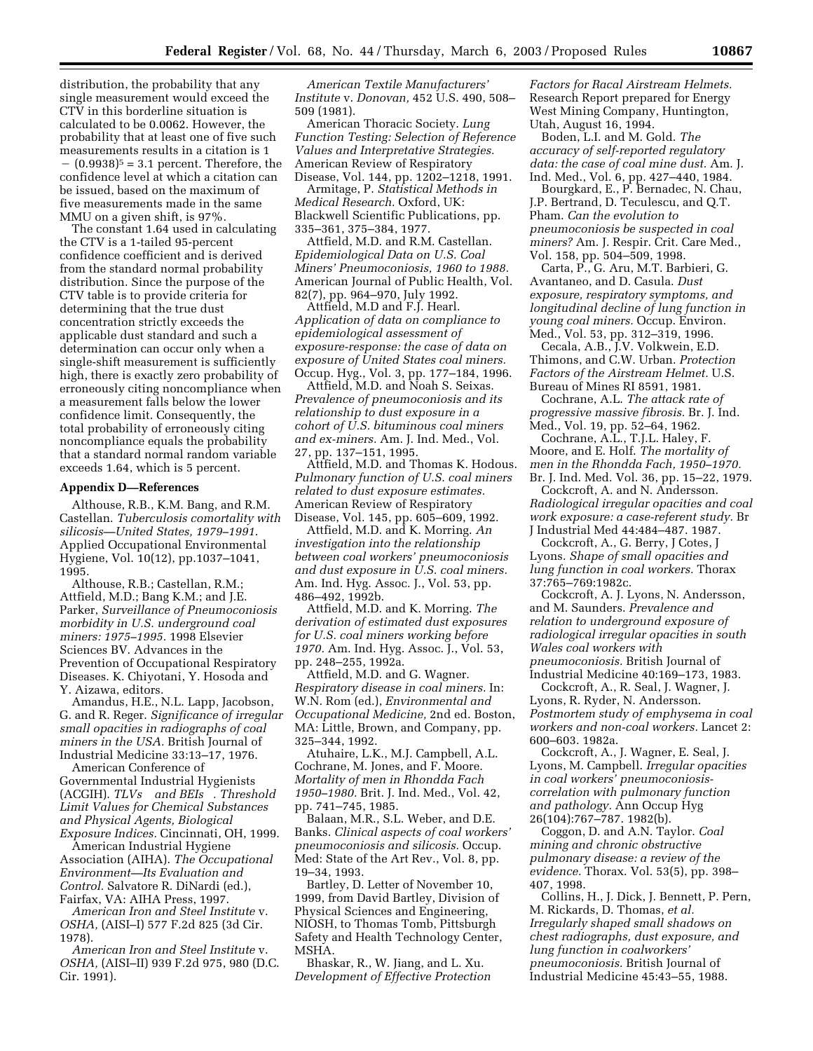distribution, the probability that any single measurement would exceed the CTV in this borderline situation is calculated to be 0.0062. However, the probability that at least one of five such measurements results in a citation is $1 - (0.9938)^5 = 3.1$ percent. Therefore, the confidence level at which a citation can be issued, based on the maximum of five measurements made in the same MMU on a given shift, is 97%.

The constant 1.64 used in calculating the CTV is a 1-tailed 95-percent confidence coefficient and is derived from the standard normal probability distribution. Since the purpose of the CTV table is to provide criteria for determining that the true dust concentration strictly exceeds the applicable dust standard and such a determination can occur only when a single-shift measurement is sufficiently high, there is exactly zero probability of erroneously citing noncompliance when a measurement falls below the lower confidence limit. Consequently, the total probability of erroneously citing noncompliance equals the probability that a standard normal random variable exceeds 1.64, which is 5 percent.

## Appendix D—References

Althouse, R.B., K.M. Bang, and R.M. Castellan. *Tuberculosis comortality with silicosis—United States, 1979–1991.* Applied Occupational Environmental Hygiene, Vol. 10(12), pp.1037–1041, 1995.

Althouse, R.B.; Castellan, R.M.; Attfield, M.D.; Bang K.M.; and J.E. Parker, *Surveillance of Pneumoconiosis morbidity in U.S. underground coal miners: 1975–1995.* 1998 Elsevier Sciences BV. Advances in the Prevention of Occupational Respiratory Diseases. K. Chiyotani, Y. Hosoda and Y. Aizawa, editors.

Amandus, H.E., N.L. Lapp, Jacobson, G. and R. Reger. *Significance of irregular small opacities in radiographs of coal miners in the USA.* British Journal of Industrial Medicine 33:13–17, 1976.

American Conference of Governmental Industrial Hygienists (ACGIH). *TLVs and BEIs. Threshold Limit Values for Chemical Substances and Physical Agents, Biological Exposure Indices.* Cincinnati, OH, 1999.

American Industrial Hygiene Association (AIHA). *The Occupational Environment—Its Evaluation and Control.* Salvatore R. DiNardi (ed.), Fairfax, VA: AIHA Press, 1997.

*American Iron and Steel Institute* v. *OSHA,* (AISI–I) 577 F.2d 825 (3d Cir. 1978).

*American Iron and Steel Institute* v. *OSHA,* (AISI–II) 939 F.2d 975, 980 (D.C. Cir. 1991).

*American Textile Manufacturers' Institute* v. *Donovan,* 452 U.S. 490, 508–509 (1981).

American Thoracic Society. *Lung Function Testing: Selection of Reference Values and Interpretative Strategies.* American Review of Respiratory Disease, Vol. 144, pp. 1202–1218, 1991.

Armitage, P. *Statistical Methods in Medical Research.* Oxford, UK: Blackwell Scientific Publications, pp. 335–361, 375–384, 1977.

Attfield, M.D. and R.M. Castellan. *Epidemiological Data on U.S. Coal Miners' Pneumoconiosis, 1960 to 1988.* American Journal of Public Health, Vol. 82(7), pp. 964–970, July 1992.

Attfield, M.D and F.J. Hearl. *Application of data on compliance to epidemiological assessment of exposure-response: the case of data on exposure of United States coal miners.* Occup. Hyg., Vol. 3, pp. 177–184, 1996.

Attfield, M.D. and Noah S. Seixas. *Prevalence of pneumoconiosis and its relationship to dust exposure in a cohort of U.S. bituminous coal miners and ex-miners.* Am. J. Ind. Med., Vol. 27, pp. 137–151, 1995.

Attfield, M.D. and Thomas K. Hodous. *Pulmonary function of U.S. coal miners related to dust exposure estimates.* American Review of Respiratory Disease, Vol. 145, pp. 605–609, 1992.

Attfield, M.D. and K. Morring. *An investigation into the relationship between coal workers' pneumoconiosis and dust exposure in U.S. coal miners.* Am. Ind. Hyg. Assoc. J., Vol. 53, pp. 486–492, 1992b.

Attfield, M.D. and K. Morring. *The derivation of estimated dust exposures for U.S. coal miners working before 1970.* Am. Ind. Hyg. Assoc. J., Vol. 53, pp. 248–255, 1992a.

Attfield, M.D. and G. Wagner. *Respiratory disease in coal miners.* In: W.N. Rom (ed.), *Environmental and Occupational Medicine,* 2nd ed. Boston, MA: Little, Brown, and Company, pp. 325–344, 1992.

Atuhaire, L.K., M.J. Campbell, A.L. Cochrane, M. Jones, and F. Moore. *Mortality of men in Rhondda Fach 1950–1980.* Brit. J. Ind. Med., Vol. 42, pp. 741–745, 1985.

Balaan, M.R., S.L. Weber, and D.E. Banks. *Clinical aspects of coal workers' pneumoconiosis and silicosis.* Occup. Med: State of the Art Rev., Vol. 8, pp. 19–34, 1993.

Bartley, D. Letter of November 10, 1999, from David Bartley, Division of Physical Sciences and Engineering, NIOSH, to Thomas Tomb, Pittsburgh Safety and Health Technology Center, MSHA.

Bhaskar, R., W. Jiang, and L. Xu. *Development of Effective Protection Factors for Racal Airstream Helmets.* Research Report prepared for Energy West Mining Company, Huntington, Utah, August 16, 1994.

Boden, L.I. and M. Gold. *The accuracy of self-reported regulatory data: the case of coal mine dust.* Am. J. Ind. Med., Vol. 6, pp. 427–440, 1984.

Bourgkard, E., P. Bernadec, N. Chau, J.P. Bertrand, D. Teculescu, and Q.T. Pham. *Can the evolution to pneumoconiosis be suspected in coal miners?* Am. J. Respir. Crit. Care Med., Vol. 158, pp. 504–509, 1998.

Carta, P., G. Aru, M.T. Barbieri, G. Avantaneo, and D. Casula. *Dust exposure, respiratory symptoms, and longitudinal decline of lung function in young coal miners.* Occup. Environ. Med., Vol. 53, pp. 312–319, 1996.

Cecala, A.B., J.V. Volkwein, E.D. Thimons, and C.W. Urban. *Protection Factors of the Airstream Helmet.* U.S. Bureau of Mines RI 8591, 1981.

Cochrane, A.L. *The attack rate of progressive massive fibrosis.* Br. J. Ind. Med., Vol. 19, pp. 52–64, 1962.

Cochrane, A.L., T.J.L. Haley, F. Moore, and E. Holf. *The mortality of men in the Rhondda Fach, 1950–1970.* Br. J. Ind. Med. Vol. 36, pp. 15–22, 1979.

Cockcroft, A. and N. Andersson. *Radiological irregular opacities and coal work exposure: a case-referent study.* Br J Industrial Med 44:484–487. 1987.

Cockcroft, A., G. Berry, J Cotes, J Lyons. *Shape of small opacities and lung function in coal workers.* Thorax 37:765–769:1982c.

Cockcroft, A. J. Lyons, N. Andersson, and M. Saunders. *Prevalence and relation to underground exposure of radiological irregular opacities in south Wales coal workers with pneumoconiosis.* British Journal of Industrial Medicine 40:169–173, 1983.

Cockcroft, A., R. Seal, J. Wagner, J. Lyons, R. Ryder, N. Andersson. *Postmortem study of emphysema in coal workers and non-coal workers.* Lancet 2: 600–603. 1982a.

Cockcroft, A., J. Wagner, E. Seal, J. Lyons, M. Campbell. *Irregular opacities in coal workers' pneumoconiosis-correlation with pulmonary function and pathology.* Ann Occup Hyg 26(104):767–787. 1982(b).

Coggon, D. and A.N. Taylor. *Coal mining and chronic obstructive pulmonary disease: a review of the evidence.* Thorax. Vol. 53(5), pp. 398–407, 1998.

Collins, H., J. Dick, J. Bennett, P. Pern, M. Rickards, D. Thomas, *et al. Irregularly shaped small shadows on chest radiographs, dust exposure, and lung function in coalworkers' pneumoconiosis.* British Journal of Industrial Medicine 45:43–55, 1988.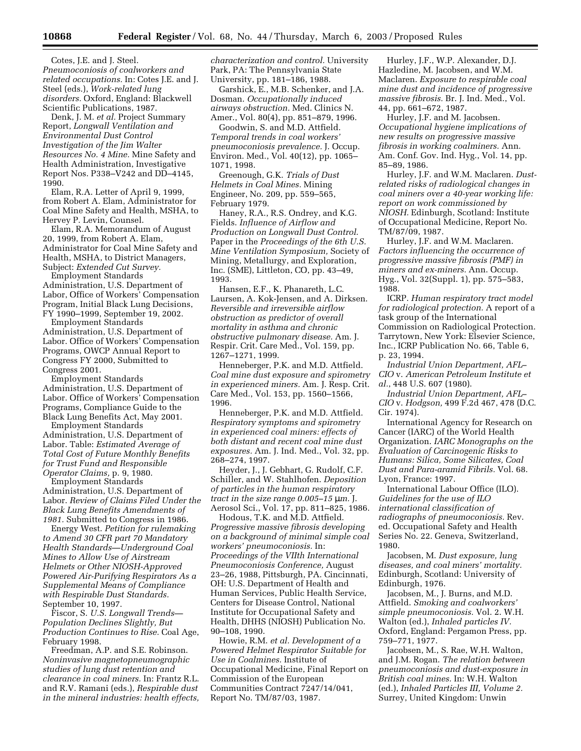Cotes, J.E. and J. Steel. *Pneumoconiosis of coalworkers and related occupations.* In: Cotes J.E. and J. Steel (eds.), *Work-related lung disorders.* Oxford, England: Blackwell Scientific Publications, 1987.

Denk, J. M. *et al.* Project Summary Report, *Longwall Ventilation and Environmental Dust Control Investigation of the Jim Walter Resources No. 4 Mine.* Mine Safety and Health Administration, Investigative Report Nos. P338–V242 and DD–4145, 1990.

Elam, R.A. Letter of April 9, 1999, from Robert A. Elam, Administrator for Coal Mine Safety and Health, MSHA, to Hervey P. Levin, Counsel.

Elam, R.A. Memorandum of August 20, 1999, from Robert A. Elam, Administrator for Coal Mine Safety and Health, MSHA, to District Managers, Subject: *Extended Cut Survey.*

Employment Standards Administration, U.S. Department of Labor, Office of Workers' Compensation Program, Initial Black Lung Decisions, FY 1990–1999, September 19, 2002.

Employment Standards Administration, U.S. Department of Labor. Office of Workers' Compensation Programs, OWCP Annual Report to Congress FY 2000, Submitted to Congress 2001.

Employment Standards Administration, U.S. Department of Labor. Office of Workers' Compensation Programs, Compliance Guide to the Black Lung Benefits Act, May 2001.

Employment Standards Administration, U.S. Department of Labor. Table: *Estimated Average of Total Cost of Future Monthly Benefits for Trust Fund and Responsible Operator Claims,* p. 9, 1980.

Employment Standards Administration, U.S. Department of Labor. *Review of Claims Filed Under the Black Lung Benefits Amendments of 1981.* Submitted to Congress in 1986.

Energy West. *Petition for rulemaking to Amend 30 CFR part 70 Mandatory Health Standards—Underground Coal Mines to Allow Use of Airstream Helmets or Other NIOSH-Approved Powered Air-Purifying Respirators As a Supplemental Means of Compliance with Respirable Dust Standards.* September 10, 1997.

Fiscor, S. *U.S. Longwall Trends—Population Declines Slightly, But Production Continues to Rise.* Coal Age, February 1998.

Freedman, A.P. and S.E. Robinson. *Noninvasive magnetopneumographic studies of lung dust retention and clearance in coal miners.* In: Frantz R.L. and R.V. Ramani (eds.), *Respirable dust in the mineral industries: health effects, characterization and control.* University Park, PA: The Pennsylvania State University, pp. 181–186, 1988.

Garshick, E., M.B. Schenker, and J.A. Dosman. *Occupationally induced airways obstruction.* Med. Clinics N. Amer., Vol. 80(4), pp. 851–879, 1996.

Goodwin, S. and M.D. Attfield. *Temporal trends in coal workers' pneumoconiosis prevalence.* J. Occup. Environ. Med., Vol. 40(12), pp. 1065–1071, 1998.

Greenough, G.K. *Trials of Dust Helmets in Coal Mines.* Mining Engineer, No. 209, pp. 559–565, February 1979.

Haney, R.A., R.S. Ondrey, and K.G. Fields. *Influence of Airflow and Production on Longwall Dust Control.* Paper in the *Proceedings of the 6th U.S. Mine Ventilation Symposium,* Society of Mining, Metallurgy, and Exploration, Inc. (SME), Littleton, CO, pp. 43–49, 1993.

Hansen, E.F., K. Phanareth, L.C. Laursen, A. Kok-Jensen, and A. Dirksen. *Reversible and irreversible airflow obstruction as predictor of overall mortality in asthma and chronic obstructive pulmonary disease.* Am. J. Respir. Crit. Care Med., Vol. 159, pp. 1267–1271, 1999.

Henneberger, P.K. and M.D. Attfield. *Coal mine dust exposure and spirometry in experienced miners.* Am. J. Resp. Crit. Care Med., Vol. 153, pp. 1560–1566, 1996.

Henneberger, P.K. and M.D. Attfield. *Respiratory symptoms and spirometry in experienced coal miners: effects of both distant and recent coal mine dust exposures.* Am. J. Ind. Med., Vol. 32, pp. 268–274, 1997.

Heyder, J., J. Gebhart, G. Rudolf, C.F. Schiller, and W. Stahlhofen. *Deposition of particles in the human respiratory tract in the size range 0.005–15 μm.* J. Aerosol Sci., Vol. 17, pp. 811–825, 1986.

Hodous, T.K. and M.D. Attfield. *Progressive massive fibrosis developing on a background of minimal simple coal workers' pneumoconiosis.* In: *Proceedings of the VIIth International Pneumoconiosis Conference,* August 23–26, 1988, Pittsburgh, PA. Cincinnati, OH: U.S. Department of Health and Human Services, Public Health Service, Centers for Disease Control, National Institute for Occupational Safety and Health, DHHS (NIOSH) Publication No. 90–108, 1990.

Howie, R.M. *et al. Development of a Powered Helmet Respirator Suitable for Use in Coalmines.* Institute of Occupational Medicine, Final Report on Commission of the European Communities Contract 7247/14/041, Report No. TM/87/03, 1987.

Hurley, J.F., W.P. Alexander, D.J. Hazledine, M. Jacobsen, and W.M. Maclaren. *Exposure to respirable coal mine dust and incidence of progressive massive fibrosis.* Br. J. Ind. Med., Vol. 44, pp. 661–672, 1987.

Hurley, J.F. and M. Jacobsen. *Occupational hygiene implications of new results on progressive massive fibrosis in working coalminers.* Ann. Am. Conf. Gov. Ind. Hyg., Vol. 14, pp. 85–89, 1986.

Hurley, J.F. and W.M. Maclaren. *Dust-related risks of radiological changes in coal miners over a 40-year working life: report on work commissioned by NIOSH.* Edinburgh, Scotland: Institute of Occupational Medicine, Report No. TM/87/09, 1987.

Hurley, J.F. and W.M. Maclaren. *Factors influencing the occurrence of progressive massive fibrosis (PMF) in miners and ex-miners.* Ann. Occup. Hyg., Vol. 32(Suppl. 1), pp. 575–583, 1988.

ICRP. *Human respiratory tract model for radiological protection.* A report of a task group of the International Commission on Radiological Protection. Tarrytown, New York: Elsevier Science, Inc., ICRP Publication No. 66, Table 6, p. 23, 1994.

*Industrial Union Department, AFL–CIO* v. *American Petroleum Institute et al.*, 448 U.S. 607 (1980).

*Industrial Union Department, AFL–CIO* v. *Hodgson,* 499 F.2d 467, 478 (D.C. Cir. 1974).

International Agency for Research on Cancer (IARC) of the World Health Organization. *IARC Monographs on the Evaluation of Carcinogenic Risks to Humans: Silica, Some Silicates, Coal Dust and Para-aramid Fibrils.* Vol. 68. Lyon, France: 1997.

International Labour Office (ILO). *Guidelines for the use of ILO international classification of radiographs of pneumoconiosis.* Rev. ed. Occupational Safety and Health Series No. 22. Geneva, Switzerland, 1980.

Jacobsen, M. *Dust exposure, lung diseases, and coal miners' mortality.* Edinburgh, Scotland: University of Edinburgh, 1976.

Jacobsen, M., J. Burns, and M.D. Attfield. *Smoking and coalworkers' simple pneumoconiosis.* Vol. 2. W.H. Walton (ed.), *Inhaled particles IV.* Oxford, England: Pergamon Press, pp. 759–771, 1977.

Jacobsen, M., S. Rae, W.H. Walton, and J.M. Rogan. *The relation between pneumoconiosis and dust-exposure in British coal mines.* In: W.H. Walton (ed.), *Inhaled Particles III, Volume 2.* Surrey, United Kingdom: Unwin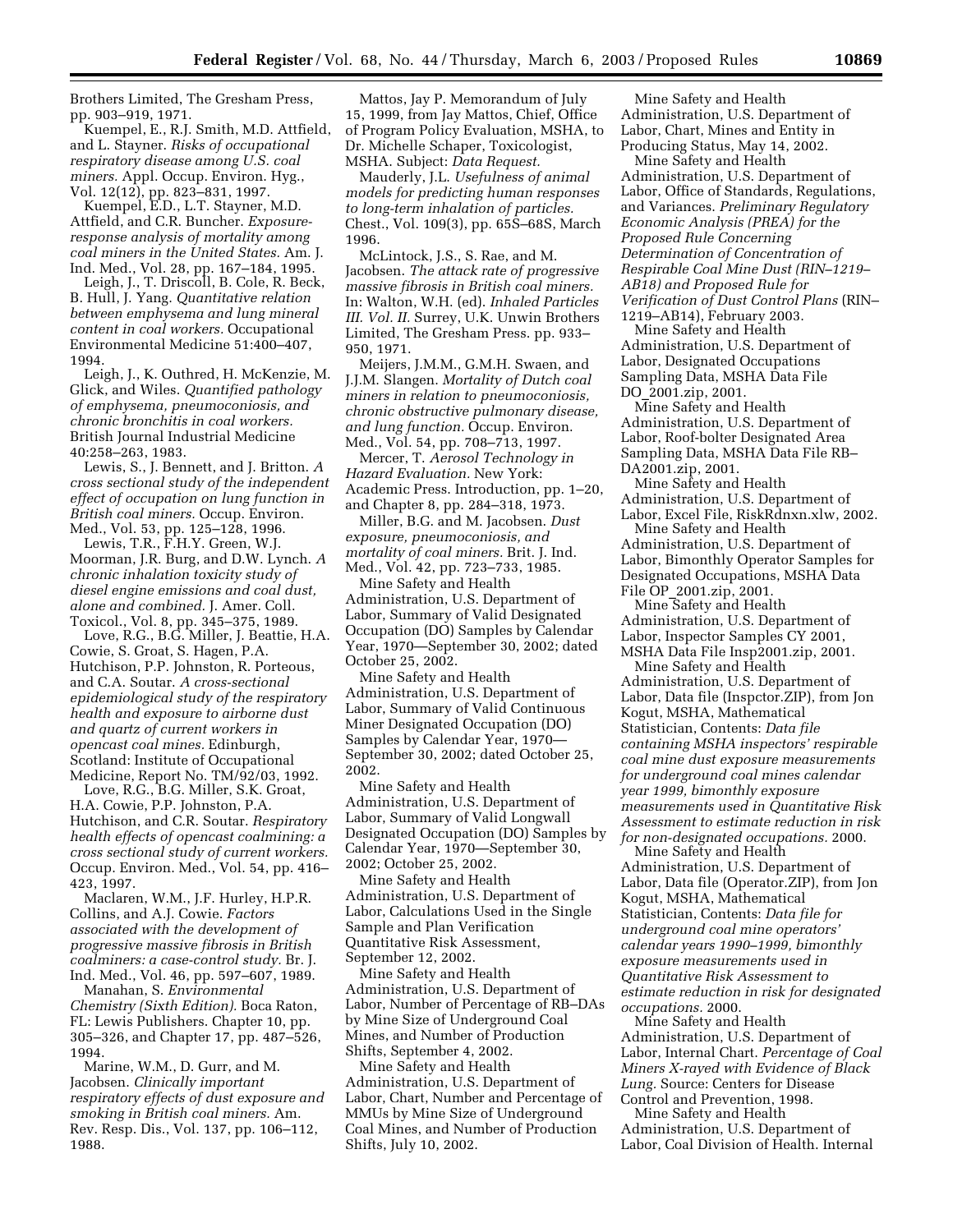Brothers Limited, The Gresham Press, pp. 903–919, 1971.

Kuempel, E., R.J. Smith, M.D. Attfield, and L. Stayner. *Risks of occupational respiratory disease among U.S. coal miners.* Appl. Occup. Environ. Hyg., Vol. 12(12), pp. 823–831, 1997.

Kuempel, E.D., L.T. Stayner, M.D. Attfield, and C.R. Buncher. *Exposure-response analysis of mortality among coal miners in the United States.* Am. J. Ind. Med., Vol. 28, pp. 167–184, 1995.

Leigh, J., T. Driscoll, B. Cole, R. Beck, B. Hull, J. Yang. *Quantitative relation between emphysema and lung mineral content in coal workers.* Occupational Environmental Medicine 51:400–407, 1994.

Leigh, J., K. Outhred, H. McKenzie, M. Glick, and Wiles. *Quantified pathology of emphysema, pneumoconiosis, and chronic bronchitis in coal workers.* British Journal Industrial Medicine 40:258–263, 1983.

Lewis, S., J. Bennett, and J. Britton. *A cross sectional study of the independent effect of occupation on lung function in British coal miners.* Occup. Environ. Med., Vol. 53, pp. 125–128, 1996.

Lewis, T.R., F.H.Y. Green, W.J. Moorman, J.R. Burg, and D.W. Lynch. *A chronic inhalation toxicity study of diesel engine emissions and coal dust, alone and combined.* J. Amer. Coll. Toxicol., Vol. 8, pp. 345–375, 1989.

Love, R.G., B.G. Miller, J. Beattie, H.A. Cowie, S. Groat, S. Hagen, P.A. Hutchison, P.P. Johnston, R. Porteous, and C.A. Soutar. *A cross-sectional epidemiological study of the respiratory health and exposure to airborne dust and quartz of current workers in opencast coal mines.* Edinburgh, Scotland: Institute of Occupational Medicine, Report No. TM/92/03, 1992.

Love, R.G., B.G. Miller, S.K. Groat, H.A. Cowie, P.P. Johnston, P.A. Hutchison, and C.R. Soutar. *Respiratory health effects of opencast coalmining: a cross sectional study of current workers.* Occup. Environ. Med., Vol. 54, pp. 416–423, 1997.

Maclaren, W.M., J.F. Hurley, H.P.R. Collins, and A.J. Cowie. *Factors associated with the development of progressive massive fibrosis in British coalminers: a case-control study.* Br. J. Ind. Med., Vol. 46, pp. 597–607, 1989.

Manahan, S. *Environmental Chemistry (Sixth Edition).* Boca Raton, FL: Lewis Publishers. Chapter 10, pp. 305–326, and Chapter 17, pp. 487–526, 1994.

Marine, W.M., D. Gurr, and M. Jacobsen. *Clinically important respiratory effects of dust exposure and smoking in British coal miners.* Am. Rev. Resp. Dis., Vol. 137, pp. 106–112, 1988.

Mattos, Jay P. Memorandum of July 15, 1999, from Jay Mattos, Chief, Office of Program Policy Evaluation, MSHA, to Dr. Michelle Schaper, Toxicologist, MSHA. Subject: *Data Request.*

Mauderly, J.L. *Usefulness of animal models for predicting human responses to long-term inhalation of particles.* Chest., Vol. 109(3), pp. 65S–68S, March 1996.

McLintock, J.S., S. Rae, and M. Jacobsen. *The attack rate of progressive massive fibrosis in British coal miners.* In: Walton, W.H. (ed). *Inhaled Particles III. Vol. II.* Surrey, U.K. Unwin Brothers Limited, The Gresham Press. pp. 933–950, 1971.

Meijers, J.M.M., G.M.H. Swaen, and J.J.M. Slangen. *Mortality of Dutch coal miners in relation to pneumoconiosis, chronic obstructive pulmonary disease, and lung function.* Occup. Environ. Med., Vol. 54, pp. 708–713, 1997.

Mercer, T. *Aerosol Technology in Hazard Evaluation.* New York: Academic Press. Introduction, pp. 1–20, and Chapter 8, pp. 284–318, 1973.

Miller, B.G. and M. Jacobsen. *Dust exposure, pneumoconiosis, and mortality of coal miners.* Brit. J. Ind. Med., Vol. 42, pp. 723–733, 1985.

Mine Safety and Health Administration, U.S. Department of Labor, Summary of Valid Designated Occupation (DO) Samples by Calendar Year, 1970—September 30, 2002; dated October 25, 2002.

Mine Safety and Health Administration, U.S. Department of Labor, Summary of Valid Continuous Miner Designated Occupation (DO) Samples by Calendar Year, 1970—September 30, 2002; dated October 25, 2002.

Mine Safety and Health Administration, U.S. Department of Labor, Summary of Valid Longwall Designated Occupation (DO) Samples by Calendar Year, 1970—September 30, 2002; October 25, 2002.

Mine Safety and Health Administration, U.S. Department of Labor, Calculations Used in the Single Sample and Plan Verification Quantitative Risk Assessment, September 12, 2002.

Mine Safety and Health Administration, U.S. Department of Labor, Number of Percentage of RB–DAs by Mine Size of Underground Coal Mines, and Number of Production Shifts, September 4, 2002.

Mine Safety and Health Administration, U.S. Department of Labor, Chart, Number and Percentage of MMUs by Mine Size of Underground Coal Mines, and Number of Production Shifts, July 10, 2002.

Mine Safety and Health Administration, U.S. Department of Labor, Chart, Mines and Entity in Producing Status, May 14, 2002.

Mine Safety and Health Administration, U.S. Department of Labor, Office of Standards, Regulations, and Variances. *Preliminary Regulatory Economic Analysis (PREA) for the Proposed Rule Concerning Determination of Concentration of Respirable Coal Mine Dust (RIN–1219–AB18) and Proposed Rule for Verification of Dust Control Plans* (RIN–1219–AB14), February 2003.

Mine Safety and Health Administration, U.S. Department of Labor, Designated Occupations Sampling Data, MSHA Data File DO_2001.zip, 2001.

Mine Safety and Health Administration, U.S. Department of Labor, Roof-bolter Designated Area Sampling Data, MSHA Data File RB–DA2001.zip, 2001.

Mine Safety and Health Administration, U.S. Department of Labor, Excel File, RiskRdnxn.xlw, 2002.

Mine Safety and Health Administration, U.S. Department of Labor, Bimonthly Operator Samples for Designated Occupations, MSHA Data File OP_2001.zip, 2001.

Mine Safety and Health Administration, U.S. Department of Labor, Inspector Samples CY 2001, MSHA Data File Insp2001.zip, 2001.

Mine Safety and Health Administration, U.S. Department of Labor, Data file (Inspctor.ZIP), from Jon Kogut, MSHA, Mathematical Statistician, Contents: *Data file containing MSHA inspectors' respirable coal mine dust exposure measurements for underground coal mines calendar year 1999, bimonthly exposure measurements used in Quantitative Risk Assessment to estimate reduction in risk for non-designated occupations.* 2000.

Mine Safety and Health Administration, U.S. Department of Labor, Data file (Operator.ZIP), from Jon Kogut, MSHA, Mathematical Statistician, Contents: *Data file for underground coal mine operators' calendar years 1990–1999, bimonthly exposure measurements used in Quantitative Risk Assessment to estimate reduction in risk for designated occupations.* 2000.

Mine Safety and Health Administration, U.S. Department of Labor, Internal Chart. *Percentage of Coal Miners X-rayed with Evidence of Black Lung.* Source: Centers for Disease Control and Prevention, 1998.

Mine Safety and Health Administration, U.S. Department of Labor, Coal Division of Health. Internal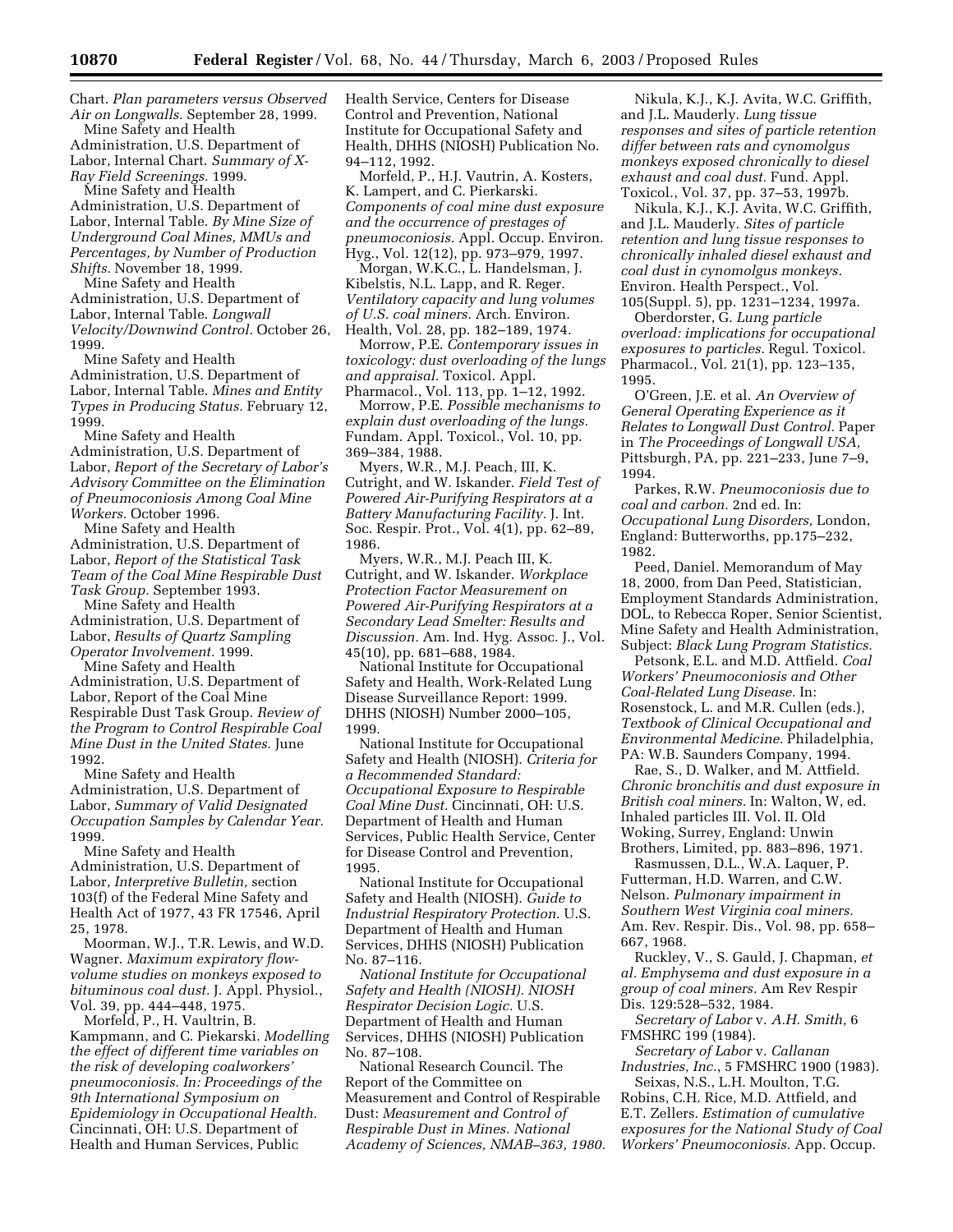Chart. *Plan parameters versus Observed Air on Longwalls.* September 28, 1999.

Mine Safety and Health Administration, U.S. Department of Labor, Internal Chart. *Summary of X-Ray Field Screenings.* 1999.

Mine Safety and Health Administration, U.S. Department of Labor, Internal Table. *By Mine Size of Underground Coal Mines, MMUs and Percentages, by Number of Production Shifts.* November 18, 1999.

Mine Safety and Health Administration, U.S. Department of Labor, Internal Table. *Longwall Velocity/Downwind Control.* October 26, 1999.

Mine Safety and Health Administration, U.S. Department of Labor, Internal Table. *Mines and Entity Types in Producing Status.* February 12, 1999.

Mine Safety and Health Administration, U.S. Department of Labor, *Report of the Secretary of Labor's Advisory Committee on the Elimination of Pneumoconiosis Among Coal Mine Workers.* October 1996.

Mine Safety and Health Administration, U.S. Department of Labor, *Report of the Statistical Task Team of the Coal Mine Respirable Dust Task Group.* September 1993.

Mine Safety and Health Administration, U.S. Department of Labor, *Results of Quartz Sampling Operator Involvement.* 1999.

Mine Safety and Health Administration, U.S. Department of Labor, Report of the Coal Mine Respirable Dust Task Group. *Review of the Program to Control Respirable Coal Mine Dust in the United States.* June 1992.

Mine Safety and Health Administration, U.S. Department of Labor, *Summary of Valid Designated Occupation Samples by Calendar Year.* 1999.

Mine Safety and Health Administration, U.S. Department of Labor, *Interpretive Bulletin,* section 103(f) of the Federal Mine Safety and Health Act of 1977, 43 FR 17546, April 25, 1978.

Moorman, W.J., T.R. Lewis, and W.D. Wagner. *Maximum expiratory flow-volume studies on monkeys exposed to bituminous coal dust.* J. Appl. Physiol., Vol. 39, pp. 444–448, 1975.

Morfeld, P., H. Vaultrin, B. Kampmann, and C. Piekarski. *Modelling the effect of different time variables on the risk of developing coalworkers' pneumoconiosis. In: Proceedings of the 9th International Symposium on Epidemiology in Occupational Health.* Cincinnati, OH: U.S. Department of Health and Human Services, Public Health Service, Centers for Disease Control and Prevention, National Institute for Occupational Safety and Health, DHHS (NIOSH) Publication No. 94–112, 1992.

Morfeld, P., H.J. Vautrin, A. Kosters, K. Lampert, and C. Pierkarski. *Components of coal mine dust exposure and the occurrence of prestages of pneumoconiosis.* Appl. Occup. Environ. Hyg., Vol. 12(12), pp. 973–979, 1997.

Morgan, W.K.C., L. Handelsman, J. Kibelstis, N.L. Lapp, and R. Reger. *Ventilatory capacity and lung volumes of U.S. coal miners.* Arch. Environ. Health, Vol. 28, pp. 182–189, 1974.

Morrow, P.E. *Contemporary issues in toxicology: dust overloading of the lungs and appraisal.* Toxicol. Appl. Pharmacol., Vol. 113, pp. 1–12, 1992.

Morrow, P.E. *Possible mechanisms to explain dust overloading of the lungs.* Fundam. Appl. Toxicol., Vol. 10, pp. 369–384, 1988.

Myers, W.R., M.J. Peach, III, K. Cutright, and W. Iskander. *Field Test of Powered Air-Purifying Respirators at a Battery Manufacturing Facility.* J. Int. Soc. Respir. Prot., Vol. 4(1), pp. 62–89, 1986.

Myers, W.R., M.J. Peach III, K. Cutright, and W. Iskander. *Workplace Protection Factor Measurement on Powered Air-Purifying Respirators at a Secondary Lead Smelter: Results and Discussion.* Am. Ind. Hyg. Assoc. J., Vol. 45(10), pp. 681–688, 1984.

National Institute for Occupational Safety and Health, Work-Related Lung Disease Surveillance Report: 1999. DHHS (NIOSH) Number 2000–105, 1999.

National Institute for Occupational Safety and Health (NIOSH). *Criteria for a Recommended Standard: Occupational Exposure to Respirable Coal Mine Dust.* Cincinnati, OH: U.S. Department of Health and Human Services, Public Health Service, Center for Disease Control and Prevention, 1995.

National Institute for Occupational Safety and Health (NIOSH). *Guide to Industrial Respiratory Protection.* U.S. Department of Health and Human Services, DHHS (NIOSH) Publication No. 87–116.

*National Institute for Occupational Safety and Health (NIOSH). NIOSH Respirator Decision Logic.* U.S. Department of Health and Human Services, DHHS (NIOSH) Publication No. 87–108.

National Research Council. The Report of the Committee on Measurement and Control of Respirable Dust: *Measurement and Control of Respirable Dust in Mines. National Academy of Sciences, NMAB–363, 1980.*

Nikula, K.J., K.J. Avita, W.C. Griffith, and J.L. Mauderly. *Lung tissue responses and sites of particle retention differ between rats and cynomolgus monkeys exposed chronically to diesel exhaust and coal dust.* Fund. Appl. Toxicol., Vol. 37, pp. 37–53, 1997b.

Nikula, K.J., K.J. Avita, W.C. Griffith, and J.L. Mauderly. *Sites of particle retention and lung tissue responses to chronically inhaled diesel exhaust and coal dust in cynomolgus monkeys.* Environ. Health Perspect., Vol. 105(Suppl. 5), pp. 1231–1234, 1997a.

Oberdorster, G. *Lung particle overload: implications for occupational exposures to particles.* Regul. Toxicol. Pharmacol., Vol. 21(1), pp. 123–135, 1995.

O'Green, J.E. et al. *An Overview of General Operating Experience as it Relates to Longwall Dust Control.* Paper in *The Proceedings of Longwall USA,* Pittsburgh, PA, pp. 221–233, June 7–9, 1994.

Parkes, R.W. *Pneumoconiosis due to coal and carbon.* 2nd ed. In: *Occupational Lung Disorders,* London, England: Butterworths, pp.175–232, 1982.

Peed, Daniel. Memorandum of May 18, 2000, from Dan Peed, Statistician, Employment Standards Administration, DOL, to Rebecca Roper, Senior Scientist, Mine Safety and Health Administration, Subject: *Black Lung Program Statistics.*

Petsonk, E.L. and M.D. Attfield. *Coal Workers' Pneumoconiosis and Other Coal-Related Lung Disease.* In: Rosenstock, L. and M.R. Cullen (eds.), *Textbook of Clinical Occupational and Environmental Medicine.* Philadelphia, PA: W.B. Saunders Company, 1994.

Rae, S., D. Walker, and M. Attfield. *Chronic bronchitis and dust exposure in British coal miners.* In: Walton, W, ed. Inhaled particles III. Vol. II. Old Woking, Surrey, England: Unwin Brothers, Limited, pp. 883–896, 1971.

Rasmussen, D.L., W.A. Laquer, P. Futterman, H.D. Warren, and C.W. Nelson. *Pulmonary impairment in Southern West Virginia coal miners.* Am. Rev. Respir. Dis., Vol. 98, pp. 658–667, 1968.

Ruckley, V., S. Gauld, J. Chapman, *et al. Emphysema and dust exposure in a group of coal miners.* Am Rev Respir Dis. 129:528–532, 1984.

*Secretary of Labor* v. *A.H. Smith,* 6 FMSHRC 199 (1984).

*Secretary of Labor* v. *Callanan Industries, Inc.*, 5 FMSHRC 1900 (1983).

Seixas, N.S., L.H. Moulton, T.G. Robins, C.H. Rice, M.D. Attfield, and E.T. Zellers. *Estimation of cumulative exposures for the National Study of Coal Workers' Pneumoconiosis.* App. Occup.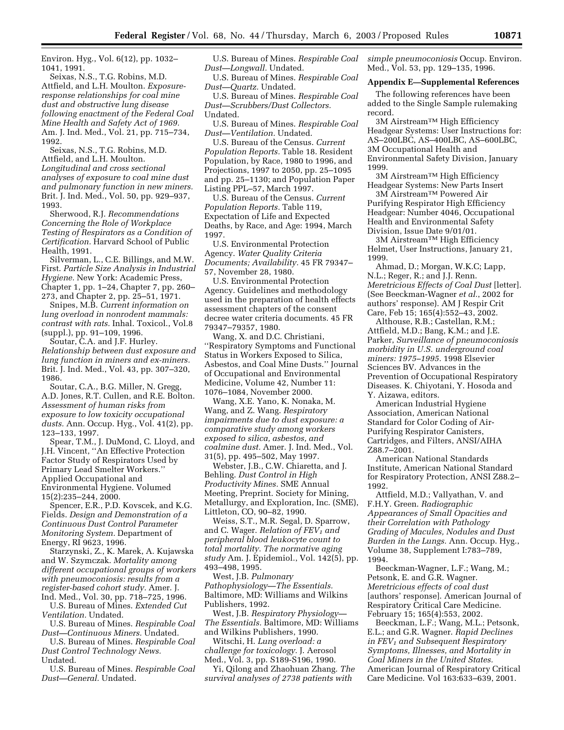Environ. Hyg., Vol. 6(12), pp. 1032–1041, 1991.

Seixas, N.S., T.G. Robins, M.D. Attfield, and L.H. Moulton. *Exposure-response relationships for coal mine dust and obstructive lung disease following enactment of the Federal Coal Mine Health and Safety Act of 1969.* Am. J. Ind. Med., Vol. 21, pp. 715–734, 1992.

Seixas, N.S., T.G. Robins, M.D. Attfield, and L.H. Moulton. *Longitudinal and cross sectional analyses of exposure to coal mine dust and pulmonary function in new miners.* Brit. J. Ind. Med., Vol. 50, pp. 929–937, 1993.

Sherwood, R.J. *Recommendations Concerning the Role of Workplace Testing of Respirators as a Condition of Certification.* Harvard School of Public Health, 1991.

Silverman, L., C.E. Billings, and M.W. First. *Particle Size Analysis in Industrial Hygiene.* New York: Academic Press, Chapter 1, pp. 1–24, Chapter 7, pp. 260–273, and Chapter 2, pp. 25–51, 1971.

Snipes, M.B. *Current information on lung overload in nonrodent mammals: contrast with rats.* Inhal. Toxicol., Vol.8 (suppl.), pp. 91–109, 1996.

Soutar, C.A. and J.F. Hurley. *Relationship between dust exposure and lung function in miners and ex-miners.* Brit. J. Ind. Med., Vol. 43, pp. 307–320, 1986.

Soutar, C.A., B.G. Miller, N. Gregg, A.D. Jones, R.T. Cullen, and R.E. Bolton. *Assessment of human risks from exposure to low toxicity occupational dusts.* Ann. Occup. Hyg., Vol. 41(2), pp. 123–133, 1997.

Spear, T.M., J. DuMond, C. Lloyd, and J.H. Vincent, ''An Effective Protection Factor Study of Respirators Used by Primary Lead Smelter Workers.'' Applied Occupational and Environmental Hygiene. Volumed 15(2):235–244, 2000.

Spencer, E.R., P.D. Kovscek, and K.G. Fields. *Design and Demonstration of a Continuous Dust Control Parameter Monitoring System.* Department of Energy, RI 9623, 1996.

Starzynski, Z., K. Marek, A. Kujawska and W. Szymczak. *Mortality among different occupational groups of workers with pneumoconiosis: results from a register-based cohort study.* Amer. J. Ind. Med., Vol. 30, pp. 718–725, 1996.

U.S. Bureau of Mines. *Extended Cut Ventilation.* Undated.

U.S. Bureau of Mines. *Respirable Coal Dust—Continuous Miners.* Undated.

U.S. Bureau of Mines. *Respirable Coal Dust Control Technology News.* Undated.

U.S. Bureau of Mines. *Respirable Coal Dust—General.* Undated.

U.S. Bureau of Mines. *Respirable Coal Dust—Longwall.* Undated.

U.S. Bureau of Mines. *Respirable Coal Dust—Quartz.* Undated.

U.S. Bureau of Mines. *Respirable Coal Dust—Scrubbers/Dust Collectors.* Undated.

U.S. Bureau of Mines. *Respirable Coal Dust—Ventilation.* Undated.

U.S. Bureau of the Census. *Current Population Reports.* Table 18. Resident Population, by Race, 1980 to 1996, and Projections, 1997 to 2050, pp. 25–1095 and pp. 25–1130; and Population Paper Listing PPL–57, March 1997.

U.S. Bureau of the Census. *Current Population Reports.* Table 119, Expectation of Life and Expected Deaths, by Race, and Age: 1994, March 1997.

U.S. Environmental Protection Agency. *Water Quality Criteria Documents; Availability.* 45 FR 79347–57, November 28, 1980.

U.S. Environmental Protection Agency. Guidelines and methodology used in the preparation of health effects assessment chapters of the consent decree water criteria documents. 45 FR 79347–79357, 1980.

Wang, X. and D.C. Christiani, ''Respiratory Symptoms and Functional Status in Workers Exposed to Silica, Asbestos, and Coal Mine Dusts.'' Journal of Occupational and Environmental Medicine, Volume 42, Number 11: 1076–1084, November 2000.

Wang, X.E. Yano, K. Nonaka, M. Wang, and Z. Wang. *Respiratory impairments due to dust exposure: a comparative study among workers exposed to silica, asbestos, and coalmine dust.* Amer. J. Ind. Med., Vol. 31(5), pp. 495–502, May 1997.

Webster, J.B., C.W. Chiaretta, and J. Behling. *Dust Control in High Productivity Mines.* SME Annual Meeting, Preprint. Society for Mining, Metallurgy, and Exploration, Inc. (SME), Littleton, CO, 90–82, 1990.

Weiss, S.T., M.R. Segal, D. Sparrow, and C. Wager. *Relation of $FEV_1$ and peripheral blood leukocyte count to total mortality. The normative aging study* Am. J. Epidemiol., Vol. 142(5), pp. 493–498, 1995.

West, J.B. *Pulmonary Pathophysiology—The Essentials.* Baltimore, MD: Williams and Wilkins Publishers, 1992.

West, J.B. *Respiratory Physiology—The Essentials.* Baltimore, MD: Williams and Wilkins Publishers, 1990.

Witschi, H. *Lung overload: a challenge for toxicology.* J. Aerosol Med., Vol. 3, pp. S189-S196, 1990.

Yi, Qilong and Zhaohuan Zhang. *The survival analyses of 2738 patients with simple pneumoconiosis* Occup. Environ. Med., Vol. 53, pp. 129–135, 1996.

**Appendix E—Supplemental References**

The following references have been added to the Single Sample rulemaking record.

3M Airstream™ High Efficiency Headgear Systems: User Instructions for: AS–200LBC, AS–400LBC, AS–600LBC, 3M Occupational Health and Environmental Safety Division, January 1999.

3M Airstream™ High Efficiency Headgear Systems: New Parts Insert

3M Airstream™ Powered Air Purifying Respirator High Efficiency Headgear: Number 4046, Occupational Health and Environmental Safety Division, Issue Date 9/01/01.

3M Airstream™ High Efficiency Helmet, User Instructions, January 21, 1999.

Ahmad, D.; Morgan, W.K.C; Lapp, N.L.; Reger, R.; and J.J. Renn. *Meretricious Effects of Coal Dust* [letter]. (See Beeckman-Wagner *et al.*, 2002 for authors' response). AM J Respir Crit Care, Feb 15; 165(4):552–43, 2002.

Althouse, R.B.; Castellan, R.M.; Attfield, M.D.; Bang, K.M.; and J.E. Parker, *Surveillance of pneumoconiosis morbidity in U.S. underground coal miners: 1975–1995.* 1998 Elsevier Sciences BV. Advances in the Prevention of Occupational Respiratory Diseases. K. Chiyotani, Y. Hosoda and Y. Aizawa, editors.

American Industrial Hygiene Association, American National Standard for Color Coding of Air-Purifying Respirator Canisters, Cartridges, and Filters, ANSI/AIHA Z88.7–2001.

American National Standards Institute, American National Standard for Respiratory Protection, ANSI Z88.2–1992.

Attfield, M.D.; Vallyathan, V. and F.H.Y. Green. *Radiographic Appearances of Small Opacities and their Correlation with Pathology Grading of Macules, Nodules and Dust Burden in the Lungs.* Ann. Occup. Hyg., Volume 38, Supplement I:783–789, 1994.

Beeckman-Wagner, L.F.; Wang, M.; Petsonk, E. and G.R. Wagner. *Meretricious effects of coal dust* [authors' response]. American Journal of Respiratory Critical Care Medicine. February 15; 165(4):553, 2002.

Beeckman, L.F.; Wang, M.L.; Petsonk, E.L.; and G.R. Wagner. *Rapid Declines in $FEV_1$ and Subsequent Respiratory Symptoms, Illnesses, and Mortality in Coal Miners in the United States.* American Journal of Respiratory Critical Care Medicine. Vol 163:633–639, 2001.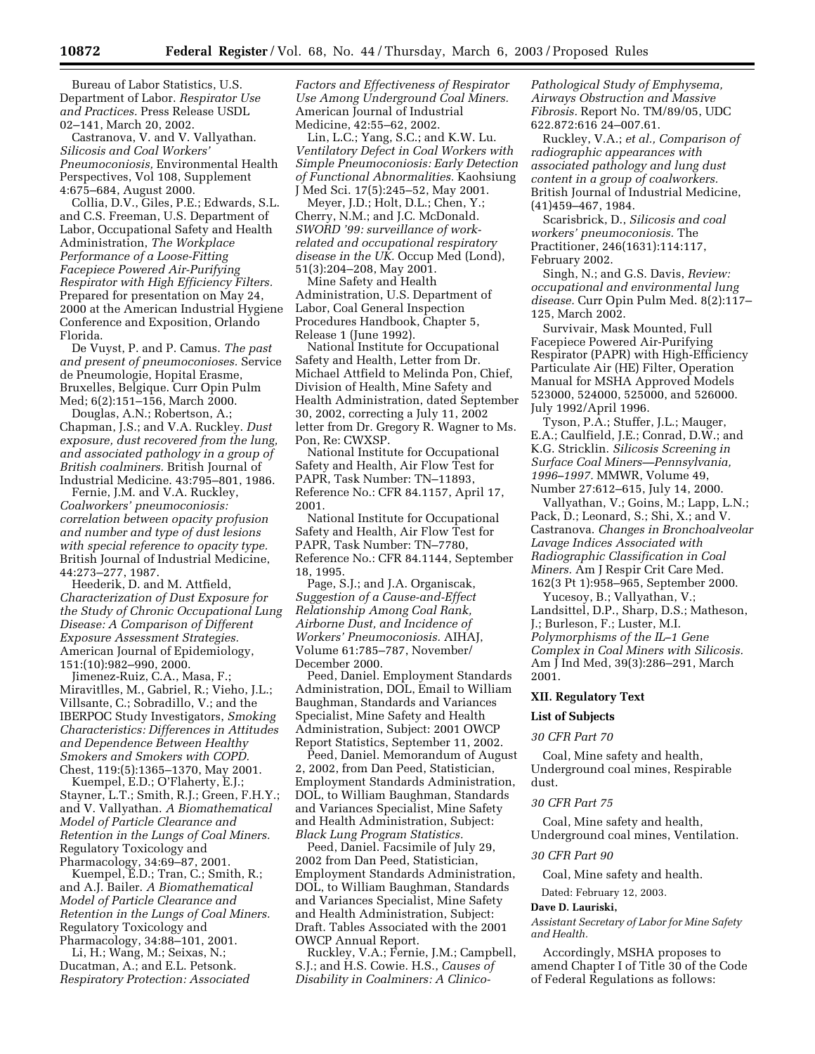Bureau of Labor Statistics, U.S. Department of Labor. *Respirator Use and Practices.* Press Release USDL 02–141, March 20, 2002.

Castranova, V. and V. Vallyathan. *Silicosis and Coal Workers' Pneumoconiosis,* Environmental Health Perspectives, Vol 108, Supplement 4:675–684, August 2000.

Collia, D.V., Giles, P.E.; Edwards, S.L. and C.S. Freeman, U.S. Department of Labor, Occupational Safety and Health Administration, *The Workplace Performance of a Loose-Fitting Facepiece Powered Air-Purifying Respirator with High Efficiency Filters.* Prepared for presentation on May 24, 2000 at the American Industrial Hygiene Conference and Exposition, Orlando Florida.

De Vuyst, P. and P. Camus. *The past and present of pneumoconioses.* Service de Pneumologie, Hopital Erasme, Bruxelles, Belgique. Curr Opin Pulm Med; 6(2):151–156, March 2000.

Douglas, A.N.; Robertson, A.; Chapman, J.S.; and V.A. Ruckley. *Dust exposure, dust recovered from the lung, and associated pathology in a group of British coalminers.* British Journal of Industrial Medicine. 43:795–801, 1986.

Fernie, J.M. and V.A. Ruckley, *Coalworkers' pneumoconiosis: correlation between opacity profusion and number and type of dust lesions with special reference to opacity type.* British Journal of Industrial Medicine, 44:273–277, 1987.

Heederik, D. and M. Attfield, *Characterization of Dust Exposure for the Study of Chronic Occupational Lung Disease: A Comparison of Different Exposure Assessment Strategies.* American Journal of Epidemiology, 151:(10):982–990, 2000.

Jimenez-Ruiz, C.A., Masa, F.; Miravitlles, M., Gabriel, R.; Vieho, J.L.; Villsante, C.; Sobradillo, V.; and the IBERPOC Study Investigators, *Smoking Characteristics: Differences in Attitudes and Dependence Between Healthy Smokers and Smokers with COPD.* Chest, 119:(5):1365–1370, May 2001.

Kuempel, E.D.; O'Flaherty, E.J.; Stayner, L.T.; Smith, R.J.; Green, F.H.Y.; and V. Vallyathan. *A Biomathematical Model of Particle Clearance and Retention in the Lungs of Coal Miners.* Regulatory Toxicology and Pharmacology, 34:69–87, 2001.

Kuempel, E.D.; Tran, C.; Smith, R.; and A.J. Bailer. *A Biomathematical Model of Particle Clearance and Retention in the Lungs of Coal Miners.* Regulatory Toxicology and Pharmacology, 34:88–101, 2001.

Li, H.; Wang, M.; Seixas, N.; Ducatman, A.; and E.L. Petsonk. *Respiratory Protection: Associated Factors and Effectiveness of Respirator Use Among Underground Coal Miners.* American Journal of Industrial Medicine, 42:55–62, 2002.

Lin, L.C.; Yang, S.C.; and K.W. Lu. *Ventilatory Defect in Coal Workers with Simple Pneumoconiosis: Early Detection of Functional Abnormalities.* Kaohsiung J Med Sci. 17(5):245–52, May 2001.

Meyer, J.D.; Holt, D.L.; Chen, Y.; Cherry, N.M.; and J.C. McDonald. *SWORD '99: surveillance of work-related and occupational respiratory disease in the UK.* Occup Med (Lond), 51(3):204–208, May 2001.

Mine Safety and Health Administration, U.S. Department of Labor, Coal General Inspection Procedures Handbook, Chapter 5, Release 1 (June 1992).

National Institute for Occupational Safety and Health, Letter from Dr. Michael Attfield to Melinda Pon, Chief, Division of Health, Mine Safety and Health Administration, dated September 30, 2002, correcting a July 11, 2002 letter from Dr. Gregory R. Wagner to Ms. Pon, Re: CWXSP.

National Institute for Occupational Safety and Health, Air Flow Test for PAPR, Task Number: TN–11893, Reference No.: CFR 84.1157, April 17, 2001.

National Institute for Occupational Safety and Health, Air Flow Test for PAPR, Task Number: TN–7780, Reference No.: CFR 84.1144, September 18, 1995.

Page, S.J.; and J.A. Organiscak, *Suggestion of a Cause-and-Effect Relationship Among Coal Rank, Airborne Dust, and Incidence of Workers' Pneumoconiosis.* AIHAJ, Volume 61:785–787, November/ December 2000.

Peed, Daniel. Employment Standards Administration, DOL, Email to William Baughman, Standards and Variances Specialist, Mine Safety and Health Administration, Subject: 2001 OWCP Report Statistics, September 11, 2002.

Peed, Daniel. Memorandum of August 2, 2002, from Dan Peed, Statistician, Employment Standards Administration, DOL, to William Baughman, Standards and Variances Specialist, Mine Safety and Health Administration, Subject: *Black Lung Program Statistics.*

Peed, Daniel. Facsimile of July 29, 2002 from Dan Peed, Statistician, Employment Standards Administration, DOL, to William Baughman, Standards and Variances Specialist, Mine Safety and Health Administration, Subject: Draft. Tables Associated with the 2001 OWCP Annual Report.

Ruckley, V.A.; Fernie, J.M.; Campbell, S.J.; and H.S. Cowie. H.S., *Causes of Disability in Coalminers: A Clinico-Pathological Study of Emphysema, Airways Obstruction and Massive Fibrosis.* Report No. TM/89/05, UDC 622.872:616 24–007.61.

Ruckley, V.A.; *et al., Comparison of radiographic appearances with associated pathology and lung dust content in a group of coalworkers.* British Journal of Industrial Medicine, (41)459–467, 1984.

Scarisbrick, D., *Silicosis and coal workers' pneumoconiosis.* The Practitioner, 246(1631):114:117, February 2002.

Singh, N.; and G.S. Davis, *Review: occupational and environmental lung disease.* Curr Opin Pulm Med. 8(2):117–125, March 2002.

Survivair, Mask Mounted, Full Facepiece Powered Air-Purifying Respirator (PAPR) with High-Efficiency Particulate Air (HE) Filter, Operation Manual for MSHA Approved Models 523000, 524000, 525000, and 526000. July 1992/April 1996.

Tyson, P.A.; Stuffer, J.L.; Mauger, E.A.; Caulfield, J.E.; Conrad, D.W.; and K.G. Stricklin. *Silicosis Screening in Surface Coal Miners—Pennsylvania, 1996–1997.* MMWR, Volume 49, Number 27:612–615, July 14, 2000.

Vallyathan, V.; Goins, M.; Lapp, L.N.; Pack, D.; Leonard, S.; Shi, X.; and V. Castranova. *Changes in Bronchoalveolar Lavage Indices Associated with Radiographic Classification in Coal Miners.* Am J Respir Crit Care Med. 162(3 Pt 1):958–965, September 2000.

Yucesoy, B.; Vallyathan, V.; Landsittel, D.P., Sharp, D.S.; Matheson, J.; Burleson, F.; Luster, M.I. *Polymorphisms of the IL–1 Gene Complex in Coal Miners with Silicosis.* Am J Ind Med, 39(3):286–291, March 2001.

## XII. Regulatory Text

### List of Subjects

*30 CFR Part 70*

Coal, Mine safety and health, Underground coal mines, Respirable dust.

*30 CFR Part 75*

Coal, Mine safety and health, Underground coal mines, Ventilation.

*30 CFR Part 90*

Coal, Mine safety and health.

Dated: February 12, 2003.

**Dave D. Lauriski,**

*Assistant Secretary of Labor for Mine Safety and Health.*

Accordingly, MSHA proposes to amend Chapter I of Title 30 of the Code of Federal Regulations as follows: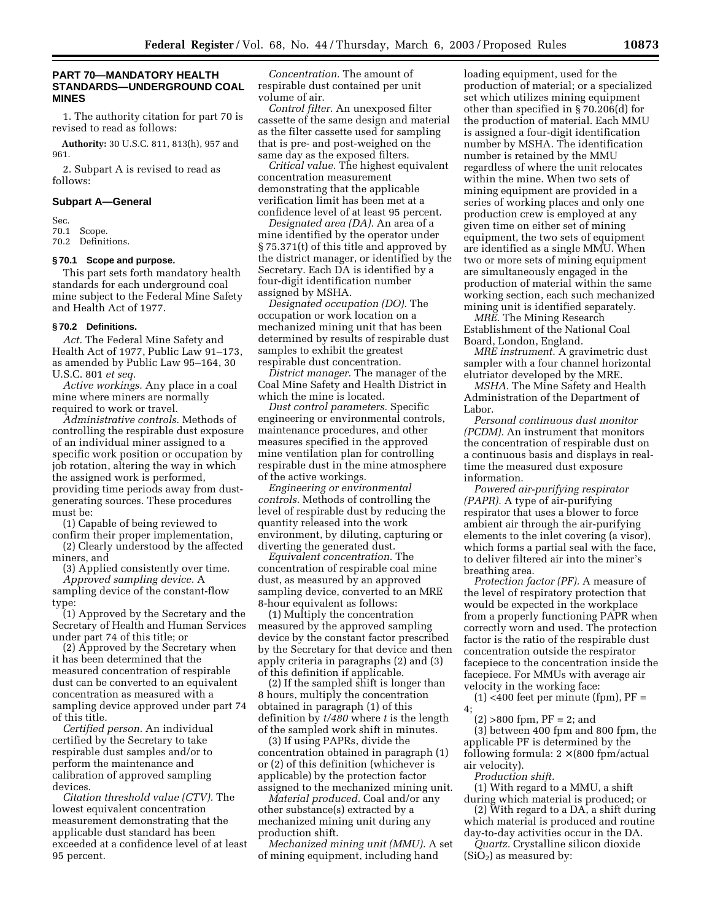## PART 70—MANDATORY HEALTH STANDARDS—UNDERGROUND COAL MINES

1. The authority citation for part 70 is revised to read as follows:

**Authority:** 30 U.S.C. 811, 813(h), 957 and 961.

2. Subpart A is revised to read as follows:

### Subpart A—General

Sec.
70.1 Scope.
70.2 Definitions.

#### § 70.1 Scope and purpose.

This part sets forth mandatory health standards for each underground coal mine subject to the Federal Mine Safety and Health Act of 1977.

#### § 70.2 Definitions.

*Act.* The Federal Mine Safety and Health Act of 1977, Public Law 91–173, as amended by Public Law 95–164, 30 U.S.C. 801 *et seq.*

*Active workings.* Any place in a coal mine where miners are normally required to work or travel.

*Administrative controls.* Methods of controlling the respirable dust exposure of an individual miner assigned to a specific work position or occupation by job rotation, altering the way in which the assigned work is performed, providing time periods away from dust-generating sources. These procedures must be:

(1) Capable of being reviewed to confirm their proper implementation,

(2) Clearly understood by the affected miners, and

(3) Applied consistently over time.

*Approved sampling device.* A sampling device of the constant-flow type:

(1) Approved by the Secretary and the Secretary of Health and Human Services under part 74 of this title; or

(2) Approved by the Secretary when it has been determined that the measured concentration of respirable dust can be converted to an equivalent concentration as measured with a sampling device approved under part 74 of this title.

*Certified person.* An individual certified by the Secretary to take respirable dust samples and/or to perform the maintenance and calibration of approved sampling devices.

*Citation threshold value (CTV).* The lowest equivalent concentration measurement demonstrating that the applicable dust standard has been exceeded at a confidence level of at least 95 percent.

*Concentration.* The amount of respirable dust contained per unit volume of air.

*Control filter.* An unexposed filter cassette of the same design and material as the filter cassette used for sampling that is pre- and post-weighed on the same day as the exposed filters.

*Critical value.* The highest equivalent concentration measurement demonstrating that the applicable verification limit has been met at a confidence level of at least 95 percent.

*Designated area (DA).* An area of a mine identified by the operator under § 75.371(t) of this title and approved by the district manager, or identified by the Secretary. Each DA is identified by a four-digit identification number assigned by MSHA.

*Designated occupation (DO).* The occupation or work location on a mechanized mining unit that has been determined by results of respirable dust samples to exhibit the greatest respirable dust concentration.

*District manager.* The manager of the Coal Mine Safety and Health District in which the mine is located.

*Dust control parameters.* Specific engineering or environmental controls, maintenance procedures, and other measures specified in the approved mine ventilation plan for controlling respirable dust in the mine atmosphere of the active workings.

*Engineering or environmental controls.* Methods of controlling the level of respirable dust by reducing the quantity released into the work environment, by diluting, capturing or diverting the generated dust.

*Equivalent concentration.* The concentration of respirable coal mine dust, as measured by an approved sampling device, converted to an MRE 8-hour equivalent as follows:

(1) Multiply the concentration measured by the approved sampling device by the constant factor prescribed by the Secretary for that device and then apply criteria in paragraphs (2) and (3) of this definition if applicable.

(2) If the sampled shift is longer than 8 hours, multiply the concentration obtained in paragraph (1) of this definition by $t/480$ where $t$ is the length of the sampled work shift in minutes.

(3) If using PAPRs, divide the concentration obtained in paragraph (1) or (2) of this definition (whichever is applicable) by the protection factor assigned to the mechanized mining unit.

*Material produced.* Coal and/or any other substance(s) extracted by a mechanized mining unit during any production shift.

*Mechanized mining unit (MMU).* A set of mining equipment, including hand loading equipment, used for the production of material; or a specialized set which utilizes mining equipment other than specified in § 70.206(d) for the production of material. Each MMU is assigned a four-digit identification number by MSHA. The identification number is retained by the MMU regardless of where the unit relocates within the mine. When two sets of mining equipment are provided in a series of working places and only one production crew is employed at any given time on either set of mining equipment, the two sets of equipment are identified as a single MMU. When two or more sets of mining equipment are simultaneously engaged in the production of material within the same working section, each such mechanized mining unit is identified separately.

*MRE.* The Mining Research Establishment of the National Coal Board, London, England.

*MRE instrument.* A gravimetric dust sampler with a four channel horizontal elutriator developed by the MRE.

*MSHA.* The Mine Safety and Health Administration of the Department of Labor.

*Personal continuous dust monitor (PCDM).* An instrument that monitors the concentration of respirable dust on a continuous basis and displays in real-time the measured dust exposure information.

*Powered air-purifying respirator (PAPR).* A type of air-purifying respirator that uses a blower to force ambient air through the air-purifying elements to the inlet covering (a visor), which forms a partial seal with the face, to deliver filtered air into the miner's breathing area.

*Protection factor (PF).* A measure of the level of respiratory protection that would be expected in the workplace from a properly functioning PAPR when correctly worn and used. The protection factor is the ratio of the respirable dust concentration outside the respirator facepiece to the concentration inside the facepiece. For MMUs with average air velocity in the working face:

(1) <400 feet per minute (fpm), PF = 4;

(2) >800 fpm, PF = 2; and

(3) between 400 fpm and 800 fpm, the applicable PF is determined by the following formula: $2 \times (800 \text{ fpm/actual air velocity})$.

*Production shift.*

(1) With regard to a MMU, a shift during which material is produced; or

(2) With regard to a DA, a shift during which material is produced and routine day-to-day activities occur in the DA.

*Quartz.* Crystalline silicon dioxide ($SiO_2$) as measured by: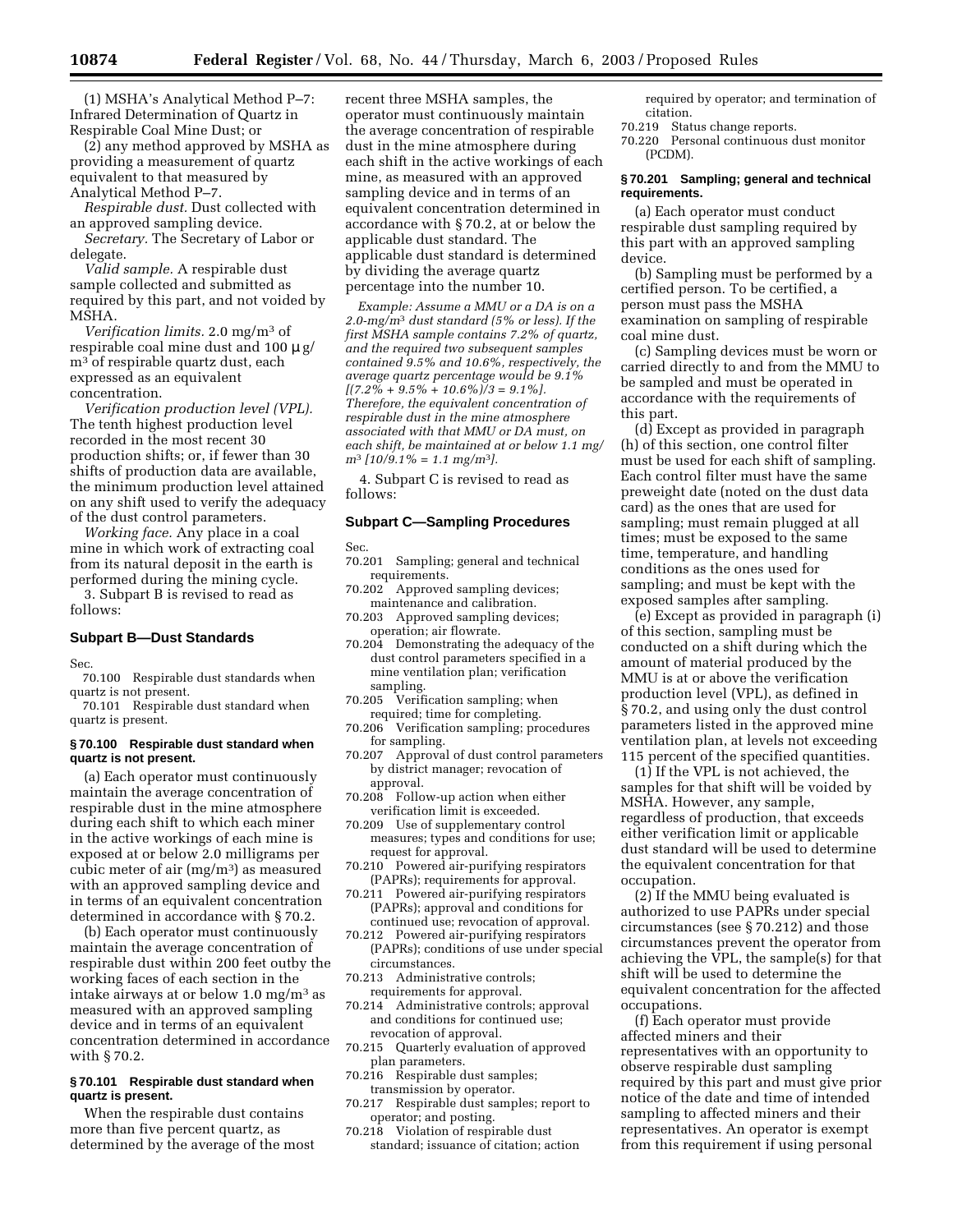(1) MSHA's Analytical Method P–7: Infrared Determination of Quartz in Respirable Coal Mine Dust; or

(2) any method approved by MSHA as providing a measurement of quartz equivalent to that measured by Analytical Method P–7.

*Respirable dust.* Dust collected with an approved sampling device.

*Secretary.* The Secretary of Labor or delegate.

*Valid sample.* A respirable dust sample collected and submitted as required by this part, and not voided by MSHA.

*Verification limits.* 2.0 mg/m$^3$ of respirable coal mine dust and 100 $\mu$g/m$^3$ of respirable quartz dust, each expressed as an equivalent concentration.

*Verification production level (VPL).* The tenth highest production level recorded in the most recent 30 production shifts; or, if fewer than 30 shifts of production data are available, the minimum production level attained on any shift used to verify the adequacy of the dust control parameters.

*Working face.* Any place in a coal mine in which work of extracting coal from its natural deposit in the earth is performed during the mining cycle.

3. Subpart B is revised to read as follows:

## Subpart B—Dust Standards

Sec.

70.100 Respirable dust standards when quartz is not present.

70.101 Respirable dust standard when quartz is present.

### § 70.100 Respirable dust standard when quartz is not present.

(a) Each operator must continuously maintain the average concentration of respirable dust in the mine atmosphere during each shift to which each miner in the active workings of each mine is exposed at or below 2.0 milligrams per cubic meter of air (mg/m$^3$) as measured with an approved sampling device and in terms of an equivalent concentration determined in accordance with § 70.2.

(b) Each operator must continuously maintain the average concentration of respirable dust within 200 feet outby the working faces of each section in the intake airways at or below 1.0 mg/m$^3$ as measured with an approved sampling device and in terms of an equivalent concentration determined in accordance with § 70.2.

### § 70.101 Respirable dust standard when quartz is present.

When the respirable dust contains more than five percent quartz, as determined by the average of the most recent three MSHA samples, the operator must continuously maintain the average concentration of respirable dust in the mine atmosphere during each shift in the active workings of each mine, as measured with an approved sampling device and in terms of an equivalent concentration determined in accordance with § 70.2, at or below the applicable dust standard. The applicable dust standard is determined by dividing the average quartz percentage into the number 10.

*Example: Assume a MMU or a DA is on a 2.0-mg/m$^3$ dust standard (5% or less). If the first MSHA sample contains 7.2% of quartz, and the required two subsequent samples contained 9.5% and 10.6%, respectively, the average quartz percentage would be 9.1% [(7.2% + 9.5% + 10.6%)/3 = 9.1%]. Therefore, the equivalent concentration of respirable dust in the mine atmosphere associated with that MMU or DA must, on each shift, be maintained at or below 1.1 mg/m$^3$ [10/9.1% = 1.1 mg/m$^3$].*

4. Subpart C is revised to read as follows:

## Subpart C—Sampling Procedures

Sec.

70.201 Sampling; general and technical requirements.

70.202 Approved sampling devices; maintenance and calibration.

70.203 Approved sampling devices; operation; air flowrate.

70.204 Demonstrating the adequacy of the dust control parameters specified in a mine ventilation plan; verification sampling.

70.205 Verification sampling; when required; time for completing.

70.206 Verification sampling; procedures for sampling.

70.207 Approval of dust control parameters by district manager; revocation of approval.

70.208 Follow-up action when either verification limit is exceeded.

70.209 Use of supplementary control measures; types and conditions for use; request for approval.

70.210 Powered air-purifying respirators (PAPRs); requirements for approval.

70.211 Powered air-purifying respirators (PAPRs); approval and conditions for continued use; revocation of approval.

70.212 Powered air-purifying respirators (PAPRs); conditions of use under special circumstances.

70.213 Administrative controls; requirements for approval.

70.214 Administrative controls; approval and conditions for continued use; revocation of approval.

70.215 Quarterly evaluation of approved plan parameters.

70.216 Respirable dust samples; transmission by operator.

70.217 Respirable dust samples; report to operator; and posting.

70.218 Violation of respirable dust standard; issuance of citation; action required by operator; and termination of citation.

70.219 Status change reports.

70.220 Personal continuous dust monitor (PCDM).

### § 70.201 Sampling; general and technical requirements.

(a) Each operator must conduct respirable dust sampling required by this part with an approved sampling device.

(b) Sampling must be performed by a certified person. To be certified, a person must pass the MSHA examination on sampling of respirable coal mine dust.

(c) Sampling devices must be worn or carried directly to and from the MMU to be sampled and must be operated in accordance with the requirements of this part.

(d) Except as provided in paragraph (h) of this section, one control filter must be used for each shift of sampling. Each control filter must have the same preweight date (noted on the dust data card) as the ones that are used for sampling; must remain plugged at all times; must be exposed to the same time, temperature, and handling conditions as the ones used for sampling; and must be kept with the exposed samples after sampling.

(e) Except as provided in paragraph (i) of this section, sampling must be conducted on a shift during which the amount of material produced by the MMU is at or above the verification production level (VPL), as defined in § 70.2, and using only the dust control parameters listed in the approved mine ventilation plan, at levels not exceeding 115 percent of the specified quantities.

(1) If the VPL is not achieved, the samples for that shift will be voided by MSHA. However, any sample, regardless of production, that exceeds either verification limit or applicable dust standard will be used to determine the equivalent concentration for that occupation.

(2) If the MMU being evaluated is authorized to use PAPRs under special circumstances (see § 70.212) and those circumstances prevent the operator from achieving the VPL, the sample(s) for that shift will be used to determine the equivalent concentration for the affected occupations.

(f) Each operator must provide affected miners and their representatives with an opportunity to observe respirable dust sampling required by this part and must give prior notice of the date and time of intended sampling to affected miners and their representatives. An operator is exempt from this requirement if using personal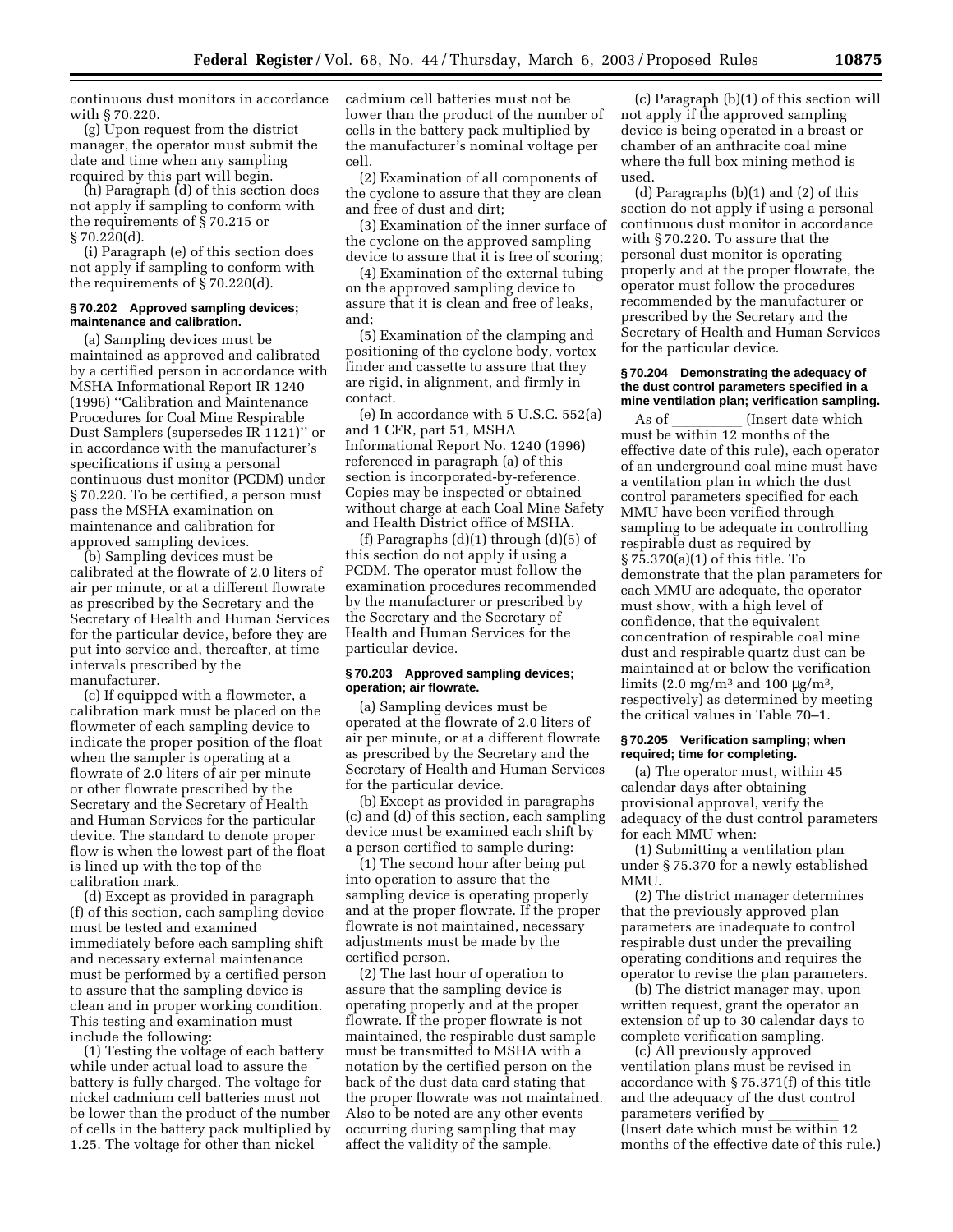continuous dust monitors in accordance with § 70.220.

(g) Upon request from the district manager, the operator must submit the date and time when any sampling required by this part will begin.

(h) Paragraph (d) of this section does not apply if sampling to conform with the requirements of § 70.215 or § 70.220(d).

(i) Paragraph (e) of this section does not apply if sampling to conform with the requirements of § 70.220(d).

#### § 70.202 Approved sampling devices; maintenance and calibration.

(a) Sampling devices must be maintained as approved and calibrated by a certified person in accordance with MSHA Informational Report IR 1240 (1996) ''Calibration and Maintenance Procedures for Coal Mine Respirable Dust Samplers (supersedes IR 1121)'' or in accordance with the manufacturer's specifications if using a personal continuous dust monitor (PCDM) under § 70.220. To be certified, a person must pass the MSHA examination on maintenance and calibration for approved sampling devices.

(b) Sampling devices must be calibrated at the flowrate of 2.0 liters of air per minute, or at a different flowrate as prescribed by the Secretary and the Secretary of Health and Human Services for the particular device, before they are put into service and, thereafter, at time intervals prescribed by the manufacturer.

(c) If equipped with a flowmeter, a calibration mark must be placed on the flowmeter of each sampling device to indicate the proper position of the float when the sampler is operating at a flowrate of 2.0 liters of air per minute or other flowrate prescribed by the Secretary and the Secretary of Health and Human Services for the particular device. The standard to denote proper flow is when the lowest part of the float is lined up with the top of the calibration mark.

(d) Except as provided in paragraph (f) of this section, each sampling device must be tested and examined immediately before each sampling shift and necessary external maintenance must be performed by a certified person to assure that the sampling device is clean and in proper working condition. This testing and examination must include the following:

(1) Testing the voltage of each battery while under actual load to assure the battery is fully charged. The voltage for nickel cadmium cell batteries must not be lower than the product of the number of cells in the battery pack multiplied by 1.25. The voltage for other than nickel cadmium cell batteries must not be lower than the product of the number of cells in the battery pack multiplied by the manufacturer's nominal voltage per cell.

(2) Examination of all components of the cyclone to assure that they are clean and free of dust and dirt;

(3) Examination of the inner surface of the cyclone on the approved sampling device to assure that it is free of scoring;

(4) Examination of the external tubing on the approved sampling device to assure that it is clean and free of leaks, and;

(5) Examination of the clamping and positioning of the cyclone body, vortex finder and cassette to assure that they are rigid, in alignment, and firmly in contact.

(e) In accordance with 5 U.S.C. 552(a) and 1 CFR, part 51, MSHA Informational Report No. 1240 (1996) referenced in paragraph (a) of this section is incorporated-by-reference. Copies may be inspected or obtained without charge at each Coal Mine Safety and Health District office of MSHA.

(f) Paragraphs (d)(1) through (d)(5) of this section do not apply if using a PCDM. The operator must follow the examination procedures recommended by the manufacturer or prescribed by the Secretary and the Secretary of Health and Human Services for the particular device.

#### § 70.203 Approved sampling devices; operation; air flowrate.

(a) Sampling devices must be operated at the flowrate of 2.0 liters of air per minute, or at a different flowrate as prescribed by the Secretary and the Secretary of Health and Human Services for the particular device.

(b) Except as provided in paragraphs (c) and (d) of this section, each sampling device must be examined each shift by a person certified to sample during:

(1) The second hour after being put into operation to assure that the sampling device is operating properly and at the proper flowrate. If the proper flowrate is not maintained, necessary adjustments must be made by the certified person.

(2) The last hour of operation to assure that the sampling device is operating properly and at the proper flowrate. If the proper flowrate is not maintained, the respirable dust sample must be transmitted to MSHA with a notation by the certified person on the back of the dust data card stating that the proper flowrate was not maintained. Also to be noted are any other events occurring during sampling that may affect the validity of the sample.

(c) Paragraph (b)(1) of this section will not apply if the approved sampling device is being operated in a breast or chamber of an anthracite coal mine where the full box mining method is used.

(d) Paragraphs (b)(1) and (2) of this section do not apply if using a personal continuous dust monitor in accordance with § 70.220. To assure that the personal dust monitor is operating properly and at the proper flowrate, the operator must follow the procedures recommended by the manufacturer or prescribed by the Secretary and the Secretary of Health and Human Services for the particular device.

#### § 70.204 Demonstrating the adequacy of the dust control parameters specified in a mine ventilation plan; verification sampling.

As of \_\_\_\_\_\_\_\_\_ (Insert date which must be within 12 months of the effective date of this rule), each operator of an underground coal mine must have a ventilation plan in which the dust control parameters specified for each MMU have been verified through sampling to be adequate in controlling respirable dust as required by § 75.370(a)(1) of this title. To demonstrate that the plan parameters for each MMU are adequate, the operator must show, with a high level of confidence, that the equivalent concentration of respirable coal mine dust and respirable quartz dust can be maintained at or below the verification limits (2.0 mg/m$^3$ and 100 μg/m$^3$, respectively) as determined by meeting the critical values in Table 70–1.

#### § 70.205 Verification sampling; when required; time for completing.

(a) The operator must, within 45 calendar days after obtaining provisional approval, verify the adequacy of the dust control parameters for each MMU when:

(1) Submitting a ventilation plan under § 75.370 for a newly established MMU.

(2) The district manager determines that the previously approved plan parameters are inadequate to control respirable dust under the prevailing operating conditions and requires the operator to revise the plan parameters.

(b) The district manager may, upon written request, grant the operator an extension of up to 30 calendar days to complete verification sampling.

(c) All previously approved ventilation plans must be revised in accordance with § 75.371(f) of this title and the adequacy of the dust control parameters verified by \_\_\_\_\_\_\_\_\_ (Insert date which must be within 12 months of the effective date of this rule.)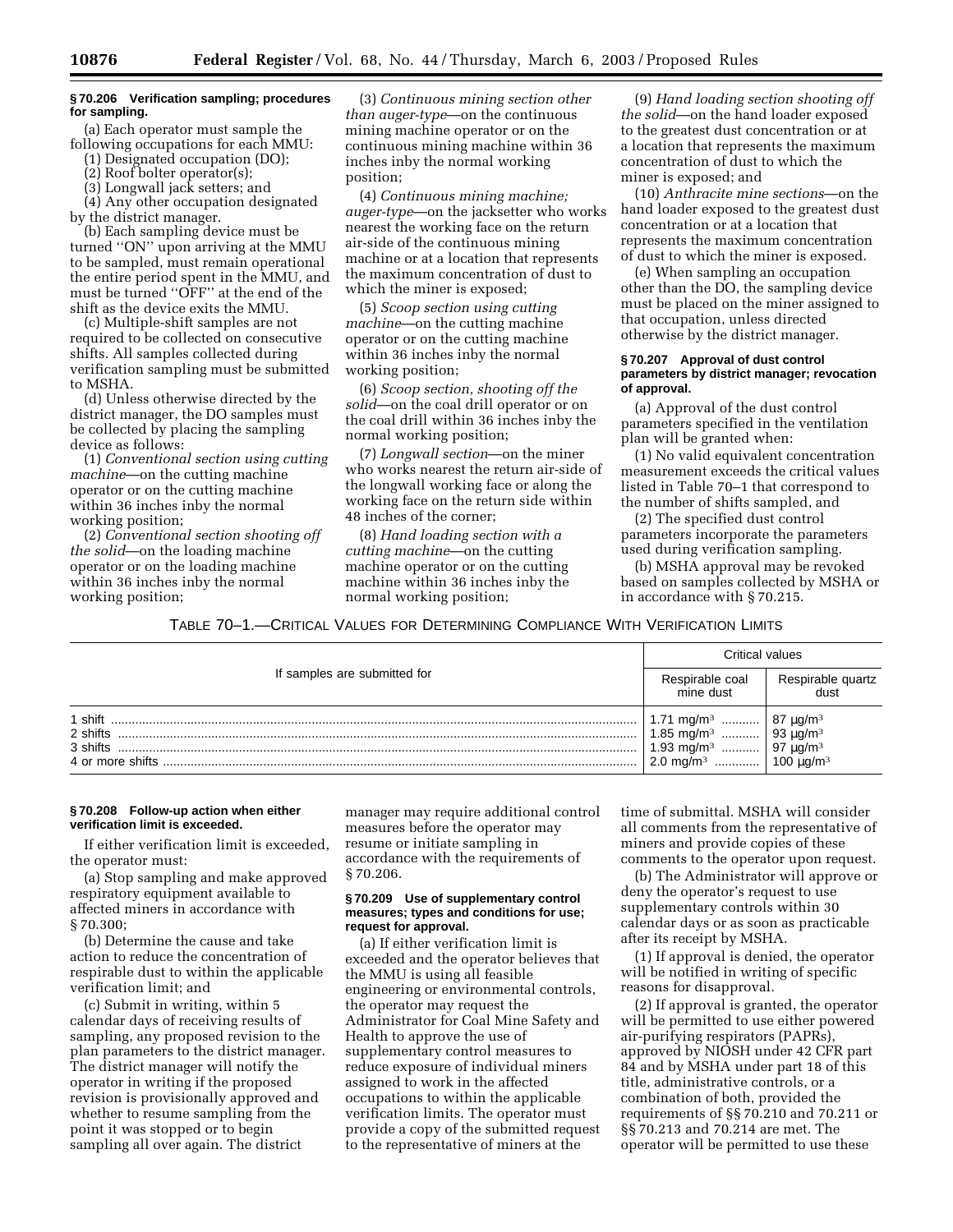### § 70.206 Verification sampling; procedures for sampling.

(a) Each operator must sample the following occupations for each MMU:

(1) Designated occupation (DO);

(2) Roof bolter operator(s);

(3) Longwall jack setters; and

(4) Any other occupation designated by the district manager.

(b) Each sampling device must be turned ''ON'' upon arriving at the MMU to be sampled, must remain operational the entire period spent in the MMU, and must be turned ''OFF'' at the end of the shift as the device exits the MMU.

(c) Multiple-shift samples are not required to be collected on consecutive shifts. All samples collected during verification sampling must be submitted to MSHA.

(d) Unless otherwise directed by the district manager, the DO samples must be collected by placing the sampling device as follows:

(1) *Conventional section using cutting machine*—on the cutting machine operator or on the cutting machine within 36 inches inby the normal working position;

(2) *Conventional section shooting off the solid*—on the loading machine operator or on the loading machine within 36 inches inby the normal working position;

(3) *Continuous mining section other than auger-type*—on the continuous mining machine operator or on the continuous mining machine within 36 inches inby the normal working position;

(4) *Continuous mining machine; auger-type*—on the jacksetter who works nearest the working face on the return air-side of the continuous mining machine or at a location that represents the maximum concentration of dust to which the miner is exposed;

(5) *Scoop section using cutting machine*—on the cutting machine operator or on the cutting machine within 36 inches inby the normal working position;

(6) *Scoop section, shooting off the solid*—on the coal drill operator or on the coal drill within 36 inches inby the normal working position;

(7) *Longwall section*—on the miner who works nearest the return air-side of the longwall working face or along the working face on the return side within 48 inches of the corner;

(8) *Hand loading section with a cutting machine*—on the cutting machine operator or on the cutting machine within 36 inches inby the normal working position;

(9) *Hand loading section shooting off the solid*—on the hand loader exposed to the greatest dust concentration or at a location that represents the maximum concentration of dust to which the miner is exposed; and

(10) *Anthracite mine sections*—on the hand loader exposed to the greatest dust concentration or at a location that represents the maximum concentration of dust to which the miner is exposed.

(e) When sampling an occupation other than the DO, the sampling device must be placed on the miner assigned to that occupation, unless directed otherwise by the district manager.

### § 70.207 Approval of dust control parameters by district manager; revocation of approval.

(a) Approval of the dust control parameters specified in the ventilation plan will be granted when:

(1) No valid equivalent concentration measurement exceeds the critical values listed in Table 70–1 that correspond to the number of shifts sampled, and

(2) The specified dust control parameters incorporate the parameters used during verification sampling.

(b) MSHA approval may be revoked based on samples collected by MSHA or in accordance with § 70.215.

TABLE 70–1.—CRITICAL VALUES FOR DETERMINING COMPLIANCE WITH VERIFICATION LIMITS

| If samples are submitted for | Critical values | |
|---|---|---|
| | Respirable coal mine dust | Respirable quartz dust |
| 1 shift | 1.71 mg/m³ | 87 µg/m³ |
| 2 shifts | 1.85 mg/m³ | 93 µg/m³ |
| 3 shifts | 1.93 mg/m³ | 97 µg/m³ |
| 4 or more shifts | 2.0 mg/m³ | 100 µg/m³ |

### § 70.208 Follow-up action when either verification limit is exceeded.

If either verification limit is exceeded, the operator must:

(a) Stop sampling and make approved respiratory equipment available to affected miners in accordance with § 70.300;

(b) Determine the cause and take action to reduce the concentration of respirable dust to within the applicable verification limit; and

(c) Submit in writing, within 5 calendar days of receiving results of sampling, any proposed revision to the plan parameters to the district manager. The district manager will notify the operator in writing if the proposed revision is provisionally approved and whether to resume sampling from the point it was stopped or to begin sampling all over again. The district manager may require additional control measures before the operator may resume or initiate sampling in accordance with the requirements of § 70.206.

### § 70.209 Use of supplementary control measures; types and conditions for use; request for approval.

(a) If either verification limit is exceeded and the operator believes that the MMU is using all feasible engineering or environmental controls, the operator may request the Administrator for Coal Mine Safety and Health to approve the use of supplementary control measures to reduce exposure of individual miners assigned to work in the affected occupations to within the applicable verification limits. The operator must provide a copy of the submitted request to the representative of miners at the time of submittal. MSHA will consider all comments from the representative of miners and provide copies of these comments to the operator upon request.

(b) The Administrator will approve or deny the operator's request to use supplementary controls within 30 calendar days or as soon as practicable after its receipt by MSHA.

(1) If approval is denied, the operator will be notified in writing of specific reasons for disapproval.

(2) If approval is granted, the operator will be permitted to use either powered air-purifying respirators (PAPRs), approved by NIOSH under 42 CFR part 84 and by MSHA under part 18 of this title, administrative controls, or a combination of both, provided the requirements of §§ 70.210 and 70.211 or §§ 70.213 and 70.214 are met. The operator will be permitted to use these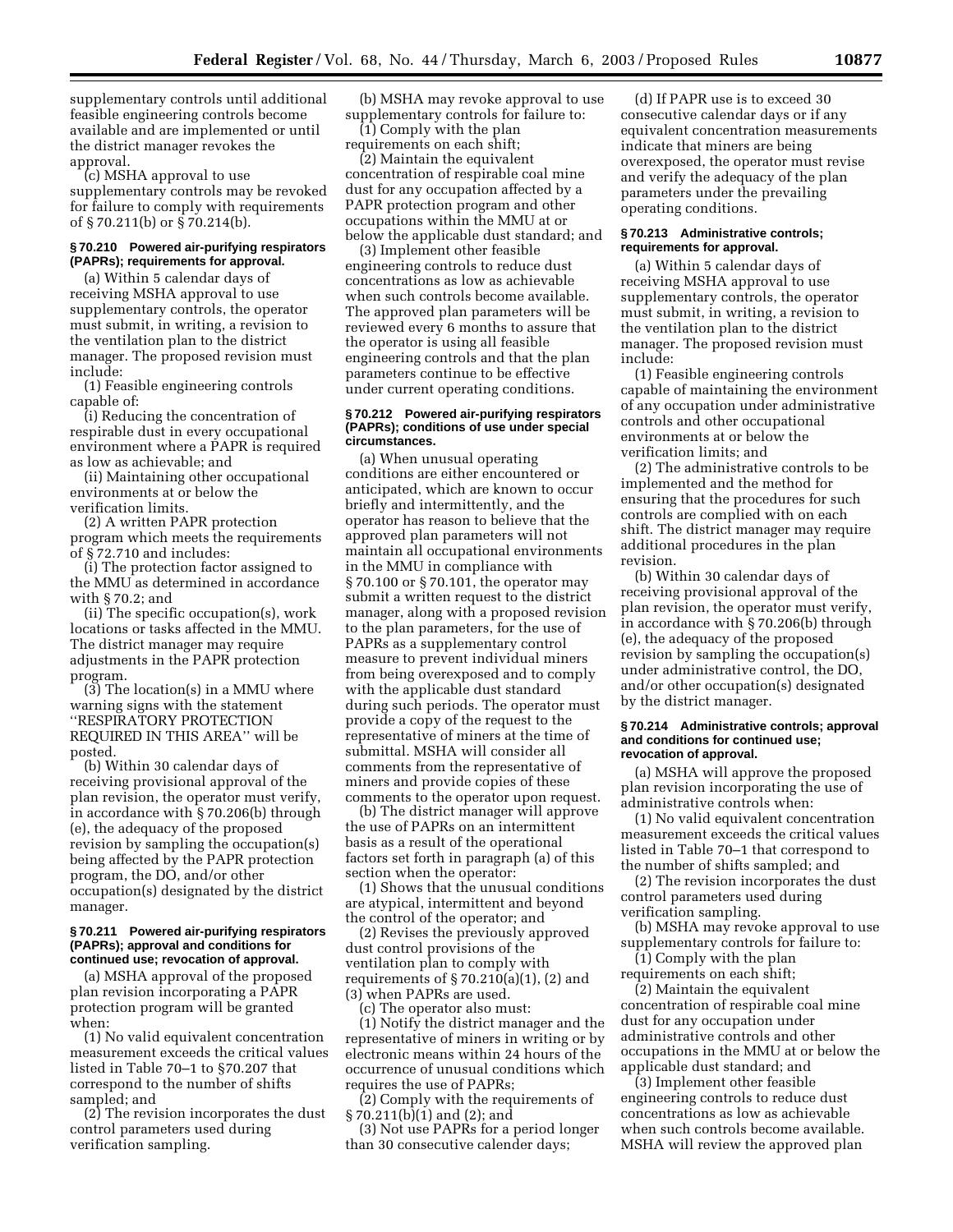supplementary controls until additional feasible engineering controls become available and are implemented or until the district manager revokes the approval.

(c) MSHA approval to use supplementary controls may be revoked for failure to comply with requirements of § 70.211(b) or § 70.214(b).

**§ 70.210 Powered air-purifying respirators (PAPRs); requirements for approval.**

(a) Within 5 calendar days of receiving MSHA approval to use supplementary controls, the operator must submit, in writing, a revision to the ventilation plan to the district manager. The proposed revision must include:

(1) Feasible engineering controls capable of:

(i) Reducing the concentration of respirable dust in every occupational environment where a PAPR is required as low as achievable; and

(ii) Maintaining other occupational environments at or below the verification limits.

(2) A written PAPR protection program which meets the requirements of § 72.710 and includes:

(i) The protection factor assigned to the MMU as determined in accordance with § 70.2; and

(ii) The specific occupation(s), work locations or tasks affected in the MMU. The district manager may require adjustments in the PAPR protection program.

(3) The location(s) in a MMU where warning signs with the statement ''RESPIRATORY PROTECTION REQUIRED IN THIS AREA'' will be posted.

(b) Within 30 calendar days of receiving provisional approval of the plan revision, the operator must verify, in accordance with § 70.206(b) through (e), the adequacy of the proposed revision by sampling the occupation(s) being affected by the PAPR protection program, the DO, and/or other occupation(s) designated by the district manager.

**§ 70.211 Powered air-purifying respirators (PAPRs); approval and conditions for continued use; revocation of approval.**

(a) MSHA approval of the proposed plan revision incorporating a PAPR protection program will be granted when:

(1) No valid equivalent concentration measurement exceeds the critical values listed in Table 70–1 to §70.207 that correspond to the number of shifts sampled; and

(2) The revision incorporates the dust control parameters used during verification sampling.

(b) MSHA may revoke approval to use supplementary controls for failure to:

(1) Comply with the plan requirements on each shift;

(2) Maintain the equivalent concentration of respirable coal mine dust for any occupation affected by a PAPR protection program and other occupations within the MMU at or below the applicable dust standard; and

(3) Implement other feasible engineering controls to reduce dust concentrations as low as achievable when such controls become available. The approved plan parameters will be reviewed every 6 months to assure that the operator is using all feasible engineering controls and that the plan parameters continue to be effective under current operating conditions.

**§ 70.212 Powered air-purifying respirators (PAPRs); conditions of use under special circumstances.**

(a) When unusual operating conditions are either encountered or anticipated, which are known to occur briefly and intermittently, and the operator has reason to believe that the approved plan parameters will not maintain all occupational environments in the MMU in compliance with § 70.100 or § 70.101, the operator may submit a written request to the district manager, along with a proposed revision to the plan parameters, for the use of PAPRs as a supplementary control measure to prevent individual miners from being overexposed and to comply with the applicable dust standard during such periods. The operator must provide a copy of the request to the representative of miners at the time of submittal. MSHA will consider all comments from the representative of miners and provide copies of these comments to the operator upon request.

(b) The district manager will approve the use of PAPRs on an intermittent basis as a result of the operational factors set forth in paragraph (a) of this section when the operator:

(1) Shows that the unusual conditions are atypical, intermittent and beyond the control of the operator; and

(2) Revises the previously approved dust control provisions of the ventilation plan to comply with requirements of § 70.210(a)(1), (2) and (3) when PAPRs are used.

(c) The operator also must:

(1) Notify the district manager and the representative of miners in writing or by electronic means within 24 hours of the occurrence of unusual conditions which requires the use of PAPRs;

(2) Comply with the requirements of § 70.211(b)(1) and (2); and

(3) Not use PAPRs for a period longer than 30 consecutive calender days;

(d) If PAPR use is to exceed 30 consecutive calendar days or if any equivalent concentration measurements indicate that miners are being overexposed, the operator must revise and verify the adequacy of the plan parameters under the prevailing operating conditions.

**§ 70.213 Administrative controls; requirements for approval.**

(a) Within 5 calendar days of receiving MSHA approval to use supplementary controls, the operator must submit, in writing, a revision to the ventilation plan to the district manager. The proposed revision must include:

(1) Feasible engineering controls capable of maintaining the environment of any occupation under administrative controls and other occupational environments at or below the verification limits; and

(2) The administrative controls to be implemented and the method for ensuring that the procedures for such controls are complied with on each shift. The district manager may require additional procedures in the plan revision.

(b) Within 30 calendar days of receiving provisional approval of the plan revision, the operator must verify, in accordance with § 70.206(b) through (e), the adequacy of the proposed revision by sampling the occupation(s) under administrative control, the DO, and/or other occupation(s) designated by the district manager.

**§ 70.214 Administrative controls; approval and conditions for continued use; revocation of approval.**

(a) MSHA will approve the proposed plan revision incorporating the use of administrative controls when:

(1) No valid equivalent concentration measurement exceeds the critical values listed in Table 70–1 that correspond to the number of shifts sampled; and

(2) The revision incorporates the dust control parameters used during verification sampling.

(b) MSHA may revoke approval to use supplementary controls for failure to:

(1) Comply with the plan requirements on each shift;

(2) Maintain the equivalent concentration of respirable coal mine dust for any occupation under administrative controls and other occupations in the MMU at or below the applicable dust standard; and

(3) Implement other feasible engineering controls to reduce dust concentrations as low as achievable when such controls become available. MSHA will review the approved plan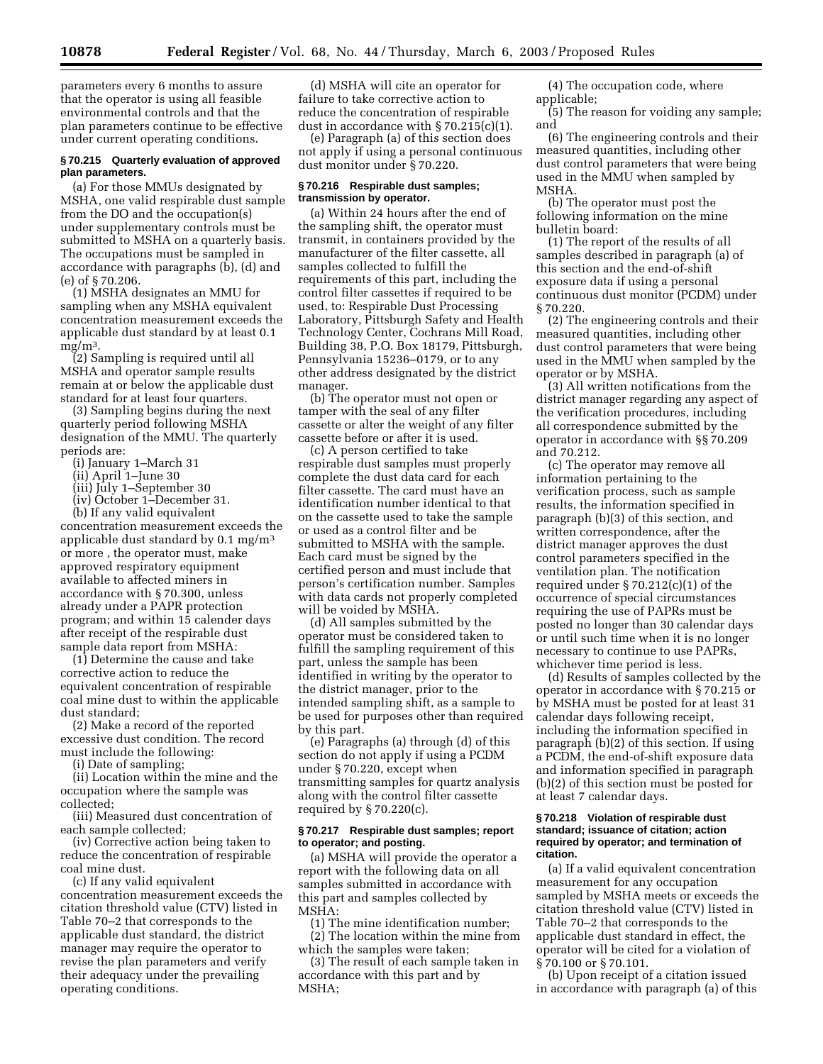parameters every 6 months to assure that the operator is using all feasible environmental controls and that the plan parameters continue to be effective under current operating conditions.

### § 70.215 Quarterly evaluation of approved plan parameters.

(a) For those MMUs designated by MSHA, one valid respirable dust sample from the DO and the occupation(s) under supplementary controls must be submitted to MSHA on a quarterly basis. The occupations must be sampled in accordance with paragraphs (b), (d) and (e) of § 70.206.

(1) MSHA designates an MMU for sampling when any MSHA equivalent concentration measurement exceeds the applicable dust standard by at least 0.1 mg/m$^3$.

(2) Sampling is required until all MSHA and operator sample results remain at or below the applicable dust standard for at least four quarters.

(3) Sampling begins during the next quarterly period following MSHA designation of the MMU. The quarterly periods are:

(i) January 1–March 31

(ii) April 1–June 30

(iii) July 1–September 30

(iv) October 1–December 31.

(b) If any valid equivalent concentration measurement exceeds the applicable dust standard by 0.1 mg/m$^3$ or more , the operator must, make approved respiratory equipment available to affected miners in accordance with § 70.300, unless already under a PAPR protection program; and within 15 calender days after receipt of the respirable dust sample data report from MSHA:

(1) Determine the cause and take corrective action to reduce the equivalent concentration of respirable coal mine dust to within the applicable dust standard;

(2) Make a record of the reported excessive dust condition. The record must include the following:

(i) Date of sampling;

(ii) Location within the mine and the occupation where the sample was collected;

(iii) Measured dust concentration of each sample collected;

(iv) Corrective action being taken to reduce the concentration of respirable coal mine dust.

(c) If any valid equivalent concentration measurement exceeds the citation threshold value (CTV) listed in Table 70–2 that corresponds to the applicable dust standard, the district manager may require the operator to revise the plan parameters and verify their adequacy under the prevailing operating conditions.

(d) MSHA will cite an operator for failure to take corrective action to reduce the concentration of respirable dust in accordance with § 70.215(c)(1).

(e) Paragraph (a) of this section does not apply if using a personal continuous dust monitor under § 70.220.

### § 70.216 Respirable dust samples; transmission by operator.

(a) Within 24 hours after the end of the sampling shift, the operator must transmit, in containers provided by the manufacturer of the filter cassette, all samples collected to fulfill the requirements of this part, including the control filter cassettes if required to be used, to: Respirable Dust Processing Laboratory, Pittsburgh Safety and Health Technology Center, Cochrans Mill Road, Building 38, P.O. Box 18179, Pittsburgh, Pennsylvania 15236–0179, or to any other address designated by the district manager.

(b) The operator must not open or tamper with the seal of any filter cassette or alter the weight of any filter cassette before or after it is used.

(c) A person certified to take respirable dust samples must properly complete the dust data card for each filter cassette. The card must have an identification number identical to that on the cassette used to take the sample or used as a control filter and be submitted to MSHA with the sample. Each card must be signed by the certified person and must include that person's certification number. Samples with data cards not properly completed will be voided by MSHA.

(d) All samples submitted by the operator must be considered taken to fulfill the sampling requirement of this part, unless the sample has been identified in writing by the operator to the district manager, prior to the intended sampling shift, as a sample to be used for purposes other than required by this part.

(e) Paragraphs (a) through (d) of this section do not apply if using a PCDM under § 70.220, except when transmitting samples for quartz analysis along with the control filter cassette required by § 70.220(c).

### § 70.217 Respirable dust samples; report to operator; and posting.

(a) MSHA will provide the operator a report with the following data on all samples submitted in accordance with this part and samples collected by MSHA:

(1) The mine identification number;

(2) The location within the mine from which the samples were taken;

(3) The result of each sample taken in accordance with this part and by MSHA;

(4) The occupation code, where applicable;

(5) The reason for voiding any sample; and

(6) The engineering controls and their measured quantities, including other dust control parameters that were being used in the MMU when sampled by MSHA.

(b) The operator must post the following information on the mine bulletin board:

(1) The report of the results of all samples described in paragraph (a) of this section and the end-of-shift exposure data if using a personal continuous dust monitor (PCDM) under § 70.220.

(2) The engineering controls and their measured quantities, including other dust control parameters that were being used in the MMU when sampled by the operator or by MSHA.

(3) All written notifications from the district manager regarding any aspect of the verification procedures, including all correspondence submitted by the operator in accordance with §§ 70.209 and 70.212.

(c) The operator may remove all information pertaining to the verification process, such as sample results, the information specified in paragraph (b)(3) of this section, and written correspondence, after the district manager approves the dust control parameters specified in the ventilation plan. The notification required under § 70.212(c)(1) of the occurrence of special circumstances requiring the use of PAPRs must be posted no longer than 30 calendar days or until such time when it is no longer necessary to continue to use PAPRs, whichever time period is less.

(d) Results of samples collected by the operator in accordance with § 70.215 or by MSHA must be posted for at least 31 calendar days following receipt, including the information specified in paragraph (b)(2) of this section. If using a PCDM, the end-of-shift exposure data and information specified in paragraph (b)(2) of this section must be posted for at least 7 calendar days.

### § 70.218 Violation of respirable dust standard; issuance of citation; action required by operator; and termination of citation.

(a) If a valid equivalent concentration measurement for any occupation sampled by MSHA meets or exceeds the citation threshold value (CTV) listed in Table 70–2 that corresponds to the applicable dust standard in effect, the operator will be cited for a violation of § 70.100 or § 70.101.

(b) Upon receipt of a citation issued in accordance with paragraph (a) of this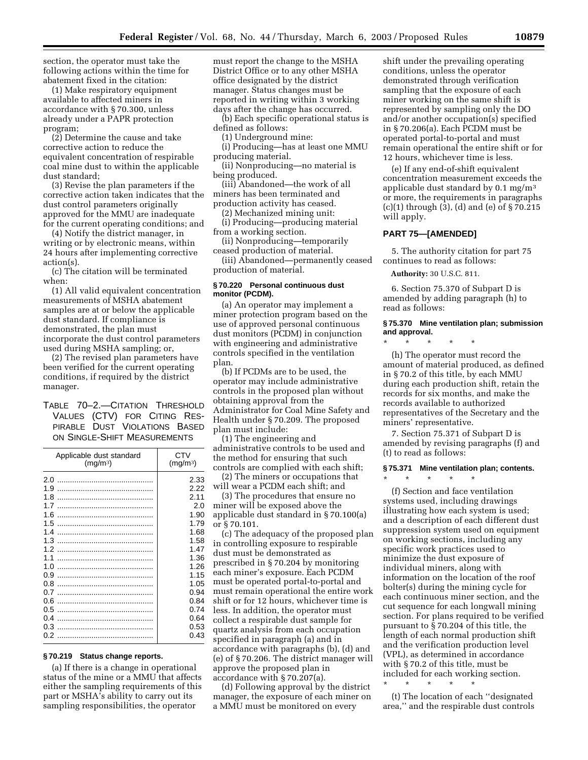section, the operator must take the following actions within the time for abatement fixed in the citation:

(1) Make respiratory equipment available to affected miners in accordance with § 70.300, unless already under a PAPR protection program;

(2) Determine the cause and take corrective action to reduce the equivalent concentration of respirable coal mine dust to within the applicable dust standard;

(3) Revise the plan parameters if the corrective action taken indicates that the dust control parameters originally approved for the MMU are inadequate for the current operating conditions; and

(4) Notify the district manager, in writing or by electronic means, within 24 hours after implementing corrective action(s).

(c) The citation will be terminated when:

(1) All valid equivalent concentration measurements of MSHA abatement samples are at or below the applicable dust standard. If compliance is demonstrated, the plan must incorporate the dust control parameters used during MSHA sampling; or,

(2) The revised plan parameters have been verified for the current operating conditions, if required by the district manager.

TABLE 70–2.—CITATION THRESHOLD VALUES (CTV) FOR CITING RESPIRABLE DUST VIOLATIONS BASED ON SINGLE-SHIFT MEASUREMENTS

| Applicable dust standard ($mg/m^3$) | CTV ($mg/m^3$) |
|---|---|
| 2.0 | 2.33 |
| 1.9 | 2.22 |
| 1.8 | 2.11 |
| 1.7 | 2.0 |
| 1.6 | 1.90 |
| 1.5 | 1.79 |
| 1.4 | 1.68 |
| 1.3 | 1.58 |
| 1.2 | 1.47 |
| 1.1 | 1.36 |
| 1.0 | 1.26 |
| 0.9 | 1.15 |
| 0.8 | 1.05 |
| 0.7 | 0.94 |
| 0.6 | 0.84 |
| 0.5 | 0.74 |
| 0.4 | 0.64 |
| 0.3 | 0.53 |
| 0.2 | 0.43 |

**§ 70.219 Status change reports.**

(a) If there is a change in operational status of the mine or a MMU that affects either the sampling requirements of this part or MSHA's ability to carry out its sampling responsibilities, the operator must report the change to the MSHA District Office or to any other MSHA office designated by the district manager. Status changes must be reported in writing within 3 working days after the change has occurred.

(b) Each specific operational status is defined as follows:

(1) Underground mine:

(i) Producing—has at least one MMU producing material.

(ii) Nonproducing—no material is being produced.

(iii) Abandoned—the work of all miners has been terminated and production activity has ceased.

(2) Mechanized mining unit:

(i) Producing—producing material from a working section.

(ii) Nonproducing—temporarily ceased production of material.

(iii) Abandoned—permanently ceased production of material.

**§ 70.220 Personal continuous dust monitor (PCDM).**

(a) An operator may implement a miner protection program based on the use of approved personal continuous dust monitors (PCDM) in conjunction with engineering and administrative controls specified in the ventilation plan.

(b) If PCDMs are to be used, the operator may include administrative controls in the proposed plan without obtaining approval from the Administrator for Coal Mine Safety and Health under § 70.209. The proposed plan must include:

(1) The engineering and administrative controls to be used and the method for ensuring that such controls are complied with each shift;

(2) The miners or occupations that will wear a PCDM each shift; and

(3) The procedures that ensure no miner will be exposed above the applicable dust standard in § 70.100(a) or § 70.101.

(c) The adequacy of the proposed plan in controlling exposure to respirable dust must be demonstrated as prescribed in § 70.204 by monitoring each miner's exposure. Each PCDM must be operated portal-to-portal and must remain operational the entire work shift or for 12 hours, whichever time is less. In addition, the operator must collect a respirable dust sample for quartz analysis from each occupation specified in paragraph (a) and in accordance with paragraphs (b), (d) and (e) of § 70.206. The district manager will approve the proposed plan in accordance with § 70.207(a).

(d) Following approval by the district manager, the exposure of each miner on a MMU must be monitored on every shift under the prevailing operating conditions, unless the operator demonstrated through verification sampling that the exposure of each miner working on the same shift is represented by sampling only the DO and/or another occupation(s) specified in § 70.206(a). Each PCDM must be operated portal-to-portal and must remain operational the entire shift or for 12 hours, whichever time is less.

(e) If any end-of-shift equivalent concentration measurement exceeds the applicable dust standard by 0.1 $mg/m^3$ or more, the requirements in paragraphs (c)(1) through (3), (d) and (e) of § 70.215 will apply.

## PART 75—[AMENDED]

5. The authority citation for part 75 continues to read as follows:

**Authority:** 30 U.S.C. 811.

6. Section 75.370 of Subpart D is amended by adding paragraph (h) to read as follows:

**§ 75.370 Mine ventilation plan; submission and approval.**

\* \* \* \* \*

(h) The operator must record the amount of material produced, as defined in § 70.2 of this title, by each MMU during each production shift, retain the records for six months, and make the records available to authorized representatives of the Secretary and the miners' representative.

7. Section 75.371 of Subpart D is amended by revising paragraphs (f) and (t) to read as follows:

**§ 75.371 Mine ventilation plan; contents.**

\* \* \* \* \*

(f) Section and face ventilation systems used, including drawings illustrating how each system is used; and a description of each different dust suppression system used on equipment on working sections, including any specific work practices used to minimize the dust exposure of individual miners, along with information on the location of the roof bolter(s) during the mining cycle for each continuous miner section, and the cut sequence for each longwall mining section. For plans required to be verified pursuant to § 70.204 of this title, the length of each normal production shift and the verification production level (VPL), as determined in accordance with § 70.2 of this title, must be included for each working section.

\* \* \* \* \*

(t) The location of each ''designated area,'' and the respirable dust controls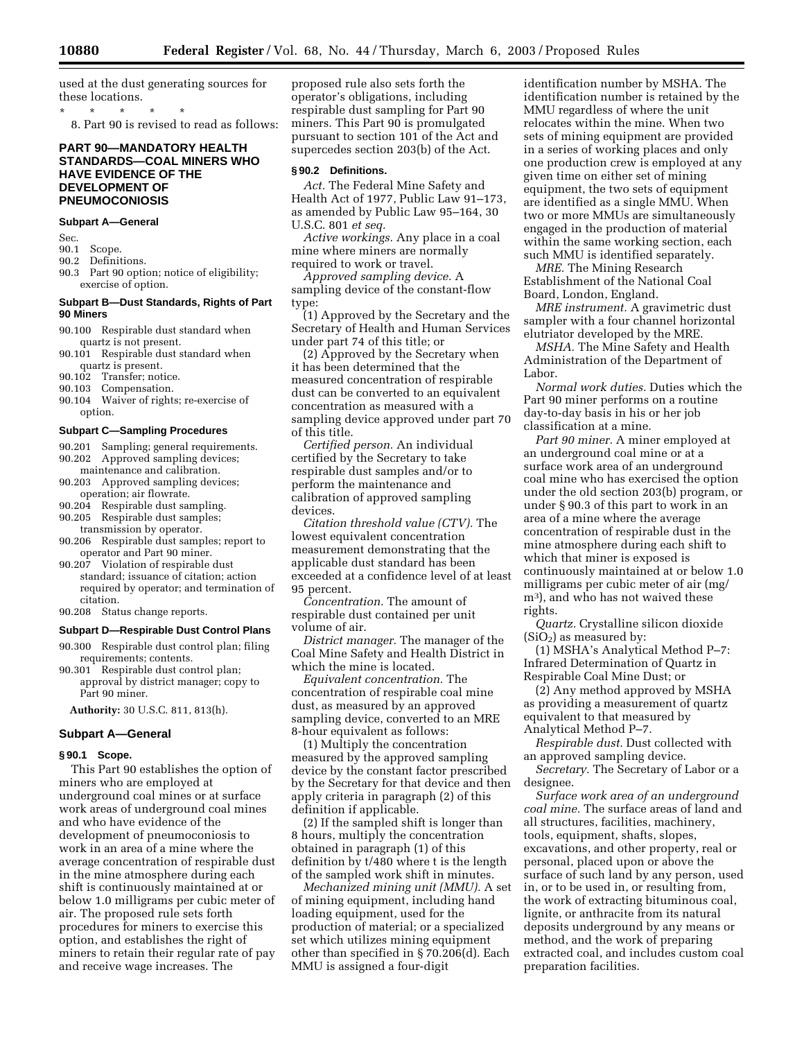used at the dust generating sources for these locations.

\* \* \* \* \*

8. Part 90 is revised to read as follows:

## PART 90—MANDATORY HEALTH STANDARDS—COAL MINERS WHO HAVE EVIDENCE OF THE DEVELOPMENT OF PNEUMOCONIOSIS

### Subpart A—General

Sec.

90.1 Scope.

90.2 Definitions.

90.3 Part 90 option; notice of eligibility; exercise of option.

### Subpart B—Dust Standards, Rights of Part 90 Miners

90.100 Respirable dust standard when quartz is not present.

90.101 Respirable dust standard when quartz is present.

90.102 Transfer; notice.

90.103 Compensation.

90.104 Waiver of rights; re-exercise of option.

### Subpart C—Sampling Procedures

90.201 Sampling; general requirements.

90.202 Approved sampling devices; maintenance and calibration.

90.203 Approved sampling devices; operation; air flowrate.

90.204 Respirable dust sampling.

90.205 Respirable dust samples; transmission by operator.

90.206 Respirable dust samples; report to operator and Part 90 miner.

90.207 Violation of respirable dust standard; issuance of citation; action required by operator; and termination of citation.

90.208 Status change reports.

### Subpart D—Respirable Dust Control Plans

90.300 Respirable dust control plan; filing requirements; contents.

90.301 Respirable dust control plan; approval by district manager; copy to Part 90 miner.

**Authority:** 30 U.S.C. 811, 813(h).

### Subpart A—General

#### § 90.1 Scope.

This Part 90 establishes the option of miners who are employed at underground coal mines or at surface work areas of underground coal mines and who have evidence of the development of pneumoconiosis to work in an area of a mine where the average concentration of respirable dust in the mine atmosphere during each shift is continuously maintained at or below 1.0 milligrams per cubic meter of air. The proposed rule sets forth procedures for miners to exercise this option, and establishes the right of miners to retain their regular rate of pay and receive wage increases. The proposed rule also sets forth the operator's obligations, including respirable dust sampling for Part 90 miners. This Part 90 is promulgated pursuant to section 101 of the Act and supercedes section 203(b) of the Act.

#### § 90.2 Definitions.

*Act.* The Federal Mine Safety and Health Act of 1977, Public Law 91–173, as amended by Public Law 95–164, 30 U.S.C. 801 *et seq.*

*Active workings.* Any place in a coal mine where miners are normally required to work or travel.

*Approved sampling device.* A sampling device of the constant-flow type:

(1) Approved by the Secretary and the Secretary of Health and Human Services under part 74 of this title; or

(2) Approved by the Secretary when it has been determined that the measured concentration of respirable dust can be converted to an equivalent concentration as measured with a sampling device approved under part 70 of this title.

*Certified person.* An individual certified by the Secretary to take respirable dust samples and/or to perform the maintenance and calibration of approved sampling devices.

*Citation threshold value (CTV).* The lowest equivalent concentration measurement demonstrating that the applicable dust standard has been exceeded at a confidence level of at least 95 percent.

*Concentration.* The amount of respirable dust contained per unit volume of air.

*District manager.* The manager of the Coal Mine Safety and Health District in which the mine is located.

*Equivalent concentration.* The concentration of respirable coal mine dust, as measured by an approved sampling device, converted to an MRE 8-hour equivalent as follows:

(1) Multiply the concentration measured by the approved sampling device by the constant factor prescribed by the Secretary for that device and then apply criteria in paragraph (2) of this definition if applicable.

(2) If the sampled shift is longer than 8 hours, multiply the concentration obtained in paragraph (1) of this definition by t/480 where t is the length of the sampled work shift in minutes.

*Mechanized mining unit (MMU).* A set of mining equipment, including hand loading equipment, used for the production of material; or a specialized set which utilizes mining equipment other than specified in § 70.206(d). Each MMU is assigned a four-digit identification number by MSHA. The identification number is retained by the MMU regardless of where the unit relocates within the mine. When two sets of mining equipment are provided in a series of working places and only one production crew is employed at any given time on either set of mining equipment, the two sets of equipment are identified as a single MMU. When two or more MMUs are simultaneously engaged in the production of material within the same working section, each such MMU is identified separately.

*MRE.* The Mining Research Establishment of the National Coal Board, London, England.

*MRE instrument.* A gravimetric dust sampler with a four channel horizontal elutriator developed by the MRE.

*MSHA.* The Mine Safety and Health Administration of the Department of Labor.

*Normal work duties.* Duties which the Part 90 miner performs on a routine day-to-day basis in his or her job classification at a mine.

*Part 90 miner.* A miner employed at an underground coal mine or at a surface work area of an underground coal mine who has exercised the option under the old section 203(b) program, or under § 90.3 of this part to work in an area of a mine where the average concentration of respirable dust in the mine atmosphere during each shift to which that miner is exposed is continuously maintained at or below 1.0 milligrams per cubic meter of air (mg/m$^3$), and who has not waived these rights.

*Quartz.* Crystalline silicon dioxide ($SiO_2$) as measured by:

(1) MSHA's Analytical Method P–7: Infrared Determination of Quartz in Respirable Coal Mine Dust; or

(2) Any method approved by MSHA as providing a measurement of quartz equivalent to that measured by Analytical Method P–7.

*Respirable dust.* Dust collected with an approved sampling device.

*Secretary.* The Secretary of Labor or a designee.

*Surface work area of an underground coal mine.* The surface areas of land and all structures, facilities, machinery, tools, equipment, shafts, slopes, excavations, and other property, real or personal, placed upon or above the surface of such land by any person, used in, or to be used in, or resulting from, the work of extracting bituminous coal, lignite, or anthracite from its natural deposits underground by any means or method, and the work of preparing extracted coal, and includes custom coal preparation facilities.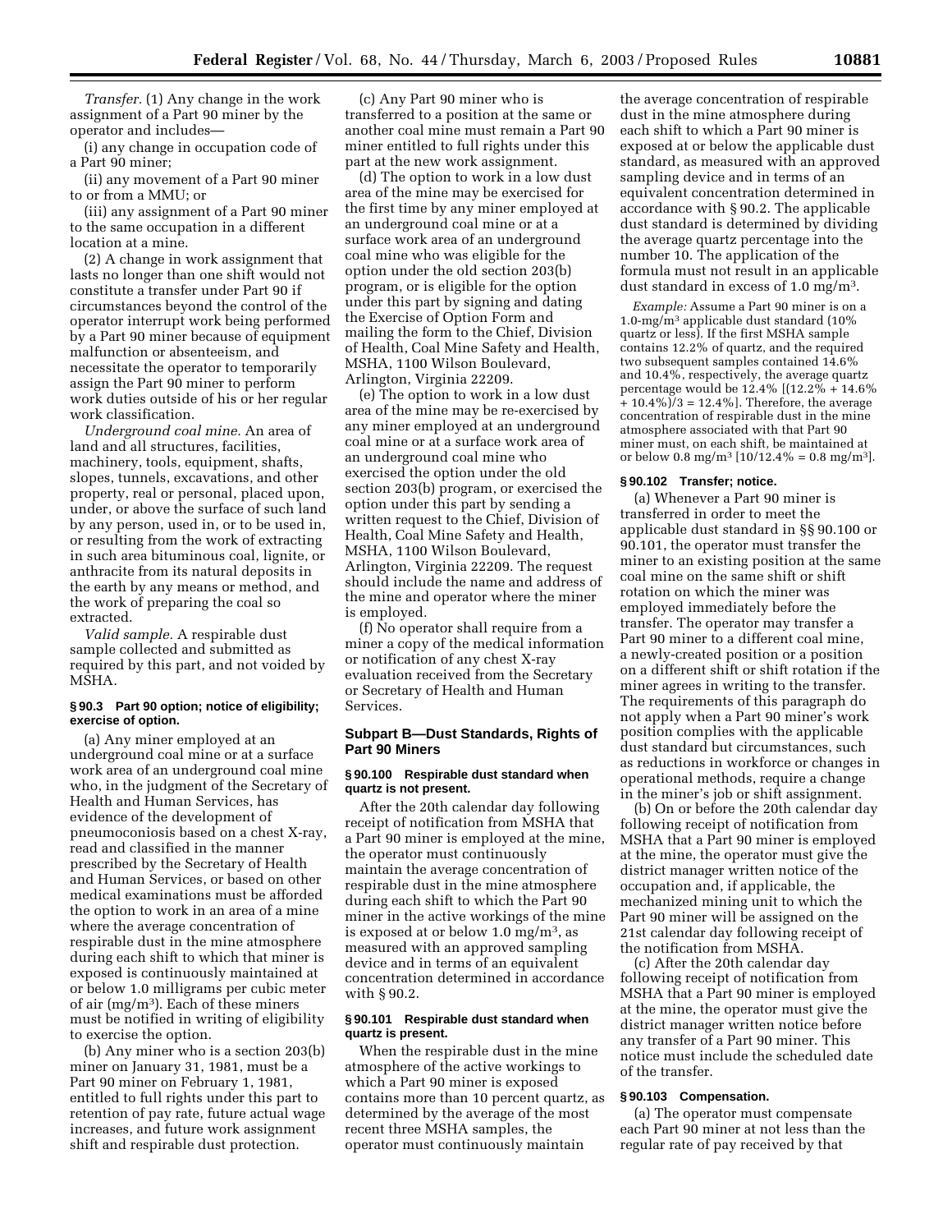*Transfer.* (1) Any change in the work assignment of a Part 90 miner by the operator and includes—

(i) any change in occupation code of a Part 90 miner;

(ii) any movement of a Part 90 miner to or from a MMU; or

(iii) any assignment of a Part 90 miner to the same occupation in a different location at a mine.

(2) A change in work assignment that lasts no longer than one shift would not constitute a transfer under Part 90 if circumstances beyond the control of the operator interrupt work being performed by a Part 90 miner because of equipment malfunction or absenteeism, and necessitate the operator to temporarily assign the Part 90 miner to perform work duties outside of his or her regular work classification.

*Underground coal mine.* An area of land and all structures, facilities, machinery, tools, equipment, shafts, slopes, tunnels, excavations, and other property, real or personal, placed upon, under, or above the surface of such land by any person, used in, or to be used in, or resulting from the work of extracting in such area bituminous coal, lignite, or anthracite from its natural deposits in the earth by any means or method, and the work of preparing the coal so extracted.

*Valid sample.* A respirable dust sample collected and submitted as required by this part, and not voided by MSHA.

#### § 90.3 Part 90 option; notice of eligibility; exercise of option.

(a) Any miner employed at an underground coal mine or at a surface work area of an underground coal mine who, in the judgment of the Secretary of Health and Human Services, has evidence of the development of pneumoconiosis based on a chest X-ray, read and classified in the manner prescribed by the Secretary of Health and Human Services, or based on other medical examinations must be afforded the option to work in an area of a mine where the average concentration of respirable dust in the mine atmosphere during each shift to which that miner is exposed is continuously maintained at or below 1.0 milligrams per cubic meter of air ($mg/m^3$). Each of these miners must be notified in writing of eligibility to exercise the option.

(b) Any miner who is a section 203(b) miner on January 31, 1981, must be a Part 90 miner on February 1, 1981, entitled to full rights under this part to retention of pay rate, future actual wage increases, and future work assignment shift and respirable dust protection.

(c) Any Part 90 miner who is transferred to a position at the same or another coal mine must remain a Part 90 miner entitled to full rights under this part at the new work assignment.

(d) The option to work in a low dust area of the mine may be exercised for the first time by any miner employed at an underground coal mine or at a surface work area of an underground coal mine who was eligible for the option under the old section 203(b) program, or is eligible for the option under this part by signing and dating the Exercise of Option Form and mailing the form to the Chief, Division of Health, Coal Mine Safety and Health, MSHA, 1100 Wilson Boulevard, Arlington, Virginia 22209.

(e) The option to work in a low dust area of the mine may be re-exercised by any miner employed at an underground coal mine or at a surface work area of an underground coal mine who exercised the option under the old section 203(b) program, or exercised the option under this part by sending a written request to the Chief, Division of Health, Coal Mine Safety and Health, MSHA, 1100 Wilson Boulevard, Arlington, Virginia 22209. The request should include the name and address of the mine and operator where the miner is employed.

(f) No operator shall require from a miner a copy of the medical information or notification of any chest X-ray evaluation received from the Secretary or Secretary of Health and Human Services.

### Subpart B—Dust Standards, Rights of Part 90 Miners

#### § 90.100 Respirable dust standard when quartz is not present.

After the 20th calendar day following receipt of notification from MSHA that a Part 90 miner is employed at the mine, the operator must continuously maintain the average concentration of respirable dust in the mine atmosphere during each shift to which the Part 90 miner in the active workings of the mine is exposed at or below 1.0 $mg/m^3$, as measured with an approved sampling device and in terms of an equivalent concentration determined in accordance with § 90.2.

#### § 90.101 Respirable dust standard when quartz is present.

When the respirable dust in the mine atmosphere of the active workings to which a Part 90 miner is exposed contains more than 10 percent quartz, as determined by the average of the most recent three MSHA samples, the operator must continuously maintain the average concentration of respirable dust in the mine atmosphere during each shift to which a Part 90 miner is exposed at or below the applicable dust standard, as measured with an approved sampling device and in terms of an equivalent concentration determined in accordance with § 90.2. The applicable dust standard is determined by dividing the average quartz percentage into the number 10. The application of the formula must not result in an applicable dust standard in excess of 1.0 $mg/m^3$.

*Example:* Assume a Part 90 miner is on a 1.0-$mg/m^3$ applicable dust standard (10% quartz or less). If the first MSHA sample contains 12.2% of quartz, and the required two subsequent samples contained 14.6% and 10.4%, respectively, the average quartz percentage would be 12.4% [$(12.2\% + 14.6\% + 10.4\%)/3 = 12.4\%$]. Therefore, the average concentration of respirable dust in the mine atmosphere associated with that Part 90 miner must, on each shift, be maintained at or below 0.8 $mg/m^3$ [$10/12.4\% = 0.8$ $mg/m^3$].

#### § 90.102 Transfer; notice.

(a) Whenever a Part 90 miner is transferred in order to meet the applicable dust standard in §§ 90.100 or 90.101, the operator must transfer the miner to an existing position at the same coal mine on the same shift or shift rotation on which the miner was employed immediately before the transfer. The operator may transfer a Part 90 miner to a different coal mine, a newly-created position or a position on a different shift or shift rotation if the miner agrees in writing to the transfer. The requirements of this paragraph do not apply when a Part 90 miner's work position complies with the applicable dust standard but circumstances, such as reductions in workforce or changes in operational methods, require a change in the miner's job or shift assignment.

(b) On or before the 20th calendar day following receipt of notification from MSHA that a Part 90 miner is employed at the mine, the operator must give the district manager written notice of the occupation and, if applicable, the mechanized mining unit to which the Part 90 miner will be assigned on the 21st calendar day following receipt of the notification from MSHA.

(c) After the 20th calendar day following receipt of notification from MSHA that a Part 90 miner is employed at the mine, the operator must give the district manager written notice before any transfer of a Part 90 miner. This notice must include the scheduled date of the transfer.

#### § 90.103 Compensation.

(a) The operator must compensate each Part 90 miner at not less than the regular rate of pay received by that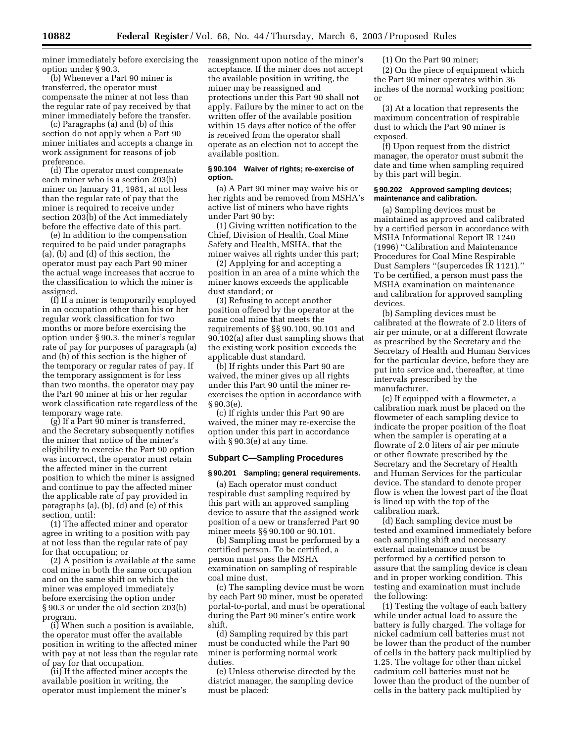miner immediately before exercising the option under § 90.3.

(b) Whenever a Part 90 miner is transferred, the operator must compensate the miner at not less than the regular rate of pay received by that miner immediately before the transfer.

(c) Paragraphs (a) and (b) of this section do not apply when a Part 90 miner initiates and accepts a change in work assignment for reasons of job preference.

(d) The operator must compensate each miner who is a section 203(b) miner on January 31, 1981, at not less than the regular rate of pay that the miner is required to receive under section 203(b) of the Act immediately before the effective date of this part.

(e) In addition to the compensation required to be paid under paragraphs (a), (b) and (d) of this section, the operator must pay each Part 90 miner the actual wage increases that accrue to the classification to which the miner is assigned.

(f) If a miner is temporarily employed in an occupation other than his or her regular work classification for two months or more before exercising the option under § 90.3, the miner's regular rate of pay for purposes of paragraph (a) and (b) of this section is the higher of the temporary or regular rates of pay. If the temporary assignment is for less than two months, the operator may pay the Part 90 miner at his or her regular work classification rate regardless of the temporary wage rate.

(g) If a Part 90 miner is transferred, and the Secretary subsequently notifies the miner that notice of the miner's eligibility to exercise the Part 90 option was incorrect, the operator must retain the affected miner in the current position to which the miner is assigned and continue to pay the affected miner the applicable rate of pay provided in paragraphs (a), (b), (d) and (e) of this section, until:

(1) The affected miner and operator agree in writing to a position with pay at not less than the regular rate of pay for that occupation; or

(2) A position is available at the same coal mine in both the same occupation and on the same shift on which the miner was employed immediately before exercising the option under § 90.3 or under the old section 203(b) program.

(i) When such a position is available, the operator must offer the available position in writing to the affected miner with pay at not less than the regular rate of pay for that occupation.

(ii) If the affected miner accepts the available position in writing, the operator must implement the miner's reassignment upon notice of the miner's acceptance. If the miner does not accept the available position in writing, the miner may be reassigned and protections under this Part 90 shall not apply. Failure by the miner to act on the written offer of the available position within 15 days after notice of the offer is received from the operator shall operate as an election not to accept the available position.

#### § 90.104 Waiver of rights; re-exercise of option.

(a) A Part 90 miner may waive his or her rights and be removed from MSHA's active list of miners who have rights under Part 90 by:

(1) Giving written notification to the Chief, Division of Health, Coal Mine Safety and Health, MSHA, that the miner waives all rights under this part;

(2) Applying for and accepting a position in an area of a mine which the miner knows exceeds the applicable dust standard; or

(3) Refusing to accept another position offered by the operator at the same coal mine that meets the requirements of §§ 90.100, 90.101 and 90.102(a) after dust sampling shows that the existing work position exceeds the applicable dust standard.

(b) If rights under this Part 90 are waived, the miner gives up all rights under this Part 90 until the miner re-exercises the option in accordance with § 90.3(e).

(c) If rights under this Part 90 are waived, the miner may re-exercise the option under this part in accordance with § 90.3(e) at any time.

### Subpart C—Sampling Procedures

#### § 90.201 Sampling; general requirements.

(a) Each operator must conduct respirable dust sampling required by this part with an approved sampling device to assure that the assigned work position of a new or transferred Part 90 miner meets §§ 90.100 or 90.101.

(b) Sampling must be performed by a certified person. To be certified, a person must pass the MSHA examination on sampling of respirable coal mine dust.

(c) The sampling device must be worn by each Part 90 miner, must be operated portal-to-portal, and must be operational during the Part 90 miner's entire work shift.

(d) Sampling required by this part must be conducted while the Part 90 miner is performing normal work duties.

(e) Unless otherwise directed by the district manager, the sampling device must be placed:

(1) On the Part 90 miner;

(2) On the piece of equipment which the Part 90 miner operates within 36 inches of the normal working position; or

(3) At a location that represents the maximum concentration of respirable dust to which the Part 90 miner is exposed.

(f) Upon request from the district manager, the operator must submit the date and time when sampling required by this part will begin.

#### § 90.202 Approved sampling devices; maintenance and calibration.

(a) Sampling devices must be maintained as approved and calibrated by a certified person in accordance with MSHA Informational Report IR 1240 (1996) ''Calibration and Maintenance Procedures for Coal Mine Respirable Dust Samplers ''(supercedes IR 1121).'' To be certified, a person must pass the MSHA examination on maintenance and calibration for approved sampling devices.

(b) Sampling devices must be calibrated at the flowrate of 2.0 liters of air per minute, or at a different flowrate as prescribed by the Secretary and the Secretary of Health and Human Services for the particular device, before they are put into service and, thereafter, at time intervals prescribed by the manufacturer.

(c) If equipped with a flowmeter, a calibration mark must be placed on the flowmeter of each sampling device to indicate the proper position of the float when the sampler is operating at a flowrate of 2.0 liters of air per minute or other flowrate prescribed by the Secretary and the Secretary of Health and Human Services for the particular device. The standard to denote proper flow is when the lowest part of the float is lined up with the top of the calibration mark.

(d) Each sampling device must be tested and examined immediately before each sampling shift and necessary external maintenance must be performed by a certified person to assure that the sampling device is clean and in proper working condition. This testing and examination must include the following:

(1) Testing the voltage of each battery while under actual load to assure the battery is fully charged. The voltage for nickel cadmium cell batteries must not be lower than the product of the number of cells in the battery pack multiplied by 1.25. The voltage for other than nickel cadmium cell batteries must not be lower than the product of the number of cells in the battery pack multiplied by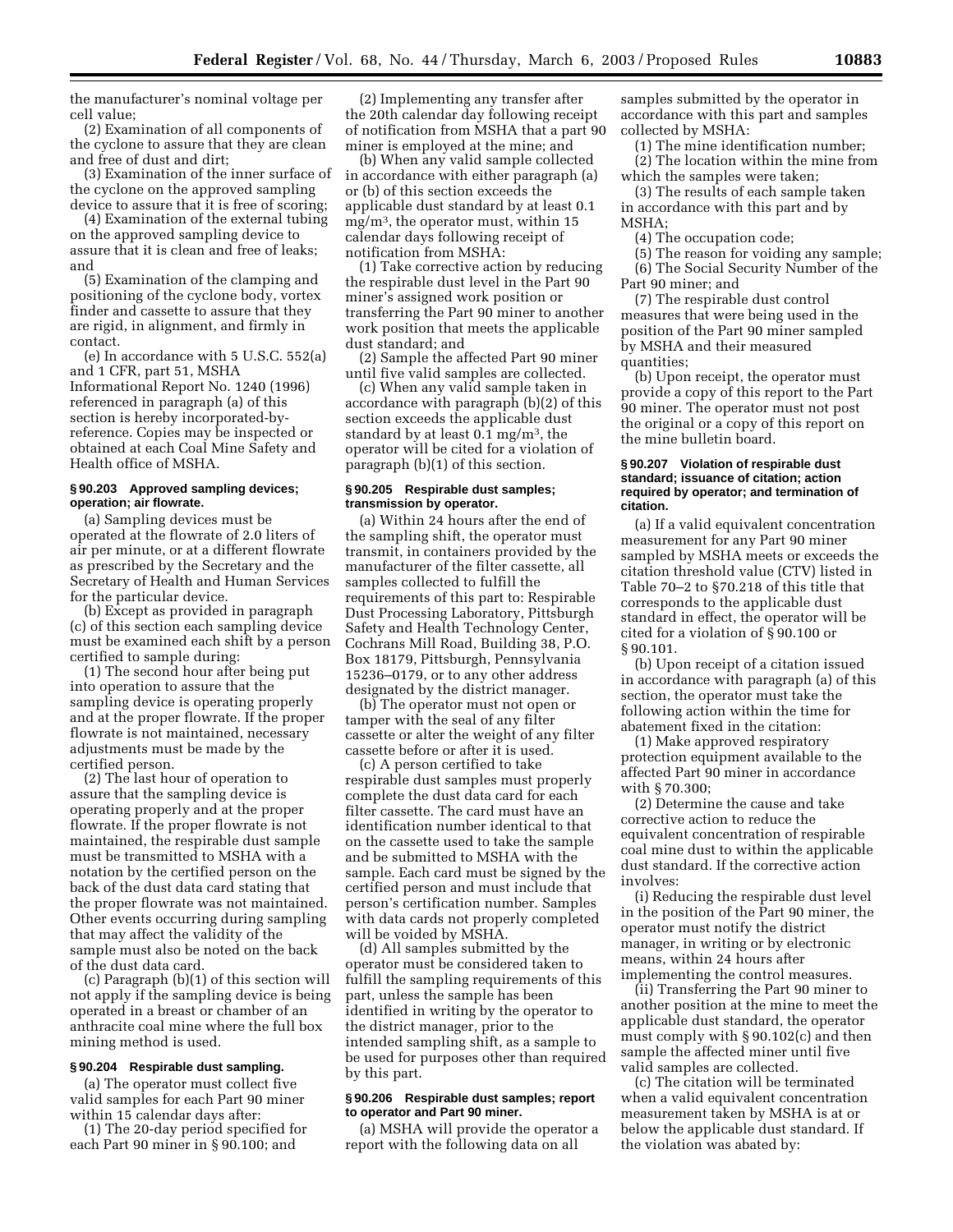the manufacturer's nominal voltage per cell value;

(2) Examination of all components of the cyclone to assure that they are clean and free of dust and dirt;

(3) Examination of the inner surface of the cyclone on the approved sampling device to assure that it is free of scoring;

(4) Examination of the external tubing on the approved sampling device to assure that it is clean and free of leaks; and

(5) Examination of the clamping and positioning of the cyclone body, vortex finder and cassette to assure that they are rigid, in alignment, and firmly in contact.

(e) In accordance with 5 U.S.C. 552(a) and 1 CFR, part 51, MSHA Informational Report No. 1240 (1996) referenced in paragraph (a) of this section is hereby incorporated-by-reference. Copies may be inspected or obtained at each Coal Mine Safety and Health office of MSHA.

### § 90.203 Approved sampling devices; operation; air flowrate.

(a) Sampling devices must be operated at the flowrate of 2.0 liters of air per minute, or at a different flowrate as prescribed by the Secretary and the Secretary of Health and Human Services for the particular device.

(b) Except as provided in paragraph (c) of this section each sampling device must be examined each shift by a person certified to sample during:

(1) The second hour after being put into operation to assure that the sampling device is operating properly and at the proper flowrate. If the proper flowrate is not maintained, necessary adjustments must be made by the certified person.

(2) The last hour of operation to assure that the sampling device is operating properly and at the proper flowrate. If the proper flowrate is not maintained, the respirable dust sample must be transmitted to MSHA with a notation by the certified person on the back of the dust data card stating that the proper flowrate was not maintained. Other events occurring during sampling that may affect the validity of the sample must also be noted on the back of the dust data card.

(c) Paragraph (b)(1) of this section will not apply if the sampling device is being operated in a breast or chamber of an anthracite coal mine where the full box mining method is used.

### § 90.204 Respirable dust sampling.

(a) The operator must collect five valid samples for each Part 90 miner within 15 calendar days after:

(1) The 20-day period specified for each Part 90 miner in § 90.100; and

(2) Implementing any transfer after the 20th calendar day following receipt of notification from MSHA that a part 90 miner is employed at the mine; and

(b) When any valid sample collected in accordance with either paragraph (a) or (b) of this section exceeds the applicable dust standard by at least 0.1 $mg/m^3$, the operator must, within 15 calendar days following receipt of notification from MSHA:

(1) Take corrective action by reducing the respirable dust level in the Part 90 miner's assigned work position or transferring the Part 90 miner to another work position that meets the applicable dust standard; and

(2) Sample the affected Part 90 miner until five valid samples are collected.

(c) When any valid sample taken in accordance with paragraph (b)(2) of this section exceeds the applicable dust standard by at least 0.1 $mg/m^3$, the operator will be cited for a violation of paragraph (b)(1) of this section.

### § 90.205 Respirable dust samples; transmission by operator.

(a) Within 24 hours after the end of the sampling shift, the operator must transmit, in containers provided by the manufacturer of the filter cassette, all samples collected to fulfill the requirements of this part to: Respirable Dust Processing Laboratory, Pittsburgh Safety and Health Technology Center, Cochrans Mill Road, Building 38, P.O. Box 18179, Pittsburgh, Pennsylvania 15236–0179, or to any other address designated by the district manager.

(b) The operator must not open or tamper with the seal of any filter cassette or alter the weight of any filter cassette before or after it is used.

(c) A person certified to take respirable dust samples must properly complete the dust data card for each filter cassette. The card must have an identification number identical to that on the cassette used to take the sample and be submitted to MSHA with the sample. Each card must be signed by the certified person and must include that person's certification number. Samples with data cards not properly completed will be voided by MSHA.

(d) All samples submitted by the operator must be considered taken to fulfill the sampling requirements of this part, unless the sample has been identified in writing by the operator to the district manager, prior to the intended sampling shift, as a sample to be used for purposes other than required by this part.

### § 90.206 Respirable dust samples; report to operator and Part 90 miner.

(a) MSHA will provide the operator a report with the following data on all samples submitted by the operator in accordance with this part and samples collected by MSHA:

(1) The mine identification number;

(2) The location within the mine from which the samples were taken;

(3) The results of each sample taken in accordance with this part and by MSHA;

(4) The occupation code;

(5) The reason for voiding any sample;

(6) The Social Security Number of the Part 90 miner; and

(7) The respirable dust control measures that were being used in the position of the Part 90 miner sampled by MSHA and their measured quantities;

(b) Upon receipt, the operator must provide a copy of this report to the Part 90 miner. The operator must not post the original or a copy of this report on the mine bulletin board.

### § 90.207 Violation of respirable dust standard; issuance of citation; action required by operator; and termination of citation.

(a) If a valid equivalent concentration measurement for any Part 90 miner sampled by MSHA meets or exceeds the citation threshold value (CTV) listed in Table 70–2 to §70.218 of this title that corresponds to the applicable dust standard in effect, the operator will be cited for a violation of § 90.100 or § 90.101.

(b) Upon receipt of a citation issued in accordance with paragraph (a) of this section, the operator must take the following action within the time for abatement fixed in the citation:

(1) Make approved respiratory protection equipment available to the affected Part 90 miner in accordance with § 70.300;

(2) Determine the cause and take corrective action to reduce the equivalent concentration of respirable coal mine dust to within the applicable dust standard. If the corrective action involves:

(i) Reducing the respirable dust level in the position of the Part 90 miner, the operator must notify the district manager, in writing or by electronic means, within 24 hours after implementing the control measures.

(ii) Transferring the Part 90 miner to another position at the mine to meet the applicable dust standard, the operator must comply with § 90.102(c) and then sample the affected miner until five valid samples are collected.

(c) The citation will be terminated when a valid equivalent concentration measurement taken by MSHA is at or below the applicable dust standard. If the violation was abated by: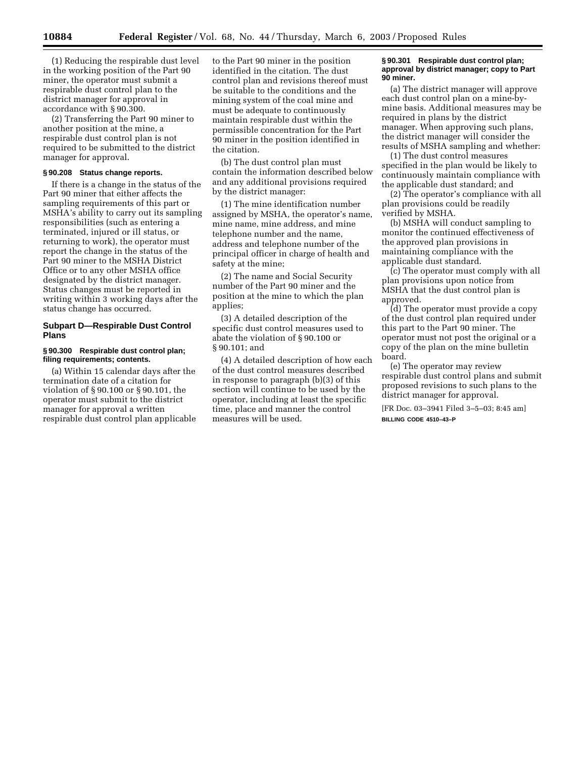(1) Reducing the respirable dust level in the working position of the Part 90 miner, the operator must submit a respirable dust control plan to the district manager for approval in accordance with § 90.300.

(2) Transferring the Part 90 miner to another position at the mine, a respirable dust control plan is not required to be submitted to the district manager for approval.

#### § 90.208 Status change reports.

If there is a change in the status of the Part 90 miner that either affects the sampling requirements of this part or MSHA's ability to carry out its sampling responsibilities (such as entering a terminated, injured or ill status, or returning to work), the operator must report the change in the status of the Part 90 miner to the MSHA District Office or to any other MSHA office designated by the district manager. Status changes must be reported in writing within 3 working days after the status change has occurred.

### Subpart D—Respirable Dust Control Plans

#### § 90.300 Respirable dust control plan; filing requirements; contents.

(a) Within 15 calendar days after the termination date of a citation for violation of § 90.100 or § 90.101, the operator must submit to the district manager for approval a written respirable dust control plan applicable to the Part 90 miner in the position identified in the citation. The dust control plan and revisions thereof must be suitable to the conditions and the mining system of the coal mine and must be adequate to continuously maintain respirable dust within the permissible concentration for the Part 90 miner in the position identified in the citation.

(b) The dust control plan must contain the information described below and any additional provisions required by the district manager:

(1) The mine identification number assigned by MSHA, the operator's name, mine name, mine address, and mine telephone number and the name, address and telephone number of the principal officer in charge of health and safety at the mine;

(2) The name and Social Security number of the Part 90 miner and the position at the mine to which the plan applies;

(3) A detailed description of the specific dust control measures used to abate the violation of § 90.100 or § 90.101; and

(4) A detailed description of how each of the dust control measures described in response to paragraph (b)(3) of this section will continue to be used by the operator, including at least the specific time, place and manner the control measures will be used.

#### § 90.301 Respirable dust control plan; approval by district manager; copy to Part 90 miner.

(a) The district manager will approve each dust control plan on a mine-by-mine basis. Additional measures may be required in plans by the district manager. When approving such plans, the district manager will consider the results of MSHA sampling and whether:

(1) The dust control measures specified in the plan would be likely to continuously maintain compliance with the applicable dust standard; and

(2) The operator's compliance with all plan provisions could be readily verified by MSHA.

(b) MSHA will conduct sampling to monitor the continued effectiveness of the approved plan provisions in maintaining compliance with the applicable dust standard.

(c) The operator must comply with all plan provisions upon notice from MSHA that the dust control plan is approved.

(d) The operator must provide a copy of the dust control plan required under this part to the Part 90 miner. The operator must not post the original or a copy of the plan on the mine bulletin board.

(e) The operator may review respirable dust control plans and submit proposed revisions to such plans to the district manager for approval.

[FR Doc. 03–3941 Filed 3–5–03; 8:45 am]

**BILLING CODE 4510–43–P**